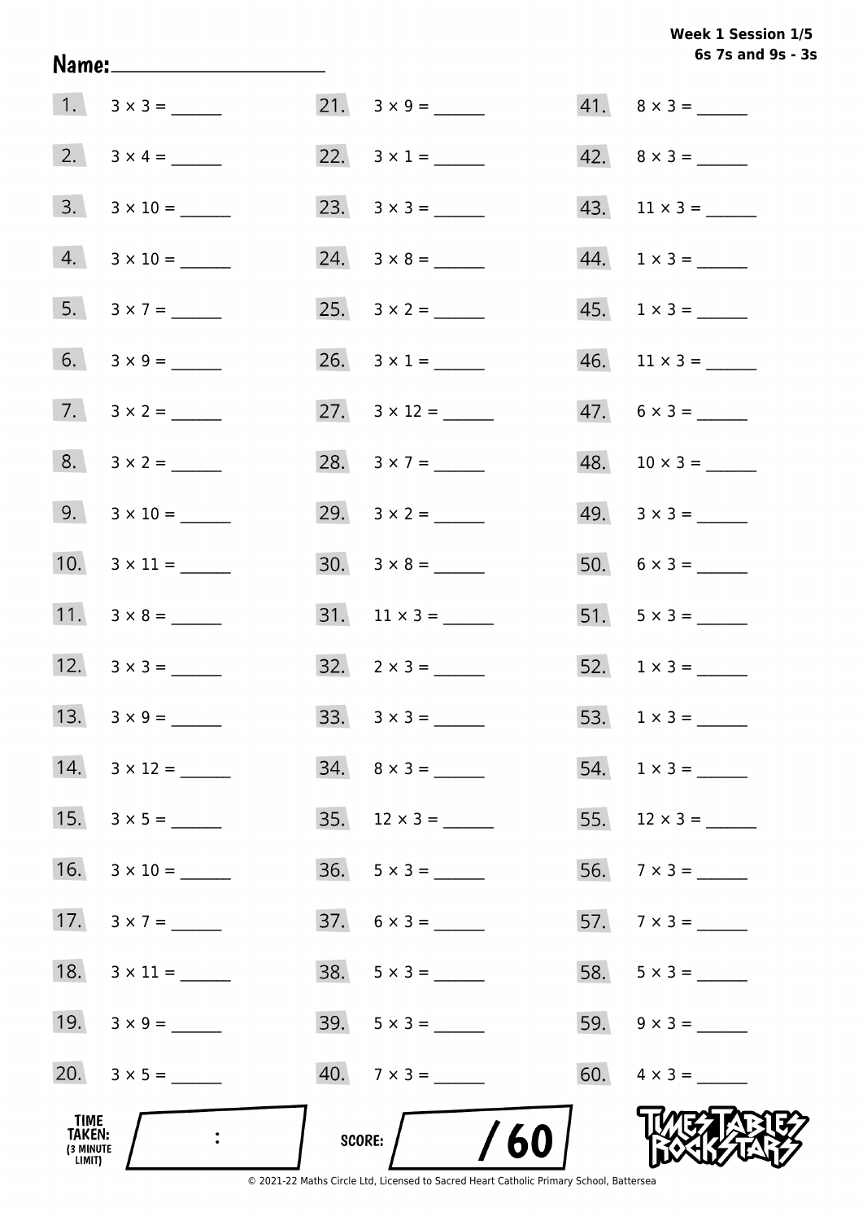Week 1 Session 1/5
6s 7s and 9s - 3s

Name: ____________________

1. $3 \times 3 =$ ______
2. $3 \times 4 =$ ______
3. $3 \times 10 =$ ______
4. $3 \times 10 =$ ______
5. $3 \times 7 =$ ______
6. $3 \times 9 =$ ______
7. $3 \times 2 =$ ______
8. $3 \times 2 =$ ______
9. $3 \times 10 =$ ______
10. $3 \times 11 =$ ______
11. $3 \times 8 =$ ______
12. $3 \times 3 =$ ______
13. $3 \times 9 =$ ______
14. $3 \times 12 =$ ______
15. $3 \times 5 =$ ______
16. $3 \times 10 =$ ______
17. $3 \times 7 =$ ______
18. $3 \times 11 =$ ______
19. $3 \times 9 =$ ______
20. $3 \times 5 =$ ______
21. $3 \times 9 =$ ______
22. $3 \times 1 =$ ______
23. $3 \times 3 =$ ______
24. $3 \times 8 =$ ______
25. $3 \times 2 =$ ______
26. $3 \times 1 =$ ______
27. $3 \times 12 =$ ______
28. $3 \times 7 =$ ______
29. $3 \times 2 =$ ______
30. $3 \times 8 =$ ______
31. $11 \times 3 =$ ______
32. $2 \times 3 =$ ______
33. $3 \times 3 =$ ______
34. $8 \times 3 =$ ______
35. $12 \times 3 =$ ______
36. $5 \times 3 =$ ______
37. $6 \times 3 =$ ______
38. $5 \times 3 =$ ______
39. $5 \times 3 =$ ______
40. $7 \times 3 =$ ______
41. $8 \times 3 =$ ______
42. $8 \times 3 =$ ______
43. $11 \times 3 =$ ______
44. $1 \times 3 =$ ______
45. $1 \times 3 =$ ______
46. $11 \times 3 =$ ______
47. $6 \times 3 =$ ______
48. $10 \times 3 =$ ______
49. $3 \times 3 =$ ______
50. $6 \times 3 =$ ______
51. $5 \times 3 =$ ______
52. $1 \times 3 =$ ______
53. $1 \times 3 =$ ______
54. $1 \times 3 =$ ______
55. $12 \times 3 =$ ______
56. $7 \times 3 =$ ______
57. $7 \times 3 =$ ______
58. $5 \times 3 =$ ______
59. $9 \times 3 =$ ______
60. $4 \times 3 =$ ______

TIME TAKEN: (3 MINUTE LIMIT) ___ : ___

SCORE: ___ / 60

TIMES TABLES ROCK STARS

© 2021-22 Maths Circle Ltd, Licensed to Sacred Heart Catholic Primary School, Battersea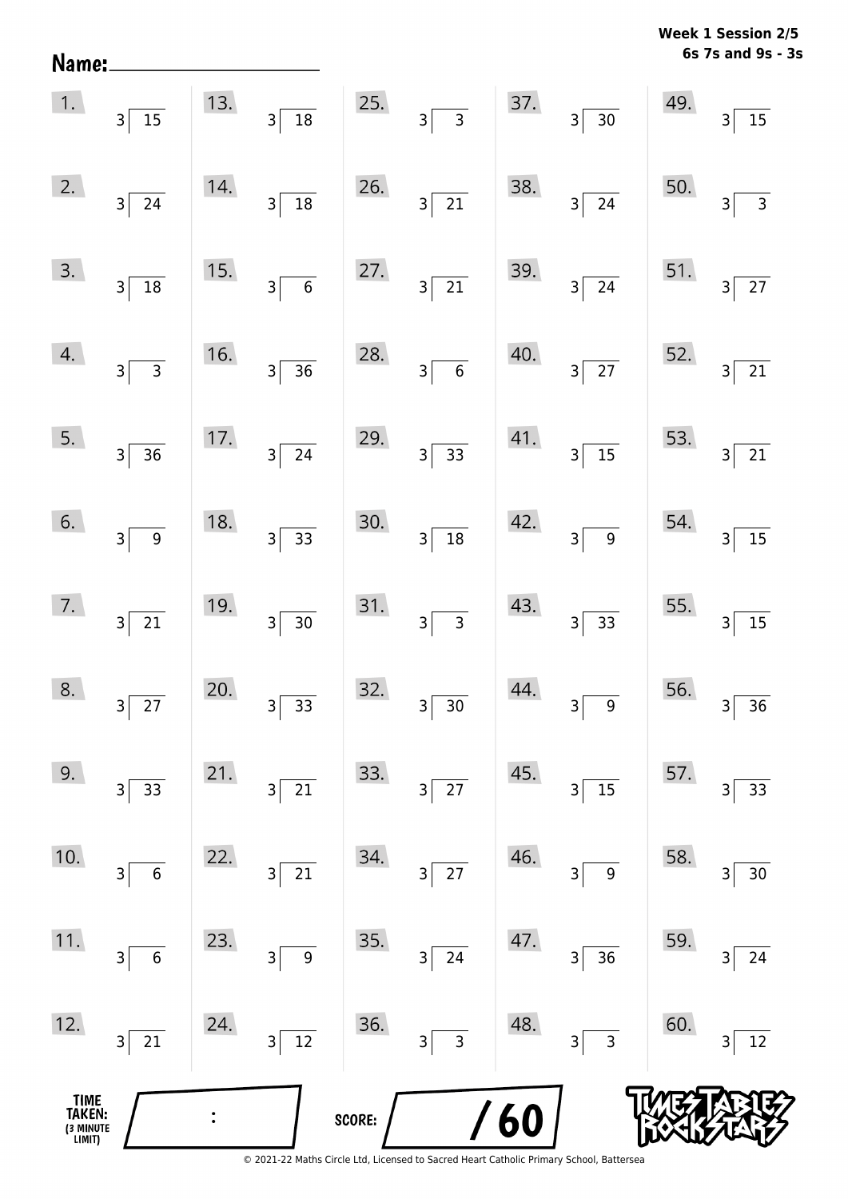**Week 1 Session 2/5**
**6s 7s and 9s - 3s**

Name: ____________________

| | | | | |
|---|---|---|---|---|
| 1. $3\overline{)15}$ | 13. $3\overline{)18}$ | 25. $3\overline{)3}$ | 37. $3\overline{)30}$ | 49. $3\overline{)15}$ |
| 2. $3\overline{)24}$ | 14. $3\overline{)18}$ | 26. $3\overline{)21}$ | 38. $3\overline{)24}$ | 50. $3\overline{)3}$ |
| 3. $3\overline{)18}$ | 15. $3\overline{)6}$ | 27. $3\overline{)21}$ | 39. $3\overline{)24}$ | 51. $3\overline{)27}$ |
| 4. $3\overline{)3}$ | 16. $3\overline{)36}$ | 28. $3\overline{)6}$ | 40. $3\overline{)27}$ | 52. $3\overline{)21}$ |
| 5. $3\overline{)36}$ | 17. $3\overline{)24}$ | 29. $3\overline{)33}$ | 41. $3\overline{)15}$ | 53. $3\overline{)21}$ |
| 6. $3\overline{)9}$ | 18. $3\overline{)33}$ | 30. $3\overline{)18}$ | 42. $3\overline{)9}$ | 54. $3\overline{)15}$ |
| 7. $3\overline{)21}$ | 19. $3\overline{)30}$ | 31. $3\overline{)3}$ | 43. $3\overline{)33}$ | 55. $3\overline{)15}$ |
| 8. $3\overline{)27}$ | 20. $3\overline{)33}$ | 32. $3\overline{)30}$ | 44. $3\overline{)9}$ | 56. $3\overline{)36}$ |
| 9. $3\overline{)33}$ | 21. $3\overline{)21}$ | 33. $3\overline{)27}$ | 45. $3\overline{)15}$ | 57. $3\overline{)33}$ |
| 10. $3\overline{)6}$ | 22. $3\overline{)21}$ | 34. $3\overline{)27}$ | 46. $3\overline{)9}$ | 58. $3\overline{)30}$ |
| 11. $3\overline{)6}$ | 23. $3\overline{)9}$ | 35. $3\overline{)24}$ | 47. $3\overline{)36}$ | 59. $3\overline{)24}$ |
| 12. $3\overline{)21}$ | 24. $3\overline{)12}$ | 36. $3\overline{)3}$ | 48. $3\overline{)3}$ | 60. $3\overline{)12}$ |

TIME TAKEN: (3 MINUTE LIMIT) ___ : ___

SCORE: ___ / 60

TIMES TABLES ROCK STARS

© 2021-22 Maths Circle Ltd, Licensed to Sacred Heart Catholic Primary School, Battersea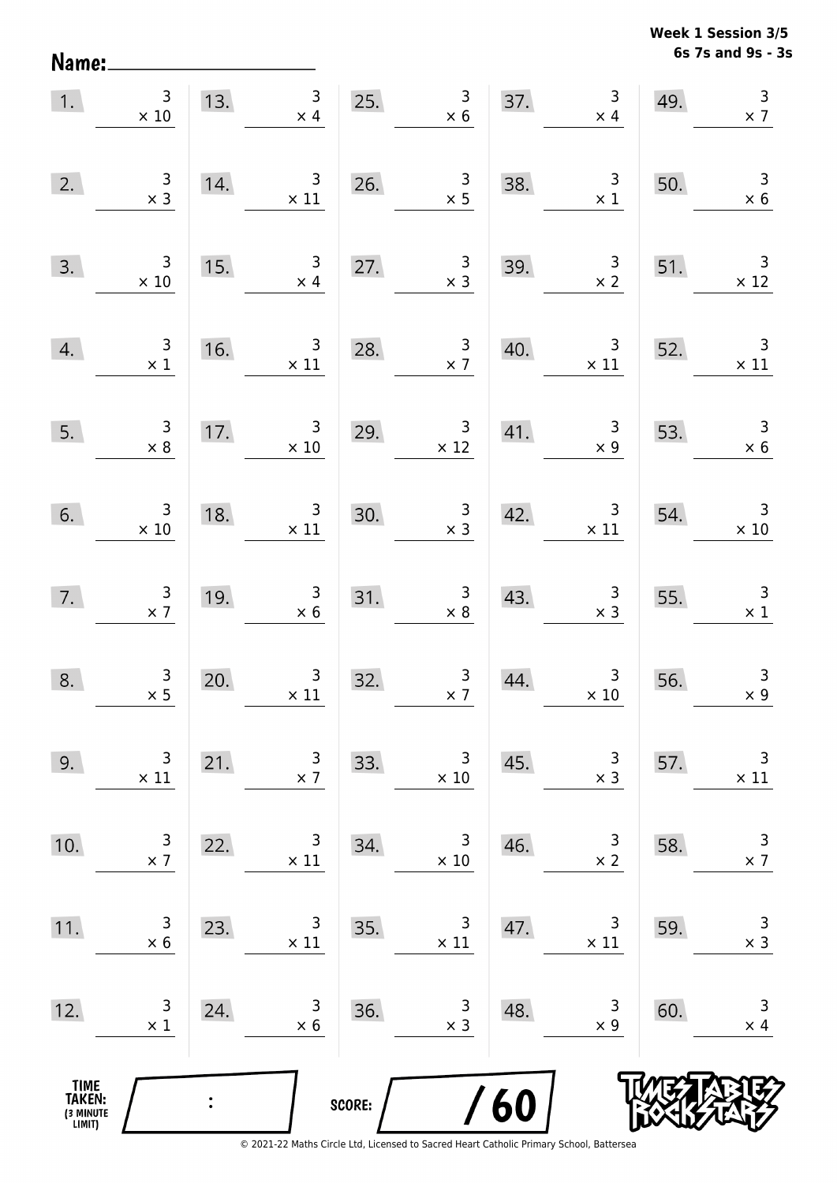**Week 1 Session 3/5**
**6s 7s and 9s - 3s**

Name: ____________________

| | | | | | | | | | |
|---|---|---|---|---|---|---|---|---|---|
| 1. | 3 × 10 | 13. | 3 × 4 | 25. | 3 × 6 | 37. | 3 × 4 | 49. | 3 × 7 |
| 2. | 3 × 3 | 14. | 3 × 11 | 26. | 3 × 5 | 38. | 3 × 1 | 50. | 3 × 6 |
| 3. | 3 × 10 | 15. | 3 × 4 | 27. | 3 × 3 | 39. | 3 × 2 | 51. | 3 × 12 |
| 4. | 3 × 1 | 16. | 3 × 11 | 28. | 3 × 7 | 40. | 3 × 11 | 52. | 3 × 11 |
| 5. | 3 × 8 | 17. | 3 × 10 | 29. | 3 × 12 | 41. | 3 × 9 | 53. | 3 × 6 |
| 6. | 3 × 10 | 18. | 3 × 11 | 30. | 3 × 3 | 42. | 3 × 11 | 54. | 3 × 10 |
| 7. | 3 × 7 | 19. | 3 × 6 | 31. | 3 × 8 | 43. | 3 × 3 | 55. | 3 × 1 |
| 8. | 3 × 5 | 20. | 3 × 11 | 32. | 3 × 7 | 44. | 3 × 10 | 56. | 3 × 9 |
| 9. | 3 × 11 | 21. | 3 × 7 | 33. | 3 × 10 | 45. | 3 × 3 | 57. | 3 × 11 |
| 10. | 3 × 7 | 22. | 3 × 11 | 34. | 3 × 10 | 46. | 3 × 2 | 58. | 3 × 7 |
| 11. | 3 × 6 | 23. | 3 × 11 | 35. | 3 × 11 | 47. | 3 × 11 | 59. | 3 × 3 |
| 12. | 3 × 1 | 24. | 3 × 6 | 36. | 3 × 3 | 48. | 3 × 9 | 60. | 3 × 4 |

TIME TAKEN: (3 MINUTE LIMIT) :

SCORE: / 60

TIMES TABLES ROCK STARS

© 2021-22 Maths Circle Ltd, Licensed to Sacred Heart Catholic Primary School, Battersea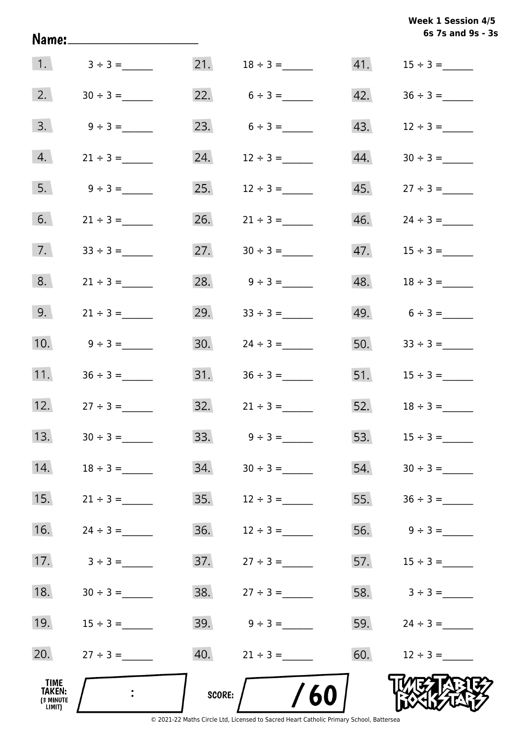**Week 1 Session 4/5**
**6s 7s and 9s - 3s**

Name:____________________

| | | | | | |
|---|---|---|---|---|---|
| 1. | 3 ÷ 3 = ______ | 21. | 18 ÷ 3 = ______ | 41. | 15 ÷ 3 = ______ |
| 2. | 30 ÷ 3 = ______ | 22. | 6 ÷ 3 = ______ | 42. | 36 ÷ 3 = ______ |
| 3. | 9 ÷ 3 = ______ | 23. | 6 ÷ 3 = ______ | 43. | 12 ÷ 3 = ______ |
| 4. | 21 ÷ 3 = ______ | 24. | 12 ÷ 3 = ______ | 44. | 30 ÷ 3 = ______ |
| 5. | 9 ÷ 3 = ______ | 25. | 12 ÷ 3 = ______ | 45. | 27 ÷ 3 = ______ |
| 6. | 21 ÷ 3 = ______ | 26. | 21 ÷ 3 = ______ | 46. | 24 ÷ 3 = ______ |
| 7. | 33 ÷ 3 = ______ | 27. | 30 ÷ 3 = ______ | 47. | 15 ÷ 3 = ______ |
| 8. | 21 ÷ 3 = ______ | 28. | 9 ÷ 3 = ______ | 48. | 18 ÷ 3 = ______ |
| 9. | 21 ÷ 3 = ______ | 29. | 33 ÷ 3 = ______ | 49. | 6 ÷ 3 = ______ |
| 10. | 9 ÷ 3 = ______ | 30. | 24 ÷ 3 = ______ | 50. | 33 ÷ 3 = ______ |
| 11. | 36 ÷ 3 = ______ | 31. | 36 ÷ 3 = ______ | 51. | 15 ÷ 3 = ______ |
| 12. | 27 ÷ 3 = ______ | 32. | 21 ÷ 3 = ______ | 52. | 18 ÷ 3 = ______ |
| 13. | 30 ÷ 3 = ______ | 33. | 9 ÷ 3 = ______ | 53. | 15 ÷ 3 = ______ |
| 14. | 18 ÷ 3 = ______ | 34. | 30 ÷ 3 = ______ | 54. | 30 ÷ 3 = ______ |
| 15. | 21 ÷ 3 = ______ | 35. | 12 ÷ 3 = ______ | 55. | 36 ÷ 3 = ______ |
| 16. | 24 ÷ 3 = ______ | 36. | 12 ÷ 3 = ______ | 56. | 9 ÷ 3 = ______ |
| 17. | 3 ÷ 3 = ______ | 37. | 27 ÷ 3 = ______ | 57. | 15 ÷ 3 = ______ |
| 18. | 30 ÷ 3 = ______ | 38. | 27 ÷ 3 = ______ | 58. | 3 ÷ 3 = ______ |
| 19. | 15 ÷ 3 = ______ | 39. | 9 ÷ 3 = ______ | 59. | 24 ÷ 3 = ______ |
| 20. | 27 ÷ 3 = ______ | 40. | 21 ÷ 3 = ______ | 60. | 12 ÷ 3 = ______ |

TIME TAKEN: (3 MINUTE LIMIT) &nbsp; : &nbsp;&nbsp;&nbsp;&nbsp; SCORE: &nbsp; / 60

TIMES TABLES ROCK STARS

© 2021-22 Maths Circle Ltd, Licensed to Sacred Heart Catholic Primary School, Battersea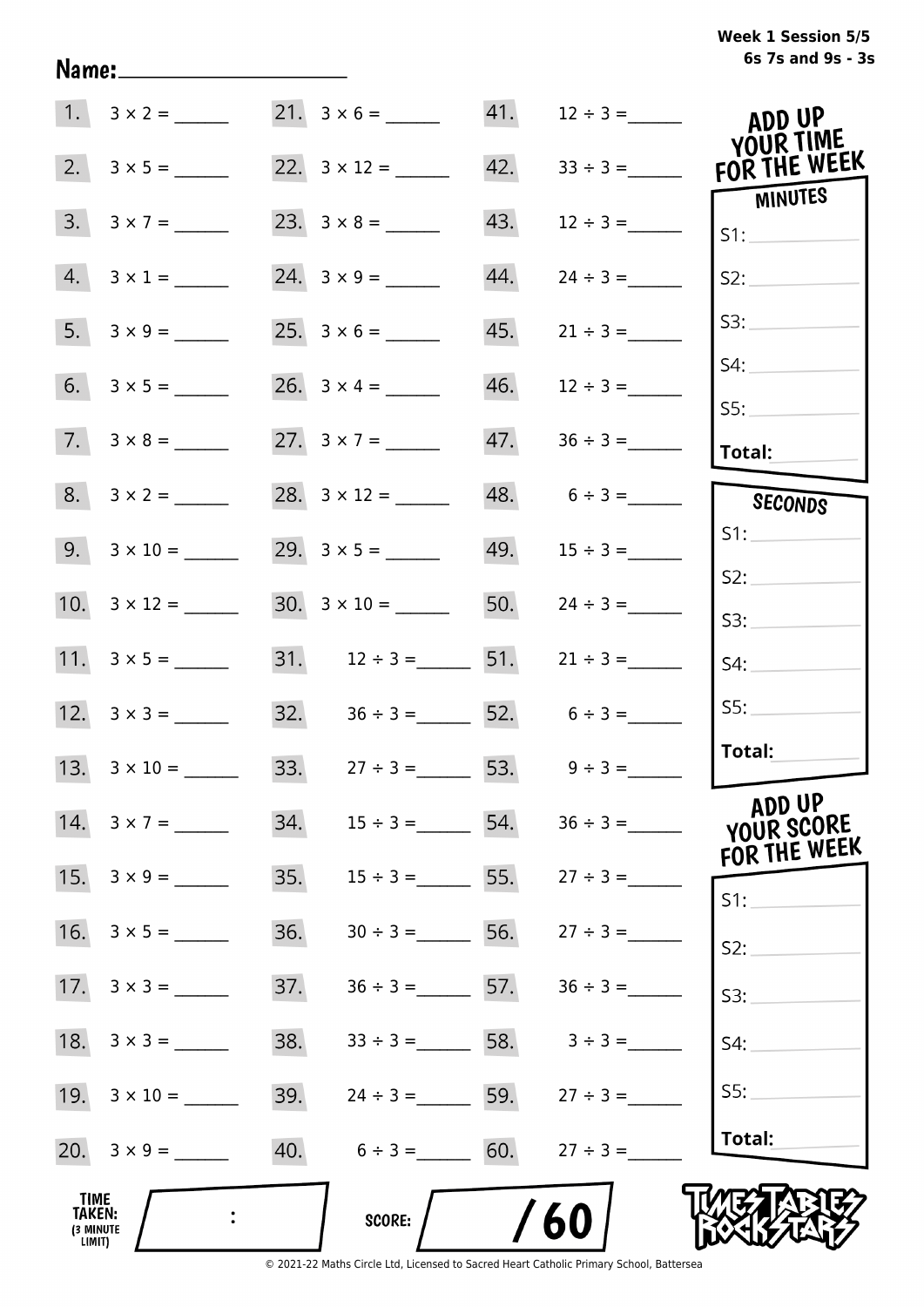Week 1 Session 5/5
6s 7s and 9s - 3s

Name:____________________

| | | | | | |
|---|---|---|---|---|---|
| 1. | $3 \times 2 =$ ______ | 21. | $3 \times 6 =$ ______ | 41. | $12 \div 3 =$ ______ |
| 2. | $3 \times 5 =$ ______ | 22. | $3 \times 12 =$ ______ | 42. | $33 \div 3 =$ ______ |
| 3. | $3 \times 7 =$ ______ | 23. | $3 \times 8 =$ ______ | 43. | $12 \div 3 =$ ______ |
| 4. | $3 \times 1 =$ ______ | 24. | $3 \times 9 =$ ______ | 44. | $24 \div 3 =$ ______ |
| 5. | $3 \times 9 =$ ______ | 25. | $3 \times 6 =$ ______ | 45. | $21 \div 3 =$ ______ |
| 6. | $3 \times 5 =$ ______ | 26. | $3 \times 4 =$ ______ | 46. | $12 \div 3 =$ ______ |
| 7. | $3 \times 8 =$ ______ | 27. | $3 \times 7 =$ ______ | 47. | $36 \div 3 =$ ______ |
| 8. | $3 \times 2 =$ ______ | 28. | $3 \times 12 =$ ______ | 48. | $6 \div 3 =$ ______ |
| 9. | $3 \times 10 =$ ______ | 29. | $3 \times 5 =$ ______ | 49. | $15 \div 3 =$ ______ |
| 10. | $3 \times 12 =$ ______ | 30. | $3 \times 10 =$ ______ | 50. | $24 \div 3 =$ ______ |
| 11. | $3 \times 5 =$ ______ | 31. | $12 \div 3 =$ ______ | 51. | $21 \div 3 =$ ______ |
| 12. | $3 \times 3 =$ ______ | 32. | $36 \div 3 =$ ______ | 52. | $6 \div 3 =$ ______ |
| 13. | $3 \times 10 =$ ______ | 33. | $27 \div 3 =$ ______ | 53. | $9 \div 3 =$ ______ |
| 14. | $3 \times 7 =$ ______ | 34. | $15 \div 3 =$ ______ | 54. | $36 \div 3 =$ ______ |
| 15. | $3 \times 9 =$ ______ | 35. | $15 \div 3 =$ ______ | 55. | $27 \div 3 =$ ______ |
| 16. | $3 \times 5 =$ ______ | 36. | $30 \div 3 =$ ______ | 56. | $27 \div 3 =$ ______ |
| 17. | $3 \times 3 =$ ______ | 37. | $36 \div 3 =$ ______ | 57. | $36 \div 3 =$ ______ |
| 18. | $3 \times 3 =$ ______ | 38. | $33 \div 3 =$ ______ | 58. | $3 \div 3 =$ ______ |
| 19. | $3 \times 10 =$ ______ | 39. | $24 \div 3 =$ ______ | 59. | $27 \div 3 =$ ______ |
| 20. | $3 \times 9 =$ ______ | 40. | $6 \div 3 =$ ______ | 60. | $27 \div 3 =$ ______ |

**ADD UP YOUR TIME FOR THE WEEK**

**MINUTES**

S1: ______
S2: ______
S3: ______
S4: ______
S5: ______
**Total:** ______

**SECONDS**

S1: ______
S2: ______
S3: ______
S4: ______
S5: ______
**Total:** ______

**ADD UP YOUR SCORE FOR THE WEEK**

S1: ______
S2: ______
S3: ______
S4: ______
S5: ______
**Total:** ______

**TIME TAKEN:** (3 MINUTE LIMIT) ____ : ____

**SCORE:** ______ / 60

TIMES TABLES ROCK STARS

© 2021-22 Maths Circle Ltd, Licensed to Sacred Heart Catholic Primary School, Battersea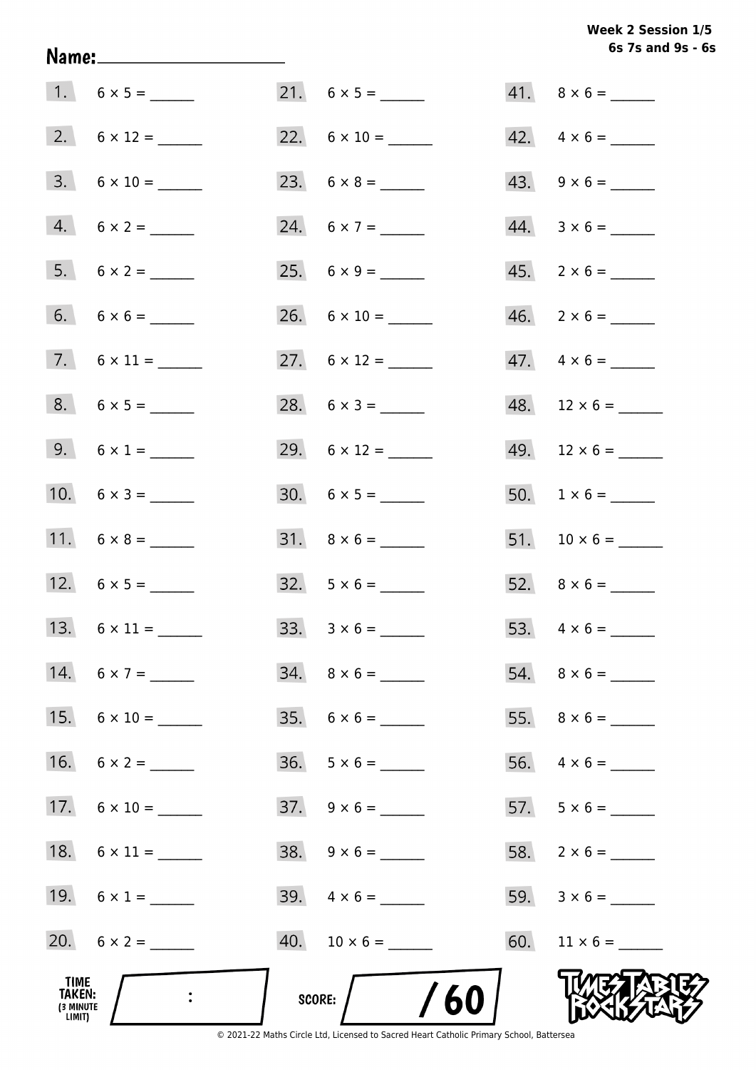**Week 2 Session 1/5**
**6s 7s and 9s - 6s**

**Name:** ____________________

| | | | | | |
|---|---|---|---|---|---|
| 1. | 6 × 5 = ______ | 21. | 6 × 5 = ______ | 41. | 8 × 6 = ______ |
| 2. | 6 × 12 = ______ | 22. | 6 × 10 = ______ | 42. | 4 × 6 = ______ |
| 3. | 6 × 10 = ______ | 23. | 6 × 8 = ______ | 43. | 9 × 6 = ______ |
| 4. | 6 × 2 = ______ | 24. | 6 × 7 = ______ | 44. | 3 × 6 = ______ |
| 5. | 6 × 2 = ______ | 25. | 6 × 9 = ______ | 45. | 2 × 6 = ______ |
| 6. | 6 × 6 = ______ | 26. | 6 × 10 = ______ | 46. | 2 × 6 = ______ |
| 7. | 6 × 11 = ______ | 27. | 6 × 12 = ______ | 47. | 4 × 6 = ______ |
| 8. | 6 × 5 = ______ | 28. | 6 × 3 = ______ | 48. | 12 × 6 = ______ |
| 9. | 6 × 1 = ______ | 29. | 6 × 12 = ______ | 49. | 12 × 6 = ______ |
| 10. | 6 × 3 = ______ | 30. | 6 × 5 = ______ | 50. | 1 × 6 = ______ |
| 11. | 6 × 8 = ______ | 31. | 8 × 6 = ______ | 51. | 10 × 6 = ______ |
| 12. | 6 × 5 = ______ | 32. | 5 × 6 = ______ | 52. | 8 × 6 = ______ |
| 13. | 6 × 11 = ______ | 33. | 3 × 6 = ______ | 53. | 4 × 6 = ______ |
| 14. | 6 × 7 = ______ | 34. | 8 × 6 = ______ | 54. | 8 × 6 = ______ |
| 15. | 6 × 10 = ______ | 35. | 6 × 6 = ______ | 55. | 8 × 6 = ______ |
| 16. | 6 × 2 = ______ | 36. | 5 × 6 = ______ | 56. | 4 × 6 = ______ |
| 17. | 6 × 10 = ______ | 37. | 9 × 6 = ______ | 57. | 5 × 6 = ______ |
| 18. | 6 × 11 = ______ | 38. | 9 × 6 = ______ | 58. | 2 × 6 = ______ |
| 19. | 6 × 1 = ______ | 39. | 4 × 6 = ______ | 59. | 3 × 6 = ______ |
| 20. | 6 × 2 = ______ | 40. | 10 × 6 = ______ | 60. | 11 × 6 = ______ |

**TIME TAKEN:** (3 MINUTE LIMIT) ____ : ____

**SCORE:** ____ / 60

TIMES TABLES ROCK STARS

© 2021-22 Maths Circle Ltd, Licensed to Sacred Heart Catholic Primary School, Battersea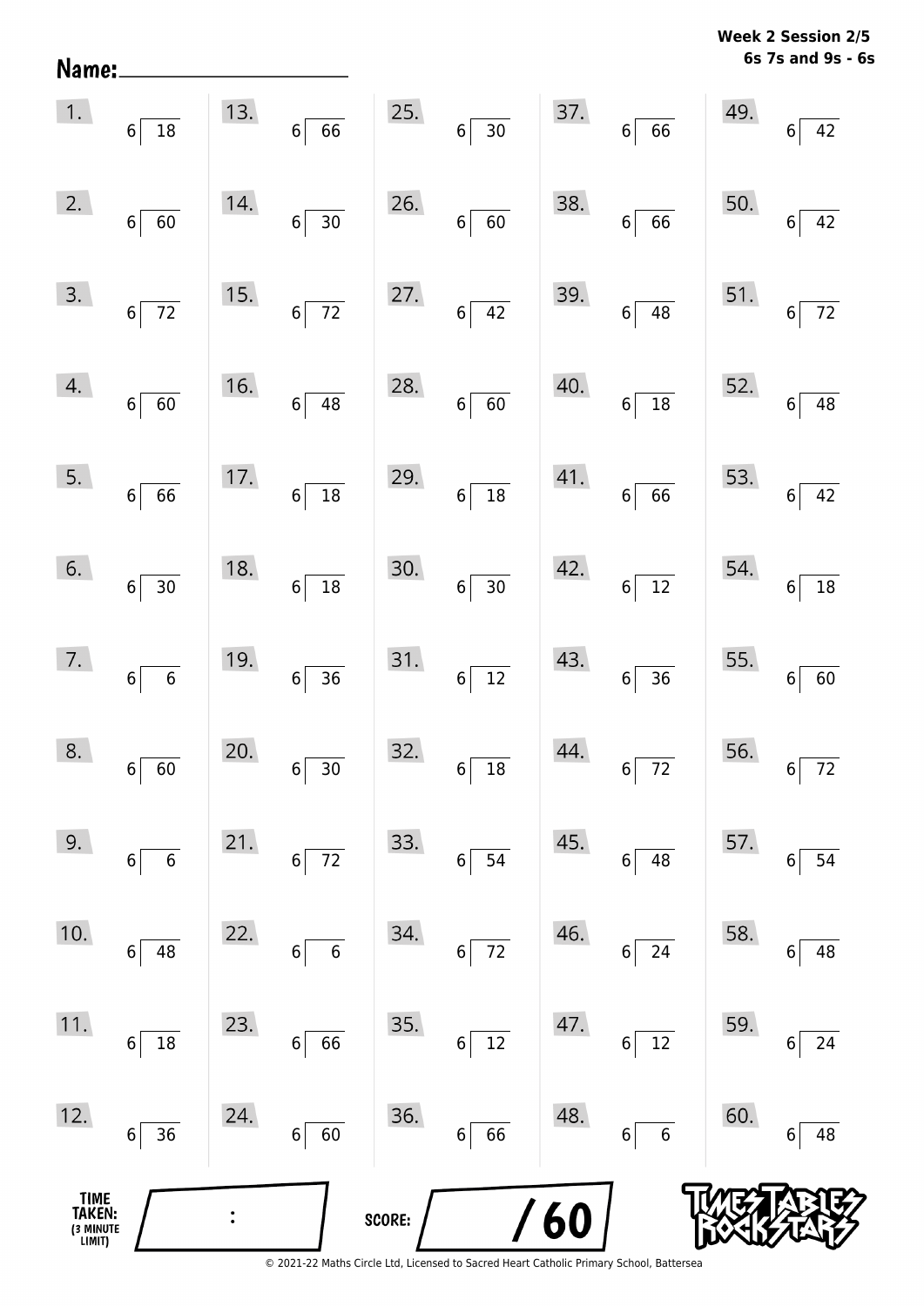Week 2 Session 2/5
6s 7s and 9s - 6s

Name:

| | | | | |
|---|---|---|---|---|
| 1. $6\overline{)18}$ | 13. $6\overline{)66}$ | 25. $6\overline{)30}$ | 37. $6\overline{)66}$ | 49. $6\overline{)42}$ |
| 2. $6\overline{)60}$ | 14. $6\overline{)30}$ | 26. $6\overline{)60}$ | 38. $6\overline{)66}$ | 50. $6\overline{)42}$ |
| 3. $6\overline{)72}$ | 15. $6\overline{)72}$ | 27. $6\overline{)42}$ | 39. $6\overline{)48}$ | 51. $6\overline{)72}$ |
| 4. $6\overline{)60}$ | 16. $6\overline{)48}$ | 28. $6\overline{)60}$ | 40. $6\overline{)18}$ | 52. $6\overline{)48}$ |
| 5. $6\overline{)66}$ | 17. $6\overline{)18}$ | 29. $6\overline{)18}$ | 41. $6\overline{)66}$ | 53. $6\overline{)42}$ |
| 6. $6\overline{)30}$ | 18. $6\overline{)18}$ | 30. $6\overline{)30}$ | 42. $6\overline{)12}$ | 54. $6\overline{)18}$ |
| 7. $6\overline{)6}$ | 19. $6\overline{)36}$ | 31. $6\overline{)12}$ | 43. $6\overline{)36}$ | 55. $6\overline{)60}$ |
| 8. $6\overline{)60}$ | 20. $6\overline{)30}$ | 32. $6\overline{)18}$ | 44. $6\overline{)72}$ | 56. $6\overline{)72}$ |
| 9. $6\overline{)6}$ | 21. $6\overline{)72}$ | 33. $6\overline{)54}$ | 45. $6\overline{)48}$ | 57. $6\overline{)54}$ |
| 10. $6\overline{)48}$ | 22. $6\overline{)6}$ | 34. $6\overline{)72}$ | 46. $6\overline{)24}$ | 58. $6\overline{)48}$ |
| 11. $6\overline{)18}$ | 23. $6\overline{)66}$ | 35. $6\overline{)12}$ | 47. $6\overline{)12}$ | 59. $6\overline{)24}$ |
| 12. $6\overline{)36}$ | 24. $6\overline{)60}$ | 36. $6\overline{)66}$ | 48. $6\overline{)6}$ | 60. $6\overline{)48}$ |

TIME TAKEN: (3 MINUTE LIMIT) :

SCORE: /60

TIMES TABLES ROCK STARS

© 2021-22 Maths Circle Ltd, Licensed to Sacred Heart Catholic Primary School, Battersea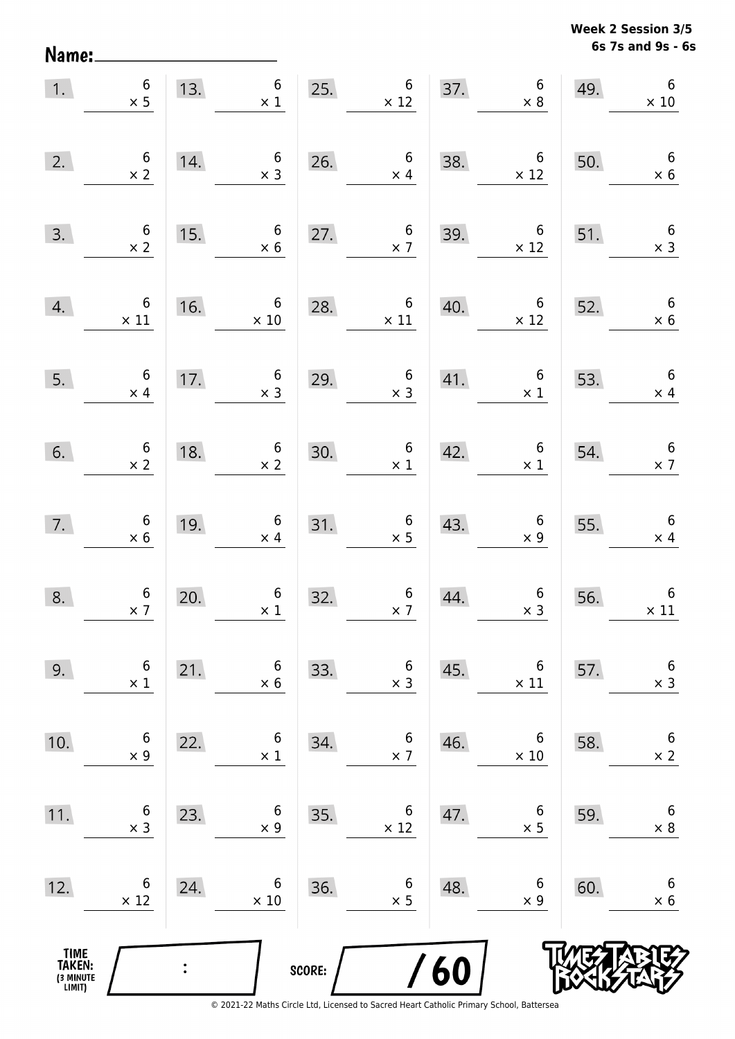**Week 2 Session 3/5**
**6s 7s and 9s - 6s**

Name: ____________________

| | | | | | | | | | |
|---|---|---|---|---|---|---|---|---|---|
| 1. | $6 \times 5$ | 13. | $6 \times 1$ | 25. | $6 \times 12$ | 37. | $6 \times 8$ | 49. | $6 \times 10$ |
| 2. | $6 \times 2$ | 14. | $6 \times 3$ | 26. | $6 \times 4$ | 38. | $6 \times 12$ | 50. | $6 \times 6$ |
| 3. | $6 \times 2$ | 15. | $6 \times 6$ | 27. | $6 \times 7$ | 39. | $6 \times 12$ | 51. | $6 \times 3$ |
| 4. | $6 \times 11$ | 16. | $6 \times 10$ | 28. | $6 \times 11$ | 40. | $6 \times 12$ | 52. | $6 \times 6$ |
| 5. | $6 \times 4$ | 17. | $6 \times 3$ | 29. | $6 \times 3$ | 41. | $6 \times 1$ | 53. | $6 \times 4$ |
| 6. | $6 \times 2$ | 18. | $6 \times 2$ | 30. | $6 \times 1$ | 42. | $6 \times 1$ | 54. | $6 \times 7$ |
| 7. | $6 \times 6$ | 19. | $6 \times 4$ | 31. | $6 \times 5$ | 43. | $6 \times 9$ | 55. | $6 \times 4$ |
| 8. | $6 \times 7$ | 20. | $6 \times 1$ | 32. | $6 \times 7$ | 44. | $6 \times 3$ | 56. | $6 \times 11$ |
| 9. | $6 \times 1$ | 21. | $6 \times 6$ | 33. | $6 \times 3$ | 45. | $6 \times 11$ | 57. | $6 \times 3$ |
| 10. | $6 \times 9$ | 22. | $6 \times 1$ | 34. | $6 \times 7$ | 46. | $6 \times 10$ | 58. | $6 \times 2$ |
| 11. | $6 \times 3$ | 23. | $6 \times 9$ | 35. | $6 \times 12$ | 47. | $6 \times 5$ | 59. | $6 \times 8$ |
| 12. | $6 \times 12$ | 24. | $6 \times 10$ | 36. | $6 \times 5$ | 48. | $6 \times 9$ | 60. | $6 \times 6$ |

TIME TAKEN: (3 MINUTE LIMIT) :

SCORE: /60

TIMES TABLES ROCK STARS

© 2021-22 Maths Circle Ltd, Licensed to Sacred Heart Catholic Primary School, Battersea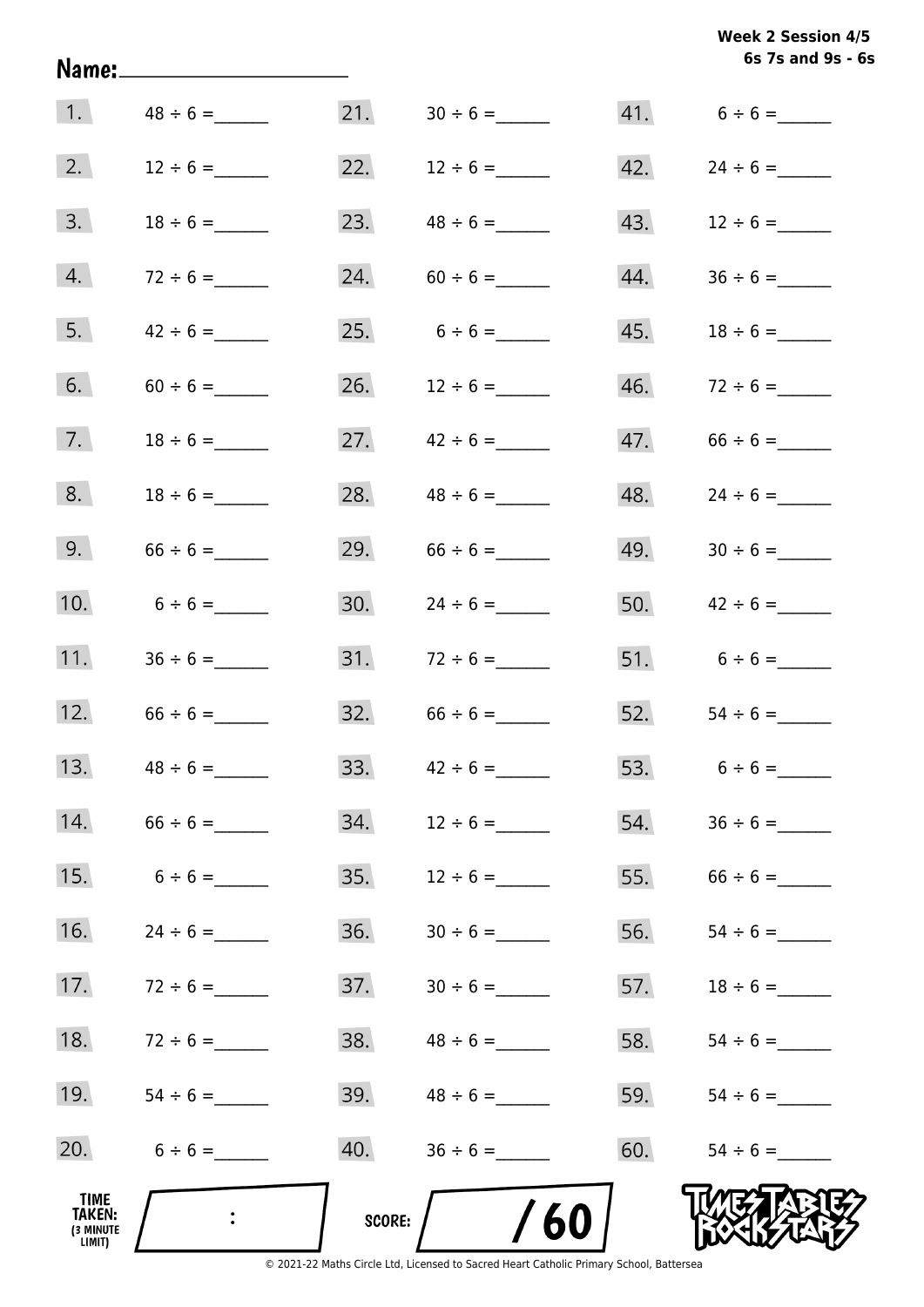**Week 2 Session 4/5**
**6s 7s and 9s - 6s**

**Name:** ____________________

| | | | | | |
|---|---|---|---|---|---|
| 1. | $48 \div 6 =$ ______ | 21. | $30 \div 6 =$ ______ | 41. | $6 \div 6 =$ ______ |
| 2. | $12 \div 6 =$ ______ | 22. | $12 \div 6 =$ ______ | 42. | $24 \div 6 =$ ______ |
| 3. | $18 \div 6 =$ ______ | 23. | $48 \div 6 =$ ______ | 43. | $12 \div 6 =$ ______ |
| 4. | $72 \div 6 =$ ______ | 24. | $60 \div 6 =$ ______ | 44. | $36 \div 6 =$ ______ |
| 5. | $42 \div 6 =$ ______ | 25. | $6 \div 6 =$ ______ | 45. | $18 \div 6 =$ ______ |
| 6. | $60 \div 6 =$ ______ | 26. | $12 \div 6 =$ ______ | 46. | $72 \div 6 =$ ______ |
| 7. | $18 \div 6 =$ ______ | 27. | $42 \div 6 =$ ______ | 47. | $66 \div 6 =$ ______ |
| 8. | $18 \div 6 =$ ______ | 28. | $48 \div 6 =$ ______ | 48. | $24 \div 6 =$ ______ |
| 9. | $66 \div 6 =$ ______ | 29. | $66 \div 6 =$ ______ | 49. | $30 \div 6 =$ ______ |
| 10. | $6 \div 6 =$ ______ | 30. | $24 \div 6 =$ ______ | 50. | $42 \div 6 =$ ______ |
| 11. | $36 \div 6 =$ ______ | 31. | $72 \div 6 =$ ______ | 51. | $6 \div 6 =$ ______ |
| 12. | $66 \div 6 =$ ______ | 32. | $66 \div 6 =$ ______ | 52. | $54 \div 6 =$ ______ |
| 13. | $48 \div 6 =$ ______ | 33. | $42 \div 6 =$ ______ | 53. | $6 \div 6 =$ ______ |
| 14. | $66 \div 6 =$ ______ | 34. | $12 \div 6 =$ ______ | 54. | $36 \div 6 =$ ______ |
| 15. | $6 \div 6 =$ ______ | 35. | $12 \div 6 =$ ______ | 55. | $66 \div 6 =$ ______ |
| 16. | $24 \div 6 =$ ______ | 36. | $30 \div 6 =$ ______ | 56. | $54 \div 6 =$ ______ |
| 17. | $72 \div 6 =$ ______ | 37. | $30 \div 6 =$ ______ | 57. | $18 \div 6 =$ ______ |
| 18. | $72 \div 6 =$ ______ | 38. | $48 \div 6 =$ ______ | 58. | $54 \div 6 =$ ______ |
| 19. | $54 \div 6 =$ ______ | 39. | $48 \div 6 =$ ______ | 59. | $54 \div 6 =$ ______ |
| 20. | $6 \div 6 =$ ______ | 40. | $36 \div 6 =$ ______ | 60. | $54 \div 6 =$ ______ |

**TIME TAKEN:** (3 MINUTE LIMIT) ____ : ____

**SCORE:** ____ / 60

TIMES TABLES ROCK STARS

© 2021-22 Maths Circle Ltd, Licensed to Sacred Heart Catholic Primary School, Battersea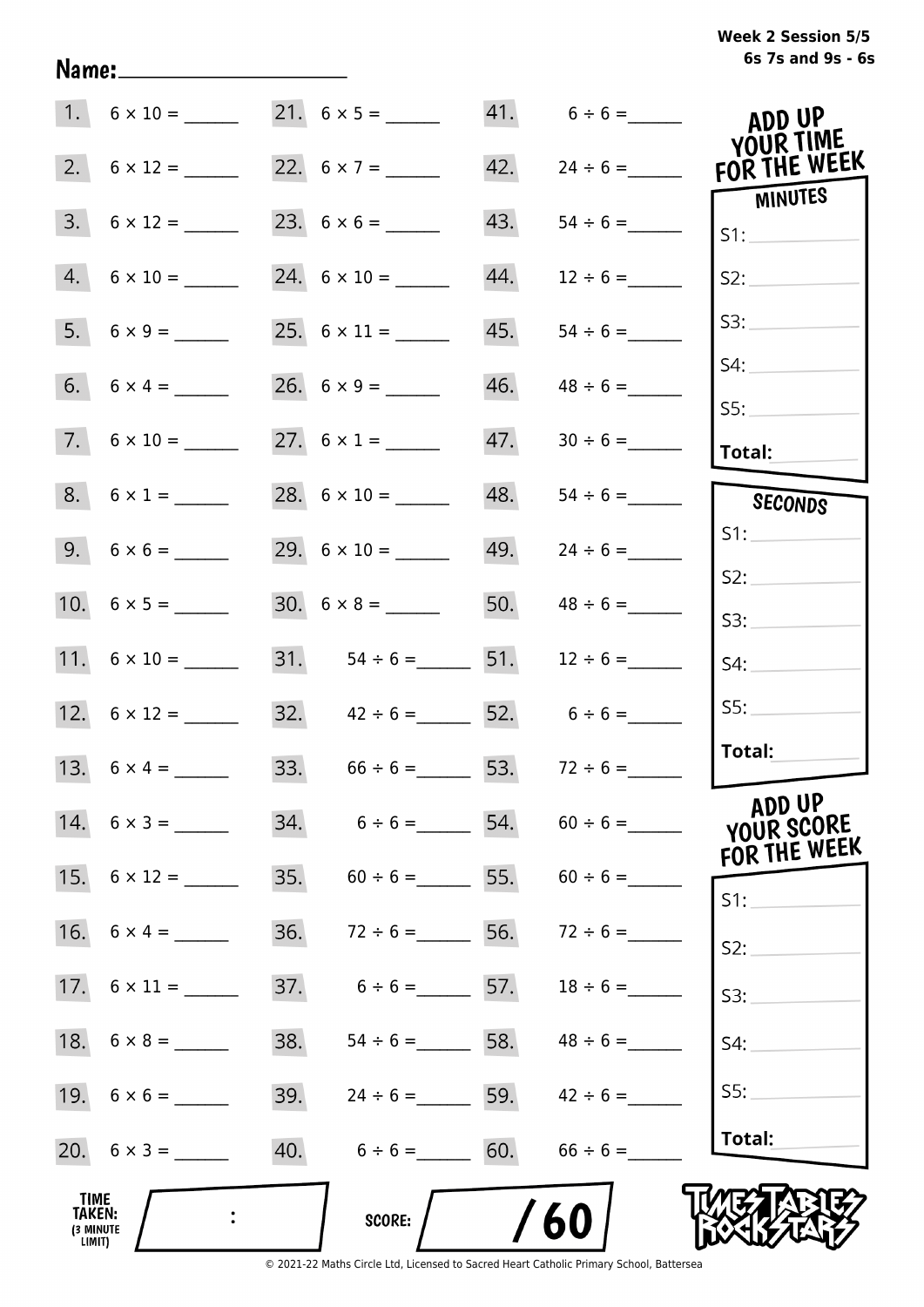Week 2 Session 5/5
6s 7s and 9s - 6s

Name: ____________________

| | | | | | |
|---|---|---|---|---|---|
| 1. | $6 \times 10 =$ ______ | 21. | $6 \times 5 =$ ______ | 41. | $6 \div 6 =$ ______ |
| 2. | $6 \times 12 =$ ______ | 22. | $6 \times 7 =$ ______ | 42. | $24 \div 6 =$ ______ |
| 3. | $6 \times 12 =$ ______ | 23. | $6 \times 6 =$ ______ | 43. | $54 \div 6 =$ ______ |
| 4. | $6 \times 10 =$ ______ | 24. | $6 \times 10 =$ ______ | 44. | $12 \div 6 =$ ______ |
| 5. | $6 \times 9 =$ ______ | 25. | $6 \times 11 =$ ______ | 45. | $54 \div 6 =$ ______ |
| 6. | $6 \times 4 =$ ______ | 26. | $6 \times 9 =$ ______ | 46. | $48 \div 6 =$ ______ |
| 7. | $6 \times 10 =$ ______ | 27. | $6 \times 1 =$ ______ | 47. | $30 \div 6 =$ ______ |
| 8. | $6 \times 1 =$ ______ | 28. | $6 \times 10 =$ ______ | 48. | $54 \div 6 =$ ______ |
| 9. | $6 \times 6 =$ ______ | 29. | $6 \times 10 =$ ______ | 49. | $24 \div 6 =$ ______ |
| 10. | $6 \times 5 =$ ______ | 30. | $6 \times 8 =$ ______ | 50. | $48 \div 6 =$ ______ |
| 11. | $6 \times 10 =$ ______ | 31. | $54 \div 6 =$ ______ | 51. | $12 \div 6 =$ ______ |
| 12. | $6 \times 12 =$ ______ | 32. | $42 \div 6 =$ ______ | 52. | $6 \div 6 =$ ______ |
| 13. | $6 \times 4 =$ ______ | 33. | $66 \div 6 =$ ______ | 53. | $72 \div 6 =$ ______ |
| 14. | $6 \times 3 =$ ______ | 34. | $6 \div 6 =$ ______ | 54. | $60 \div 6 =$ ______ |
| 15. | $6 \times 12 =$ ______ | 35. | $60 \div 6 =$ ______ | 55. | $60 \div 6 =$ ______ |
| 16. | $6 \times 4 =$ ______ | 36. | $72 \div 6 =$ ______ | 56. | $72 \div 6 =$ ______ |
| 17. | $6 \times 11 =$ ______ | 37. | $6 \div 6 =$ ______ | 57. | $18 \div 6 =$ ______ |
| 18. | $6 \times 8 =$ ______ | 38. | $54 \div 6 =$ ______ | 58. | $48 \div 6 =$ ______ |
| 19. | $6 \times 6 =$ ______ | 39. | $24 \div 6 =$ ______ | 59. | $42 \div 6 =$ ______ |
| 20. | $6 \times 3 =$ ______ | 40. | $6 \div 6 =$ ______ | 60. | $66 \div 6 =$ ______ |

**ADD UP YOUR TIME FOR THE WEEK**

| MINUTES | SECONDS |
|---|---|
| S1: | S1: |
| S2: | S2: |
| S3: | S3: |
| S4: | S4: |
| S5: | S5: |
| **Total:** | **Total:** |

**ADD UP YOUR SCORE FOR THE WEEK**

S1:
S2:
S3:
S4:
S5:
**Total:**

**TIME TAKEN:** (3 MINUTE LIMIT) ____ : ____

**SCORE:** ____ / 60

TIMES TABLES ROCK STARS

© 2021-22 Maths Circle Ltd, Licensed to Sacred Heart Catholic Primary School, Battersea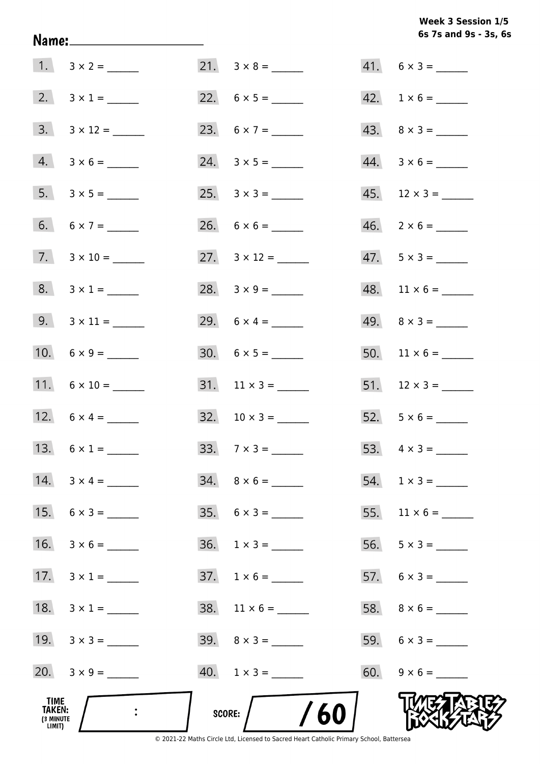Week 3 Session 1/5
6s 7s and 9s - 3s, 6s

Name: ____________________

1. 3 × 2 = ______
2. 3 × 1 = ______
3. 3 × 12 = ______
4. 3 × 6 = ______
5. 3 × 5 = ______
6. 6 × 7 = ______
7. 3 × 10 = ______
8. 3 × 1 = ______
9. 3 × 11 = ______
10. 6 × 9 = ______
11. 6 × 10 = ______
12. 6 × 4 = ______
13. 6 × 1 = ______
14. 3 × 4 = ______
15. 6 × 3 = ______
16. 3 × 6 = ______
17. 3 × 1 = ______
18. 3 × 1 = ______
19. 3 × 3 = ______
20. 3 × 9 = ______
21. 3 × 8 = ______
22. 6 × 5 = ______
23. 6 × 7 = ______
24. 3 × 5 = ______
25. 3 × 3 = ______
26. 6 × 6 = ______
27. 3 × 12 = ______
28. 3 × 9 = ______
29. 6 × 4 = ______
30. 6 × 5 = ______
31. 11 × 3 = ______
32. 10 × 3 = ______
33. 7 × 3 = ______
34. 8 × 6 = ______
35. 6 × 3 = ______
36. 1 × 3 = ______
37. 1 × 6 = ______
38. 11 × 6 = ______
39. 8 × 3 = ______
40. 1 × 3 = ______
41. 6 × 3 = ______
42. 1 × 6 = ______
43. 8 × 3 = ______
44. 3 × 6 = ______
45. 12 × 3 = ______
46. 2 × 6 = ______
47. 5 × 3 = ______
48. 11 × 6 = ______
49. 8 × 3 = ______
50. 11 × 6 = ______
51. 12 × 3 = ______
52. 5 × 6 = ______
53. 4 × 3 = ______
54. 1 × 3 = ______
55. 11 × 6 = ______
56. 5 × 3 = ______
57. 6 × 3 = ______
58. 8 × 6 = ______
59. 6 × 3 = ______
60. 9 × 6 = ______

TIME TAKEN: (3 MINUTE LIMIT) :

SCORE: / 60

TIMES TABLES ROCK STARS

© 2021-22 Maths Circle Ltd, Licensed to Sacred Heart Catholic Primary School, Battersea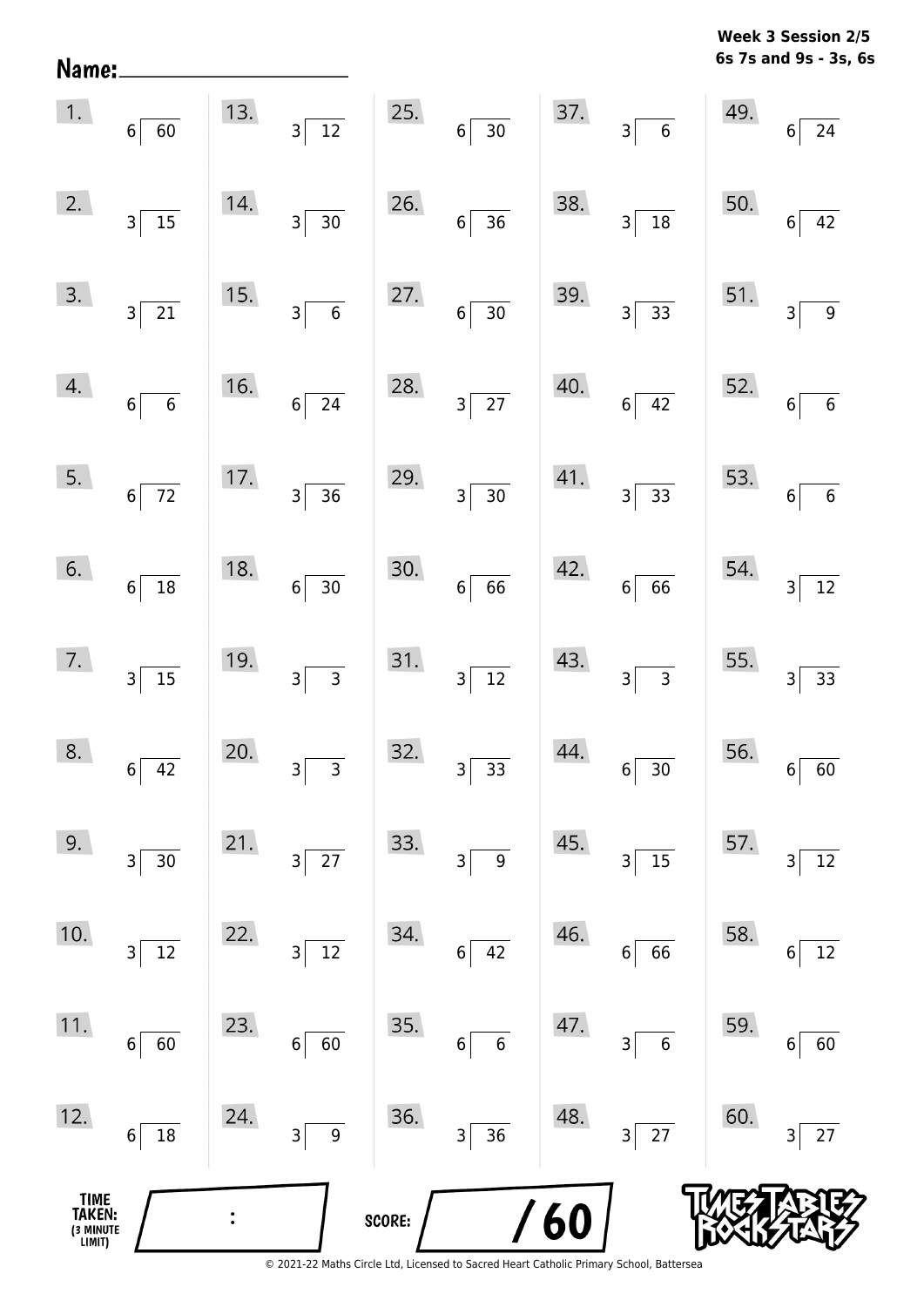**Week 3 Session 2/5**
**6s 7s and 9s - 3s, 6s**

Name: ____________________

| | | | | |
|---|---|---|---|---|
| 1. $6\overline{)60}$ | 13. $3\overline{)12}$ | 25. $6\overline{)30}$ | 37. $3\overline{)6}$ | 49. $6\overline{)24}$ |
| 2. $3\overline{)15}$ | 14. $3\overline{)30}$ | 26. $6\overline{)36}$ | 38. $3\overline{)18}$ | 50. $6\overline{)42}$ |
| 3. $3\overline{)21}$ | 15. $3\overline{)6}$ | 27. $6\overline{)30}$ | 39. $3\overline{)33}$ | 51. $3\overline{)9}$ |
| 4. $6\overline{)6}$ | 16. $6\overline{)24}$ | 28. $3\overline{)27}$ | 40. $6\overline{)42}$ | 52. $6\overline{)6}$ |
| 5. $6\overline{)72}$ | 17. $3\overline{)36}$ | 29. $3\overline{)30}$ | 41. $3\overline{)33}$ | 53. $6\overline{)6}$ |
| 6. $6\overline{)18}$ | 18. $6\overline{)30}$ | 30. $6\overline{)66}$ | 42. $6\overline{)66}$ | 54. $3\overline{)12}$ |
| 7. $3\overline{)15}$ | 19. $3\overline{)3}$ | 31. $3\overline{)12}$ | 43. $3\overline{)3}$ | 55. $3\overline{)33}$ |
| 8. $6\overline{)42}$ | 20. $3\overline{)3}$ | 32. $3\overline{)33}$ | 44. $6\overline{)30}$ | 56. $6\overline{)60}$ |
| 9. $3\overline{)30}$ | 21. $3\overline{)27}$ | 33. $3\overline{)9}$ | 45. $3\overline{)15}$ | 57. $3\overline{)12}$ |
| 10. $3\overline{)12}$ | 22. $3\overline{)12}$ | 34. $6\overline{)42}$ | 46. $6\overline{)66}$ | 58. $6\overline{)12}$ |
| 11. $6\overline{)60}$ | 23. $6\overline{)60}$ | 35. $6\overline{)6}$ | 47. $3\overline{)6}$ | 59. $6\overline{)60}$ |
| 12. $6\overline{)18}$ | 24. $3\overline{)9}$ | 36. $3\overline{)36}$ | 48. $3\overline{)27}$ | 60. $3\overline{)27}$ |

TIME TAKEN: (3 MINUTE LIMIT) ____ : ____

SCORE: ____ / 60

TIMES TABLES ROCK STARS

© 2021-22 Maths Circle Ltd, Licensed to Sacred Heart Catholic Primary School, Battersea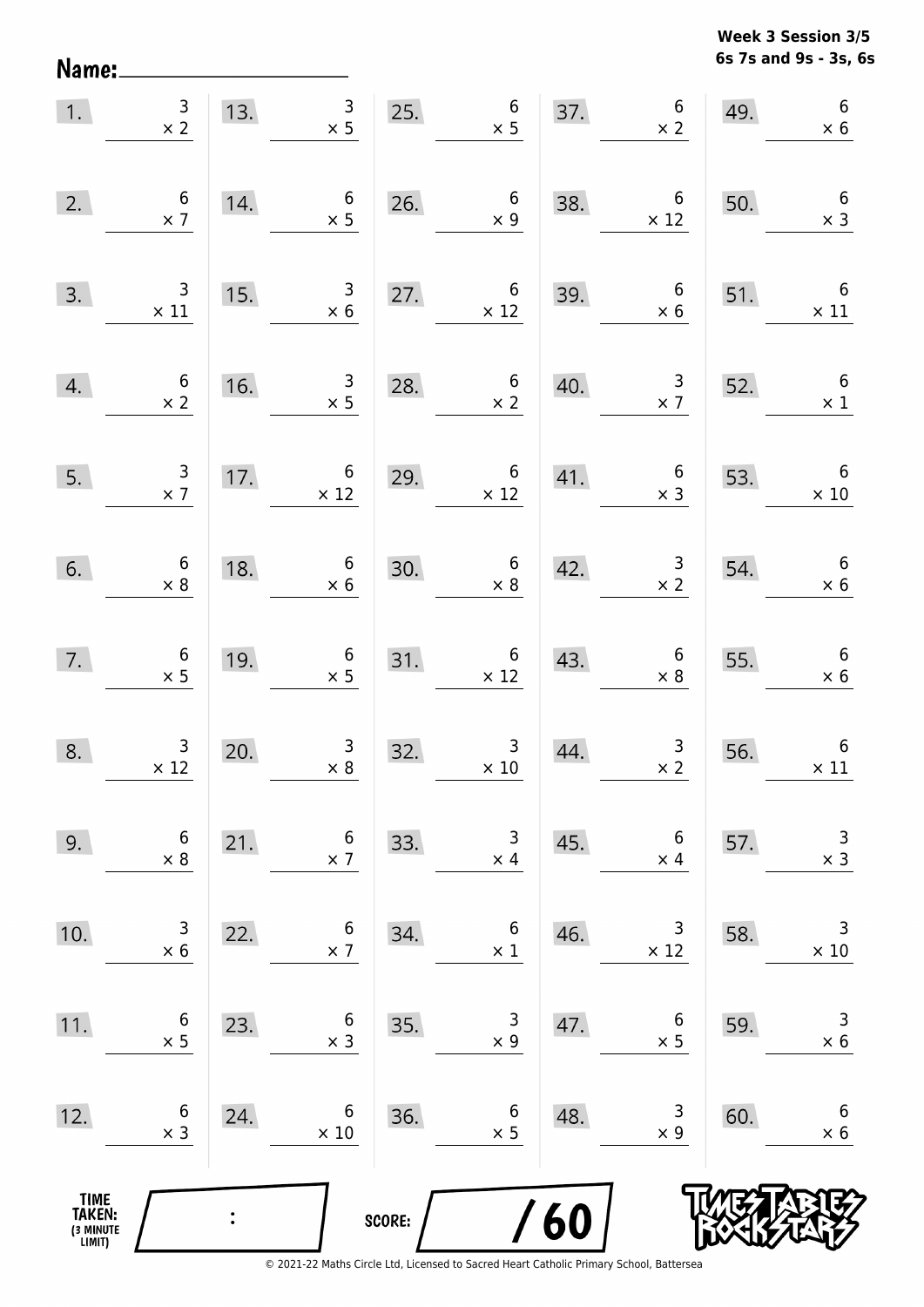Name: ____________________

**Week 3 Session 3/5**
**6s 7s and 9s - 3s, 6s**

| | | | | |
|---|---|---|---|---|
| 1. $3 \times 2$ | 13. $3 \times 5$ | 25. $6 \times 5$ | 37. $6 \times 2$ | 49. $6 \times 6$ |
| 2. $6 \times 7$ | 14. $6 \times 5$ | 26. $6 \times 9$ | 38. $6 \times 12$ | 50. $6 \times 3$ |
| 3. $3 \times 11$ | 15. $3 \times 6$ | 27. $6 \times 12$ | 39. $6 \times 6$ | 51. $6 \times 11$ |
| 4. $6 \times 2$ | 16. $3 \times 5$ | 28. $6 \times 2$ | 40. $3 \times 7$ | 52. $6 \times 1$ |
| 5. $3 \times 7$ | 17. $6 \times 12$ | 29. $6 \times 12$ | 41. $6 \times 3$ | 53. $6 \times 10$ |
| 6. $6 \times 8$ | 18. $6 \times 6$ | 30. $6 \times 8$ | 42. $3 \times 2$ | 54. $6 \times 6$ |
| 7. $6 \times 5$ | 19. $6 \times 5$ | 31. $6 \times 12$ | 43. $6 \times 8$ | 55. $6 \times 6$ |
| 8. $3 \times 12$ | 20. $3 \times 8$ | 32. $3 \times 10$ | 44. $3 \times 2$ | 56. $6 \times 11$ |
| 9. $6 \times 8$ | 21. $6 \times 7$ | 33. $3 \times 4$ | 45. $6 \times 4$ | 57. $3 \times 3$ |
| 10. $3 \times 6$ | 22. $6 \times 7$ | 34. $6 \times 1$ | 46. $3 \times 12$ | 58. $3 \times 10$ |
| 11. $6 \times 5$ | 23. $6 \times 3$ | 35. $3 \times 9$ | 47. $6 \times 5$ | 59. $3 \times 6$ |
| 12. $6 \times 3$ | 24. $6 \times 10$ | 36. $6 \times 5$ | 48. $3 \times 9$ | 60. $6 \times 6$ |

**TIME TAKEN:** (3 MINUTE LIMIT) ___ : ___

**SCORE:** ___ / 60

TIMES TABLES ROCK STARS

© 2021-22 Maths Circle Ltd, Licensed to Sacred Heart Catholic Primary School, Battersea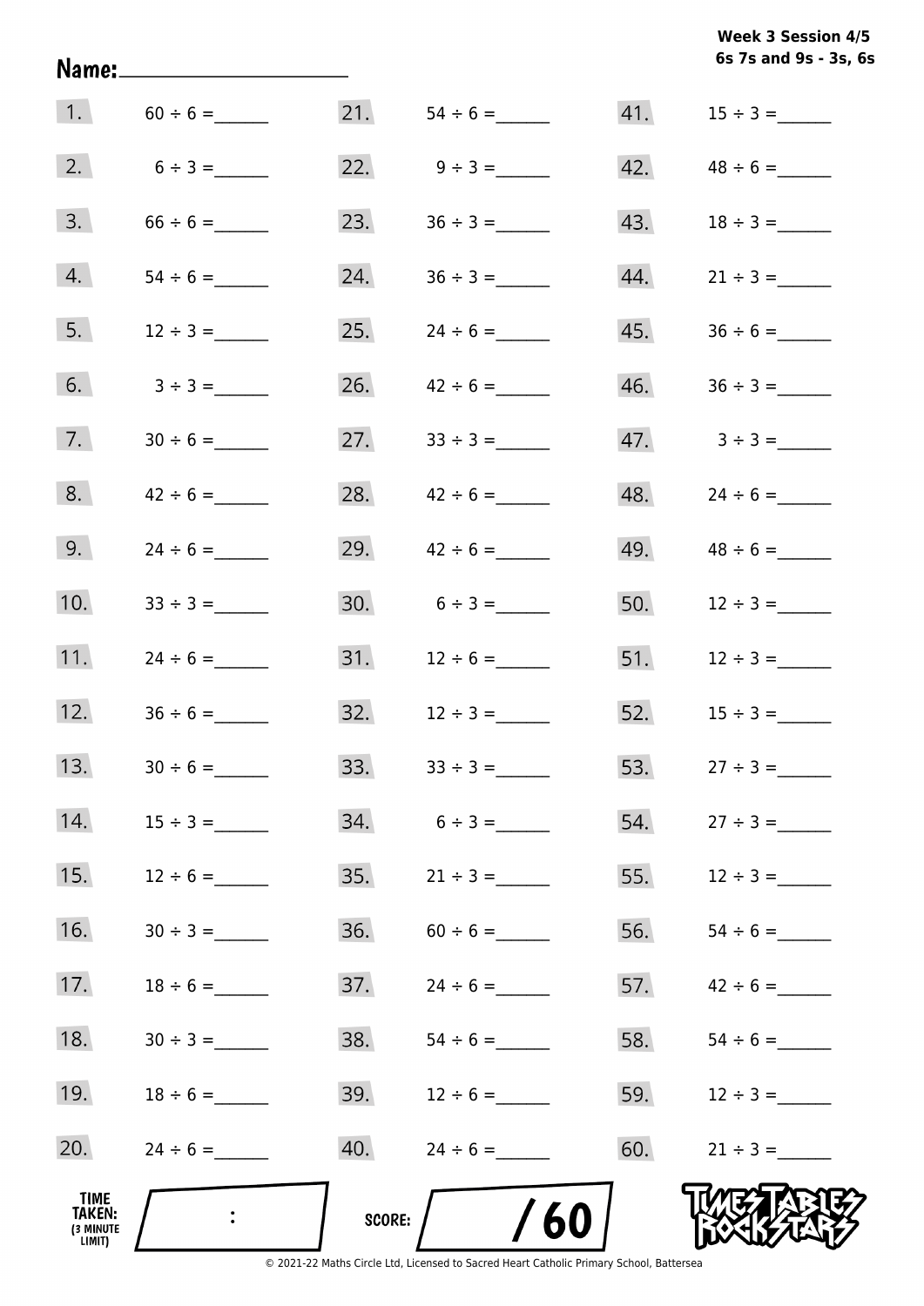Week 3 Session 4/5
6s 7s and 9s - 3s, 6s

Name:____________________

| | | | | | |
|---|---|---|---|---|---|
| 1. | 60 ÷ 6 = ______ | 21. | 54 ÷ 6 = ______ | 41. | 15 ÷ 3 = ______ |
| 2. | 6 ÷ 3 = ______ | 22. | 9 ÷ 3 = ______ | 42. | 48 ÷ 6 = ______ |
| 3. | 66 ÷ 6 = ______ | 23. | 36 ÷ 3 = ______ | 43. | 18 ÷ 3 = ______ |
| 4. | 54 ÷ 6 = ______ | 24. | 36 ÷ 3 = ______ | 44. | 21 ÷ 3 = ______ |
| 5. | 12 ÷ 3 = ______ | 25. | 24 ÷ 6 = ______ | 45. | 36 ÷ 6 = ______ |
| 6. | 3 ÷ 3 = ______ | 26. | 42 ÷ 6 = ______ | 46. | 36 ÷ 3 = ______ |
| 7. | 30 ÷ 6 = ______ | 27. | 33 ÷ 3 = ______ | 47. | 3 ÷ 3 = ______ |
| 8. | 42 ÷ 6 = ______ | 28. | 42 ÷ 6 = ______ | 48. | 24 ÷ 6 = ______ |
| 9. | 24 ÷ 6 = ______ | 29. | 42 ÷ 6 = ______ | 49. | 48 ÷ 6 = ______ |
| 10. | 33 ÷ 3 = ______ | 30. | 6 ÷ 3 = ______ | 50. | 12 ÷ 3 = ______ |
| 11. | 24 ÷ 6 = ______ | 31. | 12 ÷ 6 = ______ | 51. | 12 ÷ 3 = ______ |
| 12. | 36 ÷ 6 = ______ | 32. | 12 ÷ 3 = ______ | 52. | 15 ÷ 3 = ______ |
| 13. | 30 ÷ 6 = ______ | 33. | 33 ÷ 3 = ______ | 53. | 27 ÷ 3 = ______ |
| 14. | 15 ÷ 3 = ______ | 34. | 6 ÷ 3 = ______ | 54. | 27 ÷ 3 = ______ |
| 15. | 12 ÷ 6 = ______ | 35. | 21 ÷ 3 = ______ | 55. | 12 ÷ 3 = ______ |
| 16. | 30 ÷ 3 = ______ | 36. | 60 ÷ 6 = ______ | 56. | 54 ÷ 6 = ______ |
| 17. | 18 ÷ 6 = ______ | 37. | 24 ÷ 6 = ______ | 57. | 42 ÷ 6 = ______ |
| 18. | 30 ÷ 3 = ______ | 38. | 54 ÷ 6 = ______ | 58. | 54 ÷ 6 = ______ |
| 19. | 18 ÷ 6 = ______ | 39. | 12 ÷ 6 = ______ | 59. | 12 ÷ 3 = ______ |
| 20. | 24 ÷ 6 = ______ | 40. | 24 ÷ 6 = ______ | 60. | 21 ÷ 3 = ______ |

TIME TAKEN: (3 MINUTE LIMIT) :

SCORE: / 60

TIMES TABLES ROCK STARS

© 2021-22 Maths Circle Ltd, Licensed to Sacred Heart Catholic Primary School, Battersea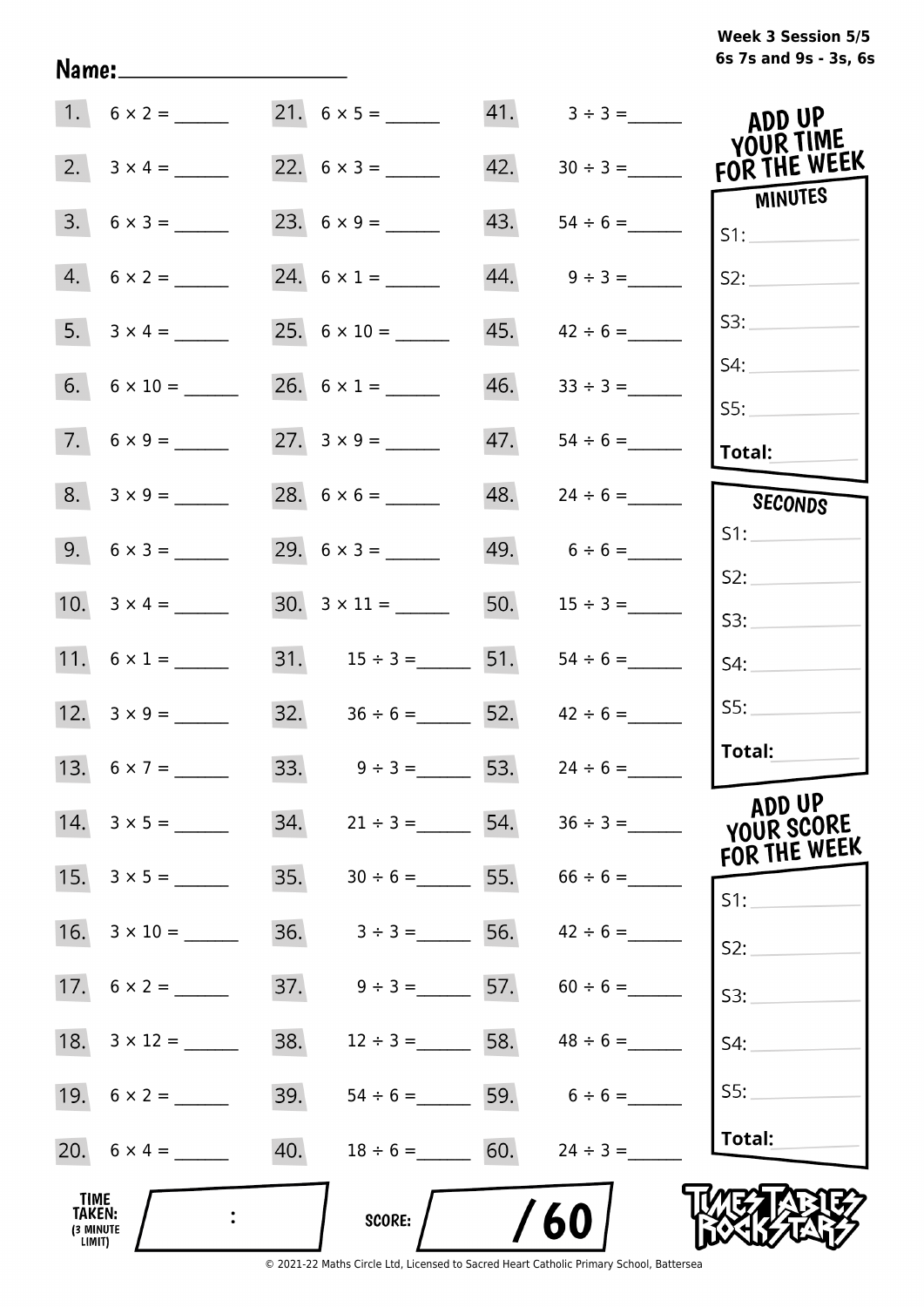Week 3 Session 5/5
6s 7s and 9s - 3s, 6s

Name: ____________________

| | | | | | |
|---|---|---|---|---|---|
| 1. | 6 × 2 = ______ | 21. | 6 × 5 = ______ | 41. | 3 ÷ 3 = ______ |
| 2. | 3 × 4 = ______ | 22. | 6 × 3 = ______ | 42. | 30 ÷ 3 = ______ |
| 3. | 6 × 3 = ______ | 23. | 6 × 9 = ______ | 43. | 54 ÷ 6 = ______ |
| 4. | 6 × 2 = ______ | 24. | 6 × 1 = ______ | 44. | 9 ÷ 3 = ______ |
| 5. | 3 × 4 = ______ | 25. | 6 × 10 = ______ | 45. | 42 ÷ 6 = ______ |
| 6. | 6 × 10 = ______ | 26. | 6 × 1 = ______ | 46. | 33 ÷ 3 = ______ |
| 7. | 6 × 9 = ______ | 27. | 3 × 9 = ______ | 47. | 54 ÷ 6 = ______ |
| 8. | 3 × 9 = ______ | 28. | 6 × 6 = ______ | 48. | 24 ÷ 6 = ______ |
| 9. | 6 × 3 = ______ | 29. | 6 × 3 = ______ | 49. | 6 ÷ 6 = ______ |
| 10. | 3 × 4 = ______ | 30. | 3 × 11 = ______ | 50. | 15 ÷ 3 = ______ |
| 11. | 6 × 1 = ______ | 31. | 15 ÷ 3 = ______ | 51. | 54 ÷ 6 = ______ |
| 12. | 3 × 9 = ______ | 32. | 36 ÷ 6 = ______ | 52. | 42 ÷ 6 = ______ |
| 13. | 6 × 7 = ______ | 33. | 9 ÷ 3 = ______ | 53. | 24 ÷ 6 = ______ |
| 14. | 3 × 5 = ______ | 34. | 21 ÷ 3 = ______ | 54. | 36 ÷ 3 = ______ |
| 15. | 3 × 5 = ______ | 35. | 30 ÷ 6 = ______ | 55. | 66 ÷ 6 = ______ |
| 16. | 3 × 10 = ______ | 36. | 3 ÷ 3 = ______ | 56. | 42 ÷ 6 = ______ |
| 17. | 6 × 2 = ______ | 37. | 9 ÷ 3 = ______ | 57. | 60 ÷ 6 = ______ |
| 18. | 3 × 12 = ______ | 38. | 12 ÷ 3 = ______ | 58. | 48 ÷ 6 = ______ |
| 19. | 6 × 2 = ______ | 39. | 54 ÷ 6 = ______ | 59. | 6 ÷ 6 = ______ |
| 20. | 6 × 4 = ______ | 40. | 18 ÷ 6 = ______ | 60. | 24 ÷ 3 = ______ |

**ADD UP YOUR TIME FOR THE WEEK**

| MINUTES | SECONDS |
|---|---|
| S1: ______ | S1: ______ |
| S2: ______ | S2: ______ |
| S3: ______ | S3: ______ |
| S4: ______ | S4: ______ |
| S5: ______ | S5: ______ |
| **Total:** ______ | **Total:** ______ |

**ADD UP YOUR SCORE FOR THE WEEK**

S1: ______
S2: ______
S3: ______
S4: ______
S5: ______
**Total:** ______

TIME TAKEN: (3 MINUTE LIMIT) ____ : ____

SCORE: ______ / 60

TIMES TABLES ROCK STARS

© 2021-22 Maths Circle Ltd, Licensed to Sacred Heart Catholic Primary School, Battersea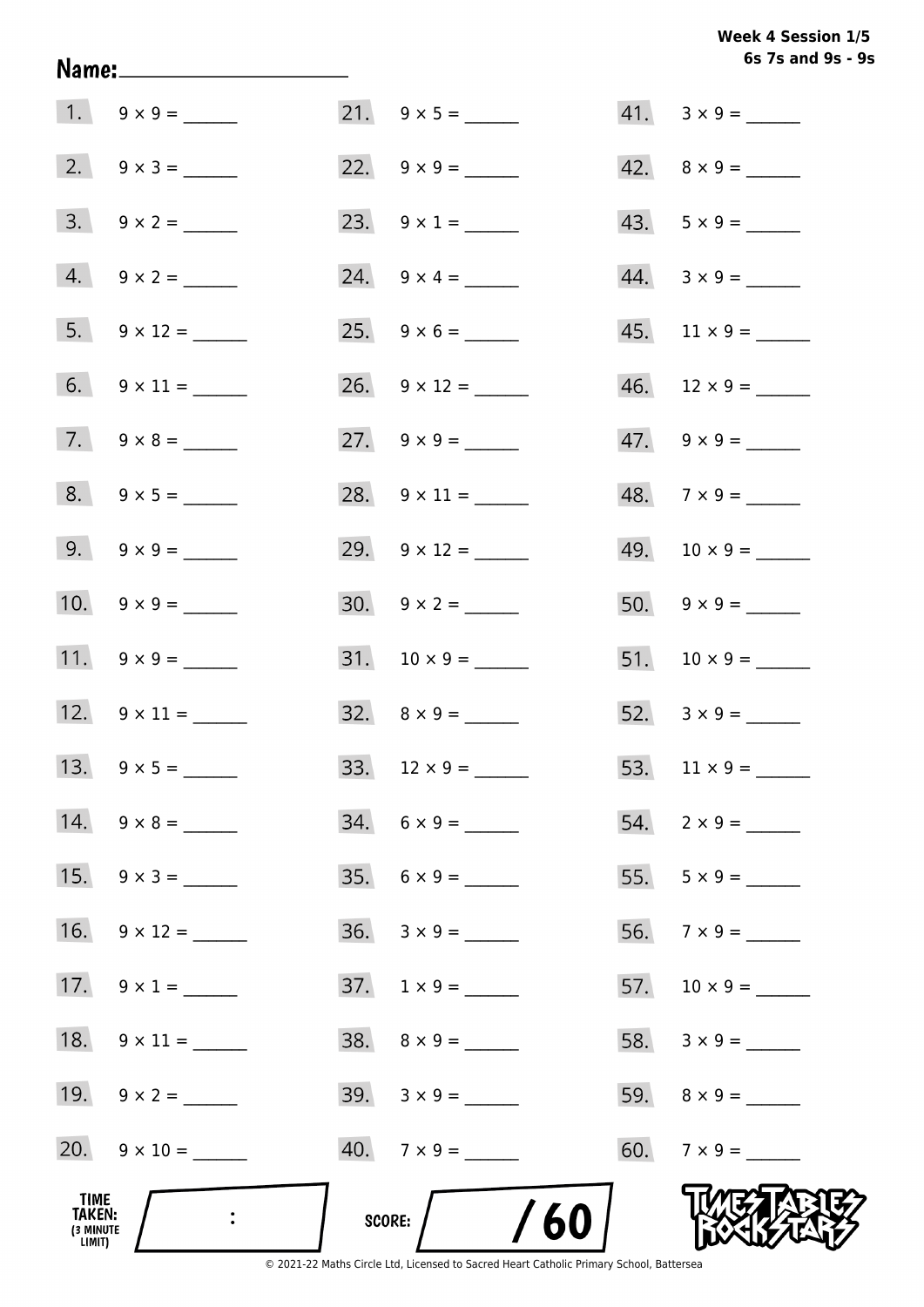**Week 4 Session 1/5**
**6s 7s and 9s - 9s**

**Name:** ____________________

| | | | | | |
|---|---|---|---|---|---|
| 1. | $9 \times 9 =$ ______ | 21. | $9 \times 5 =$ ______ | 41. | $3 \times 9 =$ ______ |
| 2. | $9 \times 3 =$ ______ | 22. | $9 \times 9 =$ ______ | 42. | $8 \times 9 =$ ______ |
| 3. | $9 \times 2 =$ ______ | 23. | $9 \times 1 =$ ______ | 43. | $5 \times 9 =$ ______ |
| 4. | $9 \times 2 =$ ______ | 24. | $9 \times 4 =$ ______ | 44. | $3 \times 9 =$ ______ |
| 5. | $9 \times 12 =$ ______ | 25. | $9 \times 6 =$ ______ | 45. | $11 \times 9 =$ ______ |
| 6. | $9 \times 11 =$ ______ | 26. | $9 \times 12 =$ ______ | 46. | $12 \times 9 =$ ______ |
| 7. | $9 \times 8 =$ ______ | 27. | $9 \times 9 =$ ______ | 47. | $9 \times 9 =$ ______ |
| 8. | $9 \times 5 =$ ______ | 28. | $9 \times 11 =$ ______ | 48. | $7 \times 9 =$ ______ |
| 9. | $9 \times 9 =$ ______ | 29. | $9 \times 12 =$ ______ | 49. | $10 \times 9 =$ ______ |
| 10. | $9 \times 9 =$ ______ | 30. | $9 \times 2 =$ ______ | 50. | $9 \times 9 =$ ______ |
| 11. | $9 \times 9 =$ ______ | 31. | $10 \times 9 =$ ______ | 51. | $10 \times 9 =$ ______ |
| 12. | $9 \times 11 =$ ______ | 32. | $8 \times 9 =$ ______ | 52. | $3 \times 9 =$ ______ |
| 13. | $9 \times 5 =$ ______ | 33. | $12 \times 9 =$ ______ | 53. | $11 \times 9 =$ ______ |
| 14. | $9 \times 8 =$ ______ | 34. | $6 \times 9 =$ ______ | 54. | $2 \times 9 =$ ______ |
| 15. | $9 \times 3 =$ ______ | 35. | $6 \times 9 =$ ______ | 55. | $5 \times 9 =$ ______ |
| 16. | $9 \times 12 =$ ______ | 36. | $3 \times 9 =$ ______ | 56. | $7 \times 9 =$ ______ |
| 17. | $9 \times 1 =$ ______ | 37. | $1 \times 9 =$ ______ | 57. | $10 \times 9 =$ ______ |
| 18. | $9 \times 11 =$ ______ | 38. | $8 \times 9 =$ ______ | 58. | $3 \times 9 =$ ______ |
| 19. | $9 \times 2 =$ ______ | 39. | $3 \times 9 =$ ______ | 59. | $8 \times 9 =$ ______ |
| 20. | $9 \times 10 =$ ______ | 40. | $7 \times 9 =$ ______ | 60. | $7 \times 9 =$ ______ |

**TIME TAKEN:** (3 MINUTE LIMIT) ____ : ____

**SCORE:** ____ / 60

TIMES TABLES ROCK STARS

© 2021-22 Maths Circle Ltd, Licensed to Sacred Heart Catholic Primary School, Battersea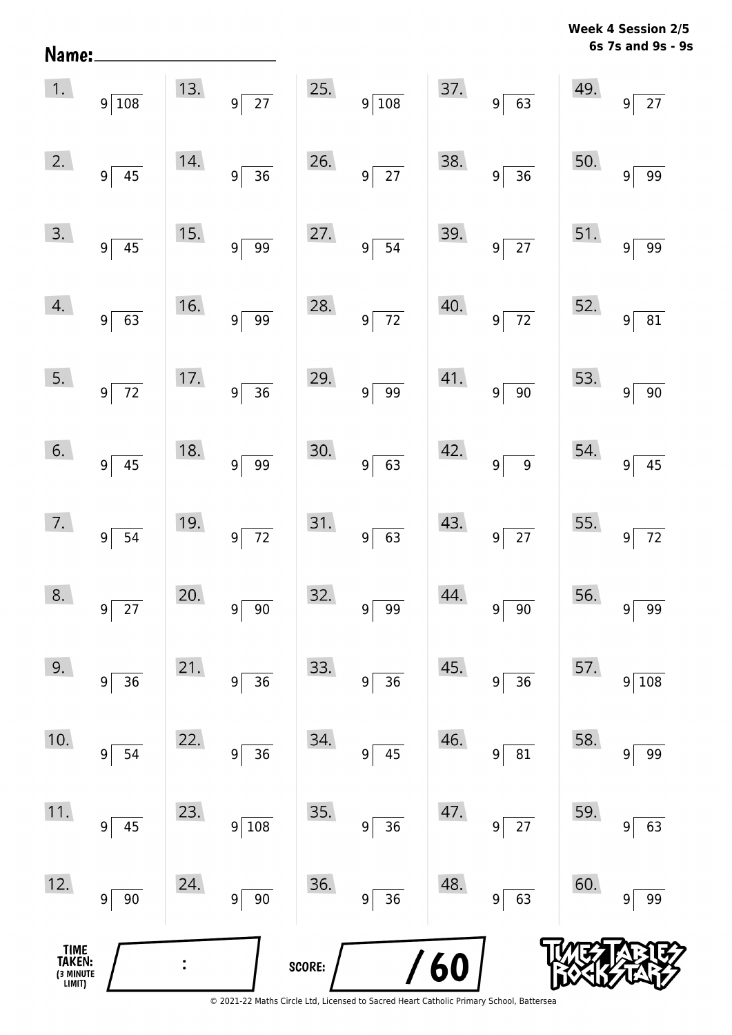Week 4 Session 2/5
6s 7s and 9s - 9s

Name: ____________________

| | | | | |
|---|---|---|---|---|
| 1. $9\overline{)108}$ | 13. $9\overline{)27}$ | 25. $9\overline{)108}$ | 37. $9\overline{)63}$ | 49. $9\overline{)27}$ |
| 2. $9\overline{)45}$ | 14. $9\overline{)36}$ | 26. $9\overline{)27}$ | 38. $9\overline{)36}$ | 50. $9\overline{)99}$ |
| 3. $9\overline{)45}$ | 15. $9\overline{)99}$ | 27. $9\overline{)54}$ | 39. $9\overline{)27}$ | 51. $9\overline{)99}$ |
| 4. $9\overline{)63}$ | 16. $9\overline{)99}$ | 28. $9\overline{)72}$ | 40. $9\overline{)72}$ | 52. $9\overline{)81}$ |
| 5. $9\overline{)72}$ | 17. $9\overline{)36}$ | 29. $9\overline{)99}$ | 41. $9\overline{)90}$ | 53. $9\overline{)90}$ |
| 6. $9\overline{)45}$ | 18. $9\overline{)99}$ | 30. $9\overline{)63}$ | 42. $9\overline{)9}$ | 54. $9\overline{)45}$ |
| 7. $9\overline{)54}$ | 19. $9\overline{)72}$ | 31. $9\overline{)63}$ | 43. $9\overline{)27}$ | 55. $9\overline{)72}$ |
| 8. $9\overline{)27}$ | 20. $9\overline{)90}$ | 32. $9\overline{)99}$ | 44. $9\overline{)90}$ | 56. $9\overline{)99}$ |
| 9. $9\overline{)36}$ | 21. $9\overline{)36}$ | 33. $9\overline{)36}$ | 45. $9\overline{)36}$ | 57. $9\overline{)108}$ |
| 10. $9\overline{)54}$ | 22. $9\overline{)36}$ | 34. $9\overline{)45}$ | 46. $9\overline{)81}$ | 58. $9\overline{)99}$ |
| 11. $9\overline{)45}$ | 23. $9\overline{)108}$ | 35. $9\overline{)36}$ | 47. $9\overline{)27}$ | 59. $9\overline{)63}$ |
| 12. $9\overline{)90}$ | 24. $9\overline{)90}$ | 36. $9\overline{)36}$ | 48. $9\overline{)63}$ | 60. $9\overline{)99}$ |

TIME TAKEN: (3 MINUTE LIMIT) ____ : ____

SCORE: ____ / 60

TIMES TABLES ROCK STARS

© 2021-22 Maths Circle Ltd, Licensed to Sacred Heart Catholic Primary School, Battersea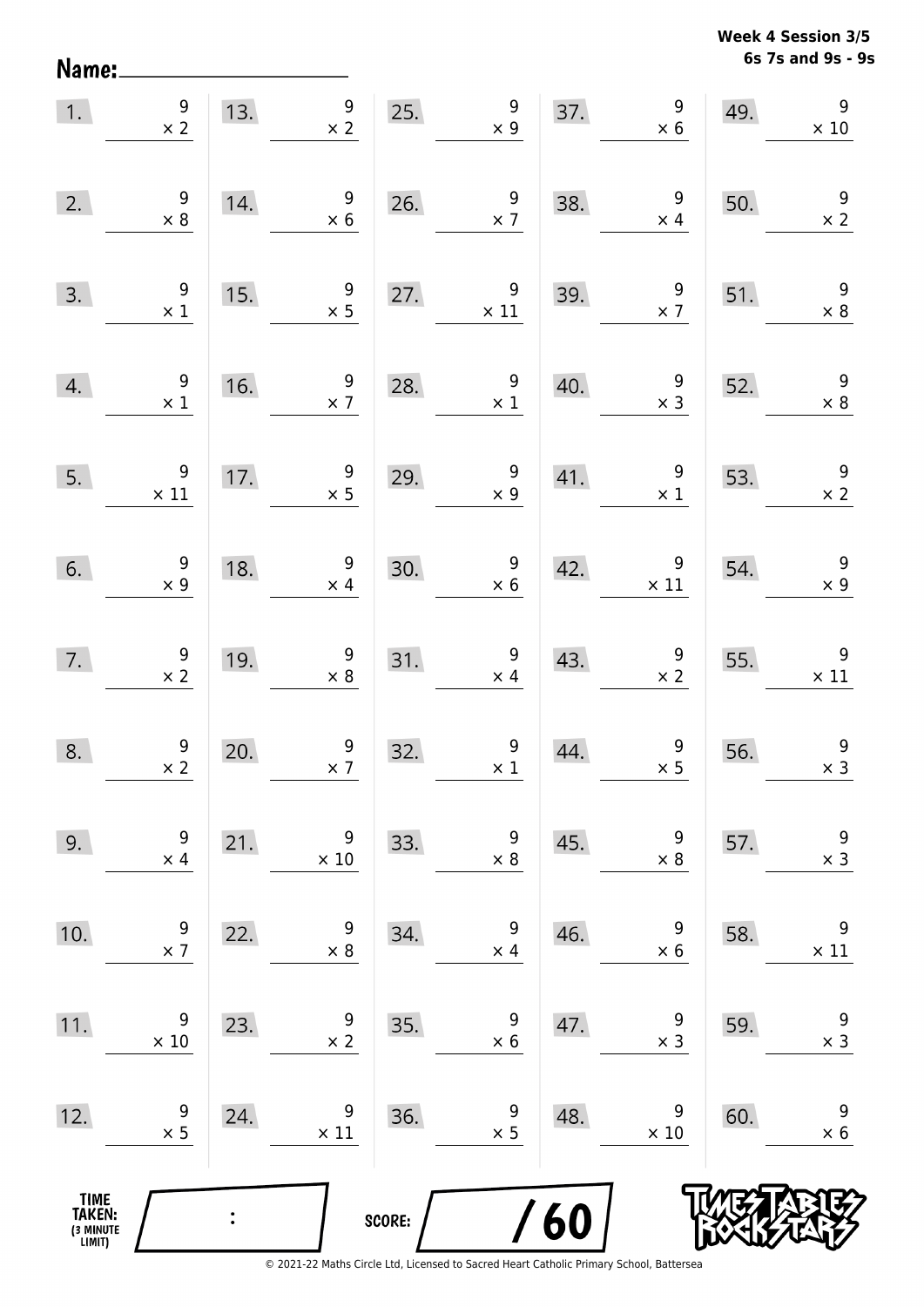Week 4 Session 3/5
6s 7s and 9s - 9s

Name: \_\_\_\_\_\_\_\_\_\_\_\_\_\_\_\_\_\_\_\_

| | | | | | | | | | |
|---|---|---|---|---|---|---|---|---|---|
| 1. | $9 \times 2$ | 13. | $9 \times 2$ | 25. | $9 \times 9$ | 37. | $9 \times 6$ | 49. | $9 \times 10$ |
| 2. | $9 \times 8$ | 14. | $9 \times 6$ | 26. | $9 \times 7$ | 38. | $9 \times 4$ | 50. | $9 \times 2$ |
| 3. | $9 \times 1$ | 15. | $9 \times 5$ | 27. | $9 \times 11$ | 39. | $9 \times 7$ | 51. | $9 \times 8$ |
| 4. | $9 \times 1$ | 16. | $9 \times 7$ | 28. | $9 \times 1$ | 40. | $9 \times 3$ | 52. | $9 \times 8$ |
| 5. | $9 \times 11$ | 17. | $9 \times 5$ | 29. | $9 \times 9$ | 41. | $9 \times 1$ | 53. | $9 \times 2$ |
| 6. | $9 \times 9$ | 18. | $9 \times 4$ | 30. | $9 \times 6$ | 42. | $9 \times 11$ | 54. | $9 \times 9$ |
| 7. | $9 \times 2$ | 19. | $9 \times 8$ | 31. | $9 \times 4$ | 43. | $9 \times 2$ | 55. | $9 \times 11$ |
| 8. | $9 \times 2$ | 20. | $9 \times 7$ | 32. | $9 \times 1$ | 44. | $9 \times 5$ | 56. | $9 \times 3$ |
| 9. | $9 \times 4$ | 21. | $9 \times 10$ | 33. | $9 \times 8$ | 45. | $9 \times 8$ | 57. | $9 \times 3$ |
| 10. | $9 \times 7$ | 22. | $9 \times 8$ | 34. | $9 \times 4$ | 46. | $9 \times 6$ | 58. | $9 \times 11$ |
| 11. | $9 \times 10$ | 23. | $9 \times 2$ | 35. | $9 \times 6$ | 47. | $9 \times 3$ | 59. | $9 \times 3$ |
| 12. | $9 \times 5$ | 24. | $9 \times 11$ | 36. | $9 \times 5$ | 48. | $9 \times 10$ | 60. | $9 \times 6$ |

TIME TAKEN: (3 MINUTE LIMIT) :

SCORE: / 60

© 2021-22 Maths Circle Ltd, Licensed to Sacred Heart Catholic Primary School, Battersea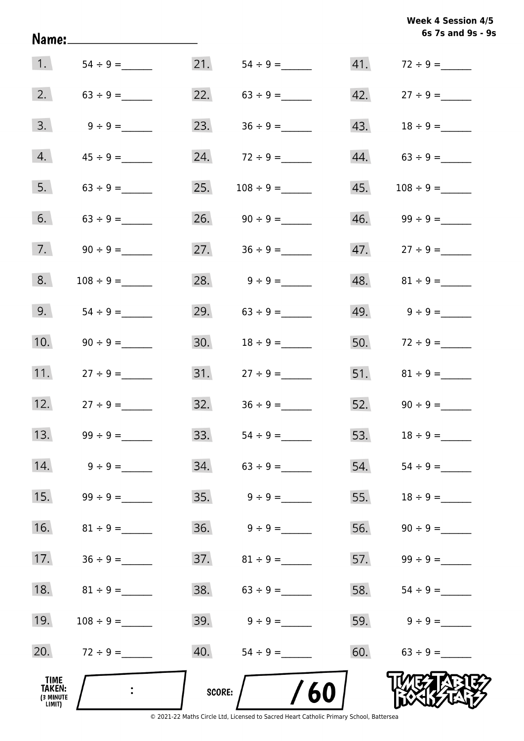Week 4 Session 4/5
6s 7s and 9s - 9s

Name: ____________________

| | | | | | |
|---|---|---|---|---|---|
| 1. | $54 \div 9 =$ ______ | 21. | $54 \div 9 =$ ______ | 41. | $72 \div 9 =$ ______ |
| 2. | $63 \div 9 =$ ______ | 22. | $63 \div 9 =$ ______ | 42. | $27 \div 9 =$ ______ |
| 3. | $9 \div 9 =$ ______ | 23. | $36 \div 9 =$ ______ | 43. | $18 \div 9 =$ ______ |
| 4. | $45 \div 9 =$ ______ | 24. | $72 \div 9 =$ ______ | 44. | $63 \div 9 =$ ______ |
| 5. | $63 \div 9 =$ ______ | 25. | $108 \div 9 =$ ______ | 45. | $108 \div 9 =$ ______ |
| 6. | $63 \div 9 =$ ______ | 26. | $90 \div 9 =$ ______ | 46. | $99 \div 9 =$ ______ |
| 7. | $90 \div 9 =$ ______ | 27. | $36 \div 9 =$ ______ | 47. | $27 \div 9 =$ ______ |
| 8. | $108 \div 9 =$ ______ | 28. | $9 \div 9 =$ ______ | 48. | $81 \div 9 =$ ______ |
| 9. | $54 \div 9 =$ ______ | 29. | $63 \div 9 =$ ______ | 49. | $9 \div 9 =$ ______ |
| 10. | $90 \div 9 =$ ______ | 30. | $18 \div 9 =$ ______ | 50. | $72 \div 9 =$ ______ |
| 11. | $27 \div 9 =$ ______ | 31. | $27 \div 9 =$ ______ | 51. | $81 \div 9 =$ ______ |
| 12. | $27 \div 9 =$ ______ | 32. | $36 \div 9 =$ ______ | 52. | $90 \div 9 =$ ______ |
| 13. | $99 \div 9 =$ ______ | 33. | $54 \div 9 =$ ______ | 53. | $18 \div 9 =$ ______ |
| 14. | $9 \div 9 =$ ______ | 34. | $63 \div 9 =$ ______ | 54. | $54 \div 9 =$ ______ |
| 15. | $99 \div 9 =$ ______ | 35. | $9 \div 9 =$ ______ | 55. | $18 \div 9 =$ ______ |
| 16. | $81 \div 9 =$ ______ | 36. | $9 \div 9 =$ ______ | 56. | $90 \div 9 =$ ______ |
| 17. | $36 \div 9 =$ ______ | 37. | $81 \div 9 =$ ______ | 57. | $99 \div 9 =$ ______ |
| 18. | $81 \div 9 =$ ______ | 38. | $63 \div 9 =$ ______ | 58. | $54 \div 9 =$ ______ |
| 19. | $108 \div 9 =$ ______ | 39. | $9 \div 9 =$ ______ | 59. | $9 \div 9 =$ ______ |
| 20. | $72 \div 9 =$ ______ | 40. | $54 \div 9 =$ ______ | 60. | $63 \div 9 =$ ______ |

TIME TAKEN: (3 MINUTE LIMIT) :

SCORE: / 60

TIMES TABLES ROCK STARS

© 2021-22 Maths Circle Ltd, Licensed to Sacred Heart Catholic Primary School, Battersea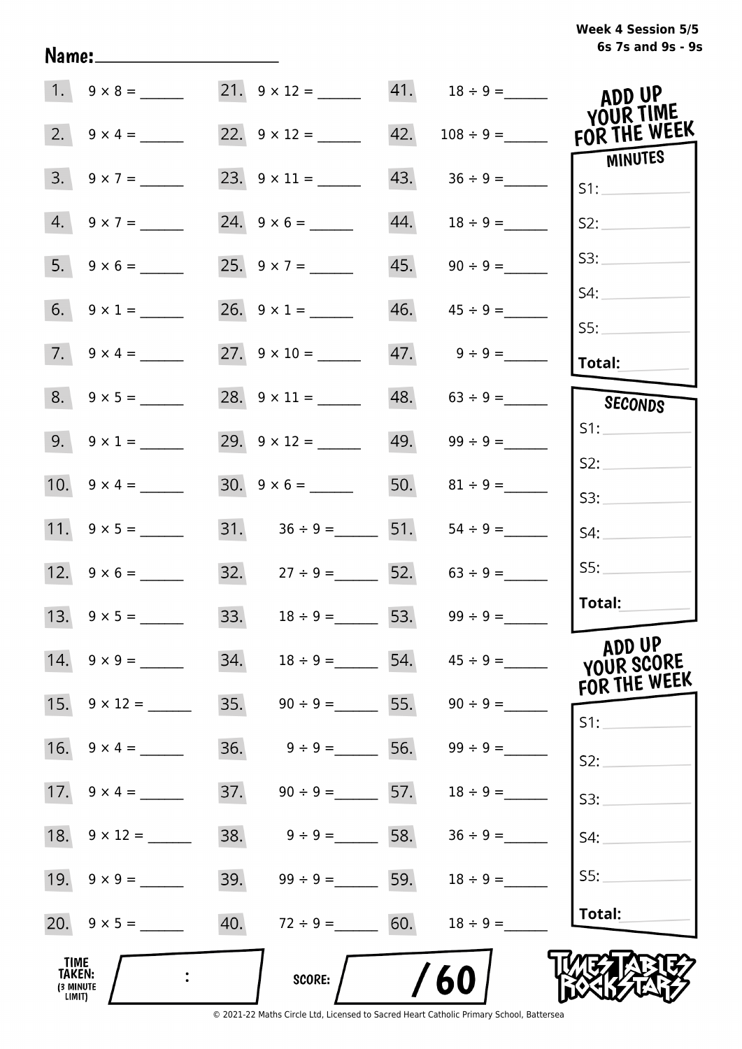Week 4 Session 5/5
6s 7s and 9s - 9s

Name: ____________________

| | | | | | |
|---|---|---|---|---|---|
| 1. | 9 × 8 = ______ | 21. | 9 × 12 = ______ | 41. | 18 ÷ 9 = ______ |
| 2. | 9 × 4 = ______ | 22. | 9 × 12 = ______ | 42. | 108 ÷ 9 = ______ |
| 3. | 9 × 7 = ______ | 23. | 9 × 11 = ______ | 43. | 36 ÷ 9 = ______ |
| 4. | 9 × 7 = ______ | 24. | 9 × 6 = ______ | 44. | 18 ÷ 9 = ______ |
| 5. | 9 × 6 = ______ | 25. | 9 × 7 = ______ | 45. | 90 ÷ 9 = ______ |
| 6. | 9 × 1 = ______ | 26. | 9 × 1 = ______ | 46. | 45 ÷ 9 = ______ |
| 7. | 9 × 4 = ______ | 27. | 9 × 10 = ______ | 47. | 9 ÷ 9 = ______ |
| 8. | 9 × 5 = ______ | 28. | 9 × 11 = ______ | 48. | 63 ÷ 9 = ______ |
| 9. | 9 × 1 = ______ | 29. | 9 × 12 = ______ | 49. | 99 ÷ 9 = ______ |
| 10. | 9 × 4 = ______ | 30. | 9 × 6 = ______ | 50. | 81 ÷ 9 = ______ |
| 11. | 9 × 5 = ______ | 31. | 36 ÷ 9 = ______ | 51. | 54 ÷ 9 = ______ |
| 12. | 9 × 6 = ______ | 32. | 27 ÷ 9 = ______ | 52. | 63 ÷ 9 = ______ |
| 13. | 9 × 5 = ______ | 33. | 18 ÷ 9 = ______ | 53. | 99 ÷ 9 = ______ |
| 14. | 9 × 9 = ______ | 34. | 18 ÷ 9 = ______ | 54. | 45 ÷ 9 = ______ |
| 15. | 9 × 12 = ______ | 35. | 90 ÷ 9 = ______ | 55. | 90 ÷ 9 = ______ |
| 16. | 9 × 4 = ______ | 36. | 9 ÷ 9 = ______ | 56. | 99 ÷ 9 = ______ |
| 17. | 9 × 4 = ______ | 37. | 90 ÷ 9 = ______ | 57. | 18 ÷ 9 = ______ |
| 18. | 9 × 12 = ______ | 38. | 9 ÷ 9 = ______ | 58. | 36 ÷ 9 = ______ |
| 19. | 9 × 9 = ______ | 39. | 99 ÷ 9 = ______ | 59. | 18 ÷ 9 = ______ |
| 20. | 9 × 5 = ______ | 40. | 72 ÷ 9 = ______ | 60. | 18 ÷ 9 = ______ |

## ADD UP YOUR TIME FOR THE WEEK

**MINUTES**

S1: ______
S2: ______
S3: ______
S4: ______
S5: ______
**Total:** ______

**SECONDS**

S1: ______
S2: ______
S3: ______
S4: ______
S5: ______
**Total:** ______

## ADD UP YOUR SCORE FOR THE WEEK

S1: ______
S2: ______
S3: ______
S4: ______
S5: ______
**Total:** ______

**TIME TAKEN:** (3 MINUTE LIMIT) ___ : ___

**SCORE:** ___ / 60

TIMES TABLES ROCK STARS

© 2021-22 Maths Circle Ltd, Licensed to Sacred Heart Catholic Primary School, Battersea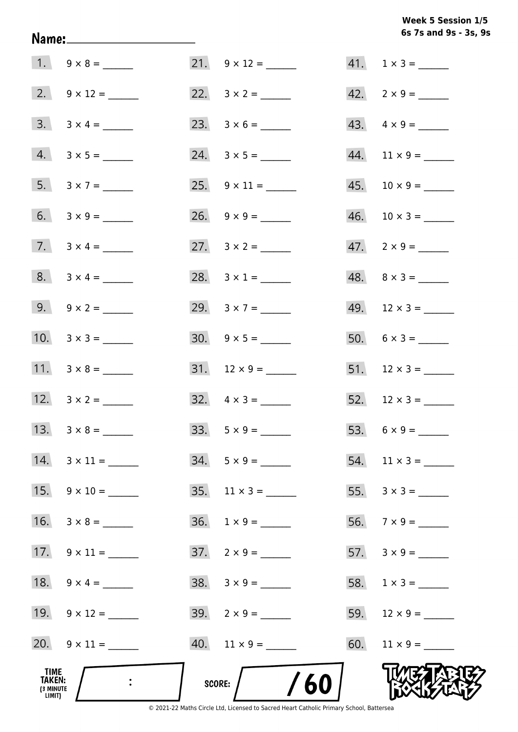Week 5 Session 1/5
6s 7s and 9s - 3s, 9s

Name:____________________

1. 9 × 8 = ______
2. 9 × 12 = ______
3. 3 × 4 = ______
4. 3 × 5 = ______
5. 3 × 7 = ______
6. 3 × 9 = ______
7. 3 × 4 = ______
8. 3 × 4 = ______
9. 9 × 2 = ______
10. 3 × 3 = ______
11. 3 × 8 = ______
12. 3 × 2 = ______
13. 3 × 8 = ______
14. 3 × 11 = ______
15. 9 × 10 = ______
16. 3 × 8 = ______
17. 9 × 11 = ______
18. 9 × 4 = ______
19. 9 × 12 = ______
20. 9 × 11 = ______
21. 9 × 12 = ______
22. 3 × 2 = ______
23. 3 × 6 = ______
24. 3 × 5 = ______
25. 9 × 11 = ______
26. 9 × 9 = ______
27. 3 × 2 = ______
28. 3 × 1 = ______
29. 3 × 7 = ______
30. 9 × 5 = ______
31. 12 × 9 = ______
32. 4 × 3 = ______
33. 5 × 9 = ______
34. 5 × 9 = ______
35. 11 × 3 = ______
36. 1 × 9 = ______
37. 2 × 9 = ______
38. 3 × 9 = ______
39. 2 × 9 = ______
40. 11 × 9 = ______
41. 1 × 3 = ______
42. 2 × 9 = ______
43. 4 × 9 = ______
44. 11 × 9 = ______
45. 10 × 9 = ______
46. 10 × 3 = ______
47. 2 × 9 = ______
48. 8 × 3 = ______
49. 12 × 3 = ______
50. 6 × 3 = ______
51. 12 × 3 = ______
52. 12 × 3 = ______
53. 6 × 9 = ______
54. 11 × 3 = ______
55. 3 × 3 = ______
56. 7 × 9 = ______
57. 3 × 9 = ______
58. 1 × 3 = ______
59. 12 × 9 = ______
60. 11 × 9 = ______

TIME TAKEN: (3 MINUTE LIMIT) :

SCORE: / 60

© 2021-22 Maths Circle Ltd, Licensed to Sacred Heart Catholic Primary School, Battersea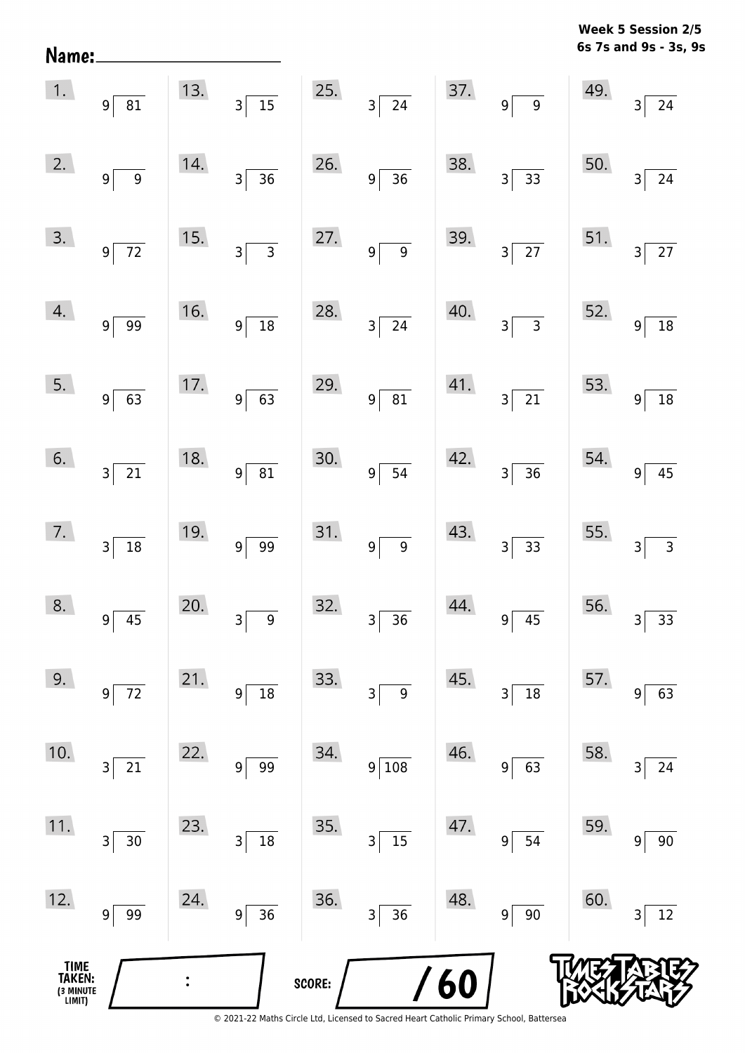**Week 5 Session 2/5**
**6s 7s and 9s - 3s, 9s**

**Name:** ____________________

| | | | | |
|---|---|---|---|---|
| 1. $81 \div 9$ | 13. $15 \div 3$ | 25. $24 \div 3$ | 37. $9 \div 9$ | 49. $24 \div 3$ |
| 2. $9 \div 9$ | 14. $36 \div 3$ | 26. $36 \div 9$ | 38. $33 \div 3$ | 50. $24 \div 3$ |
| 3. $72 \div 9$ | 15. $3 \div 3$ | 27. $9 \div 9$ | 39. $27 \div 3$ | 51. $27 \div 3$ |
| 4. $99 \div 9$ | 16. $18 \div 9$ | 28. $24 \div 3$ | 40. $3 \div 3$ | 52. $18 \div 9$ |
| 5. $63 \div 9$ | 17. $63 \div 9$ | 29. $81 \div 9$ | 41. $21 \div 3$ | 53. $18 \div 9$ |
| 6. $21 \div 3$ | 18. $81 \div 9$ | 30. $54 \div 9$ | 42. $36 \div 3$ | 54. $45 \div 9$ |
| 7. $18 \div 3$ | 19. $99 \div 9$ | 31. $9 \div 9$ | 43. $33 \div 3$ | 55. $3 \div 3$ |
| 8. $45 \div 9$ | 20. $9 \div 3$ | 32. $36 \div 3$ | 44. $45 \div 9$ | 56. $33 \div 3$ |
| 9. $72 \div 9$ | 21. $18 \div 9$ | 33. $9 \div 3$ | 45. $18 \div 3$ | 57. $63 \div 9$ |
| 10. $21 \div 3$ | 22. $99 \div 9$ | 34. $108 \div 9$ | 46. $63 \div 9$ | 58. $24 \div 3$ |
| 11. $30 \div 3$ | 23. $18 \div 3$ | 35. $15 \div 3$ | 47. $54 \div 9$ | 59. $90 \div 9$ |
| 12. $99 \div 9$ | 24. $36 \div 9$ | 36. $36 \div 3$ | 48. $90 \div 9$ | 60. $12 \div 3$ |

**TIME TAKEN:** (3 MINUTE LIMIT) ____ : ____

**SCORE:** ____ / 60

TIMES TABLES ROCK STARS

© 2021-22 Maths Circle Ltd, Licensed to Sacred Heart Catholic Primary School, Battersea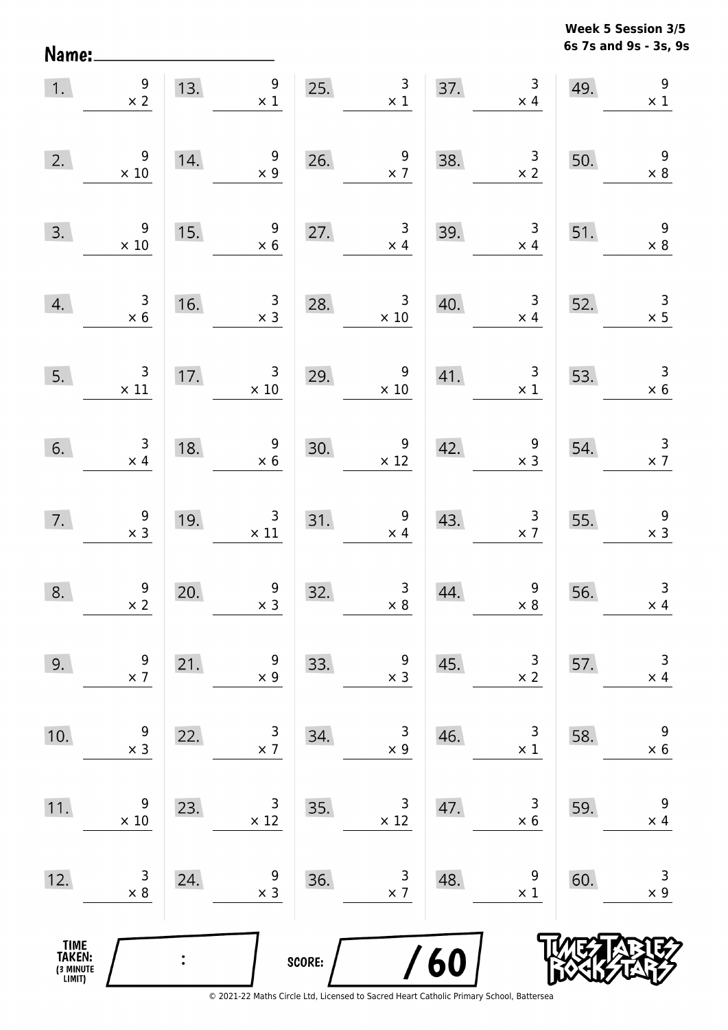Week 5 Session 3/5
6s 7s and 9s - 3s, 9s

Name: ____________________

| | | | | | | | | | |
|---|---|---|---|---|---|---|---|---|---|
| 1. | $9 \times 2$ | 13. | $9 \times 1$ | 25. | $3 \times 1$ | 37. | $3 \times 4$ | 49. | $9 \times 1$ |
| 2. | $9 \times 10$ | 14. | $9 \times 9$ | 26. | $9 \times 7$ | 38. | $3 \times 2$ | 50. | $9 \times 8$ |
| 3. | $9 \times 10$ | 15. | $9 \times 6$ | 27. | $3 \times 4$ | 39. | $3 \times 4$ | 51. | $9 \times 8$ |
| 4. | $3 \times 6$ | 16. | $3 \times 3$ | 28. | $3 \times 10$ | 40. | $3 \times 4$ | 52. | $3 \times 5$ |
| 5. | $3 \times 11$ | 17. | $3 \times 10$ | 29. | $9 \times 10$ | 41. | $3 \times 1$ | 53. | $3 \times 6$ |
| 6. | $3 \times 4$ | 18. | $9 \times 6$ | 30. | $9 \times 12$ | 42. | $9 \times 3$ | 54. | $3 \times 7$ |
| 7. | $9 \times 3$ | 19. | $3 \times 11$ | 31. | $9 \times 4$ | 43. | $3 \times 7$ | 55. | $9 \times 3$ |
| 8. | $9 \times 2$ | 20. | $9 \times 3$ | 32. | $3 \times 8$ | 44. | $9 \times 8$ | 56. | $3 \times 4$ |
| 9. | $9 \times 7$ | 21. | $9 \times 9$ | 33. | $9 \times 3$ | 45. | $3 \times 2$ | 57. | $3 \times 4$ |
| 10. | $9 \times 3$ | 22. | $3 \times 7$ | 34. | $3 \times 9$ | 46. | $3 \times 1$ | 58. | $9 \times 6$ |
| 11. | $9 \times 10$ | 23. | $3 \times 12$ | 35. | $3 \times 12$ | 47. | $3 \times 6$ | 59. | $9 \times 4$ |
| 12. | $3 \times 8$ | 24. | $9 \times 3$ | 36. | $3 \times 7$ | 48. | $9 \times 1$ | 60. | $3 \times 9$ |

TIME TAKEN: (3 MINUTE LIMIT) ____ : ____

SCORE: ____ / 60

TIMES TABLES ROCK STARS

© 2021-22 Maths Circle Ltd, Licensed to Sacred Heart Catholic Primary School, Battersea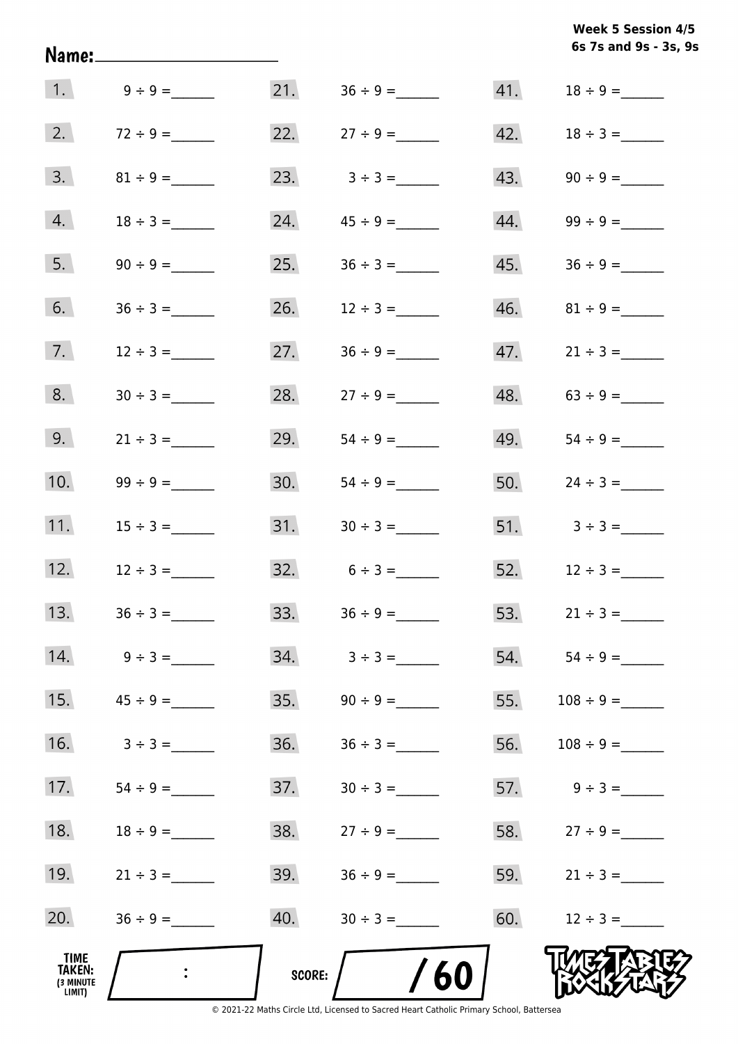Week 5 Session 4/5
6s 7s and 9s - 3s, 9s

Name:____________________

| | | | | | |
|---|---|---|---|---|---|
| 1. | 9 ÷ 9 = ______ | 21. | 36 ÷ 9 = ______ | 41. | 18 ÷ 9 = ______ |
| 2. | 72 ÷ 9 = ______ | 22. | 27 ÷ 9 = ______ | 42. | 18 ÷ 3 = ______ |
| 3. | 81 ÷ 9 = ______ | 23. | 3 ÷ 3 = ______ | 43. | 90 ÷ 9 = ______ |
| 4. | 18 ÷ 3 = ______ | 24. | 45 ÷ 9 = ______ | 44. | 99 ÷ 9 = ______ |
| 5. | 90 ÷ 9 = ______ | 25. | 36 ÷ 3 = ______ | 45. | 36 ÷ 9 = ______ |
| 6. | 36 ÷ 3 = ______ | 26. | 12 ÷ 3 = ______ | 46. | 81 ÷ 9 = ______ |
| 7. | 12 ÷ 3 = ______ | 27. | 36 ÷ 9 = ______ | 47. | 21 ÷ 3 = ______ |
| 8. | 30 ÷ 3 = ______ | 28. | 27 ÷ 9 = ______ | 48. | 63 ÷ 9 = ______ |
| 9. | 21 ÷ 3 = ______ | 29. | 54 ÷ 9 = ______ | 49. | 54 ÷ 9 = ______ |
| 10. | 99 ÷ 9 = ______ | 30. | 54 ÷ 9 = ______ | 50. | 24 ÷ 3 = ______ |
| 11. | 15 ÷ 3 = ______ | 31. | 30 ÷ 3 = ______ | 51. | 3 ÷ 3 = ______ |
| 12. | 12 ÷ 3 = ______ | 32. | 6 ÷ 3 = ______ | 52. | 12 ÷ 3 = ______ |
| 13. | 36 ÷ 3 = ______ | 33. | 36 ÷ 9 = ______ | 53. | 21 ÷ 3 = ______ |
| 14. | 9 ÷ 3 = ______ | 34. | 3 ÷ 3 = ______ | 54. | 54 ÷ 9 = ______ |
| 15. | 45 ÷ 9 = ______ | 35. | 90 ÷ 9 = ______ | 55. | 108 ÷ 9 = ______ |
| 16. | 3 ÷ 3 = ______ | 36. | 36 ÷ 3 = ______ | 56. | 108 ÷ 9 = ______ |
| 17. | 54 ÷ 9 = ______ | 37. | 30 ÷ 3 = ______ | 57. | 9 ÷ 3 = ______ |
| 18. | 18 ÷ 9 = ______ | 38. | 27 ÷ 9 = ______ | 58. | 27 ÷ 9 = ______ |
| 19. | 21 ÷ 3 = ______ | 39. | 36 ÷ 9 = ______ | 59. | 21 ÷ 3 = ______ |
| 20. | 36 ÷ 9 = ______ | 40. | 30 ÷ 3 = ______ | 60. | 12 ÷ 3 = ______ |

TIME TAKEN: (3 MINUTE LIMIT) ____ : ____

SCORE: ____ / 60

TIMES TABLES ROCK STARS

© 2021-22 Maths Circle Ltd, Licensed to Sacred Heart Catholic Primary School, Battersea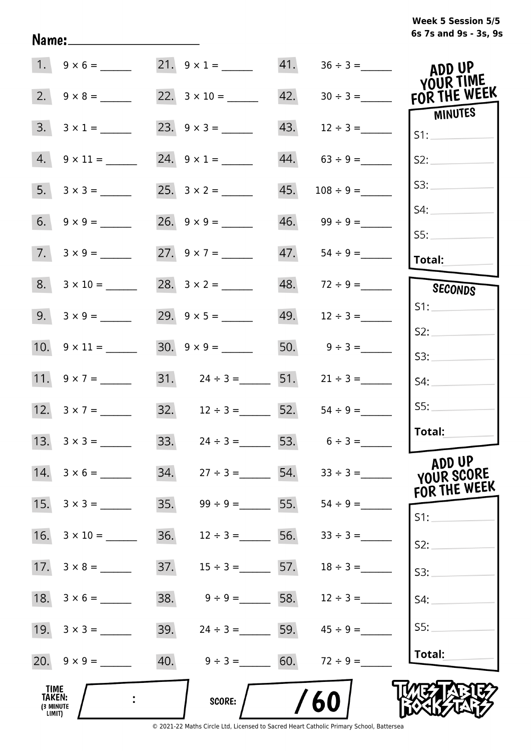**Week 5 Session 5/5**
**6s 7s and 9s - 3s, 9s**

Name: ____________________

| | | | | | |
|---|---|---|---|---|---|
| 1. | 9 × 6 = ______ | 21. | 9 × 1 = ______ | 41. | 36 ÷ 3 = ______ |
| 2. | 9 × 8 = ______ | 22. | 3 × 10 = ______ | 42. | 30 ÷ 3 = ______ |
| 3. | 3 × 1 = ______ | 23. | 9 × 3 = ______ | 43. | 12 ÷ 3 = ______ |
| 4. | 9 × 11 = ______ | 24. | 9 × 1 = ______ | 44. | 63 ÷ 9 = ______ |
| 5. | 3 × 3 = ______ | 25. | 3 × 2 = ______ | 45. | 108 ÷ 9 = ______ |
| 6. | 9 × 9 = ______ | 26. | 9 × 9 = ______ | 46. | 99 ÷ 9 = ______ |
| 7. | 3 × 9 = ______ | 27. | 9 × 7 = ______ | 47. | 54 ÷ 9 = ______ |
| 8. | 3 × 10 = ______ | 28. | 3 × 2 = ______ | 48. | 72 ÷ 9 = ______ |
| 9. | 3 × 9 = ______ | 29. | 9 × 5 = ______ | 49. | 12 ÷ 3 = ______ |
| 10. | 9 × 11 = ______ | 30. | 9 × 9 = ______ | 50. | 9 ÷ 3 = ______ |
| 11. | 9 × 7 = ______ | 31. | 24 ÷ 3 = ______ | 51. | 21 ÷ 3 = ______ |
| 12. | 3 × 7 = ______ | 32. | 12 ÷ 3 = ______ | 52. | 54 ÷ 9 = ______ |
| 13. | 3 × 3 = ______ | 33. | 24 ÷ 3 = ______ | 53. | 6 ÷ 3 = ______ |
| 14. | 3 × 6 = ______ | 34. | 27 ÷ 3 = ______ | 54. | 33 ÷ 3 = ______ |
| 15. | 3 × 3 = ______ | 35. | 99 ÷ 9 = ______ | 55. | 54 ÷ 9 = ______ |
| 16. | 3 × 10 = ______ | 36. | 12 ÷ 3 = ______ | 56. | 33 ÷ 3 = ______ |
| 17. | 3 × 8 = ______ | 37. | 15 ÷ 3 = ______ | 57. | 18 ÷ 3 = ______ |
| 18. | 3 × 6 = ______ | 38. | 9 ÷ 9 = ______ | 58. | 12 ÷ 3 = ______ |
| 19. | 3 × 3 = ______ | 39. | 24 ÷ 3 = ______ | 59. | 45 ÷ 9 = ______ |
| 20. | 9 × 9 = ______ | 40. | 9 ÷ 3 = ______ | 60. | 72 ÷ 9 = ______ |

**ADD UP YOUR TIME FOR THE WEEK**

**MINUTES**

S1: ______
S2: ______
S3: ______
S4: ______
S5: ______
**Total:** ______

**SECONDS**

S1: ______
S2: ______
S3: ______
S4: ______
S5: ______
**Total:** ______

**ADD UP YOUR SCORE FOR THE WEEK**

S1: ______
S2: ______
S3: ______
S4: ______
S5: ______
**Total:** ______

**TIME TAKEN:** (3 MINUTE LIMIT) ____ : ____

**SCORE:** ____ / 60

TIMES TABLES ROCK STARS

© 2021-22 Maths Circle Ltd, Licensed to Sacred Heart Catholic Primary School, Battersea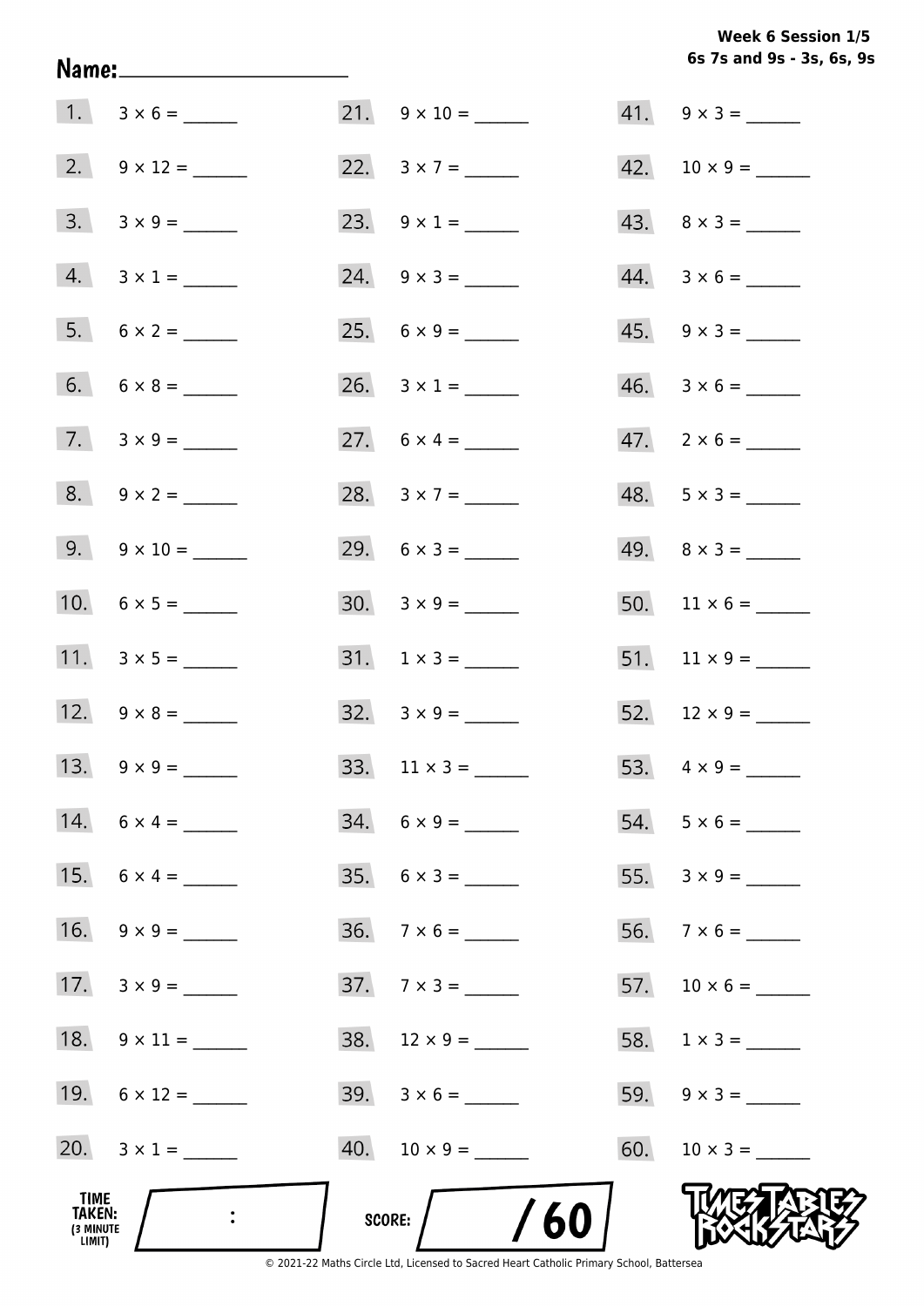**Week 6 Session 1/5**
**6s 7s and 9s - 3s, 6s, 9s**

Name: ____________________

| | | | | | |
|---|---|---|---|---|---|
| 1. | 3 × 6 = ______ | 21. | 9 × 10 = ______ | 41. | 9 × 3 = ______ |
| 2. | 9 × 12 = ______ | 22. | 3 × 7 = ______ | 42. | 10 × 9 = ______ |
| 3. | 3 × 9 = ______ | 23. | 9 × 1 = ______ | 43. | 8 × 3 = ______ |
| 4. | 3 × 1 = ______ | 24. | 9 × 3 = ______ | 44. | 3 × 6 = ______ |
| 5. | 6 × 2 = ______ | 25. | 6 × 9 = ______ | 45. | 9 × 3 = ______ |
| 6. | 6 × 8 = ______ | 26. | 3 × 1 = ______ | 46. | 3 × 6 = ______ |
| 7. | 3 × 9 = ______ | 27. | 6 × 4 = ______ | 47. | 2 × 6 = ______ |
| 8. | 9 × 2 = ______ | 28. | 3 × 7 = ______ | 48. | 5 × 3 = ______ |
| 9. | 9 × 10 = ______ | 29. | 6 × 3 = ______ | 49. | 8 × 3 = ______ |
| 10. | 6 × 5 = ______ | 30. | 3 × 9 = ______ | 50. | 11 × 6 = ______ |
| 11. | 3 × 5 = ______ | 31. | 1 × 3 = ______ | 51. | 11 × 9 = ______ |
| 12. | 9 × 8 = ______ | 32. | 3 × 9 = ______ | 52. | 12 × 9 = ______ |
| 13. | 9 × 9 = ______ | 33. | 11 × 3 = ______ | 53. | 4 × 9 = ______ |
| 14. | 6 × 4 = ______ | 34. | 6 × 9 = ______ | 54. | 5 × 6 = ______ |
| 15. | 6 × 4 = ______ | 35. | 6 × 3 = ______ | 55. | 3 × 9 = ______ |
| 16. | 9 × 9 = ______ | 36. | 7 × 6 = ______ | 56. | 7 × 6 = ______ |
| 17. | 3 × 9 = ______ | 37. | 7 × 3 = ______ | 57. | 10 × 6 = ______ |
| 18. | 9 × 11 = ______ | 38. | 12 × 9 = ______ | 58. | 1 × 3 = ______ |
| 19. | 6 × 12 = ______ | 39. | 3 × 6 = ______ | 59. | 9 × 3 = ______ |
| 20. | 3 × 1 = ______ | 40. | 10 × 9 = ______ | 60. | 10 × 3 = ______ |

TIME TAKEN: (3 MINUTE LIMIT) ____ : ____

SCORE: ____ / 60

TIMES TABLES ROCK STARS

© 2021-22 Maths Circle Ltd, Licensed to Sacred Heart Catholic Primary School, Battersea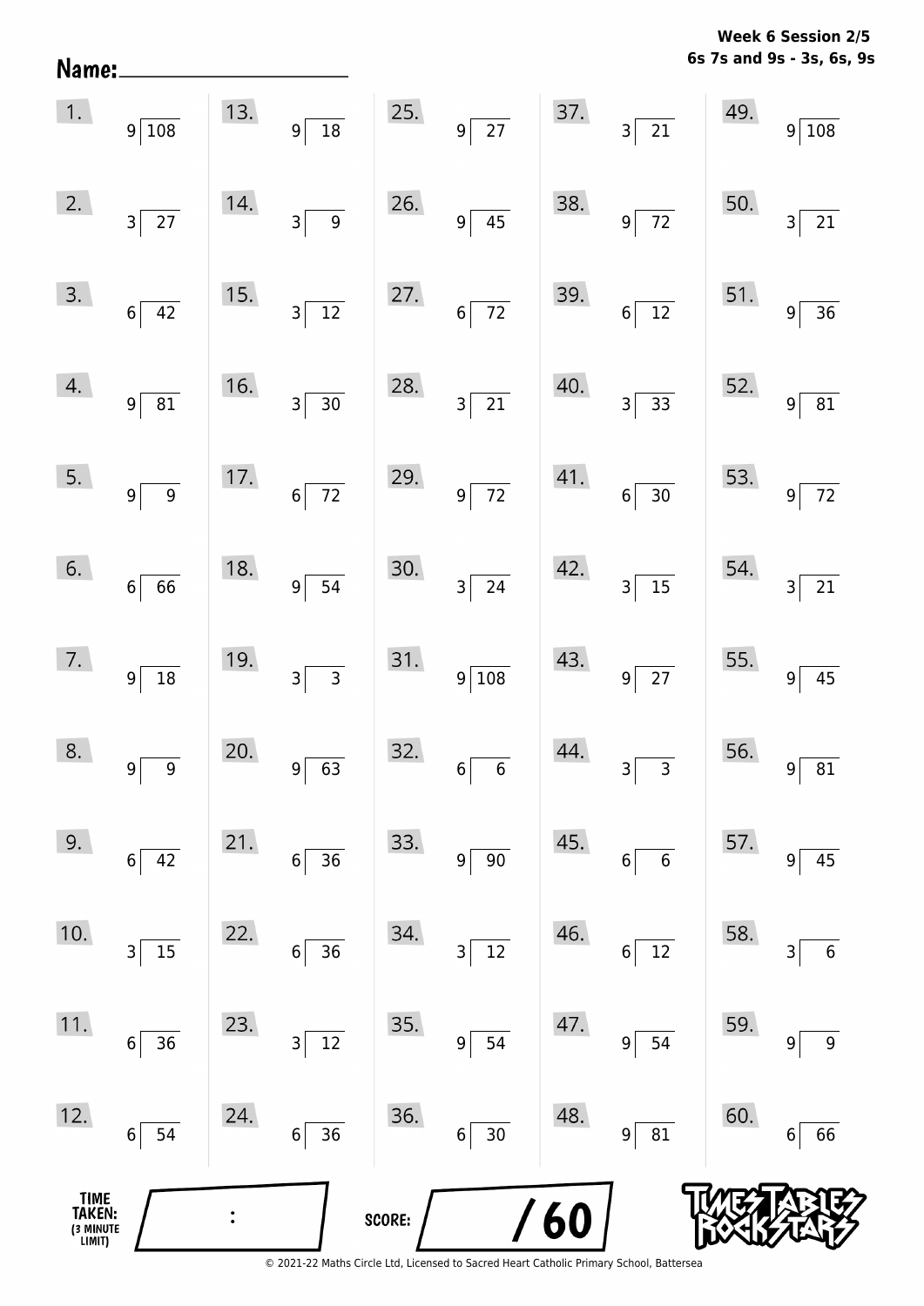**Week 6 Session 2/5**
**6s 7s and 9s - 3s, 6s, 9s**

Name: ____________________

| | | | | |
|---|---|---|---|---|
| 1. $108 \div 9$ | 13. $18 \div 9$ | 25. $27 \div 9$ | 37. $21 \div 3$ | 49. $108 \div 9$ |
| 2. $27 \div 3$ | 14. $9 \div 3$ | 26. $45 \div 9$ | 38. $72 \div 9$ | 50. $21 \div 3$ |
| 3. $42 \div 6$ | 15. $12 \div 3$ | 27. $72 \div 6$ | 39. $12 \div 6$ | 51. $36 \div 9$ |
| 4. $81 \div 9$ | 16. $30 \div 3$ | 28. $21 \div 3$ | 40. $33 \div 3$ | 52. $81 \div 9$ |
| 5. $9 \div 9$ | 17. $72 \div 6$ | 29. $72 \div 9$ | 41. $30 \div 6$ | 53. $72 \div 9$ |
| 6. $66 \div 6$ | 18. $54 \div 9$ | 30. $24 \div 3$ | 42. $15 \div 3$ | 54. $21 \div 3$ |
| 7. $18 \div 9$ | 19. $3 \div 3$ | 31. $108 \div 9$ | 43. $27 \div 9$ | 55. $45 \div 9$ |
| 8. $9 \div 9$ | 20. $63 \div 9$ | 32. $6 \div 6$ | 44. $3 \div 3$ | 56. $81 \div 9$ |
| 9. $42 \div 6$ | 21. $36 \div 6$ | 33. $90 \div 9$ | 45. $6 \div 6$ | 57. $45 \div 9$ |
| 10. $15 \div 3$ | 22. $36 \div 6$ | 34. $12 \div 3$ | 46. $12 \div 6$ | 58. $6 \div 3$ |
| 11. $36 \div 6$ | 23. $12 \div 3$ | 35. $54 \div 9$ | 47. $54 \div 9$ | 59. $9 \div 9$ |
| 12. $54 \div 6$ | 24. $36 \div 6$ | 36. $30 \div 6$ | 48. $81 \div 9$ | 60. $66 \div 6$ |

TIME TAKEN: (3 MINUTE LIMIT) ____ : ____

SCORE: ____ / 60

TIMES TABLES ROCK STARS

© 2021-22 Maths Circle Ltd, Licensed to Sacred Heart Catholic Primary School, Battersea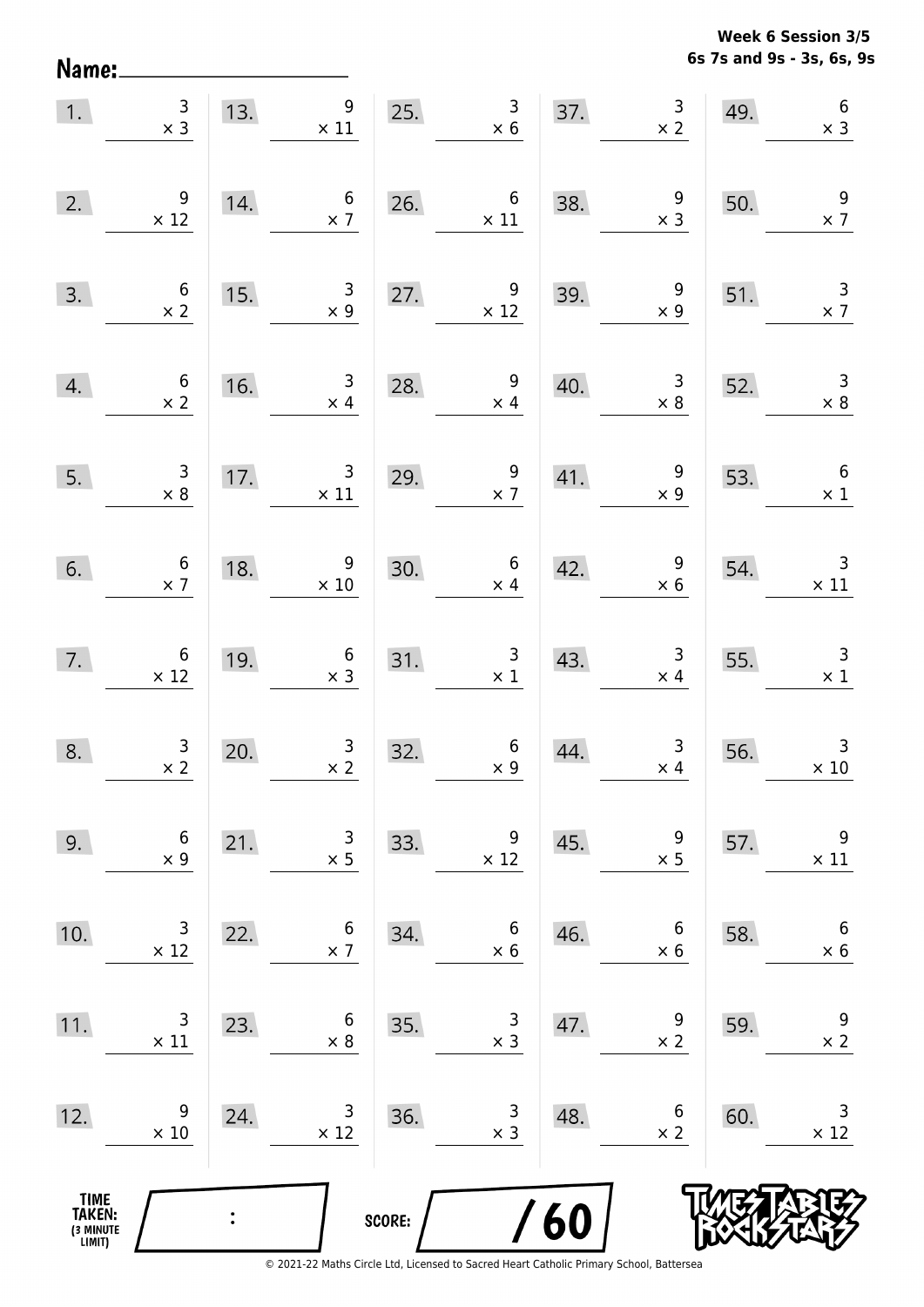Week 6 Session 3/5
6s 7s and 9s - 3s, 6s, 9s

Name:

| | | | | | | | | | |
|---|---|---|---|---|---|---|---|---|---|
| 1. | $3 \times 3$ | 13. | $9 \times 11$ | 25. | $3 \times 6$ | 37. | $3 \times 2$ | 49. | $6 \times 3$ |
| 2. | $9 \times 12$ | 14. | $6 \times 7$ | 26. | $6 \times 11$ | 38. | $9 \times 3$ | 50. | $9 \times 7$ |
| 3. | $6 \times 2$ | 15. | $3 \times 9$ | 27. | $9 \times 12$ | 39. | $9 \times 9$ | 51. | $3 \times 7$ |
| 4. | $6 \times 2$ | 16. | $3 \times 4$ | 28. | $9 \times 4$ | 40. | $3 \times 8$ | 52. | $3 \times 8$ |
| 5. | $3 \times 8$ | 17. | $3 \times 11$ | 29. | $9 \times 7$ | 41. | $9 \times 9$ | 53. | $6 \times 1$ |
| 6. | $6 \times 7$ | 18. | $9 \times 10$ | 30. | $6 \times 4$ | 42. | $9 \times 6$ | 54. | $3 \times 11$ |
| 7. | $6 \times 12$ | 19. | $6 \times 3$ | 31. | $3 \times 1$ | 43. | $3 \times 4$ | 55. | $3 \times 1$ |
| 8. | $3 \times 2$ | 20. | $3 \times 2$ | 32. | $6 \times 9$ | 44. | $3 \times 4$ | 56. | $3 \times 10$ |
| 9. | $6 \times 9$ | 21. | $3 \times 5$ | 33. | $9 \times 12$ | 45. | $9 \times 5$ | 57. | $9 \times 11$ |
| 10. | $3 \times 12$ | 22. | $6 \times 7$ | 34. | $6 \times 6$ | 46. | $6 \times 6$ | 58. | $6 \times 6$ |
| 11. | $3 \times 11$ | 23. | $6 \times 8$ | 35. | $3 \times 3$ | 47. | $9 \times 2$ | 59. | $9 \times 2$ |
| 12. | $9 \times 10$ | 24. | $3 \times 12$ | 36. | $3 \times 3$ | 48. | $6 \times 2$ | 60. | $3 \times 12$ |

TIME TAKEN: (3 MINUTE LIMIT) :

SCORE: / 60

© 2021-22 Maths Circle Ltd, Licensed to Sacred Heart Catholic Primary School, Battersea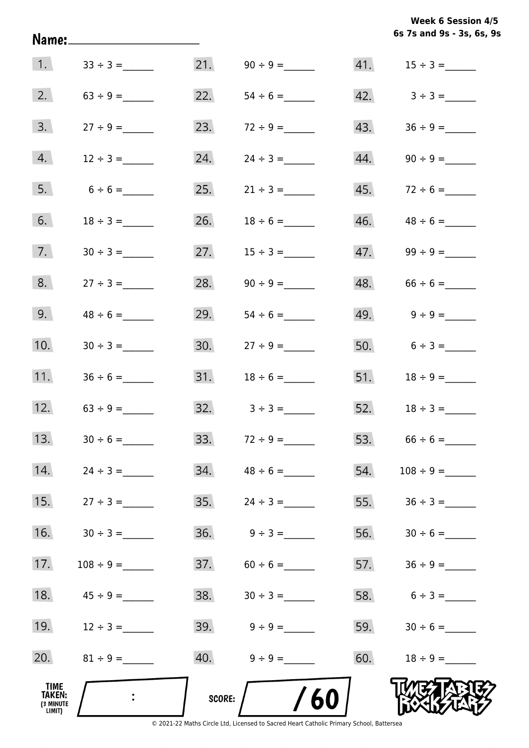Week 6 Session 4/5
6s 7s and 9s - 3s, 6s, 9s

Name: ____________________

| | | | | | |
|---|---|---|---|---|---|
| 1. | 33 ÷ 3 = ______ | 21. | 90 ÷ 9 = ______ | 41. | 15 ÷ 3 = ______ |
| 2. | 63 ÷ 9 = ______ | 22. | 54 ÷ 6 = ______ | 42. | 3 ÷ 3 = ______ |
| 3. | 27 ÷ 9 = ______ | 23. | 72 ÷ 9 = ______ | 43. | 36 ÷ 9 = ______ |
| 4. | 12 ÷ 3 = ______ | 24. | 24 ÷ 3 = ______ | 44. | 90 ÷ 9 = ______ |
| 5. | 6 ÷ 6 = ______ | 25. | 21 ÷ 3 = ______ | 45. | 72 ÷ 6 = ______ |
| 6. | 18 ÷ 3 = ______ | 26. | 18 ÷ 6 = ______ | 46. | 48 ÷ 6 = ______ |
| 7. | 30 ÷ 3 = ______ | 27. | 15 ÷ 3 = ______ | 47. | 99 ÷ 9 = ______ |
| 8. | 27 ÷ 3 = ______ | 28. | 90 ÷ 9 = ______ | 48. | 66 ÷ 6 = ______ |
| 9. | 48 ÷ 6 = ______ | 29. | 54 ÷ 6 = ______ | 49. | 9 ÷ 9 = ______ |
| 10. | 30 ÷ 3 = ______ | 30. | 27 ÷ 9 = ______ | 50. | 6 ÷ 3 = ______ |
| 11. | 36 ÷ 6 = ______ | 31. | 18 ÷ 6 = ______ | 51. | 18 ÷ 9 = ______ |
| 12. | 63 ÷ 9 = ______ | 32. | 3 ÷ 3 = ______ | 52. | 18 ÷ 3 = ______ |
| 13. | 30 ÷ 6 = ______ | 33. | 72 ÷ 9 = ______ | 53. | 66 ÷ 6 = ______ |
| 14. | 24 ÷ 3 = ______ | 34. | 48 ÷ 6 = ______ | 54. | 108 ÷ 9 = ______ |
| 15. | 27 ÷ 3 = ______ | 35. | 24 ÷ 3 = ______ | 55. | 36 ÷ 3 = ______ |
| 16. | 30 ÷ 3 = ______ | 36. | 9 ÷ 3 = ______ | 56. | 30 ÷ 6 = ______ |
| 17. | 108 ÷ 9 = ______ | 37. | 60 ÷ 6 = ______ | 57. | 36 ÷ 9 = ______ |
| 18. | 45 ÷ 9 = ______ | 38. | 30 ÷ 3 = ______ | 58. | 6 ÷ 3 = ______ |
| 19. | 12 ÷ 3 = ______ | 39. | 9 ÷ 9 = ______ | 59. | 30 ÷ 6 = ______ |
| 20. | 81 ÷ 9 = ______ | 40. | 9 ÷ 9 = ______ | 60. | 18 ÷ 9 = ______ |

TIME TAKEN: (3 MINUTE LIMIT) ___ : ___

SCORE: ___ / 60

TIMES TABLES ROCK STARS

© 2021-22 Maths Circle Ltd, Licensed to Sacred Heart Catholic Primary School, Battersea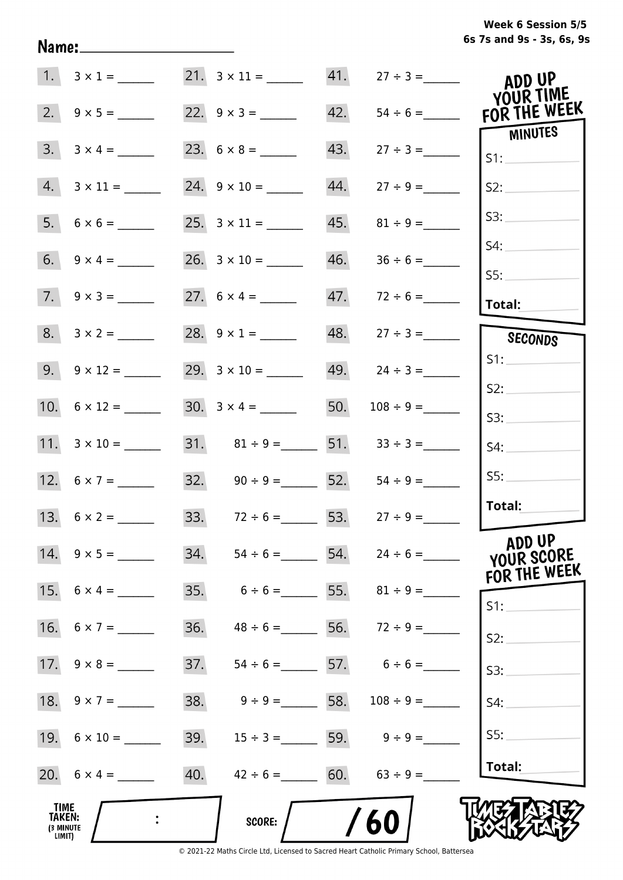Week 6 Session 5/5
6s 7s and 9s - 3s, 6s, 9s

Name: ____________________

| | | | | | |
|---|---|---|---|---|---|
| 1. | 3 × 1 = ______ | 21. | 3 × 11 = ______ | 41. | 27 ÷ 3 = ______ |
| 2. | 9 × 5 = ______ | 22. | 9 × 3 = ______ | 42. | 54 ÷ 6 = ______ |
| 3. | 3 × 4 = ______ | 23. | 6 × 8 = ______ | 43. | 27 ÷ 3 = ______ |
| 4. | 3 × 11 = ______ | 24. | 9 × 10 = ______ | 44. | 27 ÷ 9 = ______ |
| 5. | 6 × 6 = ______ | 25. | 3 × 11 = ______ | 45. | 81 ÷ 9 = ______ |
| 6. | 9 × 4 = ______ | 26. | 3 × 10 = ______ | 46. | 36 ÷ 6 = ______ |
| 7. | 9 × 3 = ______ | 27. | 6 × 4 = ______ | 47. | 72 ÷ 6 = ______ |
| 8. | 3 × 2 = ______ | 28. | 9 × 1 = ______ | 48. | 27 ÷ 3 = ______ |
| 9. | 9 × 12 = ______ | 29. | 3 × 10 = ______ | 49. | 24 ÷ 3 = ______ |
| 10. | 6 × 12 = ______ | 30. | 3 × 4 = ______ | 50. | 108 ÷ 9 = ______ |
| 11. | 3 × 10 = ______ | 31. | 81 ÷ 9 = ______ | 51. | 33 ÷ 3 = ______ |
| 12. | 6 × 7 = ______ | 32. | 90 ÷ 9 = ______ | 52. | 54 ÷ 9 = ______ |
| 13. | 6 × 2 = ______ | 33. | 72 ÷ 6 = ______ | 53. | 27 ÷ 9 = ______ |
| 14. | 9 × 5 = ______ | 34. | 54 ÷ 6 = ______ | 54. | 24 ÷ 6 = ______ |
| 15. | 6 × 4 = ______ | 35. | 6 ÷ 6 = ______ | 55. | 81 ÷ 9 = ______ |
| 16. | 6 × 7 = ______ | 36. | 48 ÷ 6 = ______ | 56. | 72 ÷ 9 = ______ |
| 17. | 9 × 8 = ______ | 37. | 54 ÷ 6 = ______ | 57. | 6 ÷ 6 = ______ |
| 18. | 9 × 7 = ______ | 38. | 9 ÷ 9 = ______ | 58. | 108 ÷ 9 = ______ |
| 19. | 6 × 10 = ______ | 39. | 15 ÷ 3 = ______ | 59. | 9 ÷ 9 = ______ |
| 20. | 6 × 4 = ______ | 40. | 42 ÷ 6 = ______ | 60. | 63 ÷ 9 = ______ |

**ADD UP YOUR TIME FOR THE WEEK**

**MINUTES**
S1: ______
S2: ______
S3: ______
S4: ______
S5: ______
**Total:** ______

**SECONDS**
S1: ______
S2: ______
S3: ______
S4: ______
S5: ______
**Total:** ______

**ADD UP YOUR SCORE FOR THE WEEK**
S1: ______
S2: ______
S3: ______
S4: ______
S5: ______
**Total:** ______

**TIME TAKEN:** (3 MINUTE LIMIT) ____ : ____

**SCORE:** ____ / 60

TIMES TABLES ROCK STARS

© 2021-22 Maths Circle Ltd, Licensed to Sacred Heart Catholic Primary School, Battersea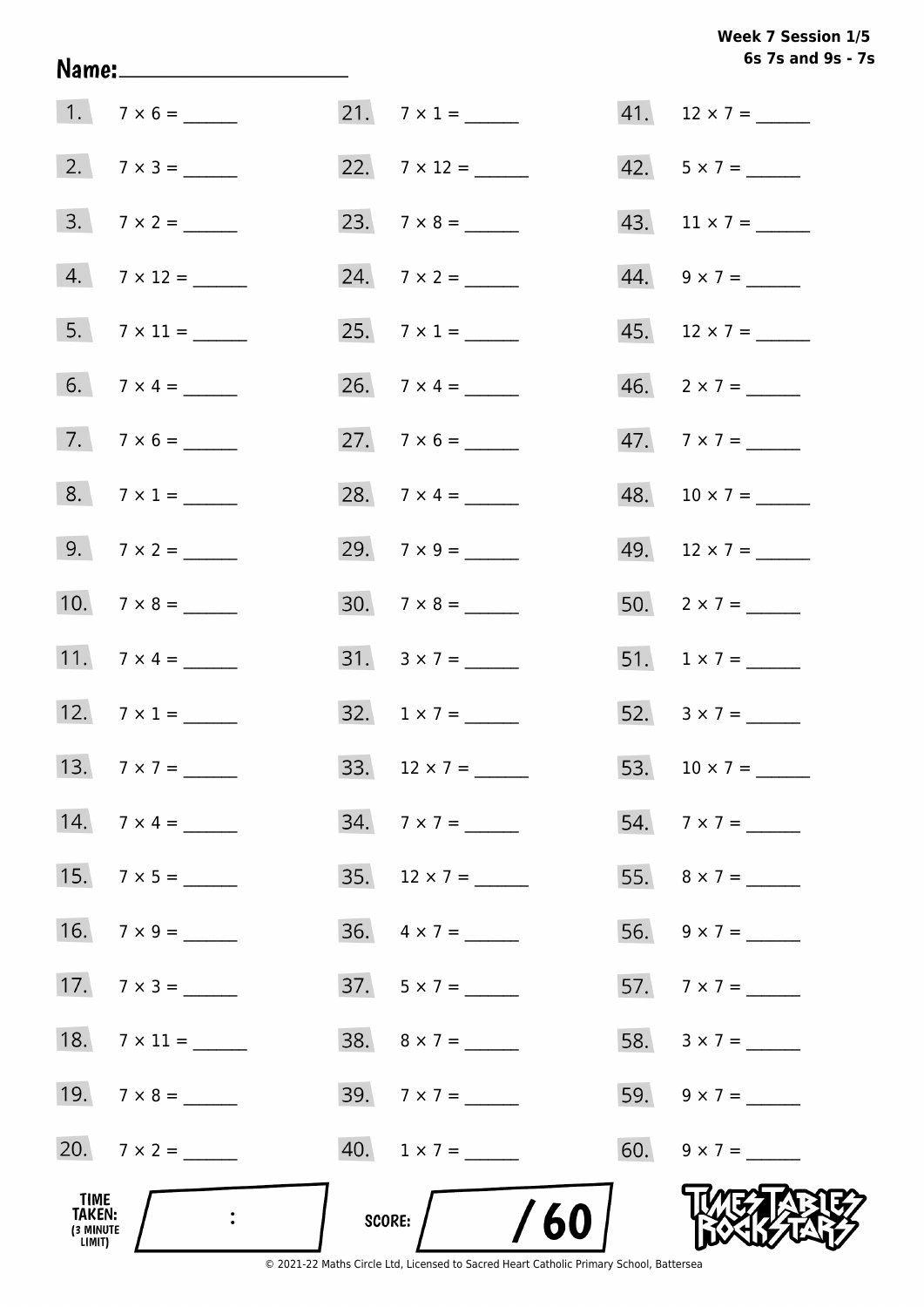**Week 7 Session 1/5**
**6s 7s and 9s - 7s**

**Name:** ____________________

1. $7 \times 6 =$ ______
2. $7 \times 3 =$ ______
3. $7 \times 2 =$ ______
4. $7 \times 12 =$ ______
5. $7 \times 11 =$ ______
6. $7 \times 4 =$ ______
7. $7 \times 6 =$ ______
8. $7 \times 1 =$ ______
9. $7 \times 2 =$ ______
10. $7 \times 8 =$ ______
11. $7 \times 4 =$ ______
12. $7 \times 1 =$ ______
13. $7 \times 7 =$ ______
14. $7 \times 4 =$ ______
15. $7 \times 5 =$ ______
16. $7 \times 9 =$ ______
17. $7 \times 3 =$ ______
18. $7 \times 11 =$ ______
19. $7 \times 8 =$ ______
20. $7 \times 2 =$ ______
21. $7 \times 1 =$ ______
22. $7 \times 12 =$ ______
23. $7 \times 8 =$ ______
24. $7 \times 2 =$ ______
25. $7 \times 1 =$ ______
26. $7 \times 4 =$ ______
27. $7 \times 6 =$ ______
28. $7 \times 4 =$ ______
29. $7 \times 9 =$ ______
30. $7 \times 8 =$ ______
31. $3 \times 7 =$ ______
32. $1 \times 7 =$ ______
33. $12 \times 7 =$ ______
34. $7 \times 7 =$ ______
35. $12 \times 7 =$ ______
36. $4 \times 7 =$ ______
37. $5 \times 7 =$ ______
38. $8 \times 7 =$ ______
39. $7 \times 7 =$ ______
40. $1 \times 7 =$ ______
41. $12 \times 7 =$ ______
42. $5 \times 7 =$ ______
43. $11 \times 7 =$ ______
44. $9 \times 7 =$ ______
45. $12 \times 7 =$ ______
46. $2 \times 7 =$ ______
47. $7 \times 7 =$ ______
48. $10 \times 7 =$ ______
49. $12 \times 7 =$ ______
50. $2 \times 7 =$ ______
51. $1 \times 7 =$ ______
52. $3 \times 7 =$ ______
53. $10 \times 7 =$ ______
54. $7 \times 7 =$ ______
55. $8 \times 7 =$ ______
56. $9 \times 7 =$ ______
57. $7 \times 7 =$ ______
58. $3 \times 7 =$ ______
59. $9 \times 7 =$ ______
60. $9 \times 7 =$ ______

**TIME TAKEN:** (3 MINUTE LIMIT) ____ : ____

**SCORE:** ____ / 60

TIMES TABLES ROCK STARS

© 2021-22 Maths Circle Ltd, Licensed to Sacred Heart Catholic Primary School, Battersea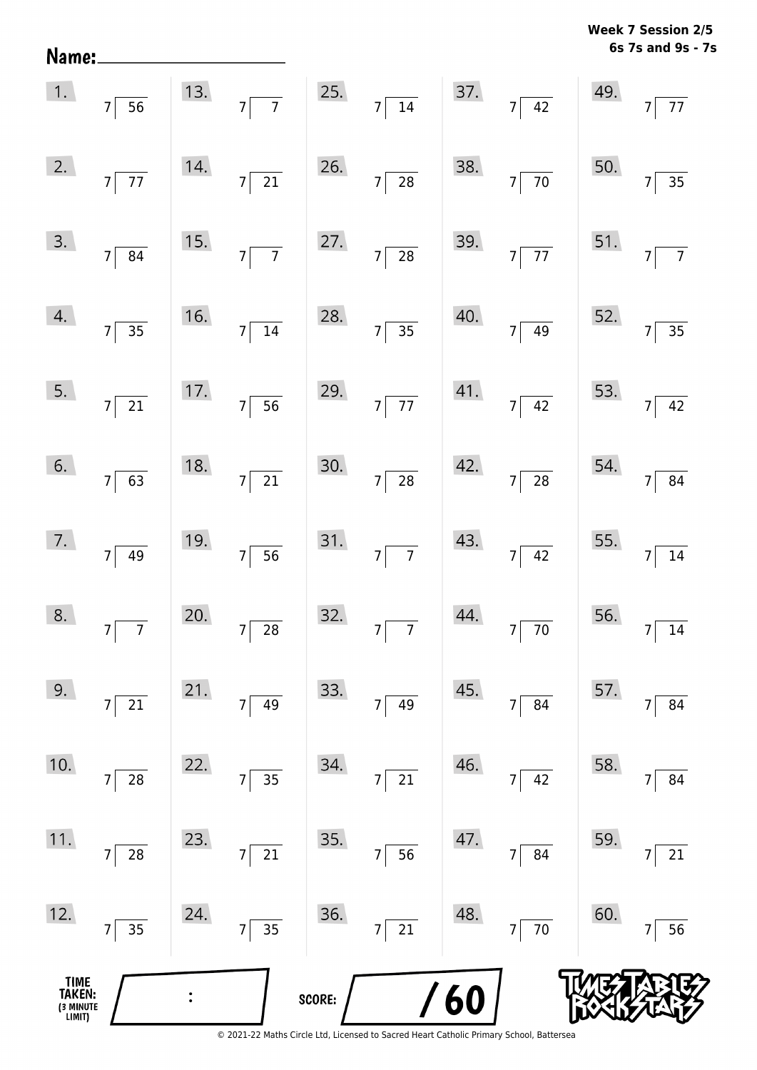Name:

**Week 7 Session 2/5**
**6s 7s and 9s - 7s**

| | | | | |
|---|---|---|---|---|
| 1. $7\overline{)56}$ | 13. $7\overline{)7}$ | 25. $7\overline{)14}$ | 37. $7\overline{)42}$ | 49. $7\overline{)77}$ |
| 2. $7\overline{)77}$ | 14. $7\overline{)21}$ | 26. $7\overline{)28}$ | 38. $7\overline{)70}$ | 50. $7\overline{)35}$ |
| 3. $7\overline{)84}$ | 15. $7\overline{)7}$ | 27. $7\overline{)28}$ | 39. $7\overline{)77}$ | 51. $7\overline{)7}$ |
| 4. $7\overline{)35}$ | 16. $7\overline{)14}$ | 28. $7\overline{)35}$ | 40. $7\overline{)49}$ | 52. $7\overline{)35}$ |
| 5. $7\overline{)21}$ | 17. $7\overline{)56}$ | 29. $7\overline{)77}$ | 41. $7\overline{)42}$ | 53. $7\overline{)42}$ |
| 6. $7\overline{)63}$ | 18. $7\overline{)21}$ | 30. $7\overline{)28}$ | 42. $7\overline{)28}$ | 54. $7\overline{)84}$ |
| 7. $7\overline{)49}$ | 19. $7\overline{)56}$ | 31. $7\overline{)7}$ | 43. $7\overline{)42}$ | 55. $7\overline{)14}$ |
| 8. $7\overline{)7}$ | 20. $7\overline{)28}$ | 32. $7\overline{)7}$ | 44. $7\overline{)70}$ | 56. $7\overline{)14}$ |
| 9. $7\overline{)21}$ | 21. $7\overline{)49}$ | 33. $7\overline{)49}$ | 45. $7\overline{)84}$ | 57. $7\overline{)84}$ |
| 10. $7\overline{)28}$ | 22. $7\overline{)35}$ | 34. $7\overline{)21}$ | 46. $7\overline{)42}$ | 58. $7\overline{)84}$ |
| 11. $7\overline{)28}$ | 23. $7\overline{)21}$ | 35. $7\overline{)56}$ | 47. $7\overline{)84}$ | 59. $7\overline{)21}$ |
| 12. $7\overline{)35}$ | 24. $7\overline{)35}$ | 36. $7\overline{)21}$ | 48. $7\overline{)70}$ | 60. $7\overline{)56}$ |

TIME TAKEN: (3 MINUTE LIMIT) :

SCORE: / 60

TIMES TABLES ROCK STARS

© 2021-22 Maths Circle Ltd, Licensed to Sacred Heart Catholic Primary School, Battersea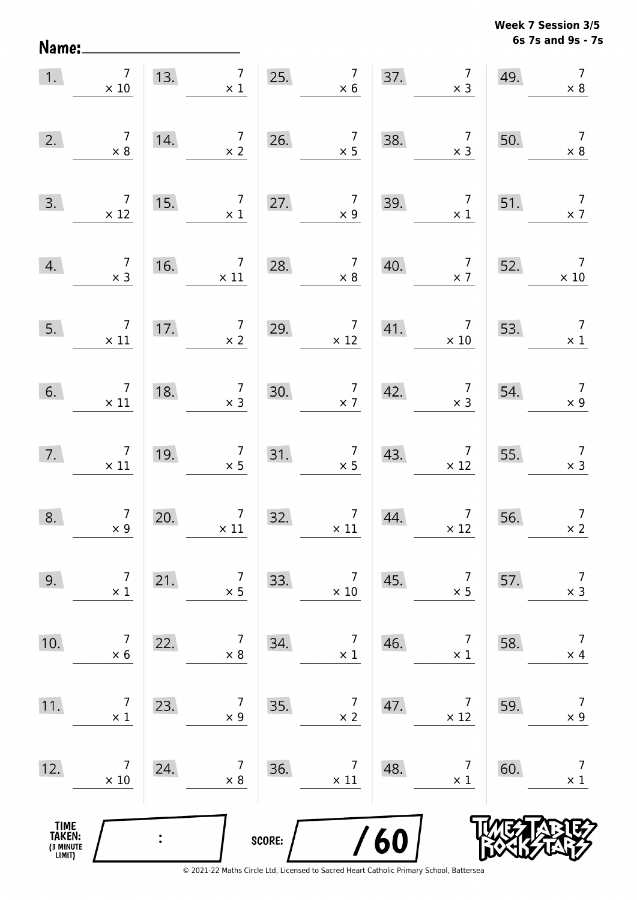**Week 7 Session 3/5**
**6s 7s and 9s - 7s**

Name: ____________________

| | | | | | | | | | |
|---|---|---|---|---|---|---|---|---|---|
| 1. | $7 \times 10$ | 13. | $7 \times 1$ | 25. | $7 \times 6$ | 37. | $7 \times 3$ | 49. | $7 \times 8$ |
| 2. | $7 \times 8$ | 14. | $7 \times 2$ | 26. | $7 \times 5$ | 38. | $7 \times 3$ | 50. | $7 \times 8$ |
| 3. | $7 \times 12$ | 15. | $7 \times 1$ | 27. | $7 \times 9$ | 39. | $7 \times 1$ | 51. | $7 \times 7$ |
| 4. | $7 \times 3$ | 16. | $7 \times 11$ | 28. | $7 \times 8$ | 40. | $7 \times 7$ | 52. | $7 \times 10$ |
| 5. | $7 \times 11$ | 17. | $7 \times 2$ | 29. | $7 \times 12$ | 41. | $7 \times 10$ | 53. | $7 \times 1$ |
| 6. | $7 \times 11$ | 18. | $7 \times 3$ | 30. | $7 \times 7$ | 42. | $7 \times 3$ | 54. | $7 \times 9$ |
| 7. | $7 \times 11$ | 19. | $7 \times 5$ | 31. | $7 \times 5$ | 43. | $7 \times 12$ | 55. | $7 \times 3$ |
| 8. | $7 \times 9$ | 20. | $7 \times 11$ | 32. | $7 \times 11$ | 44. | $7 \times 12$ | 56. | $7 \times 2$ |
| 9. | $7 \times 1$ | 21. | $7 \times 5$ | 33. | $7 \times 10$ | 45. | $7 \times 5$ | 57. | $7 \times 3$ |
| 10. | $7 \times 6$ | 22. | $7 \times 8$ | 34. | $7 \times 1$ | 46. | $7 \times 1$ | 58. | $7 \times 4$ |
| 11. | $7 \times 1$ | 23. | $7 \times 9$ | 35. | $7 \times 2$ | 47. | $7 \times 12$ | 59. | $7 \times 9$ |
| 12. | $7 \times 10$ | 24. | $7 \times 8$ | 36. | $7 \times 11$ | 48. | $7 \times 1$ | 60. | $7 \times 1$ |

TIME TAKEN: (3 MINUTE LIMIT) ____ : ____

SCORE: ____ / 60

TIMES TABLES ROCK STARS

© 2021-22 Maths Circle Ltd, Licensed to Sacred Heart Catholic Primary School, Battersea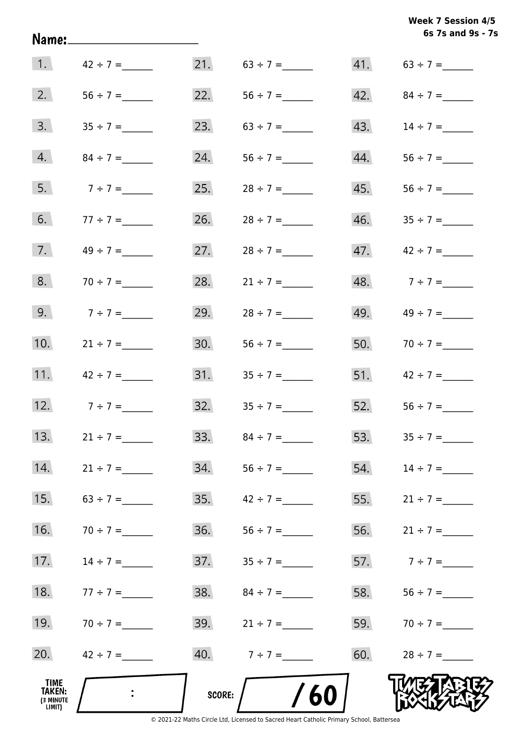**Week 7 Session 4/5**
**6s 7s and 9s - 7s**

Name:____________________

| | | | | | |
|---|---|---|---|---|---|
| 1. | 42 ÷ 7 = ______ | 21. | 63 ÷ 7 = ______ | 41. | 63 ÷ 7 = ______ |
| 2. | 56 ÷ 7 = ______ | 22. | 56 ÷ 7 = ______ | 42. | 84 ÷ 7 = ______ |
| 3. | 35 ÷ 7 = ______ | 23. | 63 ÷ 7 = ______ | 43. | 14 ÷ 7 = ______ |
| 4. | 84 ÷ 7 = ______ | 24. | 56 ÷ 7 = ______ | 44. | 56 ÷ 7 = ______ |
| 5. | 7 ÷ 7 = ______ | 25. | 28 ÷ 7 = ______ | 45. | 56 ÷ 7 = ______ |
| 6. | 77 ÷ 7 = ______ | 26. | 28 ÷ 7 = ______ | 46. | 35 ÷ 7 = ______ |
| 7. | 49 ÷ 7 = ______ | 27. | 28 ÷ 7 = ______ | 47. | 42 ÷ 7 = ______ |
| 8. | 70 ÷ 7 = ______ | 28. | 21 ÷ 7 = ______ | 48. | 7 ÷ 7 = ______ |
| 9. | 7 ÷ 7 = ______ | 29. | 28 ÷ 7 = ______ | 49. | 49 ÷ 7 = ______ |
| 10. | 21 ÷ 7 = ______ | 30. | 56 ÷ 7 = ______ | 50. | 70 ÷ 7 = ______ |
| 11. | 42 ÷ 7 = ______ | 31. | 35 ÷ 7 = ______ | 51. | 42 ÷ 7 = ______ |
| 12. | 7 ÷ 7 = ______ | 32. | 35 ÷ 7 = ______ | 52. | 56 ÷ 7 = ______ |
| 13. | 21 ÷ 7 = ______ | 33. | 84 ÷ 7 = ______ | 53. | 35 ÷ 7 = ______ |
| 14. | 21 ÷ 7 = ______ | 34. | 56 ÷ 7 = ______ | 54. | 14 ÷ 7 = ______ |
| 15. | 63 ÷ 7 = ______ | 35. | 42 ÷ 7 = ______ | 55. | 21 ÷ 7 = ______ |
| 16. | 70 ÷ 7 = ______ | 36. | 56 ÷ 7 = ______ | 56. | 21 ÷ 7 = ______ |
| 17. | 14 ÷ 7 = ______ | 37. | 35 ÷ 7 = ______ | 57. | 7 ÷ 7 = ______ |
| 18. | 77 ÷ 7 = ______ | 38. | 84 ÷ 7 = ______ | 58. | 56 ÷ 7 = ______ |
| 19. | 70 ÷ 7 = ______ | 39. | 21 ÷ 7 = ______ | 59. | 70 ÷ 7 = ______ |
| 20. | 42 ÷ 7 = ______ | 40. | 7 ÷ 7 = ______ | 60. | 28 ÷ 7 = ______ |

TIME TAKEN: (3 MINUTE LIMIT) ___ : ___

SCORE: ___ / 60

© 2021-22 Maths Circle Ltd, Licensed to Sacred Heart Catholic Primary School, Battersea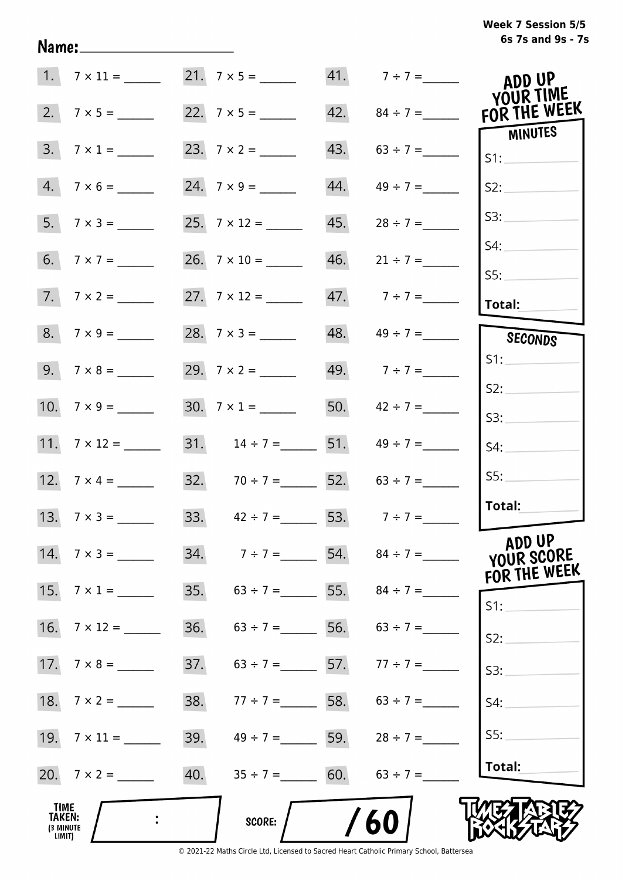Week 7 Session 5/5
6s 7s and 9s - 7s

Name: ____________________

| | | | | | |
|---|---|---|---|---|---|
| 1. | 7 × 11 = ______ | 21. | 7 × 5 = ______ | 41. | 7 ÷ 7 = ______ |
| 2. | 7 × 5 = ______ | 22. | 7 × 5 = ______ | 42. | 84 ÷ 7 = ______ |
| 3. | 7 × 1 = ______ | 23. | 7 × 2 = ______ | 43. | 63 ÷ 7 = ______ |
| 4. | 7 × 6 = ______ | 24. | 7 × 9 = ______ | 44. | 49 ÷ 7 = ______ |
| 5. | 7 × 3 = ______ | 25. | 7 × 12 = ______ | 45. | 28 ÷ 7 = ______ |
| 6. | 7 × 7 = ______ | 26. | 7 × 10 = ______ | 46. | 21 ÷ 7 = ______ |
| 7. | 7 × 2 = ______ | 27. | 7 × 12 = ______ | 47. | 7 ÷ 7 = ______ |
| 8. | 7 × 9 = ______ | 28. | 7 × 3 = ______ | 48. | 49 ÷ 7 = ______ |
| 9. | 7 × 8 = ______ | 29. | 7 × 2 = ______ | 49. | 7 ÷ 7 = ______ |
| 10. | 7 × 9 = ______ | 30. | 7 × 1 = ______ | 50. | 42 ÷ 7 = ______ |
| 11. | 7 × 12 = ______ | 31. | 14 ÷ 7 = ______ | 51. | 49 ÷ 7 = ______ |
| 12. | 7 × 4 = ______ | 32. | 70 ÷ 7 = ______ | 52. | 63 ÷ 7 = ______ |
| 13. | 7 × 3 = ______ | 33. | 42 ÷ 7 = ______ | 53. | 7 ÷ 7 = ______ |
| 14. | 7 × 3 = ______ | 34. | 7 ÷ 7 = ______ | 54. | 84 ÷ 7 = ______ |
| 15. | 7 × 1 = ______ | 35. | 63 ÷ 7 = ______ | 55. | 84 ÷ 7 = ______ |
| 16. | 7 × 12 = ______ | 36. | 63 ÷ 7 = ______ | 56. | 63 ÷ 7 = ______ |
| 17. | 7 × 8 = ______ | 37. | 63 ÷ 7 = ______ | 57. | 77 ÷ 7 = ______ |
| 18. | 7 × 2 = ______ | 38. | 77 ÷ 7 = ______ | 58. | 63 ÷ 7 = ______ |
| 19. | 7 × 11 = ______ | 39. | 49 ÷ 7 = ______ | 59. | 28 ÷ 7 = ______ |
| 20. | 7 × 2 = ______ | 40. | 35 ÷ 7 = ______ | 60. | 63 ÷ 7 = ______ |

**ADD UP YOUR TIME FOR THE WEEK**

**MINUTES**

S1: ______
S2: ______
S3: ______
S4: ______
S5: ______
**Total:** ______

**SECONDS**

S1: ______
S2: ______
S3: ______
S4: ______
S5: ______
**Total:** ______

**ADD UP YOUR SCORE FOR THE WEEK**

S1: ______
S2: ______
S3: ______
S4: ______
S5: ______
**Total:** ______

**TIME TAKEN:** (3 MINUTE LIMIT) ____ : ____

**SCORE:** ____ / 60

TIMES TABLES ROCK STARS

© 2021-22 Maths Circle Ltd, Licensed to Sacred Heart Catholic Primary School, Battersea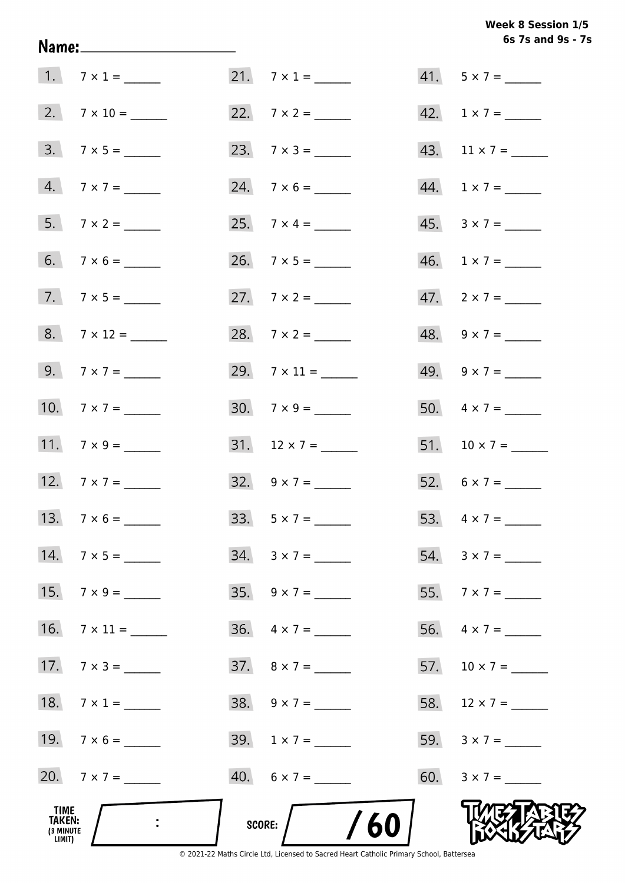**Week 8 Session 1/5**
**6s 7s and 9s - 7s**

Name: ____________________

| | | | | | |
|---|---|---|---|---|---|
| 1. | $7 \times 1 =$ ______ | 21. | $7 \times 1 =$ ______ | 41. | $5 \times 7 =$ ______ |
| 2. | $7 \times 10 =$ ______ | 22. | $7 \times 2 =$ ______ | 42. | $1 \times 7 =$ ______ |
| 3. | $7 \times 5 =$ ______ | 23. | $7 \times 3 =$ ______ | 43. | $11 \times 7 =$ ______ |
| 4. | $7 \times 7 =$ ______ | 24. | $7 \times 6 =$ ______ | 44. | $1 \times 7 =$ ______ |
| 5. | $7 \times 2 =$ ______ | 25. | $7 \times 4 =$ ______ | 45. | $3 \times 7 =$ ______ |
| 6. | $7 \times 6 =$ ______ | 26. | $7 \times 5 =$ ______ | 46. | $1 \times 7 =$ ______ |
| 7. | $7 \times 5 =$ ______ | 27. | $7 \times 2 =$ ______ | 47. | $2 \times 7 =$ ______ |
| 8. | $7 \times 12 =$ ______ | 28. | $7 \times 2 =$ ______ | 48. | $9 \times 7 =$ ______ |
| 9. | $7 \times 7 =$ ______ | 29. | $7 \times 11 =$ ______ | 49. | $9 \times 7 =$ ______ |
| 10. | $7 \times 7 =$ ______ | 30. | $7 \times 9 =$ ______ | 50. | $4 \times 7 =$ ______ |
| 11. | $7 \times 9 =$ ______ | 31. | $12 \times 7 =$ ______ | 51. | $10 \times 7 =$ ______ |
| 12. | $7 \times 7 =$ ______ | 32. | $9 \times 7 =$ ______ | 52. | $6 \times 7 =$ ______ |
| 13. | $7 \times 6 =$ ______ | 33. | $5 \times 7 =$ ______ | 53. | $4 \times 7 =$ ______ |
| 14. | $7 \times 5 =$ ______ | 34. | $3 \times 7 =$ ______ | 54. | $3 \times 7 =$ ______ |
| 15. | $7 \times 9 =$ ______ | 35. | $9 \times 7 =$ ______ | 55. | $7 \times 7 =$ ______ |
| 16. | $7 \times 11 =$ ______ | 36. | $4 \times 7 =$ ______ | 56. | $4 \times 7 =$ ______ |
| 17. | $7 \times 3 =$ ______ | 37. | $8 \times 7 =$ ______ | 57. | $10 \times 7 =$ ______ |
| 18. | $7 \times 1 =$ ______ | 38. | $9 \times 7 =$ ______ | 58. | $12 \times 7 =$ ______ |
| 19. | $7 \times 6 =$ ______ | 39. | $1 \times 7 =$ ______ | 59. | $3 \times 7 =$ ______ |
| 20. | $7 \times 7 =$ ______ | 40. | $6 \times 7 =$ ______ | 60. | $3 \times 7 =$ ______ |

TIME TAKEN: (3 MINUTE LIMIT) ____ : ____

SCORE: ____ / 60

TIMES TABLES ROCK STARS

© 2021-22 Maths Circle Ltd, Licensed to Sacred Heart Catholic Primary School, Battersea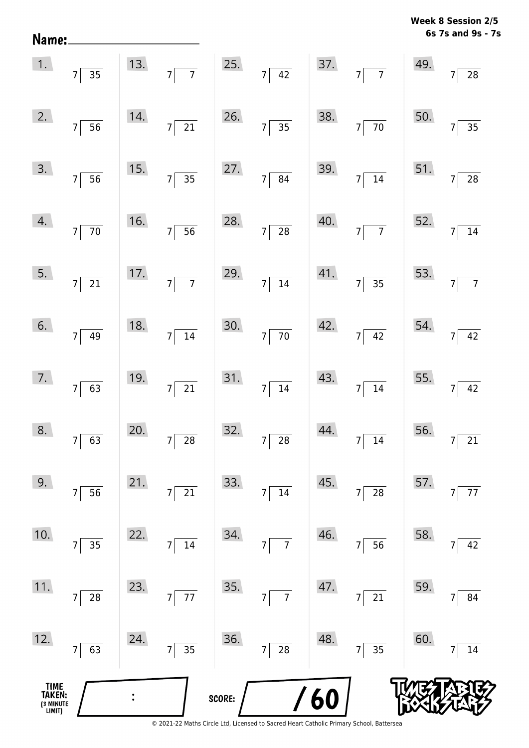Week 8 Session 2/5
6s 7s and 9s - 7s

Name: ____________________

| | | | | |
|---|---|---|---|---|
| 1. $7\overline{)35}$ | 13. $7\overline{)7}$ | 25. $7\overline{)42}$ | 37. $7\overline{)7}$ | 49. $7\overline{)28}$ |
| 2. $7\overline{)56}$ | 14. $7\overline{)21}$ | 26. $7\overline{)35}$ | 38. $7\overline{)70}$ | 50. $7\overline{)35}$ |
| 3. $7\overline{)56}$ | 15. $7\overline{)35}$ | 27. $7\overline{)84}$ | 39. $7\overline{)14}$ | 51. $7\overline{)28}$ |
| 4. $7\overline{)70}$ | 16. $7\overline{)56}$ | 28. $7\overline{)28}$ | 40. $7\overline{)7}$ | 52. $7\overline{)14}$ |
| 5. $7\overline{)21}$ | 17. $7\overline{)7}$ | 29. $7\overline{)14}$ | 41. $7\overline{)35}$ | 53. $7\overline{)7}$ |
| 6. $7\overline{)49}$ | 18. $7\overline{)14}$ | 30. $7\overline{)70}$ | 42. $7\overline{)42}$ | 54. $7\overline{)42}$ |
| 7. $7\overline{)63}$ | 19. $7\overline{)21}$ | 31. $7\overline{)14}$ | 43. $7\overline{)14}$ | 55. $7\overline{)42}$ |
| 8. $7\overline{)63}$ | 20. $7\overline{)28}$ | 32. $7\overline{)28}$ | 44. $7\overline{)14}$ | 56. $7\overline{)21}$ |
| 9. $7\overline{)56}$ | 21. $7\overline{)21}$ | 33. $7\overline{)14}$ | 45. $7\overline{)28}$ | 57. $7\overline{)77}$ |
| 10. $7\overline{)35}$ | 22. $7\overline{)14}$ | 34. $7\overline{)7}$ | 46. $7\overline{)56}$ | 58. $7\overline{)42}$ |
| 11. $7\overline{)28}$ | 23. $7\overline{)77}$ | 35. $7\overline{)7}$ | 47. $7\overline{)21}$ | 59. $7\overline{)84}$ |
| 12. $7\overline{)63}$ | 24. $7\overline{)35}$ | 36. $7\overline{)28}$ | 48. $7\overline{)35}$ | 60. $7\overline{)14}$ |

TIME TAKEN: (3 MINUTE LIMIT) ____ : ____

SCORE: ____ / 60

TIMES TABLES ROCK STARS

© 2021-22 Maths Circle Ltd, Licensed to Sacred Heart Catholic Primary School, Battersea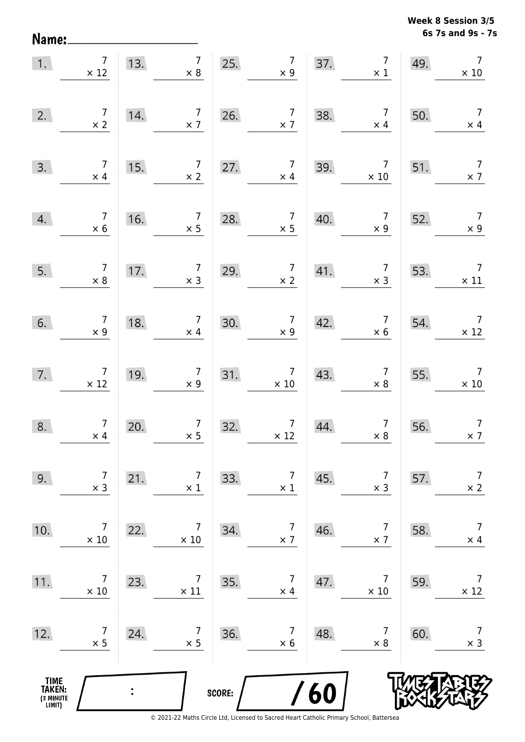Week 8 Session 3/5
6s 7s and 9s - 7s

Name: ____________________

| | | | | | | | | | |
|---|---|---|---|---|---|---|---|---|---|
| 1. | $7 \times 12$ | 13. | $7 \times 8$ | 25. | $7 \times 9$ | 37. | $7 \times 1$ | 49. | $7 \times 10$ |
| 2. | $7 \times 2$ | 14. | $7 \times 7$ | 26. | $7 \times 7$ | 38. | $7 \times 4$ | 50. | $7 \times 4$ |
| 3. | $7 \times 4$ | 15. | $7 \times 2$ | 27. | $7 \times 4$ | 39. | $7 \times 10$ | 51. | $7 \times 7$ |
| 4. | $7 \times 6$ | 16. | $7 \times 5$ | 28. | $7 \times 5$ | 40. | $7 \times 9$ | 52. | $7 \times 9$ |
| 5. | $7 \times 8$ | 17. | $7 \times 3$ | 29. | $7 \times 2$ | 41. | $7 \times 3$ | 53. | $7 \times 11$ |
| 6. | $7 \times 9$ | 18. | $7 \times 4$ | 30. | $7 \times 9$ | 42. | $7 \times 6$ | 54. | $7 \times 12$ |
| 7. | $7 \times 12$ | 19. | $7 \times 9$ | 31. | $7 \times 10$ | 43. | $7 \times 8$ | 55. | $7 \times 10$ |
| 8. | $7 \times 4$ | 20. | $7 \times 5$ | 32. | $7 \times 12$ | 44. | $7 \times 8$ | 56. | $7 \times 7$ |
| 9. | $7 \times 3$ | 21. | $7 \times 1$ | 33. | $7 \times 1$ | 45. | $7 \times 3$ | 57. | $7 \times 2$ |
| 10. | $7 \times 10$ | 22. | $7 \times 10$ | 34. | $7 \times 7$ | 46. | $7 \times 7$ | 58. | $7 \times 4$ |
| 11. | $7 \times 10$ | 23. | $7 \times 11$ | 35. | $7 \times 4$ | 47. | $7 \times 10$ | 59. | $7 \times 12$ |
| 12. | $7 \times 5$ | 24. | $7 \times 5$ | 36. | $7 \times 6$ | 48. | $7 \times 8$ | 60. | $7 \times 3$ |

TIME TAKEN: (3 MINUTE LIMIT) ____ : ____

SCORE: ____ / 60

TIMES TABLES ROCK STARS

© 2021-22 Maths Circle Ltd, Licensed to Sacred Heart Catholic Primary School, Battersea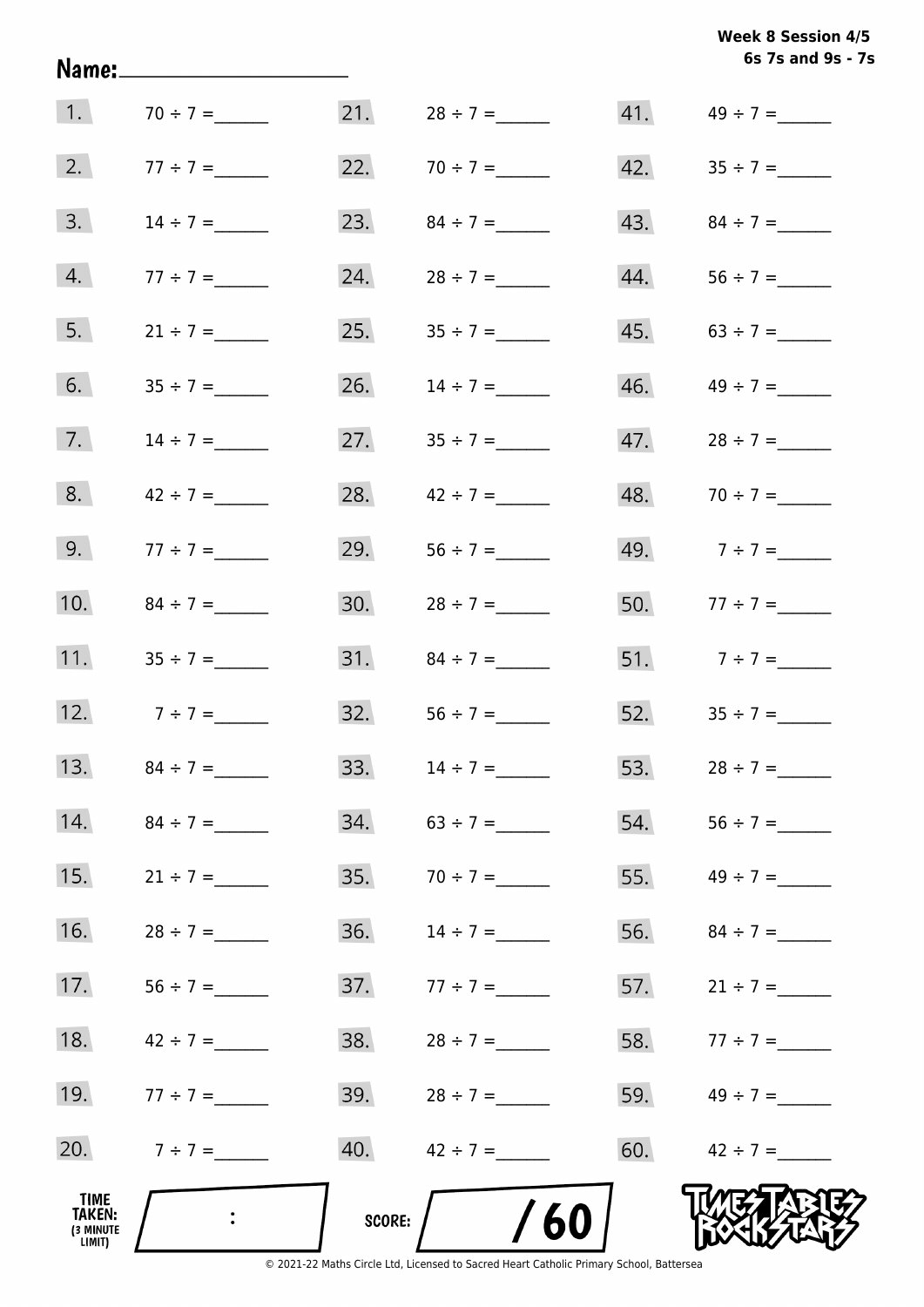**Week 8 Session 4/5**
**6s 7s and 9s - 7s**

Name:____________________

| | | | | | |
|---|---|---|---|---|---|
| 1. | 70 ÷ 7 = ______ | 21. | 28 ÷ 7 = ______ | 41. | 49 ÷ 7 = ______ |
| 2. | 77 ÷ 7 = ______ | 22. | 70 ÷ 7 = ______ | 42. | 35 ÷ 7 = ______ |
| 3. | 14 ÷ 7 = ______ | 23. | 84 ÷ 7 = ______ | 43. | 84 ÷ 7 = ______ |
| 4. | 77 ÷ 7 = ______ | 24. | 28 ÷ 7 = ______ | 44. | 56 ÷ 7 = ______ |
| 5. | 21 ÷ 7 = ______ | 25. | 35 ÷ 7 = ______ | 45. | 63 ÷ 7 = ______ |
| 6. | 35 ÷ 7 = ______ | 26. | 14 ÷ 7 = ______ | 46. | 49 ÷ 7 = ______ |
| 7. | 14 ÷ 7 = ______ | 27. | 35 ÷ 7 = ______ | 47. | 28 ÷ 7 = ______ |
| 8. | 42 ÷ 7 = ______ | 28. | 42 ÷ 7 = ______ | 48. | 70 ÷ 7 = ______ |
| 9. | 77 ÷ 7 = ______ | 29. | 56 ÷ 7 = ______ | 49. | 7 ÷ 7 = ______ |
| 10. | 84 ÷ 7 = ______ | 30. | 28 ÷ 7 = ______ | 50. | 77 ÷ 7 = ______ |
| 11. | 35 ÷ 7 = ______ | 31. | 84 ÷ 7 = ______ | 51. | 7 ÷ 7 = ______ |
| 12. | 7 ÷ 7 = ______ | 32. | 56 ÷ 7 = ______ | 52. | 35 ÷ 7 = ______ |
| 13. | 84 ÷ 7 = ______ | 33. | 14 ÷ 7 = ______ | 53. | 28 ÷ 7 = ______ |
| 14. | 84 ÷ 7 = ______ | 34. | 63 ÷ 7 = ______ | 54. | 56 ÷ 7 = ______ |
| 15. | 21 ÷ 7 = ______ | 35. | 70 ÷ 7 = ______ | 55. | 49 ÷ 7 = ______ |
| 16. | 28 ÷ 7 = ______ | 36. | 14 ÷ 7 = ______ | 56. | 84 ÷ 7 = ______ |
| 17. | 56 ÷ 7 = ______ | 37. | 77 ÷ 7 = ______ | 57. | 21 ÷ 7 = ______ |
| 18. | 42 ÷ 7 = ______ | 38. | 28 ÷ 7 = ______ | 58. | 77 ÷ 7 = ______ |
| 19. | 77 ÷ 7 = ______ | 39. | 28 ÷ 7 = ______ | 59. | 49 ÷ 7 = ______ |
| 20. | 7 ÷ 7 = ______ | 40. | 42 ÷ 7 = ______ | 60. | 42 ÷ 7 = ______ |

TIME TAKEN: (3 MINUTE LIMIT) ____ : ____

SCORE: ____ / 60

TIMES TABLES ROCK STARS

© 2021-22 Maths Circle Ltd, Licensed to Sacred Heart Catholic Primary School, Battersea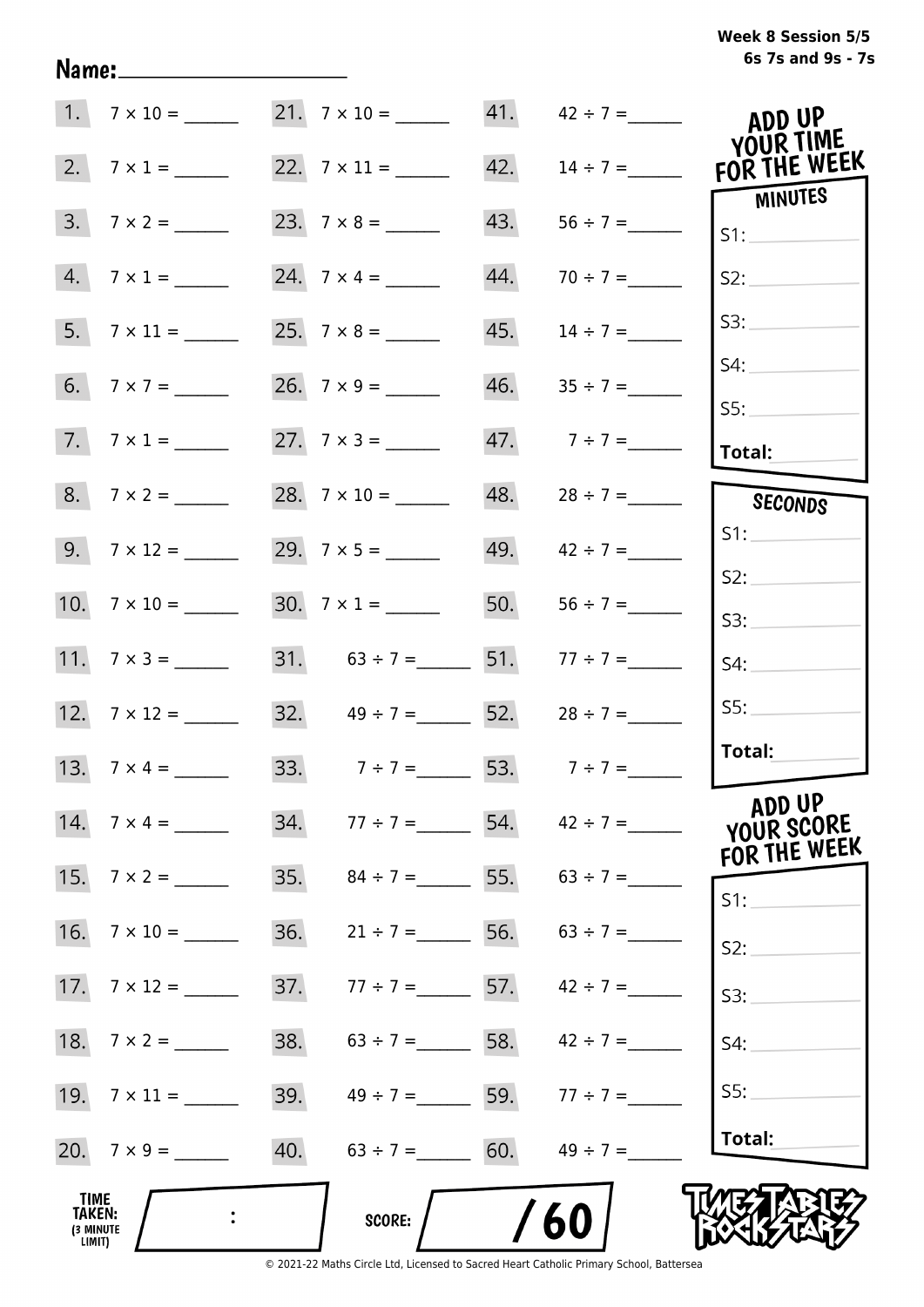Week 8 Session 5/5
6s 7s and 9s - 7s

Name:____________________

| | | | | | |
|---|---|---|---|---|---|
| 1. | $7 \times 10 =$ ______ | 21. | $7 \times 10 =$ ______ | 41. | $42 \div 7 =$ ______ |
| 2. | $7 \times 1 =$ ______ | 22. | $7 \times 11 =$ ______ | 42. | $14 \div 7 =$ ______ |
| 3. | $7 \times 2 =$ ______ | 23. | $7 \times 8 =$ ______ | 43. | $56 \div 7 =$ ______ |
| 4. | $7 \times 1 =$ ______ | 24. | $7 \times 4 =$ ______ | 44. | $70 \div 7 =$ ______ |
| 5. | $7 \times 11 =$ ______ | 25. | $7 \times 8 =$ ______ | 45. | $14 \div 7 =$ ______ |
| 6. | $7 \times 7 =$ ______ | 26. | $7 \times 9 =$ ______ | 46. | $35 \div 7 =$ ______ |
| 7. | $7 \times 1 =$ ______ | 27. | $7 \times 3 =$ ______ | 47. | $7 \div 7 =$ ______ |
| 8. | $7 \times 2 =$ ______ | 28. | $7 \times 10 =$ ______ | 48. | $28 \div 7 =$ ______ |
| 9. | $7 \times 12 =$ ______ | 29. | $7 \times 5 =$ ______ | 49. | $42 \div 7 =$ ______ |
| 10. | $7 \times 10 =$ ______ | 30. | $7 \times 1 =$ ______ | 50. | $56 \div 7 =$ ______ |
| 11. | $7 \times 3 =$ ______ | 31. | $63 \div 7 =$ ______ | 51. | $77 \div 7 =$ ______ |
| 12. | $7 \times 12 =$ ______ | 32. | $49 \div 7 =$ ______ | 52. | $28 \div 7 =$ ______ |
| 13. | $7 \times 4 =$ ______ | 33. | $7 \div 7 =$ ______ | 53. | $7 \div 7 =$ ______ |
| 14. | $7 \times 4 =$ ______ | 34. | $77 \div 7 =$ ______ | 54. | $42 \div 7 =$ ______ |
| 15. | $7 \times 2 =$ ______ | 35. | $84 \div 7 =$ ______ | 55. | $63 \div 7 =$ ______ |
| 16. | $7 \times 10 =$ ______ | 36. | $21 \div 7 =$ ______ | 56. | $63 \div 7 =$ ______ |
| 17. | $7 \times 12 =$ ______ | 37. | $77 \div 7 =$ ______ | 57. | $42 \div 7 =$ ______ |
| 18. | $7 \times 2 =$ ______ | 38. | $63 \div 7 =$ ______ | 58. | $42 \div 7 =$ ______ |
| 19. | $7 \times 11 =$ ______ | 39. | $49 \div 7 =$ ______ | 59. | $77 \div 7 =$ ______ |
| 20. | $7 \times 9 =$ ______ | 40. | $63 \div 7 =$ ______ | 60. | $49 \div 7 =$ ______ |

**ADD UP YOUR TIME FOR THE WEEK**

**MINUTES**

S1: ______
S2: ______
S3: ______
S4: ______
S5: ______
**Total:** ______

**SECONDS**

S1: ______
S2: ______
S3: ______
S4: ______
S5: ______
**Total:** ______

**ADD UP YOUR SCORE FOR THE WEEK**

S1: ______
S2: ______
S3: ______
S4: ______
S5: ______
**Total:** ______

**TIME TAKEN:** (3 MINUTE LIMIT) ____ : ____

**SCORE:** ____ / 60

TIMES TABLES ROCK STARS

© 2021-22 Maths Circle Ltd, Licensed to Sacred Heart Catholic Primary School, Battersea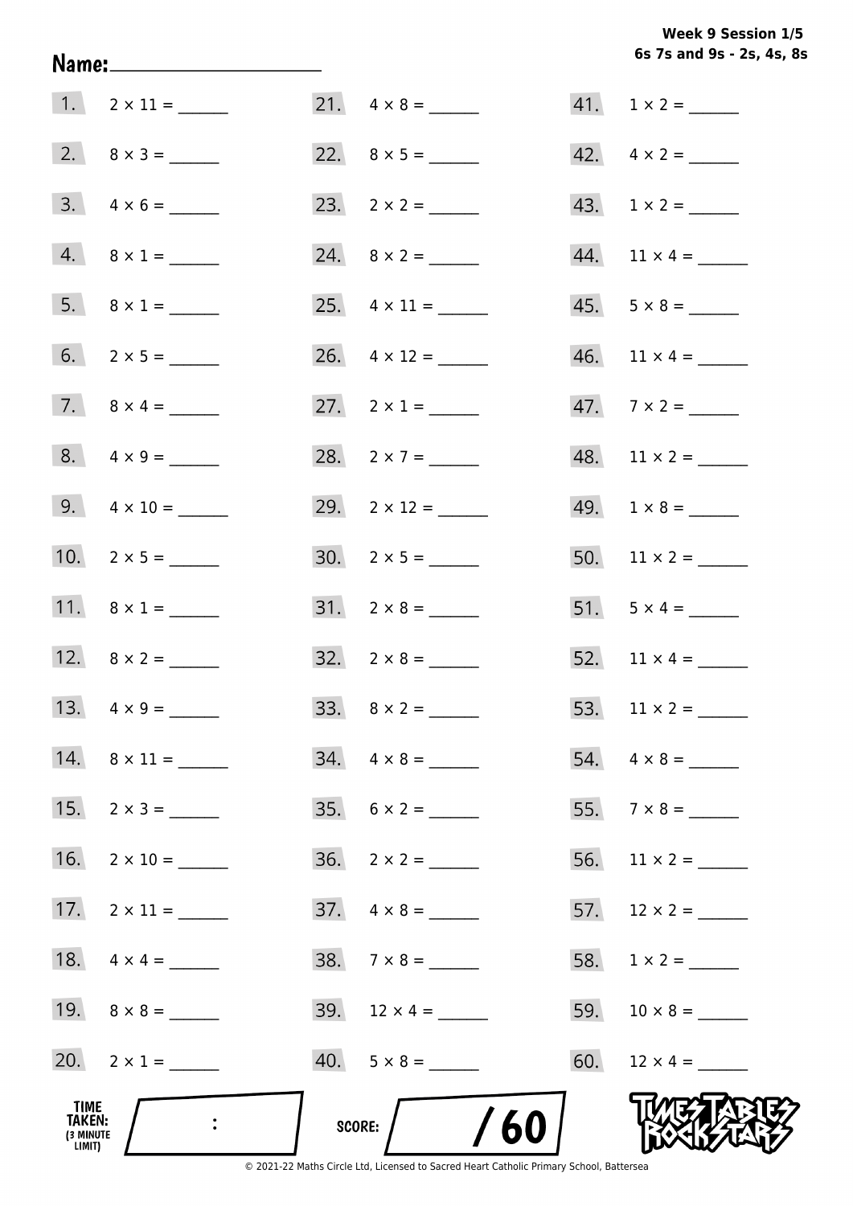**Week 9 Session 1/5**
**6s 7s and 9s - 2s, 4s, 8s**

**Name:** ____________________

1. $2 \times 11 =$ ______
2. $8 \times 3 =$ ______
3. $4 \times 6 =$ ______
4. $8 \times 1 =$ ______
5. $8 \times 1 =$ ______
6. $2 \times 5 =$ ______
7. $8 \times 4 =$ ______
8. $4 \times 9 =$ ______
9. $4 \times 10 =$ ______
10. $2 \times 5 =$ ______
11. $8 \times 1 =$ ______
12. $8 \times 2 =$ ______
13. $4 \times 9 =$ ______
14. $8 \times 11 =$ ______
15. $2 \times 3 =$ ______
16. $2 \times 10 =$ ______
17. $2 \times 11 =$ ______
18. $4 \times 4 =$ ______
19. $8 \times 8 =$ ______
20. $2 \times 1 =$ ______
21. $4 \times 8 =$ ______
22. $8 \times 5 =$ ______
23. $2 \times 2 =$ ______
24. $8 \times 2 =$ ______
25. $4 \times 11 =$ ______
26. $4 \times 12 =$ ______
27. $2 \times 1 =$ ______
28. $2 \times 7 =$ ______
29. $2 \times 12 =$ ______
30. $2 \times 5 =$ ______
31. $2 \times 8 =$ ______
32. $2 \times 8 =$ ______
33. $8 \times 2 =$ ______
34. $4 \times 8 =$ ______
35. $6 \times 2 =$ ______
36. $2 \times 2 =$ ______
37. $4 \times 8 =$ ______
38. $7 \times 8 =$ ______
39. $12 \times 4 =$ ______
40. $5 \times 8 =$ ______
41. $1 \times 2 =$ ______
42. $4 \times 2 =$ ______
43. $1 \times 2 =$ ______
44. $11 \times 4 =$ ______
45. $5 \times 8 =$ ______
46. $11 \times 4 =$ ______
47. $7 \times 2 =$ ______
48. $11 \times 2 =$ ______
49. $1 \times 8 =$ ______
50. $11 \times 2 =$ ______
51. $5 \times 4 =$ ______
52. $11 \times 4 =$ ______
53. $11 \times 2 =$ ______
54. $4 \times 8 =$ ______
55. $7 \times 8 =$ ______
56. $11 \times 2 =$ ______
57. $12 \times 2 =$ ______
58. $1 \times 2 =$ ______
59. $10 \times 8 =$ ______
60. $12 \times 4 =$ ______

**TIME TAKEN:** (3 MINUTE LIMIT) ___ : ___

**SCORE:** ___ / 60

TIMES TABLES ROCK STARS

© 2021-22 Maths Circle Ltd, Licensed to Sacred Heart Catholic Primary School, Battersea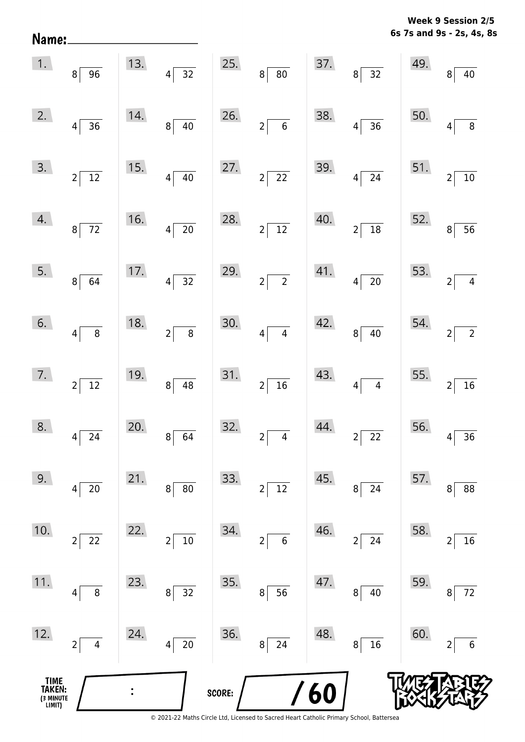Week 9 Session 2/5
6s 7s and 9s - 2s, 4s, 8s

Name: ____________________

| | | | | | | | | | |
|---|---|---|---|---|---|---|---|---|---|
| 1. | $96 \div 8$ | 13. | $32 \div 4$ | 25. | $80 \div 8$ | 37. | $32 \div 8$ | 49. | $40 \div 8$ |
| 2. | $36 \div 4$ | 14. | $40 \div 8$ | 26. | $6 \div 2$ | 38. | $36 \div 4$ | 50. | $8 \div 4$ |
| 3. | $12 \div 2$ | 15. | $40 \div 4$ | 27. | $22 \div 2$ | 39. | $24 \div 4$ | 51. | $10 \div 2$ |
| 4. | $72 \div 8$ | 16. | $20 \div 4$ | 28. | $12 \div 2$ | 40. | $18 \div 2$ | 52. | $56 \div 8$ |
| 5. | $64 \div 8$ | 17. | $32 \div 4$ | 29. | $2 \div 2$ | 41. | $20 \div 4$ | 53. | $4 \div 2$ |
| 6. | $8 \div 4$ | 18. | $8 \div 2$ | 30. | $4 \div 4$ | 42. | $40 \div 8$ | 54. | $2 \div 2$ |
| 7. | $12 \div 2$ | 19. | $48 \div 8$ | 31. | $16 \div 2$ | 43. | $4 \div 4$ | 55. | $16 \div 2$ |
| 8. | $24 \div 4$ | 20. | $64 \div 8$ | 32. | $4 \div 2$ | 44. | $22 \div 2$ | 56. | $36 \div 4$ |
| 9. | $20 \div 4$ | 21. | $80 \div 8$ | 33. | $12 \div 2$ | 45. | $24 \div 8$ | 57. | $88 \div 8$ |
| 10. | $22 \div 2$ | 22. | $10 \div 2$ | 34. | $6 \div 2$ | 46. | $24 \div 2$ | 58. | $16 \div 2$ |
| 11. | $8 \div 4$ | 23. | $32 \div 8$ | 35. | $56 \div 8$ | 47. | $40 \div 8$ | 59. | $72 \div 8$ |
| 12. | $4 \div 2$ | 24. | $20 \div 4$ | 36. | $24 \div 8$ | 48. | $16 \div 8$ | 60. | $6 \div 2$ |

TIME TAKEN: (3 MINUTE LIMIT) ____ : ____

SCORE: ____ / 60

Times Tables Rock Stars

© 2021-22 Maths Circle Ltd, Licensed to Sacred Heart Catholic Primary School, Battersea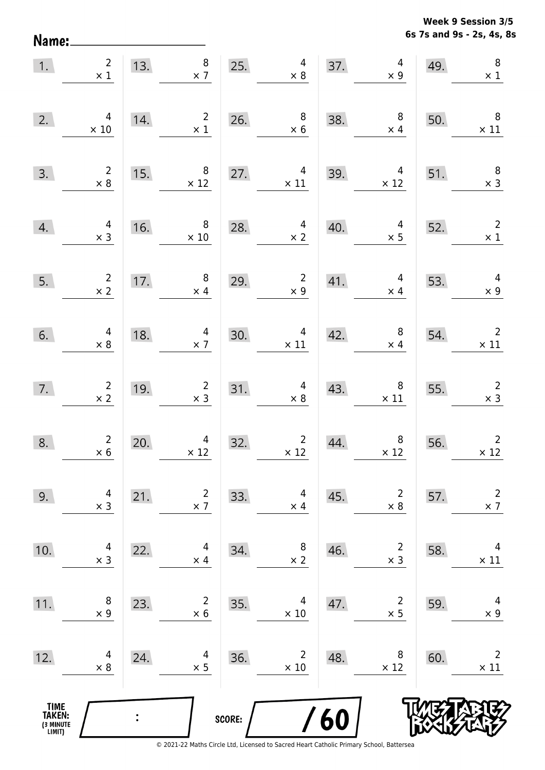Name:

**Week 9 Session 3/5**
**6s 7s and 9s - 2s, 4s, 8s**

| | | | | | | | | | |
|---|---|---|---|---|---|---|---|---|---|
| 1. | $2 \times 1$ | 13. | $8 \times 7$ | 25. | $4 \times 8$ | 37. | $4 \times 9$ | 49. | $8 \times 1$ |
| 2. | $4 \times 10$ | 14. | $2 \times 1$ | 26. | $8 \times 6$ | 38. | $8 \times 4$ | 50. | $8 \times 11$ |
| 3. | $2 \times 8$ | 15. | $8 \times 12$ | 27. | $4 \times 11$ | 39. | $4 \times 12$ | 51. | $8 \times 3$ |
| 4. | $4 \times 3$ | 16. | $8 \times 10$ | 28. | $4 \times 2$ | 40. | $4 \times 5$ | 52. | $2 \times 1$ |
| 5. | $2 \times 2$ | 17. | $8 \times 4$ | 29. | $2 \times 9$ | 41. | $4 \times 4$ | 53. | $4 \times 9$ |
| 6. | $4 \times 8$ | 18. | $4 \times 7$ | 30. | $4 \times 11$ | 42. | $8 \times 4$ | 54. | $2 \times 11$ |
| 7. | $2 \times 2$ | 19. | $2 \times 3$ | 31. | $4 \times 8$ | 43. | $8 \times 11$ | 55. | $2 \times 3$ |
| 8. | $2 \times 6$ | 20. | $4 \times 12$ | 32. | $2 \times 12$ | 44. | $8 \times 12$ | 56. | $2 \times 12$ |
| 9. | $4 \times 3$ | 21. | $2 \times 7$ | 33. | $4 \times 4$ | 45. | $2 \times 8$ | 57. | $2 \times 7$ |
| 10. | $4 \times 3$ | 22. | $4 \times 4$ | 34. | $8 \times 2$ | 46. | $2 \times 3$ | 58. | $4 \times 11$ |
| 11. | $8 \times 9$ | 23. | $2 \times 6$ | 35. | $4 \times 10$ | 47. | $2 \times 5$ | 59. | $4 \times 9$ |
| 12. | $4 \times 8$ | 24. | $4 \times 5$ | 36. | $2 \times 10$ | 48. | $8 \times 12$ | 60. | $2 \times 11$ |

TIME TAKEN: (3 MINUTE LIMIT) :

SCORE: / 60

© 2021-22 Maths Circle Ltd, Licensed to Sacred Heart Catholic Primary School, Battersea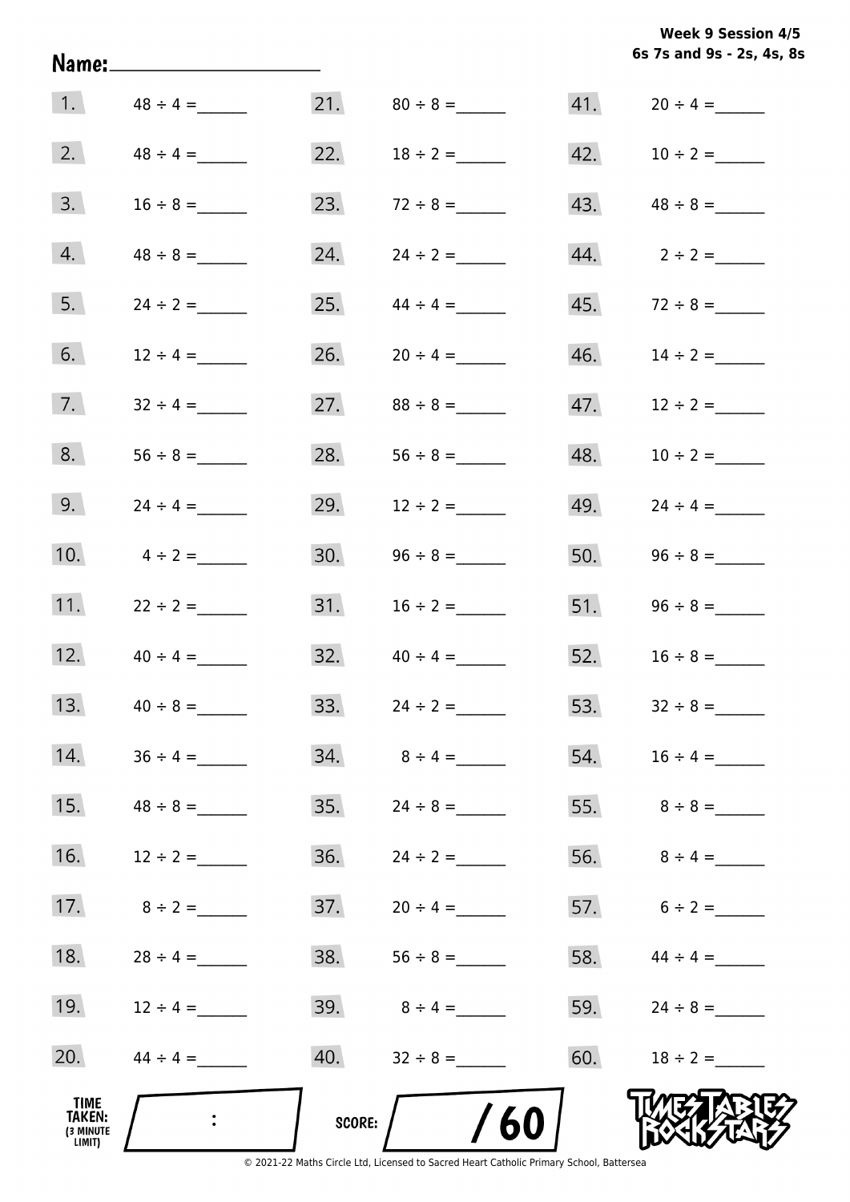Week 9 Session 4/5
6s 7s and 9s - 2s, 4s, 8s

Name: ____________________

| | | | | | |
|---|---|---|---|---|---|
| 1. | 48 ÷ 4 = ______ | 21. | 80 ÷ 8 = ______ | 41. | 20 ÷ 4 = ______ |
| 2. | 48 ÷ 4 = ______ | 22. | 18 ÷ 2 = ______ | 42. | 10 ÷ 2 = ______ |
| 3. | 16 ÷ 8 = ______ | 23. | 72 ÷ 8 = ______ | 43. | 48 ÷ 8 = ______ |
| 4. | 48 ÷ 8 = ______ | 24. | 24 ÷ 2 = ______ | 44. | 2 ÷ 2 = ______ |
| 5. | 24 ÷ 2 = ______ | 25. | 44 ÷ 4 = ______ | 45. | 72 ÷ 8 = ______ |
| 6. | 12 ÷ 4 = ______ | 26. | 20 ÷ 4 = ______ | 46. | 14 ÷ 2 = ______ |
| 7. | 32 ÷ 4 = ______ | 27. | 88 ÷ 8 = ______ | 47. | 12 ÷ 2 = ______ |
| 8. | 56 ÷ 8 = ______ | 28. | 56 ÷ 8 = ______ | 48. | 10 ÷ 2 = ______ |
| 9. | 24 ÷ 4 = ______ | 29. | 12 ÷ 2 = ______ | 49. | 24 ÷ 4 = ______ |
| 10. | 4 ÷ 2 = ______ | 30. | 96 ÷ 8 = ______ | 50. | 96 ÷ 8 = ______ |
| 11. | 22 ÷ 2 = ______ | 31. | 16 ÷ 2 = ______ | 51. | 96 ÷ 8 = ______ |
| 12. | 40 ÷ 4 = ______ | 32. | 40 ÷ 4 = ______ | 52. | 16 ÷ 8 = ______ |
| 13. | 40 ÷ 8 = ______ | 33. | 24 ÷ 2 = ______ | 53. | 32 ÷ 8 = ______ |
| 14. | 36 ÷ 4 = ______ | 34. | 8 ÷ 4 = ______ | 54. | 16 ÷ 4 = ______ |
| 15. | 48 ÷ 8 = ______ | 35. | 24 ÷ 8 = ______ | 55. | 8 ÷ 8 = ______ |
| 16. | 12 ÷ 2 = ______ | 36. | 24 ÷ 2 = ______ | 56. | 8 ÷ 4 = ______ |
| 17. | 8 ÷ 2 = ______ | 37. | 20 ÷ 4 = ______ | 57. | 6 ÷ 2 = ______ |
| 18. | 28 ÷ 4 = ______ | 38. | 56 ÷ 8 = ______ | 58. | 44 ÷ 4 = ______ |
| 19. | 12 ÷ 4 = ______ | 39. | 8 ÷ 4 = ______ | 59. | 24 ÷ 8 = ______ |
| 20. | 44 ÷ 4 = ______ | 40. | 32 ÷ 8 = ______ | 60. | 18 ÷ 2 = ______ |

TIME TAKEN: (3 MINUTE LIMIT) ____ : ____

SCORE: ____ / 60

TIMES TABLES ROCK STARS

© 2021-22 Maths Circle Ltd, Licensed to Sacred Heart Catholic Primary School, Battersea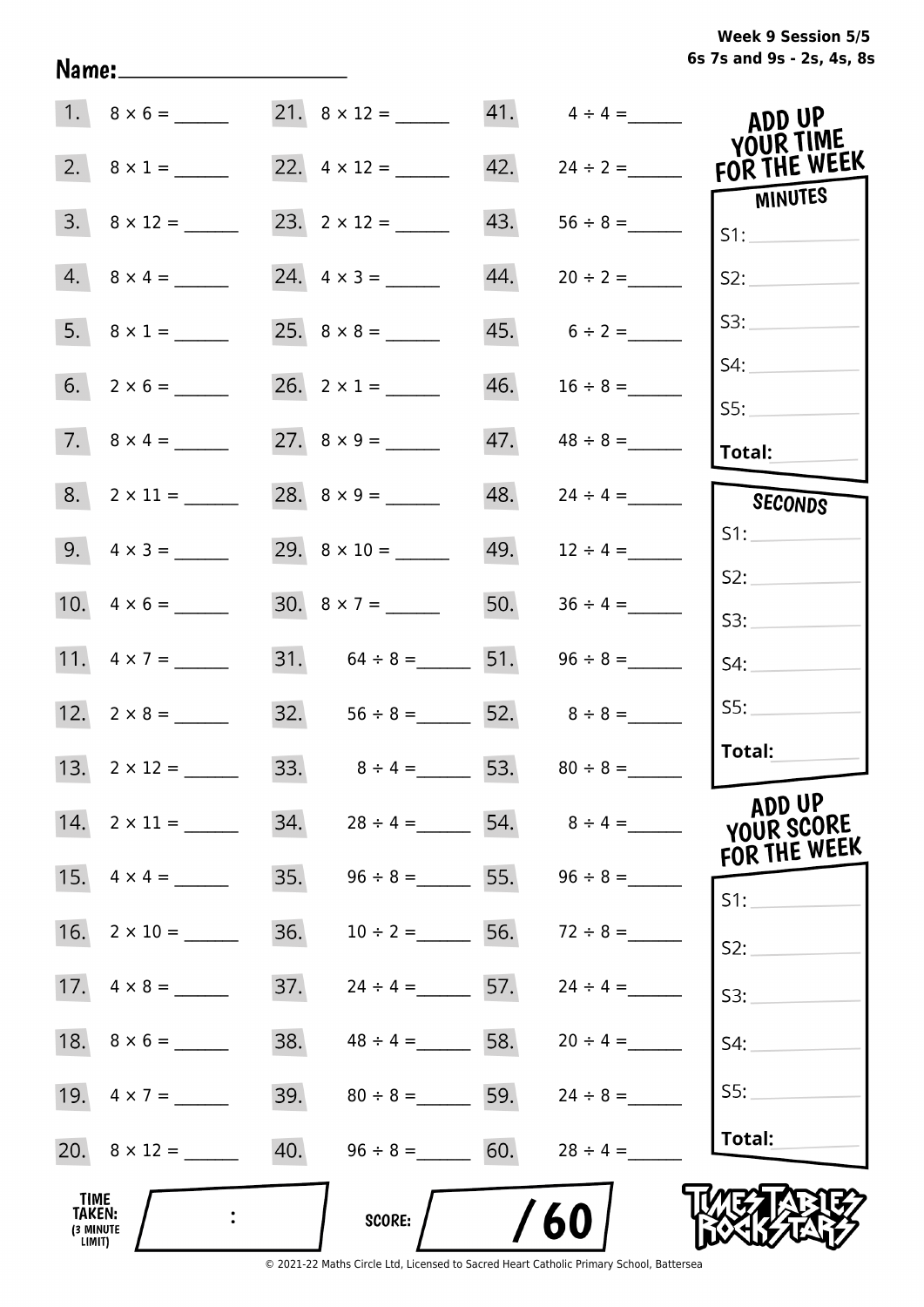Week 9 Session 5/5
6s 7s and 9s - 2s, 4s, 8s

Name: ____________________

| | | | | | |
|---|---|---|---|---|---|
| 1. | 8 × 6 = ______ | 21. | 8 × 12 = ______ | 41. | 4 ÷ 4 = ______ |
| 2. | 8 × 1 = ______ | 22. | 4 × 12 = ______ | 42. | 24 ÷ 2 = ______ |
| 3. | 8 × 12 = ______ | 23. | 2 × 12 = ______ | 43. | 56 ÷ 8 = ______ |
| 4. | 8 × 4 = ______ | 24. | 4 × 3 = ______ | 44. | 20 ÷ 2 = ______ |
| 5. | 8 × 1 = ______ | 25. | 8 × 8 = ______ | 45. | 6 ÷ 2 = ______ |
| 6. | 2 × 6 = ______ | 26. | 2 × 1 = ______ | 46. | 16 ÷ 8 = ______ |
| 7. | 8 × 4 = ______ | 27. | 8 × 9 = ______ | 47. | 48 ÷ 8 = ______ |
| 8. | 2 × 11 = ______ | 28. | 8 × 9 = ______ | 48. | 24 ÷ 4 = ______ |
| 9. | 4 × 3 = ______ | 29. | 8 × 10 = ______ | 49. | 12 ÷ 4 = ______ |
| 10. | 4 × 6 = ______ | 30. | 8 × 7 = ______ | 50. | 36 ÷ 4 = ______ |
| 11. | 4 × 7 = ______ | 31. | 64 ÷ 8 = ______ | 51. | 96 ÷ 8 = ______ |
| 12. | 2 × 8 = ______ | 32. | 56 ÷ 8 = ______ | 52. | 8 ÷ 8 = ______ |
| 13. | 2 × 12 = ______ | 33. | 8 ÷ 4 = ______ | 53. | 80 ÷ 8 = ______ |
| 14. | 2 × 11 = ______ | 34. | 28 ÷ 4 = ______ | 54. | 8 ÷ 4 = ______ |
| 15. | 4 × 4 = ______ | 35. | 96 ÷ 8 = ______ | 55. | 96 ÷ 8 = ______ |
| 16. | 2 × 10 = ______ | 36. | 10 ÷ 2 = ______ | 56. | 72 ÷ 8 = ______ |
| 17. | 4 × 8 = ______ | 37. | 24 ÷ 4 = ______ | 57. | 24 ÷ 4 = ______ |
| 18. | 8 × 6 = ______ | 38. | 48 ÷ 4 = ______ | 58. | 20 ÷ 4 = ______ |
| 19. | 4 × 7 = ______ | 39. | 80 ÷ 8 = ______ | 59. | 24 ÷ 8 = ______ |
| 20. | 8 × 12 = ______ | 40. | 96 ÷ 8 = ______ | 60. | 28 ÷ 4 = ______ |

## ADD UP YOUR TIME FOR THE WEEK

**MINUTES**

S1: ______
S2: ______
S3: ______
S4: ______
S5: ______
**Total:** ______

**SECONDS**

S1: ______
S2: ______
S3: ______
S4: ______
S5: ______
**Total:** ______

## ADD UP YOUR SCORE FOR THE WEEK

S1: ______
S2: ______
S3: ______
S4: ______
S5: ______
**Total:** ______

**TIME TAKEN:** (3 MINUTE LIMIT) ____ : ____

**SCORE:** ____ / 60

TIMES TABLES ROCK STARS

© 2021-22 Maths Circle Ltd, Licensed to Sacred Heart Catholic Primary School, Battersea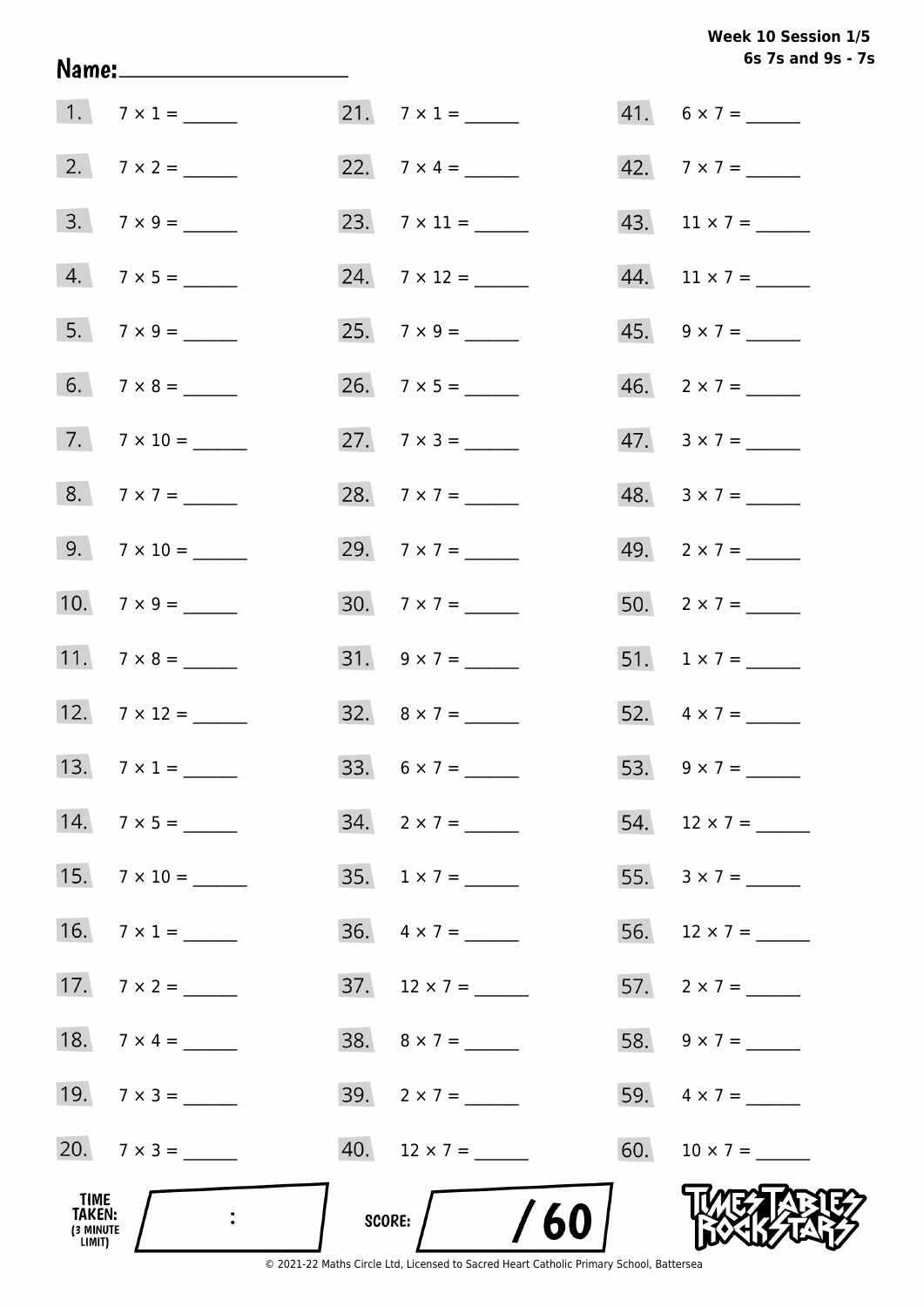**Week 10 Session 1/5**
**6s 7s and 9s - 7s**

Name:____________________

1. 7 × 1 = ______
2. 7 × 2 = ______
3. 7 × 9 = ______
4. 7 × 5 = ______
5. 7 × 9 = ______
6. 7 × 8 = ______
7. 7 × 10 = ______
8. 7 × 7 = ______
9. 7 × 10 = ______
10. 7 × 9 = ______
11. 7 × 8 = ______
12. 7 × 12 = ______
13. 7 × 1 = ______
14. 7 × 5 = ______
15. 7 × 10 = ______
16. 7 × 1 = ______
17. 7 × 2 = ______
18. 7 × 4 = ______
19. 7 × 3 = ______
20. 7 × 3 = ______
21. 7 × 1 = ______
22. 7 × 4 = ______
23. 7 × 11 = ______
24. 7 × 12 = ______
25. 7 × 9 = ______
26. 7 × 5 = ______
27. 7 × 3 = ______
28. 7 × 7 = ______
29. 7 × 7 = ______
30. 7 × 7 = ______
31. 9 × 7 = ______
32. 8 × 7 = ______
33. 6 × 7 = ______
34. 2 × 7 = ______
35. 1 × 7 = ______
36. 4 × 7 = ______
37. 12 × 7 = ______
38. 8 × 7 = ______
39. 2 × 7 = ______
40. 12 × 7 = ______
41. 6 × 7 = ______
42. 7 × 7 = ______
43. 11 × 7 = ______
44. 11 × 7 = ______
45. 9 × 7 = ______
46. 2 × 7 = ______
47. 3 × 7 = ______
48. 3 × 7 = ______
49. 2 × 7 = ______
50. 2 × 7 = ______
51. 1 × 7 = ______
52. 4 × 7 = ______
53. 9 × 7 = ______
54. 12 × 7 = ______
55. 3 × 7 = ______
56. 12 × 7 = ______
57. 2 × 7 = ______
58. 9 × 7 = ______
59. 4 × 7 = ______
60. 10 × 7 = ______

TIME TAKEN: (3 MINUTE LIMIT) :

SCORE: / 60

© 2021-22 Maths Circle Ltd, Licensed to Sacred Heart Catholic Primary School, Battersea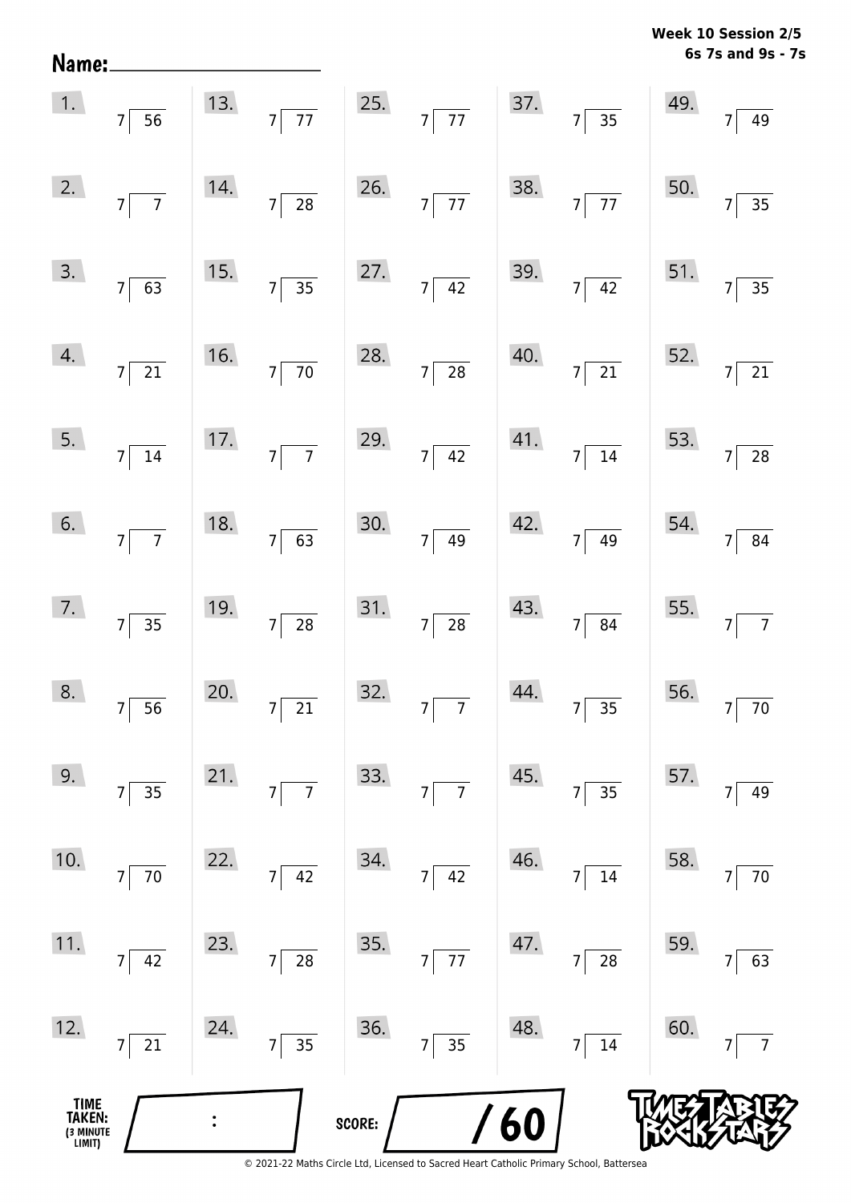Name: ____________________

**Week 10 Session 2/5**
**6s 7s and 9s - 7s**

| | | | | |
|---|---|---|---|---|
| 1. $7 \overline{)56}$ | 13. $7 \overline{)77}$ | 25. $7 \overline{)77}$ | 37. $7 \overline{)35}$ | 49. $7 \overline{)49}$ |
| 2. $7 \overline{)7}$ | 14. $7 \overline{)28}$ | 26. $7 \overline{)77}$ | 38. $7 \overline{)77}$ | 50. $7 \overline{)35}$ |
| 3. $7 \overline{)63}$ | 15. $7 \overline{)35}$ | 27. $7 \overline{)42}$ | 39. $7 \overline{)42}$ | 51. $7 \overline{)35}$ |
| 4. $7 \overline{)21}$ | 16. $7 \overline{)70}$ | 28. $7 \overline{)28}$ | 40. $7 \overline{)21}$ | 52. $7 \overline{)21}$ |
| 5. $7 \overline{)14}$ | 17. $7 \overline{)7}$ | 29. $7 \overline{)42}$ | 41. $7 \overline{)14}$ | 53. $7 \overline{)28}$ |
| 6. $7 \overline{)7}$ | 18. $7 \overline{)63}$ | 30. $7 \overline{)49}$ | 42. $7 \overline{)49}$ | 54. $7 \overline{)84}$ |
| 7. $7 \overline{)35}$ | 19. $7 \overline{)28}$ | 31. $7 \overline{)28}$ | 43. $7 \overline{)84}$ | 55. $7 \overline{)7}$ |
| 8. $7 \overline{)56}$ | 20. $7 \overline{)21}$ | 32. $7 \overline{)7}$ | 44. $7 \overline{)35}$ | 56. $7 \overline{)70}$ |
| 9. $7 \overline{)35}$ | 21. $7 \overline{)7}$ | 33. $7 \overline{)7}$ | 45. $7 \overline{)35}$ | 57. $7 \overline{)49}$ |
| 10. $7 \overline{)70}$ | 22. $7 \overline{)42}$ | 34. $7 \overline{)42}$ | 46. $7 \overline{)14}$ | 58. $7 \overline{)70}$ |
| 11. $7 \overline{)42}$ | 23. $7 \overline{)28}$ | 35. $7 \overline{)77}$ | 47. $7 \overline{)28}$ | 59. $7 \overline{)63}$ |
| 12. $7 \overline{)21}$ | 24. $7 \overline{)35}$ | 36. $7 \overline{)35}$ | 48. $7 \overline{)14}$ | 60. $7 \overline{)7}$ |

**TIME TAKEN:** (3 MINUTE LIMIT) ____ : ____

**SCORE:** ____ / 60

TIMES TABLES ROCK STARS

© 2021-22 Maths Circle Ltd, Licensed to Sacred Heart Catholic Primary School, Battersea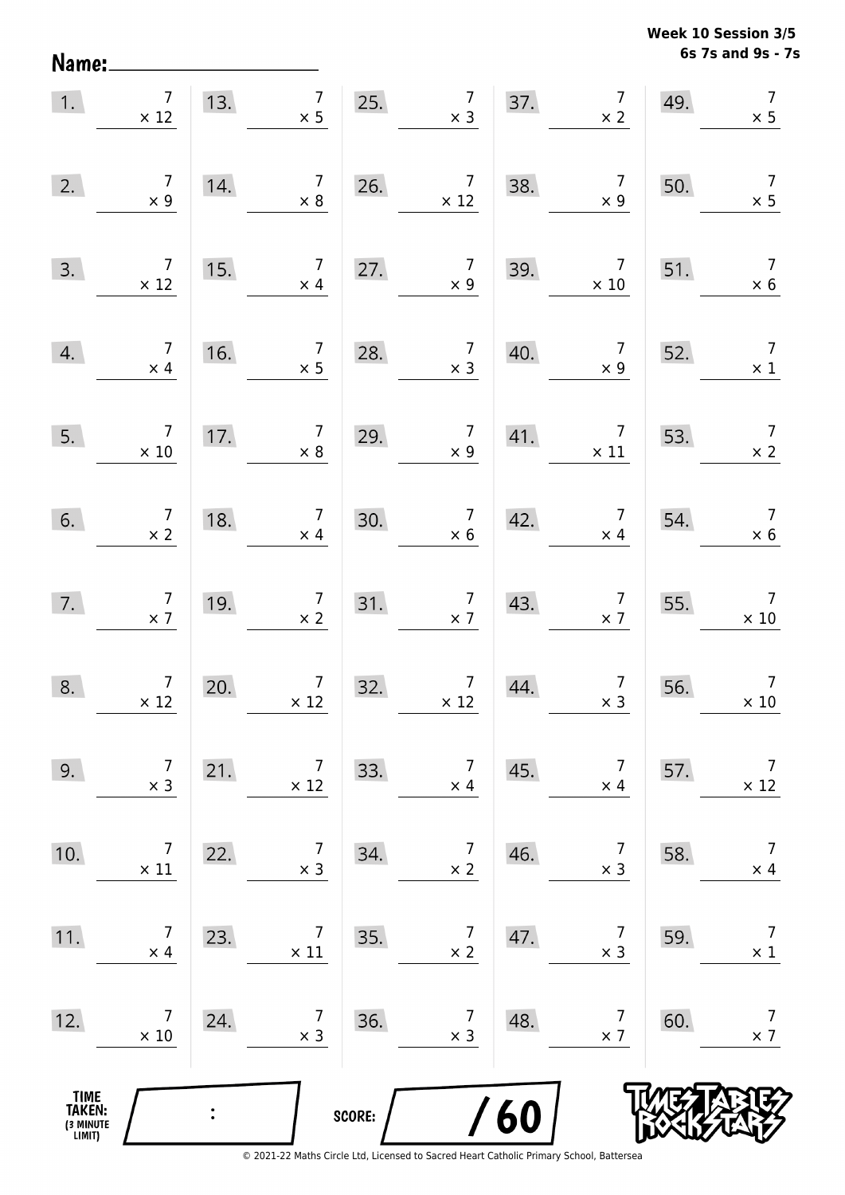Week 10 Session 3/5
6s 7s and 9s - 7s

Name:

| | | | | |
|---|---|---|---|---|
| 1. $7 \times 12$ | 13. $7 \times 5$ | 25. $7 \times 3$ | 37. $7 \times 2$ | 49. $7 \times 5$ |
| 2. $7 \times 9$ | 14. $7 \times 8$ | 26. $7 \times 12$ | 38. $7 \times 9$ | 50. $7 \times 5$ |
| 3. $7 \times 12$ | 15. $7 \times 4$ | 27. $7 \times 9$ | 39. $7 \times 10$ | 51. $7 \times 6$ |
| 4. $7 \times 4$ | 16. $7 \times 5$ | 28. $7 \times 3$ | 40. $7 \times 9$ | 52. $7 \times 1$ |
| 5. $7 \times 10$ | 17. $7 \times 8$ | 29. $7 \times 9$ | 41. $7 \times 11$ | 53. $7 \times 2$ |
| 6. $7 \times 2$ | 18. $7 \times 4$ | 30. $7 \times 6$ | 42. $7 \times 4$ | 54. $7 \times 6$ |
| 7. $7 \times 7$ | 19. $7 \times 2$ | 31. $7 \times 7$ | 43. $7 \times 7$ | 55. $7 \times 10$ |
| 8. $7 \times 12$ | 20. $7 \times 12$ | 32. $7 \times 12$ | 44. $7 \times 3$ | 56. $7 \times 10$ |
| 9. $7 \times 3$ | 21. $7 \times 12$ | 33. $7 \times 4$ | 45. $7 \times 4$ | 57. $7 \times 12$ |
| 10. $7 \times 11$ | 22. $7 \times 3$ | 34. $7 \times 2$ | 46. $7 \times 3$ | 58. $7 \times 4$ |
| 11. $7 \times 4$ | 23. $7 \times 11$ | 35. $7 \times 2$ | 47. $7 \times 3$ | 59. $7 \times 1$ |
| 12. $7 \times 10$ | 24. $7 \times 3$ | 36. $7 \times 3$ | 48. $7 \times 7$ | 60. $7 \times 7$ |

TIME TAKEN: (3 MINUTE LIMIT) :

SCORE: / 60

TIMES TABLES ROCK STARS

© 2021-22 Maths Circle Ltd, Licensed to Sacred Heart Catholic Primary School, Battersea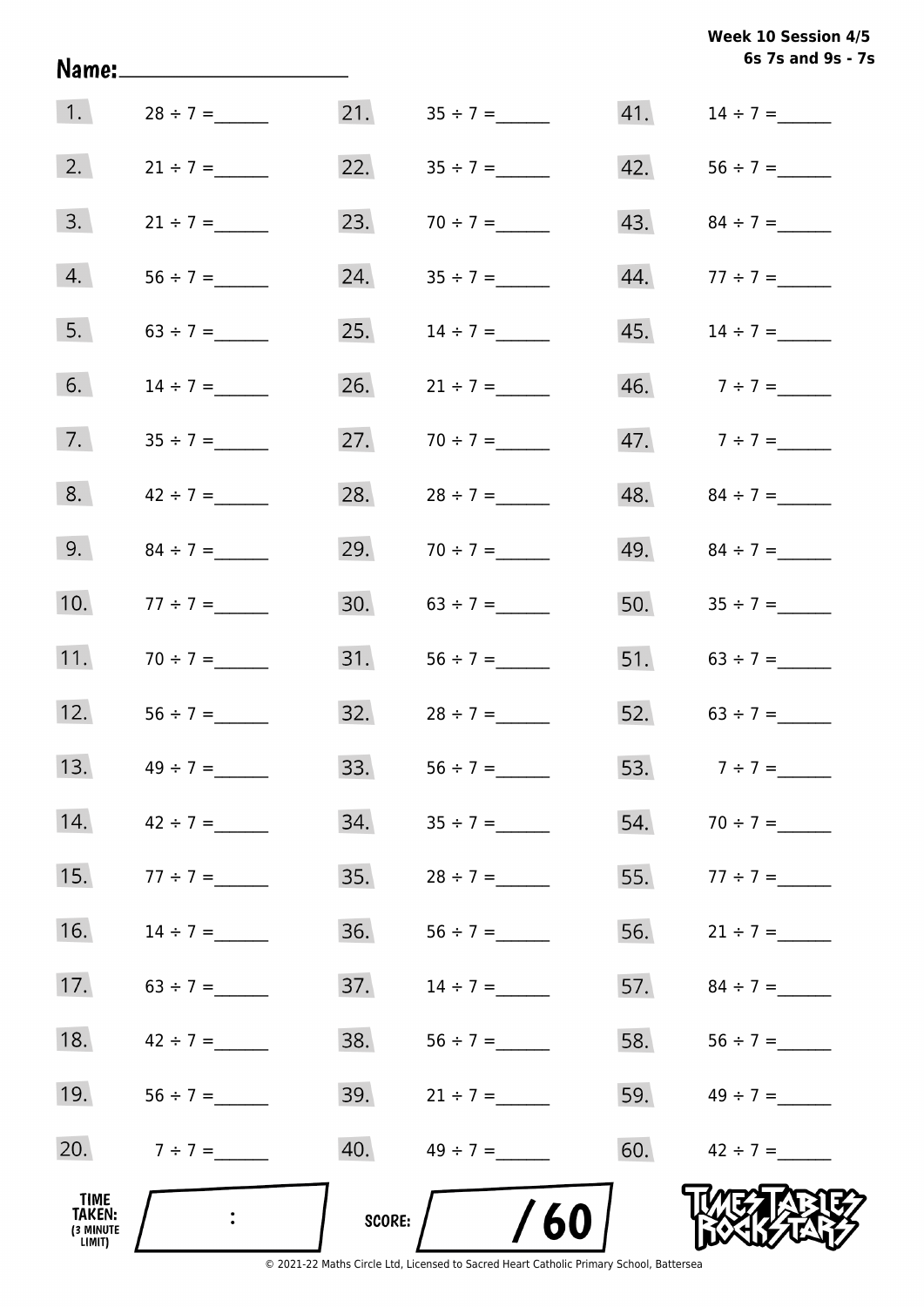**Week 10 Session 4/5**
**6s 7s and 9s - 7s**

Name: ____________________

| | | | | | |
|---|---|---|---|---|---|
| 1. | 28 ÷ 7 = ______ | 21. | 35 ÷ 7 = ______ | 41. | 14 ÷ 7 = ______ |
| 2. | 21 ÷ 7 = ______ | 22. | 35 ÷ 7 = ______ | 42. | 56 ÷ 7 = ______ |
| 3. | 21 ÷ 7 = ______ | 23. | 70 ÷ 7 = ______ | 43. | 84 ÷ 7 = ______ |
| 4. | 56 ÷ 7 = ______ | 24. | 35 ÷ 7 = ______ | 44. | 77 ÷ 7 = ______ |
| 5. | 63 ÷ 7 = ______ | 25. | 14 ÷ 7 = ______ | 45. | 14 ÷ 7 = ______ |
| 6. | 14 ÷ 7 = ______ | 26. | 21 ÷ 7 = ______ | 46. | 7 ÷ 7 = ______ |
| 7. | 35 ÷ 7 = ______ | 27. | 70 ÷ 7 = ______ | 47. | 7 ÷ 7 = ______ |
| 8. | 42 ÷ 7 = ______ | 28. | 28 ÷ 7 = ______ | 48. | 84 ÷ 7 = ______ |
| 9. | 84 ÷ 7 = ______ | 29. | 70 ÷ 7 = ______ | 49. | 84 ÷ 7 = ______ |
| 10. | 77 ÷ 7 = ______ | 30. | 63 ÷ 7 = ______ | 50. | 35 ÷ 7 = ______ |
| 11. | 70 ÷ 7 = ______ | 31. | 56 ÷ 7 = ______ | 51. | 63 ÷ 7 = ______ |
| 12. | 56 ÷ 7 = ______ | 32. | 28 ÷ 7 = ______ | 52. | 63 ÷ 7 = ______ |
| 13. | 49 ÷ 7 = ______ | 33. | 56 ÷ 7 = ______ | 53. | 7 ÷ 7 = ______ |
| 14. | 42 ÷ 7 = ______ | 34. | 35 ÷ 7 = ______ | 54. | 70 ÷ 7 = ______ |
| 15. | 77 ÷ 7 = ______ | 35. | 28 ÷ 7 = ______ | 55. | 77 ÷ 7 = ______ |
| 16. | 14 ÷ 7 = ______ | 36. | 56 ÷ 7 = ______ | 56. | 21 ÷ 7 = ______ |
| 17. | 63 ÷ 7 = ______ | 37. | 14 ÷ 7 = ______ | 57. | 84 ÷ 7 = ______ |
| 18. | 42 ÷ 7 = ______ | 38. | 56 ÷ 7 = ______ | 58. | 56 ÷ 7 = ______ |
| 19. | 56 ÷ 7 = ______ | 39. | 21 ÷ 7 = ______ | 59. | 49 ÷ 7 = ______ |
| 20. | 7 ÷ 7 = ______ | 40. | 49 ÷ 7 = ______ | 60. | 42 ÷ 7 = ______ |

**TIME TAKEN:** (3 MINUTE LIMIT) ____ : ____

**SCORE:** ____ / 60

TIMES TABLES ROCK STARS

© 2021-22 Maths Circle Ltd, Licensed to Sacred Heart Catholic Primary School, Battersea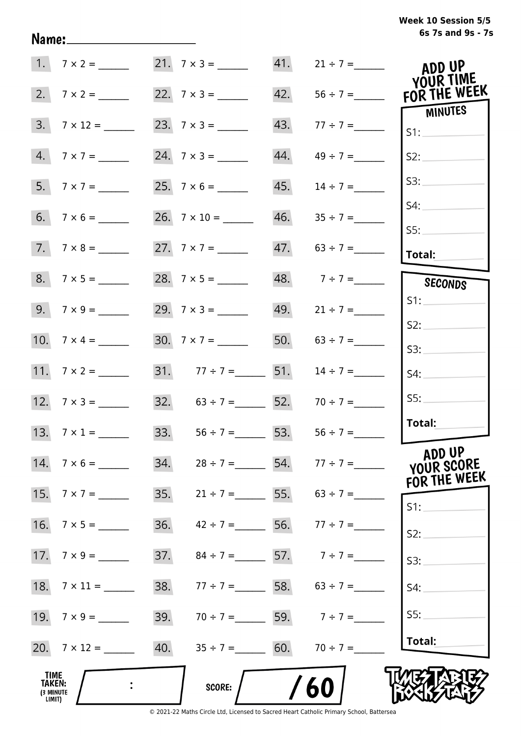Week 10 Session 5/5
6s 7s and 9s - 7s

Name: ____________________

| | | | | | |
|---|---|---|---|---|---|
| 1. | 7 × 2 = ______ | 21. | 7 × 3 = ______ | 41. | 21 ÷ 7 = ______ |
| 2. | 7 × 2 = ______ | 22. | 7 × 3 = ______ | 42. | 56 ÷ 7 = ______ |
| 3. | 7 × 12 = ______ | 23. | 7 × 3 = ______ | 43. | 77 ÷ 7 = ______ |
| 4. | 7 × 7 = ______ | 24. | 7 × 3 = ______ | 44. | 49 ÷ 7 = ______ |
| 5. | 7 × 7 = ______ | 25. | 7 × 6 = ______ | 45. | 14 ÷ 7 = ______ |
| 6. | 7 × 6 = ______ | 26. | 7 × 10 = ______ | 46. | 35 ÷ 7 = ______ |
| 7. | 7 × 8 = ______ | 27. | 7 × 7 = ______ | 47. | 63 ÷ 7 = ______ |
| 8. | 7 × 5 = ______ | 28. | 7 × 5 = ______ | 48. | 7 ÷ 7 = ______ |
| 9. | 7 × 9 = ______ | 29. | 7 × 3 = ______ | 49. | 21 ÷ 7 = ______ |
| 10. | 7 × 4 = ______ | 30. | 7 × 7 = ______ | 50. | 63 ÷ 7 = ______ |
| 11. | 7 × 2 = ______ | 31. | 77 ÷ 7 = ______ | 51. | 14 ÷ 7 = ______ |
| 12. | 7 × 3 = ______ | 32. | 63 ÷ 7 = ______ | 52. | 70 ÷ 7 = ______ |
| 13. | 7 × 1 = ______ | 33. | 56 ÷ 7 = ______ | 53. | 56 ÷ 7 = ______ |
| 14. | 7 × 6 = ______ | 34. | 28 ÷ 7 = ______ | 54. | 77 ÷ 7 = ______ |
| 15. | 7 × 7 = ______ | 35. | 21 ÷ 7 = ______ | 55. | 63 ÷ 7 = ______ |
| 16. | 7 × 5 = ______ | 36. | 42 ÷ 7 = ______ | 56. | 77 ÷ 7 = ______ |
| 17. | 7 × 9 = ______ | 37. | 84 ÷ 7 = ______ | 57. | 7 ÷ 7 = ______ |
| 18. | 7 × 11 = ______ | 38. | 77 ÷ 7 = ______ | 58. | 63 ÷ 7 = ______ |
| 19. | 7 × 9 = ______ | 39. | 70 ÷ 7 = ______ | 59. | 7 ÷ 7 = ______ |
| 20. | 7 × 12 = ______ | 40. | 35 ÷ 7 = ______ | 60. | 70 ÷ 7 = ______ |

**ADD UP YOUR TIME FOR THE WEEK**

**MINUTES**

S1: ______
S2: ______
S3: ______
S4: ______
S5: ______
**Total:** ______

**SECONDS**

S1: ______
S2: ______
S3: ______
S4: ______
S5: ______
**Total:** ______

**ADD UP YOUR SCORE FOR THE WEEK**

S1: ______
S2: ______
S3: ______
S4: ______
S5: ______
**Total:** ______

**TIME TAKEN:** (3 MINUTE LIMIT) ____ : ____

**SCORE:** ____ / 60

TIMES TABLES ROCK STARS

© 2021-22 Maths Circle Ltd, Licensed to Sacred Heart Catholic Primary School, Battersea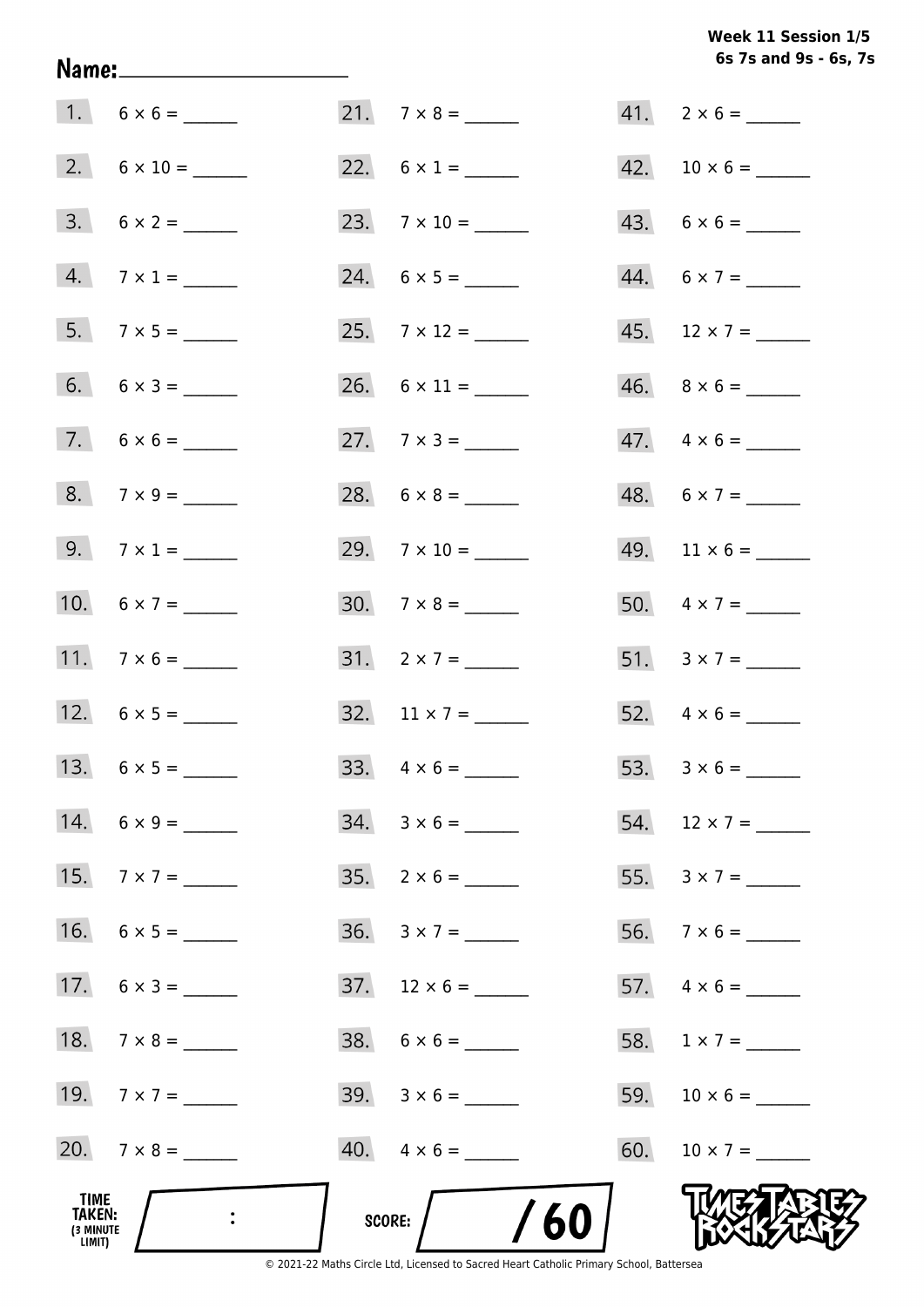Week 11 Session 1/5
6s 7s and 9s - 6s, 7s

Name: ____________________

| | | | | | |
|---|---|---|---|---|---|
| 1. | $6 \times 6 =$ ______ | 21. | $7 \times 8 =$ ______ | 41. | $2 \times 6 =$ ______ |
| 2. | $6 \times 10 =$ ______ | 22. | $6 \times 1 =$ ______ | 42. | $10 \times 6 =$ ______ |
| 3. | $6 \times 2 =$ ______ | 23. | $7 \times 10 =$ ______ | 43. | $6 \times 6 =$ ______ |
| 4. | $7 \times 1 =$ ______ | 24. | $6 \times 5 =$ ______ | 44. | $6 \times 7 =$ ______ |
| 5. | $7 \times 5 =$ ______ | 25. | $7 \times 12 =$ ______ | 45. | $12 \times 7 =$ ______ |
| 6. | $6 \times 3 =$ ______ | 26. | $6 \times 11 =$ ______ | 46. | $8 \times 6 =$ ______ |
| 7. | $6 \times 6 =$ ______ | 27. | $7 \times 3 =$ ______ | 47. | $4 \times 6 =$ ______ |
| 8. | $7 \times 9 =$ ______ | 28. | $6 \times 8 =$ ______ | 48. | $6 \times 7 =$ ______ |
| 9. | $7 \times 1 =$ ______ | 29. | $7 \times 10 =$ ______ | 49. | $11 \times 6 =$ ______ |
| 10. | $6 \times 7 =$ ______ | 30. | $7 \times 8 =$ ______ | 50. | $4 \times 7 =$ ______ |
| 11. | $7 \times 6 =$ ______ | 31. | $2 \times 7 =$ ______ | 51. | $3 \times 7 =$ ______ |
| 12. | $6 \times 5 =$ ______ | 32. | $11 \times 7 =$ ______ | 52. | $4 \times 6 =$ ______ |
| 13. | $6 \times 5 =$ ______ | 33. | $4 \times 6 =$ ______ | 53. | $3 \times 6 =$ ______ |
| 14. | $6 \times 9 =$ ______ | 34. | $3 \times 6 =$ ______ | 54. | $12 \times 7 =$ ______ |
| 15. | $7 \times 7 =$ ______ | 35. | $2 \times 6 =$ ______ | 55. | $3 \times 7 =$ ______ |
| 16. | $6 \times 5 =$ ______ | 36. | $3 \times 7 =$ ______ | 56. | $7 \times 6 =$ ______ |
| 17. | $6 \times 3 =$ ______ | 37. | $12 \times 6 =$ ______ | 57. | $4 \times 6 =$ ______ |
| 18. | $7 \times 8 =$ ______ | 38. | $6 \times 6 =$ ______ | 58. | $1 \times 7 =$ ______ |
| 19. | $7 \times 7 =$ ______ | 39. | $3 \times 6 =$ ______ | 59. | $10 \times 6 =$ ______ |
| 20. | $7 \times 8 =$ ______ | 40. | $4 \times 6 =$ ______ | 60. | $10 \times 7 =$ ______ |

TIME TAKEN: (3 MINUTE LIMIT) :

SCORE: /60

TIMES TABLES ROCK STARS

© 2021-22 Maths Circle Ltd, Licensed to Sacred Heart Catholic Primary School, Battersea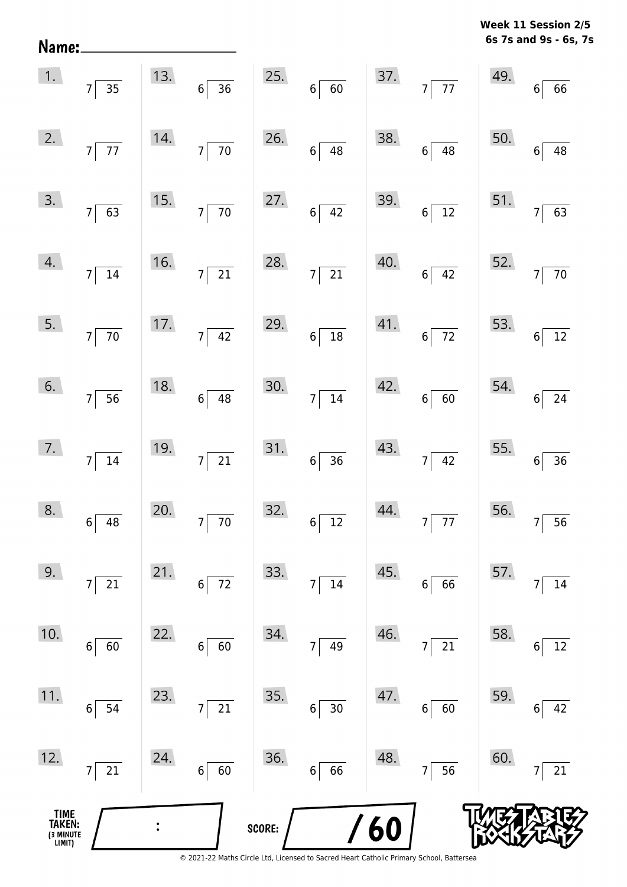**Week 11 Session 2/5**
**6s 7s and 9s - 6s, 7s**

Name:\_\_\_\_\_\_\_\_\_\_\_\_\_\_\_\_\_\_\_\_

| | | | | |
|---|---|---|---|---|
| 1. $35 \div 7$ | 13. $36 \div 6$ | 25. $60 \div 6$ | 37. $77 \div 7$ | 49. $66 \div 6$ |
| 2. $77 \div 7$ | 14. $70 \div 7$ | 26. $48 \div 6$ | 38. $48 \div 6$ | 50. $48 \div 6$ |
| 3. $63 \div 7$ | 15. $70 \div 7$ | 27. $42 \div 6$ | 39. $12 \div 6$ | 51. $63 \div 7$ |
| 4. $14 \div 7$ | 16. $21 \div 7$ | 28. $21 \div 7$ | 40. $42 \div 6$ | 52. $70 \div 7$ |
| 5. $70 \div 7$ | 17. $42 \div 7$ | 29. $18 \div 6$ | 41. $72 \div 6$ | 53. $12 \div 6$ |
| 6. $56 \div 7$ | 18. $48 \div 6$ | 30. $14 \div 7$ | 42. $60 \div 6$ | 54. $24 \div 6$ |
| 7. $14 \div 7$ | 19. $21 \div 7$ | 31. $36 \div 6$ | 43. $42 \div 7$ | 55. $36 \div 6$ |
| 8. $48 \div 6$ | 20. $70 \div 7$ | 32. $12 \div 6$ | 44. $77 \div 7$ | 56. $56 \div 7$ |
| 9. $21 \div 7$ | 21. $72 \div 6$ | 33. $14 \div 7$ | 45. $66 \div 6$ | 57. $14 \div 7$ |
| 10. $60 \div 6$ | 22. $60 \div 6$ | 34. $49 \div 7$ | 46. $21 \div 7$ | 58. $12 \div 6$ |
| 11. $54 \div 6$ | 23. $21 \div 7$ | 35. $30 \div 6$ | 47. $60 \div 6$ | 59. $42 \div 6$ |
| 12. $21 \div 7$ | 24. $60 \div 6$ | 36. $66 \div 6$ | 48. $56 \div 7$ | 60. $21 \div 7$ |

TIME TAKEN: (3 MINUTE LIMIT) \_\_\_ : \_\_\_

SCORE: \_\_\_ / 60

TIMES TABLES ROCK STARS

© 2021-22 Maths Circle Ltd, Licensed to Sacred Heart Catholic Primary School, Battersea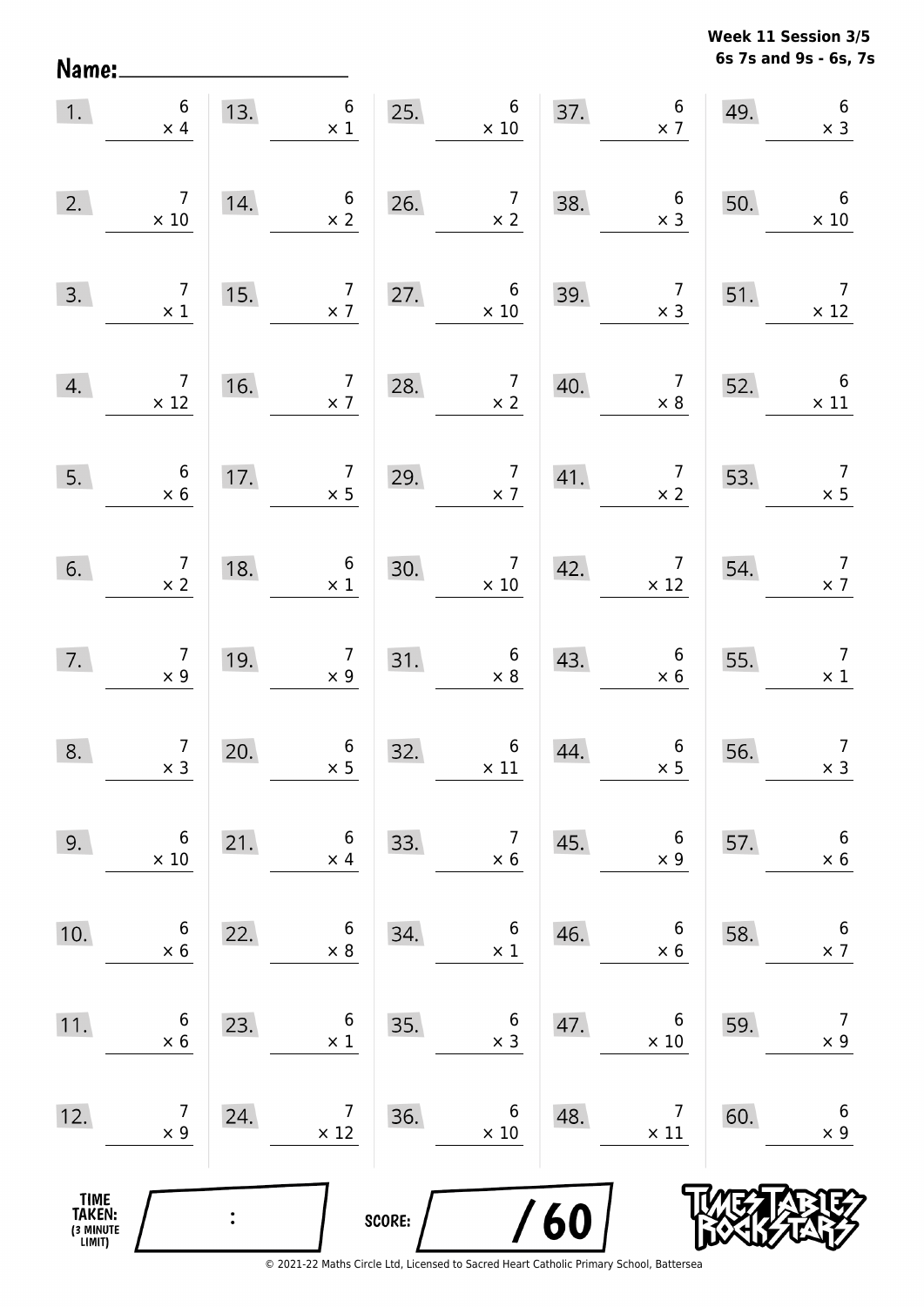Week 11 Session 3/5
6s 7s and 9s - 6s, 7s

Name: ____________________

| | | | | | | | | | |
|---|---|---|---|---|---|---|---|---|---|
| 1. | $6 \times 4$ | 13. | $6 \times 1$ | 25. | $6 \times 10$ | 37. | $6 \times 7$ | 49. | $6 \times 3$ |
| 2. | $7 \times 10$ | 14. | $6 \times 2$ | 26. | $7 \times 2$ | 38. | $6 \times 3$ | 50. | $6 \times 10$ |
| 3. | $7 \times 1$ | 15. | $7 \times 7$ | 27. | $6 \times 10$ | 39. | $7 \times 3$ | 51. | $7 \times 12$ |
| 4. | $7 \times 12$ | 16. | $7 \times 7$ | 28. | $7 \times 2$ | 40. | $7 \times 8$ | 52. | $6 \times 11$ |
| 5. | $6 \times 6$ | 17. | $7 \times 5$ | 29. | $7 \times 7$ | 41. | $7 \times 2$ | 53. | $7 \times 5$ |
| 6. | $7 \times 2$ | 18. | $6 \times 1$ | 30. | $7 \times 10$ | 42. | $7 \times 12$ | 54. | $7 \times 7$ |
| 7. | $7 \times 9$ | 19. | $7 \times 9$ | 31. | $6 \times 8$ | 43. | $6 \times 6$ | 55. | $7 \times 1$ |
| 8. | $7 \times 3$ | 20. | $6 \times 5$ | 32. | $6 \times 11$ | 44. | $6 \times 5$ | 56. | $7 \times 3$ |
| 9. | $6 \times 10$ | 21. | $6 \times 4$ | 33. | $7 \times 6$ | 45. | $6 \times 9$ | 57. | $6 \times 6$ |
| 10. | $6 \times 6$ | 22. | $6 \times 8$ | 34. | $6 \times 1$ | 46. | $6 \times 6$ | 58. | $6 \times 7$ |
| 11. | $6 \times 6$ | 23. | $6 \times 1$ | 35. | $6 \times 3$ | 47. | $6 \times 10$ | 59. | $7 \times 9$ |
| 12. | $7 \times 9$ | 24. | $7 \times 12$ | 36. | $6 \times 10$ | 48. | $7 \times 11$ | 60. | $6 \times 9$ |

TIME TAKEN: (3 MINUTE LIMIT) :

SCORE: / 60

© 2021-22 Maths Circle Ltd, Licensed to Sacred Heart Catholic Primary School, Battersea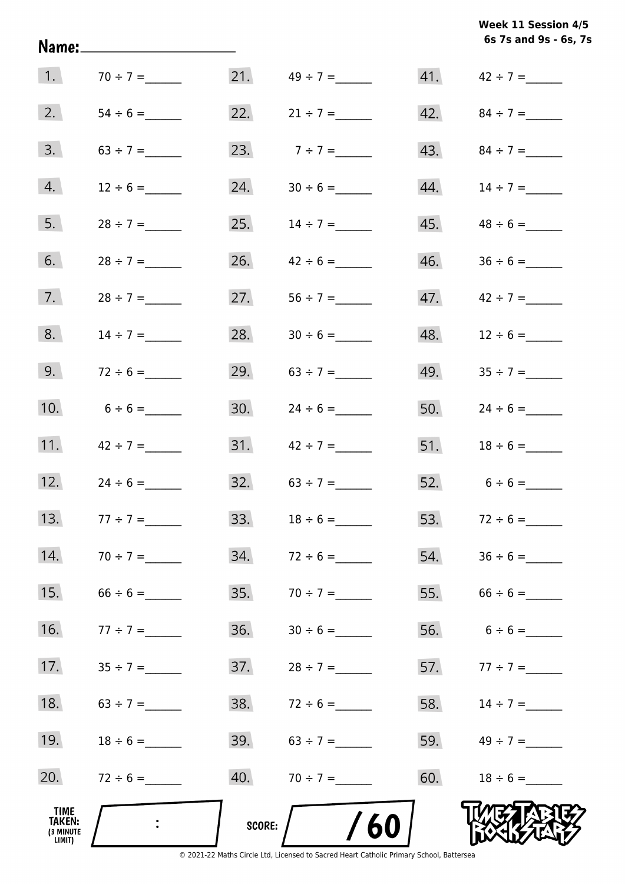**Week 11 Session 4/5**
**6s 7s and 9s - 6s, 7s**

Name:____________________

| | | | | | |
|---|---|---|---|---|---|
| 1. | 70 ÷ 7 = ______ | 21. | 49 ÷ 7 = ______ | 41. | 42 ÷ 7 = ______ |
| 2. | 54 ÷ 6 = ______ | 22. | 21 ÷ 7 = ______ | 42. | 84 ÷ 7 = ______ |
| 3. | 63 ÷ 7 = ______ | 23. | 7 ÷ 7 = ______ | 43. | 84 ÷ 7 = ______ |
| 4. | 12 ÷ 6 = ______ | 24. | 30 ÷ 6 = ______ | 44. | 14 ÷ 7 = ______ |
| 5. | 28 ÷ 7 = ______ | 25. | 14 ÷ 7 = ______ | 45. | 48 ÷ 6 = ______ |
| 6. | 28 ÷ 7 = ______ | 26. | 42 ÷ 6 = ______ | 46. | 36 ÷ 6 = ______ |
| 7. | 28 ÷ 7 = ______ | 27. | 56 ÷ 7 = ______ | 47. | 42 ÷ 7 = ______ |
| 8. | 14 ÷ 7 = ______ | 28. | 30 ÷ 6 = ______ | 48. | 12 ÷ 6 = ______ |
| 9. | 72 ÷ 6 = ______ | 29. | 63 ÷ 7 = ______ | 49. | 35 ÷ 7 = ______ |
| 10. | 6 ÷ 6 = ______ | 30. | 24 ÷ 6 = ______ | 50. | 24 ÷ 6 = ______ |
| 11. | 42 ÷ 7 = ______ | 31. | 42 ÷ 7 = ______ | 51. | 18 ÷ 6 = ______ |
| 12. | 24 ÷ 6 = ______ | 32. | 63 ÷ 7 = ______ | 52. | 6 ÷ 6 = ______ |
| 13. | 77 ÷ 7 = ______ | 33. | 18 ÷ 6 = ______ | 53. | 72 ÷ 6 = ______ |
| 14. | 70 ÷ 7 = ______ | 34. | 72 ÷ 6 = ______ | 54. | 36 ÷ 6 = ______ |
| 15. | 66 ÷ 6 = ______ | 35. | 70 ÷ 7 = ______ | 55. | 66 ÷ 6 = ______ |
| 16. | 77 ÷ 7 = ______ | 36. | 30 ÷ 6 = ______ | 56. | 6 ÷ 6 = ______ |
| 17. | 35 ÷ 7 = ______ | 37. | 28 ÷ 7 = ______ | 57. | 77 ÷ 7 = ______ |
| 18. | 63 ÷ 7 = ______ | 38. | 72 ÷ 6 = ______ | 58. | 14 ÷ 7 = ______ |
| 19. | 18 ÷ 6 = ______ | 39. | 63 ÷ 7 = ______ | 59. | 49 ÷ 7 = ______ |
| 20. | 72 ÷ 6 = ______ | 40. | 70 ÷ 7 = ______ | 60. | 18 ÷ 6 = ______ |

**TIME TAKEN:** (3 MINUTE LIMIT) ____ : ____

**SCORE:** ____ / 60

TIMES TABLES ROCK STARS

© 2021-22 Maths Circle Ltd, Licensed to Sacred Heart Catholic Primary School, Battersea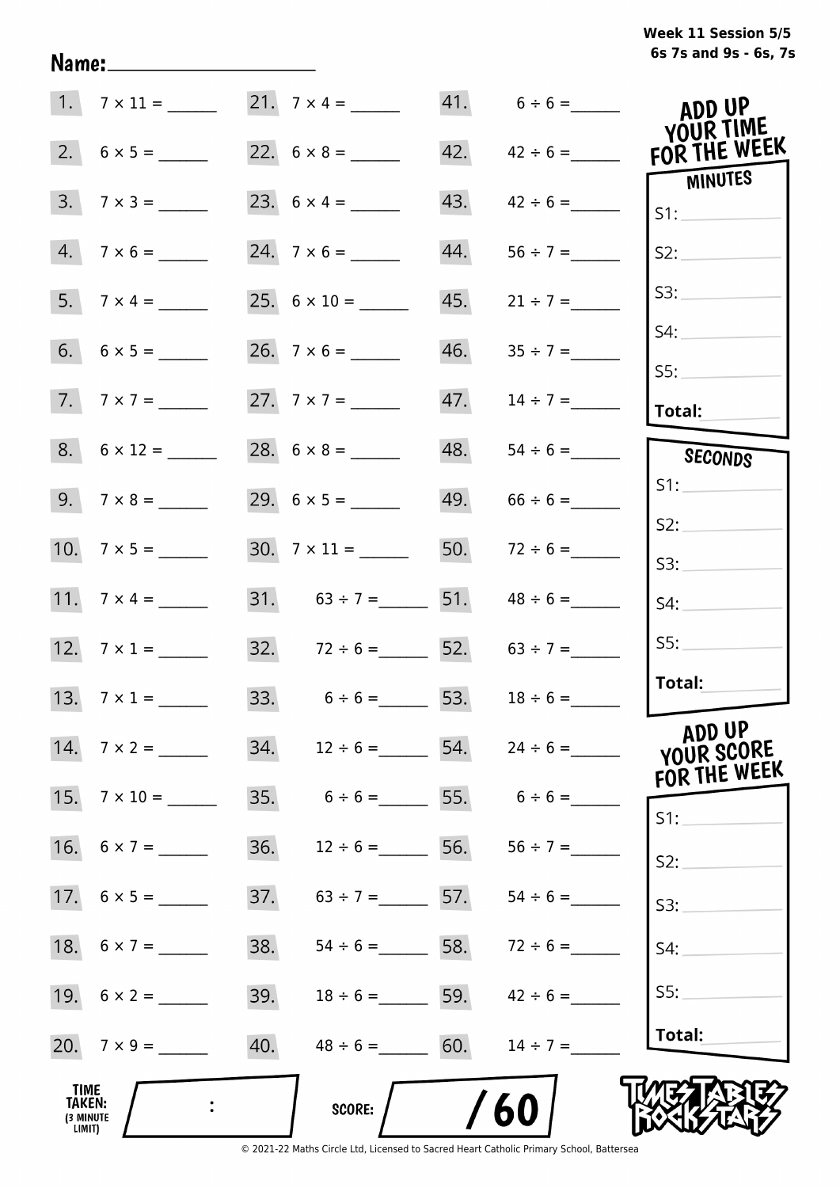**Week 11 Session 5/5**
**6s 7s and 9s - 6s, 7s**

**Name:** ____________________

| | | | | | |
|---|---|---|---|---|---|
| 1. | 7 × 11 = ______ | 21. | 7 × 4 = ______ | 41. | 6 ÷ 6 = ______ |
| 2. | 6 × 5 = ______ | 22. | 6 × 8 = ______ | 42. | 42 ÷ 6 = ______ |
| 3. | 7 × 3 = ______ | 23. | 6 × 4 = ______ | 43. | 42 ÷ 6 = ______ |
| 4. | 7 × 6 = ______ | 24. | 7 × 6 = ______ | 44. | 56 ÷ 7 = ______ |
| 5. | 7 × 4 = ______ | 25. | 6 × 10 = ______ | 45. | 21 ÷ 7 = ______ |
| 6. | 6 × 5 = ______ | 26. | 7 × 6 = ______ | 46. | 35 ÷ 7 = ______ |
| 7. | 7 × 7 = ______ | 27. | 7 × 7 = ______ | 47. | 14 ÷ 7 = ______ |
| 8. | 6 × 12 = ______ | 28. | 6 × 8 = ______ | 48. | 54 ÷ 6 = ______ |
| 9. | 7 × 8 = ______ | 29. | 6 × 5 = ______ | 49. | 66 ÷ 6 = ______ |
| 10. | 7 × 5 = ______ | 30. | 7 × 11 = ______ | 50. | 72 ÷ 6 = ______ |
| 11. | 7 × 4 = ______ | 31. | 63 ÷ 7 = ______ | 51. | 48 ÷ 6 = ______ |
| 12. | 7 × 1 = ______ | 32. | 72 ÷ 6 = ______ | 52. | 63 ÷ 7 = ______ |
| 13. | 7 × 1 = ______ | 33. | 6 ÷ 6 = ______ | 53. | 18 ÷ 6 = ______ |
| 14. | 7 × 2 = ______ | 34. | 12 ÷ 6 = ______ | 54. | 24 ÷ 6 = ______ |
| 15. | 7 × 10 = ______ | 35. | 6 ÷ 6 = ______ | 55. | 6 ÷ 6 = ______ |
| 16. | 6 × 7 = ______ | 36. | 12 ÷ 6 = ______ | 56. | 56 ÷ 7 = ______ |
| 17. | 6 × 5 = ______ | 37. | 63 ÷ 7 = ______ | 57. | 54 ÷ 6 = ______ |
| 18. | 6 × 7 = ______ | 38. | 54 ÷ 6 = ______ | 58. | 72 ÷ 6 = ______ |
| 19. | 6 × 2 = ______ | 39. | 18 ÷ 6 = ______ | 59. | 42 ÷ 6 = ______ |
| 20. | 7 × 9 = ______ | 40. | 48 ÷ 6 = ______ | 60. | 14 ÷ 7 = ______ |

**ADD UP YOUR TIME FOR THE WEEK**

| MINUTES | SECONDS |
|---|---|
| S1: ______ | S1: ______ |
| S2: ______ | S2: ______ |
| S3: ______ | S3: ______ |
| S4: ______ | S4: ______ |
| S5: ______ | S5: ______ |
| **Total:** ______ | **Total:** ______ |

**ADD UP YOUR SCORE FOR THE WEEK**

S1: ______
S2: ______
S3: ______
S4: ______
S5: ______
**Total:** ______

**TIME TAKEN: (3 MINUTE LIMIT)** ____ : ____  **SCORE:** ____ / 60

**TIMES TABLES ROCK STARS**

© 2021-22 Maths Circle Ltd, Licensed to Sacred Heart Catholic Primary School, Battersea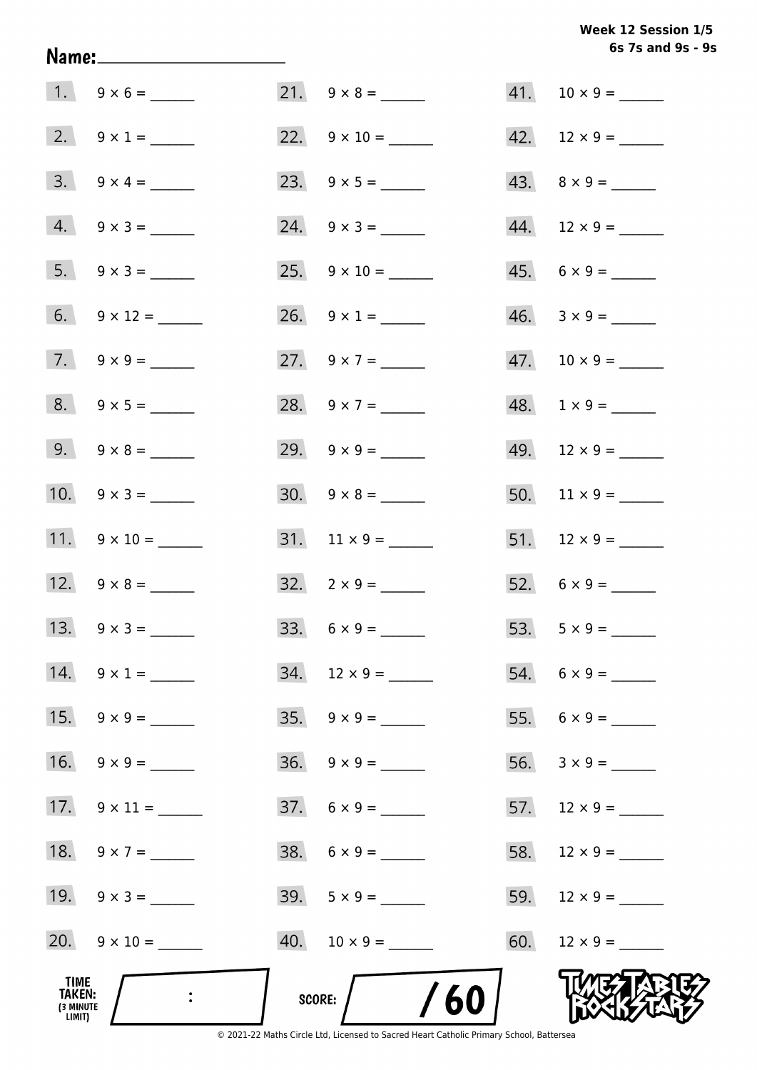Week 12 Session 1/5
6s 7s and 9s - 9s

Name: ____________________

| | | | | | |
|---|---|---|---|---|---|
| 1. | $9 \times 6 =$ ______ | 21. | $9 \times 8 =$ ______ | 41. | $10 \times 9 =$ ______ |
| 2. | $9 \times 1 =$ ______ | 22. | $9 \times 10 =$ ______ | 42. | $12 \times 9 =$ ______ |
| 3. | $9 \times 4 =$ ______ | 23. | $9 \times 5 =$ ______ | 43. | $8 \times 9 =$ ______ |
| 4. | $9 \times 3 =$ ______ | 24. | $9 \times 3 =$ ______ | 44. | $12 \times 9 =$ ______ |
| 5. | $9 \times 3 =$ ______ | 25. | $9 \times 10 =$ ______ | 45. | $6 \times 9 =$ ______ |
| 6. | $9 \times 12 =$ ______ | 26. | $9 \times 1 =$ ______ | 46. | $3 \times 9 =$ ______ |
| 7. | $9 \times 9 =$ ______ | 27. | $9 \times 7 =$ ______ | 47. | $10 \times 9 =$ ______ |
| 8. | $9 \times 5 =$ ______ | 28. | $9 \times 7 =$ ______ | 48. | $1 \times 9 =$ ______ |
| 9. | $9 \times 8 =$ ______ | 29. | $9 \times 9 =$ ______ | 49. | $12 \times 9 =$ ______ |
| 10. | $9 \times 3 =$ ______ | 30. | $9 \times 8 =$ ______ | 50. | $11 \times 9 =$ ______ |
| 11. | $9 \times 10 =$ ______ | 31. | $11 \times 9 =$ ______ | 51. | $12 \times 9 =$ ______ |
| 12. | $9 \times 8 =$ ______ | 32. | $2 \times 9 =$ ______ | 52. | $6 \times 9 =$ ______ |
| 13. | $9 \times 3 =$ ______ | 33. | $6 \times 9 =$ ______ | 53. | $5 \times 9 =$ ______ |
| 14. | $9 \times 1 =$ ______ | 34. | $12 \times 9 =$ ______ | 54. | $6 \times 9 =$ ______ |
| 15. | $9 \times 9 =$ ______ | 35. | $9 \times 9 =$ ______ | 55. | $6 \times 9 =$ ______ |
| 16. | $9 \times 9 =$ ______ | 36. | $9 \times 9 =$ ______ | 56. | $3 \times 9 =$ ______ |
| 17. | $9 \times 11 =$ ______ | 37. | $6 \times 9 =$ ______ | 57. | $12 \times 9 =$ ______ |
| 18. | $9 \times 7 =$ ______ | 38. | $6 \times 9 =$ ______ | 58. | $12 \times 9 =$ ______ |
| 19. | $9 \times 3 =$ ______ | 39. | $5 \times 9 =$ ______ | 59. | $12 \times 9 =$ ______ |
| 20. | $9 \times 10 =$ ______ | 40. | $10 \times 9 =$ ______ | 60. | $12 \times 9 =$ ______ |

TIME TAKEN: (3 MINUTE LIMIT) ____ : ____

SCORE: ____ / 60

TIMES TABLES ROCK STARS

© 2021-22 Maths Circle Ltd, Licensed to Sacred Heart Catholic Primary School, Battersea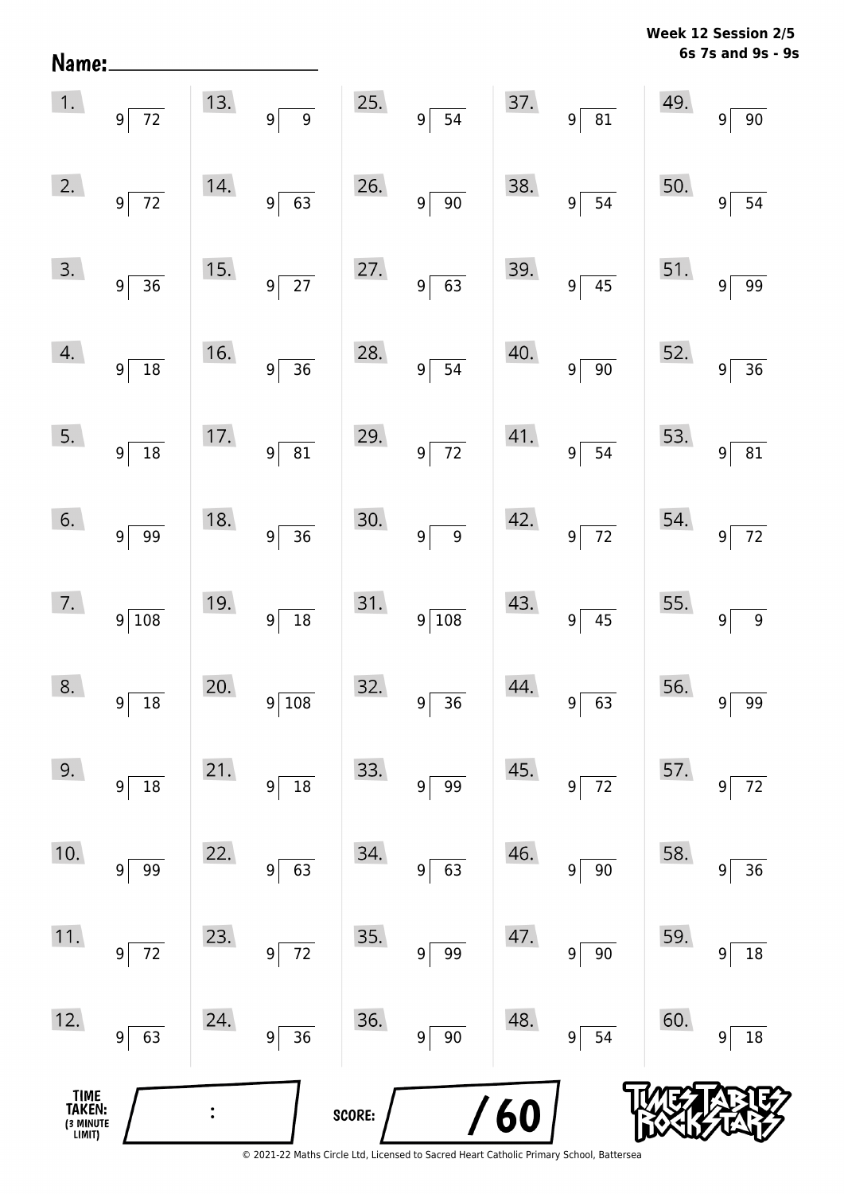**Week 12 Session 2/5**
**6s 7s and 9s - 9s**

Name: ____________________

| | | | | |
|---|---|---|---|---|
| 1. 9 ⟌ 72 | 13. 9 ⟌ 9 | 25. 9 ⟌ 54 | 37. 9 ⟌ 81 | 49. 9 ⟌ 90 |
| 2. 9 ⟌ 72 | 14. 9 ⟌ 63 | 26. 9 ⟌ 90 | 38. 9 ⟌ 54 | 50. 9 ⟌ 54 |
| 3. 9 ⟌ 36 | 15. 9 ⟌ 27 | 27. 9 ⟌ 63 | 39. 9 ⟌ 45 | 51. 9 ⟌ 99 |
| 4. 9 ⟌ 18 | 16. 9 ⟌ 36 | 28. 9 ⟌ 54 | 40. 9 ⟌ 90 | 52. 9 ⟌ 36 |
| 5. 9 ⟌ 18 | 17. 9 ⟌ 81 | 29. 9 ⟌ 72 | 41. 9 ⟌ 54 | 53. 9 ⟌ 81 |
| 6. 9 ⟌ 99 | 18. 9 ⟌ 36 | 30. 9 ⟌ 9 | 42. 9 ⟌ 72 | 54. 9 ⟌ 72 |
| 7. 9 ⟌ 108 | 19. 9 ⟌ 18 | 31. 9 ⟌ 108 | 43. 9 ⟌ 45 | 55. 9 ⟌ 9 |
| 8. 9 ⟌ 18 | 20. 9 ⟌ 108 | 32. 9 ⟌ 36 | 44. 9 ⟌ 63 | 56. 9 ⟌ 99 |
| 9. 9 ⟌ 18 | 21. 9 ⟌ 18 | 33. 9 ⟌ 99 | 45. 9 ⟌ 72 | 57. 9 ⟌ 72 |
| 10. 9 ⟌ 99 | 22. 9 ⟌ 63 | 34. 9 ⟌ 63 | 46. 9 ⟌ 90 | 58. 9 ⟌ 36 |
| 11. 9 ⟌ 72 | 23. 9 ⟌ 72 | 35. 9 ⟌ 99 | 47. 9 ⟌ 90 | 59. 9 ⟌ 18 |
| 12. 9 ⟌ 63 | 24. 9 ⟌ 36 | 36. 9 ⟌ 90 | 48. 9 ⟌ 54 | 60. 9 ⟌ 18 |

TIME TAKEN: (3 MINUTE LIMIT) ____ : ____

SCORE: ____ / 60

TIMES TABLES ROCK STARS

© 2021-22 Maths Circle Ltd, Licensed to Sacred Heart Catholic Primary School, Battersea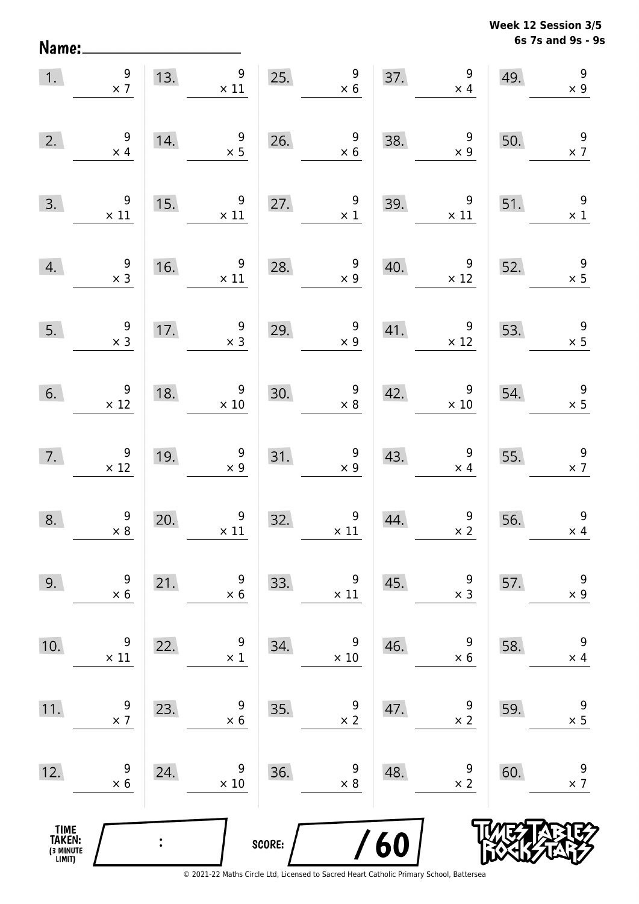**Week 12 Session 3/5**
**6s 7s and 9s - 9s**

Name: ____________________

| | | | | | | | | | |
|---|---|---|---|---|---|---|---|---|---|
| 1. | $9 \times 7$ | 13. | $9 \times 11$ | 25. | $9 \times 6$ | 37. | $9 \times 4$ | 49. | $9 \times 9$ |
| 2. | $9 \times 4$ | 14. | $9 \times 5$ | 26. | $9 \times 6$ | 38. | $9 \times 9$ | 50. | $9 \times 7$ |
| 3. | $9 \times 11$ | 15. | $9 \times 11$ | 27. | $9 \times 1$ | 39. | $9 \times 11$ | 51. | $9 \times 1$ |
| 4. | $9 \times 3$ | 16. | $9 \times 11$ | 28. | $9 \times 9$ | 40. | $9 \times 12$ | 52. | $9 \times 5$ |
| 5. | $9 \times 3$ | 17. | $9 \times 3$ | 29. | $9 \times 9$ | 41. | $9 \times 12$ | 53. | $9 \times 5$ |
| 6. | $9 \times 12$ | 18. | $9 \times 10$ | 30. | $9 \times 8$ | 42. | $9 \times 10$ | 54. | $9 \times 5$ |
| 7. | $9 \times 12$ | 19. | $9 \times 9$ | 31. | $9 \times 9$ | 43. | $9 \times 4$ | 55. | $9 \times 7$ |
| 8. | $9 \times 8$ | 20. | $9 \times 11$ | 32. | $9 \times 11$ | 44. | $9 \times 2$ | 56. | $9 \times 4$ |
| 9. | $9 \times 6$ | 21. | $9 \times 6$ | 33. | $9 \times 11$ | 45. | $9 \times 3$ | 57. | $9 \times 9$ |
| 10. | $9 \times 11$ | 22. | $9 \times 1$ | 34. | $9 \times 10$ | 46. | $9 \times 6$ | 58. | $9 \times 4$ |
| 11. | $9 \times 7$ | 23. | $9 \times 6$ | 35. | $9 \times 2$ | 47. | $9 \times 2$ | 59. | $9 \times 5$ |
| 12. | $9 \times 6$ | 24. | $9 \times 10$ | 36. | $9 \times 8$ | 48. | $9 \times 2$ | 60. | $9 \times 7$ |

TIME TAKEN: (3 MINUTE LIMIT) ___ : ___

SCORE: ___ / 60

© 2021-22 Maths Circle Ltd, Licensed to Sacred Heart Catholic Primary School, Battersea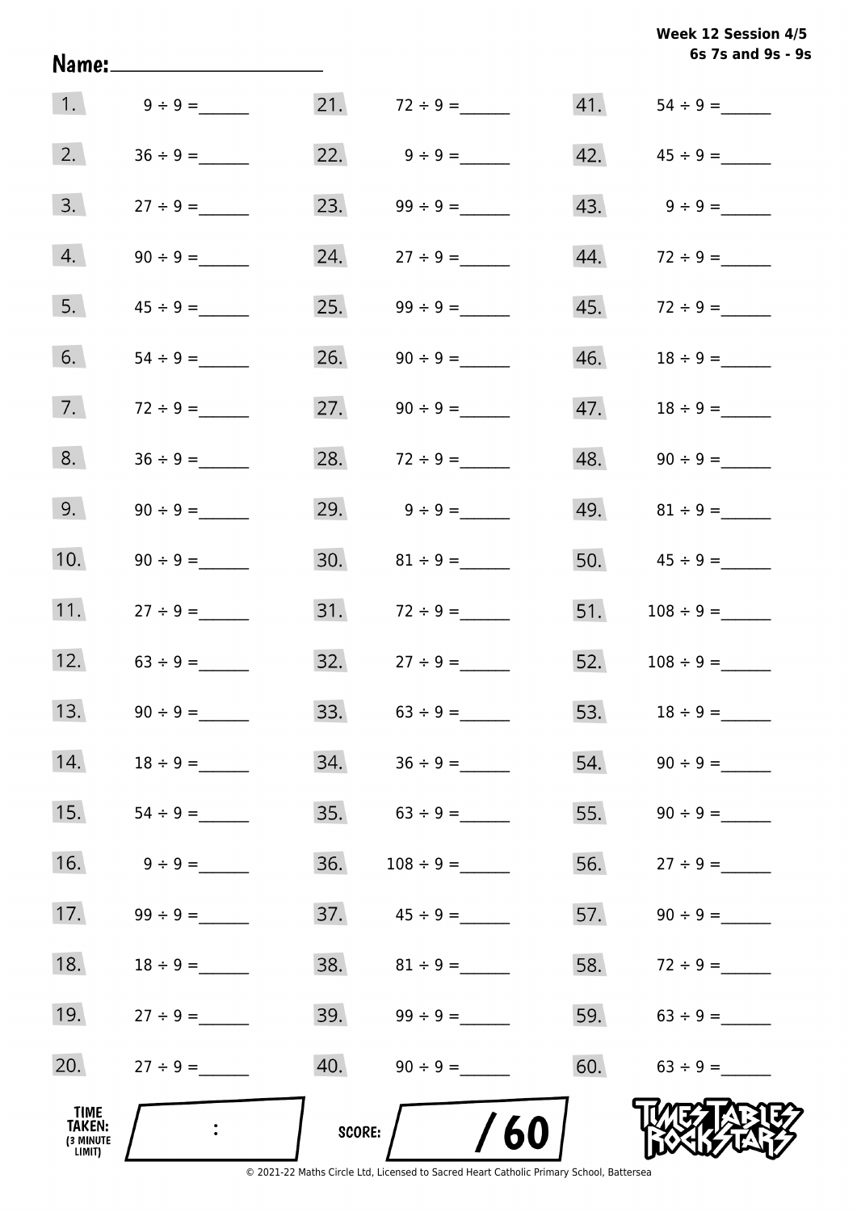**Week 12 Session 4/5**
**6s 7s and 9s - 9s**

Name: ____________________

1. $9 \div 9 =$ ______
2. $36 \div 9 =$ ______
3. $27 \div 9 =$ ______
4. $90 \div 9 =$ ______
5. $45 \div 9 =$ ______
6. $54 \div 9 =$ ______
7. $72 \div 9 =$ ______
8. $36 \div 9 =$ ______
9. $90 \div 9 =$ ______
10. $90 \div 9 =$ ______
11. $27 \div 9 =$ ______
12. $63 \div 9 =$ ______
13. $90 \div 9 =$ ______
14. $18 \div 9 =$ ______
15. $54 \div 9 =$ ______
16. $9 \div 9 =$ ______
17. $99 \div 9 =$ ______
18. $18 \div 9 =$ ______
19. $27 \div 9 =$ ______
20. $27 \div 9 =$ ______
21. $72 \div 9 =$ ______
22. $9 \div 9 =$ ______
23. $99 \div 9 =$ ______
24. $27 \div 9 =$ ______
25. $99 \div 9 =$ ______
26. $90 \div 9 =$ ______
27. $90 \div 9 =$ ______
28. $72 \div 9 =$ ______
29. $9 \div 9 =$ ______
30. $81 \div 9 =$ ______
31. $72 \div 9 =$ ______
32. $27 \div 9 =$ ______
33. $63 \div 9 =$ ______
34. $36 \div 9 =$ ______
35. $63 \div 9 =$ ______
36. $108 \div 9 =$ ______
37. $45 \div 9 =$ ______
38. $81 \div 9 =$ ______
39. $99 \div 9 =$ ______
40. $90 \div 9 =$ ______
41. $54 \div 9 =$ ______
42. $45 \div 9 =$ ______
43. $9 \div 9 =$ ______
44. $72 \div 9 =$ ______
45. $72 \div 9 =$ ______
46. $18 \div 9 =$ ______
47. $18 \div 9 =$ ______
48. $90 \div 9 =$ ______
49. $81 \div 9 =$ ______
50. $45 \div 9 =$ ______
51. $108 \div 9 =$ ______
52. $108 \div 9 =$ ______
53. $18 \div 9 =$ ______
54. $90 \div 9 =$ ______
55. $90 \div 9 =$ ______
56. $27 \div 9 =$ ______
57. $90 \div 9 =$ ______
58. $72 \div 9 =$ ______
59. $63 \div 9 =$ ______
60. $63 \div 9 =$ ______

TIME TAKEN: (3 MINUTE LIMIT) ____ : ____

SCORE: ____ / 60

TIMES TABLES ROCK STARS

© 2021-22 Maths Circle Ltd, Licensed to Sacred Heart Catholic Primary School, Battersea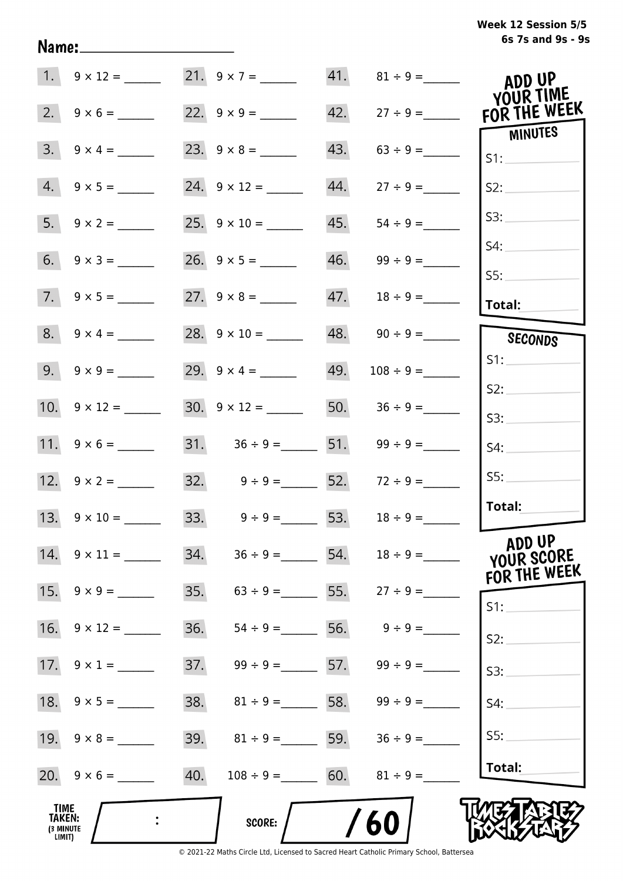Week 12 Session 5/5
6s 7s and 9s - 9s

Name: ____________________

| | | | | | |
|---|---|---|---|---|---|
| 1. | $9 \times 12 =$ ______ | 21. | $9 \times 7 =$ ______ | 41. | $81 \div 9 =$ ______ |
| 2. | $9 \times 6 =$ ______ | 22. | $9 \times 9 =$ ______ | 42. | $27 \div 9 =$ ______ |
| 3. | $9 \times 4 =$ ______ | 23. | $9 \times 8 =$ ______ | 43. | $63 \div 9 =$ ______ |
| 4. | $9 \times 5 =$ ______ | 24. | $9 \times 12 =$ ______ | 44. | $27 \div 9 =$ ______ |
| 5. | $9 \times 2 =$ ______ | 25. | $9 \times 10 =$ ______ | 45. | $54 \div 9 =$ ______ |
| 6. | $9 \times 3 =$ ______ | 26. | $9 \times 5 =$ ______ | 46. | $99 \div 9 =$ ______ |
| 7. | $9 \times 5 =$ ______ | 27. | $9 \times 8 =$ ______ | 47. | $18 \div 9 =$ ______ |
| 8. | $9 \times 4 =$ ______ | 28. | $9 \times 10 =$ ______ | 48. | $90 \div 9 =$ ______ |
| 9. | $9 \times 9 =$ ______ | 29. | $9 \times 4 =$ ______ | 49. | $108 \div 9 =$ ______ |
| 10. | $9 \times 12 =$ ______ | 30. | $9 \times 12 =$ ______ | 50. | $36 \div 9 =$ ______ |
| 11. | $9 \times 6 =$ ______ | 31. | $36 \div 9 =$ ______ | 51. | $99 \div 9 =$ ______ |
| 12. | $9 \times 2 =$ ______ | 32. | $9 \div 9 =$ ______ | 52. | $72 \div 9 =$ ______ |
| 13. | $9 \times 10 =$ ______ | 33. | $9 \div 9 =$ ______ | 53. | $18 \div 9 =$ ______ |
| 14. | $9 \times 11 =$ ______ | 34. | $36 \div 9 =$ ______ | 54. | $18 \div 9 =$ ______ |
| 15. | $9 \times 9 =$ ______ | 35. | $63 \div 9 =$ ______ | 55. | $27 \div 9 =$ ______ |
| 16. | $9 \times 12 =$ ______ | 36. | $54 \div 9 =$ ______ | 56. | $9 \div 9 =$ ______ |
| 17. | $9 \times 1 =$ ______ | 37. | $99 \div 9 =$ ______ | 57. | $99 \div 9 =$ ______ |
| 18. | $9 \times 5 =$ ______ | 38. | $81 \div 9 =$ ______ | 58. | $99 \div 9 =$ ______ |
| 19. | $9 \times 8 =$ ______ | 39. | $81 \div 9 =$ ______ | 59. | $36 \div 9 =$ ______ |
| 20. | $9 \times 6 =$ ______ | 40. | $108 \div 9 =$ ______ | 60. | $81 \div 9 =$ ______ |

**ADD UP YOUR TIME FOR THE WEEK**

**MINUTES**

S1: ______
S2: ______
S3: ______
S4: ______
S5: ______
**Total:** ______

**SECONDS**

S1: ______
S2: ______
S3: ______
S4: ______
S5: ______
**Total:** ______

**ADD UP YOUR SCORE FOR THE WEEK**

S1: ______
S2: ______
S3: ______
S4: ______
S5: ______
**Total:** ______

**TIME TAKEN:** (3 MINUTE LIMIT) ___ : ___

**SCORE:** ____ / 60

TIMES TABLES ROCK STARS

© 2021-22 Maths Circle Ltd, Licensed to Sacred Heart Catholic Primary School, Battersea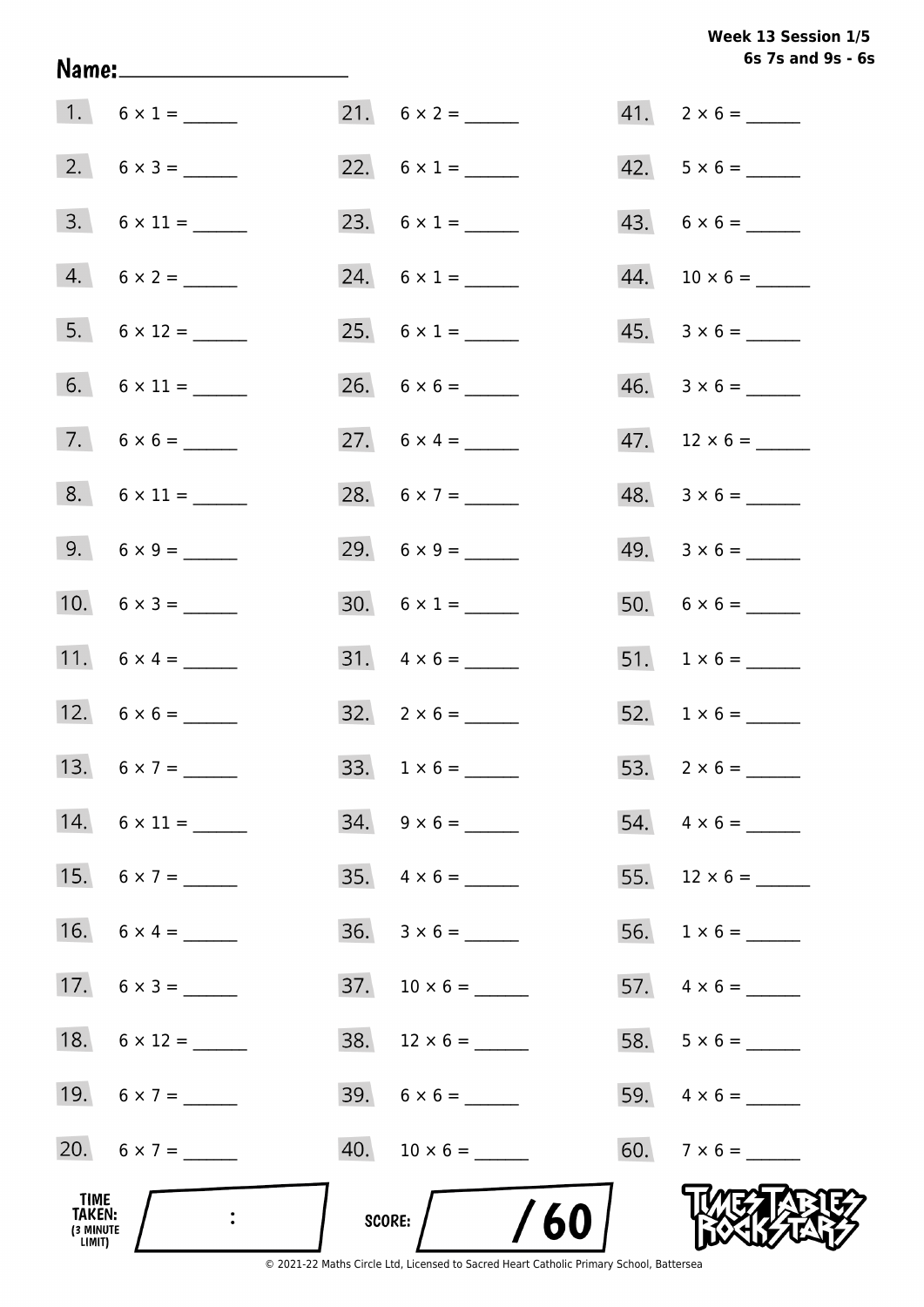Week 13 Session 1/5
6s 7s and 9s - 6s

Name: ____________________

1. $6 \times 1 =$ ______
2. $6 \times 3 =$ ______
3. $6 \times 11 =$ ______
4. $6 \times 2 =$ ______
5. $6 \times 12 =$ ______
6. $6 \times 11 =$ ______
7. $6 \times 6 =$ ______
8. $6 \times 11 =$ ______
9. $6 \times 9 =$ ______
10. $6 \times 3 =$ ______
11. $6 \times 4 =$ ______
12. $6 \times 6 =$ ______
13. $6 \times 7 =$ ______
14. $6 \times 11 =$ ______
15. $6 \times 7 =$ ______
16. $6 \times 4 =$ ______
17. $6 \times 3 =$ ______
18. $6 \times 12 =$ ______
19. $6 \times 7 =$ ______
20. $6 \times 7 =$ ______
21. $6 \times 2 =$ ______
22. $6 \times 1 =$ ______
23. $6 \times 1 =$ ______
24. $6 \times 1 =$ ______
25. $6 \times 1 =$ ______
26. $6 \times 6 =$ ______
27. $6 \times 4 =$ ______
28. $6 \times 7 =$ ______
29. $6 \times 9 =$ ______
30. $6 \times 1 =$ ______
31. $4 \times 6 =$ ______
32. $2 \times 6 =$ ______
33. $1 \times 6 =$ ______
34. $9 \times 6 =$ ______
35. $4 \times 6 =$ ______
36. $3 \times 6 =$ ______
37. $10 \times 6 =$ ______
38. $12 \times 6 =$ ______
39. $6 \times 6 =$ ______
40. $10 \times 6 =$ ______
41. $2 \times 6 =$ ______
42. $5 \times 6 =$ ______
43. $6 \times 6 =$ ______
44. $10 \times 6 =$ ______
45. $3 \times 6 =$ ______
46. $3 \times 6 =$ ______
47. $12 \times 6 =$ ______
48. $3 \times 6 =$ ______
49. $3 \times 6 =$ ______
50. $6 \times 6 =$ ______
51. $1 \times 6 =$ ______
52. $1 \times 6 =$ ______
53. $2 \times 6 =$ ______
54. $4 \times 6 =$ ______
55. $12 \times 6 =$ ______
56. $1 \times 6 =$ ______
57. $4 \times 6 =$ ______
58. $5 \times 6 =$ ______
59. $4 \times 6 =$ ______
60. $7 \times 6 =$ ______

TIME TAKEN: (3 MINUTE LIMIT) ____ : ____

SCORE: ____ / 60

© 2021-22 Maths Circle Ltd, Licensed to Sacred Heart Catholic Primary School, Battersea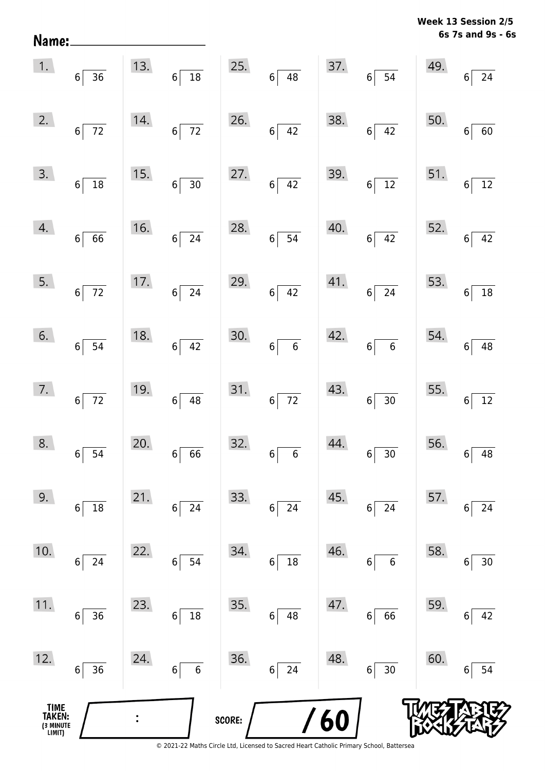**Week 13 Session 2/5**
**6s 7s and 9s - 6s**

Name: ____________________

| | | | | |
|---|---|---|---|---|
| 1. $36 \div 6$ | 13. $18 \div 6$ | 25. $48 \div 6$ | 37. $54 \div 6$ | 49. $24 \div 6$ |
| 2. $72 \div 6$ | 14. $72 \div 6$ | 26. $42 \div 6$ | 38. $42 \div 6$ | 50. $60 \div 6$ |
| 3. $18 \div 6$ | 15. $30 \div 6$ | 27. $42 \div 6$ | 39. $12 \div 6$ | 51. $12 \div 6$ |
| 4. $66 \div 6$ | 16. $24 \div 6$ | 28. $54 \div 6$ | 40. $42 \div 6$ | 52. $42 \div 6$ |
| 5. $72 \div 6$ | 17. $24 \div 6$ | 29. $42 \div 6$ | 41. $24 \div 6$ | 53. $18 \div 6$ |
| 6. $54 \div 6$ | 18. $42 \div 6$ | 30. $6 \div 6$ | 42. $6 \div 6$ | 54. $48 \div 6$ |
| 7. $72 \div 6$ | 19. $48 \div 6$ | 31. $72 \div 6$ | 43. $30 \div 6$ | 55. $12 \div 6$ |
| 8. $54 \div 6$ | 20. $66 \div 6$ | 32. $6 \div 6$ | 44. $30 \div 6$ | 56. $48 \div 6$ |
| 9. $18 \div 6$ | 21. $24 \div 6$ | 33. $24 \div 6$ | 45. $24 \div 6$ | 57. $24 \div 6$ |
| 10. $24 \div 6$ | 22. $54 \div 6$ | 34. $18 \div 6$ | 46. $6 \div 6$ | 58. $30 \div 6$ |
| 11. $36 \div 6$ | 23. $18 \div 6$ | 35. $48 \div 6$ | 47. $66 \div 6$ | 59. $42 \div 6$ |
| 12. $36 \div 6$ | 24. $6 \div 6$ | 36. $24 \div 6$ | 48. $30 \div 6$ | 60. $54 \div 6$ |

TIME TAKEN: (3 MINUTE LIMIT) ____ : ____

SCORE: ____ / 60

TIMES TABLES ROCK STARS

© 2021-22 Maths Circle Ltd, Licensed to Sacred Heart Catholic Primary School, Battersea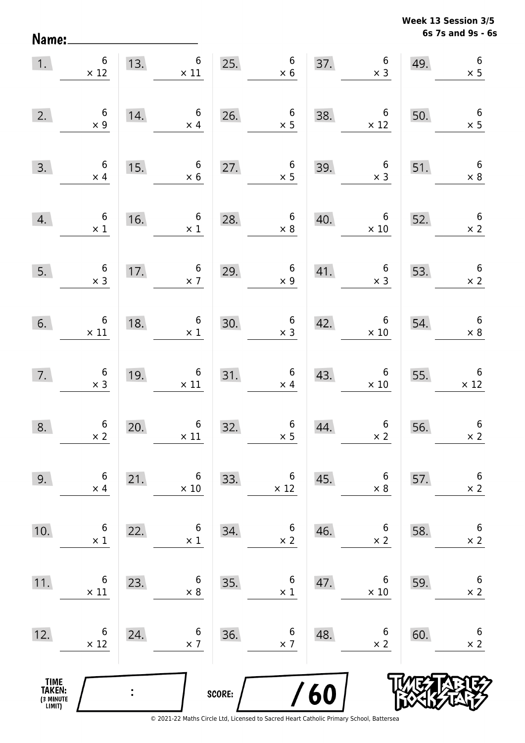Week 13 Session 3/5
6s 7s and 9s - 6s

Name: ____________________

| | | | | | | | | | |
|---|---|---|---|---|---|---|---|---|---|
| 1. | 6 × 12 | 13. | 6 × 11 | 25. | 6 × 6 | 37. | 6 × 3 | 49. | 6 × 5 |
| 2. | 6 × 9 | 14. | 6 × 4 | 26. | 6 × 5 | 38. | 6 × 12 | 50. | 6 × 5 |
| 3. | 6 × 4 | 15. | 6 × 6 | 27. | 6 × 5 | 39. | 6 × 3 | 51. | 6 × 8 |
| 4. | 6 × 1 | 16. | 6 × 1 | 28. | 6 × 8 | 40. | 6 × 10 | 52. | 6 × 2 |
| 5. | 6 × 3 | 17. | 6 × 7 | 29. | 6 × 9 | 41. | 6 × 3 | 53. | 6 × 2 |
| 6. | 6 × 11 | 18. | 6 × 1 | 30. | 6 × 3 | 42. | 6 × 10 | 54. | 6 × 8 |
| 7. | 6 × 3 | 19. | 6 × 11 | 31. | 6 × 4 | 43. | 6 × 10 | 55. | 6 × 12 |
| 8. | 6 × 2 | 20. | 6 × 11 | 32. | 6 × 5 | 44. | 6 × 2 | 56. | 6 × 2 |
| 9. | 6 × 4 | 21. | 6 × 10 | 33. | 6 × 12 | 45. | 6 × 8 | 57. | 6 × 2 |
| 10. | 6 × 1 | 22. | 6 × 1 | 34. | 6 × 2 | 46. | 6 × 2 | 58. | 6 × 2 |
| 11. | 6 × 11 | 23. | 6 × 8 | 35. | 6 × 1 | 47. | 6 × 10 | 59. | 6 × 2 |
| 12. | 6 × 12 | 24. | 6 × 7 | 36. | 6 × 7 | 48. | 6 × 2 | 60. | 6 × 2 |

TIME TAKEN: (3 MINUTE LIMIT) :

SCORE: / 60

© 2021-22 Maths Circle Ltd, Licensed to Sacred Heart Catholic Primary School, Battersea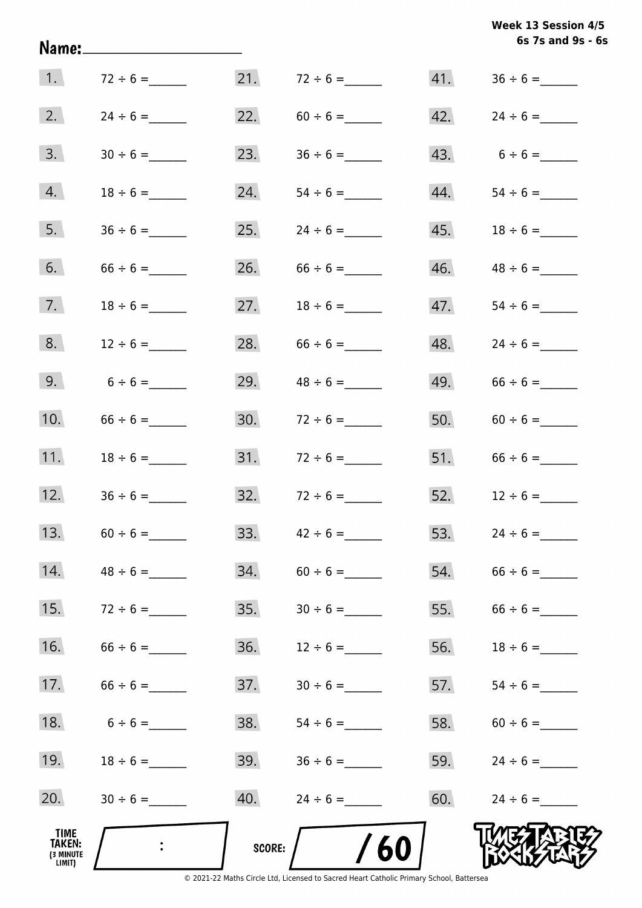Week 13 Session 4/5
6s 7s and 9s - 6s

Name:______________________

| | | | | | |
|---|---|---|---|---|---|
| 1. | $72 \div 6 =$ ______ | 21. | $72 \div 6 =$ ______ | 41. | $36 \div 6 =$ ______ |
| 2. | $24 \div 6 =$ ______ | 22. | $60 \div 6 =$ ______ | 42. | $24 \div 6 =$ ______ |
| 3. | $30 \div 6 =$ ______ | 23. | $36 \div 6 =$ ______ | 43. | $6 \div 6 =$ ______ |
| 4. | $18 \div 6 =$ ______ | 24. | $54 \div 6 =$ ______ | 44. | $54 \div 6 =$ ______ |
| 5. | $36 \div 6 =$ ______ | 25. | $24 \div 6 =$ ______ | 45. | $18 \div 6 =$ ______ |
| 6. | $66 \div 6 =$ ______ | 26. | $66 \div 6 =$ ______ | 46. | $48 \div 6 =$ ______ |
| 7. | $18 \div 6 =$ ______ | 27. | $18 \div 6 =$ ______ | 47. | $54 \div 6 =$ ______ |
| 8. | $12 \div 6 =$ ______ | 28. | $66 \div 6 =$ ______ | 48. | $24 \div 6 =$ ______ |
| 9. | $6 \div 6 =$ ______ | 29. | $48 \div 6 =$ ______ | 49. | $66 \div 6 =$ ______ |
| 10. | $66 \div 6 =$ ______ | 30. | $72 \div 6 =$ ______ | 50. | $60 \div 6 =$ ______ |
| 11. | $18 \div 6 =$ ______ | 31. | $72 \div 6 =$ ______ | 51. | $66 \div 6 =$ ______ |
| 12. | $36 \div 6 =$ ______ | 32. | $72 \div 6 =$ ______ | 52. | $12 \div 6 =$ ______ |
| 13. | $60 \div 6 =$ ______ | 33. | $42 \div 6 =$ ______ | 53. | $24 \div 6 =$ ______ |
| 14. | $48 \div 6 =$ ______ | 34. | $60 \div 6 =$ ______ | 54. | $66 \div 6 =$ ______ |
| 15. | $72 \div 6 =$ ______ | 35. | $30 \div 6 =$ ______ | 55. | $66 \div 6 =$ ______ |
| 16. | $66 \div 6 =$ ______ | 36. | $12 \div 6 =$ ______ | 56. | $18 \div 6 =$ ______ |
| 17. | $66 \div 6 =$ ______ | 37. | $30 \div 6 =$ ______ | 57. | $54 \div 6 =$ ______ |
| 18. | $6 \div 6 =$ ______ | 38. | $54 \div 6 =$ ______ | 58. | $60 \div 6 =$ ______ |
| 19. | $18 \div 6 =$ ______ | 39. | $36 \div 6 =$ ______ | 59. | $24 \div 6 =$ ______ |
| 20. | $30 \div 6 =$ ______ | 40. | $24 \div 6 =$ ______ | 60. | $24 \div 6 =$ ______ |

TIME TAKEN: (3 MINUTE LIMIT) ____ : ____

SCORE: ____ / 60

TIMES TABLES ROCK STARS

© 2021-22 Maths Circle Ltd, Licensed to Sacred Heart Catholic Primary School, Battersea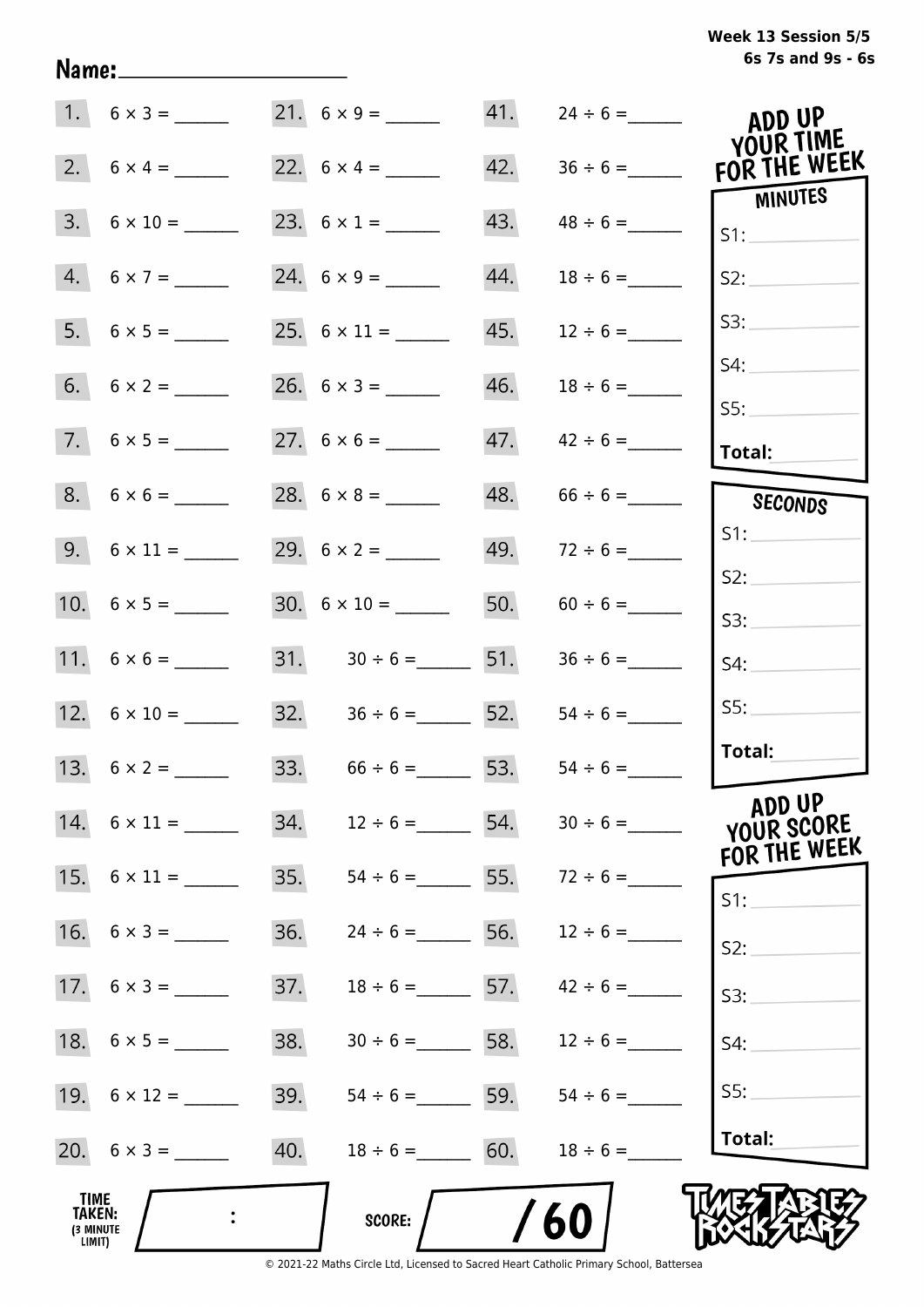Week 13 Session 5/5
6s 7s and 9s - 6s

Name: ____________________

| | | | | | |
|---|---|---|---|---|---|
| 1. | 6 × 3 = ______ | 21. | 6 × 9 = ______ | 41. | 24 ÷ 6 = ______ |
| 2. | 6 × 4 = ______ | 22. | 6 × 4 = ______ | 42. | 36 ÷ 6 = ______ |
| 3. | 6 × 10 = ______ | 23. | 6 × 1 = ______ | 43. | 48 ÷ 6 = ______ |
| 4. | 6 × 7 = ______ | 24. | 6 × 9 = ______ | 44. | 18 ÷ 6 = ______ |
| 5. | 6 × 5 = ______ | 25. | 6 × 11 = ______ | 45. | 12 ÷ 6 = ______ |
| 6. | 6 × 2 = ______ | 26. | 6 × 3 = ______ | 46. | 18 ÷ 6 = ______ |
| 7. | 6 × 5 = ______ | 27. | 6 × 6 = ______ | 47. | 42 ÷ 6 = ______ |
| 8. | 6 × 6 = ______ | 28. | 6 × 8 = ______ | 48. | 66 ÷ 6 = ______ |
| 9. | 6 × 11 = ______ | 29. | 6 × 2 = ______ | 49. | 72 ÷ 6 = ______ |
| 10. | 6 × 5 = ______ | 30. | 6 × 10 = ______ | 50. | 60 ÷ 6 = ______ |
| 11. | 6 × 6 = ______ | 31. | 30 ÷ 6 = ______ | 51. | 36 ÷ 6 = ______ |
| 12. | 6 × 10 = ______ | 32. | 36 ÷ 6 = ______ | 52. | 54 ÷ 6 = ______ |
| 13. | 6 × 2 = ______ | 33. | 66 ÷ 6 = ______ | 53. | 54 ÷ 6 = ______ |
| 14. | 6 × 11 = ______ | 34. | 12 ÷ 6 = ______ | 54. | 30 ÷ 6 = ______ |
| 15. | 6 × 11 = ______ | 35. | 54 ÷ 6 = ______ | 55. | 72 ÷ 6 = ______ |
| 16. | 6 × 3 = ______ | 36. | 24 ÷ 6 = ______ | 56. | 12 ÷ 6 = ______ |
| 17. | 6 × 3 = ______ | 37. | 18 ÷ 6 = ______ | 57. | 42 ÷ 6 = ______ |
| 18. | 6 × 5 = ______ | 38. | 30 ÷ 6 = ______ | 58. | 12 ÷ 6 = ______ |
| 19. | 6 × 12 = ______ | 39. | 54 ÷ 6 = ______ | 59. | 54 ÷ 6 = ______ |
| 20. | 6 × 3 = ______ | 40. | 18 ÷ 6 = ______ | 60. | 18 ÷ 6 = ______ |

**ADD UP YOUR TIME FOR THE WEEK**

**MINUTES**

S1: ______
S2: ______
S3: ______
S4: ______
S5: ______
**Total:** ______

**SECONDS**

S1: ______
S2: ______
S3: ______
S4: ______
S5: ______
**Total:** ______

**ADD UP YOUR SCORE FOR THE WEEK**

S1: ______
S2: ______
S3: ______
S4: ______
S5: ______
**Total:** ______

**TIME TAKEN:** (3 MINUTE LIMIT) ____ : ____

**SCORE:** ____ / 60

TIMES TABLES ROCK STARS

© 2021-22 Maths Circle Ltd, Licensed to Sacred Heart Catholic Primary School, Battersea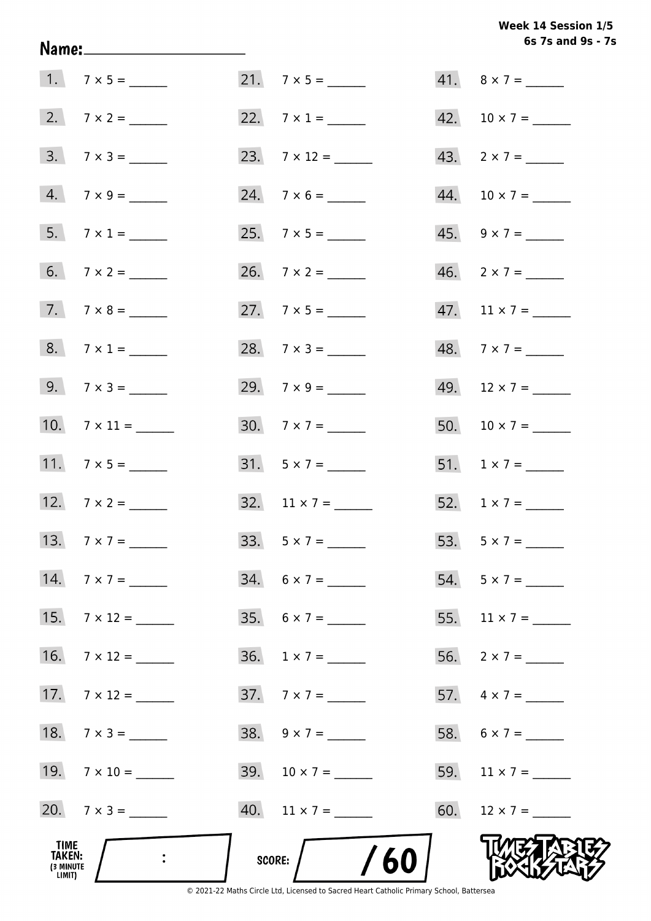**Week 14 Session 1/5**
**6s 7s and 9s - 7s**

Name: ____________________

1. 7 × 5 = ______
2. 7 × 2 = ______
3. 7 × 3 = ______
4. 7 × 9 = ______
5. 7 × 1 = ______
6. 7 × 2 = ______
7. 7 × 8 = ______
8. 7 × 1 = ______
9. 7 × 3 = ______
10. 7 × 11 = ______
11. 7 × 5 = ______
12. 7 × 2 = ______
13. 7 × 7 = ______
14. 7 × 7 = ______
15. 7 × 12 = ______
16. 7 × 12 = ______
17. 7 × 12 = ______
18. 7 × 3 = ______
19. 7 × 10 = ______
20. 7 × 3 = ______
21. 7 × 5 = ______
22. 7 × 1 = ______
23. 7 × 12 = ______
24. 7 × 6 = ______
25. 7 × 5 = ______
26. 7 × 2 = ______
27. 7 × 5 = ______
28. 7 × 3 = ______
29. 7 × 9 = ______
30. 7 × 7 = ______
31. 5 × 7 = ______
32. 11 × 7 = ______
33. 5 × 7 = ______
34. 6 × 7 = ______
35. 6 × 7 = ______
36. 1 × 7 = ______
37. 7 × 7 = ______
38. 9 × 7 = ______
39. 10 × 7 = ______
40. 11 × 7 = ______
41. 8 × 7 = ______
42. 10 × 7 = ______
43. 2 × 7 = ______
44. 10 × 7 = ______
45. 9 × 7 = ______
46. 2 × 7 = ______
47. 11 × 7 = ______
48. 7 × 7 = ______
49. 12 × 7 = ______
50. 10 × 7 = ______
51. 1 × 7 = ______
52. 1 × 7 = ______
53. 5 × 7 = ______
54. 5 × 7 = ______
55. 11 × 7 = ______
56. 2 × 7 = ______
57. 4 × 7 = ______
58. 6 × 7 = ______
59. 11 × 7 = ______
60. 12 × 7 = ______

TIME TAKEN: (3 MINUTE LIMIT) ____ : ____

SCORE: ____ / 60

TIMES TABLES ROCK STARS

© 2021-22 Maths Circle Ltd, Licensed to Sacred Heart Catholic Primary School, Battersea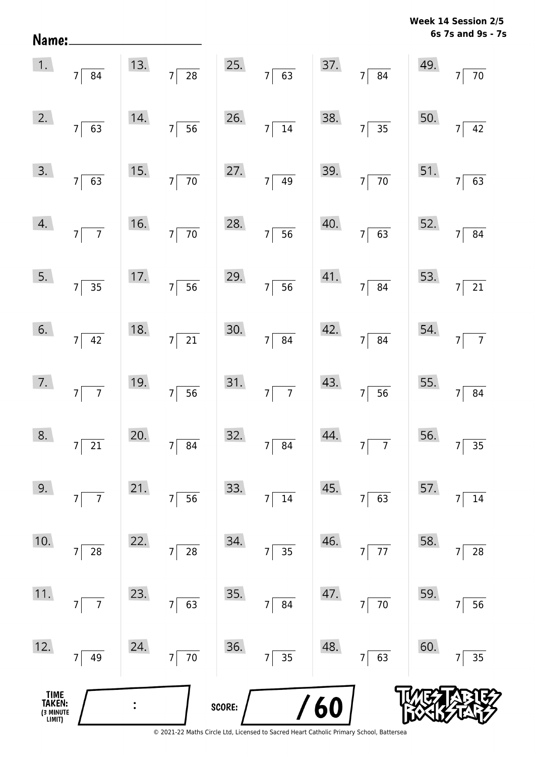Name: ____________________

**Week 14 Session 2/5**
**6s 7s and 9s - 7s**

| | | | | |
|---|---|---|---|---|
| 1. $7\overline{)84}$ | 13. $7\overline{)28}$ | 25. $7\overline{)63}$ | 37. $7\overline{)84}$ | 49. $7\overline{)70}$ |
| 2. $7\overline{)63}$ | 14. $7\overline{)56}$ | 26. $7\overline{)14}$ | 38. $7\overline{)35}$ | 50. $7\overline{)42}$ |
| 3. $7\overline{)63}$ | 15. $7\overline{)70}$ | 27. $7\overline{)49}$ | 39. $7\overline{)70}$ | 51. $7\overline{)63}$ |
| 4. $7\overline{)7}$ | 16. $7\overline{)70}$ | 28. $7\overline{)56}$ | 40. $7\overline{)63}$ | 52. $7\overline{)84}$ |
| 5. $7\overline{)35}$ | 17. $7\overline{)56}$ | 29. $7\overline{)56}$ | 41. $7\overline{)84}$ | 53. $7\overline{)21}$ |
| 6. $7\overline{)42}$ | 18. $7\overline{)21}$ | 30. $7\overline{)84}$ | 42. $7\overline{)84}$ | 54. $7\overline{)7}$ |
| 7. $7\overline{)7}$ | 19. $7\overline{)56}$ | 31. $7\overline{)7}$ | 43. $7\overline{)56}$ | 55. $7\overline{)84}$ |
| 8. $7\overline{)21}$ | 20. $7\overline{)84}$ | 32. $7\overline{)84}$ | 44. $7\overline{)7}$ | 56. $7\overline{)35}$ |
| 9. $7\overline{)7}$ | 21. $7\overline{)56}$ | 33. $7\overline{)14}$ | 45. $7\overline{)63}$ | 57. $7\overline{)14}$ |
| 10. $7\overline{)28}$ | 22. $7\overline{)28}$ | 34. $7\overline{)35}$ | 46. $7\overline{)77}$ | 58. $7\overline{)28}$ |
| 11. $7\overline{)7}$ | 23. $7\overline{)63}$ | 35. $7\overline{)84}$ | 47. $7\overline{)70}$ | 59. $7\overline{)56}$ |
| 12. $7\overline{)49}$ | 24. $7\overline{)70}$ | 36. $7\overline{)35}$ | 48. $7\overline{)63}$ | 60. $7\overline{)35}$ |

**TIME TAKEN:** (3 MINUTE LIMIT) ____ : ____

**SCORE:** ____ / 60

© 2021-22 Maths Circle Ltd, Licensed to Sacred Heart Catholic Primary School, Battersea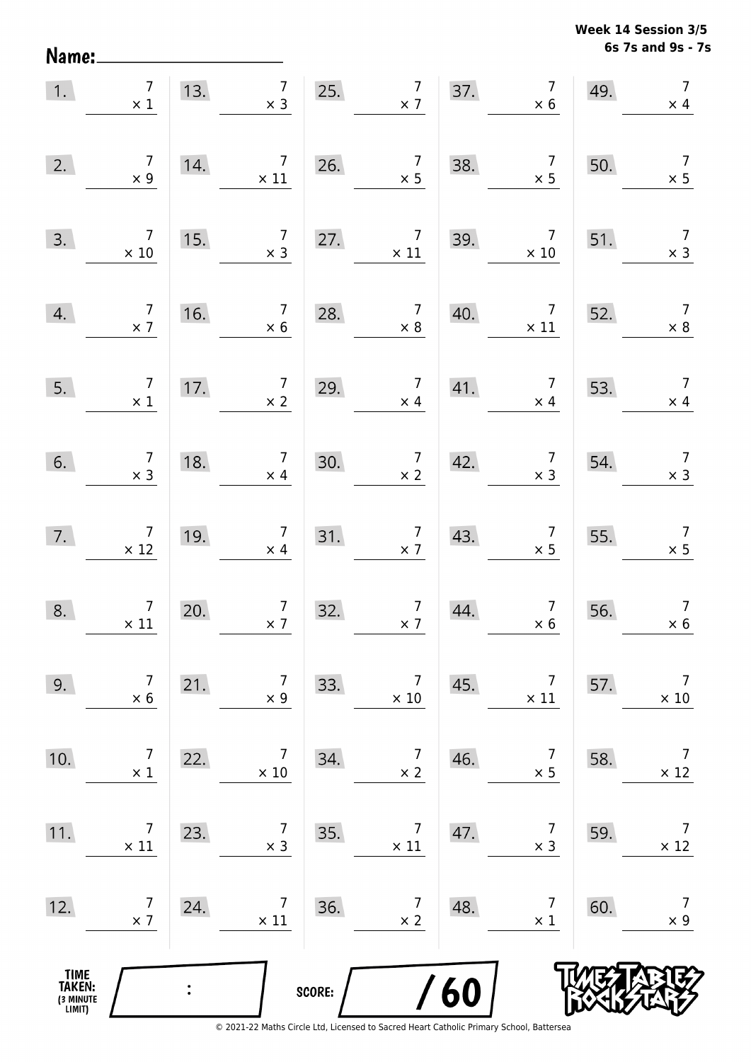Week 14 Session 3/5
6s 7s and 9s - 7s

Name: ____________________

| | | | | |
|---|---|---|---|---|
| 1. $7 \times 1$ | 13. $7 \times 3$ | 25. $7 \times 7$ | 37. $7 \times 6$ | 49. $7 \times 4$ |
| 2. $7 \times 9$ | 14. $7 \times 11$ | 26. $7 \times 5$ | 38. $7 \times 5$ | 50. $7 \times 5$ |
| 3. $7 \times 10$ | 15. $7 \times 3$ | 27. $7 \times 11$ | 39. $7 \times 10$ | 51. $7 \times 3$ |
| 4. $7 \times 7$ | 16. $7 \times 6$ | 28. $7 \times 8$ | 40. $7 \times 11$ | 52. $7 \times 8$ |
| 5. $7 \times 1$ | 17. $7 \times 2$ | 29. $7 \times 4$ | 41. $7 \times 4$ | 53. $7 \times 4$ |
| 6. $7 \times 3$ | 18. $7 \times 4$ | 30. $7 \times 2$ | 42. $7 \times 3$ | 54. $7 \times 3$ |
| 7. $7 \times 12$ | 19. $7 \times 4$ | 31. $7 \times 7$ | 43. $7 \times 5$ | 55. $7 \times 5$ |
| 8. $7 \times 11$ | 20. $7 \times 7$ | 32. $7 \times 7$ | 44. $7 \times 6$ | 56. $7 \times 6$ |
| 9. $7 \times 6$ | 21. $7 \times 9$ | 33. $7 \times 10$ | 45. $7 \times 11$ | 57. $7 \times 10$ |
| 10. $7 \times 1$ | 22. $7 \times 10$ | 34. $7 \times 2$ | 46. $7 \times 5$ | 58. $7 \times 12$ |
| 11. $7 \times 11$ | 23. $7 \times 3$ | 35. $7 \times 11$ | 47. $7 \times 3$ | 59. $7 \times 12$ |
| 12. $7 \times 7$ | 24. $7 \times 11$ | 36. $7 \times 2$ | 48. $7 \times 1$ | 60. $7 \times 9$ |

TIME TAKEN: (3 MINUTE LIMIT) ____ : ____

SCORE: ____ / 60

TIMES TABLES ROCK STARS

© 2021-22 Maths Circle Ltd, Licensed to Sacred Heart Catholic Primary School, Battersea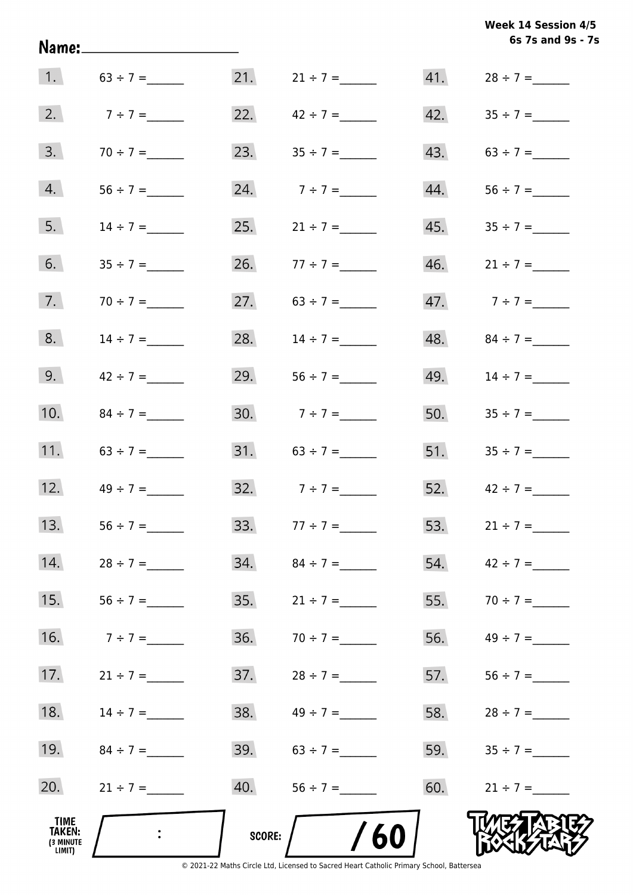**Week 14 Session 4/5**
**6s 7s and 9s - 7s**

Name:______________________

| | | | | | |
|---|---|---|---|---|---|
| 1. | 63 ÷ 7 = ______ | 21. | 21 ÷ 7 = ______ | 41. | 28 ÷ 7 = ______ |
| 2. | 7 ÷ 7 = ______ | 22. | 42 ÷ 7 = ______ | 42. | 35 ÷ 7 = ______ |
| 3. | 70 ÷ 7 = ______ | 23. | 35 ÷ 7 = ______ | 43. | 63 ÷ 7 = ______ |
| 4. | 56 ÷ 7 = ______ | 24. | 7 ÷ 7 = ______ | 44. | 56 ÷ 7 = ______ |
| 5. | 14 ÷ 7 = ______ | 25. | 21 ÷ 7 = ______ | 45. | 35 ÷ 7 = ______ |
| 6. | 35 ÷ 7 = ______ | 26. | 77 ÷ 7 = ______ | 46. | 21 ÷ 7 = ______ |
| 7. | 70 ÷ 7 = ______ | 27. | 63 ÷ 7 = ______ | 47. | 7 ÷ 7 = ______ |
| 8. | 14 ÷ 7 = ______ | 28. | 14 ÷ 7 = ______ | 48. | 84 ÷ 7 = ______ |
| 9. | 42 ÷ 7 = ______ | 29. | 56 ÷ 7 = ______ | 49. | 14 ÷ 7 = ______ |
| 10. | 84 ÷ 7 = ______ | 30. | 7 ÷ 7 = ______ | 50. | 35 ÷ 7 = ______ |
| 11. | 63 ÷ 7 = ______ | 31. | 63 ÷ 7 = ______ | 51. | 35 ÷ 7 = ______ |
| 12. | 49 ÷ 7 = ______ | 32. | 7 ÷ 7 = ______ | 52. | 42 ÷ 7 = ______ |
| 13. | 56 ÷ 7 = ______ | 33. | 77 ÷ 7 = ______ | 53. | 21 ÷ 7 = ______ |
| 14. | 28 ÷ 7 = ______ | 34. | 84 ÷ 7 = ______ | 54. | 42 ÷ 7 = ______ |
| 15. | 56 ÷ 7 = ______ | 35. | 21 ÷ 7 = ______ | 55. | 70 ÷ 7 = ______ |
| 16. | 7 ÷ 7 = ______ | 36. | 70 ÷ 7 = ______ | 56. | 49 ÷ 7 = ______ |
| 17. | 21 ÷ 7 = ______ | 37. | 28 ÷ 7 = ______ | 57. | 56 ÷ 7 = ______ |
| 18. | 14 ÷ 7 = ______ | 38. | 49 ÷ 7 = ______ | 58. | 28 ÷ 7 = ______ |
| 19. | 84 ÷ 7 = ______ | 39. | 63 ÷ 7 = ______ | 59. | 35 ÷ 7 = ______ |
| 20. | 21 ÷ 7 = ______ | 40. | 56 ÷ 7 = ______ | 60. | 21 ÷ 7 = ______ |

TIME TAKEN: (3 MINUTE LIMIT) ____ : ____

SCORE: ____ / 60

TIMES TABLES ROCK STARS

© 2021-22 Maths Circle Ltd, Licensed to Sacred Heart Catholic Primary School, Battersea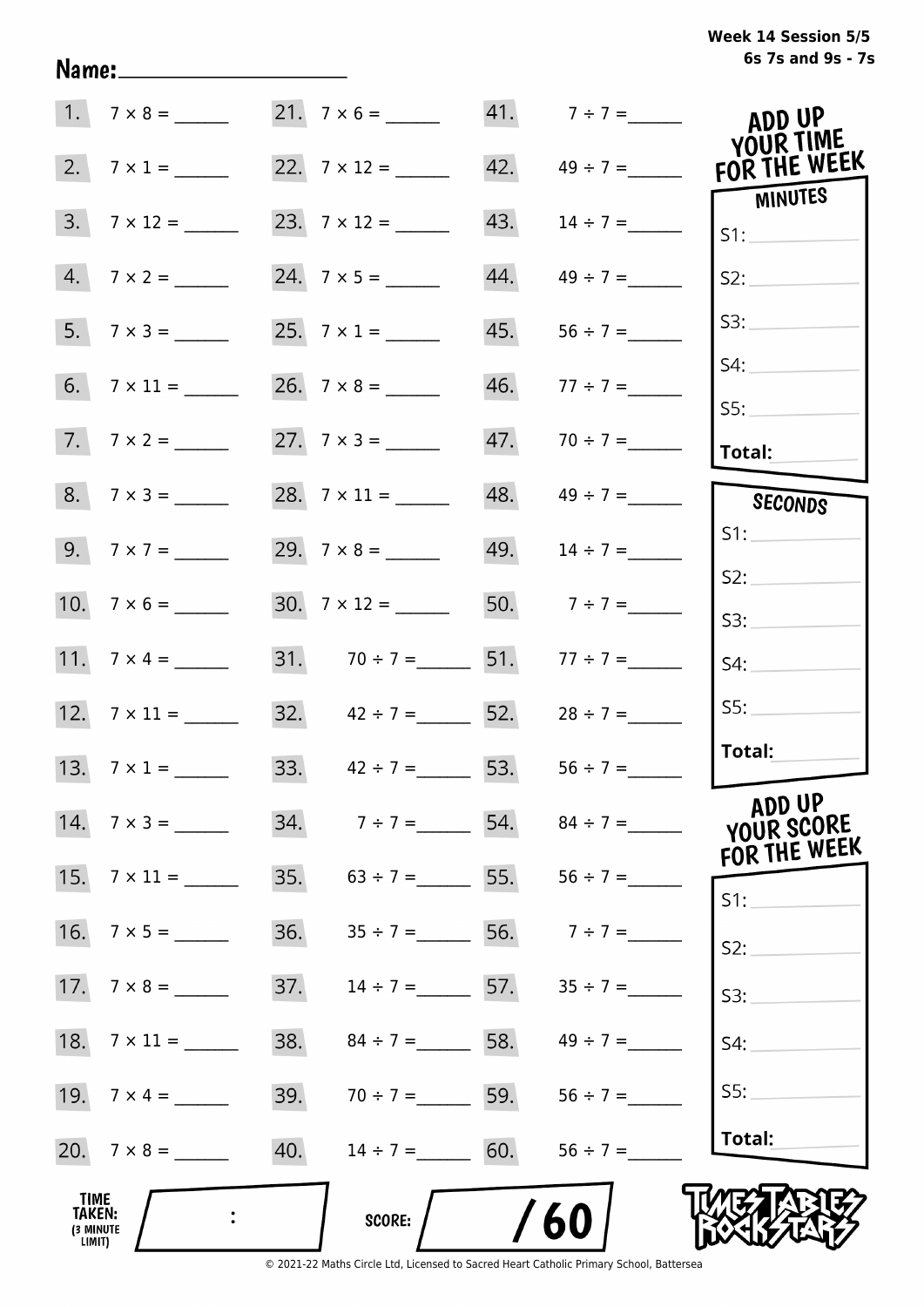Week 14 Session 5/5
6s 7s and 9s - 7s

Name:____________________

| | | | | | |
|---|---|---|---|---|---|
| 1. | $7 \times 8 =$ ______ | 21. | $7 \times 6 =$ ______ | 41. | $7 \div 7 =$ ______ |
| 2. | $7 \times 1 =$ ______ | 22. | $7 \times 12 =$ ______ | 42. | $49 \div 7 =$ ______ |
| 3. | $7 \times 12 =$ ______ | 23. | $7 \times 12 =$ ______ | 43. | $14 \div 7 =$ ______ |
| 4. | $7 \times 2 =$ ______ | 24. | $7 \times 5 =$ ______ | 44. | $49 \div 7 =$ ______ |
| 5. | $7 \times 3 =$ ______ | 25. | $7 \times 1 =$ ______ | 45. | $56 \div 7 =$ ______ |
| 6. | $7 \times 11 =$ ______ | 26. | $7 \times 8 =$ ______ | 46. | $77 \div 7 =$ ______ |
| 7. | $7 \times 2 =$ ______ | 27. | $7 \times 3 =$ ______ | 47. | $70 \div 7 =$ ______ |
| 8. | $7 \times 3 =$ ______ | 28. | $7 \times 11 =$ ______ | 48. | $49 \div 7 =$ ______ |
| 9. | $7 \times 7 =$ ______ | 29. | $7 \times 8 =$ ______ | 49. | $14 \div 7 =$ ______ |
| 10. | $7 \times 6 =$ ______ | 30. | $7 \times 12 =$ ______ | 50. | $7 \div 7 =$ ______ |
| 11. | $7 \times 4 =$ ______ | 31. | $70 \div 7 =$ ______ | 51. | $77 \div 7 =$ ______ |
| 12. | $7 \times 11 =$ ______ | 32. | $42 \div 7 =$ ______ | 52. | $28 \div 7 =$ ______ |
| 13. | $7 \times 1 =$ ______ | 33. | $42 \div 7 =$ ______ | 53. | $56 \div 7 =$ ______ |
| 14. | $7 \times 3 =$ ______ | 34. | $7 \div 7 =$ ______ | 54. | $84 \div 7 =$ ______ |
| 15. | $7 \times 11 =$ ______ | 35. | $63 \div 7 =$ ______ | 55. | $56 \div 7 =$ ______ |
| 16. | $7 \times 5 =$ ______ | 36. | $35 \div 7 =$ ______ | 56. | $7 \div 7 =$ ______ |
| 17. | $7 \times 8 =$ ______ | 37. | $14 \div 7 =$ ______ | 57. | $35 \div 7 =$ ______ |
| 18. | $7 \times 11 =$ ______ | 38. | $84 \div 7 =$ ______ | 58. | $49 \div 7 =$ ______ |
| 19. | $7 \times 4 =$ ______ | 39. | $70 \div 7 =$ ______ | 59. | $56 \div 7 =$ ______ |
| 20. | $7 \times 8 =$ ______ | 40. | $14 \div 7 =$ ______ | 60. | $56 \div 7 =$ ______ |

**ADD UP YOUR TIME FOR THE WEEK**

**MINUTES**

S1: ________
S2: ________
S3: ________
S4: ________
S5: ________
**Total:** ________

**SECONDS**

S1: ________
S2: ________
S3: ________
S4: ________
S5: ________
**Total:** ________

**ADD UP YOUR SCORE FOR THE WEEK**

S1: ________
S2: ________
S3: ________
S4: ________
S5: ________
**Total:** ________

**TIME TAKEN:** (3 MINUTE LIMIT) ____ : ____

**SCORE:** ____ / 60

TIMES TABLES ROCK STARS

© 2021-22 Maths Circle Ltd, Licensed to Sacred Heart Catholic Primary School, Battersea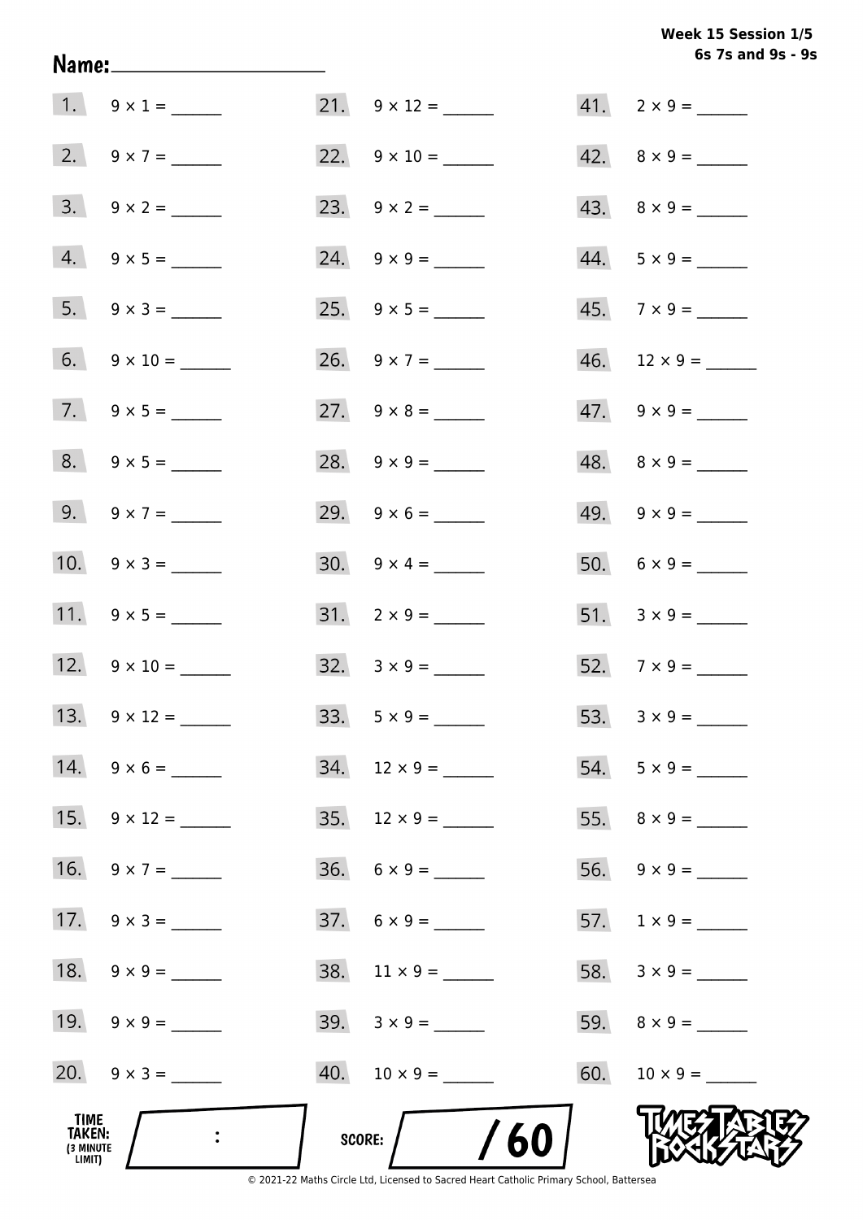**Week 15 Session 1/5**
**6s 7s and 9s - 9s**

**Name:** ____________________

1. $9 \times 1 =$ ______
2. $9 \times 7 =$ ______
3. $9 \times 2 =$ ______
4. $9 \times 5 =$ ______
5. $9 \times 3 =$ ______
6. $9 \times 10 =$ ______
7. $9 \times 5 =$ ______
8. $9 \times 5 =$ ______
9. $9 \times 7 =$ ______
10. $9 \times 3 =$ ______
11. $9 \times 5 =$ ______
12. $9 \times 10 =$ ______
13. $9 \times 12 =$ ______
14. $9 \times 6 =$ ______
15. $9 \times 12 =$ ______
16. $9 \times 7 =$ ______
17. $9 \times 3 =$ ______
18. $9 \times 9 =$ ______
19. $9 \times 9 =$ ______
20. $9 \times 3 =$ ______
21. $9 \times 12 =$ ______
22. $9 \times 10 =$ ______
23. $9 \times 2 =$ ______
24. $9 \times 9 =$ ______
25. $9 \times 5 =$ ______
26. $9 \times 7 =$ ______
27. $9 \times 8 =$ ______
28. $9 \times 9 =$ ______
29. $9 \times 6 =$ ______
30. $9 \times 4 =$ ______
31. $2 \times 9 =$ ______
32. $3 \times 9 =$ ______
33. $5 \times 9 =$ ______
34. $12 \times 9 =$ ______
35. $12 \times 9 =$ ______
36. $6 \times 9 =$ ______
37. $6 \times 9 =$ ______
38. $11 \times 9 =$ ______
39. $3 \times 9 =$ ______
40. $10 \times 9 =$ ______
41. $2 \times 9 =$ ______
42. $8 \times 9 =$ ______
43. $8 \times 9 =$ ______
44. $5 \times 9 =$ ______
45. $7 \times 9 =$ ______
46. $12 \times 9 =$ ______
47. $9 \times 9 =$ ______
48. $8 \times 9 =$ ______
49. $9 \times 9 =$ ______
50. $6 \times 9 =$ ______
51. $3 \times 9 =$ ______
52. $7 \times 9 =$ ______
53. $3 \times 9 =$ ______
54. $5 \times 9 =$ ______
55. $8 \times 9 =$ ______
56. $9 \times 9 =$ ______
57. $1 \times 9 =$ ______
58. $3 \times 9 =$ ______
59. $8 \times 9 =$ ______
60. $10 \times 9 =$ ______

**TIME TAKEN:** (3 MINUTE LIMIT) ____ : ____

**SCORE:** ____ / 60

TimesTables RockStars

© 2021-22 Maths Circle Ltd, Licensed to Sacred Heart Catholic Primary School, Battersea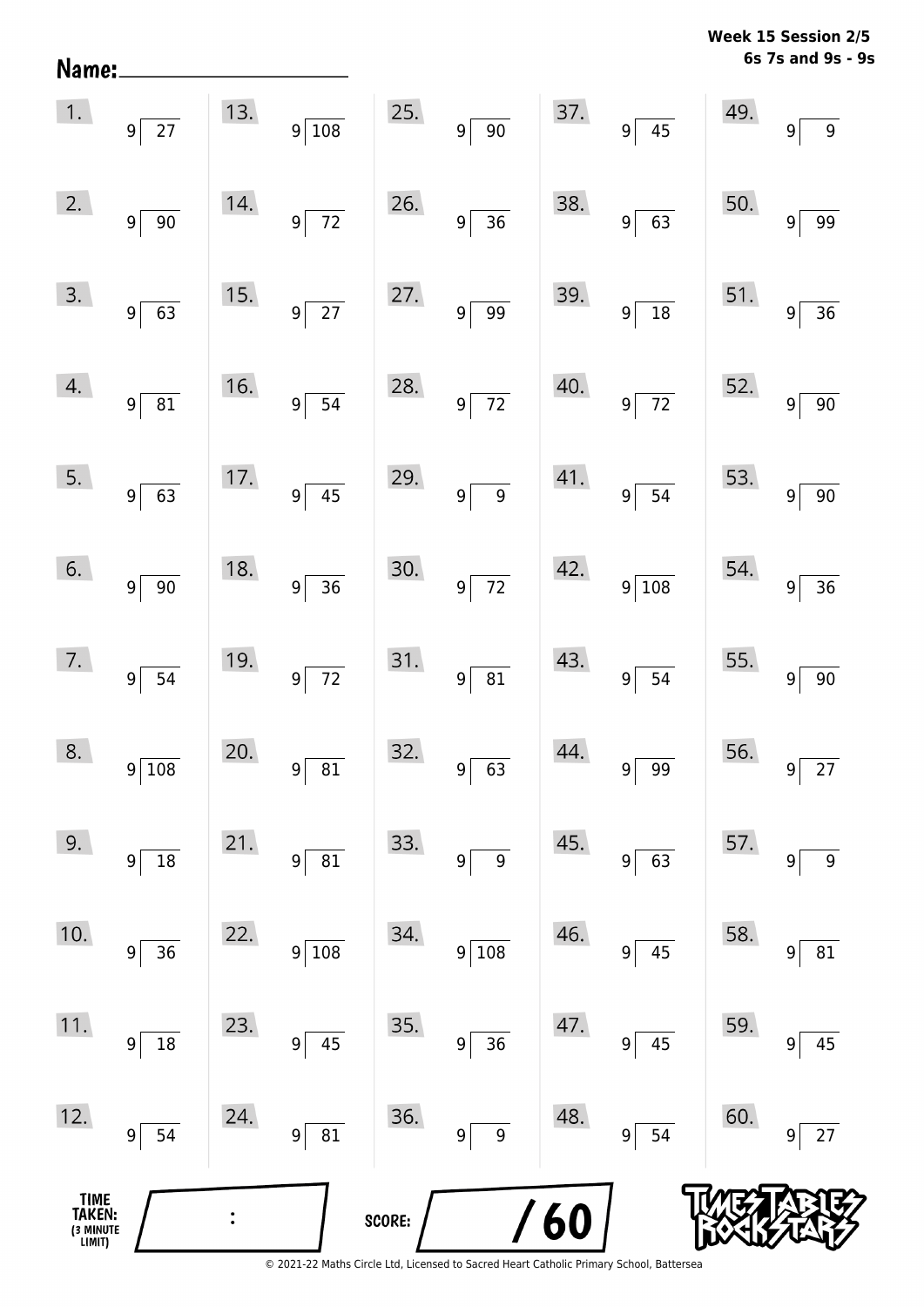Name: ____________________

**Week 15 Session 2/5**
**6s 7s and 9s - 9s**

| | | | | |
|---|---|---|---|---|
| 1. $9\overline{)27}$ | 13. $9\overline{)108}$ | 25. $9\overline{)90}$ | 37. $9\overline{)45}$ | 49. $9\overline{)9}$ |
| 2. $9\overline{)90}$ | 14. $9\overline{)72}$ | 26. $9\overline{)36}$ | 38. $9\overline{)63}$ | 50. $9\overline{)99}$ |
| 3. $9\overline{)63}$ | 15. $9\overline{)27}$ | 27. $9\overline{)99}$ | 39. $9\overline{)18}$ | 51. $9\overline{)36}$ |
| 4. $9\overline{)81}$ | 16. $9\overline{)54}$ | 28. $9\overline{)72}$ | 40. $9\overline{)72}$ | 52. $9\overline{)90}$ |
| 5. $9\overline{)63}$ | 17. $9\overline{)45}$ | 29. $9\overline{)9}$ | 41. $9\overline{)54}$ | 53. $9\overline{)90}$ |
| 6. $9\overline{)90}$ | 18. $9\overline{)36}$ | 30. $9\overline{)72}$ | 42. $9\overline{)108}$ | 54. $9\overline{)36}$ |
| 7. $9\overline{)54}$ | 19. $9\overline{)72}$ | 31. $9\overline{)81}$ | 43. $9\overline{)54}$ | 55. $9\overline{)90}$ |
| 8. $9\overline{)108}$ | 20. $9\overline{)81}$ | 32. $9\overline{)63}$ | 44. $9\overline{)99}$ | 56. $9\overline{)27}$ |
| 9. $9\overline{)18}$ | 21. $9\overline{)81}$ | 33. $9\overline{)9}$ | 45. $9\overline{)63}$ | 57. $9\overline{)9}$ |
| 10. $9\overline{)36}$ | 22. $9\overline{)108}$ | 34. $9\overline{)108}$ | 46. $9\overline{)45}$ | 58. $9\overline{)81}$ |
| 11. $9\overline{)18}$ | 23. $9\overline{)45}$ | 35. $9\overline{)36}$ | 47. $9\overline{)45}$ | 59. $9\overline{)45}$ |
| 12. $9\overline{)54}$ | 24. $9\overline{)81}$ | 36. $9\overline{)9}$ | 48. $9\overline{)54}$ | 60. $9\overline{)27}$ |

TIME TAKEN: (3 MINUTE LIMIT) ___ : ___

SCORE: ___ / 60

TIMES TABLES ROCK STARS

© 2021-22 Maths Circle Ltd, Licensed to Sacred Heart Catholic Primary School, Battersea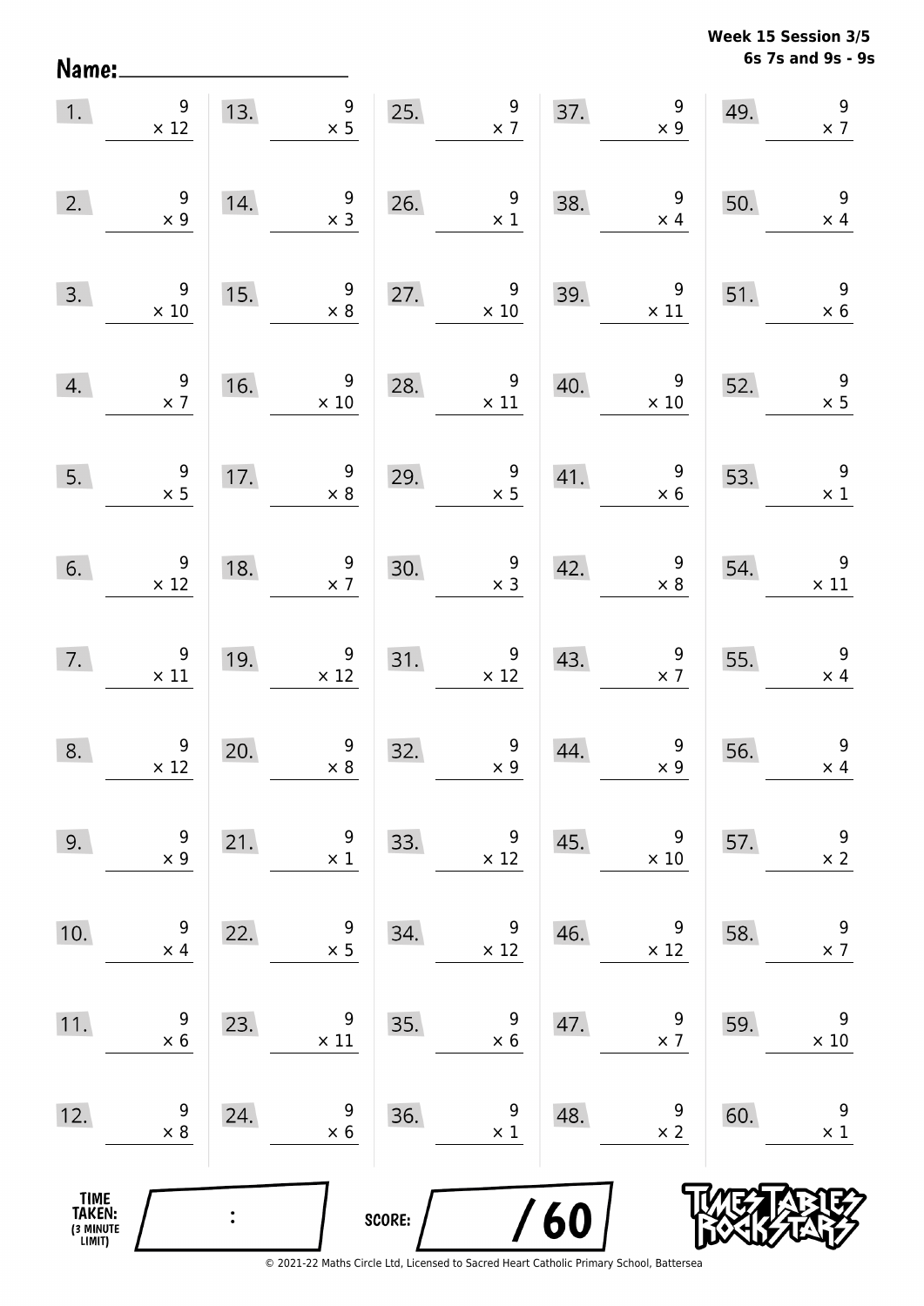**Week 15 Session 3/5**
**6s 7s and 9s - 9s**

Name: ____________________

| | | | | | | | | | |
|---|---|---|---|---|---|---|---|---|---|
| 1. | $9 \times 12$ | 13. | $9 \times 5$ | 25. | $9 \times 7$ | 37. | $9 \times 9$ | 49. | $9 \times 7$ |
| 2. | $9 \times 9$ | 14. | $9 \times 3$ | 26. | $9 \times 1$ | 38. | $9 \times 4$ | 50. | $9 \times 4$ |
| 3. | $9 \times 10$ | 15. | $9 \times 8$ | 27. | $9 \times 10$ | 39. | $9 \times 11$ | 51. | $9 \times 6$ |
| 4. | $9 \times 7$ | 16. | $9 \times 10$ | 28. | $9 \times 11$ | 40. | $9 \times 10$ | 52. | $9 \times 5$ |
| 5. | $9 \times 5$ | 17. | $9 \times 8$ | 29. | $9 \times 5$ | 41. | $9 \times 6$ | 53. | $9 \times 1$ |
| 6. | $9 \times 12$ | 18. | $9 \times 7$ | 30. | $9 \times 3$ | 42. | $9 \times 8$ | 54. | $9 \times 11$ |
| 7. | $9 \times 11$ | 19. | $9 \times 12$ | 31. | $9 \times 12$ | 43. | $9 \times 7$ | 55. | $9 \times 4$ |
| 8. | $9 \times 12$ | 20. | $9 \times 8$ | 32. | $9 \times 9$ | 44. | $9 \times 9$ | 56. | $9 \times 4$ |
| 9. | $9 \times 9$ | 21. | $9 \times 1$ | 33. | $9 \times 12$ | 45. | $9 \times 10$ | 57. | $9 \times 2$ |
| 10. | $9 \times 4$ | 22. | $9 \times 5$ | 34. | $9 \times 12$ | 46. | $9 \times 12$ | 58. | $9 \times 7$ |
| 11. | $9 \times 6$ | 23. | $9 \times 11$ | 35. | $9 \times 6$ | 47. | $9 \times 7$ | 59. | $9 \times 10$ |
| 12. | $9 \times 8$ | 24. | $9 \times 6$ | 36. | $9 \times 1$ | 48. | $9 \times 2$ | 60. | $9 \times 1$ |

**TIME TAKEN: (3 MINUTE LIMIT)** ___ : ___

**SCORE:** ___ / 60

TIMES TABLES ROCK STARS

© 2021-22 Maths Circle Ltd, Licensed to Sacred Heart Catholic Primary School, Battersea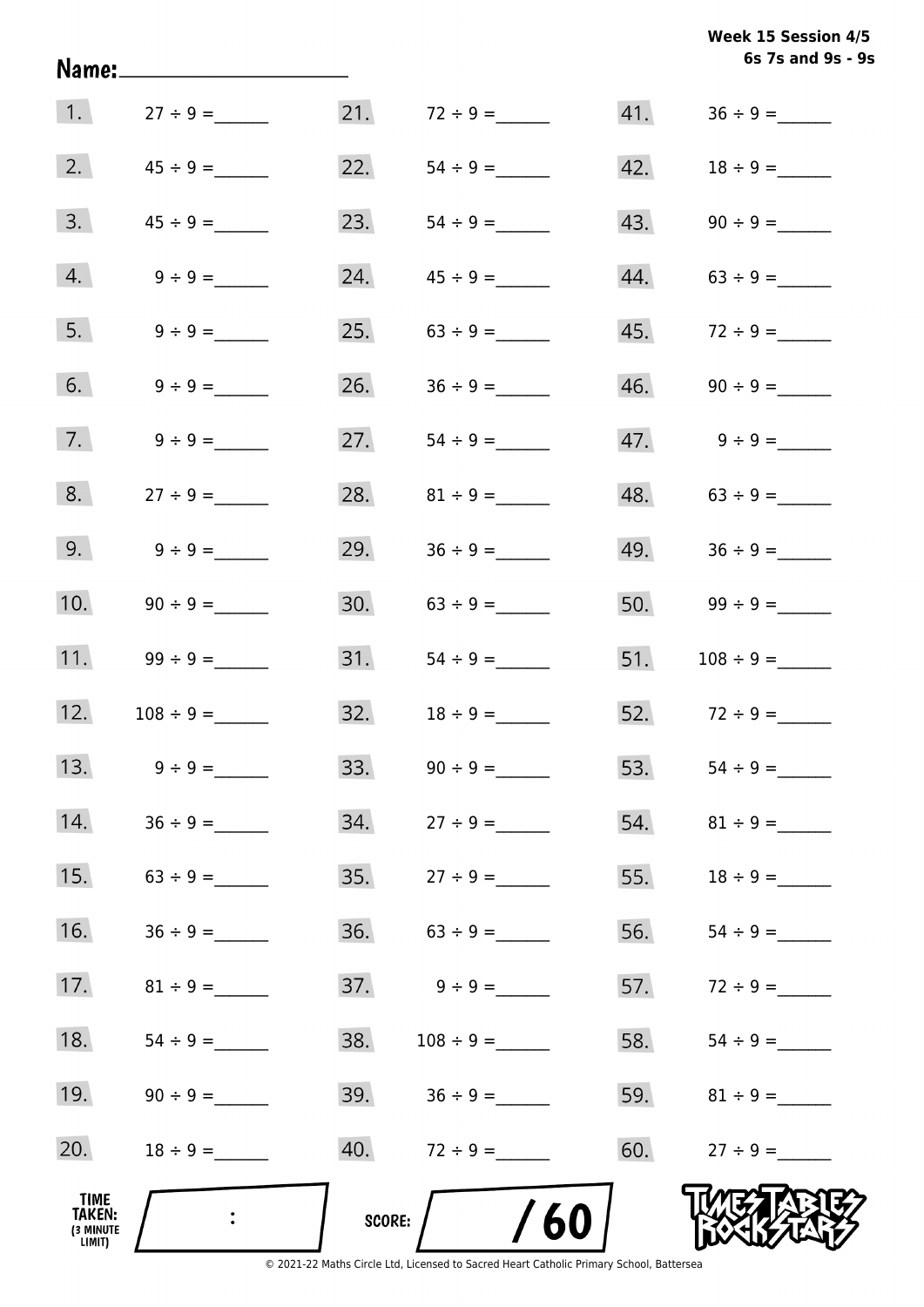Week 15 Session 4/5
6s 7s and 9s - 9s

Name: ____________________

| | | | | | |
|---|---|---|---|---|---|
| 1. | $27 \div 9 =$ ______ | 21. | $72 \div 9 =$ ______ | 41. | $36 \div 9 =$ ______ |
| 2. | $45 \div 9 =$ ______ | 22. | $54 \div 9 =$ ______ | 42. | $18 \div 9 =$ ______ |
| 3. | $45 \div 9 =$ ______ | 23. | $54 \div 9 =$ ______ | 43. | $90 \div 9 =$ ______ |
| 4. | $9 \div 9 =$ ______ | 24. | $45 \div 9 =$ ______ | 44. | $63 \div 9 =$ ______ |
| 5. | $9 \div 9 =$ ______ | 25. | $63 \div 9 =$ ______ | 45. | $72 \div 9 =$ ______ |
| 6. | $9 \div 9 =$ ______ | 26. | $36 \div 9 =$ ______ | 46. | $90 \div 9 =$ ______ |
| 7. | $9 \div 9 =$ ______ | 27. | $54 \div 9 =$ ______ | 47. | $9 \div 9 =$ ______ |
| 8. | $27 \div 9 =$ ______ | 28. | $81 \div 9 =$ ______ | 48. | $63 \div 9 =$ ______ |
| 9. | $9 \div 9 =$ ______ | 29. | $36 \div 9 =$ ______ | 49. | $36 \div 9 =$ ______ |
| 10. | $90 \div 9 =$ ______ | 30. | $63 \div 9 =$ ______ | 50. | $99 \div 9 =$ ______ |
| 11. | $99 \div 9 =$ ______ | 31. | $54 \div 9 =$ ______ | 51. | $108 \div 9 =$ ______ |
| 12. | $108 \div 9 =$ ______ | 32. | $18 \div 9 =$ ______ | 52. | $72 \div 9 =$ ______ |
| 13. | $9 \div 9 =$ ______ | 33. | $90 \div 9 =$ ______ | 53. | $54 \div 9 =$ ______ |
| 14. | $36 \div 9 =$ ______ | 34. | $27 \div 9 =$ ______ | 54. | $81 \div 9 =$ ______ |
| 15. | $63 \div 9 =$ ______ | 35. | $27 \div 9 =$ ______ | 55. | $18 \div 9 =$ ______ |
| 16. | $36 \div 9 =$ ______ | 36. | $63 \div 9 =$ ______ | 56. | $54 \div 9 =$ ______ |
| 17. | $81 \div 9 =$ ______ | 37. | $9 \div 9 =$ ______ | 57. | $72 \div 9 =$ ______ |
| 18. | $54 \div 9 =$ ______ | 38. | $108 \div 9 =$ ______ | 58. | $54 \div 9 =$ ______ |
| 19. | $90 \div 9 =$ ______ | 39. | $36 \div 9 =$ ______ | 59. | $81 \div 9 =$ ______ |
| 20. | $18 \div 9 =$ ______ | 40. | $72 \div 9 =$ ______ | 60. | $27 \div 9 =$ ______ |

TIME TAKEN: (3 MINUTE LIMIT) ____ : ____

SCORE: ____ / 60

TIMES TABLES ROCK STARS

© 2021-22 Maths Circle Ltd, Licensed to Sacred Heart Catholic Primary School, Battersea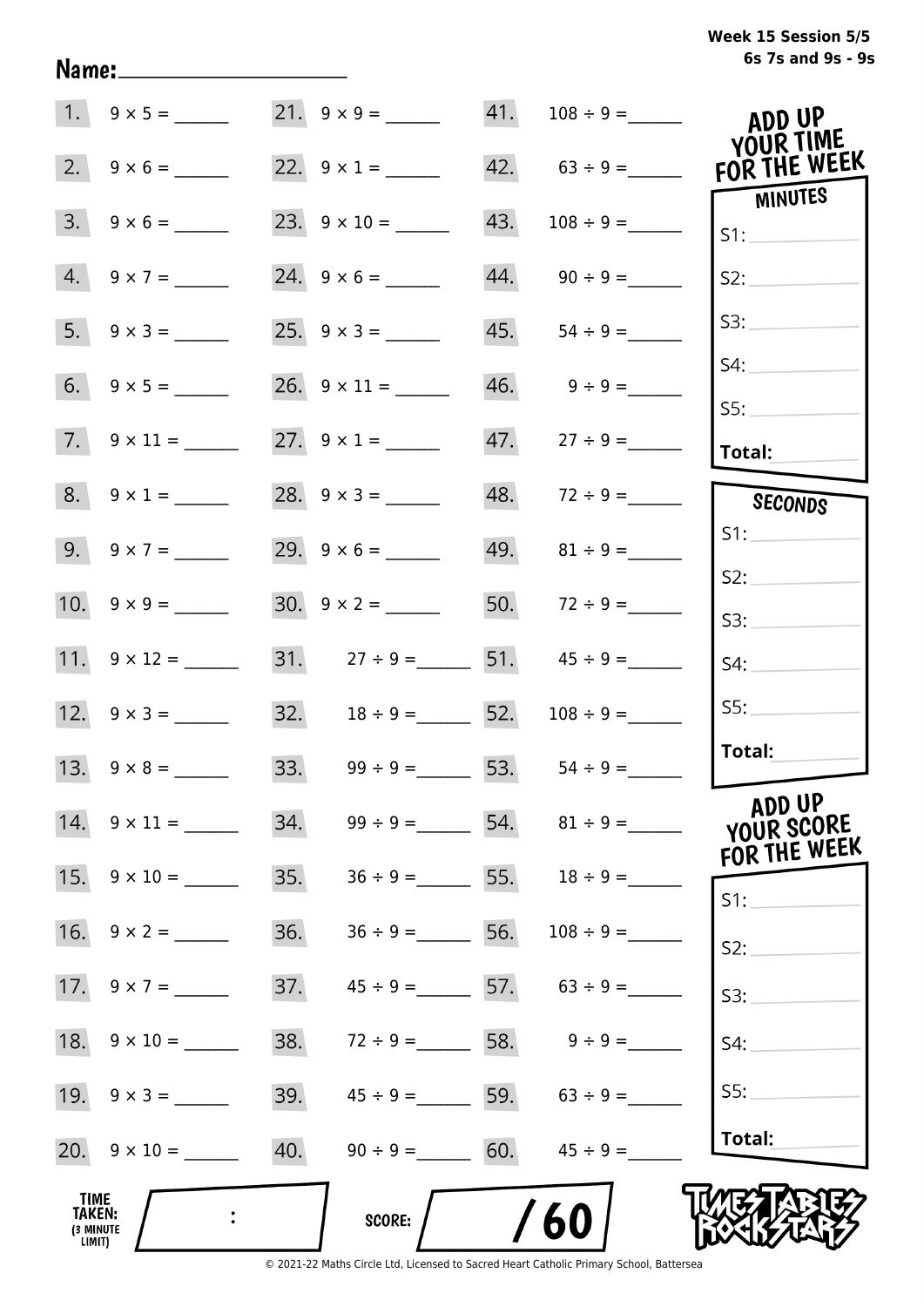Name:____________________

**Week 15 Session 5/5**
**6s 7s and 9s - 9s**

| | | | | | |
|---|---|---|---|---|---|
| 1. | 9 × 5 = ______ | 21. | 9 × 9 = ______ | 41. | 108 ÷ 9 = ______ |
| 2. | 9 × 6 = ______ | 22. | 9 × 1 = ______ | 42. | 63 ÷ 9 = ______ |
| 3. | 9 × 6 = ______ | 23. | 9 × 10 = ______ | 43. | 108 ÷ 9 = ______ |
| 4. | 9 × 7 = ______ | 24. | 9 × 6 = ______ | 44. | 90 ÷ 9 = ______ |
| 5. | 9 × 3 = ______ | 25. | 9 × 3 = ______ | 45. | 54 ÷ 9 = ______ |
| 6. | 9 × 5 = ______ | 26. | 9 × 11 = ______ | 46. | 9 ÷ 9 = ______ |
| 7. | 9 × 11 = ______ | 27. | 9 × 1 = ______ | 47. | 27 ÷ 9 = ______ |
| 8. | 9 × 1 = ______ | 28. | 9 × 3 = ______ | 48. | 72 ÷ 9 = ______ |
| 9. | 9 × 7 = ______ | 29. | 9 × 6 = ______ | 49. | 81 ÷ 9 = ______ |
| 10. | 9 × 9 = ______ | 30. | 9 × 2 = ______ | 50. | 72 ÷ 9 = ______ |
| 11. | 9 × 12 = ______ | 31. | 27 ÷ 9 = ______ | 51. | 45 ÷ 9 = ______ |
| 12. | 9 × 3 = ______ | 32. | 18 ÷ 9 = ______ | 52. | 108 ÷ 9 = ______ |
| 13. | 9 × 8 = ______ | 33. | 99 ÷ 9 = ______ | 53. | 54 ÷ 9 = ______ |
| 14. | 9 × 11 = ______ | 34. | 99 ÷ 9 = ______ | 54. | 81 ÷ 9 = ______ |
| 15. | 9 × 10 = ______ | 35. | 36 ÷ 9 = ______ | 55. | 18 ÷ 9 = ______ |
| 16. | 9 × 2 = ______ | 36. | 36 ÷ 9 = ______ | 56. | 108 ÷ 9 = ______ |
| 17. | 9 × 7 = ______ | 37. | 45 ÷ 9 = ______ | 57. | 63 ÷ 9 = ______ |
| 18. | 9 × 10 = ______ | 38. | 72 ÷ 9 = ______ | 58. | 9 ÷ 9 = ______ |
| 19. | 9 × 3 = ______ | 39. | 45 ÷ 9 = ______ | 59. | 63 ÷ 9 = ______ |
| 20. | 9 × 10 = ______ | 40. | 90 ÷ 9 = ______ | 60. | 45 ÷ 9 = ______ |

**ADD UP YOUR TIME FOR THE WEEK**

**MINUTES**
S1: ______
S2: ______
S3: ______
S4: ______
S5: ______
**Total:** ______

**SECONDS**
S1: ______
S2: ______
S3: ______
S4: ______
S5: ______
**Total:** ______

**ADD UP YOUR SCORE FOR THE WEEK**
S1: ______
S2: ______
S3: ______
S4: ______
S5: ______
**Total:** ______

**TIME TAKEN:** (3 MINUTE LIMIT) ____ : ____

**SCORE:** ______ / 60

TIMES TABLES ROCK STARS

© 2021-22 Maths Circle Ltd, Licensed to Sacred Heart Catholic Primary School, Battersea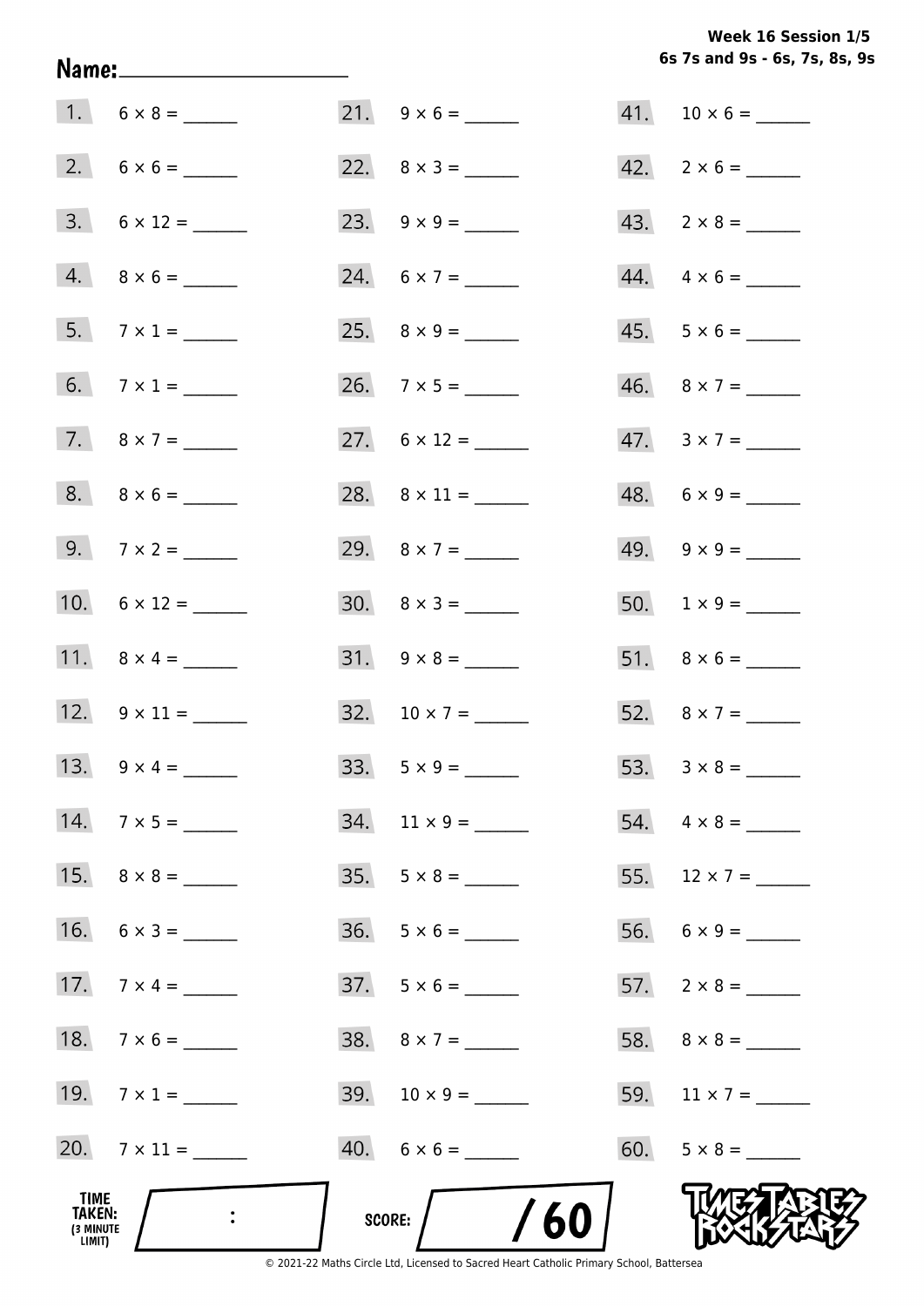Week 16 Session 1/5
6s 7s and 9s - 6s, 7s, 8s, 9s

**Name:** ____________________

| | | | | | |
|---|---|---|---|---|---|
| 1. | 6 × 8 = ______ | 21. | 9 × 6 = ______ | 41. | 10 × 6 = ______ |
| 2. | 6 × 6 = ______ | 22. | 8 × 3 = ______ | 42. | 2 × 6 = ______ |
| 3. | 6 × 12 = ______ | 23. | 9 × 9 = ______ | 43. | 2 × 8 = ______ |
| 4. | 8 × 6 = ______ | 24. | 6 × 7 = ______ | 44. | 4 × 6 = ______ |
| 5. | 7 × 1 = ______ | 25. | 8 × 9 = ______ | 45. | 5 × 6 = ______ |
| 6. | 7 × 1 = ______ | 26. | 7 × 5 = ______ | 46. | 8 × 7 = ______ |
| 7. | 8 × 7 = ______ | 27. | 6 × 12 = ______ | 47. | 3 × 7 = ______ |
| 8. | 8 × 6 = ______ | 28. | 8 × 11 = ______ | 48. | 6 × 9 = ______ |
| 9. | 7 × 2 = ______ | 29. | 8 × 7 = ______ | 49. | 9 × 9 = ______ |
| 10. | 6 × 12 = ______ | 30. | 8 × 3 = ______ | 50. | 1 × 9 = ______ |
| 11. | 8 × 4 = ______ | 31. | 9 × 8 = ______ | 51. | 8 × 6 = ______ |
| 12. | 9 × 11 = ______ | 32. | 10 × 7 = ______ | 52. | 8 × 7 = ______ |
| 13. | 9 × 4 = ______ | 33. | 5 × 9 = ______ | 53. | 3 × 8 = ______ |
| 14. | 7 × 5 = ______ | 34. | 11 × 9 = ______ | 54. | 4 × 8 = ______ |
| 15. | 8 × 8 = ______ | 35. | 5 × 8 = ______ | 55. | 12 × 7 = ______ |
| 16. | 6 × 3 = ______ | 36. | 5 × 6 = ______ | 56. | 6 × 9 = ______ |
| 17. | 7 × 4 = ______ | 37. | 5 × 6 = ______ | 57. | 2 × 8 = ______ |
| 18. | 7 × 6 = ______ | 38. | 8 × 7 = ______ | 58. | 8 × 8 = ______ |
| 19. | 7 × 1 = ______ | 39. | 10 × 9 = ______ | 59. | 11 × 7 = ______ |
| 20. | 7 × 11 = ______ | 40. | 6 × 6 = ______ | 60. | 5 × 8 = ______ |

**TIME TAKEN:** (3 MINUTE LIMIT) ____ : ____

**SCORE:** ____ / 60

TIMES TABLES ROCK STARS

© 2021-22 Maths Circle Ltd, Licensed to Sacred Heart Catholic Primary School, Battersea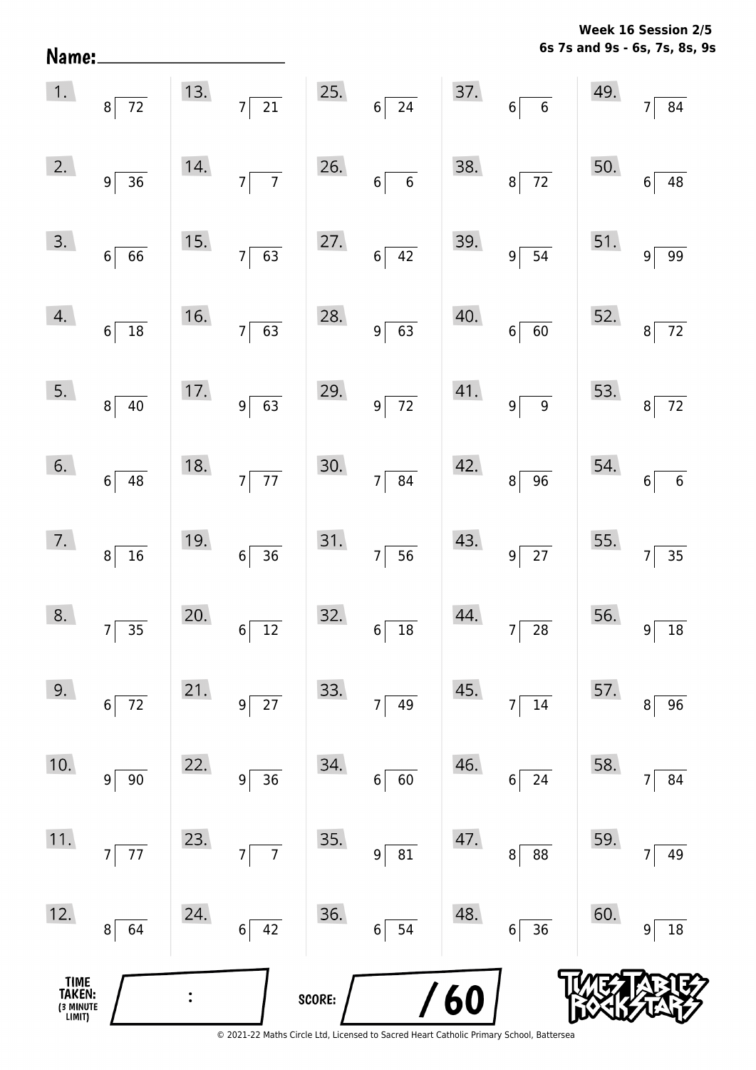Name: ____________________

**Week 16 Session 2/5**
**6s 7s and 9s - 6s, 7s, 8s, 9s**

| | | | | |
|---|---|---|---|---|
| 1. $72 \div 8$ | 13. $21 \div 7$ | 25. $24 \div 6$ | 37. $6 \div 6$ | 49. $84 \div 7$ |
| 2. $36 \div 9$ | 14. $7 \div 7$ | 26. $6 \div 6$ | 38. $72 \div 8$ | 50. $48 \div 6$ |
| 3. $66 \div 6$ | 15. $63 \div 7$ | 27. $42 \div 6$ | 39. $54 \div 9$ | 51. $99 \div 9$ |
| 4. $18 \div 6$ | 16. $63 \div 7$ | 28. $63 \div 9$ | 40. $60 \div 6$ | 52. $72 \div 8$ |
| 5. $40 \div 8$ | 17. $63 \div 9$ | 29. $72 \div 9$ | 41. $9 \div 9$ | 53. $72 \div 8$ |
| 6. $48 \div 6$ | 18. $77 \div 7$ | 30. $84 \div 7$ | 42. $96 \div 8$ | 54. $6 \div 6$ |
| 7. $16 \div 8$ | 19. $36 \div 6$ | 31. $56 \div 7$ | 43. $27 \div 9$ | 55. $35 \div 7$ |
| 8. $35 \div 7$ | 20. $12 \div 6$ | 32. $18 \div 6$ | 44. $28 \div 7$ | 56. $18 \div 9$ |
| 9. $72 \div 6$ | 21. $27 \div 9$ | 33. $49 \div 7$ | 45. $14 \div 7$ | 57. $96 \div 8$ |
| 10. $90 \div 9$ | 22. $36 \div 9$ | 34. $60 \div 6$ | 46. $24 \div 6$ | 58. $84 \div 7$ |
| 11. $77 \div 7$ | 23. $7 \div 7$ | 35. $81 \div 9$ | 47. $88 \div 8$ | 59. $49 \div 7$ |
| 12. $64 \div 8$ | 24. $42 \div 6$ | 36. $54 \div 6$ | 48. $36 \div 6$ | 60. $18 \div 9$ |

TIME TAKEN: (3 MINUTE LIMIT) ____ : ____

SCORE: ____ / 60

© 2021-22 Maths Circle Ltd, Licensed to Sacred Heart Catholic Primary School, Battersea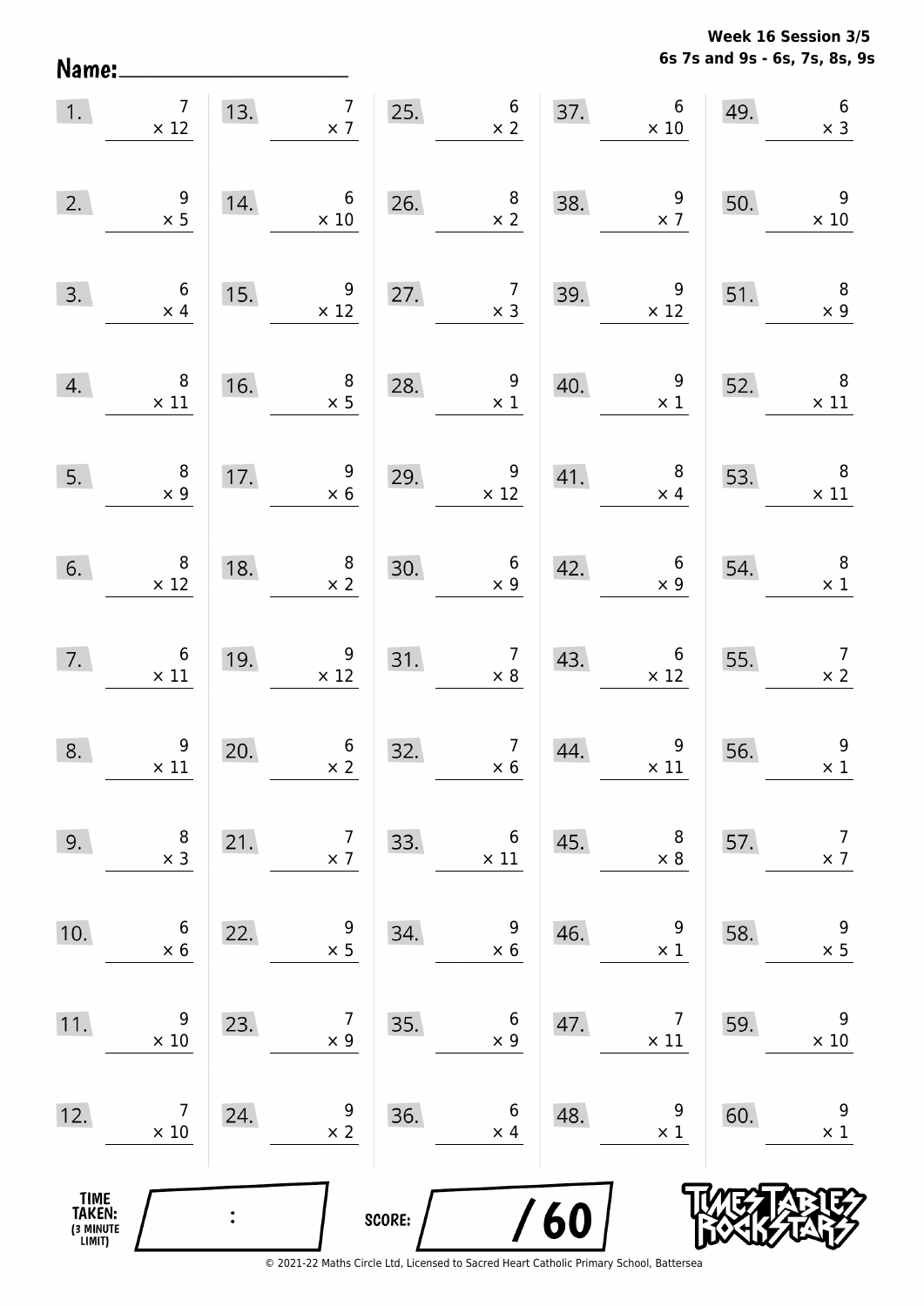Name: ____________________

**Week 16 Session 3/5**
**6s 7s and 9s - 6s, 7s, 8s, 9s**

| | | | | | | | | | |
|---|---|---|---|---|---|---|---|---|---|
| 1. | $7 \times 12$ | 13. | $7 \times 7$ | 25. | $6 \times 2$ | 37. | $6 \times 10$ | 49. | $6 \times 3$ |
| 2. | $9 \times 5$ | 14. | $6 \times 10$ | 26. | $8 \times 2$ | 38. | $9 \times 7$ | 50. | $9 \times 10$ |
| 3. | $6 \times 4$ | 15. | $9 \times 12$ | 27. | $7 \times 3$ | 39. | $9 \times 12$ | 51. | $8 \times 9$ |
| 4. | $8 \times 11$ | 16. | $8 \times 5$ | 28. | $9 \times 1$ | 40. | $9 \times 1$ | 52. | $8 \times 11$ |
| 5. | $8 \times 9$ | 17. | $9 \times 6$ | 29. | $9 \times 12$ | 41. | $8 \times 4$ | 53. | $8 \times 11$ |
| 6. | $8 \times 12$ | 18. | $8 \times 2$ | 30. | $6 \times 9$ | 42. | $6 \times 9$ | 54. | $8 \times 1$ |
| 7. | $6 \times 11$ | 19. | $9 \times 12$ | 31. | $7 \times 8$ | 43. | $6 \times 12$ | 55. | $7 \times 2$ |
| 8. | $9 \times 11$ | 20. | $6 \times 2$ | 32. | $7 \times 6$ | 44. | $9 \times 11$ | 56. | $9 \times 1$ |
| 9. | $8 \times 3$ | 21. | $7 \times 7$ | 33. | $6 \times 11$ | 45. | $8 \times 8$ | 57. | $7 \times 7$ |
| 10. | $6 \times 6$ | 22. | $9 \times 5$ | 34. | $9 \times 6$ | 46. | $9 \times 1$ | 58. | $9 \times 5$ |
| 11. | $9 \times 10$ | 23. | $7 \times 9$ | 35. | $6 \times 9$ | 47. | $7 \times 11$ | 59. | $9 \times 10$ |
| 12. | $7 \times 10$ | 24. | $9 \times 2$ | 36. | $6 \times 4$ | 48. | $9 \times 1$ | 60. | $9 \times 1$ |

TIME TAKEN: (3 MINUTE LIMIT) ____ : ____

SCORE: ____ / 60

TIMES TABLES ROCK STARS

© 2021-22 Maths Circle Ltd, Licensed to Sacred Heart Catholic Primary School, Battersea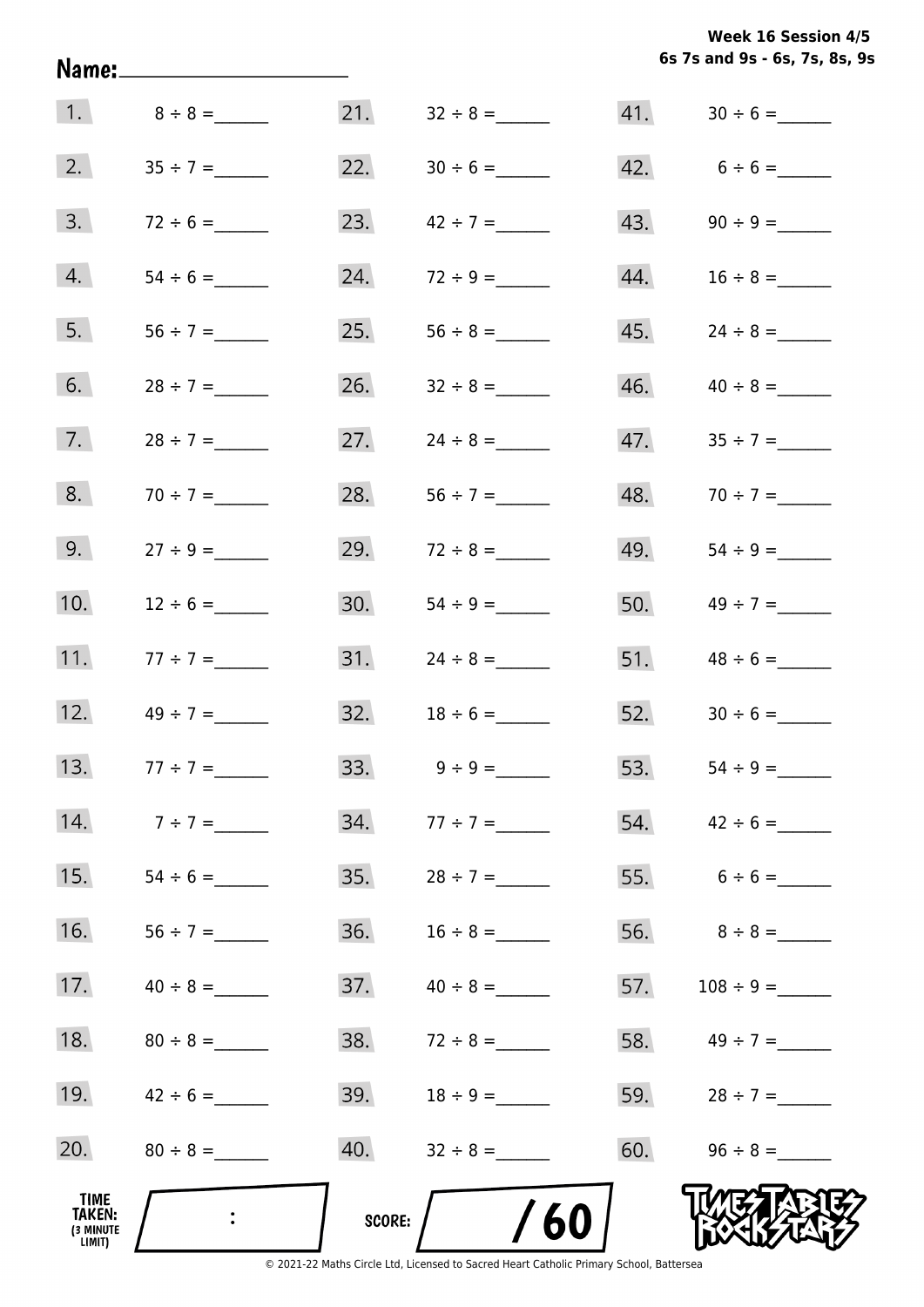Week 16 Session 4/5
6s 7s and 9s - 6s, 7s, 8s, 9s

Name:____________________

1. $8 \div 8 =$ ______
2. $35 \div 7 =$ ______
3. $72 \div 6 =$ ______
4. $54 \div 6 =$ ______
5. $56 \div 7 =$ ______
6. $28 \div 7 =$ ______
7. $28 \div 7 =$ ______
8. $70 \div 7 =$ ______
9. $27 \div 9 =$ ______
10. $12 \div 6 =$ ______
11. $77 \div 7 =$ ______
12. $49 \div 7 =$ ______
13. $77 \div 7 =$ ______
14. $7 \div 7 =$ ______
15. $54 \div 6 =$ ______
16. $56 \div 7 =$ ______
17. $40 \div 8 =$ ______
18. $80 \div 8 =$ ______
19. $42 \div 6 =$ ______
20. $80 \div 8 =$ ______
21. $32 \div 8 =$ ______
22. $30 \div 6 =$ ______
23. $42 \div 7 =$ ______
24. $72 \div 9 =$ ______
25. $56 \div 8 =$ ______
26. $32 \div 8 =$ ______
27. $24 \div 8 =$ ______
28. $56 \div 7 =$ ______
29. $72 \div 8 =$ ______
30. $54 \div 9 =$ ______
31. $24 \div 8 =$ ______
32. $18 \div 6 =$ ______
33. $9 \div 9 =$ ______
34. $77 \div 7 =$ ______
35. $28 \div 7 =$ ______
36. $16 \div 8 =$ ______
37. $40 \div 8 =$ ______
38. $72 \div 8 =$ ______
39. $18 \div 9 =$ ______
40. $32 \div 8 =$ ______
41. $30 \div 6 =$ ______
42. $6 \div 6 =$ ______
43. $90 \div 9 =$ ______
44. $16 \div 8 =$ ______
45. $24 \div 8 =$ ______
46. $40 \div 8 =$ ______
47. $35 \div 7 =$ ______
48. $70 \div 7 =$ ______
49. $54 \div 9 =$ ______
50. $49 \div 7 =$ ______
51. $48 \div 6 =$ ______
52. $30 \div 6 =$ ______
53. $54 \div 9 =$ ______
54. $42 \div 6 =$ ______
55. $6 \div 6 =$ ______
56. $8 \div 8 =$ ______
57. $108 \div 9 =$ ______
58. $49 \div 7 =$ ______
59. $28 \div 7 =$ ______
60. $96 \div 8 =$ ______

TIME TAKEN: (3 MINUTE LIMIT) ____ : ____

SCORE: ____ / 60

TIMES TABLES ROCK STARS

© 2021-22 Maths Circle Ltd, Licensed to Sacred Heart Catholic Primary School, Battersea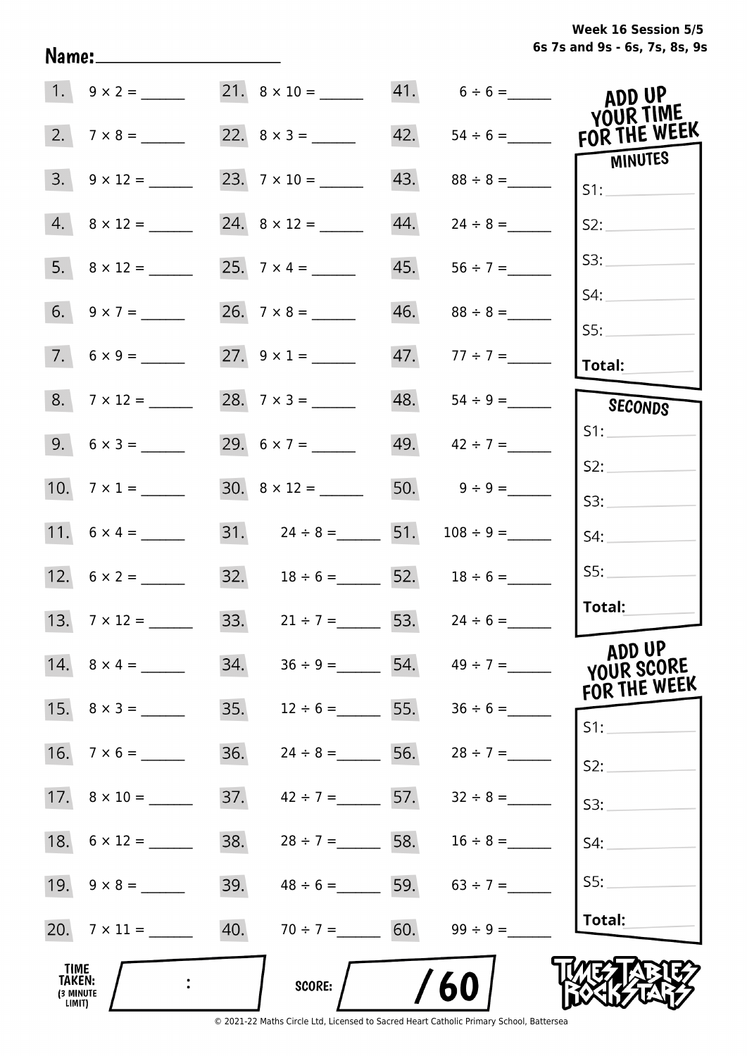Week 16 Session 5/5
6s 7s and 9s - 6s, 7s, 8s, 9s

Name:____________________

| | | | | | |
|---|---|---|---|---|---|
| 1. | 9 × 2 = ______ | 21. | 8 × 10 = ______ | 41. | 6 ÷ 6 = ______ |
| 2. | 7 × 8 = ______ | 22. | 8 × 3 = ______ | 42. | 54 ÷ 6 = ______ |
| 3. | 9 × 12 = ______ | 23. | 7 × 10 = ______ | 43. | 88 ÷ 8 = ______ |
| 4. | 8 × 12 = ______ | 24. | 8 × 12 = ______ | 44. | 24 ÷ 8 = ______ |
| 5. | 8 × 12 = ______ | 25. | 7 × 4 = ______ | 45. | 56 ÷ 7 = ______ |
| 6. | 9 × 7 = ______ | 26. | 7 × 8 = ______ | 46. | 88 ÷ 8 = ______ |
| 7. | 6 × 9 = ______ | 27. | 9 × 1 = ______ | 47. | 77 ÷ 7 = ______ |
| 8. | 7 × 12 = ______ | 28. | 7 × 3 = ______ | 48. | 54 ÷ 9 = ______ |
| 9. | 6 × 3 = ______ | 29. | 6 × 7 = ______ | 49. | 42 ÷ 7 = ______ |
| 10. | 7 × 1 = ______ | 30. | 8 × 12 = ______ | 50. | 9 ÷ 9 = ______ |
| 11. | 6 × 4 = ______ | 31. | 24 ÷ 8 = ______ | 51. | 108 ÷ 9 = ______ |
| 12. | 6 × 2 = ______ | 32. | 18 ÷ 6 = ______ | 52. | 18 ÷ 6 = ______ |
| 13. | 7 × 12 = ______ | 33. | 21 ÷ 7 = ______ | 53. | 24 ÷ 6 = ______ |
| 14. | 8 × 4 = ______ | 34. | 36 ÷ 9 = ______ | 54. | 49 ÷ 7 = ______ |
| 15. | 8 × 3 = ______ | 35. | 12 ÷ 6 = ______ | 55. | 36 ÷ 6 = ______ |
| 16. | 7 × 6 = ______ | 36. | 24 ÷ 8 = ______ | 56. | 28 ÷ 7 = ______ |
| 17. | 8 × 10 = ______ | 37. | 42 ÷ 7 = ______ | 57. | 32 ÷ 8 = ______ |
| 18. | 6 × 12 = ______ | 38. | 28 ÷ 7 = ______ | 58. | 16 ÷ 8 = ______ |
| 19. | 9 × 8 = ______ | 39. | 48 ÷ 6 = ______ | 59. | 63 ÷ 7 = ______ |
| 20. | 7 × 11 = ______ | 40. | 70 ÷ 7 = ______ | 60. | 99 ÷ 9 = ______ |

**ADD UP YOUR TIME FOR THE WEEK**

**MINUTES**
S1: ______
S2: ______
S3: ______
S4: ______
S5: ______
**Total:** ______

**SECONDS**
S1: ______
S2: ______
S3: ______
S4: ______
S5: ______
**Total:** ______

**ADD UP YOUR SCORE FOR THE WEEK**
S1: ______
S2: ______
S3: ______
S4: ______
S5: ______
**Total:** ______

**TIME TAKEN:** (3 MINUTE LIMIT) ____ : ____

**SCORE:** ____ / 60

TIMES TABLES ROCK STARS

© 2021-22 Maths Circle Ltd, Licensed to Sacred Heart Catholic Primary School, Battersea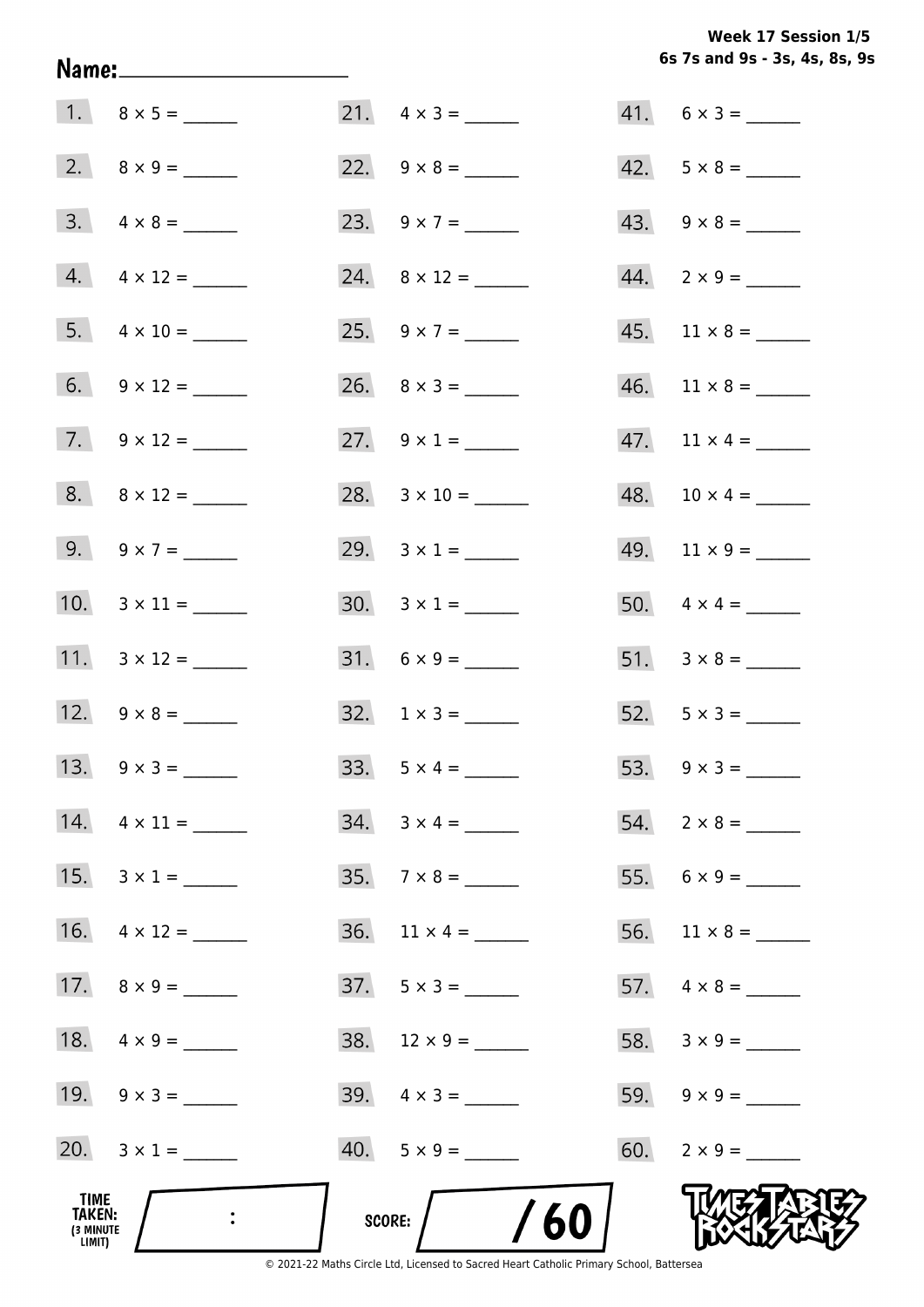**Week 17 Session 1/5**
**6s 7s and 9s - 3s, 4s, 8s, 9s**

**Name:** ____________________

| | | | | | |
|---|---|---|---|---|---|
| 1. | $8 \times 5 =$ ______ | 21. | $4 \times 3 =$ ______ | 41. | $6 \times 3 =$ ______ |
| 2. | $8 \times 9 =$ ______ | 22. | $9 \times 8 =$ ______ | 42. | $5 \times 8 =$ ______ |
| 3. | $4 \times 8 =$ ______ | 23. | $9 \times 7 =$ ______ | 43. | $9 \times 8 =$ ______ |
| 4. | $4 \times 12 =$ ______ | 24. | $8 \times 12 =$ ______ | 44. | $2 \times 9 =$ ______ |
| 5. | $4 \times 10 =$ ______ | 25. | $9 \times 7 =$ ______ | 45. | $11 \times 8 =$ ______ |
| 6. | $9 \times 12 =$ ______ | 26. | $8 \times 3 =$ ______ | 46. | $11 \times 8 =$ ______ |
| 7. | $9 \times 12 =$ ______ | 27. | $9 \times 1 =$ ______ | 47. | $11 \times 4 =$ ______ |
| 8. | $8 \times 12 =$ ______ | 28. | $3 \times 10 =$ ______ | 48. | $10 \times 4 =$ ______ |
| 9. | $9 \times 7 =$ ______ | 29. | $3 \times 1 =$ ______ | 49. | $11 \times 9 =$ ______ |
| 10. | $3 \times 11 =$ ______ | 30. | $3 \times 1 =$ ______ | 50. | $4 \times 4 =$ ______ |
| 11. | $3 \times 12 =$ ______ | 31. | $6 \times 9 =$ ______ | 51. | $3 \times 8 =$ ______ |
| 12. | $9 \times 8 =$ ______ | 32. | $1 \times 3 =$ ______ | 52. | $5 \times 3 =$ ______ |
| 13. | $9 \times 3 =$ ______ | 33. | $5 \times 4 =$ ______ | 53. | $9 \times 3 =$ ______ |
| 14. | $4 \times 11 =$ ______ | 34. | $3 \times 4 =$ ______ | 54. | $2 \times 8 =$ ______ |
| 15. | $3 \times 1 =$ ______ | 35. | $7 \times 8 =$ ______ | 55. | $6 \times 9 =$ ______ |
| 16. | $4 \times 12 =$ ______ | 36. | $11 \times 4 =$ ______ | 56. | $11 \times 8 =$ ______ |
| 17. | $8 \times 9 =$ ______ | 37. | $5 \times 3 =$ ______ | 57. | $4 \times 8 =$ ______ |
| 18. | $4 \times 9 =$ ______ | 38. | $12 \times 9 =$ ______ | 58. | $3 \times 9 =$ ______ |
| 19. | $9 \times 3 =$ ______ | 39. | $4 \times 3 =$ ______ | 59. | $9 \times 9 =$ ______ |
| 20. | $3 \times 1 =$ ______ | 40. | $5 \times 9 =$ ______ | 60. | $2 \times 9 =$ ______ |

**TIME TAKEN:** (3 MINUTE LIMIT) ____ : ____

**SCORE:** ____ / 60

© 2021-22 Maths Circle Ltd, Licensed to Sacred Heart Catholic Primary School, Battersea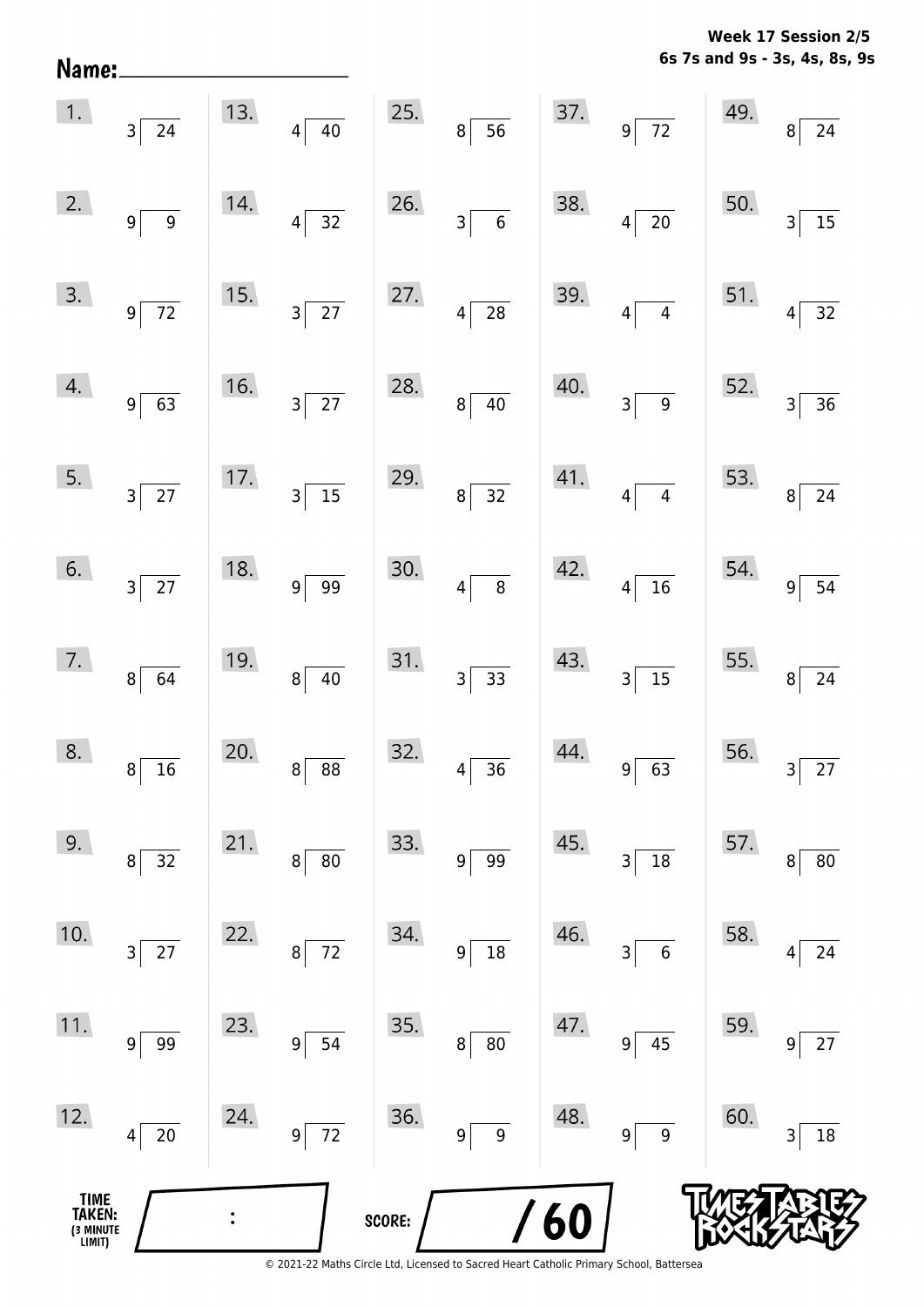**Week 17 Session 2/5**
**6s 7s and 9s - 3s, 4s, 8s, 9s**

**Name:** ____________________

| | | | | |
|---|---|---|---|---|
| 1. $24 \div 3$ | 13. $40 \div 4$ | 25. $56 \div 8$ | 37. $72 \div 9$ | 49. $24 \div 8$ |
| 2. $9 \div 9$ | 14. $32 \div 4$ | 26. $6 \div 3$ | 38. $20 \div 4$ | 50. $15 \div 3$ |
| 3. $72 \div 9$ | 15. $27 \div 3$ | 27. $28 \div 4$ | 39. $4 \div 4$ | 51. $32 \div 4$ |
| 4. $63 \div 9$ | 16. $27 \div 3$ | 28. $40 \div 8$ | 40. $9 \div 3$ | 52. $36 \div 3$ |
| 5. $27 \div 3$ | 17. $15 \div 3$ | 29. $32 \div 8$ | 41. $4 \div 4$ | 53. $24 \div 8$ |
| 6. $27 \div 3$ | 18. $99 \div 9$ | 30. $8 \div 4$ | 42. $16 \div 4$ | 54. $54 \div 9$ |
| 7. $64 \div 8$ | 19. $40 \div 8$ | 31. $33 \div 3$ | 43. $15 \div 3$ | 55. $24 \div 8$ |
| 8. $16 \div 8$ | 20. $88 \div 8$ | 32. $36 \div 4$ | 44. $63 \div 9$ | 56. $27 \div 3$ |
| 9. $32 \div 8$ | 21. $80 \div 8$ | 33. $99 \div 9$ | 45. $18 \div 3$ | 57. $80 \div 8$ |
| 10. $27 \div 3$ | 22. $72 \div 8$ | 34. $18 \div 9$ | 46. $6 \div 3$ | 58. $24 \div 4$ |
| 11. $99 \div 9$ | 23. $54 \div 9$ | 35. $80 \div 8$ | 47. $45 \div 9$ | 59. $27 \div 9$ |
| 12. $20 \div 4$ | 24. $72 \div 9$ | 36. $9 \div 9$ | 48. $9 \div 9$ | 60. $18 \div 3$ |

**TIME TAKEN: (3 MINUTE LIMIT)** ____ : ____

**SCORE:** ____ / 60

© 2021-22 Maths Circle Ltd, Licensed to Sacred Heart Catholic Primary School, Battersea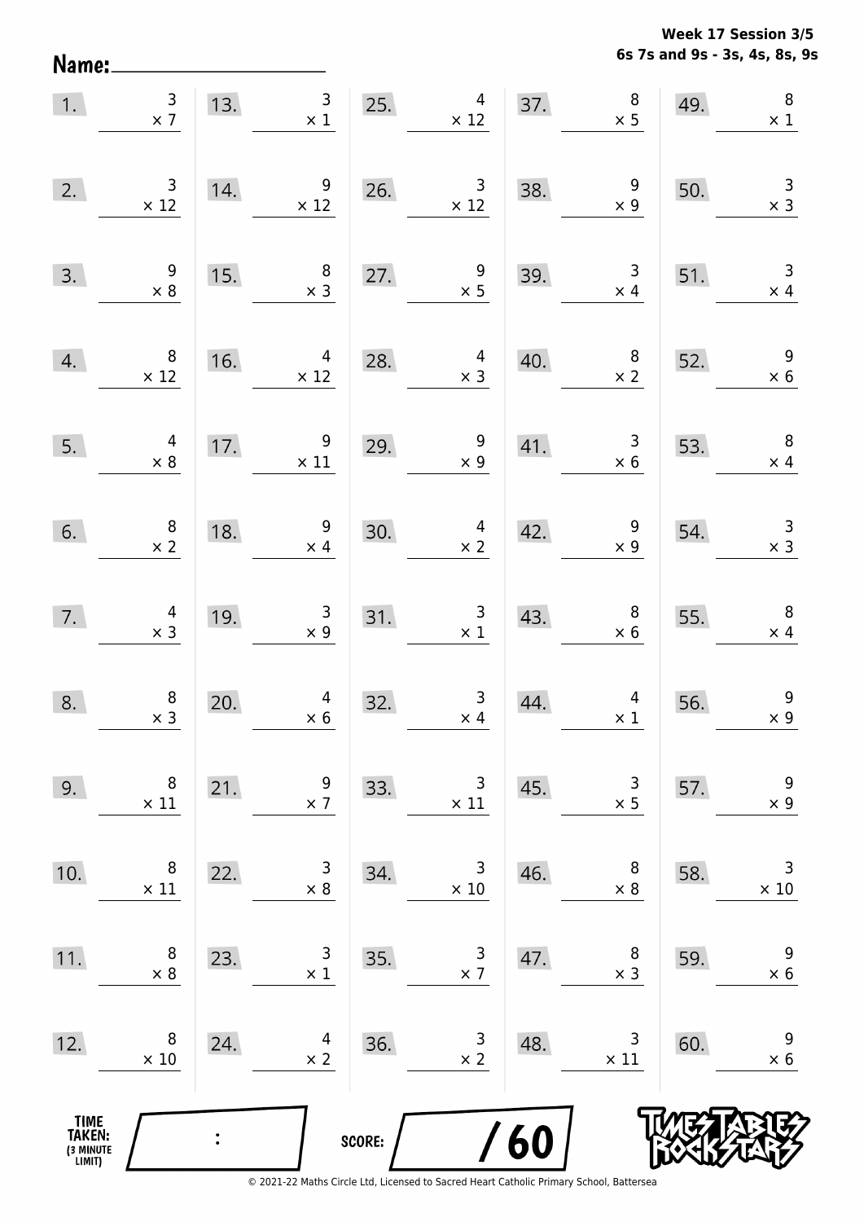Name: ____________________

**Week 17 Session 3/5**
**6s 7s and 9s - 3s, 4s, 8s, 9s**

| | | | | | | | | | |
|---|---|---|---|---|---|---|---|---|---|
| 1. | $3 \times 7$ | 13. | $3 \times 1$ | 25. | $4 \times 12$ | 37. | $8 \times 5$ | 49. | $8 \times 1$ |
| 2. | $3 \times 12$ | 14. | $9 \times 12$ | 26. | $3 \times 12$ | 38. | $9 \times 9$ | 50. | $3 \times 3$ |
| 3. | $9 \times 8$ | 15. | $8 \times 3$ | 27. | $9 \times 5$ | 39. | $3 \times 4$ | 51. | $3 \times 4$ |
| 4. | $8 \times 12$ | 16. | $4 \times 12$ | 28. | $4 \times 3$ | 40. | $8 \times 2$ | 52. | $9 \times 6$ |
| 5. | $4 \times 8$ | 17. | $9 \times 11$ | 29. | $9 \times 9$ | 41. | $3 \times 6$ | 53. | $8 \times 4$ |
| 6. | $8 \times 2$ | 18. | $9 \times 4$ | 30. | $4 \times 2$ | 42. | $9 \times 9$ | 54. | $3 \times 3$ |
| 7. | $4 \times 3$ | 19. | $3 \times 9$ | 31. | $3 \times 1$ | 43. | $8 \times 6$ | 55. | $8 \times 4$ |
| 8. | $8 \times 3$ | 20. | $4 \times 6$ | 32. | $3 \times 4$ | 44. | $4 \times 1$ | 56. | $9 \times 9$ |
| 9. | $8 \times 11$ | 21. | $9 \times 7$ | 33. | $3 \times 11$ | 45. | $3 \times 5$ | 57. | $9 \times 9$ |
| 10. | $8 \times 11$ | 22. | $3 \times 8$ | 34. | $3 \times 10$ | 46. | $8 \times 8$ | 58. | $3 \times 10$ |
| 11. | $8 \times 8$ | 23. | $3 \times 1$ | 35. | $3 \times 7$ | 47. | $8 \times 3$ | 59. | $9 \times 6$ |
| 12. | $8 \times 10$ | 24. | $4 \times 2$ | 36. | $3 \times 2$ | 48. | $3 \times 11$ | 60. | $9 \times 6$ |

TIME TAKEN: (3 MINUTE LIMIT) ____ : ____

SCORE: ____ / 60

© 2021-22 Maths Circle Ltd, Licensed to Sacred Heart Catholic Primary School, Battersea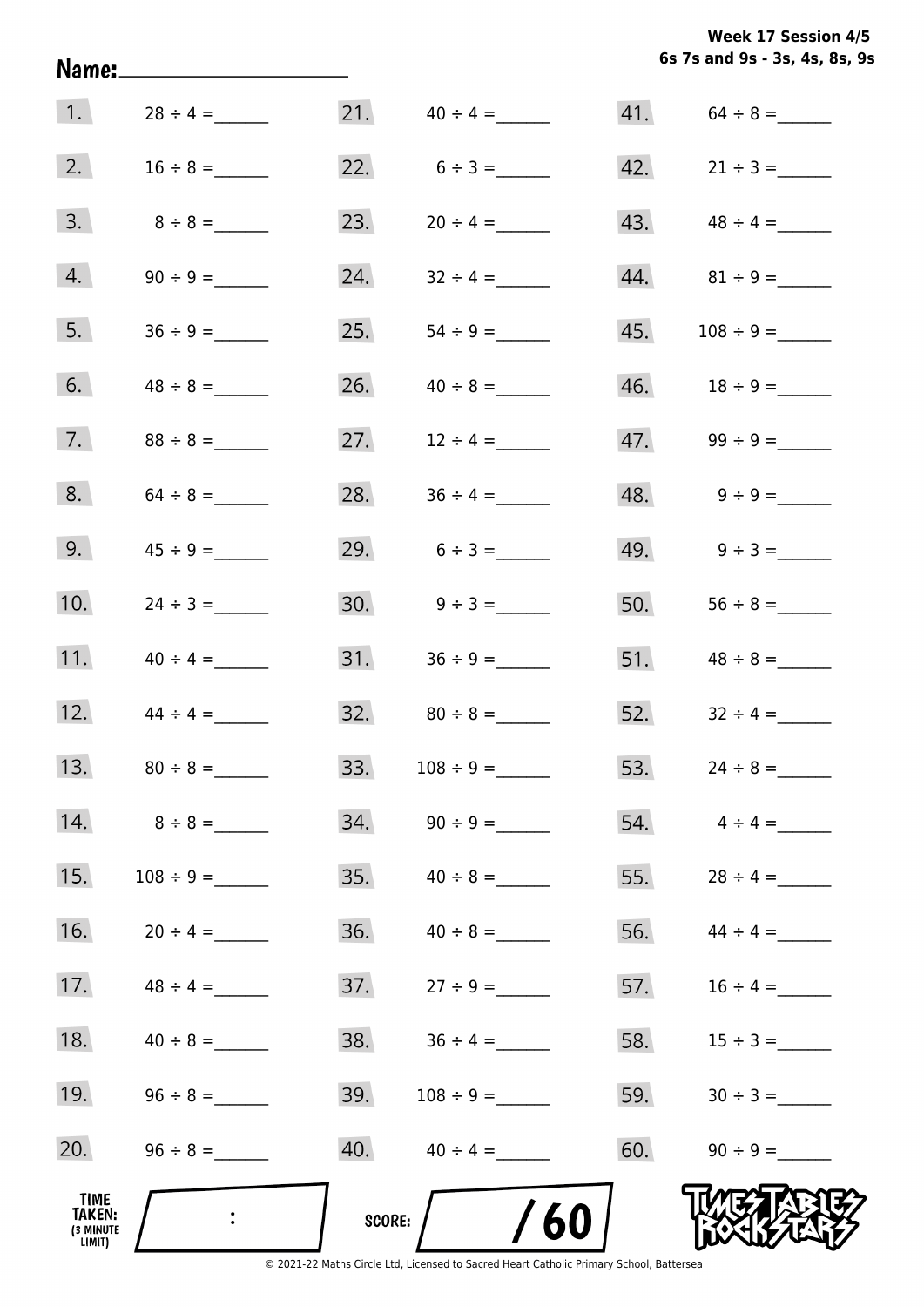**Week 17 Session 4/5**
**6s 7s and 9s - 3s, 4s, 8s, 9s**

**Name:** ____________________

| | | | | | |
|---|---|---|---|---|---|
| 1. | 28 ÷ 4 = ______ | 21. | 40 ÷ 4 = ______ | 41. | 64 ÷ 8 = ______ |
| 2. | 16 ÷ 8 = ______ | 22. | 6 ÷ 3 = ______ | 42. | 21 ÷ 3 = ______ |
| 3. | 8 ÷ 8 = ______ | 23. | 20 ÷ 4 = ______ | 43. | 48 ÷ 4 = ______ |
| 4. | 90 ÷ 9 = ______ | 24. | 32 ÷ 4 = ______ | 44. | 81 ÷ 9 = ______ |
| 5. | 36 ÷ 9 = ______ | 25. | 54 ÷ 9 = ______ | 45. | 108 ÷ 9 = ______ |
| 6. | 48 ÷ 8 = ______ | 26. | 40 ÷ 8 = ______ | 46. | 18 ÷ 9 = ______ |
| 7. | 88 ÷ 8 = ______ | 27. | 12 ÷ 4 = ______ | 47. | 99 ÷ 9 = ______ |
| 8. | 64 ÷ 8 = ______ | 28. | 36 ÷ 4 = ______ | 48. | 9 ÷ 9 = ______ |
| 9. | 45 ÷ 9 = ______ | 29. | 6 ÷ 3 = ______ | 49. | 9 ÷ 3 = ______ |
| 10. | 24 ÷ 3 = ______ | 30. | 9 ÷ 3 = ______ | 50. | 56 ÷ 8 = ______ |
| 11. | 40 ÷ 4 = ______ | 31. | 36 ÷ 9 = ______ | 51. | 48 ÷ 8 = ______ |
| 12. | 44 ÷ 4 = ______ | 32. | 80 ÷ 8 = ______ | 52. | 32 ÷ 4 = ______ |
| 13. | 80 ÷ 8 = ______ | 33. | 108 ÷ 9 = ______ | 53. | 24 ÷ 8 = ______ |
| 14. | 8 ÷ 8 = ______ | 34. | 90 ÷ 9 = ______ | 54. | 4 ÷ 4 = ______ |
| 15. | 108 ÷ 9 = ______ | 35. | 40 ÷ 8 = ______ | 55. | 28 ÷ 4 = ______ |
| 16. | 20 ÷ 4 = ______ | 36. | 40 ÷ 8 = ______ | 56. | 44 ÷ 4 = ______ |
| 17. | 48 ÷ 4 = ______ | 37. | 27 ÷ 9 = ______ | 57. | 16 ÷ 4 = ______ |
| 18. | 40 ÷ 8 = ______ | 38. | 36 ÷ 4 = ______ | 58. | 15 ÷ 3 = ______ |
| 19. | 96 ÷ 8 = ______ | 39. | 108 ÷ 9 = ______ | 59. | 30 ÷ 3 = ______ |
| 20. | 96 ÷ 8 = ______ | 40. | 40 ÷ 4 = ______ | 60. | 90 ÷ 9 = ______ |

**TIME TAKEN:** (3 MINUTE LIMIT) ____ : ____

**SCORE:** ____ / 60

TIMES TABLES ROCK STARS

© 2021-22 Maths Circle Ltd, Licensed to Sacred Heart Catholic Primary School, Battersea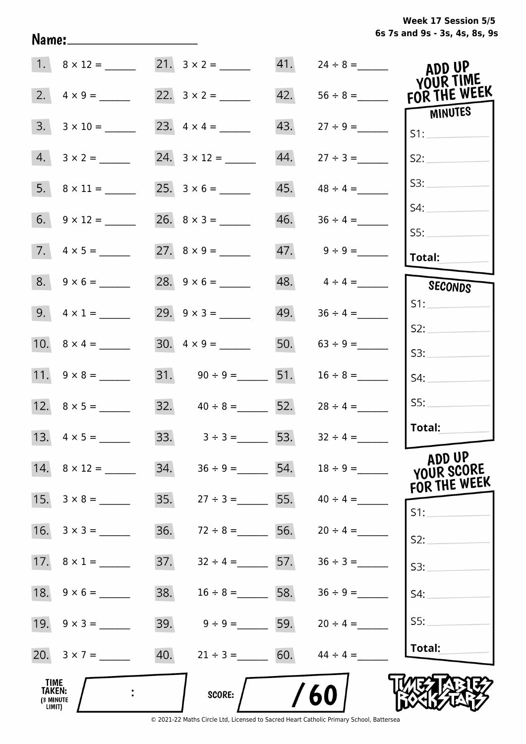**Week 17 Session 5/5**
**6s 7s and 9s - 3s, 4s, 8s, 9s**

**Name:** ____________________

| | | | | | |
|---|---|---|---|---|---|
| 1. | 8 × 12 = ______ | 21. | 3 × 2 = ______ | 41. | 24 ÷ 8 = ______ |
| 2. | 4 × 9 = ______ | 22. | 3 × 2 = ______ | 42. | 56 ÷ 8 = ______ |
| 3. | 3 × 10 = ______ | 23. | 4 × 4 = ______ | 43. | 27 ÷ 9 = ______ |
| 4. | 3 × 2 = ______ | 24. | 3 × 12 = ______ | 44. | 27 ÷ 3 = ______ |
| 5. | 8 × 11 = ______ | 25. | 3 × 6 = ______ | 45. | 48 ÷ 4 = ______ |
| 6. | 9 × 12 = ______ | 26. | 8 × 3 = ______ | 46. | 36 ÷ 4 = ______ |
| 7. | 4 × 5 = ______ | 27. | 8 × 9 = ______ | 47. | 9 ÷ 9 = ______ |
| 8. | 9 × 6 = ______ | 28. | 9 × 6 = ______ | 48. | 4 ÷ 4 = ______ |
| 9. | 4 × 1 = ______ | 29. | 9 × 3 = ______ | 49. | 36 ÷ 4 = ______ |
| 10. | 8 × 4 = ______ | 30. | 4 × 9 = ______ | 50. | 63 ÷ 9 = ______ |
| 11. | 9 × 8 = ______ | 31. | 90 ÷ 9 = ______ | 51. | 16 ÷ 8 = ______ |
| 12. | 8 × 5 = ______ | 32. | 40 ÷ 8 = ______ | 52. | 28 ÷ 4 = ______ |
| 13. | 4 × 5 = ______ | 33. | 3 ÷ 3 = ______ | 53. | 32 ÷ 4 = ______ |
| 14. | 8 × 12 = ______ | 34. | 36 ÷ 9 = ______ | 54. | 18 ÷ 9 = ______ |
| 15. | 3 × 8 = ______ | 35. | 27 ÷ 3 = ______ | 55. | 40 ÷ 4 = ______ |
| 16. | 3 × 3 = ______ | 36. | 72 ÷ 8 = ______ | 56. | 20 ÷ 4 = ______ |
| 17. | 8 × 1 = ______ | 37. | 32 ÷ 4 = ______ | 57. | 36 ÷ 3 = ______ |
| 18. | 9 × 6 = ______ | 38. | 16 ÷ 8 = ______ | 58. | 36 ÷ 9 = ______ |
| 19. | 9 × 3 = ______ | 39. | 9 ÷ 9 = ______ | 59. | 20 ÷ 4 = ______ |
| 20. | 3 × 7 = ______ | 40. | 21 ÷ 3 = ______ | 60. | 44 ÷ 4 = ______ |

**TIME TAKEN:** (3 MINUTE LIMIT) ____ : ____

**SCORE:** ____ / 60

## ADD UP YOUR TIME FOR THE WEEK

**MINUTES**

S1: ______
S2: ______
S3: ______
S4: ______
S5: ______
**Total:** ______

**SECONDS**

S1: ______
S2: ______
S3: ______
S4: ______
S5: ______
**Total:** ______

## ADD UP YOUR SCORE FOR THE WEEK

S1: ______
S2: ______
S3: ______
S4: ______
S5: ______
**Total:** ______

TIMES TABLES ROCK STARS

© 2021-22 Maths Circle Ltd, Licensed to Sacred Heart Catholic Primary School, Battersea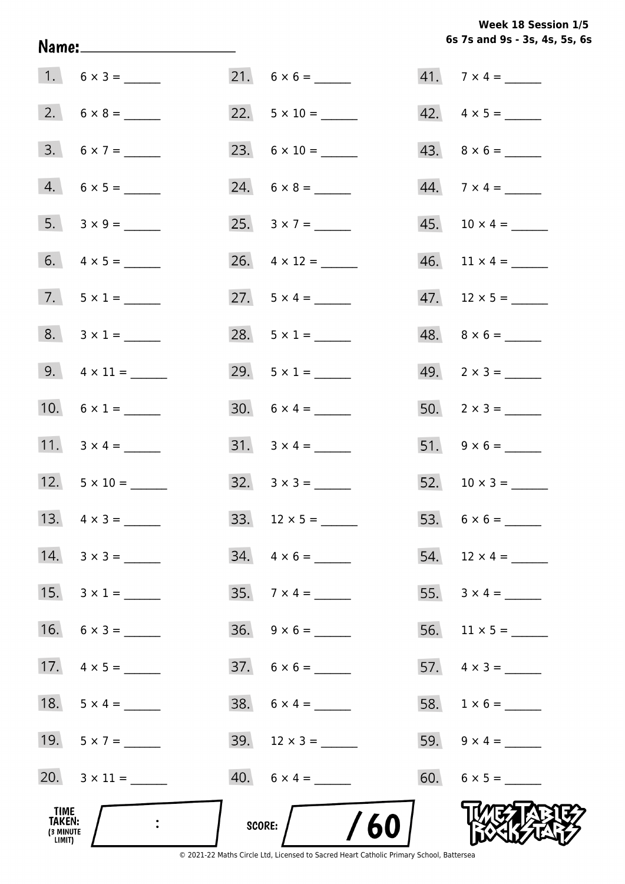**Week 18 Session 1/5**
**6s 7s and 9s - 3s, 4s, 5s, 6s**

**Name:** ____________________

| | | | | | |
|---|---|---|---|---|---|
| 1. | 6 × 3 = ______ | 21. | 6 × 6 = ______ | 41. | 7 × 4 = ______ |
| 2. | 6 × 8 = ______ | 22. | 5 × 10 = ______ | 42. | 4 × 5 = ______ |
| 3. | 6 × 7 = ______ | 23. | 6 × 10 = ______ | 43. | 8 × 6 = ______ |
| 4. | 6 × 5 = ______ | 24. | 6 × 8 = ______ | 44. | 7 × 4 = ______ |
| 5. | 3 × 9 = ______ | 25. | 3 × 7 = ______ | 45. | 10 × 4 = ______ |
| 6. | 4 × 5 = ______ | 26. | 4 × 12 = ______ | 46. | 11 × 4 = ______ |
| 7. | 5 × 1 = ______ | 27. | 5 × 4 = ______ | 47. | 12 × 5 = ______ |
| 8. | 3 × 1 = ______ | 28. | 5 × 1 = ______ | 48. | 8 × 6 = ______ |
| 9. | 4 × 11 = ______ | 29. | 5 × 1 = ______ | 49. | 2 × 3 = ______ |
| 10. | 6 × 1 = ______ | 30. | 6 × 4 = ______ | 50. | 2 × 3 = ______ |
| 11. | 3 × 4 = ______ | 31. | 3 × 4 = ______ | 51. | 9 × 6 = ______ |
| 12. | 5 × 10 = ______ | 32. | 3 × 3 = ______ | 52. | 10 × 3 = ______ |
| 13. | 4 × 3 = ______ | 33. | 12 × 5 = ______ | 53. | 6 × 6 = ______ |
| 14. | 3 × 3 = ______ | 34. | 4 × 6 = ______ | 54. | 12 × 4 = ______ |
| 15. | 3 × 1 = ______ | 35. | 7 × 4 = ______ | 55. | 3 × 4 = ______ |
| 16. | 6 × 3 = ______ | 36. | 9 × 6 = ______ | 56. | 11 × 5 = ______ |
| 17. | 4 × 5 = ______ | 37. | 6 × 6 = ______ | 57. | 4 × 3 = ______ |
| 18. | 5 × 4 = ______ | 38. | 6 × 4 = ______ | 58. | 1 × 6 = ______ |
| 19. | 5 × 7 = ______ | 39. | 12 × 3 = ______ | 59. | 9 × 4 = ______ |
| 20. | 3 × 11 = ______ | 40. | 6 × 4 = ______ | 60. | 6 × 5 = ______ |

**TIME TAKEN: (3 MINUTE LIMIT)** ____ : ____

**SCORE:** ____ / 60

TIMES TABLES ROCK STARS

© 2021-22 Maths Circle Ltd, Licensed to Sacred Heart Catholic Primary School, Battersea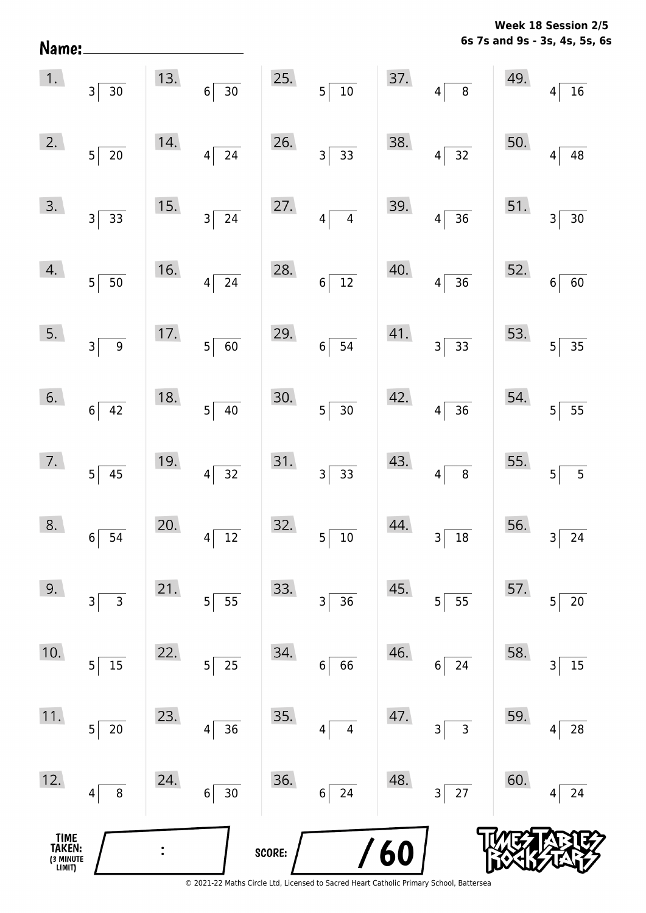**Week 18 Session 2/5**
**6s 7s and 9s - 3s, 4s, 5s, 6s**

**Name:** ____________________

| | | | | | | | | | |
|---|---|---|---|---|---|---|---|---|---|
| 1. | $30 \div 3$ | 13. | $30 \div 6$ | 25. | $10 \div 5$ | 37. | $8 \div 4$ | 49. | $16 \div 4$ |
| 2. | $20 \div 5$ | 14. | $24 \div 4$ | 26. | $33 \div 3$ | 38. | $32 \div 4$ | 50. | $48 \div 4$ |
| 3. | $33 \div 3$ | 15. | $24 \div 3$ | 27. | $4 \div 4$ | 39. | $36 \div 4$ | 51. | $30 \div 3$ |
| 4. | $50 \div 5$ | 16. | $24 \div 4$ | 28. | $12 \div 6$ | 40. | $36 \div 4$ | 52. | $60 \div 6$ |
| 5. | $9 \div 3$ | 17. | $60 \div 5$ | 29. | $54 \div 6$ | 41. | $33 \div 3$ | 53. | $35 \div 5$ |
| 6. | $42 \div 6$ | 18. | $40 \div 5$ | 30. | $30 \div 5$ | 42. | $36 \div 4$ | 54. | $55 \div 5$ |
| 7. | $45 \div 5$ | 19. | $32 \div 4$ | 31. | $33 \div 3$ | 43. | $8 \div 4$ | 55. | $5 \div 5$ |
| 8. | $54 \div 6$ | 20. | $12 \div 4$ | 32. | $10 \div 5$ | 44. | $18 \div 3$ | 56. | $24 \div 3$ |
| 9. | $3 \div 3$ | 21. | $55 \div 5$ | 33. | $36 \div 3$ | 45. | $55 \div 5$ | 57. | $20 \div 5$ |
| 10. | $15 \div 5$ | 22. | $25 \div 5$ | 34. | $66 \div 6$ | 46. | $24 \div 6$ | 58. | $15 \div 3$ |
| 11. | $20 \div 5$ | 23. | $36 \div 4$ | 35. | $4 \div 4$ | 47. | $3 \div 3$ | 59. | $28 \div 4$ |
| 12. | $8 \div 4$ | 24. | $30 \div 6$ | 36. | $24 \div 6$ | 48. | $27 \div 3$ | 60. | $24 \div 4$ |

**TIME TAKEN: (3 MINUTE LIMIT)** ___ : ___

**SCORE:** ___ / 60

© 2021-22 Maths Circle Ltd, Licensed to Sacred Heart Catholic Primary School, Battersea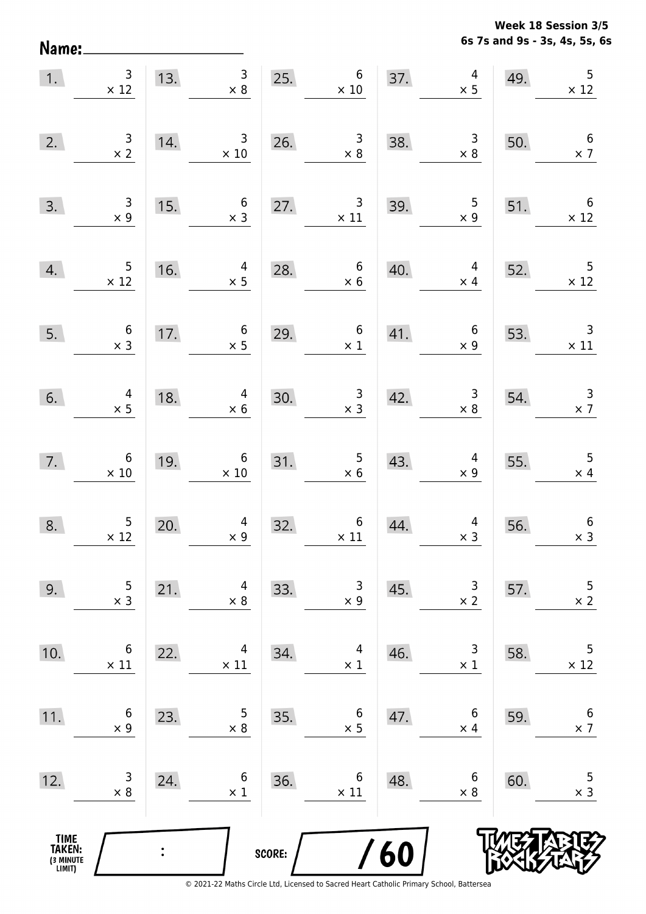Name: ____________________

**Week 18 Session 3/5**
**6s 7s and 9s - 3s, 4s, 5s, 6s**

1. $3 \times 12$
2. $3 \times 2$
3. $3 \times 9$
4. $5 \times 12$
5. $6 \times 3$
6. $4 \times 5$
7. $6 \times 10$
8. $5 \times 12$
9. $5 \times 3$
10. $6 \times 11$
11. $6 \times 9$
12. $3 \times 8$
13. $3 \times 8$
14. $3 \times 10$
15. $6 \times 3$
16. $4 \times 5$
17. $6 \times 5$
18. $4 \times 6$
19. $6 \times 10$
20. $4 \times 9$
21. $4 \times 8$
22. $4 \times 11$
23. $5 \times 8$
24. $6 \times 1$
25. $6 \times 10$
26. $3 \times 8$
27. $3 \times 11$
28. $6 \times 6$
29. $6 \times 1$
30. $3 \times 3$
31. $5 \times 6$
32. $6 \times 11$
33. $3 \times 9$
34. $4 \times 1$
35. $6 \times 5$
36. $6 \times 11$
37. $4 \times 5$
38. $3 \times 8$
39. $5 \times 9$
40. $4 \times 4$
41. $6 \times 9$
42. $3 \times 8$
43. $4 \times 9$
44. $4 \times 3$
45. $3 \times 2$
46. $3 \times 1$
47. $6 \times 4$
48. $6 \times 8$
49. $5 \times 12$
50. $6 \times 7$
51. $6 \times 12$
52. $5 \times 12$
53. $3 \times 11$
54. $3 \times 7$
55. $5 \times 4$
56. $6 \times 3$
57. $5 \times 2$
58. $5 \times 12$
59. $6 \times 7$
60. $5 \times 3$

TIME TAKEN: (3 MINUTE LIMIT) ___ : ___

SCORE: ___ / 60

© 2021-22 Maths Circle Ltd, Licensed to Sacred Heart Catholic Primary School, Battersea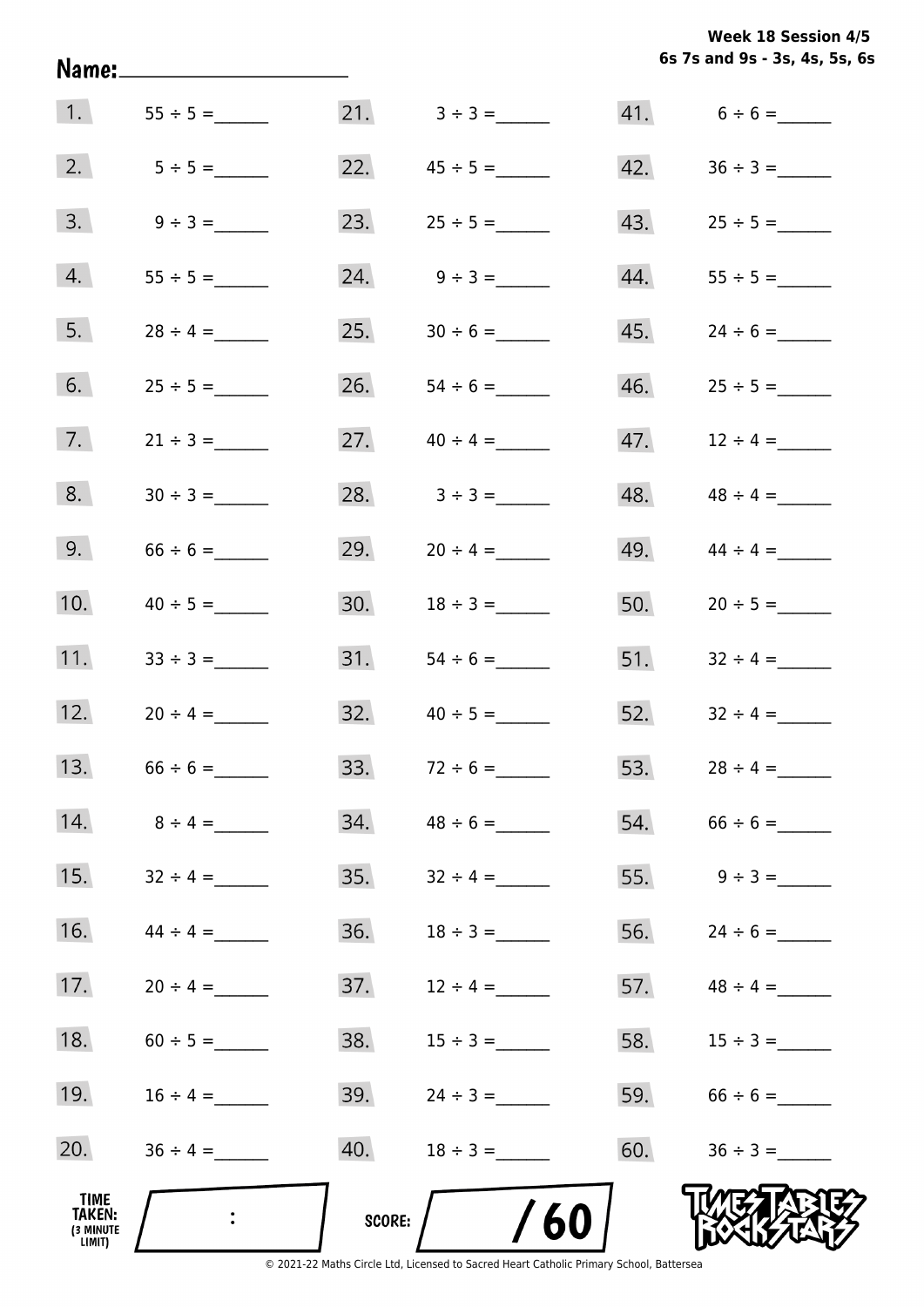**Week 18 Session 4/5**
**6s 7s and 9s - 3s, 4s, 5s, 6s**

**Name:** ____________________

| | | | | | |
|---|---|---|---|---|---|
| 1. | 55 ÷ 5 = ______ | 21. | 3 ÷ 3 = ______ | 41. | 6 ÷ 6 = ______ |
| 2. | 5 ÷ 5 = ______ | 22. | 45 ÷ 5 = ______ | 42. | 36 ÷ 3 = ______ |
| 3. | 9 ÷ 3 = ______ | 23. | 25 ÷ 5 = ______ | 43. | 25 ÷ 5 = ______ |
| 4. | 55 ÷ 5 = ______ | 24. | 9 ÷ 3 = ______ | 44. | 55 ÷ 5 = ______ |
| 5. | 28 ÷ 4 = ______ | 25. | 30 ÷ 6 = ______ | 45. | 24 ÷ 6 = ______ |
| 6. | 25 ÷ 5 = ______ | 26. | 54 ÷ 6 = ______ | 46. | 25 ÷ 5 = ______ |
| 7. | 21 ÷ 3 = ______ | 27. | 40 ÷ 4 = ______ | 47. | 12 ÷ 4 = ______ |
| 8. | 30 ÷ 3 = ______ | 28. | 3 ÷ 3 = ______ | 48. | 48 ÷ 4 = ______ |
| 9. | 66 ÷ 6 = ______ | 29. | 20 ÷ 4 = ______ | 49. | 44 ÷ 4 = ______ |
| 10. | 40 ÷ 5 = ______ | 30. | 18 ÷ 3 = ______ | 50. | 20 ÷ 5 = ______ |
| 11. | 33 ÷ 3 = ______ | 31. | 54 ÷ 6 = ______ | 51. | 32 ÷ 4 = ______ |
| 12. | 20 ÷ 4 = ______ | 32. | 40 ÷ 5 = ______ | 52. | 32 ÷ 4 = ______ |
| 13. | 66 ÷ 6 = ______ | 33. | 72 ÷ 6 = ______ | 53. | 28 ÷ 4 = ______ |
| 14. | 8 ÷ 4 = ______ | 34. | 48 ÷ 6 = ______ | 54. | 66 ÷ 6 = ______ |
| 15. | 32 ÷ 4 = ______ | 35. | 32 ÷ 4 = ______ | 55. | 9 ÷ 3 = ______ |
| 16. | 44 ÷ 4 = ______ | 36. | 18 ÷ 3 = ______ | 56. | 24 ÷ 6 = ______ |
| 17. | 20 ÷ 4 = ______ | 37. | 12 ÷ 4 = ______ | 57. | 48 ÷ 4 = ______ |
| 18. | 60 ÷ 5 = ______ | 38. | 15 ÷ 3 = ______ | 58. | 15 ÷ 3 = ______ |
| 19. | 16 ÷ 4 = ______ | 39. | 24 ÷ 3 = ______ | 59. | 66 ÷ 6 = ______ |
| 20. | 36 ÷ 4 = ______ | 40. | 18 ÷ 3 = ______ | 60. | 36 ÷ 3 = ______ |

**TIME TAKEN:** (3 MINUTE LIMIT) ____ : ____

**SCORE:** ____ / 60

TIMES TABLES ROCK STARS

© 2021-22 Maths Circle Ltd, Licensed to Sacred Heart Catholic Primary School, Battersea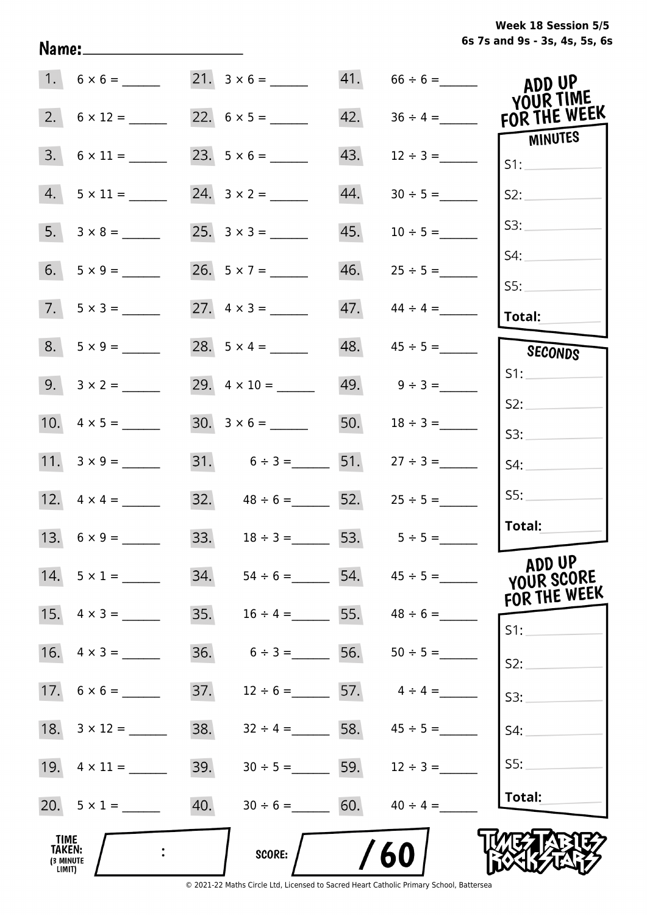Week 18 Session 5/5
6s 7s and 9s - 3s, 4s, 5s, 6s

Name:____________________

| | | | | | |
|---|---|---|---|---|---|
| 1. | $6 \times 6 =$ ______ | 21. | $3 \times 6 =$ ______ | 41. | $66 \div 6 =$ ______ |
| 2. | $6 \times 12 =$ ______ | 22. | $6 \times 5 =$ ______ | 42. | $36 \div 4 =$ ______ |
| 3. | $6 \times 11 =$ ______ | 23. | $5 \times 6 =$ ______ | 43. | $12 \div 3 =$ ______ |
| 4. | $5 \times 11 =$ ______ | 24. | $3 \times 2 =$ ______ | 44. | $30 \div 5 =$ ______ |
| 5. | $3 \times 8 =$ ______ | 25. | $3 \times 3 =$ ______ | 45. | $10 \div 5 =$ ______ |
| 6. | $5 \times 9 =$ ______ | 26. | $5 \times 7 =$ ______ | 46. | $25 \div 5 =$ ______ |
| 7. | $5 \times 3 =$ ______ | 27. | $4 \times 3 =$ ______ | 47. | $44 \div 4 =$ ______ |
| 8. | $5 \times 9 =$ ______ | 28. | $5 \times 4 =$ ______ | 48. | $45 \div 5 =$ ______ |
| 9. | $3 \times 2 =$ ______ | 29. | $4 \times 10 =$ ______ | 49. | $9 \div 3 =$ ______ |
| 10. | $4 \times 5 =$ ______ | 30. | $3 \times 6 =$ ______ | 50. | $18 \div 3 =$ ______ |
| 11. | $3 \times 9 =$ ______ | 31. | $6 \div 3 =$ ______ | 51. | $27 \div 3 =$ ______ |
| 12. | $4 \times 4 =$ ______ | 32. | $48 \div 6 =$ ______ | 52. | $25 \div 5 =$ ______ |
| 13. | $6 \times 9 =$ ______ | 33. | $18 \div 3 =$ ______ | 53. | $5 \div 5 =$ ______ |
| 14. | $5 \times 1 =$ ______ | 34. | $54 \div 6 =$ ______ | 54. | $45 \div 5 =$ ______ |
| 15. | $4 \times 3 =$ ______ | 35. | $16 \div 4 =$ ______ | 55. | $48 \div 6 =$ ______ |
| 16. | $4 \times 3 =$ ______ | 36. | $6 \div 3 =$ ______ | 56. | $50 \div 5 =$ ______ |
| 17. | $6 \times 6 =$ ______ | 37. | $12 \div 6 =$ ______ | 57. | $4 \div 4 =$ ______ |
| 18. | $3 \times 12 =$ ______ | 38. | $32 \div 4 =$ ______ | 58. | $45 \div 5 =$ ______ |
| 19. | $4 \times 11 =$ ______ | 39. | $30 \div 5 =$ ______ | 59. | $12 \div 3 =$ ______ |
| 20. | $5 \times 1 =$ ______ | 40. | $30 \div 6 =$ ______ | 60. | $40 \div 4 =$ ______ |

**ADD UP YOUR TIME FOR THE WEEK**

**MINUTES**
S1: ______
S2: ______
S3: ______
S4: ______
S5: ______
**Total:** ______

**SECONDS**
S1: ______
S2: ______
S3: ______
S4: ______
S5: ______
**Total:** ______

**ADD UP YOUR SCORE FOR THE WEEK**
S1: ______
S2: ______
S3: ______
S4: ______
S5: ______
**Total:** ______

**TIME TAKEN:** (3 MINUTE LIMIT) ____ : ____

**SCORE:** ____ / 60

TIMES TABLES ROCK STARS

© 2021-22 Maths Circle Ltd, Licensed to Sacred Heart Catholic Primary School, Battersea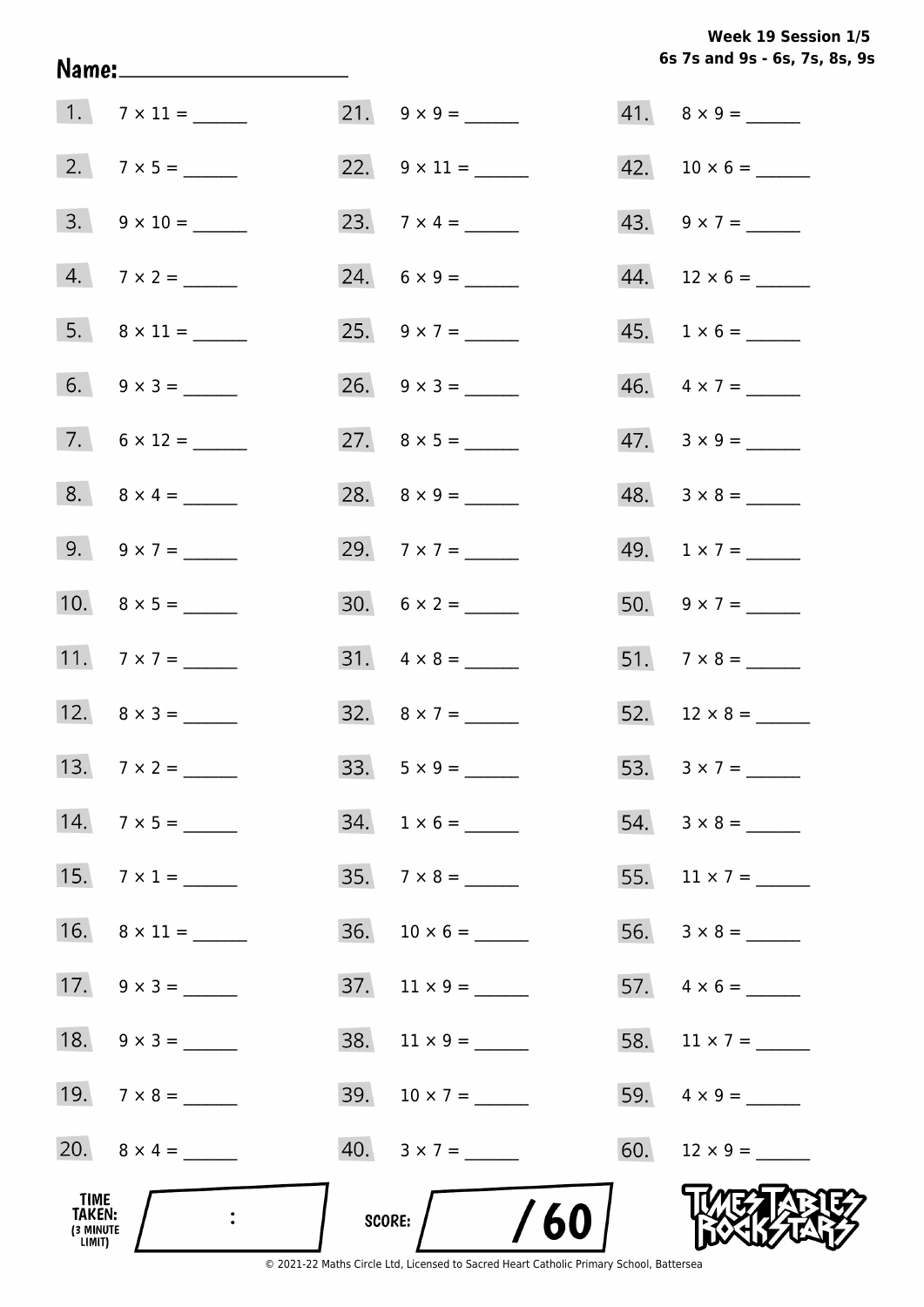Week 19 Session 1/5
6s 7s and 9s - 6s, 7s, 8s, 9s

Name: ____________________

1. 7 × 11 = ______
2. 7 × 5 = ______
3. 9 × 10 = ______
4. 7 × 2 = ______
5. 8 × 11 = ______
6. 9 × 3 = ______
7. 6 × 12 = ______
8. 8 × 4 = ______
9. 9 × 7 = ______
10. 8 × 5 = ______
11. 7 × 7 = ______
12. 8 × 3 = ______
13. 7 × 2 = ______
14. 7 × 5 = ______
15. 7 × 1 = ______
16. 8 × 11 = ______
17. 9 × 3 = ______
18. 9 × 3 = ______
19. 7 × 8 = ______
20. 8 × 4 = ______
21. 9 × 9 = ______
22. 9 × 11 = ______
23. 7 × 4 = ______
24. 6 × 9 = ______
25. 9 × 7 = ______
26. 9 × 3 = ______
27. 8 × 5 = ______
28. 8 × 9 = ______
29. 7 × 7 = ______
30. 6 × 2 = ______
31. 4 × 8 = ______
32. 8 × 7 = ______
33. 5 × 9 = ______
34. 1 × 6 = ______
35. 7 × 8 = ______
36. 10 × 6 = ______
37. 11 × 9 = ______
38. 11 × 9 = ______
39. 10 × 7 = ______
40. 3 × 7 = ______
41. 8 × 9 = ______
42. 10 × 6 = ______
43. 9 × 7 = ______
44. 12 × 6 = ______
45. 1 × 6 = ______
46. 4 × 7 = ______
47. 3 × 9 = ______
48. 3 × 8 = ______
49. 1 × 7 = ______
50. 9 × 7 = ______
51. 7 × 8 = ______
52. 12 × 8 = ______
53. 3 × 7 = ______
54. 3 × 8 = ______
55. 11 × 7 = ______
56. 3 × 8 = ______
57. 4 × 6 = ______
58. 11 × 7 = ______
59. 4 × 9 = ______
60. 12 × 9 = ______

TIME TAKEN: (3 MINUTE LIMIT) :

SCORE: / 60

TIMES TABLES ROCK STARS

© 2021-22 Maths Circle Ltd, Licensed to Sacred Heart Catholic Primary School, Battersea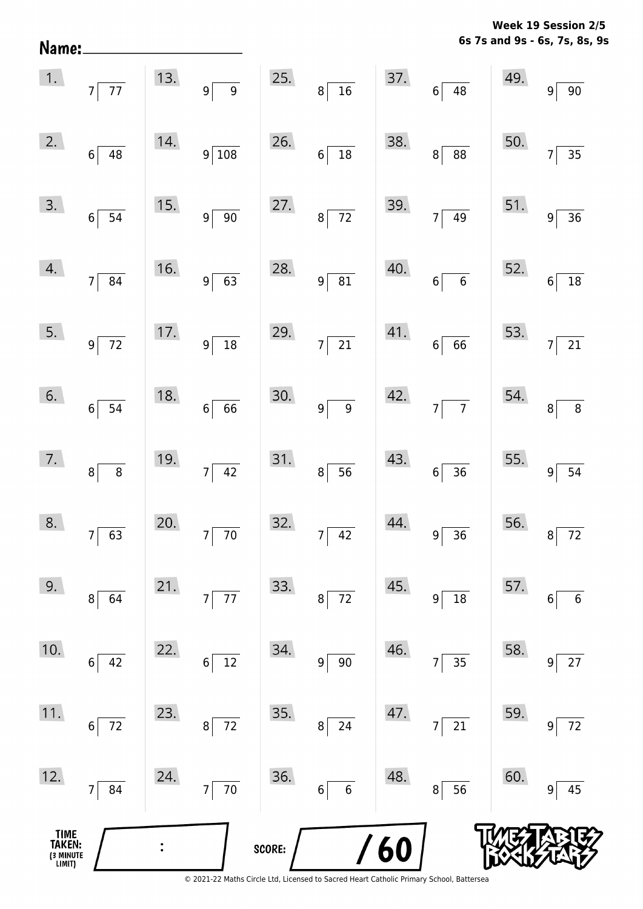Week 19 Session 2/5
6s 7s and 9s - 6s, 7s, 8s, 9s

Name: ____________________

| | | | | | | | | | |
|---|---|---|---|---|---|---|---|---|---|
| 1. | 7⟌77 | 13. | 9⟌9 | 25. | 8⟌16 | 37. | 6⟌48 | 49. | 9⟌90 |
| 2. | 6⟌48 | 14. | 9⟌108 | 26. | 6⟌18 | 38. | 8⟌88 | 50. | 7⟌35 |
| 3. | 6⟌54 | 15. | 9⟌90 | 27. | 8⟌72 | 39. | 7⟌49 | 51. | 9⟌36 |
| 4. | 7⟌84 | 16. | 9⟌63 | 28. | 9⟌81 | 40. | 6⟌6 | 52. | 6⟌18 |
| 5. | 9⟌72 | 17. | 9⟌18 | 29. | 7⟌21 | 41. | 6⟌66 | 53. | 7⟌21 |
| 6. | 6⟌54 | 18. | 6⟌66 | 30. | 9⟌9 | 42. | 7⟌7 | 54. | 8⟌8 |
| 7. | 8⟌8 | 19. | 7⟌42 | 31. | 8⟌56 | 43. | 6⟌36 | 55. | 9⟌54 |
| 8. | 7⟌63 | 20. | 7⟌70 | 32. | 7⟌42 | 44. | 9⟌36 | 56. | 8⟌72 |
| 9. | 8⟌64 | 21. | 7⟌77 | 33. | 8⟌72 | 45. | 9⟌18 | 57. | 6⟌6 |
| 10. | 6⟌42 | 22. | 6⟌12 | 34. | 9⟌90 | 46. | 7⟌35 | 58. | 9⟌27 |
| 11. | 6⟌72 | 23. | 8⟌72 | 35. | 8⟌24 | 47. | 7⟌21 | 59. | 9⟌72 |
| 12. | 7⟌84 | 24. | 7⟌70 | 36. | 6⟌6 | 48. | 8⟌56 | 60. | 9⟌45 |

TIME TAKEN: (3 MINUTE LIMIT) ___ : ___

SCORE: ___ /60

© 2021-22 Maths Circle Ltd, Licensed to Sacred Heart Catholic Primary School, Battersea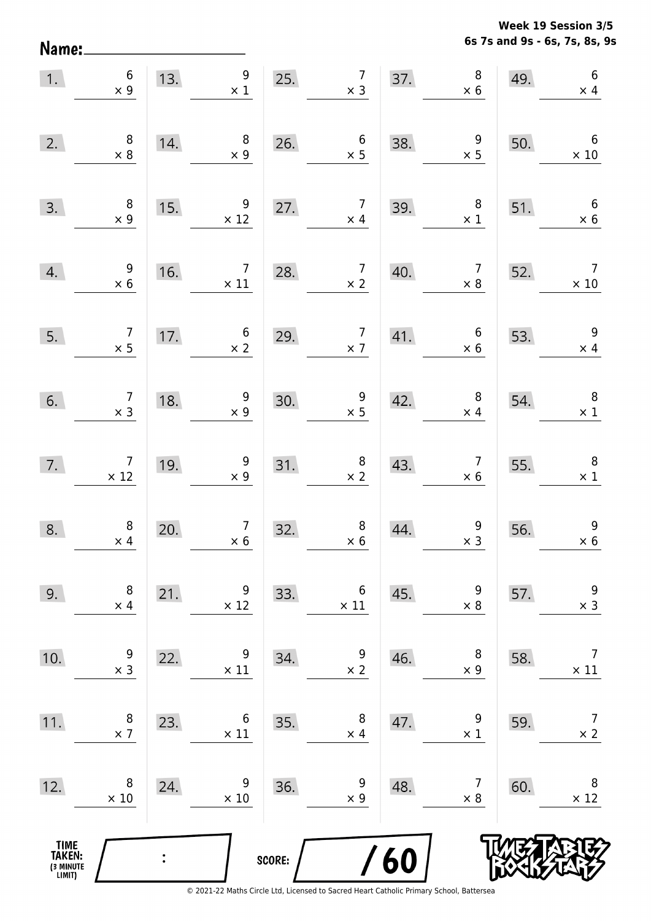Week 19 Session 3/5
6s 7s and 9s - 6s, 7s, 8s, 9s

Name: ____________________

| | | | | | | | | | |
|---|---|---|---|---|---|---|---|---|---|
| 1. | 6 × 9 | 13. | 9 × 1 | 25. | 7 × 3 | 37. | 8 × 6 | 49. | 6 × 4 |
| 2. | 8 × 8 | 14. | 8 × 9 | 26. | 6 × 5 | 38. | 9 × 5 | 50. | 6 × 10 |
| 3. | 8 × 9 | 15. | 9 × 12 | 27. | 7 × 4 | 39. | 8 × 1 | 51. | 6 × 6 |
| 4. | 9 × 6 | 16. | 7 × 11 | 28. | 7 × 2 | 40. | 7 × 8 | 52. | 7 × 10 |
| 5. | 7 × 5 | 17. | 6 × 2 | 29. | 7 × 7 | 41. | 6 × 6 | 53. | 9 × 4 |
| 6. | 7 × 3 | 18. | 9 × 9 | 30. | 9 × 5 | 42. | 8 × 4 | 54. | 8 × 1 |
| 7. | 7 × 12 | 19. | 9 × 9 | 31. | 8 × 2 | 43. | 7 × 6 | 55. | 8 × 1 |
| 8. | 8 × 4 | 20. | 7 × 6 | 32. | 8 × 6 | 44. | 9 × 3 | 56. | 9 × 6 |
| 9. | 8 × 4 | 21. | 9 × 12 | 33. | 6 × 11 | 45. | 9 × 8 | 57. | 9 × 3 |
| 10. | 9 × 3 | 22. | 9 × 11 | 34. | 9 × 2 | 46. | 8 × 9 | 58. | 7 × 11 |
| 11. | 8 × 7 | 23. | 6 × 11 | 35. | 8 × 4 | 47. | 9 × 1 | 59. | 7 × 2 |
| 12. | 8 × 10 | 24. | 9 × 10 | 36. | 9 × 9 | 48. | 7 × 8 | 60. | 8 × 12 |

TIME TAKEN: (3 MINUTE LIMIT) ____ : ____

SCORE: ____ / 60

© 2021-22 Maths Circle Ltd, Licensed to Sacred Heart Catholic Primary School, Battersea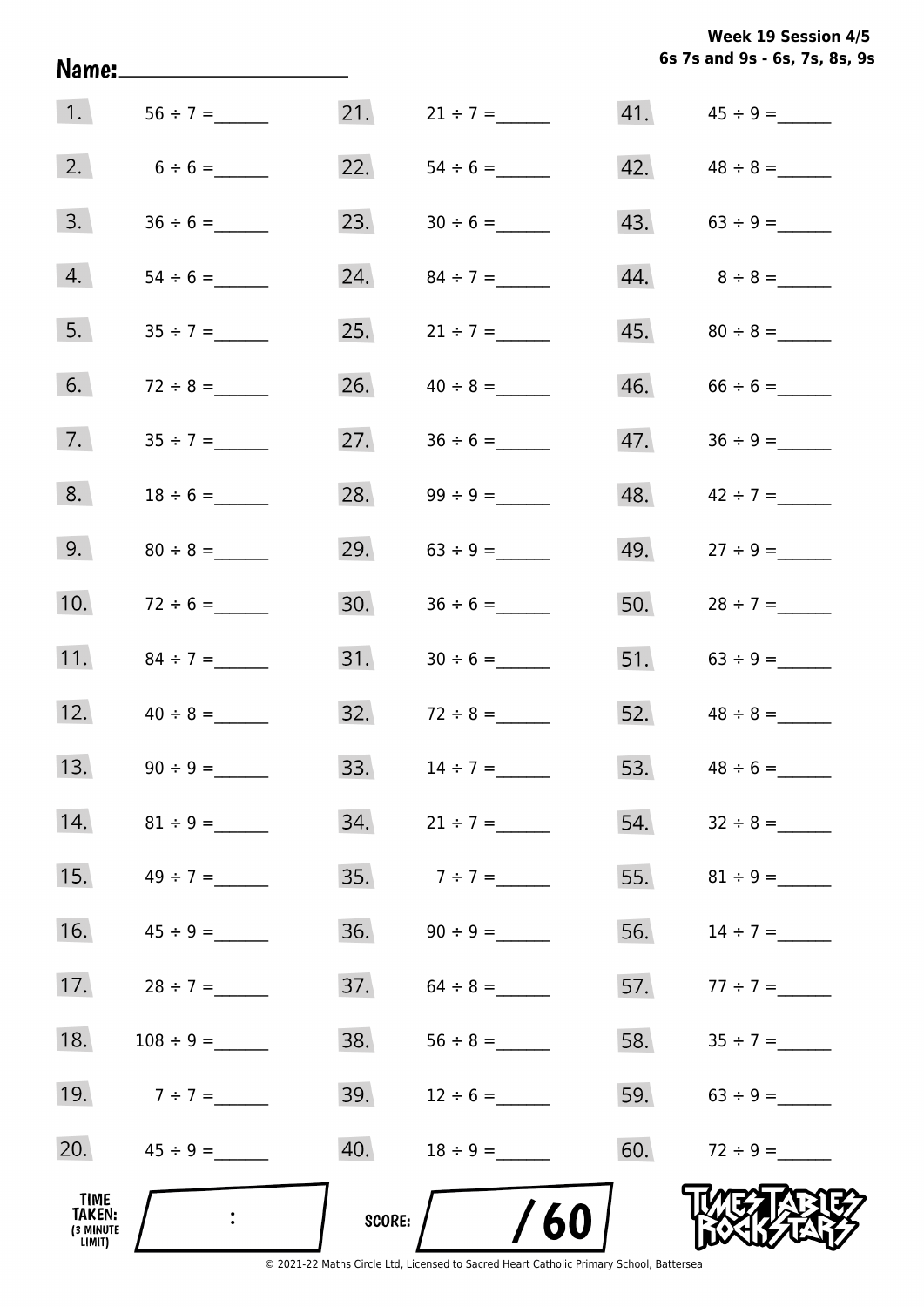**Week 19 Session 4/5**
**6s 7s and 9s - 6s, 7s, 8s, 9s**

Name:____________________

| | | | | | |
|---|---|---|---|---|---|
| 1. | 56 ÷ 7 = ______ | 21. | 21 ÷ 7 = ______ | 41. | 45 ÷ 9 = ______ |
| 2. | 6 ÷ 6 = ______ | 22. | 54 ÷ 6 = ______ | 42. | 48 ÷ 8 = ______ |
| 3. | 36 ÷ 6 = ______ | 23. | 30 ÷ 6 = ______ | 43. | 63 ÷ 9 = ______ |
| 4. | 54 ÷ 6 = ______ | 24. | 84 ÷ 7 = ______ | 44. | 8 ÷ 8 = ______ |
| 5. | 35 ÷ 7 = ______ | 25. | 21 ÷ 7 = ______ | 45. | 80 ÷ 8 = ______ |
| 6. | 72 ÷ 8 = ______ | 26. | 40 ÷ 8 = ______ | 46. | 66 ÷ 6 = ______ |
| 7. | 35 ÷ 7 = ______ | 27. | 36 ÷ 6 = ______ | 47. | 36 ÷ 9 = ______ |
| 8. | 18 ÷ 6 = ______ | 28. | 99 ÷ 9 = ______ | 48. | 42 ÷ 7 = ______ |
| 9. | 80 ÷ 8 = ______ | 29. | 63 ÷ 9 = ______ | 49. | 27 ÷ 9 = ______ |
| 10. | 72 ÷ 6 = ______ | 30. | 36 ÷ 6 = ______ | 50. | 28 ÷ 7 = ______ |
| 11. | 84 ÷ 7 = ______ | 31. | 30 ÷ 6 = ______ | 51. | 63 ÷ 9 = ______ |
| 12. | 40 ÷ 8 = ______ | 32. | 72 ÷ 8 = ______ | 52. | 48 ÷ 8 = ______ |
| 13. | 90 ÷ 9 = ______ | 33. | 14 ÷ 7 = ______ | 53. | 48 ÷ 6 = ______ |
| 14. | 81 ÷ 9 = ______ | 34. | 21 ÷ 7 = ______ | 54. | 32 ÷ 8 = ______ |
| 15. | 49 ÷ 7 = ______ | 35. | 7 ÷ 7 = ______ | 55. | 81 ÷ 9 = ______ |
| 16. | 45 ÷ 9 = ______ | 36. | 90 ÷ 9 = ______ | 56. | 14 ÷ 7 = ______ |
| 17. | 28 ÷ 7 = ______ | 37. | 64 ÷ 8 = ______ | 57. | 77 ÷ 7 = ______ |
| 18. | 108 ÷ 9 = ______ | 38. | 56 ÷ 8 = ______ | 58. | 35 ÷ 7 = ______ |
| 19. | 7 ÷ 7 = ______ | 39. | 12 ÷ 6 = ______ | 59. | 63 ÷ 9 = ______ |
| 20. | 45 ÷ 9 = ______ | 40. | 18 ÷ 9 = ______ | 60. | 72 ÷ 9 = ______ |

**TIME TAKEN:** (3 MINUTE LIMIT) ___ : ___

**SCORE:** ___ / 60

TIMES TABLES ROCK STARS

© 2021-22 Maths Circle Ltd, Licensed to Sacred Heart Catholic Primary School, Battersea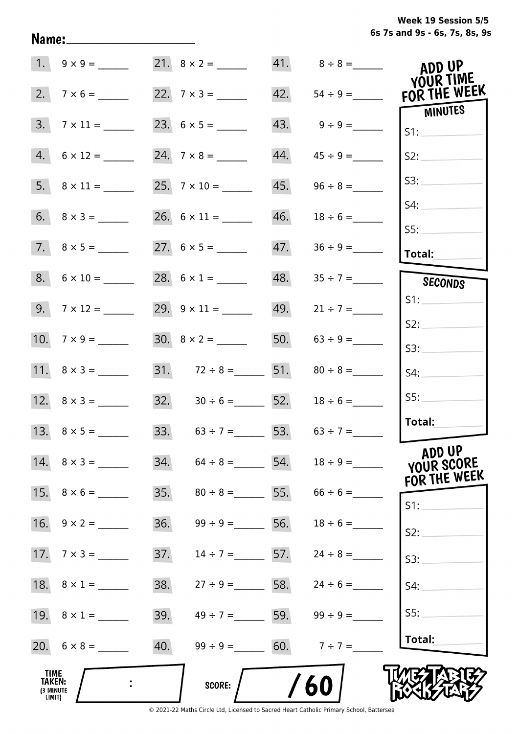Week 19 Session 5/5
6s 7s and 9s - 6s, 7s, 8s, 9s

Name: ____________________

| | | | | | |
|---|---|---|---|---|---|
| 1. | 9 × 9 = ______ | 21. | 8 × 2 = ______ | 41. | 8 ÷ 8 = ______ |
| 2. | 7 × 6 = ______ | 22. | 7 × 3 = ______ | 42. | 54 ÷ 9 = ______ |
| 3. | 7 × 11 = ______ | 23. | 6 × 5 = ______ | 43. | 9 ÷ 9 = ______ |
| 4. | 6 × 12 = ______ | 24. | 7 × 8 = ______ | 44. | 45 ÷ 9 = ______ |
| 5. | 8 × 11 = ______ | 25. | 7 × 10 = ______ | 45. | 96 ÷ 8 = ______ |
| 6. | 8 × 3 = ______ | 26. | 6 × 11 = ______ | 46. | 18 ÷ 6 = ______ |
| 7. | 8 × 5 = ______ | 27. | 6 × 5 = ______ | 47. | 36 ÷ 9 = ______ |
| 8. | 6 × 10 = ______ | 28. | 6 × 1 = ______ | 48. | 35 ÷ 7 = ______ |
| 9. | 7 × 12 = ______ | 29. | 9 × 11 = ______ | 49. | 21 ÷ 7 = ______ |
| 10. | 7 × 9 = ______ | 30. | 8 × 2 = ______ | 50. | 63 ÷ 9 = ______ |
| 11. | 8 × 3 = ______ | 31. | 72 ÷ 8 = ______ | 51. | 80 ÷ 8 = ______ |
| 12. | 8 × 3 = ______ | 32. | 30 ÷ 6 = ______ | 52. | 18 ÷ 6 = ______ |
| 13. | 8 × 5 = ______ | 33. | 63 ÷ 7 = ______ | 53. | 63 ÷ 7 = ______ |
| 14. | 8 × 3 = ______ | 34. | 64 ÷ 8 = ______ | 54. | 18 ÷ 9 = ______ |
| 15. | 8 × 6 = ______ | 35. | 80 ÷ 8 = ______ | 55. | 66 ÷ 6 = ______ |
| 16. | 9 × 2 = ______ | 36. | 99 ÷ 9 = ______ | 56. | 18 ÷ 6 = ______ |
| 17. | 7 × 3 = ______ | 37. | 14 ÷ 7 = ______ | 57. | 24 ÷ 8 = ______ |
| 18. | 8 × 1 = ______ | 38. | 27 ÷ 9 = ______ | 58. | 24 ÷ 6 = ______ |
| 19. | 8 × 1 = ______ | 39. | 49 ÷ 7 = ______ | 59. | 99 ÷ 9 = ______ |
| 20. | 6 × 8 = ______ | 40. | 99 ÷ 9 = ______ | 60. | 7 ÷ 7 = ______ |

**ADD UP YOUR TIME FOR THE WEEK**

**MINUTES**
S1: ______
S2: ______
S3: ______
S4: ______
S5: ______
**Total:** ______

**SECONDS**
S1: ______
S2: ______
S3: ______
S4: ______
S5: ______
**Total:** ______

**ADD UP YOUR SCORE FOR THE WEEK**
S1: ______
S2: ______
S3: ______
S4: ______
S5: ______
**Total:** ______

**TIME TAKEN:** (3 MINUTE LIMIT) ____ : ____

**SCORE:** ____ / 60

TIMES TABLES ROCK STARS

© 2021-22 Maths Circle Ltd, Licensed to Sacred Heart Catholic Primary School, Battersea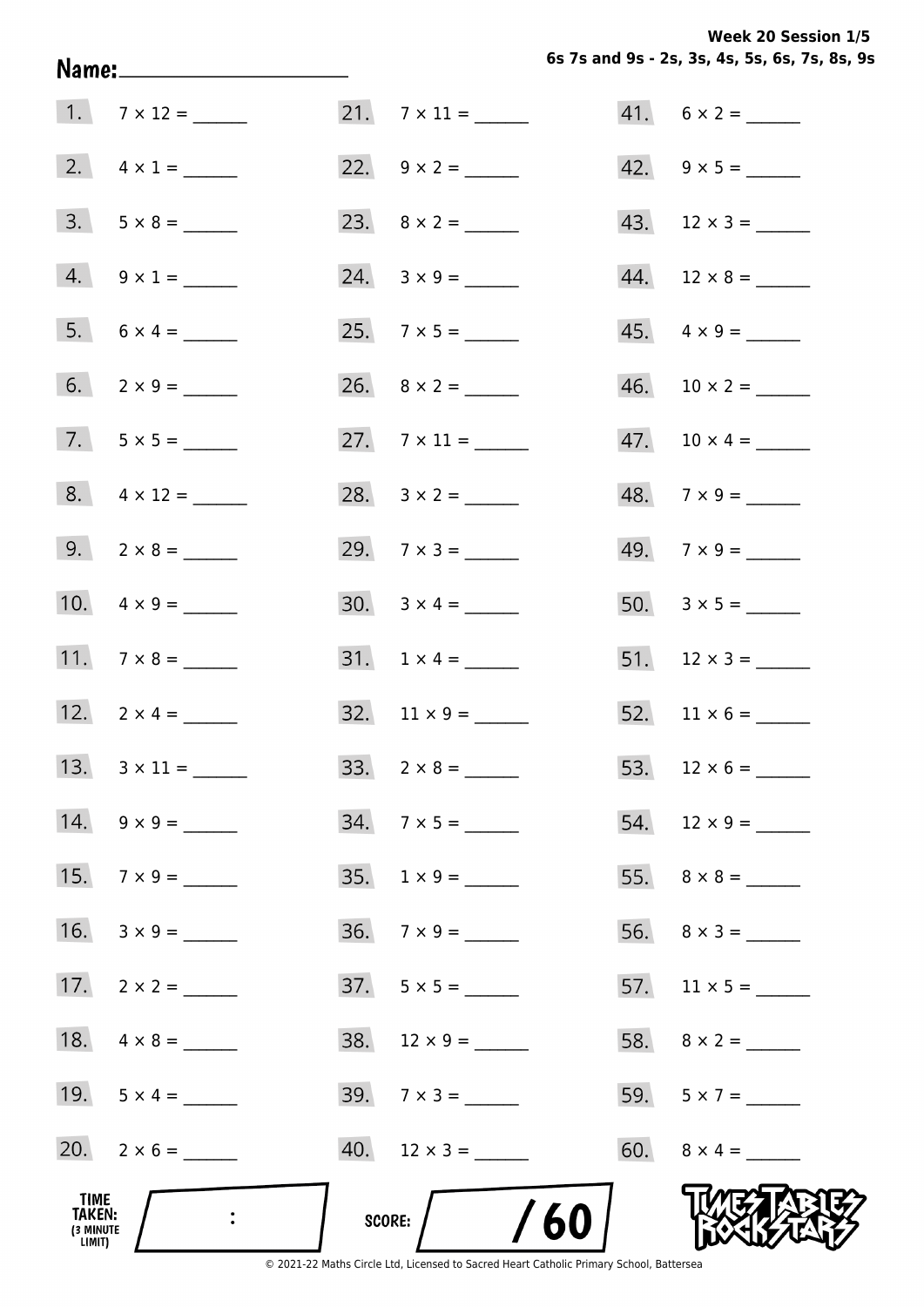**Week 20 Session 1/5**
**6s 7s and 9s - 2s, 3s, 4s, 5s, 6s, 7s, 8s, 9s**

**Name:** ____________________

1. 7 × 12 = ______
2. 4 × 1 = ______
3. 5 × 8 = ______
4. 9 × 1 = ______
5. 6 × 4 = ______
6. 2 × 9 = ______
7. 5 × 5 = ______
8. 4 × 12 = ______
9. 2 × 8 = ______
10. 4 × 9 = ______
11. 7 × 8 = ______
12. 2 × 4 = ______
13. 3 × 11 = ______
14. 9 × 9 = ______
15. 7 × 9 = ______
16. 3 × 9 = ______
17. 2 × 2 = ______
18. 4 × 8 = ______
19. 5 × 4 = ______
20. 2 × 6 = ______
21. 7 × 11 = ______
22. 9 × 2 = ______
23. 8 × 2 = ______
24. 3 × 9 = ______
25. 7 × 5 = ______
26. 8 × 2 = ______
27. 7 × 11 = ______
28. 3 × 2 = ______
29. 7 × 3 = ______
30. 3 × 4 = ______
31. 1 × 4 = ______
32. 11 × 9 = ______
33. 2 × 8 = ______
34. 7 × 5 = ______
35. 1 × 9 = ______
36. 7 × 9 = ______
37. 5 × 5 = ______
38. 12 × 9 = ______
39. 7 × 3 = ______
40. 12 × 3 = ______
41. 6 × 2 = ______
42. 9 × 5 = ______
43. 12 × 3 = ______
44. 12 × 8 = ______
45. 4 × 9 = ______
46. 10 × 2 = ______
47. 10 × 4 = ______
48. 7 × 9 = ______
49. 7 × 9 = ______
50. 3 × 5 = ______
51. 12 × 3 = ______
52. 11 × 6 = ______
53. 12 × 6 = ______
54. 12 × 9 = ______
55. 8 × 8 = ______
56. 8 × 3 = ______
57. 11 × 5 = ______
58. 8 × 2 = ______
59. 5 × 7 = ______
60. 8 × 4 = ______

TIME TAKEN: (3 MINUTE LIMIT) ____ : ____

SCORE: ____ / 60

TIMES TABLES ROCK STARS

© 2021-22 Maths Circle Ltd, Licensed to Sacred Heart Catholic Primary School, Battersea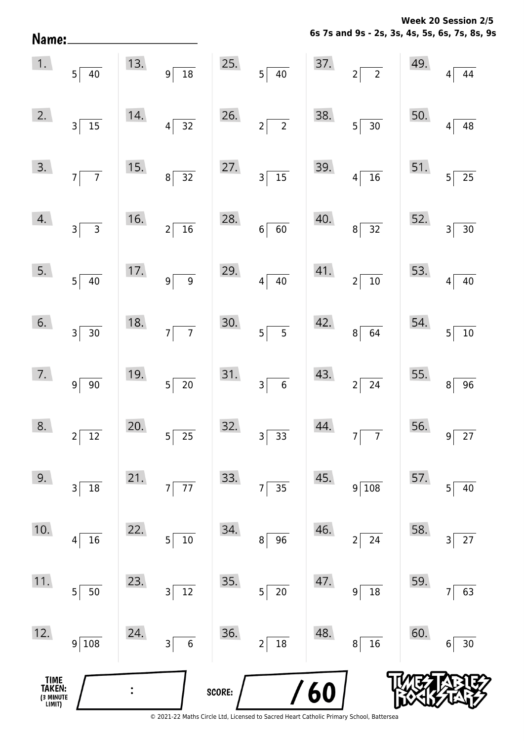**Week 20 Session 2/5**
**6s 7s and 9s - 2s, 3s, 4s, 5s, 6s, 7s, 8s, 9s**

Name: ____________________

| | | | | | | | | | |
|---|---|---|---|---|---|---|---|---|---|
| 1. | 5 ⟌ 40 | 13. | 9 ⟌ 18 | 25. | 5 ⟌ 40 | 37. | 2 ⟌ 2 | 49. | 4 ⟌ 44 |
| 2. | 3 ⟌ 15 | 14. | 4 ⟌ 32 | 26. | 2 ⟌ 2 | 38. | 5 ⟌ 30 | 50. | 4 ⟌ 48 |
| 3. | 7 ⟌ 7 | 15. | 8 ⟌ 32 | 27. | 3 ⟌ 15 | 39. | 4 ⟌ 16 | 51. | 5 ⟌ 25 |
| 4. | 3 ⟌ 3 | 16. | 2 ⟌ 16 | 28. | 6 ⟌ 60 | 40. | 8 ⟌ 32 | 52. | 3 ⟌ 30 |
| 5. | 5 ⟌ 40 | 17. | 9 ⟌ 9 | 29. | 4 ⟌ 40 | 41. | 2 ⟌ 10 | 53. | 4 ⟌ 40 |
| 6. | 3 ⟌ 30 | 18. | 7 ⟌ 7 | 30. | 5 ⟌ 5 | 42. | 8 ⟌ 64 | 54. | 5 ⟌ 10 |
| 7. | 9 ⟌ 90 | 19. | 5 ⟌ 20 | 31. | 3 ⟌ 6 | 43. | 2 ⟌ 24 | 55. | 8 ⟌ 96 |
| 8. | 2 ⟌ 12 | 20. | 5 ⟌ 25 | 32. | 3 ⟌ 33 | 44. | 7 ⟌ 7 | 56. | 9 ⟌ 27 |
| 9. | 3 ⟌ 18 | 21. | 7 ⟌ 77 | 33. | 7 ⟌ 35 | 45. | 9 ⟌ 108 | 57. | 5 ⟌ 40 |
| 10. | 4 ⟌ 16 | 22. | 5 ⟌ 10 | 34. | 8 ⟌ 96 | 46. | 2 ⟌ 24 | 58. | 3 ⟌ 27 |
| 11. | 5 ⟌ 50 | 23. | 3 ⟌ 12 | 35. | 5 ⟌ 20 | 47. | 9 ⟌ 18 | 59. | 7 ⟌ 63 |
| 12. | 9 ⟌ 108 | 24. | 3 ⟌ 6 | 36. | 2 ⟌ 18 | 48. | 8 ⟌ 16 | 60. | 6 ⟌ 30 |

TIME TAKEN: (3 MINUTE LIMIT) ____ : ____

SCORE: ____ / 60

© 2021-22 Maths Circle Ltd, Licensed to Sacred Heart Catholic Primary School, Battersea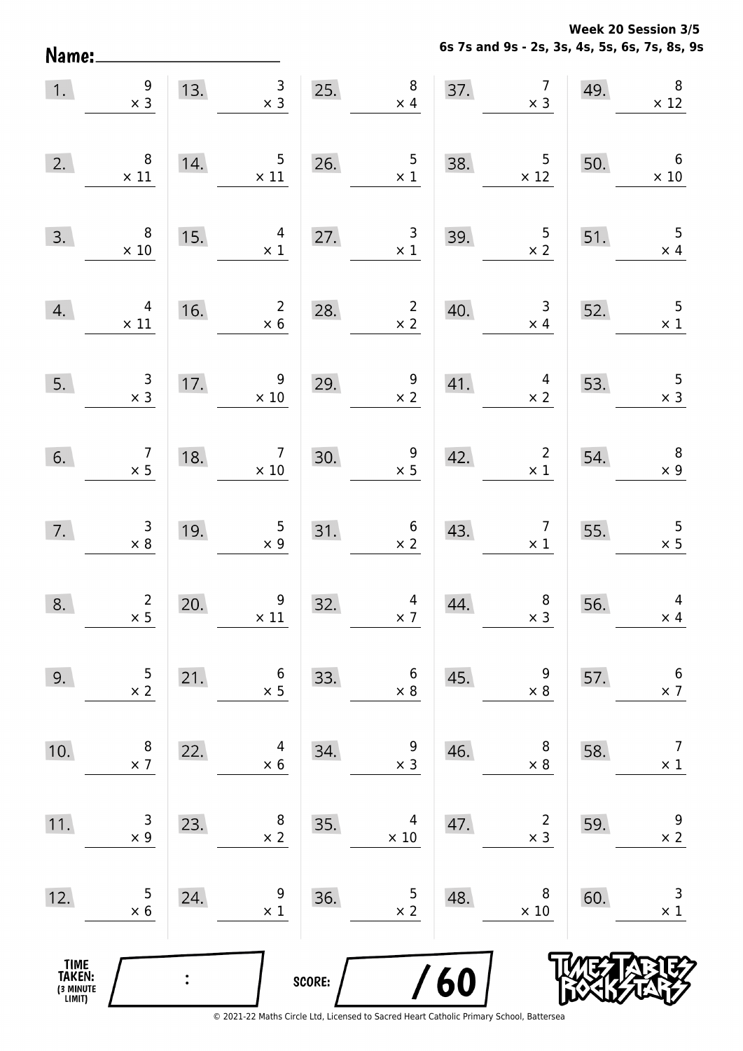**Week 20 Session 3/5**
**6s 7s and 9s - 2s, 3s, 4s, 5s, 6s, 7s, 8s, 9s**

Name: ____________________

| | | | | |
|---|---|---|---|---|
| 1. $9 \times 3$ | 13. $3 \times 3$ | 25. $8 \times 4$ | 37. $7 \times 3$ | 49. $8 \times 12$ |
| 2. $8 \times 11$ | 14. $5 \times 11$ | 26. $5 \times 1$ | 38. $5 \times 12$ | 50. $6 \times 10$ |
| 3. $8 \times 10$ | 15. $4 \times 1$ | 27. $3 \times 1$ | 39. $5 \times 2$ | 51. $5 \times 4$ |
| 4. $4 \times 11$ | 16. $2 \times 6$ | 28. $2 \times 2$ | 40. $3 \times 4$ | 52. $5 \times 1$ |
| 5. $3 \times 3$ | 17. $9 \times 10$ | 29. $9 \times 2$ | 41. $4 \times 2$ | 53. $5 \times 3$ |
| 6. $7 \times 5$ | 18. $7 \times 10$ | 30. $9 \times 5$ | 42. $2 \times 1$ | 54. $8 \times 9$ |
| 7. $3 \times 8$ | 19. $5 \times 9$ | 31. $6 \times 2$ | 43. $7 \times 1$ | 55. $5 \times 5$ |
| 8. $2 \times 5$ | 20. $9 \times 11$ | 32. $4 \times 7$ | 44. $8 \times 3$ | 56. $4 \times 4$ |
| 9. $5 \times 2$ | 21. $6 \times 5$ | 33. $6 \times 8$ | 45. $9 \times 8$ | 57. $6 \times 7$ |
| 10. $8 \times 7$ | 22. $4 \times 6$ | 34. $9 \times 3$ | 46. $8 \times 8$ | 58. $7 \times 1$ |
| 11. $3 \times 9$ | 23. $8 \times 2$ | 35. $4 \times 10$ | 47. $2 \times 3$ | 59. $9 \times 2$ |
| 12. $5 \times 6$ | 24. $9 \times 1$ | 36. $5 \times 2$ | 48. $8 \times 10$ | 60. $3 \times 1$ |

TIME TAKEN: (3 MINUTE LIMIT) ____ : ____

SCORE: ____ / 60

© 2021-22 Maths Circle Ltd, Licensed to Sacred Heart Catholic Primary School, Battersea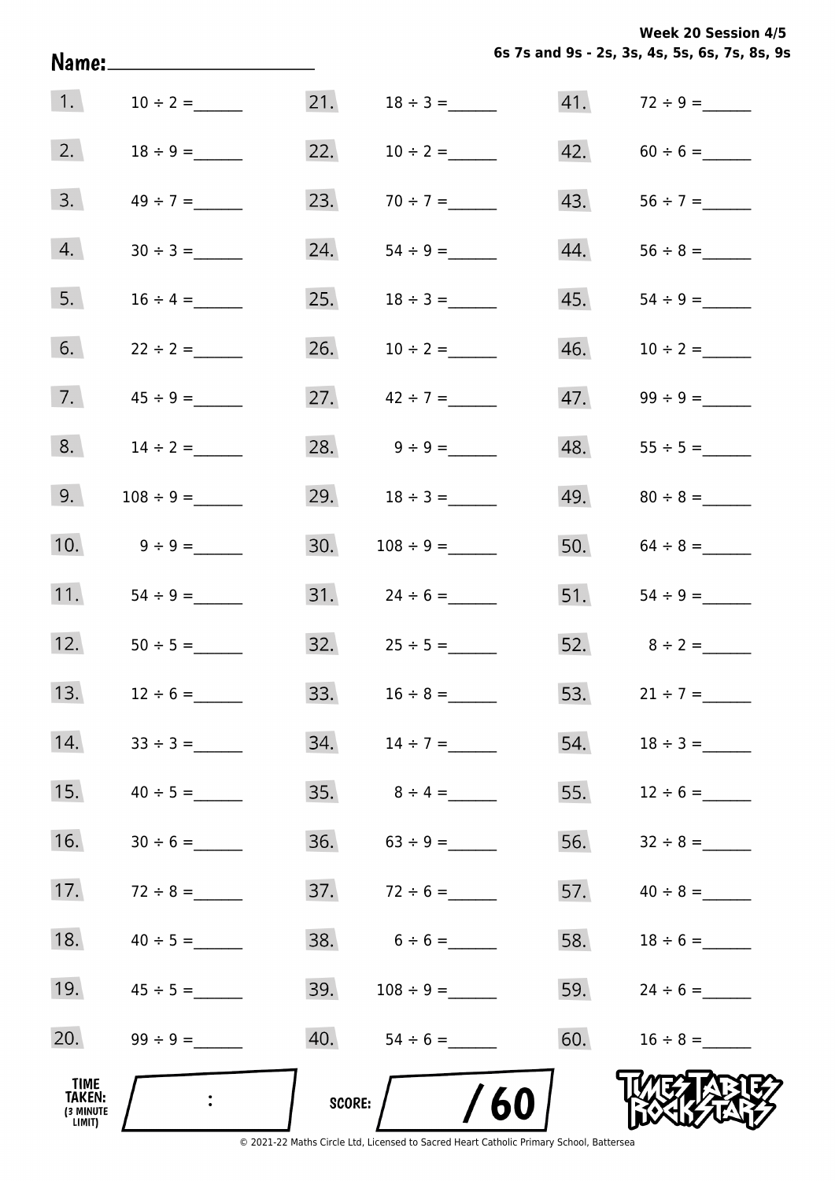Week 20 Session 4/5
6s 7s and 9s - 2s, 3s, 4s, 5s, 6s, 7s, 8s, 9s

Name: ____________________

| | | | | | |
|---|---|---|---|---|---|
| 1. | $10 \div 2 =$ ______ | 21. | $18 \div 3 =$ ______ | 41. | $72 \div 9 =$ ______ |
| 2. | $18 \div 9 =$ ______ | 22. | $10 \div 2 =$ ______ | 42. | $60 \div 6 =$ ______ |
| 3. | $49 \div 7 =$ ______ | 23. | $70 \div 7 =$ ______ | 43. | $56 \div 7 =$ ______ |
| 4. | $30 \div 3 =$ ______ | 24. | $54 \div 9 =$ ______ | 44. | $56 \div 8 =$ ______ |
| 5. | $16 \div 4 =$ ______ | 25. | $18 \div 3 =$ ______ | 45. | $54 \div 9 =$ ______ |
| 6. | $22 \div 2 =$ ______ | 26. | $10 \div 2 =$ ______ | 46. | $10 \div 2 =$ ______ |
| 7. | $45 \div 9 =$ ______ | 27. | $42 \div 7 =$ ______ | 47. | $99 \div 9 =$ ______ |
| 8. | $14 \div 2 =$ ______ | 28. | $9 \div 9 =$ ______ | 48. | $55 \div 5 =$ ______ |
| 9. | $108 \div 9 =$ ______ | 29. | $18 \div 3 =$ ______ | 49. | $80 \div 8 =$ ______ |
| 10. | $9 \div 9 =$ ______ | 30. | $108 \div 9 =$ ______ | 50. | $64 \div 8 =$ ______ |
| 11. | $54 \div 9 =$ ______ | 31. | $24 \div 6 =$ ______ | 51. | $54 \div 9 =$ ______ |
| 12. | $50 \div 5 =$ ______ | 32. | $25 \div 5 =$ ______ | 52. | $8 \div 2 =$ ______ |
| 13. | $12 \div 6 =$ ______ | 33. | $16 \div 8 =$ ______ | 53. | $21 \div 7 =$ ______ |
| 14. | $33 \div 3 =$ ______ | 34. | $14 \div 7 =$ ______ | 54. | $18 \div 3 =$ ______ |
| 15. | $40 \div 5 =$ ______ | 35. | $8 \div 4 =$ ______ | 55. | $12 \div 6 =$ ______ |
| 16. | $30 \div 6 =$ ______ | 36. | $63 \div 9 =$ ______ | 56. | $32 \div 8 =$ ______ |
| 17. | $72 \div 8 =$ ______ | 37. | $72 \div 6 =$ ______ | 57. | $40 \div 8 =$ ______ |
| 18. | $40 \div 5 =$ ______ | 38. | $6 \div 6 =$ ______ | 58. | $18 \div 6 =$ ______ |
| 19. | $45 \div 5 =$ ______ | 39. | $108 \div 9 =$ ______ | 59. | $24 \div 6 =$ ______ |
| 20. | $99 \div 9 =$ ______ | 40. | $54 \div 6 =$ ______ | 60. | $16 \div 8 =$ ______ |

TIME TAKEN: (3 MINUTE LIMIT) ___ : ___

SCORE: ___ / 60

TIMES TABLES ROCK STARS

© 2021-22 Maths Circle Ltd, Licensed to Sacred Heart Catholic Primary School, Battersea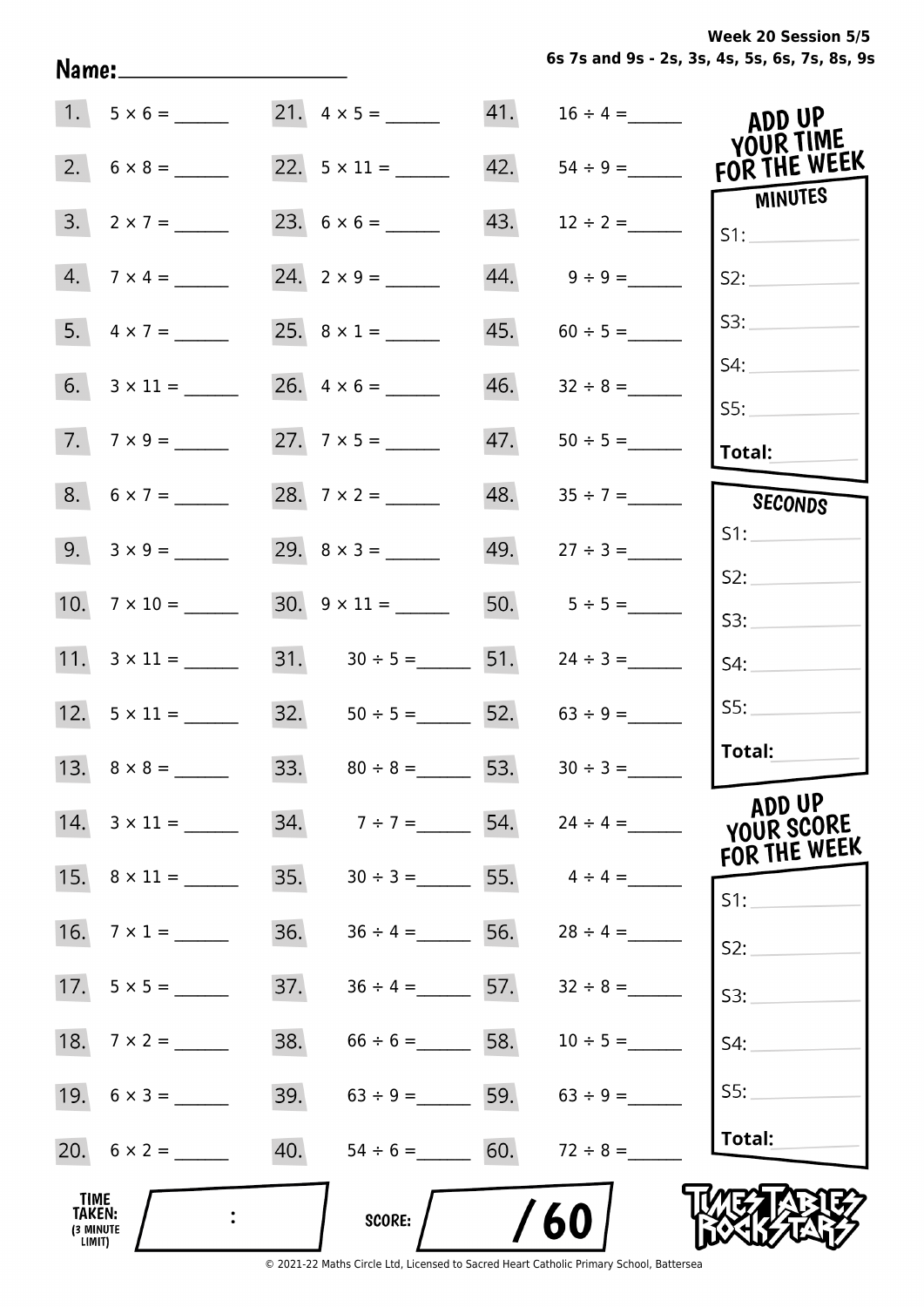Name: ____________________

**Week 20 Session 5/5**
**6s 7s and 9s - 2s, 3s, 4s, 5s, 6s, 7s, 8s, 9s**

| | | | | | |
|---|---|---|---|---|---|
| 1. | 5 × 6 = ______ | 21. | 4 × 5 = ______ | 41. | 16 ÷ 4 = ______ |
| 2. | 6 × 8 = ______ | 22. | 5 × 11 = ______ | 42. | 54 ÷ 9 = ______ |
| 3. | 2 × 7 = ______ | 23. | 6 × 6 = ______ | 43. | 12 ÷ 2 = ______ |
| 4. | 7 × 4 = ______ | 24. | 2 × 9 = ______ | 44. | 9 ÷ 9 = ______ |
| 5. | 4 × 7 = ______ | 25. | 8 × 1 = ______ | 45. | 60 ÷ 5 = ______ |
| 6. | 3 × 11 = ______ | 26. | 4 × 6 = ______ | 46. | 32 ÷ 8 = ______ |
| 7. | 7 × 9 = ______ | 27. | 7 × 5 = ______ | 47. | 50 ÷ 5 = ______ |
| 8. | 6 × 7 = ______ | 28. | 7 × 2 = ______ | 48. | 35 ÷ 7 = ______ |
| 9. | 3 × 9 = ______ | 29. | 8 × 3 = ______ | 49. | 27 ÷ 3 = ______ |
| 10. | 7 × 10 = ______ | 30. | 9 × 11 = ______ | 50. | 5 ÷ 5 = ______ |
| 11. | 3 × 11 = ______ | 31. | 30 ÷ 5 = ______ | 51. | 24 ÷ 3 = ______ |
| 12. | 5 × 11 = ______ | 32. | 50 ÷ 5 = ______ | 52. | 63 ÷ 9 = ______ |
| 13. | 8 × 8 = ______ | 33. | 80 ÷ 8 = ______ | 53. | 30 ÷ 3 = ______ |
| 14. | 3 × 11 = ______ | 34. | 7 ÷ 7 = ______ | 54. | 24 ÷ 4 = ______ |
| 15. | 8 × 11 = ______ | 35. | 30 ÷ 3 = ______ | 55. | 4 ÷ 4 = ______ |
| 16. | 7 × 1 = ______ | 36. | 36 ÷ 4 = ______ | 56. | 28 ÷ 4 = ______ |
| 17. | 5 × 5 = ______ | 37. | 36 ÷ 4 = ______ | 57. | 32 ÷ 8 = ______ |
| 18. | 7 × 2 = ______ | 38. | 66 ÷ 6 = ______ | 58. | 10 ÷ 5 = ______ |
| 19. | 6 × 3 = ______ | 39. | 63 ÷ 9 = ______ | 59. | 63 ÷ 9 = ______ |
| 20. | 6 × 2 = ______ | 40. | 54 ÷ 6 = ______ | 60. | 72 ÷ 8 = ______ |

**ADD UP YOUR TIME FOR THE WEEK**

**MINUTES**
S1: ______
S2: ______
S3: ______
S4: ______
S5: ______
**Total:** ______

**SECONDS**
S1: ______
S2: ______
S3: ______
S4: ______
S5: ______
**Total:** ______

**ADD UP YOUR SCORE FOR THE WEEK**
S1: ______
S2: ______
S3: ______
S4: ______
S5: ______
**Total:** ______

**TIME TAKEN:** (3 MINUTE LIMIT) ______ : ______

**SCORE:** ______ / 60

TIMES TABLES ROCK STARS

© 2021-22 Maths Circle Ltd, Licensed to Sacred Heart Catholic Primary School, Battersea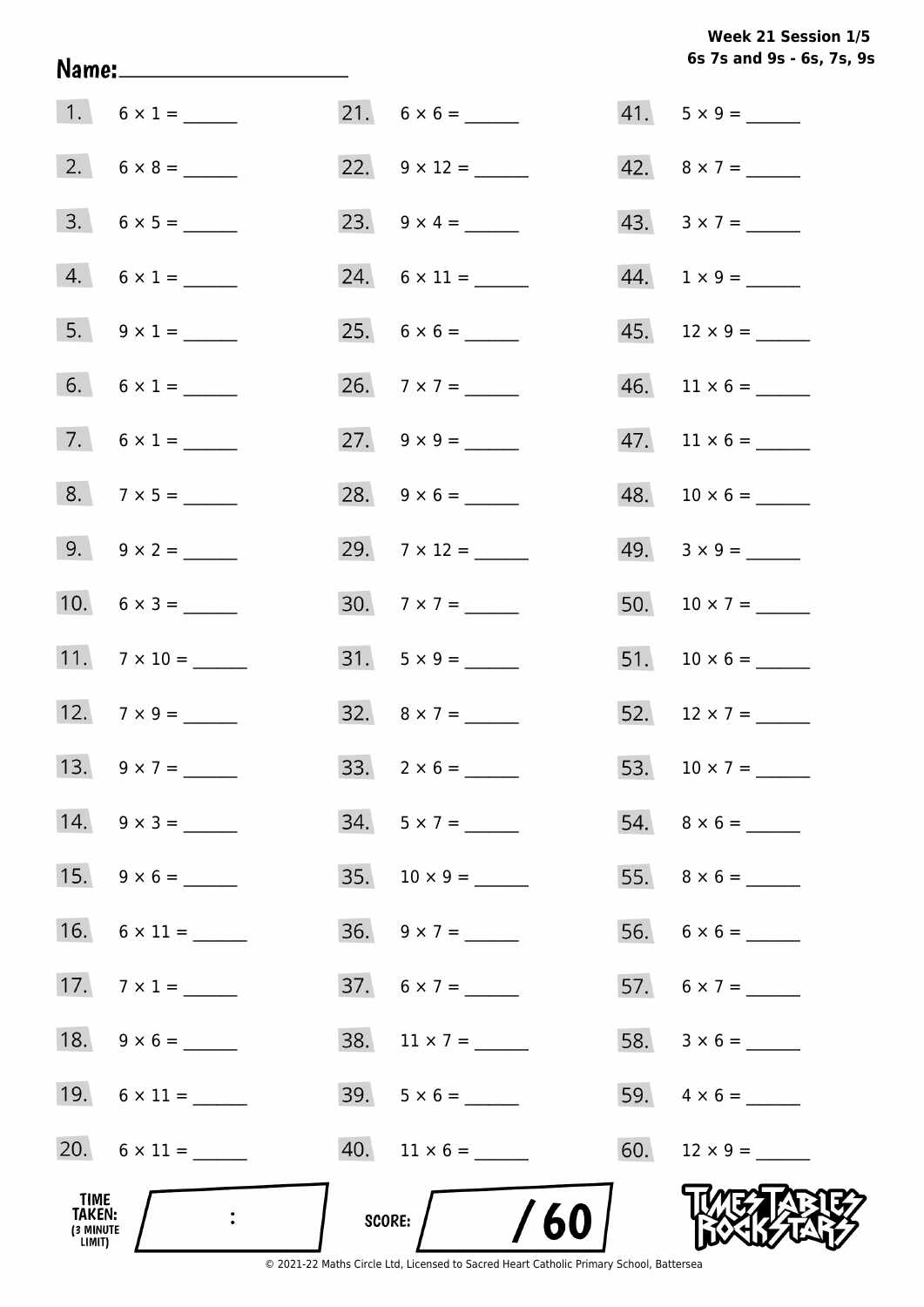Week 21 Session 1/5
6s 7s and 9s - 6s, 7s, 9s

Name: ____________________

1. 6 × 1 = ______
2. 6 × 8 = ______
3. 6 × 5 = ______
4. 6 × 1 = ______
5. 9 × 1 = ______
6. 6 × 1 = ______
7. 6 × 1 = ______
8. 7 × 5 = ______
9. 9 × 2 = ______
10. 6 × 3 = ______
11. 7 × 10 = ______
12. 7 × 9 = ______
13. 9 × 7 = ______
14. 9 × 3 = ______
15. 9 × 6 = ______
16. 6 × 11 = ______
17. 7 × 1 = ______
18. 9 × 6 = ______
19. 6 × 11 = ______
20. 6 × 11 = ______
21. 6 × 6 = ______
22. 9 × 12 = ______
23. 9 × 4 = ______
24. 6 × 11 = ______
25. 6 × 6 = ______
26. 7 × 7 = ______
27. 9 × 9 = ______
28. 9 × 6 = ______
29. 7 × 12 = ______
30. 7 × 7 = ______
31. 5 × 9 = ______
32. 8 × 7 = ______
33. 2 × 6 = ______
34. 5 × 7 = ______
35. 10 × 9 = ______
36. 9 × 7 = ______
37. 6 × 7 = ______
38. 11 × 7 = ______
39. 5 × 6 = ______
40. 11 × 6 = ______
41. 5 × 9 = ______
42. 8 × 7 = ______
43. 3 × 7 = ______
44. 1 × 9 = ______
45. 12 × 9 = ______
46. 11 × 6 = ______
47. 11 × 6 = ______
48. 10 × 6 = ______
49. 3 × 9 = ______
50. 10 × 7 = ______
51. 10 × 6 = ______
52. 12 × 7 = ______
53. 10 × 7 = ______
54. 8 × 6 = ______
55. 8 × 6 = ______
56. 6 × 6 = ______
57. 6 × 7 = ______
58. 3 × 6 = ______
59. 4 × 6 = ______
60. 12 × 9 = ______

TIME TAKEN: (3 MINUTE LIMIT) ____ : ____

SCORE: ____ / 60

© 2021-22 Maths Circle Ltd, Licensed to Sacred Heart Catholic Primary School, Battersea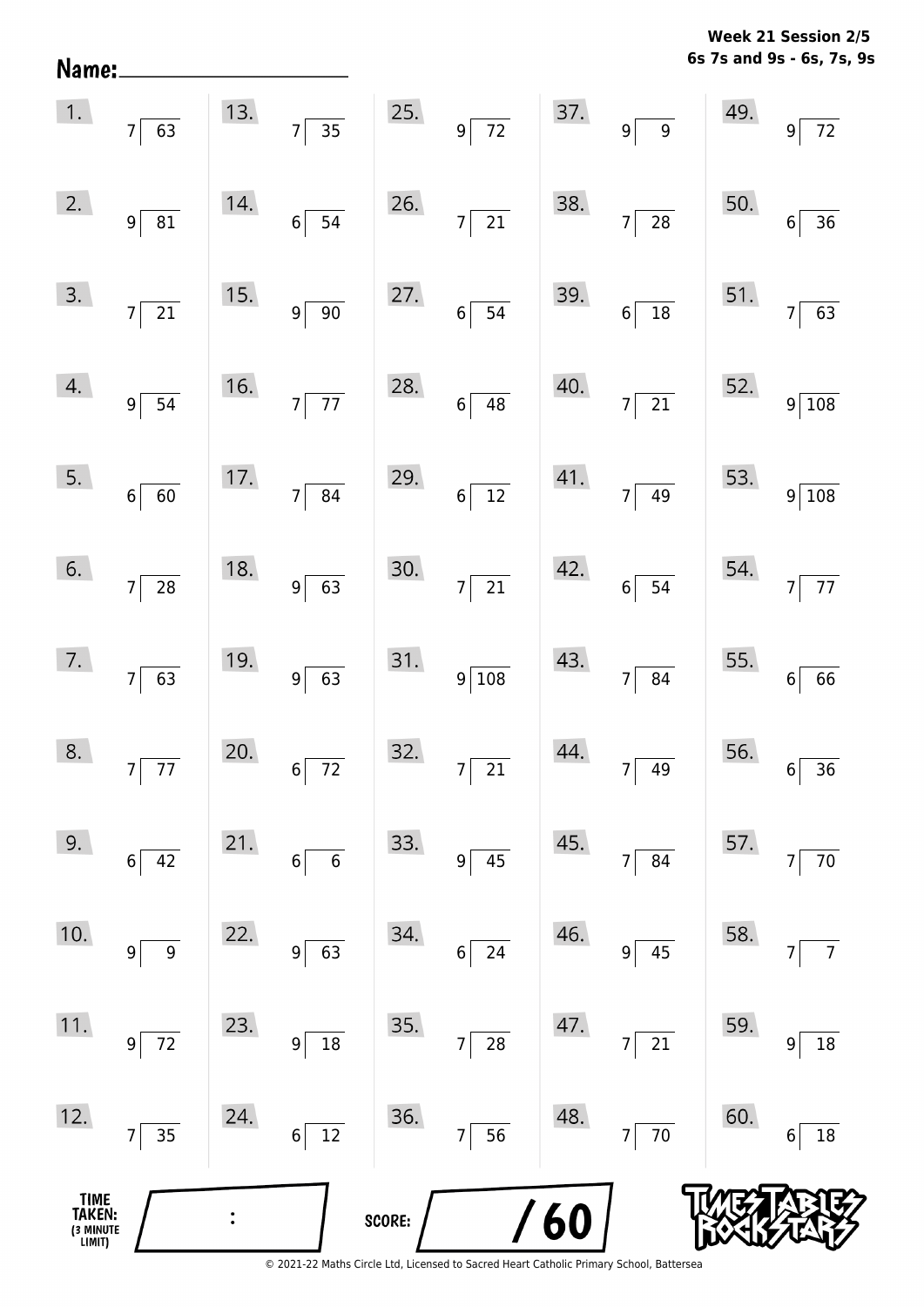Week 21 Session 2/5
6s 7s and 9s - 6s, 7s, 9s

Name: ____________________

| | | | | | | | | | |
|---|---|---|---|---|---|---|---|---|---|
| 1. | 7 ⟌ 63 | 13. | 7 ⟌ 35 | 25. | 9 ⟌ 72 | 37. | 9 ⟌ 9 | 49. | 9 ⟌ 72 |
| 2. | 9 ⟌ 81 | 14. | 6 ⟌ 54 | 26. | 7 ⟌ 21 | 38. | 7 ⟌ 28 | 50. | 6 ⟌ 36 |
| 3. | 7 ⟌ 21 | 15. | 9 ⟌ 90 | 27. | 6 ⟌ 54 | 39. | 6 ⟌ 18 | 51. | 7 ⟌ 63 |
| 4. | 9 ⟌ 54 | 16. | 7 ⟌ 77 | 28. | 6 ⟌ 48 | 40. | 7 ⟌ 21 | 52. | 9 ⟌ 108 |
| 5. | 6 ⟌ 60 | 17. | 7 ⟌ 84 | 29. | 6 ⟌ 12 | 41. | 7 ⟌ 49 | 53. | 9 ⟌ 108 |
| 6. | 7 ⟌ 28 | 18. | 9 ⟌ 63 | 30. | 7 ⟌ 21 | 42. | 6 ⟌ 54 | 54. | 7 ⟌ 77 |
| 7. | 7 ⟌ 63 | 19. | 9 ⟌ 63 | 31. | 9 ⟌ 108 | 43. | 7 ⟌ 84 | 55. | 6 ⟌ 66 |
| 8. | 7 ⟌ 77 | 20. | 6 ⟌ 72 | 32. | 7 ⟌ 21 | 44. | 7 ⟌ 49 | 56. | 6 ⟌ 36 |
| 9. | 6 ⟌ 42 | 21. | 6 ⟌ 6 | 33. | 9 ⟌ 45 | 45. | 7 ⟌ 84 | 57. | 7 ⟌ 70 |
| 10. | 9 ⟌ 9 | 22. | 9 ⟌ 63 | 34. | 6 ⟌ 24 | 46. | 9 ⟌ 45 | 58. | 7 ⟌ 7 |
| 11. | 9 ⟌ 72 | 23. | 9 ⟌ 18 | 35. | 7 ⟌ 28 | 47. | 7 ⟌ 21 | 59. | 9 ⟌ 18 |
| 12. | 7 ⟌ 35 | 24. | 6 ⟌ 12 | 36. | 7 ⟌ 56 | 48. | 7 ⟌ 70 | 60. | 6 ⟌ 18 |

TIME TAKEN: (3 MINUTE LIMIT) &nbsp; : &nbsp;&nbsp;&nbsp;&nbsp; SCORE: &nbsp; / 60

TIMES TABLES ROCK STARS

© 2021-22 Maths Circle Ltd, Licensed to Sacred Heart Catholic Primary School, Battersea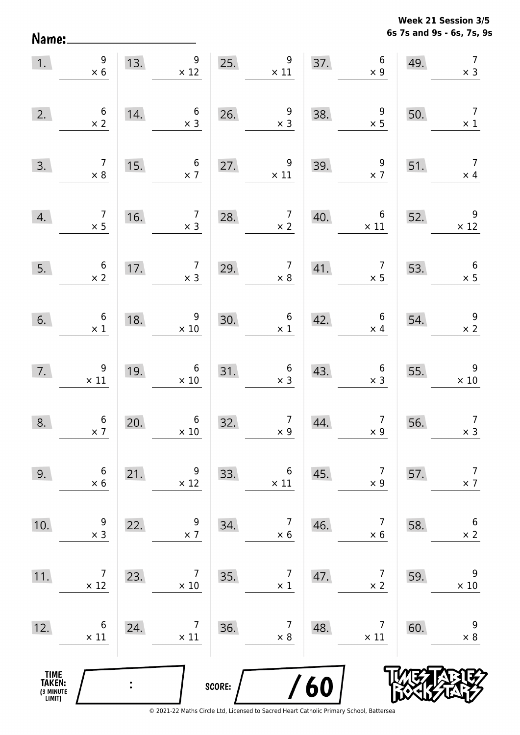Name:

**Week 21 Session 3/5**
**6s 7s and 9s - 6s, 7s, 9s**

| | | | | | | | | | |
|---|---|---|---|---|---|---|---|---|---|
| 1. | $9 \times 6$ | 13. | $9 \times 12$ | 25. | $9 \times 11$ | 37. | $6 \times 9$ | 49. | $7 \times 3$ |
| 2. | $6 \times 2$ | 14. | $6 \times 3$ | 26. | $9 \times 3$ | 38. | $9 \times 5$ | 50. | $7 \times 1$ |
| 3. | $7 \times 8$ | 15. | $6 \times 7$ | 27. | $9 \times 11$ | 39. | $9 \times 7$ | 51. | $7 \times 4$ |
| 4. | $7 \times 5$ | 16. | $7 \times 3$ | 28. | $7 \times 2$ | 40. | $6 \times 11$ | 52. | $9 \times 12$ |
| 5. | $6 \times 2$ | 17. | $7 \times 3$ | 29. | $7 \times 8$ | 41. | $7 \times 5$ | 53. | $6 \times 5$ |
| 6. | $6 \times 1$ | 18. | $9 \times 10$ | 30. | $6 \times 1$ | 42. | $6 \times 4$ | 54. | $9 \times 2$ |
| 7. | $9 \times 11$ | 19. | $6 \times 10$ | 31. | $6 \times 3$ | 43. | $6 \times 3$ | 55. | $9 \times 10$ |
| 8. | $6 \times 7$ | 20. | $6 \times 10$ | 32. | $7 \times 9$ | 44. | $7 \times 9$ | 56. | $7 \times 3$ |
| 9. | $6 \times 6$ | 21. | $9 \times 12$ | 33. | $6 \times 11$ | 45. | $7 \times 9$ | 57. | $7 \times 7$ |
| 10. | $9 \times 3$ | 22. | $9 \times 7$ | 34. | $7 \times 6$ | 46. | $7 \times 6$ | 58. | $6 \times 2$ |
| 11. | $7 \times 12$ | 23. | $7 \times 10$ | 35. | $7 \times 1$ | 47. | $7 \times 2$ | 59. | $9 \times 10$ |
| 12. | $6 \times 11$ | 24. | $7 \times 11$ | 36. | $7 \times 8$ | 48. | $7 \times 11$ | 60. | $9 \times 8$ |

TIME TAKEN: (3 MINUTE LIMIT) :

SCORE: /60

© 2021-22 Maths Circle Ltd, Licensed to Sacred Heart Catholic Primary School, Battersea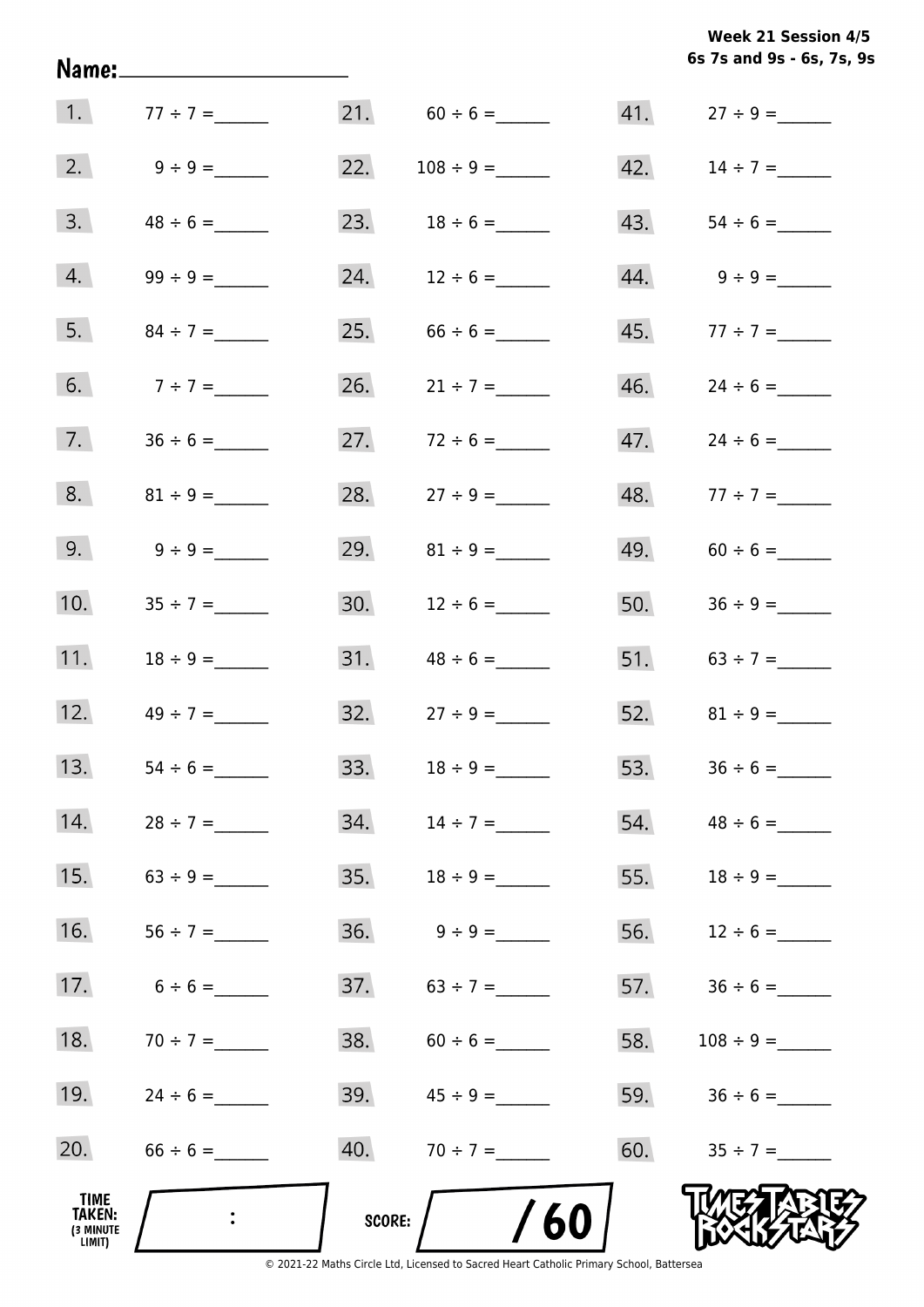Week 21 Session 4/5
6s 7s and 9s - 6s, 7s, 9s

Name: ____________________

| | | | | | |
|---|---|---|---|---|---|
| 1. | 77 ÷ 7 = ______ | 21. | 60 ÷ 6 = ______ | 41. | 27 ÷ 9 = ______ |
| 2. | 9 ÷ 9 = ______ | 22. | 108 ÷ 9 = ______ | 42. | 14 ÷ 7 = ______ |
| 3. | 48 ÷ 6 = ______ | 23. | 18 ÷ 6 = ______ | 43. | 54 ÷ 6 = ______ |
| 4. | 99 ÷ 9 = ______ | 24. | 12 ÷ 6 = ______ | 44. | 9 ÷ 9 = ______ |
| 5. | 84 ÷ 7 = ______ | 25. | 66 ÷ 6 = ______ | 45. | 77 ÷ 7 = ______ |
| 6. | 7 ÷ 7 = ______ | 26. | 21 ÷ 7 = ______ | 46. | 24 ÷ 6 = ______ |
| 7. | 36 ÷ 6 = ______ | 27. | 72 ÷ 6 = ______ | 47. | 24 ÷ 6 = ______ |
| 8. | 81 ÷ 9 = ______ | 28. | 27 ÷ 9 = ______ | 48. | 77 ÷ 7 = ______ |
| 9. | 9 ÷ 9 = ______ | 29. | 81 ÷ 9 = ______ | 49. | 60 ÷ 6 = ______ |
| 10. | 35 ÷ 7 = ______ | 30. | 12 ÷ 6 = ______ | 50. | 36 ÷ 9 = ______ |
| 11. | 18 ÷ 9 = ______ | 31. | 48 ÷ 6 = ______ | 51. | 63 ÷ 7 = ______ |
| 12. | 49 ÷ 7 = ______ | 32. | 27 ÷ 9 = ______ | 52. | 81 ÷ 9 = ______ |
| 13. | 54 ÷ 6 = ______ | 33. | 18 ÷ 9 = ______ | 53. | 36 ÷ 6 = ______ |
| 14. | 28 ÷ 7 = ______ | 34. | 14 ÷ 7 = ______ | 54. | 48 ÷ 6 = ______ |
| 15. | 63 ÷ 9 = ______ | 35. | 18 ÷ 9 = ______ | 55. | 18 ÷ 9 = ______ |
| 16. | 56 ÷ 7 = ______ | 36. | 9 ÷ 9 = ______ | 56. | 12 ÷ 6 = ______ |
| 17. | 6 ÷ 6 = ______ | 37. | 63 ÷ 7 = ______ | 57. | 36 ÷ 6 = ______ |
| 18. | 70 ÷ 7 = ______ | 38. | 60 ÷ 6 = ______ | 58. | 108 ÷ 9 = ______ |
| 19. | 24 ÷ 6 = ______ | 39. | 45 ÷ 9 = ______ | 59. | 36 ÷ 6 = ______ |
| 20. | 66 ÷ 6 = ______ | 40. | 70 ÷ 7 = ______ | 60. | 35 ÷ 7 = ______ |

TIME TAKEN: (3 MINUTE LIMIT) ____ : ____

SCORE: ____ / 60

TIMES TABLES ROCK STARS

© 2021-22 Maths Circle Ltd, Licensed to Sacred Heart Catholic Primary School, Battersea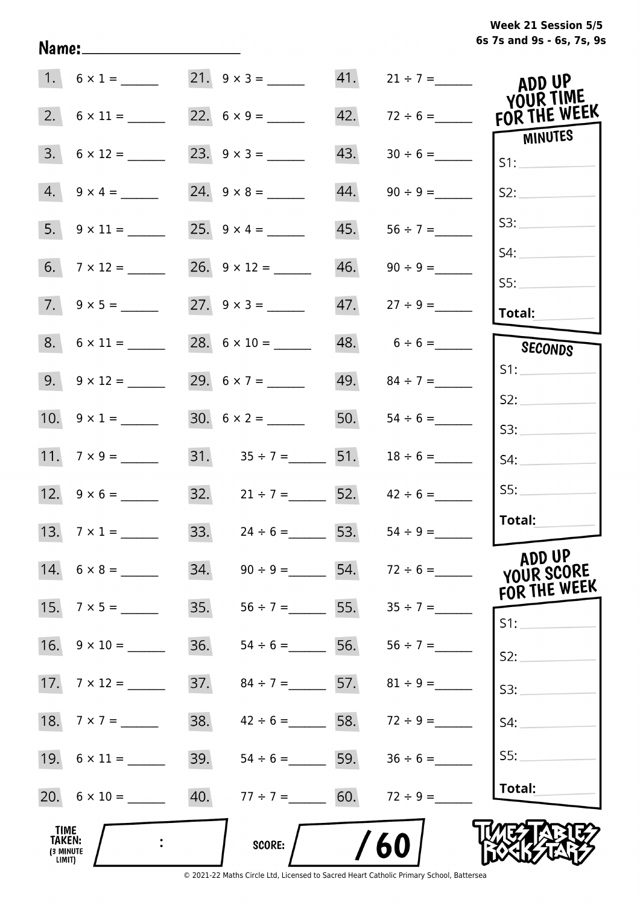Week 21 Session 5/5
6s 7s and 9s - 6s, 7s, 9s

Name: ____________________

| | | | | | |
|---|---|---|---|---|---|
| 1. | 6 × 1 = ______ | 21. | 9 × 3 = ______ | 41. | 21 ÷ 7 = ______ |
| 2. | 6 × 11 = ______ | 22. | 6 × 9 = ______ | 42. | 72 ÷ 6 = ______ |
| 3. | 6 × 12 = ______ | 23. | 9 × 3 = ______ | 43. | 30 ÷ 6 = ______ |
| 4. | 9 × 4 = ______ | 24. | 9 × 8 = ______ | 44. | 90 ÷ 9 = ______ |
| 5. | 9 × 11 = ______ | 25. | 9 × 4 = ______ | 45. | 56 ÷ 7 = ______ |
| 6. | 7 × 12 = ______ | 26. | 9 × 12 = ______ | 46. | 90 ÷ 9 = ______ |
| 7. | 9 × 5 = ______ | 27. | 9 × 3 = ______ | 47. | 27 ÷ 9 = ______ |
| 8. | 6 × 11 = ______ | 28. | 6 × 10 = ______ | 48. | 6 ÷ 6 = ______ |
| 9. | 9 × 12 = ______ | 29. | 6 × 7 = ______ | 49. | 84 ÷ 7 = ______ |
| 10. | 9 × 1 = ______ | 30. | 6 × 2 = ______ | 50. | 54 ÷ 6 = ______ |
| 11. | 7 × 9 = ______ | 31. | 35 ÷ 7 = ______ | 51. | 18 ÷ 6 = ______ |
| 12. | 9 × 6 = ______ | 32. | 21 ÷ 7 = ______ | 52. | 42 ÷ 6 = ______ |
| 13. | 7 × 1 = ______ | 33. | 24 ÷ 6 = ______ | 53. | 54 ÷ 9 = ______ |
| 14. | 6 × 8 = ______ | 34. | 90 ÷ 9 = ______ | 54. | 72 ÷ 6 = ______ |
| 15. | 7 × 5 = ______ | 35. | 56 ÷ 7 = ______ | 55. | 35 ÷ 7 = ______ |
| 16. | 9 × 10 = ______ | 36. | 54 ÷ 6 = ______ | 56. | 56 ÷ 7 = ______ |
| 17. | 7 × 12 = ______ | 37. | 84 ÷ 7 = ______ | 57. | 81 ÷ 9 = ______ |
| 18. | 7 × 7 = ______ | 38. | 42 ÷ 6 = ______ | 58. | 72 ÷ 9 = ______ |
| 19. | 6 × 11 = ______ | 39. | 54 ÷ 6 = ______ | 59. | 36 ÷ 6 = ______ |
| 20. | 6 × 10 = ______ | 40. | 77 ÷ 7 = ______ | 60. | 72 ÷ 9 = ______ |

TIME TAKEN: (3 MINUTE LIMIT) ____ : ____

SCORE: ____ / 60

**ADD UP YOUR TIME FOR THE WEEK**

| MINUTES | |
|---|---|
| S1: | |
| S2: | |
| S3: | |
| S4: | |
| S5: | |
| **Total:** | |

| SECONDS | |
|---|---|
| S1: | |
| S2: | |
| S3: | |
| S4: | |
| S5: | |
| **Total:** | |

**ADD UP YOUR SCORE FOR THE WEEK**

| | |
|---|---|
| S1: | |
| S2: | |
| S3: | |
| S4: | |
| S5: | |
| **Total:** | |

TIMES TABLES ROCK STARS

© 2021-22 Maths Circle Ltd, Licensed to Sacred Heart Catholic Primary School, Battersea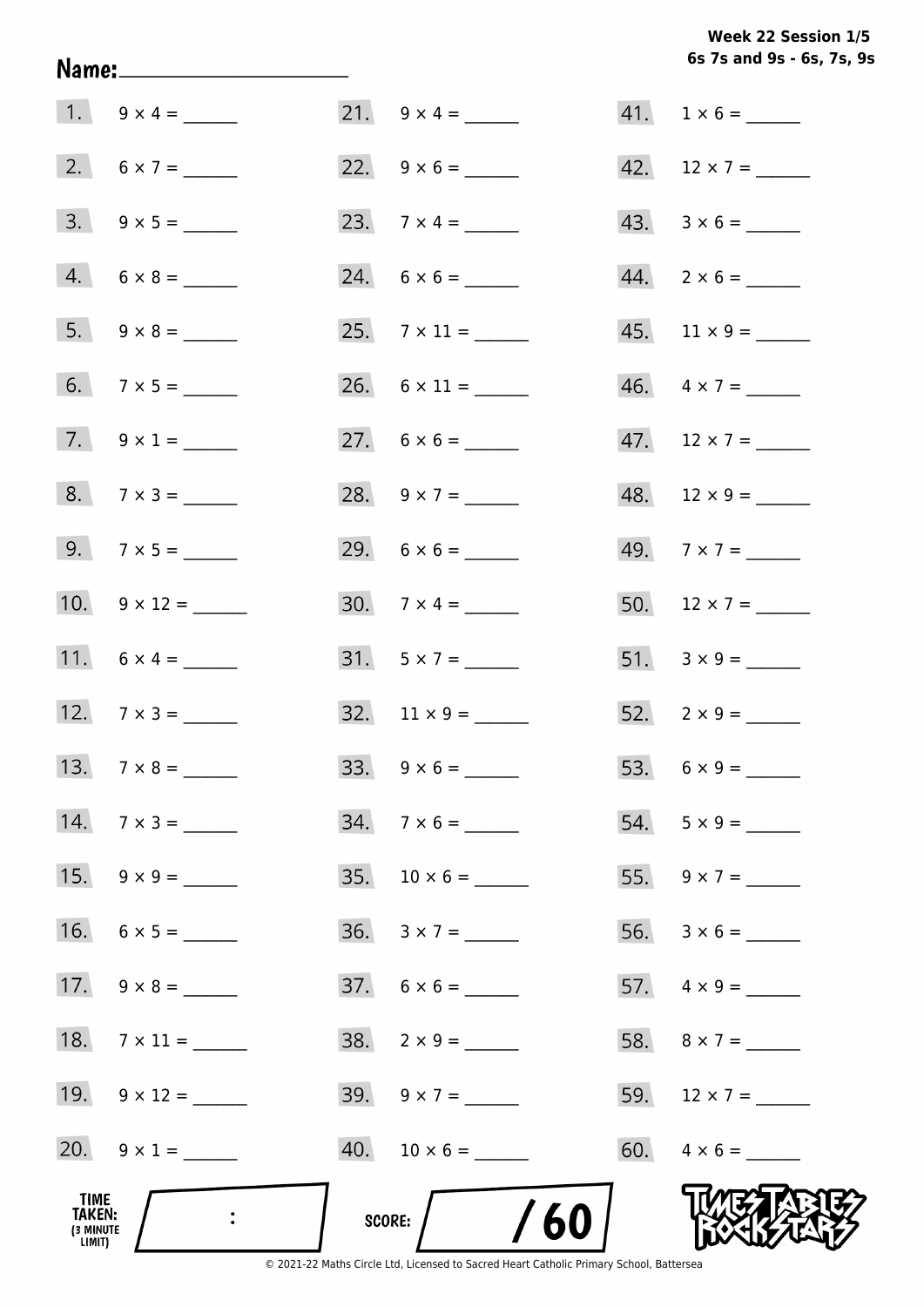**Week 22 Session 1/5**
**6s 7s and 9s - 6s, 7s, 9s**

Name: ____________________

1. 9 × 4 = ______
2. 6 × 7 = ______
3. 9 × 5 = ______
4. 6 × 8 = ______
5. 9 × 8 = ______
6. 7 × 5 = ______
7. 9 × 1 = ______
8. 7 × 3 = ______
9. 7 × 5 = ______
10. 9 × 12 = ______
11. 6 × 4 = ______
12. 7 × 3 = ______
13. 7 × 8 = ______
14. 7 × 3 = ______
15. 9 × 9 = ______
16. 6 × 5 = ______
17. 9 × 8 = ______
18. 7 × 11 = ______
19. 9 × 12 = ______
20. 9 × 1 = ______
21. 9 × 4 = ______
22. 9 × 6 = ______
23. 7 × 4 = ______
24. 6 × 6 = ______
25. 7 × 11 = ______
26. 6 × 11 = ______
27. 6 × 6 = ______
28. 9 × 7 = ______
29. 6 × 6 = ______
30. 7 × 4 = ______
31. 5 × 7 = ______
32. 11 × 9 = ______
33. 9 × 6 = ______
34. 7 × 6 = ______
35. 10 × 6 = ______
36. 3 × 7 = ______
37. 6 × 6 = ______
38. 2 × 9 = ______
39. 9 × 7 = ______
40. 10 × 6 = ______
41. 1 × 6 = ______
42. 12 × 7 = ______
43. 3 × 6 = ______
44. 2 × 6 = ______
45. 11 × 9 = ______
46. 4 × 7 = ______
47. 12 × 7 = ______
48. 12 × 9 = ______
49. 7 × 7 = ______
50. 12 × 7 = ______
51. 3 × 9 = ______
52. 2 × 9 = ______
53. 6 × 9 = ______
54. 5 × 9 = ______
55. 9 × 7 = ______
56. 3 × 6 = ______
57. 4 × 9 = ______
58. 8 × 7 = ______
59. 12 × 7 = ______
60. 4 × 6 = ______

TIME TAKEN: (3 MINUTE LIMIT) ____ : ____

SCORE: ____ / 60

© 2021-22 Maths Circle Ltd, Licensed to Sacred Heart Catholic Primary School, Battersea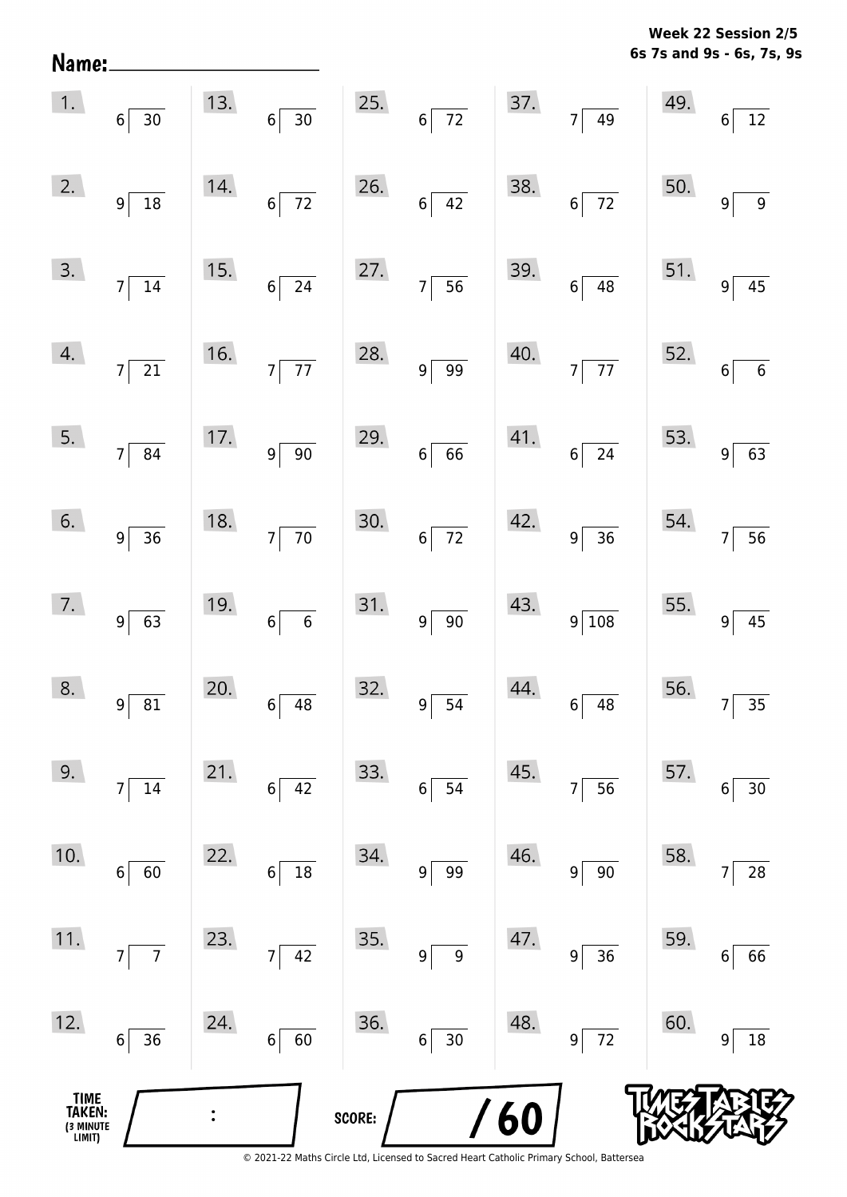Name: ____________________

**Week 22 Session 2/5**
**6s 7s and 9s - 6s, 7s, 9s**

| | | | | | | | | | |
|---|---|---|---|---|---|---|---|---|---|
| 1. | $6\overline{)30}$ | 13. | $6\overline{)30}$ | 25. | $6\overline{)72}$ | 37. | $7\overline{)49}$ | 49. | $6\overline{)12}$ |
| 2. | $9\overline{)18}$ | 14. | $6\overline{)72}$ | 26. | $6\overline{)42}$ | 38. | $6\overline{)72}$ | 50. | $9\overline{)9}$ |
| 3. | $7\overline{)14}$ | 15. | $6\overline{)24}$ | 27. | $7\overline{)56}$ | 39. | $6\overline{)48}$ | 51. | $9\overline{)45}$ |
| 4. | $7\overline{)21}$ | 16. | $7\overline{)77}$ | 28. | $9\overline{)99}$ | 40. | $7\overline{)77}$ | 52. | $6\overline{)6}$ |
| 5. | $7\overline{)84}$ | 17. | $9\overline{)90}$ | 29. | $6\overline{)66}$ | 41. | $6\overline{)24}$ | 53. | $9\overline{)63}$ |
| 6. | $9\overline{)36}$ | 18. | $7\overline{)70}$ | 30. | $6\overline{)72}$ | 42. | $9\overline{)36}$ | 54. | $7\overline{)56}$ |
| 7. | $9\overline{)63}$ | 19. | $6\overline{)6}$ | 31. | $9\overline{)90}$ | 43. | $9\overline{)108}$ | 55. | $9\overline{)45}$ |
| 8. | $9\overline{)81}$ | 20. | $6\overline{)48}$ | 32. | $9\overline{)54}$ | 44. | $6\overline{)48}$ | 56. | $7\overline{)35}$ |
| 9. | $7\overline{)14}$ | 21. | $6\overline{)42}$ | 33. | $6\overline{)54}$ | 45. | $7\overline{)56}$ | 57. | $6\overline{)30}$ |
| 10. | $6\overline{)60}$ | 22. | $6\overline{)18}$ | 34. | $9\overline{)99}$ | 46. | $9\overline{)90}$ | 58. | $7\overline{)28}$ |
| 11. | $7\overline{)7}$ | 23. | $7\overline{)42}$ | 35. | $9\overline{)9}$ | 47. | $9\overline{)36}$ | 59. | $6\overline{)66}$ |
| 12. | $6\overline{)36}$ | 24. | $6\overline{)60}$ | 36. | $6\overline{)30}$ | 48. | $9\overline{)72}$ | 60. | $9\overline{)18}$ |

TIME TAKEN: (3 MINUTE LIMIT) ____ : ____

SCORE: ____ / 60

© 2021-22 Maths Circle Ltd, Licensed to Sacred Heart Catholic Primary School, Battersea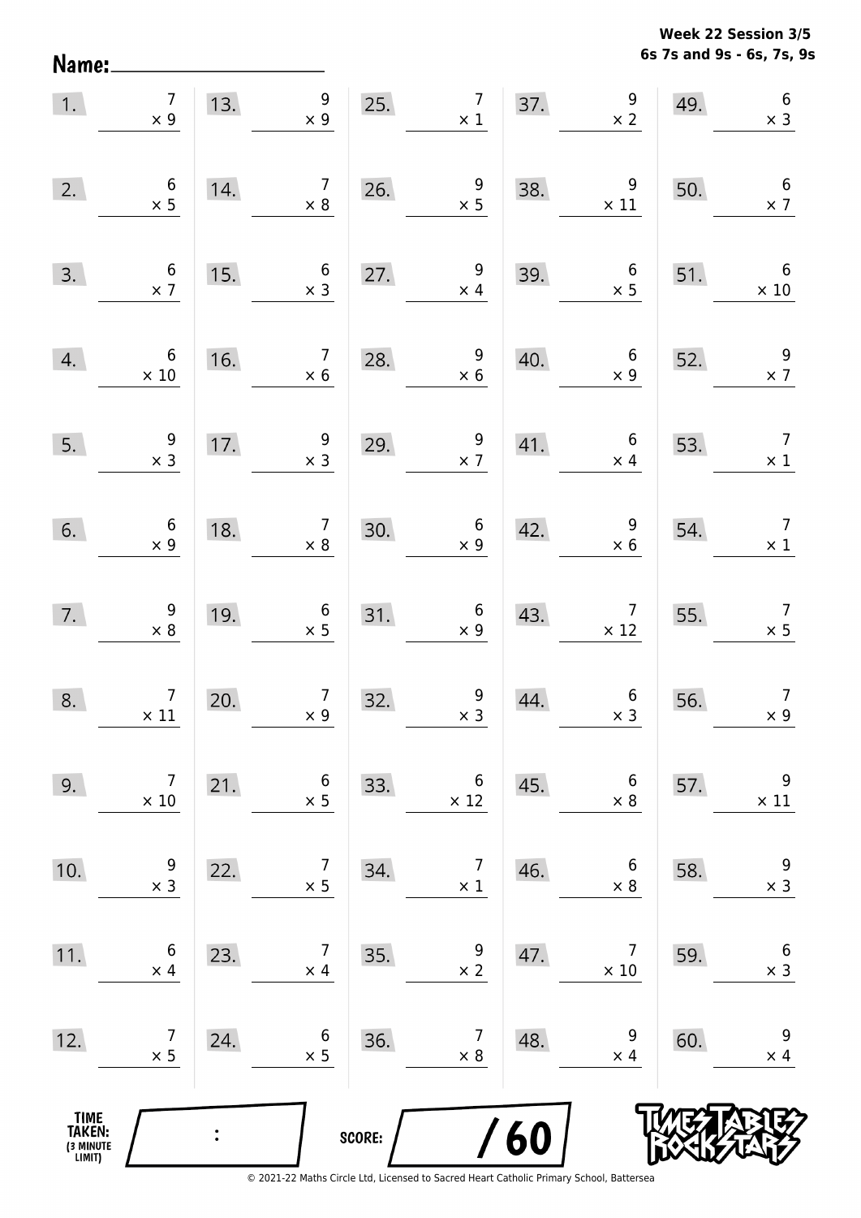Week 22 Session 3/5
6s 7s and 9s - 6s, 7s, 9s

Name: ____________________

| | | | | | | | | | |
|---|---|---|---|---|---|---|---|---|---|
| 1. | $7 \times 9$ | 13. | $9 \times 9$ | 25. | $7 \times 1$ | 37. | $9 \times 2$ | 49. | $6 \times 3$ |
| 2. | $6 \times 5$ | 14. | $7 \times 8$ | 26. | $9 \times 5$ | 38. | $9 \times 11$ | 50. | $6 \times 7$ |
| 3. | $6 \times 7$ | 15. | $6 \times 3$ | 27. | $9 \times 4$ | 39. | $6 \times 5$ | 51. | $6 \times 10$ |
| 4. | $6 \times 10$ | 16. | $7 \times 6$ | 28. | $9 \times 6$ | 40. | $6 \times 9$ | 52. | $9 \times 7$ |
| 5. | $9 \times 3$ | 17. | $9 \times 3$ | 29. | $9 \times 7$ | 41. | $6 \times 4$ | 53. | $7 \times 1$ |
| 6. | $6 \times 9$ | 18. | $7 \times 8$ | 30. | $6 \times 9$ | 42. | $9 \times 6$ | 54. | $7 \times 1$ |
| 7. | $9 \times 8$ | 19. | $6 \times 5$ | 31. | $6 \times 9$ | 43. | $7 \times 12$ | 55. | $7 \times 5$ |
| 8. | $7 \times 11$ | 20. | $7 \times 9$ | 32. | $9 \times 3$ | 44. | $6 \times 3$ | 56. | $7 \times 9$ |
| 9. | $7 \times 10$ | 21. | $6 \times 5$ | 33. | $6 \times 12$ | 45. | $6 \times 8$ | 57. | $9 \times 11$ |
| 10. | $9 \times 3$ | 22. | $7 \times 5$ | 34. | $7 \times 1$ | 46. | $6 \times 8$ | 58. | $9 \times 3$ |
| 11. | $6 \times 4$ | 23. | $7 \times 4$ | 35. | $9 \times 2$ | 47. | $7 \times 10$ | 59. | $6 \times 3$ |
| 12. | $7 \times 5$ | 24. | $6 \times 5$ | 36. | $7 \times 8$ | 48. | $9 \times 4$ | 60. | $9 \times 4$ |

TIME TAKEN: (3 MINUTE LIMIT) ___ : ___

SCORE: ___ / 60

TIMES TABLES ROCK STARS

© 2021-22 Maths Circle Ltd, Licensed to Sacred Heart Catholic Primary School, Battersea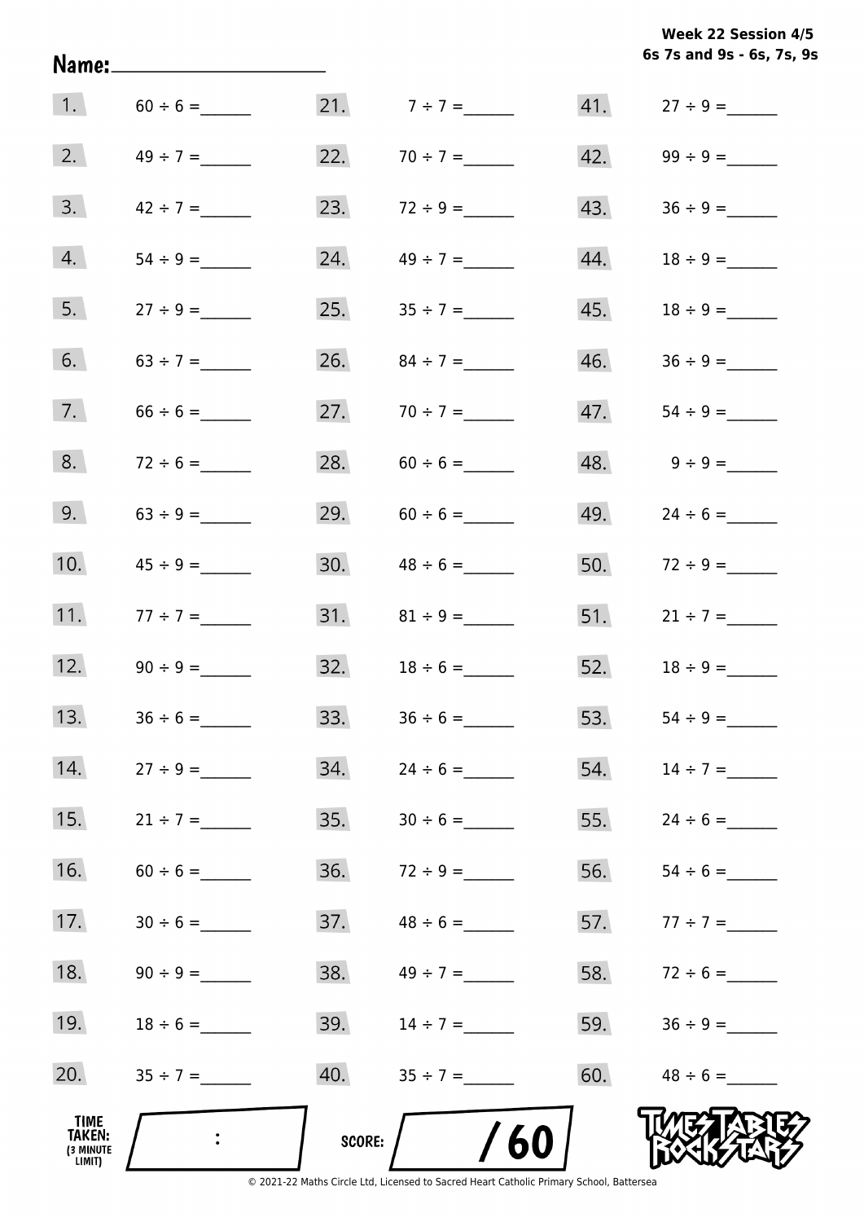**Week 22 Session 4/5**
**6s 7s and 9s - 6s, 7s, 9s**

Name:____________________

| | | | | | |
|---|---|---|---|---|---|
| 1. | 60 ÷ 6 = ______ | 21. | 7 ÷ 7 = ______ | 41. | 27 ÷ 9 = ______ |
| 2. | 49 ÷ 7 = ______ | 22. | 70 ÷ 7 = ______ | 42. | 99 ÷ 9 = ______ |
| 3. | 42 ÷ 7 = ______ | 23. | 72 ÷ 9 = ______ | 43. | 36 ÷ 9 = ______ |
| 4. | 54 ÷ 9 = ______ | 24. | 49 ÷ 7 = ______ | 44. | 18 ÷ 9 = ______ |
| 5. | 27 ÷ 9 = ______ | 25. | 35 ÷ 7 = ______ | 45. | 18 ÷ 9 = ______ |
| 6. | 63 ÷ 7 = ______ | 26. | 84 ÷ 7 = ______ | 46. | 36 ÷ 9 = ______ |
| 7. | 66 ÷ 6 = ______ | 27. | 70 ÷ 7 = ______ | 47. | 54 ÷ 9 = ______ |
| 8. | 72 ÷ 6 = ______ | 28. | 60 ÷ 6 = ______ | 48. | 9 ÷ 9 = ______ |
| 9. | 63 ÷ 9 = ______ | 29. | 60 ÷ 6 = ______ | 49. | 24 ÷ 6 = ______ |
| 10. | 45 ÷ 9 = ______ | 30. | 48 ÷ 6 = ______ | 50. | 72 ÷ 9 = ______ |
| 11. | 77 ÷ 7 = ______ | 31. | 81 ÷ 9 = ______ | 51. | 21 ÷ 7 = ______ |
| 12. | 90 ÷ 9 = ______ | 32. | 18 ÷ 6 = ______ | 52. | 18 ÷ 9 = ______ |
| 13. | 36 ÷ 6 = ______ | 33. | 36 ÷ 6 = ______ | 53. | 54 ÷ 9 = ______ |
| 14. | 27 ÷ 9 = ______ | 34. | 24 ÷ 6 = ______ | 54. | 14 ÷ 7 = ______ |
| 15. | 21 ÷ 7 = ______ | 35. | 30 ÷ 6 = ______ | 55. | 24 ÷ 6 = ______ |
| 16. | 60 ÷ 6 = ______ | 36. | 72 ÷ 9 = ______ | 56. | 54 ÷ 6 = ______ |
| 17. | 30 ÷ 6 = ______ | 37. | 48 ÷ 6 = ______ | 57. | 77 ÷ 7 = ______ |
| 18. | 90 ÷ 9 = ______ | 38. | 49 ÷ 7 = ______ | 58. | 72 ÷ 6 = ______ |
| 19. | 18 ÷ 6 = ______ | 39. | 14 ÷ 7 = ______ | 59. | 36 ÷ 9 = ______ |
| 20. | 35 ÷ 7 = ______ | 40. | 35 ÷ 7 = ______ | 60. | 48 ÷ 6 = ______ |

TIME TAKEN: (3 MINUTE LIMIT) :

SCORE: / 60

© 2021-22 Maths Circle Ltd, Licensed to Sacred Heart Catholic Primary School, Battersea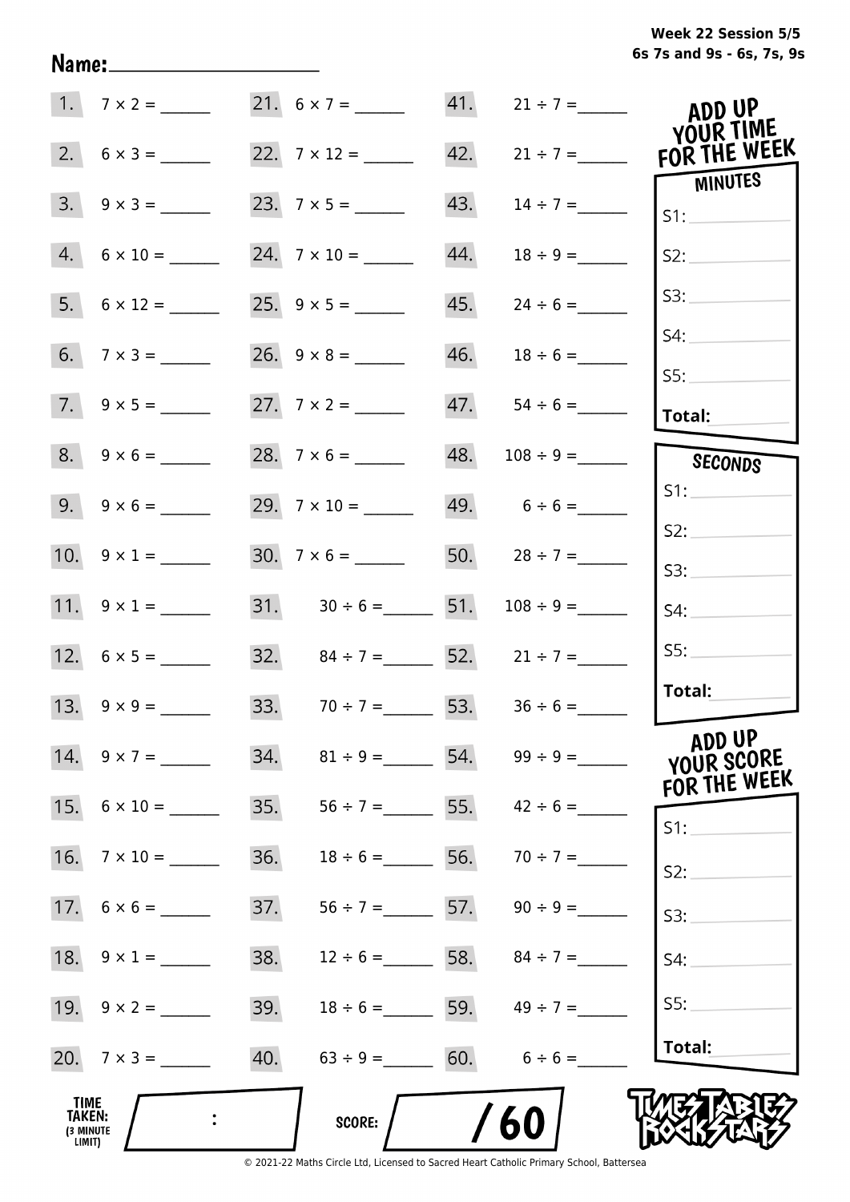Week 22 Session 5/5
6s 7s and 9s - 6s, 7s, 9s

Name:____________________

| | | | | | |
|---|---|---|---|---|---|
| 1. | $7 \times 2 =$ ______ | 21. | $6 \times 7 =$ ______ | 41. | $21 \div 7 =$ ______ |
| 2. | $6 \times 3 =$ ______ | 22. | $7 \times 12 =$ ______ | 42. | $21 \div 7 =$ ______ |
| 3. | $9 \times 3 =$ ______ | 23. | $7 \times 5 =$ ______ | 43. | $14 \div 7 =$ ______ |
| 4. | $6 \times 10 =$ ______ | 24. | $7 \times 10 =$ ______ | 44. | $18 \div 9 =$ ______ |
| 5. | $6 \times 12 =$ ______ | 25. | $9 \times 5 =$ ______ | 45. | $24 \div 6 =$ ______ |
| 6. | $7 \times 3 =$ ______ | 26. | $9 \times 8 =$ ______ | 46. | $18 \div 6 =$ ______ |
| 7. | $9 \times 5 =$ ______ | 27. | $7 \times 2 =$ ______ | 47. | $54 \div 6 =$ ______ |
| 8. | $9 \times 6 =$ ______ | 28. | $7 \times 6 =$ ______ | 48. | $108 \div 9 =$ ______ |
| 9. | $9 \times 6 =$ ______ | 29. | $7 \times 10 =$ ______ | 49. | $6 \div 6 =$ ______ |
| 10. | $9 \times 1 =$ ______ | 30. | $7 \times 6 =$ ______ | 50. | $28 \div 7 =$ ______ |
| 11. | $9 \times 1 =$ ______ | 31. | $30 \div 6 =$ ______ | 51. | $108 \div 9 =$ ______ |
| 12. | $6 \times 5 =$ ______ | 32. | $84 \div 7 =$ ______ | 52. | $21 \div 7 =$ ______ |
| 13. | $9 \times 9 =$ ______ | 33. | $70 \div 7 =$ ______ | 53. | $36 \div 6 =$ ______ |
| 14. | $9 \times 7 =$ ______ | 34. | $81 \div 9 =$ ______ | 54. | $99 \div 9 =$ ______ |
| 15. | $6 \times 10 =$ ______ | 35. | $56 \div 7 =$ ______ | 55. | $42 \div 6 =$ ______ |
| 16. | $7 \times 10 =$ ______ | 36. | $18 \div 6 =$ ______ | 56. | $70 \div 7 =$ ______ |
| 17. | $6 \times 6 =$ ______ | 37. | $56 \div 7 =$ ______ | 57. | $90 \div 9 =$ ______ |
| 18. | $9 \times 1 =$ ______ | 38. | $12 \div 6 =$ ______ | 58. | $84 \div 7 =$ ______ |
| 19. | $9 \times 2 =$ ______ | 39. | $18 \div 6 =$ ______ | 59. | $49 \div 7 =$ ______ |
| 20. | $7 \times 3 =$ ______ | 40. | $63 \div 9 =$ ______ | 60. | $6 \div 6 =$ ______ |

**ADD UP YOUR TIME FOR THE WEEK**

**MINUTES**

S1: ____________
S2: ____________
S3: ____________
S4: ____________
S5: ____________
**Total:** ____________

**SECONDS**

S1: ____________
S2: ____________
S3: ____________
S4: ____________
S5: ____________
**Total:** ____________

**ADD UP YOUR SCORE FOR THE WEEK**

S1: ____________
S2: ____________
S3: ____________
S4: ____________
S5: ____________
**Total:** ____________

**TIME TAKEN:** (3 MINUTE LIMIT) ____ : ____

**SCORE:** ____ / 60

TIMES TABLES ROCK STARS

© 2021-22 Maths Circle Ltd, Licensed to Sacred Heart Catholic Primary School, Battersea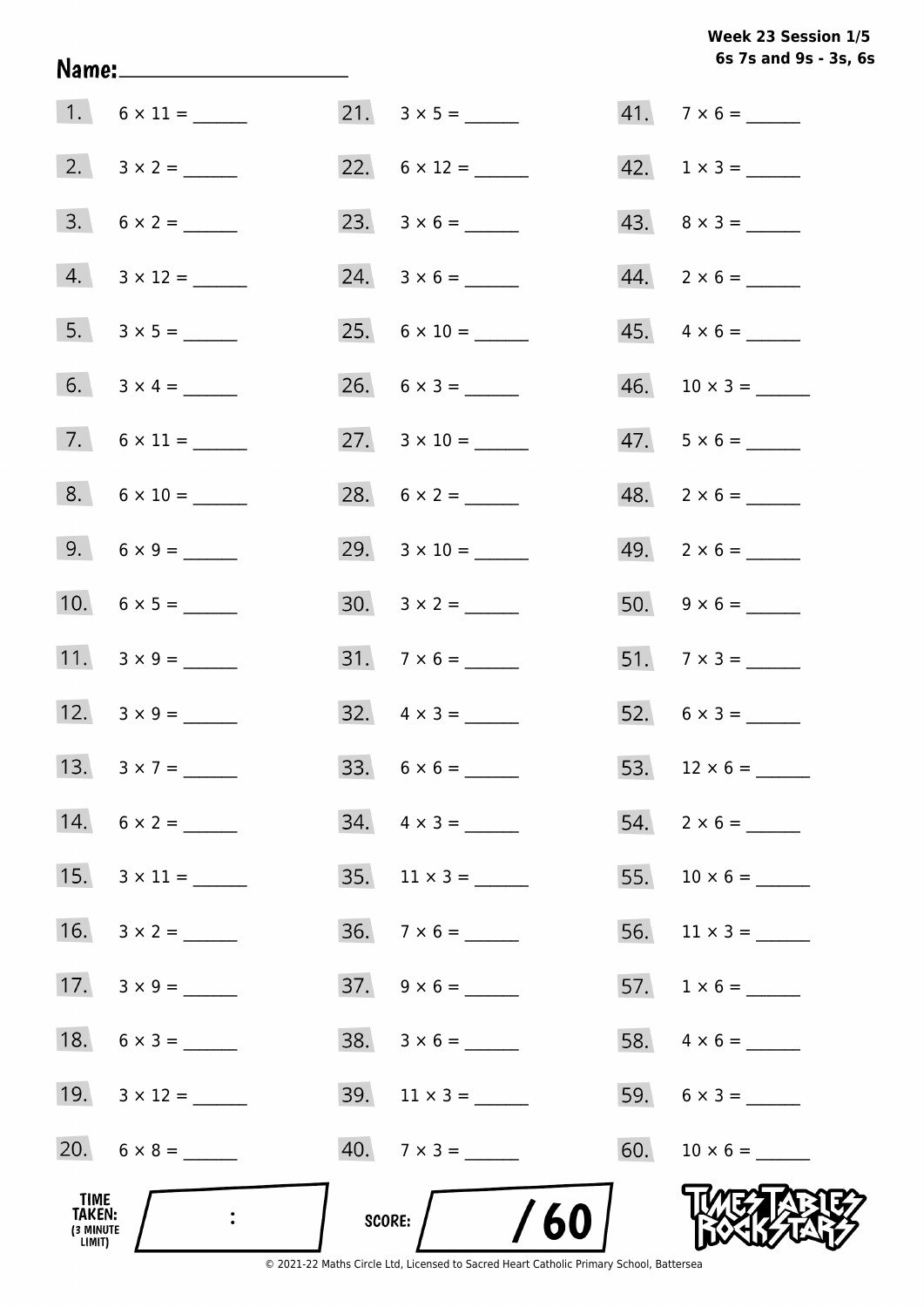**Week 23 Session 1/5**
**6s 7s and 9s - 3s, 6s**

**Name:** ____________________

| | | | | | |
|---|---|---|---|---|---|
| 1. | $6 \times 11 =$ ______ | 21. | $3 \times 5 =$ ______ | 41. | $7 \times 6 =$ ______ |
| 2. | $3 \times 2 =$ ______ | 22. | $6 \times 12 =$ ______ | 42. | $1 \times 3 =$ ______ |
| 3. | $6 \times 2 =$ ______ | 23. | $3 \times 6 =$ ______ | 43. | $8 \times 3 =$ ______ |
| 4. | $3 \times 12 =$ ______ | 24. | $3 \times 6 =$ ______ | 44. | $2 \times 6 =$ ______ |
| 5. | $3 \times 5 =$ ______ | 25. | $6 \times 10 =$ ______ | 45. | $4 \times 6 =$ ______ |
| 6. | $3 \times 4 =$ ______ | 26. | $6 \times 3 =$ ______ | 46. | $10 \times 3 =$ ______ |
| 7. | $6 \times 11 =$ ______ | 27. | $3 \times 10 =$ ______ | 47. | $5 \times 6 =$ ______ |
| 8. | $6 \times 10 =$ ______ | 28. | $6 \times 2 =$ ______ | 48. | $2 \times 6 =$ ______ |
| 9. | $6 \times 9 =$ ______ | 29. | $3 \times 10 =$ ______ | 49. | $2 \times 6 =$ ______ |
| 10. | $6 \times 5 =$ ______ | 30. | $3 \times 2 =$ ______ | 50. | $9 \times 6 =$ ______ |
| 11. | $3 \times 9 =$ ______ | 31. | $7 \times 6 =$ ______ | 51. | $7 \times 3 =$ ______ |
| 12. | $3 \times 9 =$ ______ | 32. | $4 \times 3 =$ ______ | 52. | $6 \times 3 =$ ______ |
| 13. | $3 \times 7 =$ ______ | 33. | $6 \times 6 =$ ______ | 53. | $12 \times 6 =$ ______ |
| 14. | $6 \times 2 =$ ______ | 34. | $4 \times 3 =$ ______ | 54. | $2 \times 6 =$ ______ |
| 15. | $3 \times 11 =$ ______ | 35. | $11 \times 3 =$ ______ | 55. | $10 \times 6 =$ ______ |
| 16. | $3 \times 2 =$ ______ | 36. | $7 \times 6 =$ ______ | 56. | $11 \times 3 =$ ______ |
| 17. | $3 \times 9 =$ ______ | 37. | $9 \times 6 =$ ______ | 57. | $1 \times 6 =$ ______ |
| 18. | $6 \times 3 =$ ______ | 38. | $3 \times 6 =$ ______ | 58. | $4 \times 6 =$ ______ |
| 19. | $3 \times 12 =$ ______ | 39. | $11 \times 3 =$ ______ | 59. | $6 \times 3 =$ ______ |
| 20. | $6 \times 8 =$ ______ | 40. | $7 \times 3 =$ ______ | 60. | $10 \times 6 =$ ______ |

**TIME TAKEN:** (3 MINUTE LIMIT) ____ : ____

**SCORE:** ____ / 60

TIMES TABLES ROCK STARS

© 2021-22 Maths Circle Ltd, Licensed to Sacred Heart Catholic Primary School, Battersea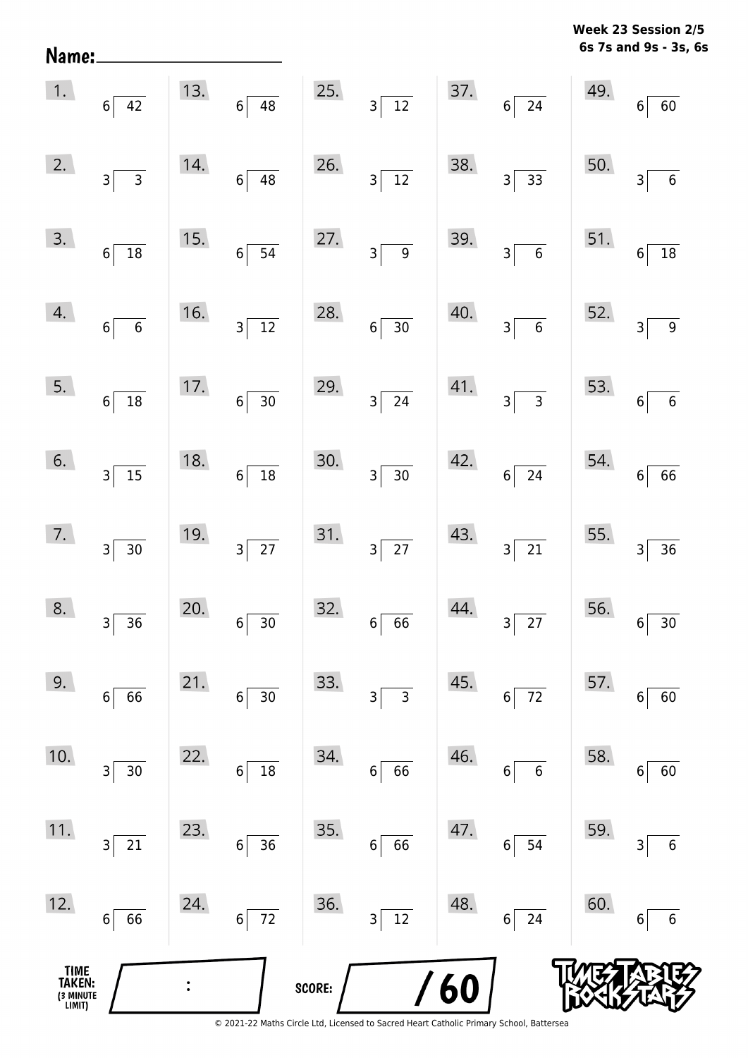**Week 23 Session 2/5**
**6s 7s and 9s - 3s, 6s**

Name: ____________________

| | | | | |
|---|---|---|---|---|
| 1. $42 \div 6$ | 13. $48 \div 6$ | 25. $12 \div 3$ | 37. $24 \div 6$ | 49. $60 \div 6$ |
| 2. $3 \div 3$ | 14. $48 \div 6$ | 26. $12 \div 3$ | 38. $33 \div 3$ | 50. $6 \div 3$ |
| 3. $18 \div 6$ | 15. $54 \div 6$ | 27. $9 \div 3$ | 39. $6 \div 3$ | 51. $18 \div 6$ |
| 4. $6 \div 6$ | 16. $12 \div 3$ | 28. $30 \div 6$ | 40. $6 \div 3$ | 52. $9 \div 3$ |
| 5. $18 \div 6$ | 17. $30 \div 6$ | 29. $24 \div 3$ | 41. $3 \div 3$ | 53. $6 \div 6$ |
| 6. $15 \div 3$ | 18. $18 \div 6$ | 30. $30 \div 3$ | 42. $24 \div 6$ | 54. $66 \div 6$ |
| 7. $30 \div 3$ | 19. $27 \div 3$ | 31. $27 \div 3$ | 43. $21 \div 3$ | 55. $36 \div 3$ |
| 8. $36 \div 3$ | 20. $30 \div 6$ | 32. $66 \div 6$ | 44. $27 \div 3$ | 56. $30 \div 6$ |
| 9. $66 \div 6$ | 21. $30 \div 6$ | 33. $3 \div 3$ | 45. $72 \div 6$ | 57. $60 \div 6$ |
| 10. $30 \div 3$ | 22. $18 \div 6$ | 34. $66 \div 6$ | 46. $6 \div 6$ | 58. $60 \div 6$ |
| 11. $21 \div 3$ | 23. $36 \div 6$ | 35. $66 \div 6$ | 47. $54 \div 6$ | 59. $6 \div 3$ |
| 12. $66 \div 6$ | 24. $72 \div 6$ | 36. $12 \div 3$ | 48. $24 \div 6$ | 60. $6 \div 6$ |

TIME TAKEN: (3 MINUTE LIMIT) ___ : ___

SCORE: ___ / 60

© 2021-22 Maths Circle Ltd, Licensed to Sacred Heart Catholic Primary School, Battersea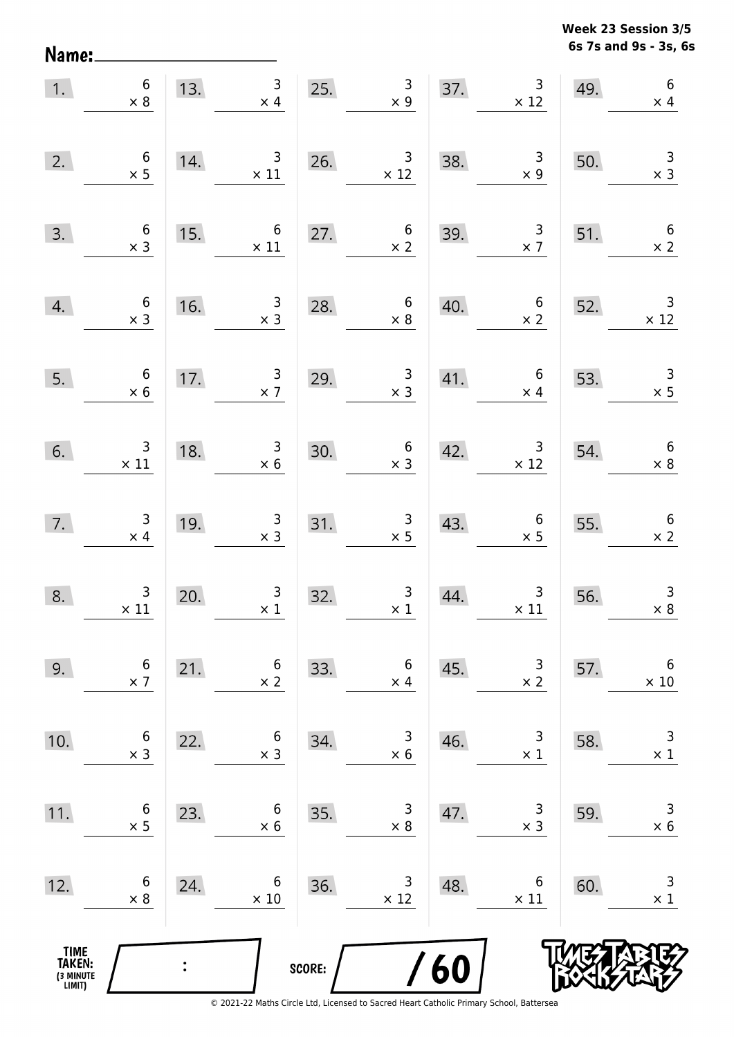Week 23 Session 3/5
6s 7s and 9s - 3s, 6s

Name: ____________________

| | | | | | | | | | |
|---|---|---|---|---|---|---|---|---|---|
| 1. | $6 \times 8$ | 13. | $3 \times 4$ | 25. | $3 \times 9$ | 37. | $3 \times 12$ | 49. | $6 \times 4$ |
| 2. | $6 \times 5$ | 14. | $3 \times 11$ | 26. | $3 \times 12$ | 38. | $3 \times 9$ | 50. | $3 \times 3$ |
| 3. | $6 \times 3$ | 15. | $6 \times 11$ | 27. | $6 \times 2$ | 39. | $3 \times 7$ | 51. | $6 \times 2$ |
| 4. | $6 \times 3$ | 16. | $3 \times 3$ | 28. | $6 \times 8$ | 40. | $6 \times 2$ | 52. | $3 \times 12$ |
| 5. | $6 \times 6$ | 17. | $3 \times 7$ | 29. | $3 \times 3$ | 41. | $6 \times 4$ | 53. | $3 \times 5$ |
| 6. | $3 \times 11$ | 18. | $3 \times 6$ | 30. | $6 \times 3$ | 42. | $3 \times 12$ | 54. | $6 \times 8$ |
| 7. | $3 \times 4$ | 19. | $3 \times 3$ | 31. | $3 \times 5$ | 43. | $6 \times 5$ | 55. | $6 \times 2$ |
| 8. | $3 \times 11$ | 20. | $3 \times 1$ | 32. | $3 \times 1$ | 44. | $3 \times 11$ | 56. | $3 \times 8$ |
| 9. | $6 \times 7$ | 21. | $6 \times 2$ | 33. | $6 \times 4$ | 45. | $3 \times 2$ | 57. | $6 \times 10$ |
| 10. | $6 \times 3$ | 22. | $6 \times 3$ | 34. | $3 \times 6$ | 46. | $3 \times 1$ | 58. | $3 \times 1$ |
| 11. | $6 \times 5$ | 23. | $6 \times 6$ | 35. | $3 \times 8$ | 47. | $3 \times 3$ | 59. | $3 \times 6$ |
| 12. | $6 \times 8$ | 24. | $6 \times 10$ | 36. | $3 \times 12$ | 48. | $6 \times 11$ | 60. | $3 \times 1$ |

TIME TAKEN: (3 MINUTE LIMIT) :

SCORE: / 60

TIMES TABLES ROCK STARS

© 2021-22 Maths Circle Ltd, Licensed to Sacred Heart Catholic Primary School, Battersea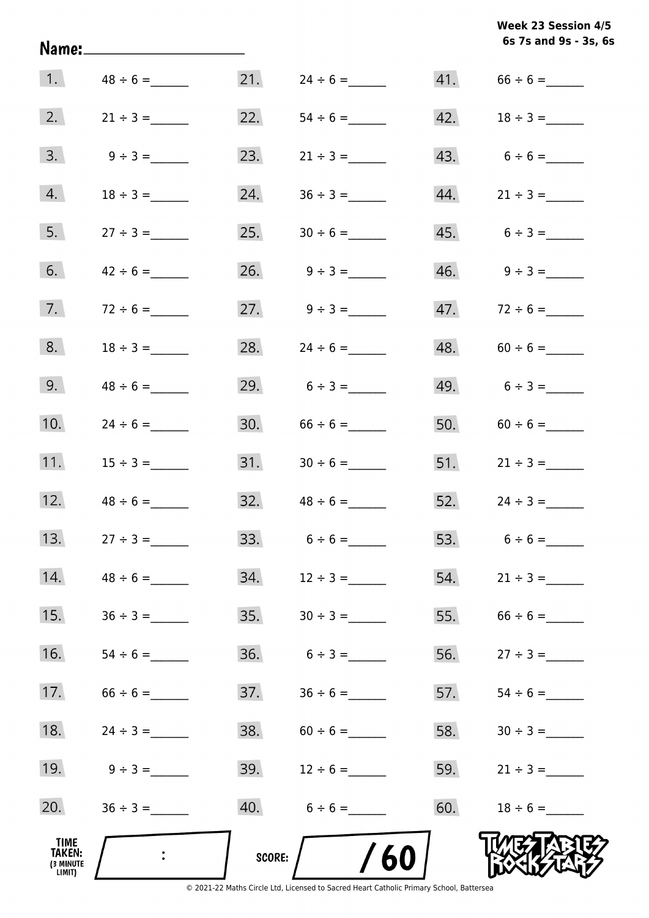Week 23 Session 4/5
6s 7s and 9s - 3s, 6s

Name:____________________

| | | | | | |
|---|---|---|---|---|---|
| 1. | 48 ÷ 6 = ______ | 21. | 24 ÷ 6 = ______ | 41. | 66 ÷ 6 = ______ |
| 2. | 21 ÷ 3 = ______ | 22. | 54 ÷ 6 = ______ | 42. | 18 ÷ 3 = ______ |
| 3. | 9 ÷ 3 = ______ | 23. | 21 ÷ 3 = ______ | 43. | 6 ÷ 6 = ______ |
| 4. | 18 ÷ 3 = ______ | 24. | 36 ÷ 3 = ______ | 44. | 21 ÷ 3 = ______ |
| 5. | 27 ÷ 3 = ______ | 25. | 30 ÷ 6 = ______ | 45. | 6 ÷ 3 = ______ |
| 6. | 42 ÷ 6 = ______ | 26. | 9 ÷ 3 = ______ | 46. | 9 ÷ 3 = ______ |
| 7. | 72 ÷ 6 = ______ | 27. | 9 ÷ 3 = ______ | 47. | 72 ÷ 6 = ______ |
| 8. | 18 ÷ 3 = ______ | 28. | 24 ÷ 6 = ______ | 48. | 60 ÷ 6 = ______ |
| 9. | 48 ÷ 6 = ______ | 29. | 6 ÷ 3 = ______ | 49. | 6 ÷ 3 = ______ |
| 10. | 24 ÷ 6 = ______ | 30. | 66 ÷ 6 = ______ | 50. | 60 ÷ 6 = ______ |
| 11. | 15 ÷ 3 = ______ | 31. | 30 ÷ 6 = ______ | 51. | 21 ÷ 3 = ______ |
| 12. | 48 ÷ 6 = ______ | 32. | 48 ÷ 6 = ______ | 52. | 24 ÷ 3 = ______ |
| 13. | 27 ÷ 3 = ______ | 33. | 6 ÷ 6 = ______ | 53. | 6 ÷ 6 = ______ |
| 14. | 48 ÷ 6 = ______ | 34. | 12 ÷ 3 = ______ | 54. | 21 ÷ 3 = ______ |
| 15. | 36 ÷ 3 = ______ | 35. | 30 ÷ 3 = ______ | 55. | 66 ÷ 6 = ______ |
| 16. | 54 ÷ 6 = ______ | 36. | 6 ÷ 3 = ______ | 56. | 27 ÷ 3 = ______ |
| 17. | 66 ÷ 6 = ______ | 37. | 36 ÷ 6 = ______ | 57. | 54 ÷ 6 = ______ |
| 18. | 24 ÷ 3 = ______ | 38. | 60 ÷ 6 = ______ | 58. | 30 ÷ 3 = ______ |
| 19. | 9 ÷ 3 = ______ | 39. | 12 ÷ 6 = ______ | 59. | 21 ÷ 3 = ______ |
| 20. | 36 ÷ 3 = ______ | 40. | 6 ÷ 6 = ______ | 60. | 18 ÷ 6 = ______ |

TIME TAKEN: (3 MINUTE LIMIT) :

SCORE: / 60

TIMES TABLES ROCK STARS

© 2021-22 Maths Circle Ltd, Licensed to Sacred Heart Catholic Primary School, Battersea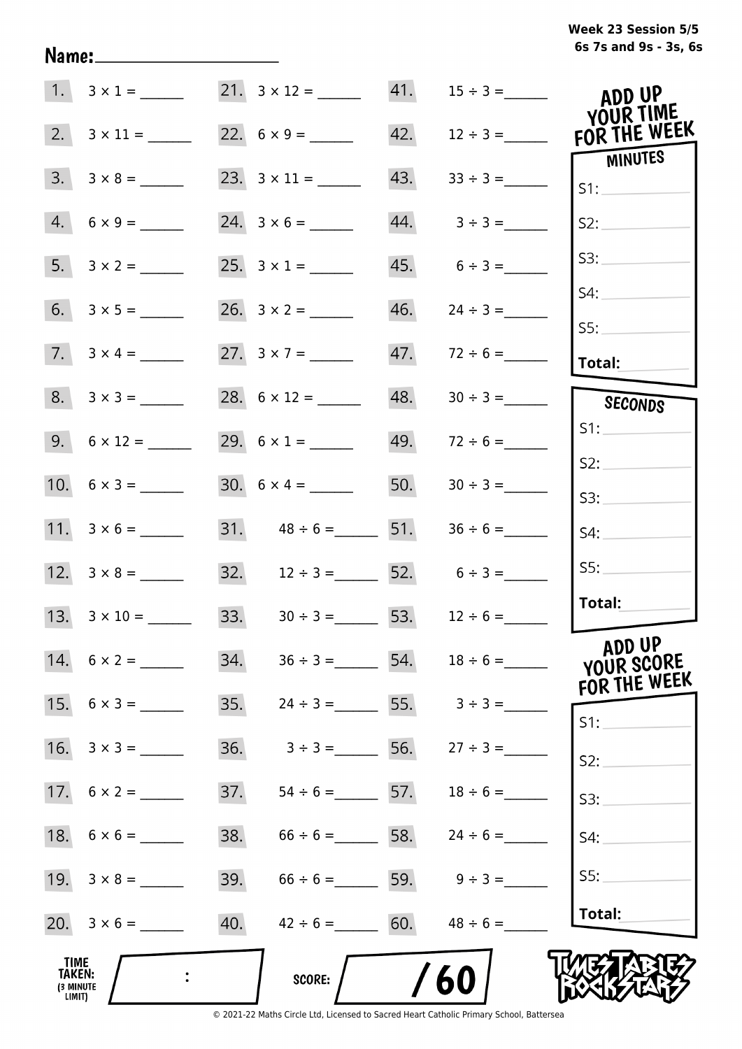Week 23 Session 5/5
6s 7s and 9s - 3s, 6s

Name:____________________

| | | | | | |
|---|---|---|---|---|---|
| 1. | 3 × 1 = ______ | 21. | 3 × 12 = ______ | 41. | 15 ÷ 3 = ______ |
| 2. | 3 × 11 = ______ | 22. | 6 × 9 = ______ | 42. | 12 ÷ 3 = ______ |
| 3. | 3 × 8 = ______ | 23. | 3 × 11 = ______ | 43. | 33 ÷ 3 = ______ |
| 4. | 6 × 9 = ______ | 24. | 3 × 6 = ______ | 44. | 3 ÷ 3 = ______ |
| 5. | 3 × 2 = ______ | 25. | 3 × 1 = ______ | 45. | 6 ÷ 3 = ______ |
| 6. | 3 × 5 = ______ | 26. | 3 × 2 = ______ | 46. | 24 ÷ 3 = ______ |
| 7. | 3 × 4 = ______ | 27. | 3 × 7 = ______ | 47. | 72 ÷ 6 = ______ |
| 8. | 3 × 3 = ______ | 28. | 6 × 12 = ______ | 48. | 30 ÷ 3 = ______ |
| 9. | 6 × 12 = ______ | 29. | 6 × 1 = ______ | 49. | 72 ÷ 6 = ______ |
| 10. | 6 × 3 = ______ | 30. | 6 × 4 = ______ | 50. | 30 ÷ 3 = ______ |
| 11. | 3 × 6 = ______ | 31. | 48 ÷ 6 = ______ | 51. | 36 ÷ 6 = ______ |
| 12. | 3 × 8 = ______ | 32. | 12 ÷ 3 = ______ | 52. | 6 ÷ 3 = ______ |
| 13. | 3 × 10 = ______ | 33. | 30 ÷ 3 = ______ | 53. | 12 ÷ 6 = ______ |
| 14. | 6 × 2 = ______ | 34. | 36 ÷ 3 = ______ | 54. | 18 ÷ 6 = ______ |
| 15. | 6 × 3 = ______ | 35. | 24 ÷ 3 = ______ | 55. | 3 ÷ 3 = ______ |
| 16. | 3 × 3 = ______ | 36. | 3 ÷ 3 = ______ | 56. | 27 ÷ 3 = ______ |
| 17. | 6 × 2 = ______ | 37. | 54 ÷ 6 = ______ | 57. | 18 ÷ 6 = ______ |
| 18. | 6 × 6 = ______ | 38. | 66 ÷ 6 = ______ | 58. | 24 ÷ 6 = ______ |
| 19. | 3 × 8 = ______ | 39. | 66 ÷ 6 = ______ | 59. | 9 ÷ 3 = ______ |
| 20. | 3 × 6 = ______ | 40. | 42 ÷ 6 = ______ | 60. | 48 ÷ 6 = ______ |

**ADD UP YOUR TIME FOR THE WEEK**

**MINUTES**

S1: ______
S2: ______
S3: ______
S4: ______
S5: ______
**Total:** ______

**SECONDS**

S1: ______
S2: ______
S3: ______
S4: ______
S5: ______
**Total:** ______

**ADD UP YOUR SCORE FOR THE WEEK**

S1: ______
S2: ______
S3: ______
S4: ______
S5: ______
**Total:** ______

**TIME TAKEN:** (3 MINUTE LIMIT) ____ : ____

**SCORE:** ____ / 60

TIMES TABLES ROCK STARS

© 2021-22 Maths Circle Ltd, Licensed to Sacred Heart Catholic Primary School, Battersea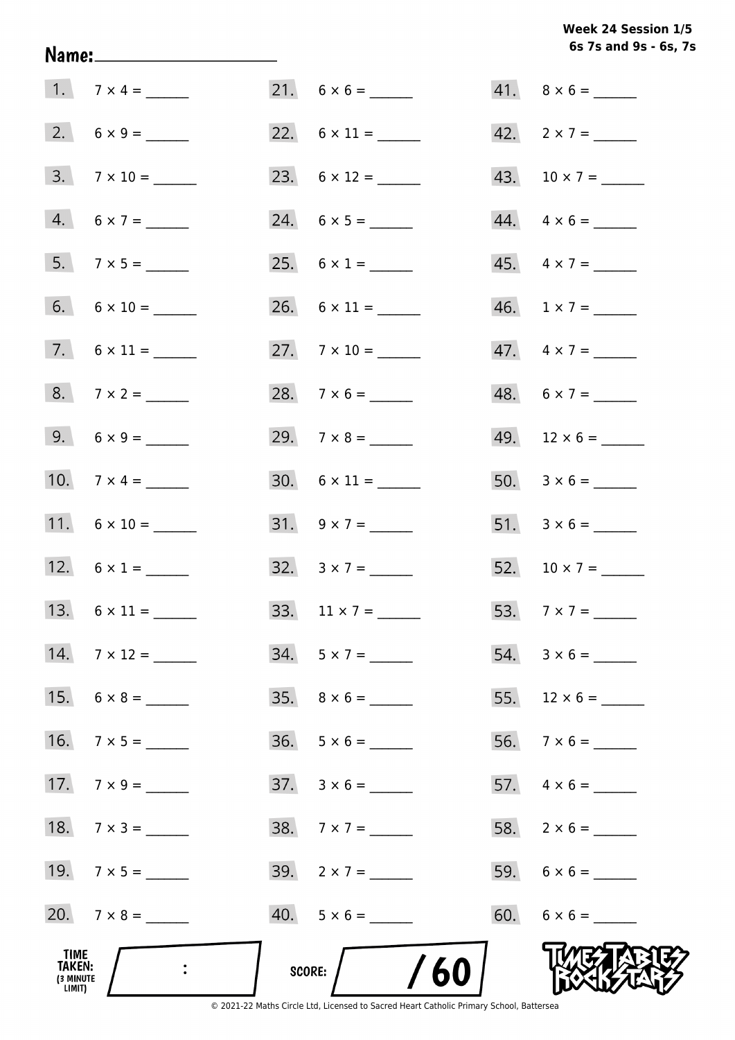**Week 24 Session 1/5**
**6s 7s and 9s - 6s, 7s**

Name:____________________

1. $7 \times 4 =$ ______
2. $6 \times 9 =$ ______
3. $7 \times 10 =$ ______
4. $6 \times 7 =$ ______
5. $7 \times 5 =$ ______
6. $6 \times 10 =$ ______
7. $6 \times 11 =$ ______
8. $7 \times 2 =$ ______
9. $6 \times 9 =$ ______
10. $7 \times 4 =$ ______
11. $6 \times 10 =$ ______
12. $6 \times 1 =$ ______
13. $6 \times 11 =$ ______
14. $7 \times 12 =$ ______
15. $6 \times 8 =$ ______
16. $7 \times 5 =$ ______
17. $7 \times 9 =$ ______
18. $7 \times 3 =$ ______
19. $7 \times 5 =$ ______
20. $7 \times 8 =$ ______
21. $6 \times 6 =$ ______
22. $6 \times 11 =$ ______
23. $6 \times 12 =$ ______
24. $6 \times 5 =$ ______
25. $6 \times 1 =$ ______
26. $6 \times 11 =$ ______
27. $7 \times 10 =$ ______
28. $7 \times 6 =$ ______
29. $7 \times 8 =$ ______
30. $6 \times 11 =$ ______
31. $9 \times 7 =$ ______
32. $3 \times 7 =$ ______
33. $11 \times 7 =$ ______
34. $5 \times 7 =$ ______
35. $8 \times 6 =$ ______
36. $5 \times 6 =$ ______
37. $3 \times 6 =$ ______
38. $7 \times 7 =$ ______
39. $2 \times 7 =$ ______
40. $5 \times 6 =$ ______
41. $8 \times 6 =$ ______
42. $2 \times 7 =$ ______
43. $10 \times 7 =$ ______
44. $4 \times 6 =$ ______
45. $4 \times 7 =$ ______
46. $1 \times 7 =$ ______
47. $4 \times 7 =$ ______
48. $6 \times 7 =$ ______
49. $12 \times 6 =$ ______
50. $3 \times 6 =$ ______
51. $3 \times 6 =$ ______
52. $10 \times 7 =$ ______
53. $7 \times 7 =$ ______
54. $3 \times 6 =$ ______
55. $12 \times 6 =$ ______
56. $7 \times 6 =$ ______
57. $4 \times 6 =$ ______
58. $2 \times 6 =$ ______
59. $6 \times 6 =$ ______
60. $6 \times 6 =$ ______

TIME TAKEN: (3 MINUTE LIMIT) ____ : ____

SCORE: ____ / 60

© 2021-22 Maths Circle Ltd, Licensed to Sacred Heart Catholic Primary School, Battersea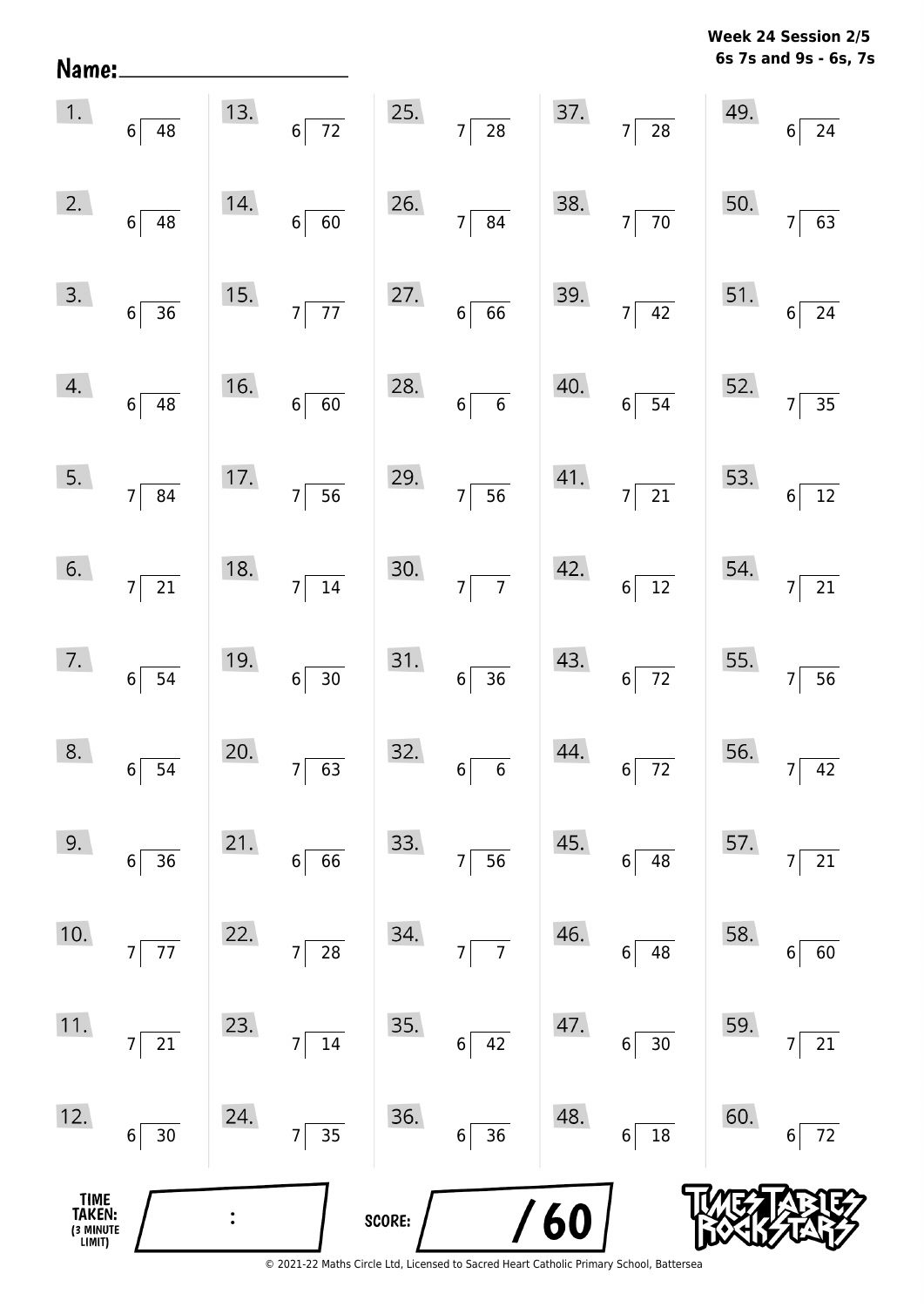Week 24 Session 2/5
6s 7s and 9s - 6s, 7s

Name: ____________________

| | | | | |
|---|---|---|---|---|
| 1. $6\overline{)48}$ | 13. $6\overline{)72}$ | 25. $7\overline{)28}$ | 37. $7\overline{)28}$ | 49. $6\overline{)24}$ |
| 2. $6\overline{)48}$ | 14. $6\overline{)60}$ | 26. $7\overline{)84}$ | 38. $7\overline{)70}$ | 50. $7\overline{)63}$ |
| 3. $6\overline{)36}$ | 15. $7\overline{)77}$ | 27. $6\overline{)66}$ | 39. $7\overline{)42}$ | 51. $6\overline{)24}$ |
| 4. $6\overline{)48}$ | 16. $6\overline{)60}$ | 28. $6\overline{)6}$ | 40. $6\overline{)54}$ | 52. $7\overline{)35}$ |
| 5. $7\overline{)84}$ | 17. $7\overline{)56}$ | 29. $7\overline{)56}$ | 41. $7\overline{)21}$ | 53. $6\overline{)12}$ |
| 6. $7\overline{)21}$ | 18. $7\overline{)14}$ | 30. $7\overline{)7}$ | 42. $6\overline{)12}$ | 54. $7\overline{)21}$ |
| 7. $6\overline{)54}$ | 19. $6\overline{)30}$ | 31. $6\overline{)36}$ | 43. $6\overline{)72}$ | 55. $7\overline{)56}$ |
| 8. $6\overline{)54}$ | 20. $7\overline{)63}$ | 32. $6\overline{)6}$ | 44. $6\overline{)72}$ | 56. $7\overline{)42}$ |
| 9. $6\overline{)36}$ | 21. $6\overline{)66}$ | 33. $7\overline{)56}$ | 45. $6\overline{)48}$ | 57. $7\overline{)21}$ |
| 10. $7\overline{)77}$ | 22. $7\overline{)28}$ | 34. $7\overline{)7}$ | 46. $6\overline{)48}$ | 58. $6\overline{)60}$ |
| 11. $7\overline{)21}$ | 23. $7\overline{)14}$ | 35. $6\overline{)42}$ | 47. $6\overline{)30}$ | 59. $7\overline{)21}$ |
| 12. $6\overline{)30}$ | 24. $7\overline{)35}$ | 36. $6\overline{)36}$ | 48. $6\overline{)18}$ | 60. $6\overline{)72}$ |

TIME TAKEN: (3 MINUTE LIMIT) ____ : ____

SCORE: ____ / 60

© 2021-22 Maths Circle Ltd, Licensed to Sacred Heart Catholic Primary School, Battersea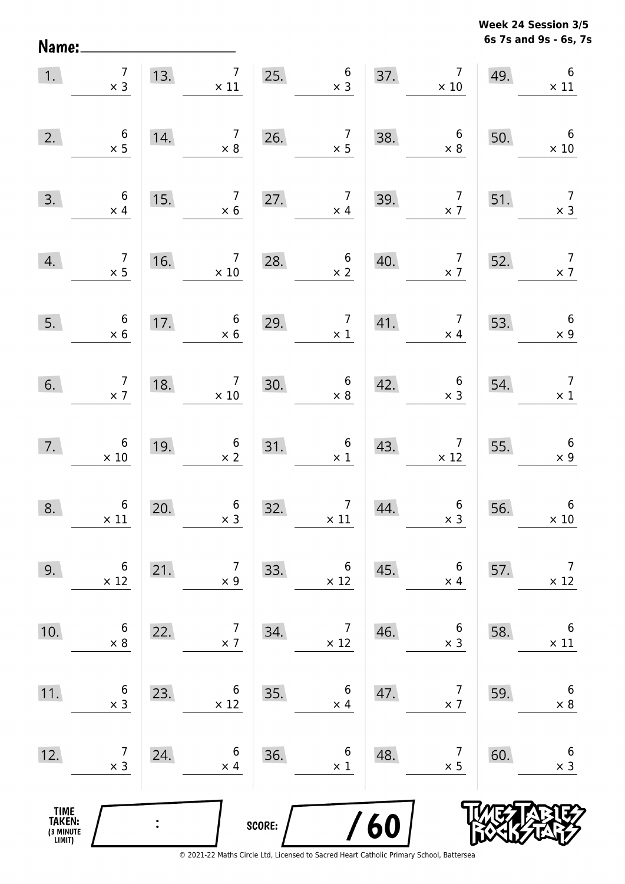**Week 24 Session 3/5**
**6s 7s and 9s - 6s, 7s**

Name: ____________________

| | | | | | | | | | |
|---|---|---|---|---|---|---|---|---|---|
| 1. | $7 \times 3$ | 13. | $7 \times 11$ | 25. | $6 \times 3$ | 37. | $7 \times 10$ | 49. | $6 \times 11$ |
| 2. | $6 \times 5$ | 14. | $7 \times 8$ | 26. | $7 \times 5$ | 38. | $6 \times 8$ | 50. | $6 \times 10$ |
| 3. | $6 \times 4$ | 15. | $7 \times 6$ | 27. | $7 \times 4$ | 39. | $7 \times 7$ | 51. | $7 \times 3$ |
| 4. | $7 \times 5$ | 16. | $7 \times 10$ | 28. | $6 \times 2$ | 40. | $7 \times 7$ | 52. | $7 \times 7$ |
| 5. | $6 \times 6$ | 17. | $6 \times 6$ | 29. | $7 \times 1$ | 41. | $7 \times 4$ | 53. | $6 \times 9$ |
| 6. | $7 \times 7$ | 18. | $7 \times 10$ | 30. | $6 \times 8$ | 42. | $6 \times 3$ | 54. | $7 \times 1$ |
| 7. | $6 \times 10$ | 19. | $6 \times 2$ | 31. | $6 \times 1$ | 43. | $7 \times 12$ | 55. | $6 \times 9$ |
| 8. | $6 \times 11$ | 20. | $6 \times 3$ | 32. | $7 \times 11$ | 44. | $6 \times 3$ | 56. | $6 \times 10$ |
| 9. | $6 \times 12$ | 21. | $7 \times 9$ | 33. | $6 \times 12$ | 45. | $6 \times 4$ | 57. | $7 \times 12$ |
| 10. | $6 \times 8$ | 22. | $7 \times 7$ | 34. | $7 \times 12$ | 46. | $6 \times 3$ | 58. | $6 \times 11$ |
| 11. | $6 \times 3$ | 23. | $6 \times 12$ | 35. | $6 \times 4$ | 47. | $7 \times 7$ | 59. | $6 \times 8$ |
| 12. | $7 \times 3$ | 24. | $6 \times 4$ | 36. | $6 \times 1$ | 48. | $7 \times 5$ | 60. | $6 \times 3$ |

TIME TAKEN: (3 MINUTE LIMIT) ____ : ____

SCORE: ____ / 60

TIMES TABLES ROCK STARS

© 2021-22 Maths Circle Ltd, Licensed to Sacred Heart Catholic Primary School, Battersea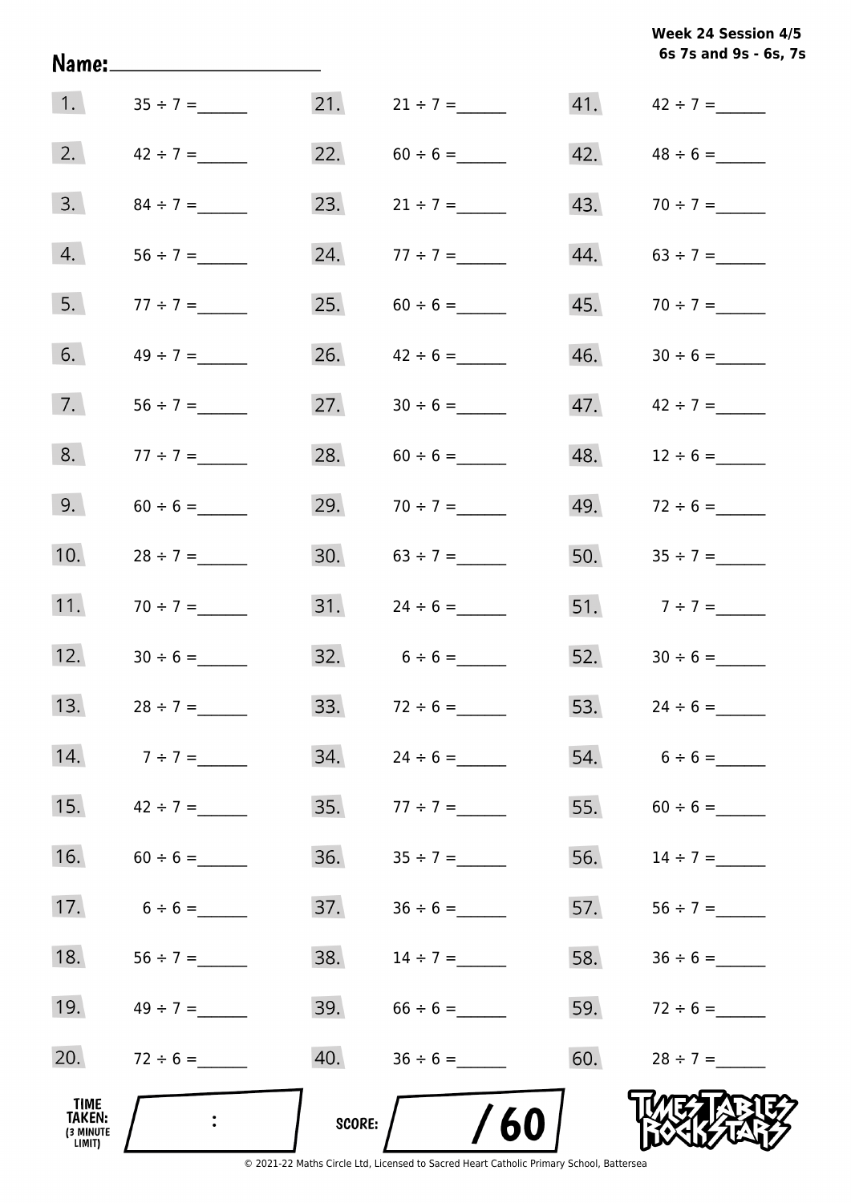**Week 24 Session 4/5**
**6s 7s and 9s - 6s, 7s**

Name: ____________________

| | | | | | |
|---|---|---|---|---|---|
| 1. | 35 ÷ 7 = ______ | 21. | 21 ÷ 7 = ______ | 41. | 42 ÷ 7 = ______ |
| 2. | 42 ÷ 7 = ______ | 22. | 60 ÷ 6 = ______ | 42. | 48 ÷ 6 = ______ |
| 3. | 84 ÷ 7 = ______ | 23. | 21 ÷ 7 = ______ | 43. | 70 ÷ 7 = ______ |
| 4. | 56 ÷ 7 = ______ | 24. | 77 ÷ 7 = ______ | 44. | 63 ÷ 7 = ______ |
| 5. | 77 ÷ 7 = ______ | 25. | 60 ÷ 6 = ______ | 45. | 70 ÷ 7 = ______ |
| 6. | 49 ÷ 7 = ______ | 26. | 42 ÷ 6 = ______ | 46. | 30 ÷ 6 = ______ |
| 7. | 56 ÷ 7 = ______ | 27. | 30 ÷ 6 = ______ | 47. | 42 ÷ 7 = ______ |
| 8. | 77 ÷ 7 = ______ | 28. | 60 ÷ 6 = ______ | 48. | 12 ÷ 6 = ______ |
| 9. | 60 ÷ 6 = ______ | 29. | 70 ÷ 7 = ______ | 49. | 72 ÷ 6 = ______ |
| 10. | 28 ÷ 7 = ______ | 30. | 63 ÷ 7 = ______ | 50. | 35 ÷ 7 = ______ |
| 11. | 70 ÷ 7 = ______ | 31. | 24 ÷ 6 = ______ | 51. | 7 ÷ 7 = ______ |
| 12. | 30 ÷ 6 = ______ | 32. | 6 ÷ 6 = ______ | 52. | 30 ÷ 6 = ______ |
| 13. | 28 ÷ 7 = ______ | 33. | 72 ÷ 6 = ______ | 53. | 24 ÷ 6 = ______ |
| 14. | 7 ÷ 7 = ______ | 34. | 24 ÷ 6 = ______ | 54. | 6 ÷ 6 = ______ |
| 15. | 42 ÷ 7 = ______ | 35. | 77 ÷ 7 = ______ | 55. | 60 ÷ 6 = ______ |
| 16. | 60 ÷ 6 = ______ | 36. | 35 ÷ 7 = ______ | 56. | 14 ÷ 7 = ______ |
| 17. | 6 ÷ 6 = ______ | 37. | 36 ÷ 6 = ______ | 57. | 56 ÷ 7 = ______ |
| 18. | 56 ÷ 7 = ______ | 38. | 14 ÷ 7 = ______ | 58. | 36 ÷ 6 = ______ |
| 19. | 49 ÷ 7 = ______ | 39. | 66 ÷ 6 = ______ | 59. | 72 ÷ 6 = ______ |
| 20. | 72 ÷ 6 = ______ | 40. | 36 ÷ 6 = ______ | 60. | 28 ÷ 7 = ______ |

TIME TAKEN: (3 MINUTE LIMIT) ____ : ____

SCORE: ____ / 60

TIMES TABLES ROCK STARS

© 2021-22 Maths Circle Ltd, Licensed to Sacred Heart Catholic Primary School, Battersea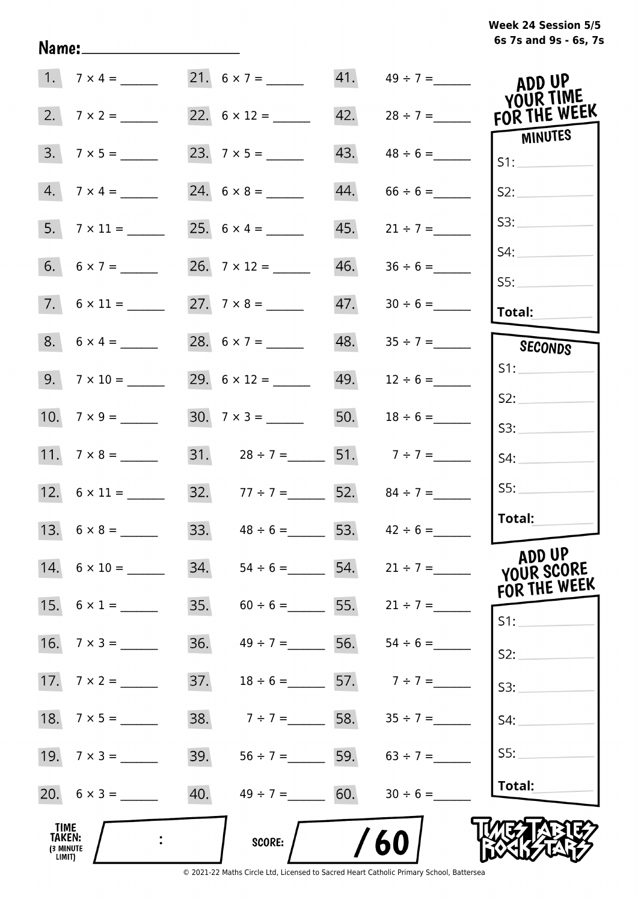**Week 24 Session 5/5**
**6s 7s and 9s - 6s, 7s**

Name:____________________

| | | | | | |
|---|---|---|---|---|---|
| 1. | 7 × 4 = ______ | 21. | 6 × 7 = ______ | 41. | 49 ÷ 7 = ______ |
| 2. | 7 × 2 = ______ | 22. | 6 × 12 = ______ | 42. | 28 ÷ 7 = ______ |
| 3. | 7 × 5 = ______ | 23. | 7 × 5 = ______ | 43. | 48 ÷ 6 = ______ |
| 4. | 7 × 4 = ______ | 24. | 6 × 8 = ______ | 44. | 66 ÷ 6 = ______ |
| 5. | 7 × 11 = ______ | 25. | 6 × 4 = ______ | 45. | 21 ÷ 7 = ______ |
| 6. | 6 × 7 = ______ | 26. | 7 × 12 = ______ | 46. | 36 ÷ 6 = ______ |
| 7. | 6 × 11 = ______ | 27. | 7 × 8 = ______ | 47. | 30 ÷ 6 = ______ |
| 8. | 6 × 4 = ______ | 28. | 6 × 7 = ______ | 48. | 35 ÷ 7 = ______ |
| 9. | 7 × 10 = ______ | 29. | 6 × 12 = ______ | 49. | 12 ÷ 6 = ______ |
| 10. | 7 × 9 = ______ | 30. | 7 × 3 = ______ | 50. | 18 ÷ 6 = ______ |
| 11. | 7 × 8 = ______ | 31. | 28 ÷ 7 = ______ | 51. | 7 ÷ 7 = ______ |
| 12. | 6 × 11 = ______ | 32. | 77 ÷ 7 = ______ | 52. | 84 ÷ 7 = ______ |
| 13. | 6 × 8 = ______ | 33. | 48 ÷ 6 = ______ | 53. | 42 ÷ 6 = ______ |
| 14. | 6 × 10 = ______ | 34. | 54 ÷ 6 = ______ | 54. | 21 ÷ 7 = ______ |
| 15. | 6 × 1 = ______ | 35. | 60 ÷ 6 = ______ | 55. | 21 ÷ 7 = ______ |
| 16. | 7 × 3 = ______ | 36. | 49 ÷ 7 = ______ | 56. | 54 ÷ 6 = ______ |
| 17. | 7 × 2 = ______ | 37. | 18 ÷ 6 = ______ | 57. | 7 ÷ 7 = ______ |
| 18. | 7 × 5 = ______ | 38. | 7 ÷ 7 = ______ | 58. | 35 ÷ 7 = ______ |
| 19. | 7 × 3 = ______ | 39. | 56 ÷ 7 = ______ | 59. | 63 ÷ 7 = ______ |
| 20. | 6 × 3 = ______ | 40. | 49 ÷ 7 = ______ | 60. | 30 ÷ 6 = ______ |

**ADD UP YOUR TIME FOR THE WEEK**

**MINUTES**
S1: ______
S2: ______
S3: ______
S4: ______
S5: ______
**Total:** ______

**SECONDS**
S1: ______
S2: ______
S3: ______
S4: ______
S5: ______
**Total:** ______

**ADD UP YOUR SCORE FOR THE WEEK**
S1: ______
S2: ______
S3: ______
S4: ______
S5: ______
**Total:** ______

**TIME TAKEN: (3 MINUTE LIMIT)** ____ : ____

**SCORE:** ____ / 60

TIMES TABLES ROCK STARS

© 2021-22 Maths Circle Ltd, Licensed to Sacred Heart Catholic Primary School, Battersea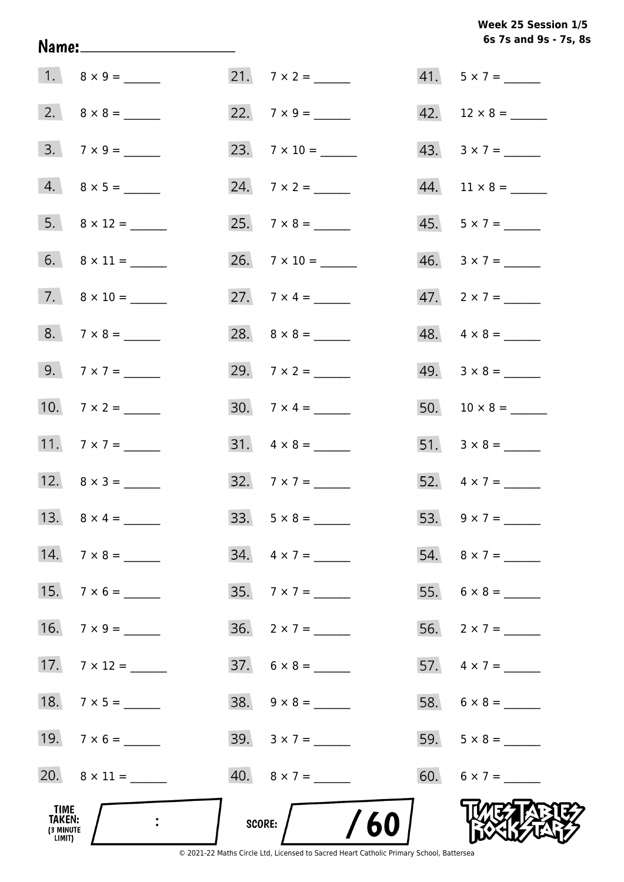Week 25 Session 1/5
6s 7s and 9s - 7s, 8s

Name: ____________________

1. $8 \times 9 =$ ______
2. $8 \times 8 =$ ______
3. $7 \times 9 =$ ______
4. $8 \times 5 =$ ______
5. $8 \times 12 =$ ______
6. $8 \times 11 =$ ______
7. $8 \times 10 =$ ______
8. $7 \times 8 =$ ______
9. $7 \times 7 =$ ______
10. $7 \times 2 =$ ______
11. $7 \times 7 =$ ______
12. $8 \times 3 =$ ______
13. $8 \times 4 =$ ______
14. $7 \times 8 =$ ______
15. $7 \times 6 =$ ______
16. $7 \times 9 =$ ______
17. $7 \times 12 =$ ______
18. $7 \times 5 =$ ______
19. $7 \times 6 =$ ______
20. $8 \times 11 =$ ______
21. $7 \times 2 =$ ______
22. $7 \times 9 =$ ______
23. $7 \times 10 =$ ______
24. $7 \times 2 =$ ______
25. $7 \times 8 =$ ______
26. $7 \times 10 =$ ______
27. $7 \times 4 =$ ______
28. $8 \times 8 =$ ______
29. $7 \times 2 =$ ______
30. $7 \times 4 =$ ______
31. $4 \times 8 =$ ______
32. $7 \times 7 =$ ______
33. $5 \times 8 =$ ______
34. $4 \times 7 =$ ______
35. $7 \times 7 =$ ______
36. $2 \times 7 =$ ______
37. $6 \times 8 =$ ______
38. $9 \times 8 =$ ______
39. $3 \times 7 =$ ______
40. $8 \times 7 =$ ______
41. $5 \times 7 =$ ______
42. $12 \times 8 =$ ______
43. $3 \times 7 =$ ______
44. $11 \times 8 =$ ______
45. $5 \times 7 =$ ______
46. $3 \times 7 =$ ______
47. $2 \times 7 =$ ______
48. $4 \times 8 =$ ______
49. $3 \times 8 =$ ______
50. $10 \times 8 =$ ______
51. $3 \times 8 =$ ______
52. $4 \times 7 =$ ______
53. $9 \times 7 =$ ______
54. $8 \times 7 =$ ______
55. $6 \times 8 =$ ______
56. $2 \times 7 =$ ______
57. $4 \times 7 =$ ______
58. $6 \times 8 =$ ______
59. $5 \times 8 =$ ______
60. $6 \times 7 =$ ______

TIME TAKEN: (3 MINUTE LIMIT) ____ : ____

SCORE: ____ / 60

© 2021-22 Maths Circle Ltd, Licensed to Sacred Heart Catholic Primary School, Battersea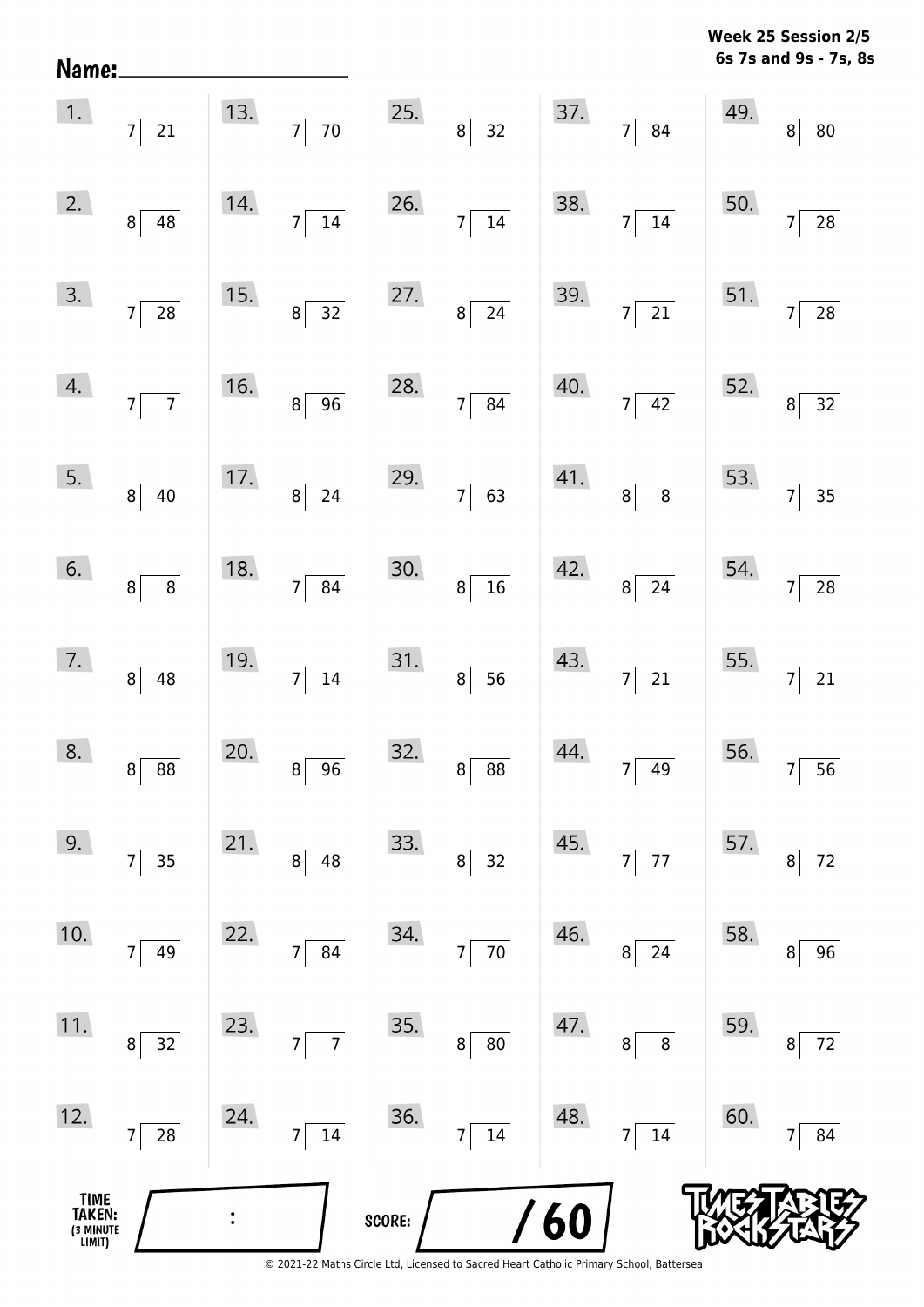**Week 25 Session 2/5**
**6s 7s and 9s - 7s, 8s**

**Name:** ____________________

1. $21 \div 7$
2. $48 \div 8$
3. $28 \div 7$
4. $7 \div 7$
5. $40 \div 8$
6. $8 \div 8$
7. $48 \div 8$
8. $88 \div 8$
9. $35 \div 7$
10. $49 \div 7$
11. $32 \div 8$
12. $28 \div 7$
13. $70 \div 7$
14. $14 \div 7$
15. $32 \div 8$
16. $96 \div 8$
17. $24 \div 8$
18. $84 \div 7$
19. $14 \div 7$
20. $96 \div 8$
21. $48 \div 8$
22. $84 \div 7$
23. $7 \div 7$
24. $14 \div 7$
25. $32 \div 8$
26. $14 \div 7$
27. $24 \div 8$
28. $84 \div 7$
29. $63 \div 7$
30. $16 \div 8$
31. $56 \div 8$
32. $88 \div 8$
33. $32 \div 8$
34. $70 \div 7$
35. $80 \div 8$
36. $14 \div 7$
37. $84 \div 7$
38. $14 \div 7$
39. $21 \div 7$
40. $42 \div 7$
41. $8 \div 8$
42. $24 \div 8$
43. $21 \div 7$
44. $49 \div 7$
45. $77 \div 7$
46. $24 \div 8$
47. $8 \div 8$
48. $14 \div 7$
49. $80 \div 8$
50. $28 \div 7$
51. $28 \div 7$
52. $32 \div 8$
53. $35 \div 7$
54. $28 \div 7$
55. $21 \div 7$
56. $56 \div 7$
57. $72 \div 8$
58. $96 \div 8$
59. $72 \div 8$
60. $84 \div 7$

**TIME TAKEN: (3 MINUTE LIMIT)** ____ : ____

**SCORE:** ____ / 60

© 2021-22 Maths Circle Ltd, Licensed to Sacred Heart Catholic Primary School, Battersea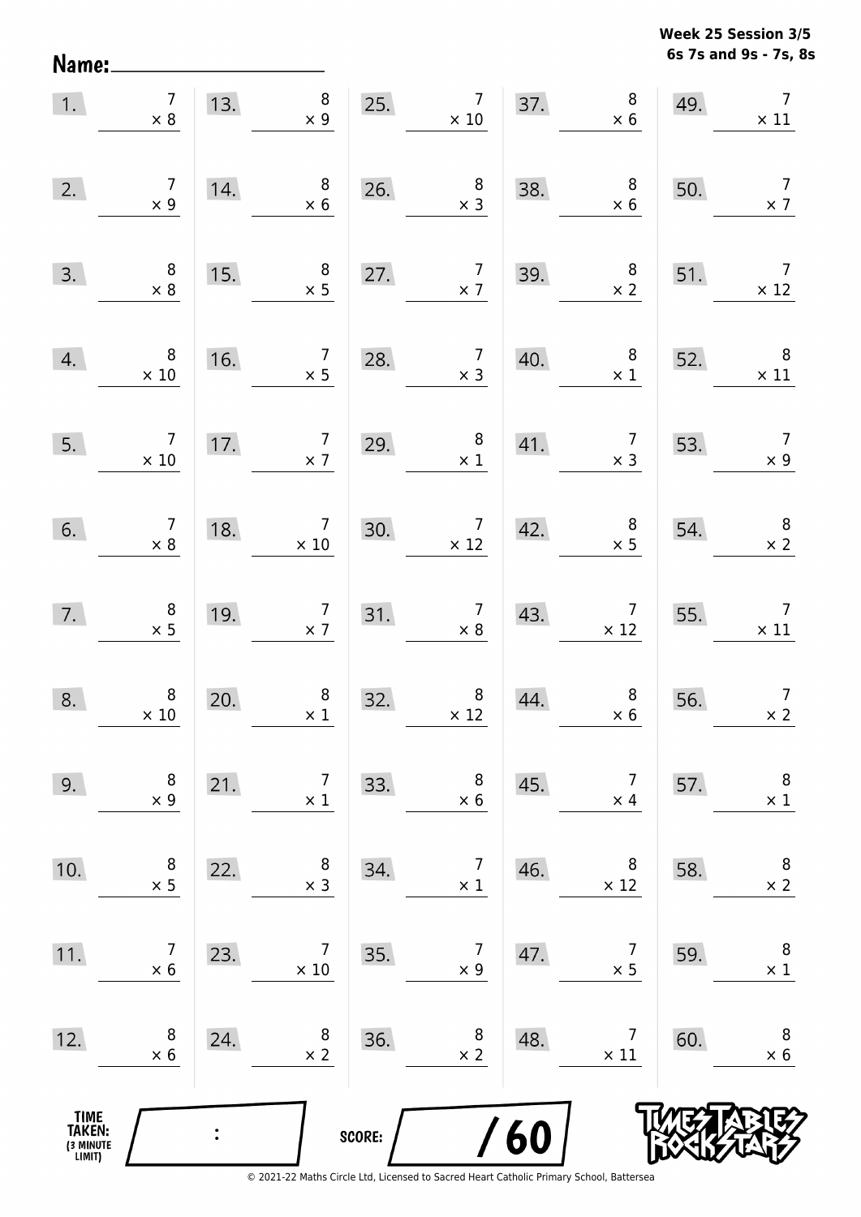**Week 25 Session 3/5**
**6s 7s and 9s - 7s, 8s**

Name:________________________

| | | | | | | | | | |
|---|---|---|---|---|---|---|---|---|---|
| 1. | $7 \times 8$ | 13. | $8 \times 9$ | 25. | $7 \times 10$ | 37. | $8 \times 6$ | 49. | $7 \times 11$ |
| 2. | $7 \times 9$ | 14. | $8 \times 6$ | 26. | $8 \times 3$ | 38. | $8 \times 6$ | 50. | $7 \times 7$ |
| 3. | $8 \times 8$ | 15. | $8 \times 5$ | 27. | $7 \times 7$ | 39. | $8 \times 2$ | 51. | $7 \times 12$ |
| 4. | $8 \times 10$ | 16. | $7 \times 5$ | 28. | $7 \times 3$ | 40. | $8 \times 1$ | 52. | $8 \times 11$ |
| 5. | $7 \times 10$ | 17. | $7 \times 7$ | 29. | $8 \times 1$ | 41. | $7 \times 3$ | 53. | $7 \times 9$ |
| 6. | $7 \times 8$ | 18. | $7 \times 10$ | 30. | $7 \times 12$ | 42. | $8 \times 5$ | 54. | $8 \times 2$ |
| 7. | $8 \times 5$ | 19. | $7 \times 7$ | 31. | $7 \times 8$ | 43. | $7 \times 12$ | 55. | $7 \times 11$ |
| 8. | $8 \times 10$ | 20. | $8 \times 1$ | 32. | $8 \times 12$ | 44. | $8 \times 6$ | 56. | $7 \times 2$ |
| 9. | $8 \times 9$ | 21. | $7 \times 1$ | 33. | $8 \times 6$ | 45. | $7 \times 4$ | 57. | $8 \times 1$ |
| 10. | $8 \times 5$ | 22. | $8 \times 3$ | 34. | $7 \times 1$ | 46. | $8 \times 12$ | 58. | $8 \times 2$ |
| 11. | $7 \times 6$ | 23. | $7 \times 10$ | 35. | $7 \times 9$ | 47. | $7 \times 5$ | 59. | $8 \times 1$ |
| 12. | $8 \times 6$ | 24. | $8 \times 2$ | 36. | $8 \times 2$ | 48. | $7 \times 11$ | 60. | $8 \times 6$ |

TIME TAKEN: (3 MINUTE LIMIT) :

SCORE: / 60

© 2021-22 Maths Circle Ltd, Licensed to Sacred Heart Catholic Primary School, Battersea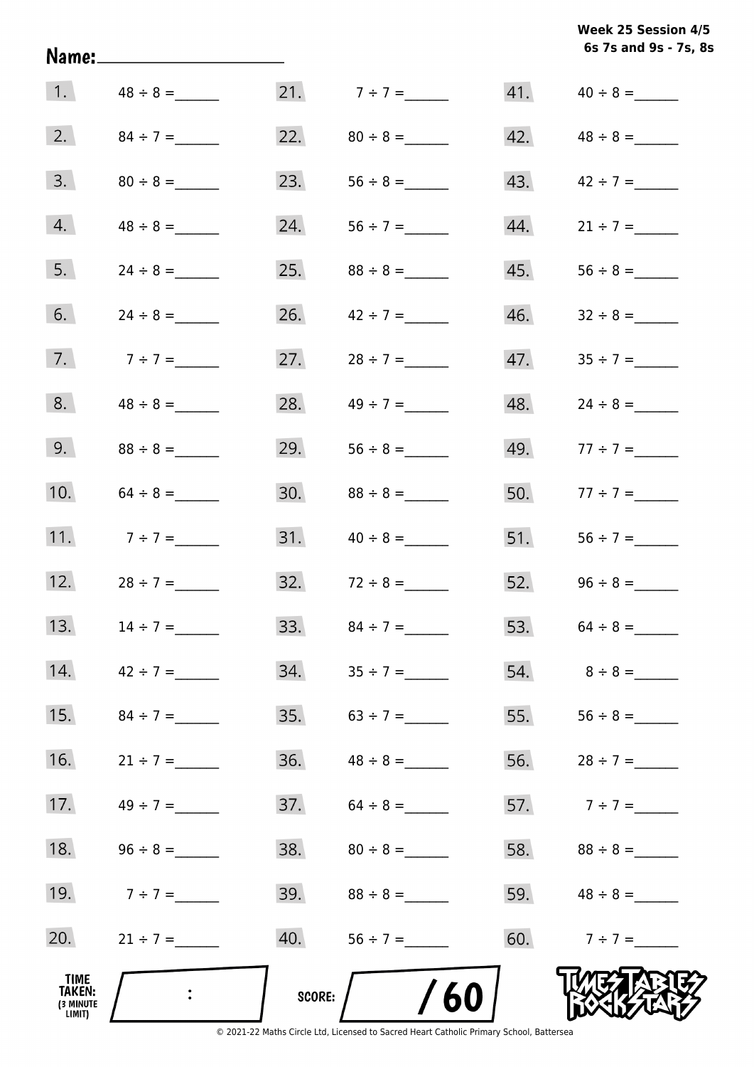**Week 25 Session 4/5**
**6s 7s and 9s - 7s, 8s**

**Name:** ____________________

| | | | | | |
|---|---|---|---|---|---|
| 1. | $48 \div 8 =$ ______ | 21. | $7 \div 7 =$ ______ | 41. | $40 \div 8 =$ ______ |
| 2. | $84 \div 7 =$ ______ | 22. | $80 \div 8 =$ ______ | 42. | $48 \div 8 =$ ______ |
| 3. | $80 \div 8 =$ ______ | 23. | $56 \div 8 =$ ______ | 43. | $42 \div 7 =$ ______ |
| 4. | $48 \div 8 =$ ______ | 24. | $56 \div 7 =$ ______ | 44. | $21 \div 7 =$ ______ |
| 5. | $24 \div 8 =$ ______ | 25. | $88 \div 8 =$ ______ | 45. | $56 \div 8 =$ ______ |
| 6. | $24 \div 8 =$ ______ | 26. | $42 \div 7 =$ ______ | 46. | $32 \div 8 =$ ______ |
| 7. | $7 \div 7 =$ ______ | 27. | $28 \div 7 =$ ______ | 47. | $35 \div 7 =$ ______ |
| 8. | $48 \div 8 =$ ______ | 28. | $49 \div 7 =$ ______ | 48. | $24 \div 8 =$ ______ |
| 9. | $88 \div 8 =$ ______ | 29. | $56 \div 8 =$ ______ | 49. | $77 \div 7 =$ ______ |
| 10. | $64 \div 8 =$ ______ | 30. | $88 \div 8 =$ ______ | 50. | $77 \div 7 =$ ______ |
| 11. | $7 \div 7 =$ ______ | 31. | $40 \div 8 =$ ______ | 51. | $56 \div 7 =$ ______ |
| 12. | $28 \div 7 =$ ______ | 32. | $72 \div 8 =$ ______ | 52. | $96 \div 8 =$ ______ |
| 13. | $14 \div 7 =$ ______ | 33. | $84 \div 7 =$ ______ | 53. | $64 \div 8 =$ ______ |
| 14. | $42 \div 7 =$ ______ | 34. | $35 \div 7 =$ ______ | 54. | $8 \div 8 =$ ______ |
| 15. | $84 \div 7 =$ ______ | 35. | $63 \div 7 =$ ______ | 55. | $56 \div 8 =$ ______ |
| 16. | $21 \div 7 =$ ______ | 36. | $48 \div 8 =$ ______ | 56. | $28 \div 7 =$ ______ |
| 17. | $49 \div 7 =$ ______ | 37. | $64 \div 8 =$ ______ | 57. | $7 \div 7 =$ ______ |
| 18. | $96 \div 8 =$ ______ | 38. | $80 \div 8 =$ ______ | 58. | $88 \div 8 =$ ______ |
| 19. | $7 \div 7 =$ ______ | 39. | $88 \div 8 =$ ______ | 59. | $48 \div 8 =$ ______ |
| 20. | $21 \div 7 =$ ______ | 40. | $56 \div 7 =$ ______ | 60. | $7 \div 7 =$ ______ |

**TIME TAKEN:** (3 MINUTE LIMIT) ____ : ____

**SCORE:** ______ / 60

TIMES TABLES ROCK STARS

© 2021-22 Maths Circle Ltd, Licensed to Sacred Heart Catholic Primary School, Battersea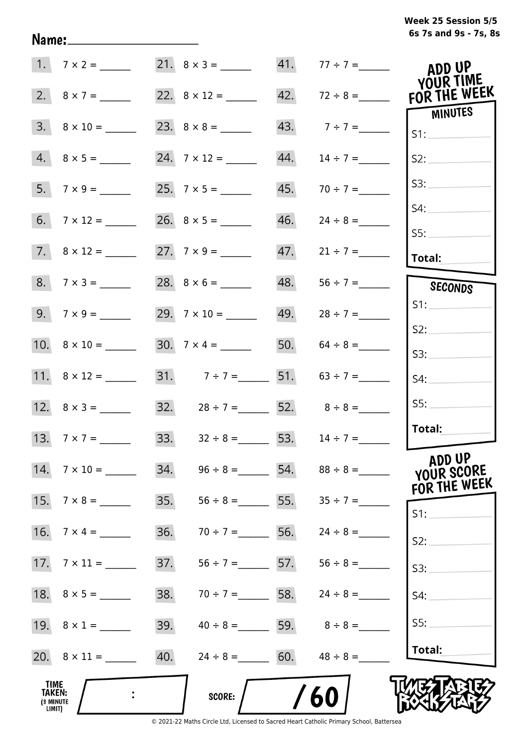Week 25 Session 5/5
6s 7s and 9s - 7s, 8s

Name:____________________

| | | | | | |
|---|---|---|---|---|---|
| 1. | $7 \times 2 =$ ______ | 21. | $8 \times 3 =$ ______ | 41. | $77 \div 7 =$ ______ |
| 2. | $8 \times 7 =$ ______ | 22. | $8 \times 12 =$ ______ | 42. | $72 \div 8 =$ ______ |
| 3. | $8 \times 10 =$ ______ | 23. | $8 \times 8 =$ ______ | 43. | $7 \div 7 =$ ______ |
| 4. | $8 \times 5 =$ ______ | 24. | $7 \times 12 =$ ______ | 44. | $14 \div 7 =$ ______ |
| 5. | $7 \times 9 =$ ______ | 25. | $7 \times 5 =$ ______ | 45. | $70 \div 7 =$ ______ |
| 6. | $7 \times 12 =$ ______ | 26. | $8 \times 5 =$ ______ | 46. | $24 \div 8 =$ ______ |
| 7. | $8 \times 12 =$ ______ | 27. | $7 \times 9 =$ ______ | 47. | $21 \div 7 =$ ______ |
| 8. | $7 \times 3 =$ ______ | 28. | $8 \times 6 =$ ______ | 48. | $56 \div 7 =$ ______ |
| 9. | $7 \times 9 =$ ______ | 29. | $7 \times 10 =$ ______ | 49. | $28 \div 7 =$ ______ |
| 10. | $8 \times 10 =$ ______ | 30. | $7 \times 4 =$ ______ | 50. | $64 \div 8 =$ ______ |
| 11. | $8 \times 12 =$ ______ | 31. | $7 \div 7 =$ ______ | 51. | $63 \div 7 =$ ______ |
| 12. | $8 \times 3 =$ ______ | 32. | $28 \div 7 =$ ______ | 52. | $8 \div 8 =$ ______ |
| 13. | $7 \times 7 =$ ______ | 33. | $32 \div 8 =$ ______ | 53. | $14 \div 7 =$ ______ |
| 14. | $7 \times 10 =$ ______ | 34. | $96 \div 8 =$ ______ | 54. | $88 \div 8 =$ ______ |
| 15. | $7 \times 8 =$ ______ | 35. | $56 \div 8 =$ ______ | 55. | $35 \div 7 =$ ______ |
| 16. | $7 \times 4 =$ ______ | 36. | $70 \div 7 =$ ______ | 56. | $24 \div 8 =$ ______ |
| 17. | $7 \times 11 =$ ______ | 37. | $56 \div 7 =$ ______ | 57. | $56 \div 8 =$ ______ |
| 18. | $8 \times 5 =$ ______ | 38. | $70 \div 7 =$ ______ | 58. | $24 \div 8 =$ ______ |
| 19. | $8 \times 1 =$ ______ | 39. | $40 \div 8 =$ ______ | 59. | $8 \div 8 =$ ______ |
| 20. | $8 \times 11 =$ ______ | 40. | $24 \div 8 =$ ______ | 60. | $48 \div 8 =$ ______ |

**ADD UP YOUR TIME FOR THE WEEK**

**MINUTES**
S1: ______
S2: ______
S3: ______
S4: ______
S5: ______
**Total:** ______

**SECONDS**
S1: ______
S2: ______
S3: ______
S4: ______
S5: ______
**Total:** ______

**ADD UP YOUR SCORE FOR THE WEEK**
S1: ______
S2: ______
S3: ______
S4: ______
S5: ______
**Total:** ______

**TIME TAKEN:** (3 MINUTE LIMIT) ____ : ____

**SCORE:** ____ / 60

TIMES TABLES ROCK STARS

© 2021-22 Maths Circle Ltd, Licensed to Sacred Heart Catholic Primary School, Battersea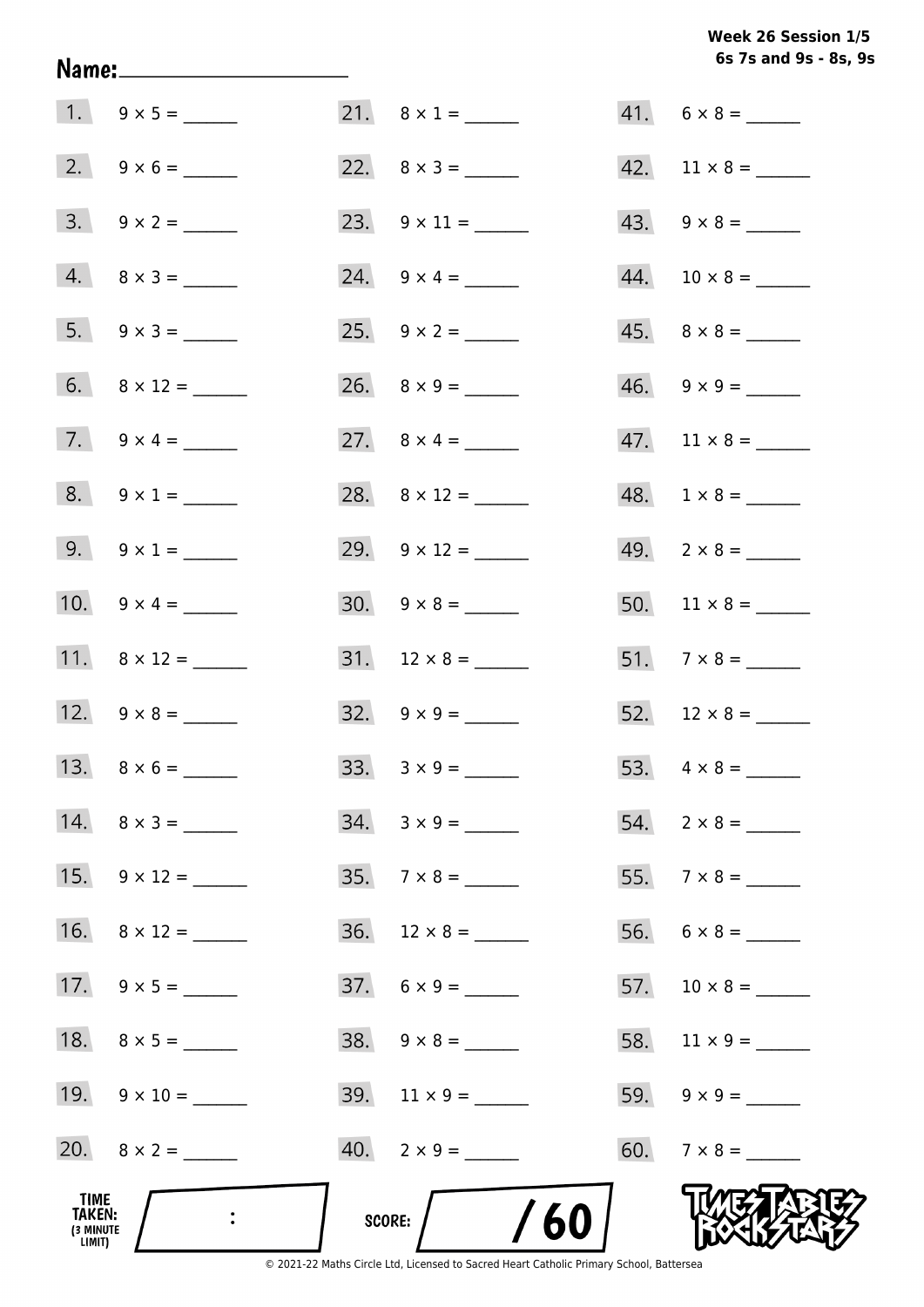Week 26 Session 1/5
6s 7s and 9s - 8s, 9s

Name: ____________________

| | | | | | |
|---|---|---|---|---|---|
| 1. | 9 × 5 = ______ | 21. | 8 × 1 = ______ | 41. | 6 × 8 = ______ |
| 2. | 9 × 6 = ______ | 22. | 8 × 3 = ______ | 42. | 11 × 8 = ______ |
| 3. | 9 × 2 = ______ | 23. | 9 × 11 = ______ | 43. | 9 × 8 = ______ |
| 4. | 8 × 3 = ______ | 24. | 9 × 4 = ______ | 44. | 10 × 8 = ______ |
| 5. | 9 × 3 = ______ | 25. | 9 × 2 = ______ | 45. | 8 × 8 = ______ |
| 6. | 8 × 12 = ______ | 26. | 8 × 9 = ______ | 46. | 9 × 9 = ______ |
| 7. | 9 × 4 = ______ | 27. | 8 × 4 = ______ | 47. | 11 × 8 = ______ |
| 8. | 9 × 1 = ______ | 28. | 8 × 12 = ______ | 48. | 1 × 8 = ______ |
| 9. | 9 × 1 = ______ | 29. | 9 × 12 = ______ | 49. | 2 × 8 = ______ |
| 10. | 9 × 4 = ______ | 30. | 9 × 8 = ______ | 50. | 11 × 8 = ______ |
| 11. | 8 × 12 = ______ | 31. | 12 × 8 = ______ | 51. | 7 × 8 = ______ |
| 12. | 9 × 8 = ______ | 32. | 9 × 9 = ______ | 52. | 12 × 8 = ______ |
| 13. | 8 × 6 = ______ | 33. | 3 × 9 = ______ | 53. | 4 × 8 = ______ |
| 14. | 8 × 3 = ______ | 34. | 3 × 9 = ______ | 54. | 2 × 8 = ______ |
| 15. | 9 × 12 = ______ | 35. | 7 × 8 = ______ | 55. | 7 × 8 = ______ |
| 16. | 8 × 12 = ______ | 36. | 12 × 8 = ______ | 56. | 6 × 8 = ______ |
| 17. | 9 × 5 = ______ | 37. | 6 × 9 = ______ | 57. | 10 × 8 = ______ |
| 18. | 8 × 5 = ______ | 38. | 9 × 8 = ______ | 58. | 11 × 9 = ______ |
| 19. | 9 × 10 = ______ | 39. | 11 × 9 = ______ | 59. | 9 × 9 = ______ |
| 20. | 8 × 2 = ______ | 40. | 2 × 9 = ______ | 60. | 7 × 8 = ______ |

TIME TAKEN: (3 MINUTE LIMIT) ____ : ____

SCORE: ____ / 60

TIMES TABLES ROCK STARS

© 2021-22 Maths Circle Ltd, Licensed to Sacred Heart Catholic Primary School, Battersea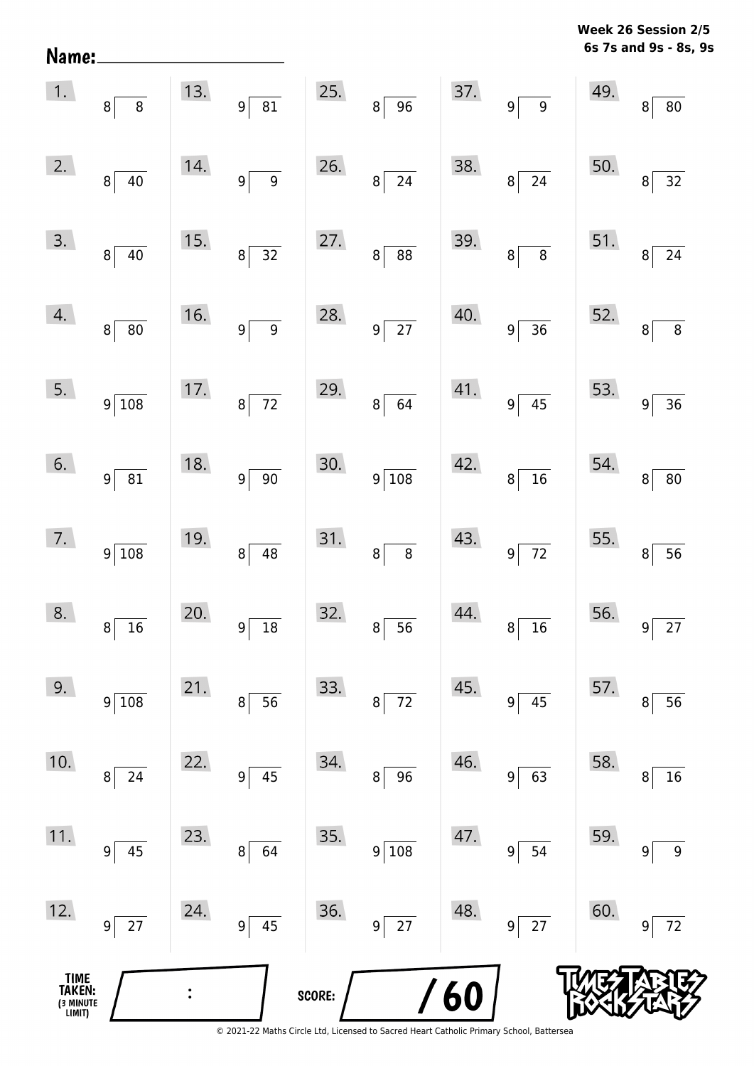Name: ____________________

**Week 26 Session 2/5**
**6s 7s and 9s - 8s, 9s**

| | | | | |
|---|---|---|---|---|
| 1. $8\overline{)8}$ | 13. $9\overline{)81}$ | 25. $8\overline{)96}$ | 37. $9\overline{)9}$ | 49. $8\overline{)80}$ |
| 2. $8\overline{)40}$ | 14. $9\overline{)9}$ | 26. $8\overline{)24}$ | 38. $8\overline{)24}$ | 50. $8\overline{)32}$ |
| 3. $8\overline{)40}$ | 15. $8\overline{)32}$ | 27. $8\overline{)88}$ | 39. $8\overline{)8}$ | 51. $8\overline{)24}$ |
| 4. $8\overline{)80}$ | 16. $9\overline{)9}$ | 28. $9\overline{)27}$ | 40. $9\overline{)36}$ | 52. $8\overline{)8}$ |
| 5. $9\overline{)108}$ | 17. $8\overline{)72}$ | 29. $8\overline{)64}$ | 41. $9\overline{)45}$ | 53. $9\overline{)36}$ |
| 6. $9\overline{)81}$ | 18. $9\overline{)90}$ | 30. $9\overline{)108}$ | 42. $8\overline{)16}$ | 54. $8\overline{)80}$ |
| 7. $9\overline{)108}$ | 19. $8\overline{)48}$ | 31. $8\overline{)8}$ | 43. $9\overline{)72}$ | 55. $8\overline{)56}$ |
| 8. $8\overline{)16}$ | 20. $9\overline{)18}$ | 32. $8\overline{)56}$ | 44. $8\overline{)16}$ | 56. $9\overline{)27}$ |
| 9. $9\overline{)108}$ | 21. $8\overline{)56}$ | 33. $8\overline{)72}$ | 45. $9\overline{)45}$ | 57. $8\overline{)56}$ |
| 10. $8\overline{)24}$ | 22. $9\overline{)45}$ | 34. $8\overline{)96}$ | 46. $9\overline{)63}$ | 58. $8\overline{)16}$ |
| 11. $9\overline{)45}$ | 23. $8\overline{)64}$ | 35. $9\overline{)108}$ | 47. $9\overline{)54}$ | 59. $9\overline{)9}$ |
| 12. $9\overline{)27}$ | 24. $9\overline{)45}$ | 36. $9\overline{)27}$ | 48. $9\overline{)27}$ | 60. $9\overline{)72}$ |

TIME TAKEN: (3 MINUTE LIMIT) ____ : ____

SCORE: ____ / 60

© 2021-22 Maths Circle Ltd, Licensed to Sacred Heart Catholic Primary School, Battersea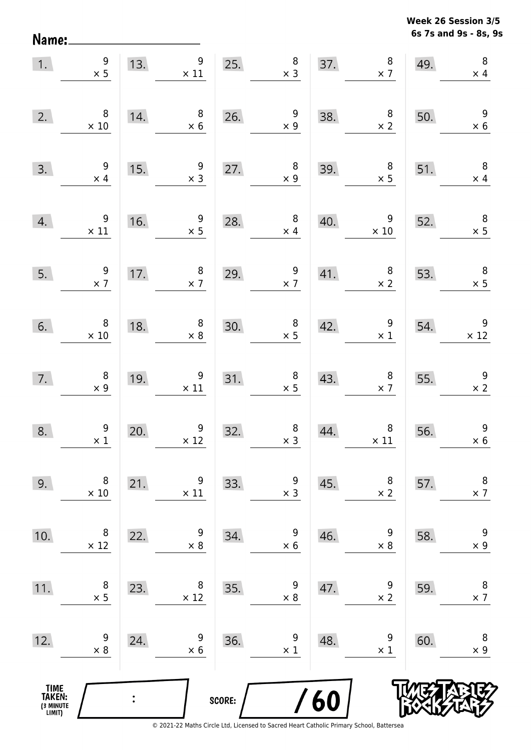Week 26 Session 3/5
6s 7s and 9s - 8s, 9s

Name:

| | | | | | | | | | |
|---|---|---|---|---|---|---|---|---|---|
| 1. | $9 \times 5$ | 13. | $9 \times 11$ | 25. | $8 \times 3$ | 37. | $8 \times 7$ | 49. | $8 \times 4$ |
| 2. | $8 \times 10$ | 14. | $8 \times 6$ | 26. | $9 \times 9$ | 38. | $8 \times 2$ | 50. | $9 \times 6$ |
| 3. | $9 \times 4$ | 15. | $9 \times 3$ | 27. | $8 \times 9$ | 39. | $8 \times 5$ | 51. | $8 \times 4$ |
| 4. | $9 \times 11$ | 16. | $9 \times 5$ | 28. | $8 \times 4$ | 40. | $9 \times 10$ | 52. | $8 \times 5$ |
| 5. | $9 \times 7$ | 17. | $8 \times 7$ | 29. | $9 \times 7$ | 41. | $8 \times 2$ | 53. | $8 \times 5$ |
| 6. | $8 \times 10$ | 18. | $8 \times 8$ | 30. | $8 \times 5$ | 42. | $9 \times 1$ | 54. | $9 \times 12$ |
| 7. | $8 \times 9$ | 19. | $9 \times 11$ | 31. | $8 \times 5$ | 43. | $8 \times 7$ | 55. | $9 \times 2$ |
| 8. | $9 \times 1$ | 20. | $9 \times 12$ | 32. | $8 \times 3$ | 44. | $8 \times 11$ | 56. | $9 \times 6$ |
| 9. | $8 \times 10$ | 21. | $9 \times 11$ | 33. | $9 \times 3$ | 45. | $8 \times 2$ | 57. | $8 \times 7$ |
| 10. | $8 \times 12$ | 22. | $9 \times 8$ | 34. | $9 \times 6$ | 46. | $9 \times 8$ | 58. | $9 \times 9$ |
| 11. | $8 \times 5$ | 23. | $8 \times 12$ | 35. | $9 \times 8$ | 47. | $9 \times 2$ | 59. | $8 \times 7$ |
| 12. | $9 \times 8$ | 24. | $9 \times 6$ | 36. | $9 \times 1$ | 48. | $9 \times 1$ | 60. | $8 \times 9$ |

TIME TAKEN: (3 MINUTE LIMIT) :

SCORE: / 60

© 2021-22 Maths Circle Ltd, Licensed to Sacred Heart Catholic Primary School, Battersea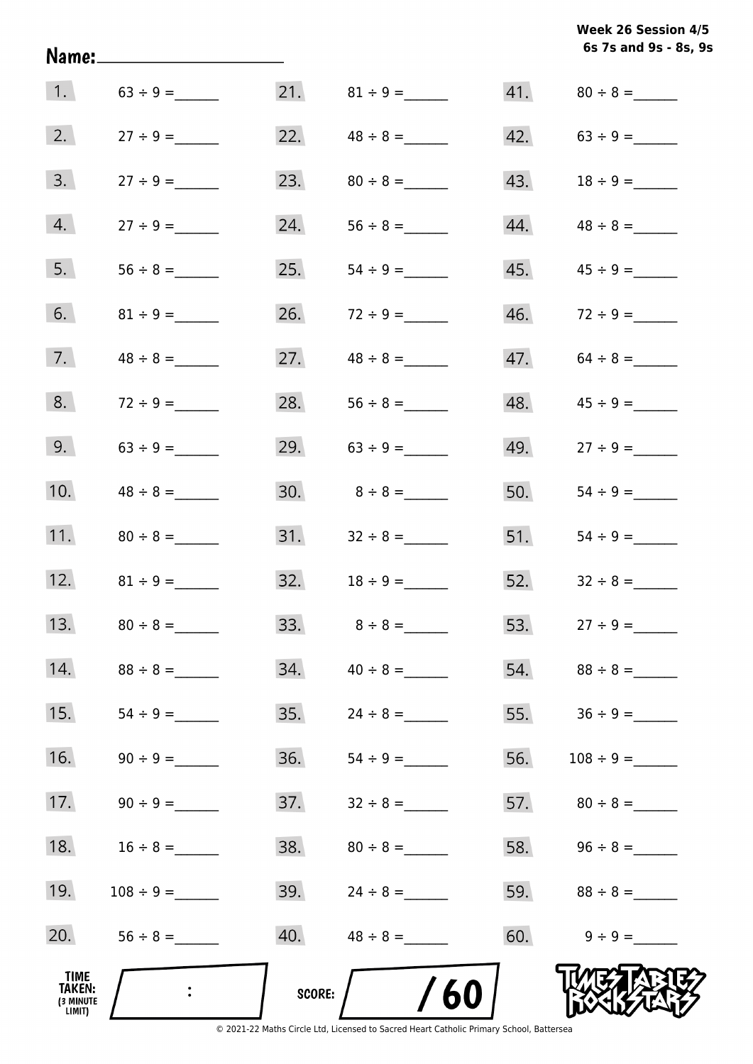**Week 26 Session 4/5**
**6s 7s and 9s - 8s, 9s**

Name: ____________________

| | | | | | |
|---|---|---|---|---|---|
| 1. | $63 \div 9 =$ ______ | 21. | $81 \div 9 =$ ______ | 41. | $80 \div 8 =$ ______ |
| 2. | $27 \div 9 =$ ______ | 22. | $48 \div 8 =$ ______ | 42. | $63 \div 9 =$ ______ |
| 3. | $27 \div 9 =$ ______ | 23. | $80 \div 8 =$ ______ | 43. | $18 \div 9 =$ ______ |
| 4. | $27 \div 9 =$ ______ | 24. | $56 \div 8 =$ ______ | 44. | $48 \div 8 =$ ______ |
| 5. | $56 \div 8 =$ ______ | 25. | $54 \div 9 =$ ______ | 45. | $45 \div 9 =$ ______ |
| 6. | $81 \div 9 =$ ______ | 26. | $72 \div 9 =$ ______ | 46. | $72 \div 9 =$ ______ |
| 7. | $48 \div 8 =$ ______ | 27. | $48 \div 8 =$ ______ | 47. | $64 \div 8 =$ ______ |
| 8. | $72 \div 9 =$ ______ | 28. | $56 \div 8 =$ ______ | 48. | $45 \div 9 =$ ______ |
| 9. | $63 \div 9 =$ ______ | 29. | $63 \div 9 =$ ______ | 49. | $27 \div 9 =$ ______ |
| 10. | $48 \div 8 =$ ______ | 30. | $8 \div 8 =$ ______ | 50. | $54 \div 9 =$ ______ |
| 11. | $80 \div 8 =$ ______ | 31. | $32 \div 8 =$ ______ | 51. | $54 \div 9 =$ ______ |
| 12. | $81 \div 9 =$ ______ | 32. | $18 \div 9 =$ ______ | 52. | $32 \div 8 =$ ______ |
| 13. | $80 \div 8 =$ ______ | 33. | $8 \div 8 =$ ______ | 53. | $27 \div 9 =$ ______ |
| 14. | $88 \div 8 =$ ______ | 34. | $40 \div 8 =$ ______ | 54. | $88 \div 8 =$ ______ |
| 15. | $54 \div 9 =$ ______ | 35. | $24 \div 8 =$ ______ | 55. | $36 \div 9 =$ ______ |
| 16. | $90 \div 9 =$ ______ | 36. | $54 \div 9 =$ ______ | 56. | $108 \div 9 =$ ______ |
| 17. | $90 \div 9 =$ ______ | 37. | $32 \div 8 =$ ______ | 57. | $80 \div 8 =$ ______ |
| 18. | $16 \div 8 =$ ______ | 38. | $80 \div 8 =$ ______ | 58. | $96 \div 8 =$ ______ |
| 19. | $108 \div 9 =$ ______ | 39. | $24 \div 8 =$ ______ | 59. | $88 \div 8 =$ ______ |
| 20. | $56 \div 8 =$ ______ | 40. | $48 \div 8 =$ ______ | 60. | $9 \div 9 =$ ______ |

TIME TAKEN: (3 MINUTE LIMIT) ___ : ___

SCORE: ___ / 60

TIMES TABLES ROCK STARS

© 2021-22 Maths Circle Ltd, Licensed to Sacred Heart Catholic Primary School, Battersea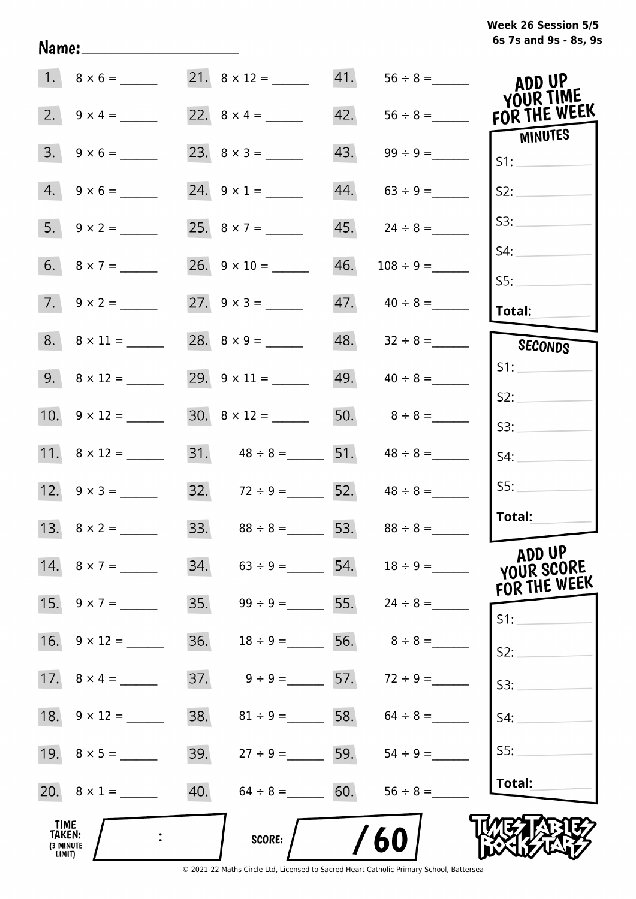Week 26 Session 5/5
6s 7s and 9s - 8s, 9s

Name:____________________

| | | | | | |
|---|---|---|---|---|---|
| 1. | 8 × 6 = ______ | 21. | 8 × 12 = ______ | 41. | 56 ÷ 8 = ______ |
| 2. | 9 × 4 = ______ | 22. | 8 × 4 = ______ | 42. | 56 ÷ 8 = ______ |
| 3. | 9 × 6 = ______ | 23. | 8 × 3 = ______ | 43. | 99 ÷ 9 = ______ |
| 4. | 9 × 6 = ______ | 24. | 9 × 1 = ______ | 44. | 63 ÷ 9 = ______ |
| 5. | 9 × 2 = ______ | 25. | 8 × 7 = ______ | 45. | 24 ÷ 8 = ______ |
| 6. | 8 × 7 = ______ | 26. | 9 × 10 = ______ | 46. | 108 ÷ 9 = ______ |
| 7. | 9 × 2 = ______ | 27. | 9 × 3 = ______ | 47. | 40 ÷ 8 = ______ |
| 8. | 8 × 11 = ______ | 28. | 8 × 9 = ______ | 48. | 32 ÷ 8 = ______ |
| 9. | 8 × 12 = ______ | 29. | 9 × 11 = ______ | 49. | 40 ÷ 8 = ______ |
| 10. | 9 × 12 = ______ | 30. | 8 × 12 = ______ | 50. | 8 ÷ 8 = ______ |
| 11. | 8 × 12 = ______ | 31. | 48 ÷ 8 = ______ | 51. | 48 ÷ 8 = ______ |
| 12. | 9 × 3 = ______ | 32. | 72 ÷ 9 = ______ | 52. | 48 ÷ 8 = ______ |
| 13. | 8 × 2 = ______ | 33. | 88 ÷ 8 = ______ | 53. | 88 ÷ 8 = ______ |
| 14. | 8 × 7 = ______ | 34. | 63 ÷ 9 = ______ | 54. | 18 ÷ 9 = ______ |
| 15. | 9 × 7 = ______ | 35. | 99 ÷ 9 = ______ | 55. | 24 ÷ 8 = ______ |
| 16. | 9 × 12 = ______ | 36. | 18 ÷ 9 = ______ | 56. | 8 ÷ 8 = ______ |
| 17. | 8 × 4 = ______ | 37. | 9 ÷ 9 = ______ | 57. | 72 ÷ 9 = ______ |
| 18. | 9 × 12 = ______ | 38. | 81 ÷ 9 = ______ | 58. | 64 ÷ 8 = ______ |
| 19. | 8 × 5 = ______ | 39. | 27 ÷ 9 = ______ | 59. | 54 ÷ 9 = ______ |
| 20. | 8 × 1 = ______ | 40. | 64 ÷ 8 = ______ | 60. | 56 ÷ 8 = ______ |

**ADD UP YOUR TIME FOR THE WEEK**

**MINUTES**
S1: ______
S2: ______
S3: ______
S4: ______
S5: ______
**Total:** ______

**SECONDS**
S1: ______
S2: ______
S3: ______
S4: ______
S5: ______
**Total:** ______

**ADD UP YOUR SCORE FOR THE WEEK**
S1: ______
S2: ______
S3: ______
S4: ______
S5: ______
**Total:** ______

**TIME TAKEN:** (3 MINUTE LIMIT) ____ : ____

**SCORE:** ____ / 60

TIMES TABLES ROCK STARS

© 2021-22 Maths Circle Ltd, Licensed to Sacred Heart Catholic Primary School, Battersea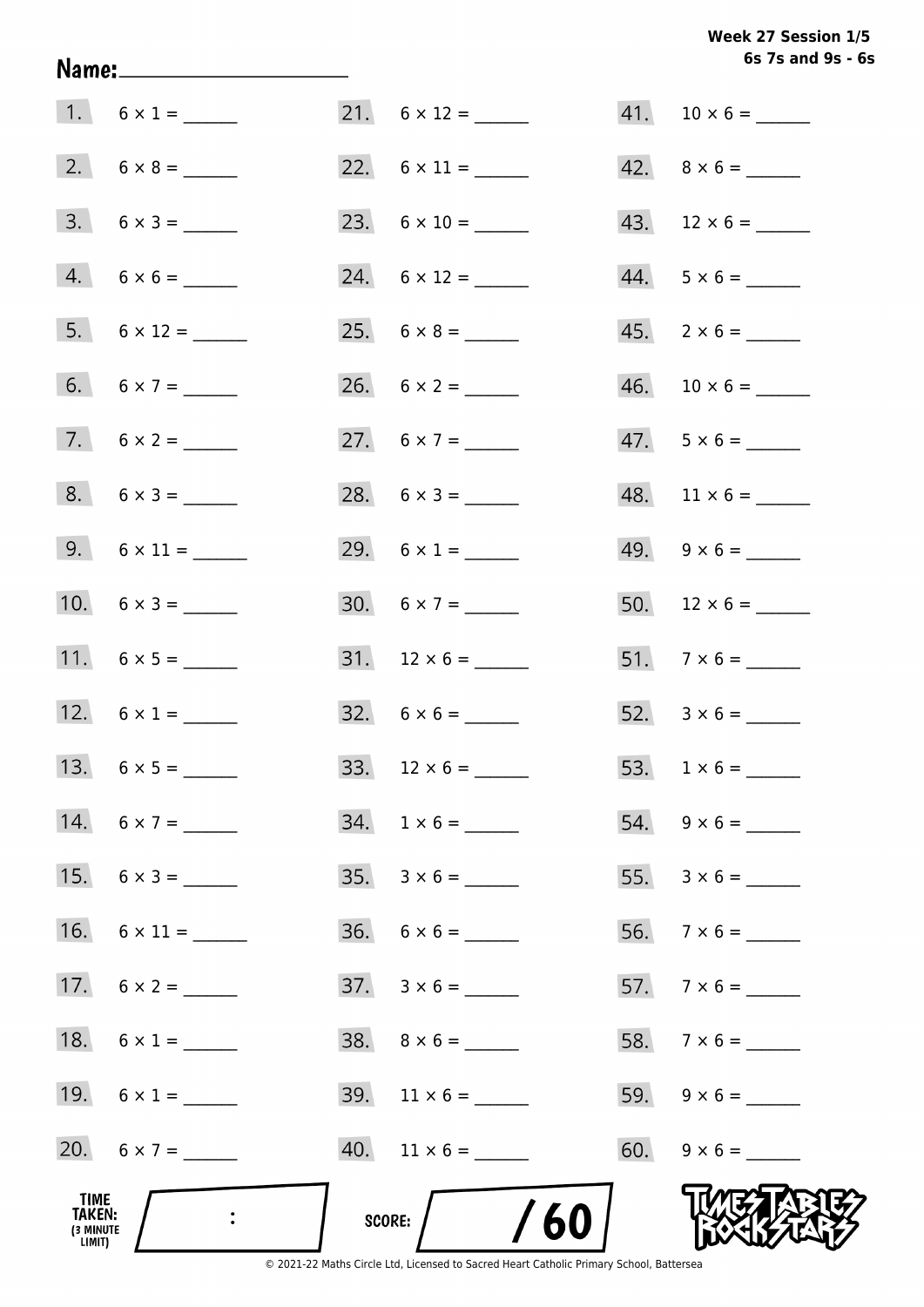Week 27 Session 1/5
6s 7s and 9s - 6s

Name: ____________________

| | | | | | |
|---|---|---|---|---|---|
| 1. | 6 × 1 = ______ | 21. | 6 × 12 = ______ | 41. | 10 × 6 = ______ |
| 2. | 6 × 8 = ______ | 22. | 6 × 11 = ______ | 42. | 8 × 6 = ______ |
| 3. | 6 × 3 = ______ | 23. | 6 × 10 = ______ | 43. | 12 × 6 = ______ |
| 4. | 6 × 6 = ______ | 24. | 6 × 12 = ______ | 44. | 5 × 6 = ______ |
| 5. | 6 × 12 = ______ | 25. | 6 × 8 = ______ | 45. | 2 × 6 = ______ |
| 6. | 6 × 7 = ______ | 26. | 6 × 2 = ______ | 46. | 10 × 6 = ______ |
| 7. | 6 × 2 = ______ | 27. | 6 × 7 = ______ | 47. | 5 × 6 = ______ |
| 8. | 6 × 3 = ______ | 28. | 6 × 3 = ______ | 48. | 11 × 6 = ______ |
| 9. | 6 × 11 = ______ | 29. | 6 × 1 = ______ | 49. | 9 × 6 = ______ |
| 10. | 6 × 3 = ______ | 30. | 6 × 7 = ______ | 50. | 12 × 6 = ______ |
| 11. | 6 × 5 = ______ | 31. | 12 × 6 = ______ | 51. | 7 × 6 = ______ |
| 12. | 6 × 1 = ______ | 32. | 6 × 6 = ______ | 52. | 3 × 6 = ______ |
| 13. | 6 × 5 = ______ | 33. | 12 × 6 = ______ | 53. | 1 × 6 = ______ |
| 14. | 6 × 7 = ______ | 34. | 1 × 6 = ______ | 54. | 9 × 6 = ______ |
| 15. | 6 × 3 = ______ | 35. | 3 × 6 = ______ | 55. | 3 × 6 = ______ |
| 16. | 6 × 11 = ______ | 36. | 6 × 6 = ______ | 56. | 7 × 6 = ______ |
| 17. | 6 × 2 = ______ | 37. | 3 × 6 = ______ | 57. | 7 × 6 = ______ |
| 18. | 6 × 1 = ______ | 38. | 8 × 6 = ______ | 58. | 7 × 6 = ______ |
| 19. | 6 × 1 = ______ | 39. | 11 × 6 = ______ | 59. | 9 × 6 = ______ |
| 20. | 6 × 7 = ______ | 40. | 11 × 6 = ______ | 60. | 9 × 6 = ______ |

TIME TAKEN: (3 MINUTE LIMIT) ____ : ____

SCORE: ____ / 60

TIMES TABLES ROCK STARS

© 2021-22 Maths Circle Ltd, Licensed to Sacred Heart Catholic Primary School, Battersea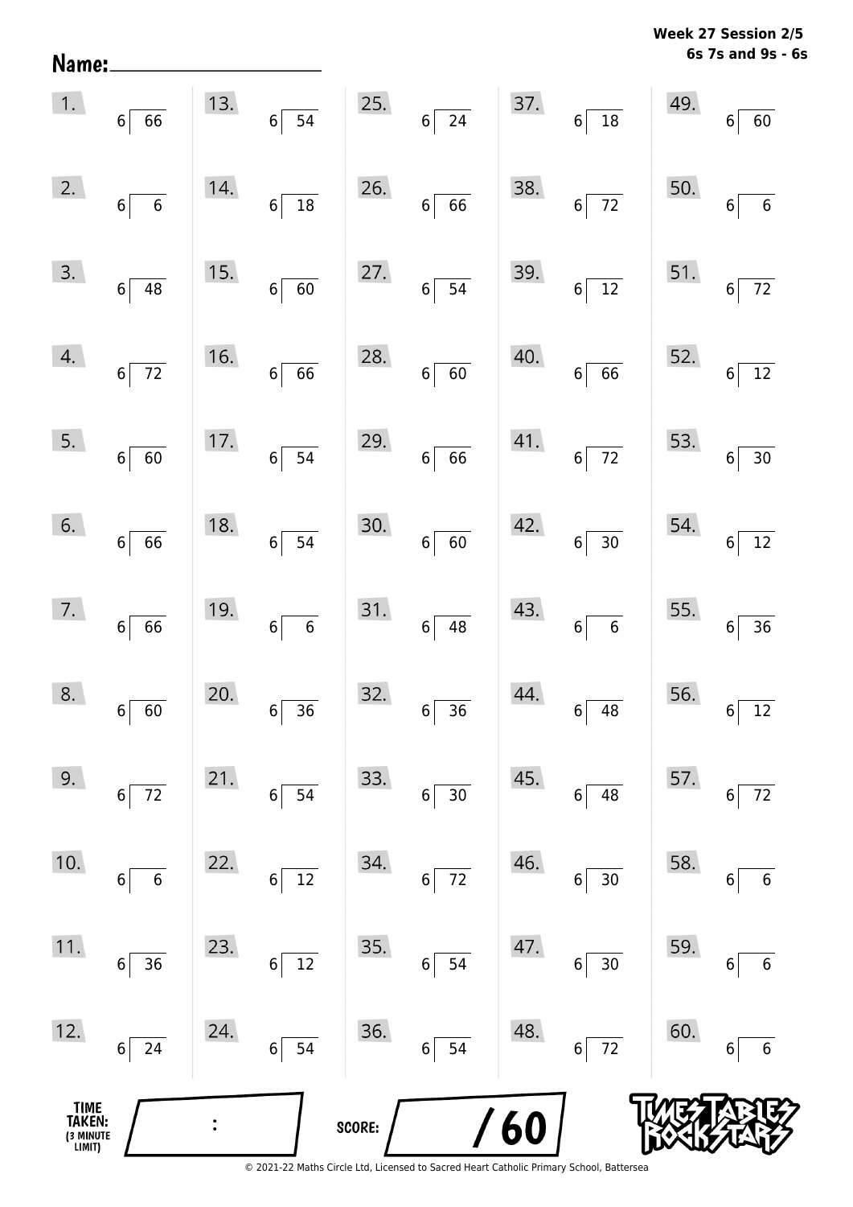Name: ____________________

**Week 27 Session 2/5**
**6s 7s and 9s - 6s**

| | | | | |
|---|---|---|---|---|
| 1. $6\overline{)66}$ | 13. $6\overline{)54}$ | 25. $6\overline{)24}$ | 37. $6\overline{)18}$ | 49. $6\overline{)60}$ |
| 2. $6\overline{)6}$ | 14. $6\overline{)18}$ | 26. $6\overline{)66}$ | 38. $6\overline{)72}$ | 50. $6\overline{)6}$ |
| 3. $6\overline{)48}$ | 15. $6\overline{)60}$ | 27. $6\overline{)54}$ | 39. $6\overline{)12}$ | 51. $6\overline{)72}$ |
| 4. $6\overline{)72}$ | 16. $6\overline{)66}$ | 28. $6\overline{)60}$ | 40. $6\overline{)66}$ | 52. $6\overline{)12}$ |
| 5. $6\overline{)60}$ | 17. $6\overline{)54}$ | 29. $6\overline{)66}$ | 41. $6\overline{)72}$ | 53. $6\overline{)30}$ |
| 6. $6\overline{)66}$ | 18. $6\overline{)54}$ | 30. $6\overline{)60}$ | 42. $6\overline{)30}$ | 54. $6\overline{)12}$ |
| 7. $6\overline{)66}$ | 19. $6\overline{)6}$ | 31. $6\overline{)48}$ | 43. $6\overline{)6}$ | 55. $6\overline{)36}$ |
| 8. $6\overline{)60}$ | 20. $6\overline{)36}$ | 32. $6\overline{)36}$ | 44. $6\overline{)48}$ | 56. $6\overline{)12}$ |
| 9. $6\overline{)72}$ | 21. $6\overline{)54}$ | 33. $6\overline{)30}$ | 45. $6\overline{)48}$ | 57. $6\overline{)72}$ |
| 10. $6\overline{)6}$ | 22. $6\overline{)12}$ | 34. $6\overline{)72}$ | 46. $6\overline{)30}$ | 58. $6\overline{)6}$ |
| 11. $6\overline{)36}$ | 23. $6\overline{)12}$ | 35. $6\overline{)54}$ | 47. $6\overline{)30}$ | 59. $6\overline{)6}$ |
| 12. $6\overline{)24}$ | 24. $6\overline{)54}$ | 36. $6\overline{)54}$ | 48. $6\overline{)72}$ | 60. $6\overline{)6}$ |

TIME TAKEN: (3 MINUTE LIMIT) ___ : ___

SCORE: ___ / 60

© 2021-22 Maths Circle Ltd, Licensed to Sacred Heart Catholic Primary School, Battersea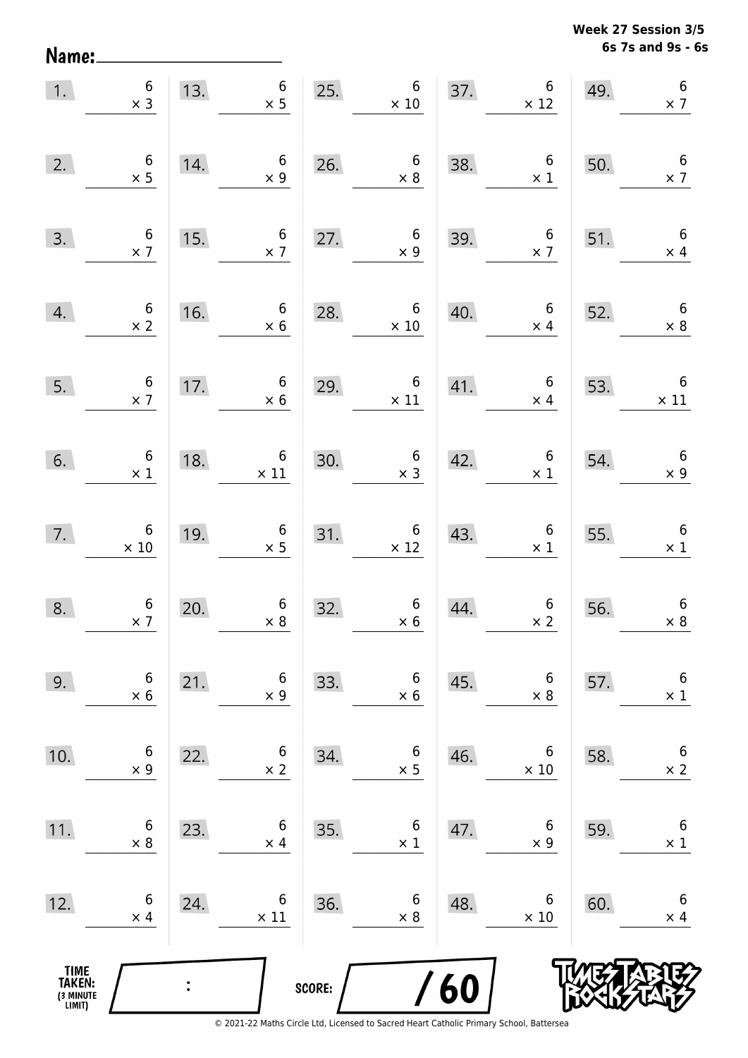Week 27 Session 3/5
6s 7s and 9s - 6s

Name:

| | | | | | | | | | |
|---|---|---|---|---|---|---|---|---|---|
| 1. | $6 \times 3$ | 13. | $6 \times 5$ | 25. | $6 \times 10$ | 37. | $6 \times 12$ | 49. | $6 \times 7$ |
| 2. | $6 \times 5$ | 14. | $6 \times 9$ | 26. | $6 \times 8$ | 38. | $6 \times 1$ | 50. | $6 \times 7$ |
| 3. | $6 \times 7$ | 15. | $6 \times 7$ | 27. | $6 \times 9$ | 39. | $6 \times 7$ | 51. | $6 \times 4$ |
| 4. | $6 \times 2$ | 16. | $6 \times 6$ | 28. | $6 \times 10$ | 40. | $6 \times 4$ | 52. | $6 \times 8$ |
| 5. | $6 \times 7$ | 17. | $6 \times 6$ | 29. | $6 \times 11$ | 41. | $6 \times 4$ | 53. | $6 \times 11$ |
| 6. | $6 \times 1$ | 18. | $6 \times 11$ | 30. | $6 \times 3$ | 42. | $6 \times 1$ | 54. | $6 \times 9$ |
| 7. | $6 \times 10$ | 19. | $6 \times 5$ | 31. | $6 \times 12$ | 43. | $6 \times 1$ | 55. | $6 \times 1$ |
| 8. | $6 \times 7$ | 20. | $6 \times 8$ | 32. | $6 \times 6$ | 44. | $6 \times 2$ | 56. | $6 \times 8$ |
| 9. | $6 \times 6$ | 21. | $6 \times 9$ | 33. | $6 \times 6$ | 45. | $6 \times 8$ | 57. | $6 \times 1$ |
| 10. | $6 \times 9$ | 22. | $6 \times 2$ | 34. | $6 \times 5$ | 46. | $6 \times 10$ | 58. | $6 \times 2$ |
| 11. | $6 \times 8$ | 23. | $6 \times 4$ | 35. | $6 \times 1$ | 47. | $6 \times 9$ | 59. | $6 \times 1$ |
| 12. | $6 \times 4$ | 24. | $6 \times 11$ | 36. | $6 \times 8$ | 48. | $6 \times 10$ | 60. | $6 \times 4$ |

TIME TAKEN: (3 MINUTE LIMIT) :

SCORE: / 60

© 2021-22 Maths Circle Ltd, Licensed to Sacred Heart Catholic Primary School, Battersea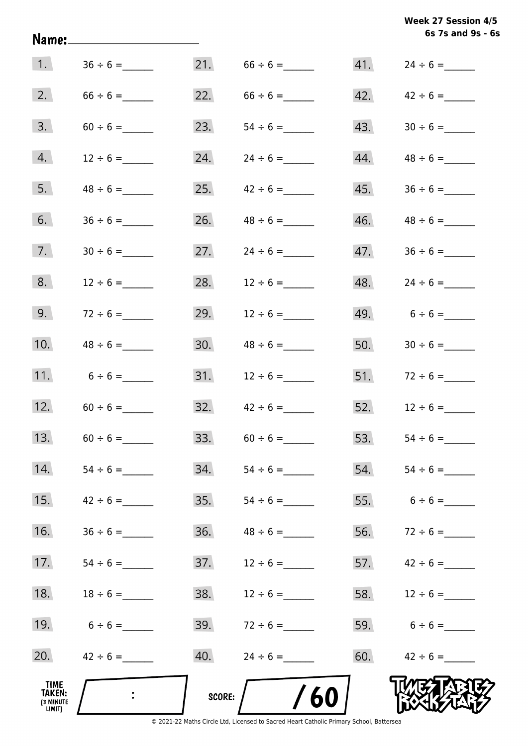Week 27 Session 4/5
6s 7s and 9s - 6s

Name:______________________

| | | | | | |
|---|---|---|---|---|---|
| 1. | $36 \div 6 =$ ______ | 21. | $66 \div 6 =$ ______ | 41. | $24 \div 6 =$ ______ |
| 2. | $66 \div 6 =$ ______ | 22. | $66 \div 6 =$ ______ | 42. | $42 \div 6 =$ ______ |
| 3. | $60 \div 6 =$ ______ | 23. | $54 \div 6 =$ ______ | 43. | $30 \div 6 =$ ______ |
| 4. | $12 \div 6 =$ ______ | 24. | $24 \div 6 =$ ______ | 44. | $48 \div 6 =$ ______ |
| 5. | $48 \div 6 =$ ______ | 25. | $42 \div 6 =$ ______ | 45. | $36 \div 6 =$ ______ |
| 6. | $36 \div 6 =$ ______ | 26. | $48 \div 6 =$ ______ | 46. | $48 \div 6 =$ ______ |
| 7. | $30 \div 6 =$ ______ | 27. | $24 \div 6 =$ ______ | 47. | $36 \div 6 =$ ______ |
| 8. | $12 \div 6 =$ ______ | 28. | $12 \div 6 =$ ______ | 48. | $24 \div 6 =$ ______ |
| 9. | $72 \div 6 =$ ______ | 29. | $12 \div 6 =$ ______ | 49. | $6 \div 6 =$ ______ |
| 10. | $48 \div 6 =$ ______ | 30. | $48 \div 6 =$ ______ | 50. | $30 \div 6 =$ ______ |
| 11. | $6 \div 6 =$ ______ | 31. | $12 \div 6 =$ ______ | 51. | $72 \div 6 =$ ______ |
| 12. | $60 \div 6 =$ ______ | 32. | $42 \div 6 =$ ______ | 52. | $12 \div 6 =$ ______ |
| 13. | $60 \div 6 =$ ______ | 33. | $60 \div 6 =$ ______ | 53. | $54 \div 6 =$ ______ |
| 14. | $54 \div 6 =$ ______ | 34. | $54 \div 6 =$ ______ | 54. | $54 \div 6 =$ ______ |
| 15. | $42 \div 6 =$ ______ | 35. | $54 \div 6 =$ ______ | 55. | $6 \div 6 =$ ______ |
| 16. | $36 \div 6 =$ ______ | 36. | $48 \div 6 =$ ______ | 56. | $72 \div 6 =$ ______ |
| 17. | $54 \div 6 =$ ______ | 37. | $12 \div 6 =$ ______ | 57. | $42 \div 6 =$ ______ |
| 18. | $18 \div 6 =$ ______ | 38. | $12 \div 6 =$ ______ | 58. | $12 \div 6 =$ ______ |
| 19. | $6 \div 6 =$ ______ | 39. | $72 \div 6 =$ ______ | 59. | $6 \div 6 =$ ______ |
| 20. | $42 \div 6 =$ ______ | 40. | $24 \div 6 =$ ______ | 60. | $42 \div 6 =$ ______ |

TIME TAKEN: (3 MINUTE LIMIT) ____ : ____

SCORE: ____ / 60

TIMES TABLES ROCK STARS

© 2021-22 Maths Circle Ltd, Licensed to Sacred Heart Catholic Primary School, Battersea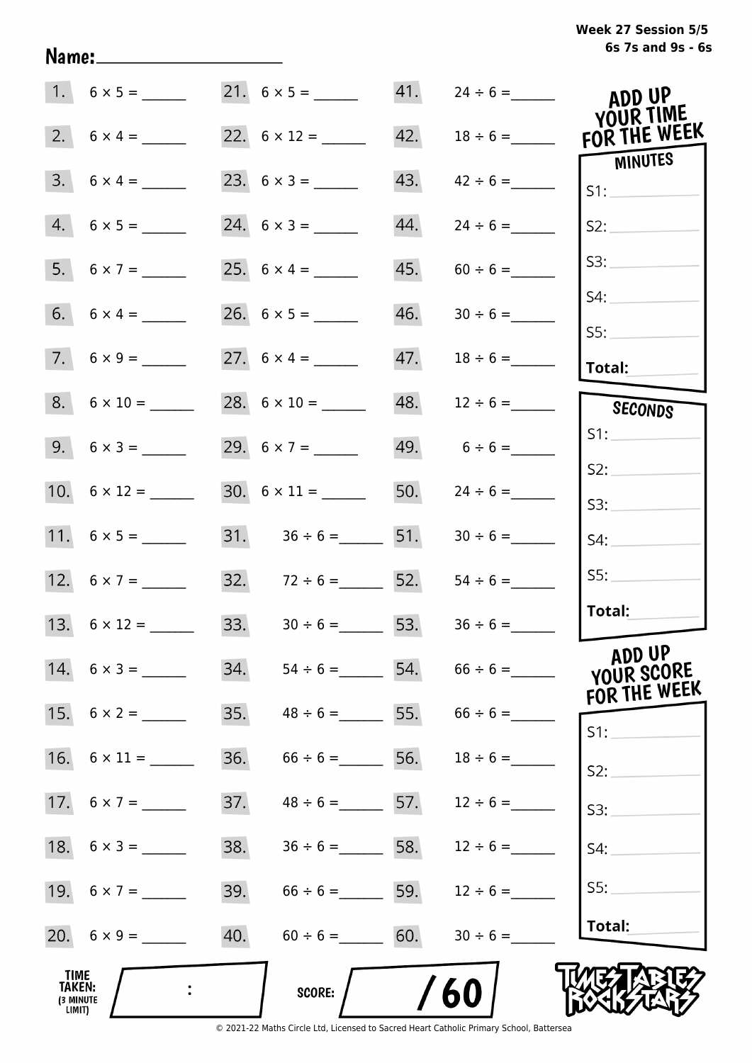Week 27 Session 5/5
6s 7s and 9s - 6s

Name: ____________________

| | | | | | |
|---|---|---|---|---|---|
| 1. | 6 × 5 = ______ | 21. | 6 × 5 = ______ | 41. | 24 ÷ 6 = ______ |
| 2. | 6 × 4 = ______ | 22. | 6 × 12 = ______ | 42. | 18 ÷ 6 = ______ |
| 3. | 6 × 4 = ______ | 23. | 6 × 3 = ______ | 43. | 42 ÷ 6 = ______ |
| 4. | 6 × 5 = ______ | 24. | 6 × 3 = ______ | 44. | 24 ÷ 6 = ______ |
| 5. | 6 × 7 = ______ | 25. | 6 × 4 = ______ | 45. | 60 ÷ 6 = ______ |
| 6. | 6 × 4 = ______ | 26. | 6 × 5 = ______ | 46. | 30 ÷ 6 = ______ |
| 7. | 6 × 9 = ______ | 27. | 6 × 4 = ______ | 47. | 18 ÷ 6 = ______ |
| 8. | 6 × 10 = ______ | 28. | 6 × 10 = ______ | 48. | 12 ÷ 6 = ______ |
| 9. | 6 × 3 = ______ | 29. | 6 × 7 = ______ | 49. | 6 ÷ 6 = ______ |
| 10. | 6 × 12 = ______ | 30. | 6 × 11 = ______ | 50. | 24 ÷ 6 = ______ |
| 11. | 6 × 5 = ______ | 31. | 36 ÷ 6 = ______ | 51. | 30 ÷ 6 = ______ |
| 12. | 6 × 7 = ______ | 32. | 72 ÷ 6 = ______ | 52. | 54 ÷ 6 = ______ |
| 13. | 6 × 12 = ______ | 33. | 30 ÷ 6 = ______ | 53. | 36 ÷ 6 = ______ |
| 14. | 6 × 3 = ______ | 34. | 54 ÷ 6 = ______ | 54. | 66 ÷ 6 = ______ |
| 15. | 6 × 2 = ______ | 35. | 48 ÷ 6 = ______ | 55. | 66 ÷ 6 = ______ |
| 16. | 6 × 11 = ______ | 36. | 66 ÷ 6 = ______ | 56. | 18 ÷ 6 = ______ |
| 17. | 6 × 7 = ______ | 37. | 48 ÷ 6 = ______ | 57. | 12 ÷ 6 = ______ |
| 18. | 6 × 3 = ______ | 38. | 36 ÷ 6 = ______ | 58. | 12 ÷ 6 = ______ |
| 19. | 6 × 7 = ______ | 39. | 66 ÷ 6 = ______ | 59. | 12 ÷ 6 = ______ |
| 20. | 6 × 9 = ______ | 40. | 60 ÷ 6 = ______ | 60. | 30 ÷ 6 = ______ |

## ADD UP YOUR TIME FOR THE WEEK

**MINUTES**

S1: ______
S2: ______
S3: ______
S4: ______
S5: ______
**Total:** ______

**SECONDS**

S1: ______
S2: ______
S3: ______
S4: ______
S5: ______
**Total:** ______

## ADD UP YOUR SCORE FOR THE WEEK

S1: ______
S2: ______
S3: ______
S4: ______
S5: ______
**Total:** ______

**TIME TAKEN:** (3 MINUTE LIMIT) ____ : ____

**SCORE:** ____ / 60

TIMES TABLES ROCK STARS

© 2021-22 Maths Circle Ltd, Licensed to Sacred Heart Catholic Primary School, Battersea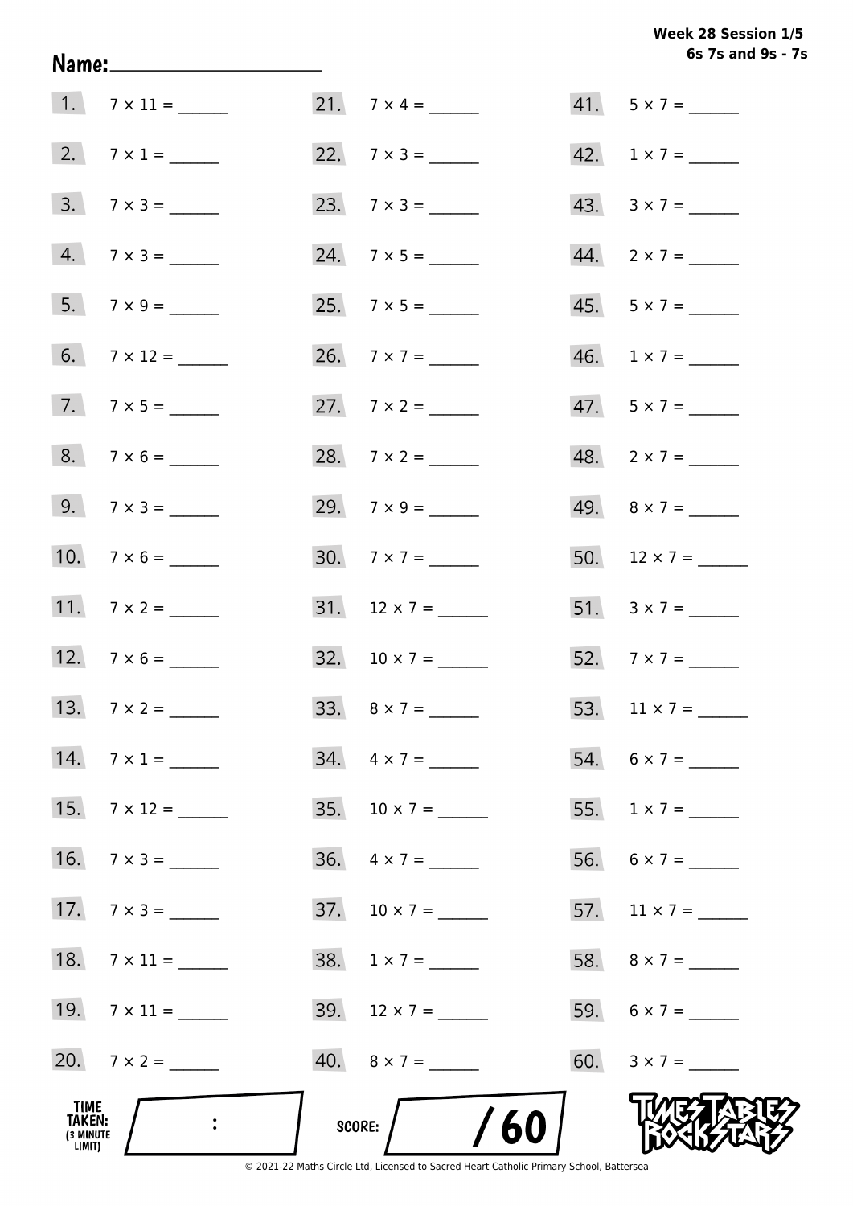Week 28 Session 1/5
6s 7s and 9s - 7s

Name: ____________________

1. $7 \times 11 =$ ______
2. $7 \times 1 =$ ______
3. $7 \times 3 =$ ______
4. $7 \times 3 =$ ______
5. $7 \times 9 =$ ______
6. $7 \times 12 =$ ______
7. $7 \times 5 =$ ______
8. $7 \times 6 =$ ______
9. $7 \times 3 =$ ______
10. $7 \times 6 =$ ______
11. $7 \times 2 =$ ______
12. $7 \times 6 =$ ______
13. $7 \times 2 =$ ______
14. $7 \times 1 =$ ______
15. $7 \times 12 =$ ______
16. $7 \times 3 =$ ______
17. $7 \times 3 =$ ______
18. $7 \times 11 =$ ______
19. $7 \times 11 =$ ______
20. $7 \times 2 =$ ______
21. $7 \times 4 =$ ______
22. $7 \times 3 =$ ______
23. $7 \times 3 =$ ______
24. $7 \times 5 =$ ______
25. $7 \times 5 =$ ______
26. $7 \times 7 =$ ______
27. $7 \times 2 =$ ______
28. $7 \times 2 =$ ______
29. $7 \times 9 =$ ______
30. $7 \times 7 =$ ______
31. $12 \times 7 =$ ______
32. $10 \times 7 =$ ______
33. $8 \times 7 =$ ______
34. $4 \times 7 =$ ______
35. $10 \times 7 =$ ______
36. $4 \times 7 =$ ______
37. $10 \times 7 =$ ______
38. $1 \times 7 =$ ______
39. $12 \times 7 =$ ______
40. $8 \times 7 =$ ______
41. $5 \times 7 =$ ______
42. $1 \times 7 =$ ______
43. $3 \times 7 =$ ______
44. $2 \times 7 =$ ______
45. $5 \times 7 =$ ______
46. $1 \times 7 =$ ______
47. $5 \times 7 =$ ______
48. $2 \times 7 =$ ______
49. $8 \times 7 =$ ______
50. $12 \times 7 =$ ______
51. $3 \times 7 =$ ______
52. $7 \times 7 =$ ______
53. $11 \times 7 =$ ______
54. $6 \times 7 =$ ______
55. $1 \times 7 =$ ______
56. $6 \times 7 =$ ______
57. $11 \times 7 =$ ______
58. $8 \times 7 =$ ______
59. $6 \times 7 =$ ______
60. $3 \times 7 =$ ______

TIME TAKEN: (3 MINUTE LIMIT) :

SCORE: / 60

TIMES TABLES ROCK STARS

© 2021-22 Maths Circle Ltd, Licensed to Sacred Heart Catholic Primary School, Battersea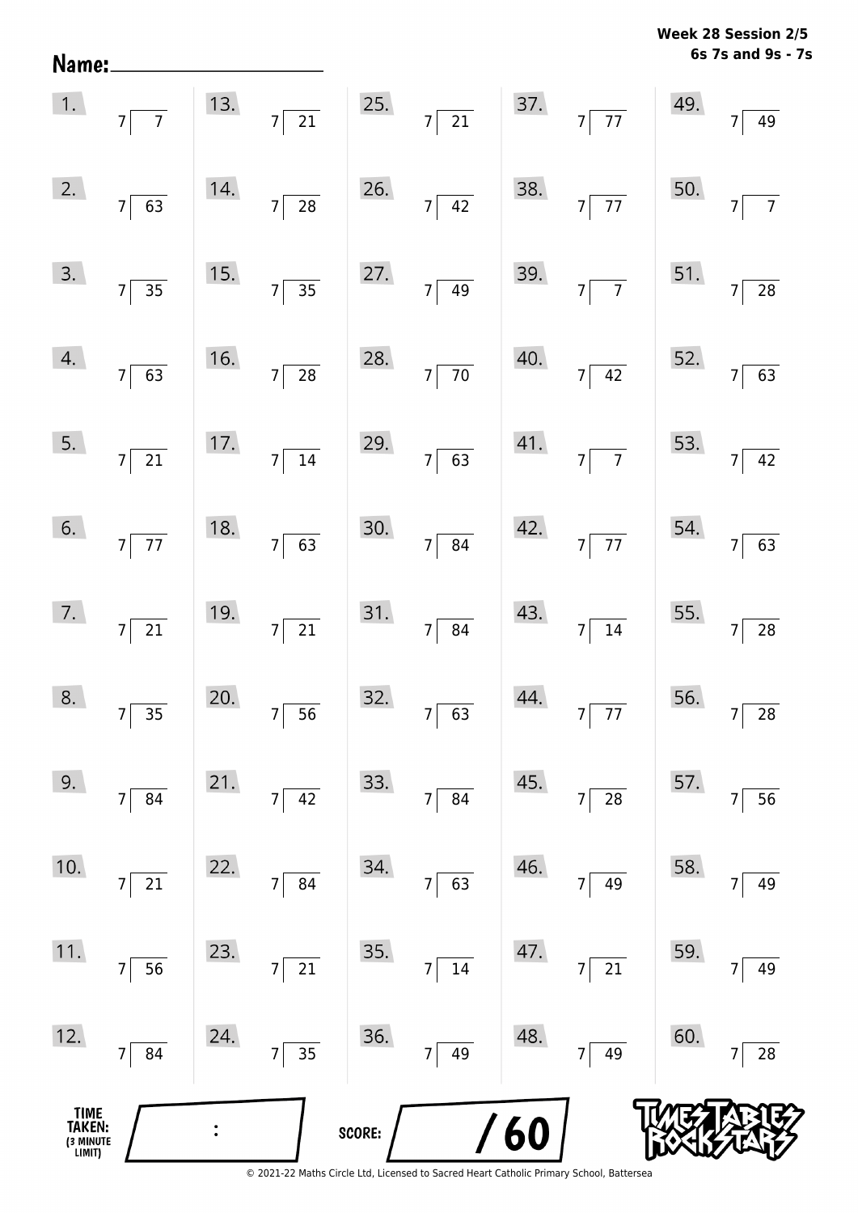**Week 28 Session 2/5**
**6s 7s and 9s - 7s**

Name: ____________________

| | | | | |
|---|---|---|---|---|
| 1. $7 \overline{)\ 7}$ | 13. $7 \overline{)\ 21}$ | 25. $7 \overline{)\ 21}$ | 37. $7 \overline{)\ 77}$ | 49. $7 \overline{)\ 49}$ |
| 2. $7 \overline{)\ 63}$ | 14. $7 \overline{)\ 28}$ | 26. $7 \overline{)\ 42}$ | 38. $7 \overline{)\ 77}$ | 50. $7 \overline{)\ 7}$ |
| 3. $7 \overline{)\ 35}$ | 15. $7 \overline{)\ 35}$ | 27. $7 \overline{)\ 49}$ | 39. $7 \overline{)\ 7}$ | 51. $7 \overline{)\ 28}$ |
| 4. $7 \overline{)\ 63}$ | 16. $7 \overline{)\ 28}$ | 28. $7 \overline{)\ 70}$ | 40. $7 \overline{)\ 42}$ | 52. $7 \overline{)\ 63}$ |
| 5. $7 \overline{)\ 21}$ | 17. $7 \overline{)\ 14}$ | 29. $7 \overline{)\ 63}$ | 41. $7 \overline{)\ 7}$ | 53. $7 \overline{)\ 42}$ |
| 6. $7 \overline{)\ 77}$ | 18. $7 \overline{)\ 63}$ | 30. $7 \overline{)\ 84}$ | 42. $7 \overline{)\ 77}$ | 54. $7 \overline{)\ 63}$ |
| 7. $7 \overline{)\ 21}$ | 19. $7 \overline{)\ 21}$ | 31. $7 \overline{)\ 84}$ | 43. $7 \overline{)\ 14}$ | 55. $7 \overline{)\ 28}$ |
| 8. $7 \overline{)\ 35}$ | 20. $7 \overline{)\ 56}$ | 32. $7 \overline{)\ 63}$ | 44. $7 \overline{)\ 77}$ | 56. $7 \overline{)\ 28}$ |
| 9. $7 \overline{)\ 84}$ | 21. $7 \overline{)\ 42}$ | 33. $7 \overline{)\ 84}$ | 45. $7 \overline{)\ 28}$ | 57. $7 \overline{)\ 56}$ |
| 10. $7 \overline{)\ 21}$ | 22. $7 \overline{)\ 84}$ | 34. $7 \overline{)\ 63}$ | 46. $7 \overline{)\ 49}$ | 58. $7 \overline{)\ 49}$ |
| 11. $7 \overline{)\ 56}$ | 23. $7 \overline{)\ 21}$ | 35. $7 \overline{)\ 14}$ | 47. $7 \overline{)\ 21}$ | 59. $7 \overline{)\ 49}$ |
| 12. $7 \overline{)\ 84}$ | 24. $7 \overline{)\ 35}$ | 36. $7 \overline{)\ 49}$ | 48. $7 \overline{)\ 49}$ | 60. $7 \overline{)\ 28}$ |

TIME TAKEN: (3 MINUTE LIMIT) ___ : ___

SCORE: ___ / 60

TIMES TABLES ROCK STARS

© 2021-22 Maths Circle Ltd, Licensed to Sacred Heart Catholic Primary School, Battersea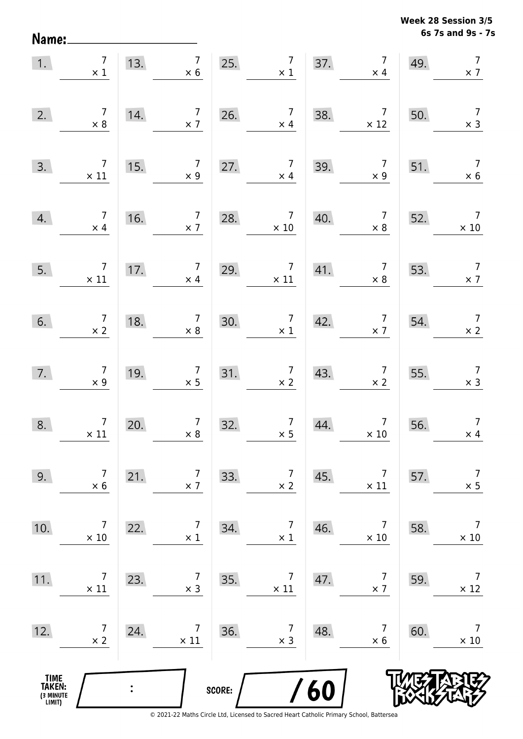Week 28 Session 3/5
6s 7s and 9s - 7s

Name: ____________________

| | | | | | | | | | |
|---|---|---|---|---|---|---|---|---|---|
| 1. | $7 \times 1$ | 13. | $7 \times 6$ | 25. | $7 \times 1$ | 37. | $7 \times 4$ | 49. | $7 \times 7$ |
| 2. | $7 \times 8$ | 14. | $7 \times 7$ | 26. | $7 \times 4$ | 38. | $7 \times 12$ | 50. | $7 \times 3$ |
| 3. | $7 \times 11$ | 15. | $7 \times 9$ | 27. | $7 \times 4$ | 39. | $7 \times 9$ | 51. | $7 \times 6$ |
| 4. | $7 \times 4$ | 16. | $7 \times 7$ | 28. | $7 \times 10$ | 40. | $7 \times 8$ | 52. | $7 \times 10$ |
| 5. | $7 \times 11$ | 17. | $7 \times 4$ | 29. | $7 \times 11$ | 41. | $7 \times 8$ | 53. | $7 \times 7$ |
| 6. | $7 \times 2$ | 18. | $7 \times 8$ | 30. | $7 \times 1$ | 42. | $7 \times 7$ | 54. | $7 \times 2$ |
| 7. | $7 \times 9$ | 19. | $7 \times 5$ | 31. | $7 \times 2$ | 43. | $7 \times 2$ | 55. | $7 \times 3$ |
| 8. | $7 \times 11$ | 20. | $7 \times 8$ | 32. | $7 \times 5$ | 44. | $7 \times 10$ | 56. | $7 \times 4$ |
| 9. | $7 \times 6$ | 21. | $7 \times 7$ | 33. | $7 \times 2$ | 45. | $7 \times 11$ | 57. | $7 \times 5$ |
| 10. | $7 \times 10$ | 22. | $7 \times 1$ | 34. | $7 \times 1$ | 46. | $7 \times 10$ | 58. | $7 \times 10$ |
| 11. | $7 \times 11$ | 23. | $7 \times 3$ | 35. | $7 \times 11$ | 47. | $7 \times 7$ | 59. | $7 \times 12$ |
| 12. | $7 \times 2$ | 24. | $7 \times 11$ | 36. | $7 \times 3$ | 48. | $7 \times 6$ | 60. | $7 \times 10$ |

TIME TAKEN: (3 MINUTE LIMIT) :

SCORE: / 60

© 2021-22 Maths Circle Ltd, Licensed to Sacred Heart Catholic Primary School, Battersea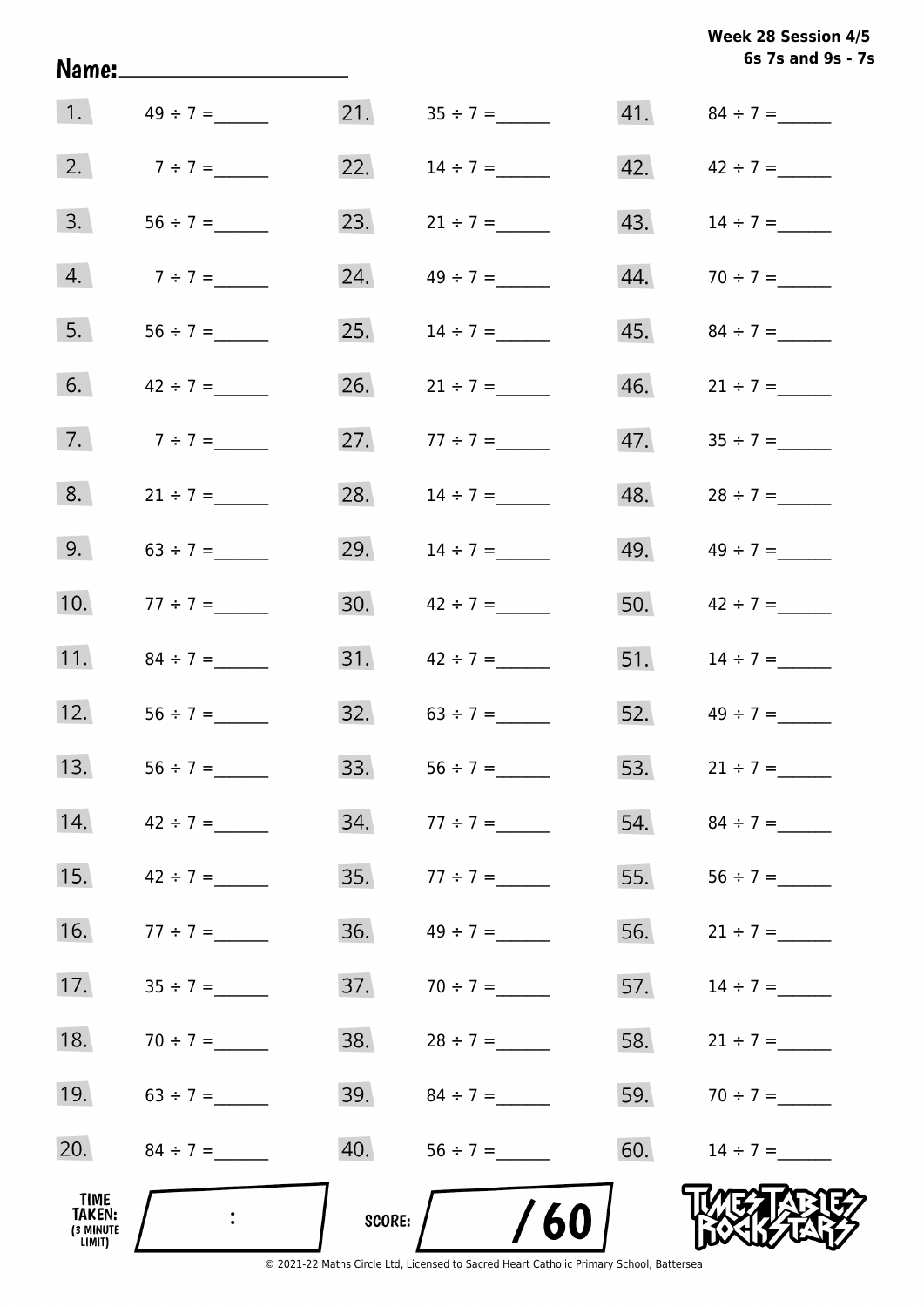**Week 28 Session 4/5**
**6s 7s and 9s - 7s**

Name:____________________

| | | | | | |
|---|---|---|---|---|---|
| 1. | 49 ÷ 7 =______ | 21. | 35 ÷ 7 =______ | 41. | 84 ÷ 7 =______ |
| 2. | 7 ÷ 7 =______ | 22. | 14 ÷ 7 =______ | 42. | 42 ÷ 7 =______ |
| 3. | 56 ÷ 7 =______ | 23. | 21 ÷ 7 =______ | 43. | 14 ÷ 7 =______ |
| 4. | 7 ÷ 7 =______ | 24. | 49 ÷ 7 =______ | 44. | 70 ÷ 7 =______ |
| 5. | 56 ÷ 7 =______ | 25. | 14 ÷ 7 =______ | 45. | 84 ÷ 7 =______ |
| 6. | 42 ÷ 7 =______ | 26. | 21 ÷ 7 =______ | 46. | 21 ÷ 7 =______ |
| 7. | 7 ÷ 7 =______ | 27. | 77 ÷ 7 =______ | 47. | 35 ÷ 7 =______ |
| 8. | 21 ÷ 7 =______ | 28. | 14 ÷ 7 =______ | 48. | 28 ÷ 7 =______ |
| 9. | 63 ÷ 7 =______ | 29. | 14 ÷ 7 =______ | 49. | 49 ÷ 7 =______ |
| 10. | 77 ÷ 7 =______ | 30. | 42 ÷ 7 =______ | 50. | 42 ÷ 7 =______ |
| 11. | 84 ÷ 7 =______ | 31. | 42 ÷ 7 =______ | 51. | 14 ÷ 7 =______ |
| 12. | 56 ÷ 7 =______ | 32. | 63 ÷ 7 =______ | 52. | 49 ÷ 7 =______ |
| 13. | 56 ÷ 7 =______ | 33. | 56 ÷ 7 =______ | 53. | 21 ÷ 7 =______ |
| 14. | 42 ÷ 7 =______ | 34. | 77 ÷ 7 =______ | 54. | 84 ÷ 7 =______ |
| 15. | 42 ÷ 7 =______ | 35. | 77 ÷ 7 =______ | 55. | 56 ÷ 7 =______ |
| 16. | 77 ÷ 7 =______ | 36. | 49 ÷ 7 =______ | 56. | 21 ÷ 7 =______ |
| 17. | 35 ÷ 7 =______ | 37. | 70 ÷ 7 =______ | 57. | 14 ÷ 7 =______ |
| 18. | 70 ÷ 7 =______ | 38. | 28 ÷ 7 =______ | 58. | 21 ÷ 7 =______ |
| 19. | 63 ÷ 7 =______ | 39. | 84 ÷ 7 =______ | 59. | 70 ÷ 7 =______ |
| 20. | 84 ÷ 7 =______ | 40. | 56 ÷ 7 =______ | 60. | 14 ÷ 7 =______ |

TIME TAKEN: (3 MINUTE LIMIT) ____ : ____

SCORE: ____ / 60

TIMES TABLES ROCK STARS

© 2021-22 Maths Circle Ltd, Licensed to Sacred Heart Catholic Primary School, Battersea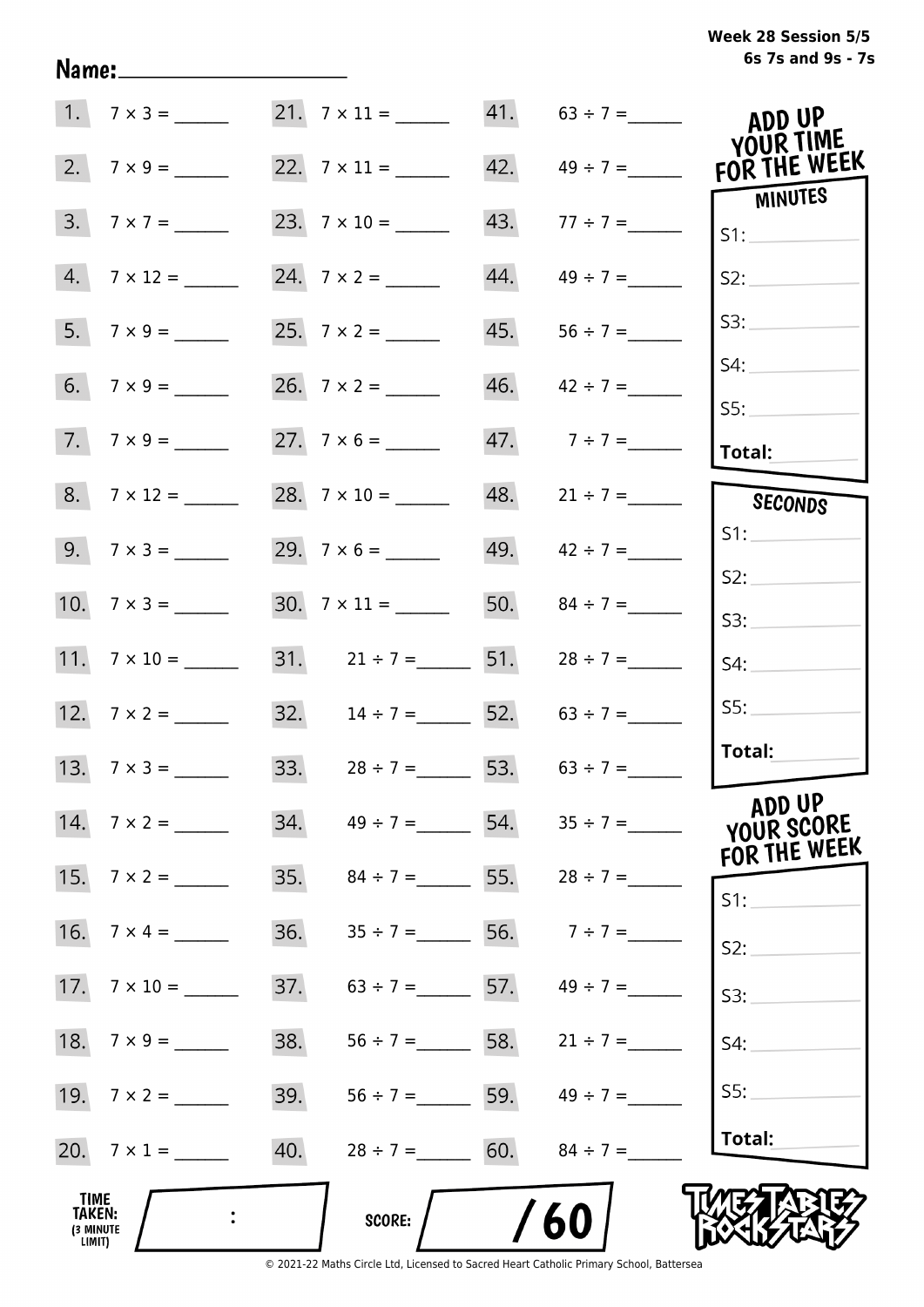Week 28 Session 5/5
6s 7s and 9s - 7s

Name:

| | | | | | |
|---|---|---|---|---|---|
| 1. | 7 × 3 = ______ | 21. | 7 × 11 = ______ | 41. | 63 ÷ 7 = ______ |
| 2. | 7 × 9 = ______ | 22. | 7 × 11 = ______ | 42. | 49 ÷ 7 = ______ |
| 3. | 7 × 7 = ______ | 23. | 7 × 10 = ______ | 43. | 77 ÷ 7 = ______ |
| 4. | 7 × 12 = ______ | 24. | 7 × 2 = ______ | 44. | 49 ÷ 7 = ______ |
| 5. | 7 × 9 = ______ | 25. | 7 × 2 = ______ | 45. | 56 ÷ 7 = ______ |
| 6. | 7 × 9 = ______ | 26. | 7 × 2 = ______ | 46. | 42 ÷ 7 = ______ |
| 7. | 7 × 9 = ______ | 27. | 7 × 6 = ______ | 47. | 7 ÷ 7 = ______ |
| 8. | 7 × 12 = ______ | 28. | 7 × 10 = ______ | 48. | 21 ÷ 7 = ______ |
| 9. | 7 × 3 = ______ | 29. | 7 × 6 = ______ | 49. | 42 ÷ 7 = ______ |
| 10. | 7 × 3 = ______ | 30. | 7 × 11 = ______ | 50. | 84 ÷ 7 = ______ |
| 11. | 7 × 10 = ______ | 31. | 21 ÷ 7 = ______ | 51. | 28 ÷ 7 = ______ |
| 12. | 7 × 2 = ______ | 32. | 14 ÷ 7 = ______ | 52. | 63 ÷ 7 = ______ |
| 13. | 7 × 3 = ______ | 33. | 28 ÷ 7 = ______ | 53. | 63 ÷ 7 = ______ |
| 14. | 7 × 2 = ______ | 34. | 49 ÷ 7 = ______ | 54. | 35 ÷ 7 = ______ |
| 15. | 7 × 2 = ______ | 35. | 84 ÷ 7 = ______ | 55. | 28 ÷ 7 = ______ |
| 16. | 7 × 4 = ______ | 36. | 35 ÷ 7 = ______ | 56. | 7 ÷ 7 = ______ |
| 17. | 7 × 10 = ______ | 37. | 63 ÷ 7 = ______ | 57. | 49 ÷ 7 = ______ |
| 18. | 7 × 9 = ______ | 38. | 56 ÷ 7 = ______ | 58. | 21 ÷ 7 = ______ |
| 19. | 7 × 2 = ______ | 39. | 56 ÷ 7 = ______ | 59. | 49 ÷ 7 = ______ |
| 20. | 7 × 1 = ______ | 40. | 28 ÷ 7 = ______ | 60. | 84 ÷ 7 = ______ |

TIME TAKEN: (3 MINUTE LIMIT) ____ : ____

SCORE: ____ / 60

**ADD UP YOUR TIME FOR THE WEEK**

**MINUTES**

S1: ______
S2: ______
S3: ______
S4: ______
S5: ______
**Total:** ______

**SECONDS**

S1: ______
S2: ______
S3: ______
S4: ______
S5: ______
**Total:** ______

**ADD UP YOUR SCORE FOR THE WEEK**

S1: ______
S2: ______
S3: ______
S4: ______
S5: ______
**Total:** ______

TIMES TABLES ROCK STARS

© 2021-22 Maths Circle Ltd, Licensed to Sacred Heart Catholic Primary School, Battersea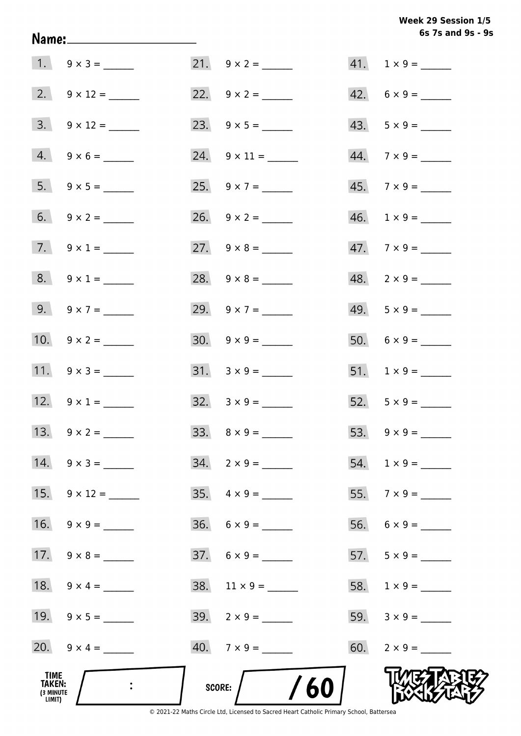**Week 29 Session 1/5**
**6s 7s and 9s - 9s**

**Name:** ____________________

| | | | | | |
|---|---|---|---|---|---|
| 1. | 9 × 3 = ______ | 21. | 9 × 2 = ______ | 41. | 1 × 9 = ______ |
| 2. | 9 × 12 = ______ | 22. | 9 × 2 = ______ | 42. | 6 × 9 = ______ |
| 3. | 9 × 12 = ______ | 23. | 9 × 5 = ______ | 43. | 5 × 9 = ______ |
| 4. | 9 × 6 = ______ | 24. | 9 × 11 = ______ | 44. | 7 × 9 = ______ |
| 5. | 9 × 5 = ______ | 25. | 9 × 7 = ______ | 45. | 7 × 9 = ______ |
| 6. | 9 × 2 = ______ | 26. | 9 × 2 = ______ | 46. | 1 × 9 = ______ |
| 7. | 9 × 1 = ______ | 27. | 9 × 8 = ______ | 47. | 7 × 9 = ______ |
| 8. | 9 × 1 = ______ | 28. | 9 × 8 = ______ | 48. | 2 × 9 = ______ |
| 9. | 9 × 7 = ______ | 29. | 9 × 7 = ______ | 49. | 5 × 9 = ______ |
| 10. | 9 × 2 = ______ | 30. | 9 × 9 = ______ | 50. | 6 × 9 = ______ |
| 11. | 9 × 3 = ______ | 31. | 3 × 9 = ______ | 51. | 1 × 9 = ______ |
| 12. | 9 × 1 = ______ | 32. | 3 × 9 = ______ | 52. | 5 × 9 = ______ |
| 13. | 9 × 2 = ______ | 33. | 8 × 9 = ______ | 53. | 9 × 9 = ______ |
| 14. | 9 × 3 = ______ | 34. | 2 × 9 = ______ | 54. | 1 × 9 = ______ |
| 15. | 9 × 12 = ______ | 35. | 4 × 9 = ______ | 55. | 7 × 9 = ______ |
| 16. | 9 × 9 = ______ | 36. | 6 × 9 = ______ | 56. | 6 × 9 = ______ |
| 17. | 9 × 8 = ______ | 37. | 6 × 9 = ______ | 57. | 5 × 9 = ______ |
| 18. | 9 × 4 = ______ | 38. | 11 × 9 = ______ | 58. | 1 × 9 = ______ |
| 19. | 9 × 5 = ______ | 39. | 2 × 9 = ______ | 59. | 3 × 9 = ______ |
| 20. | 9 × 4 = ______ | 40. | 7 × 9 = ______ | 60. | 2 × 9 = ______ |

**TIME TAKEN: (3 MINUTE LIMIT)** :

**SCORE:** / 60

TIMES TABLES ROCK STARS

© 2021-22 Maths Circle Ltd, Licensed to Sacred Heart Catholic Primary School, Battersea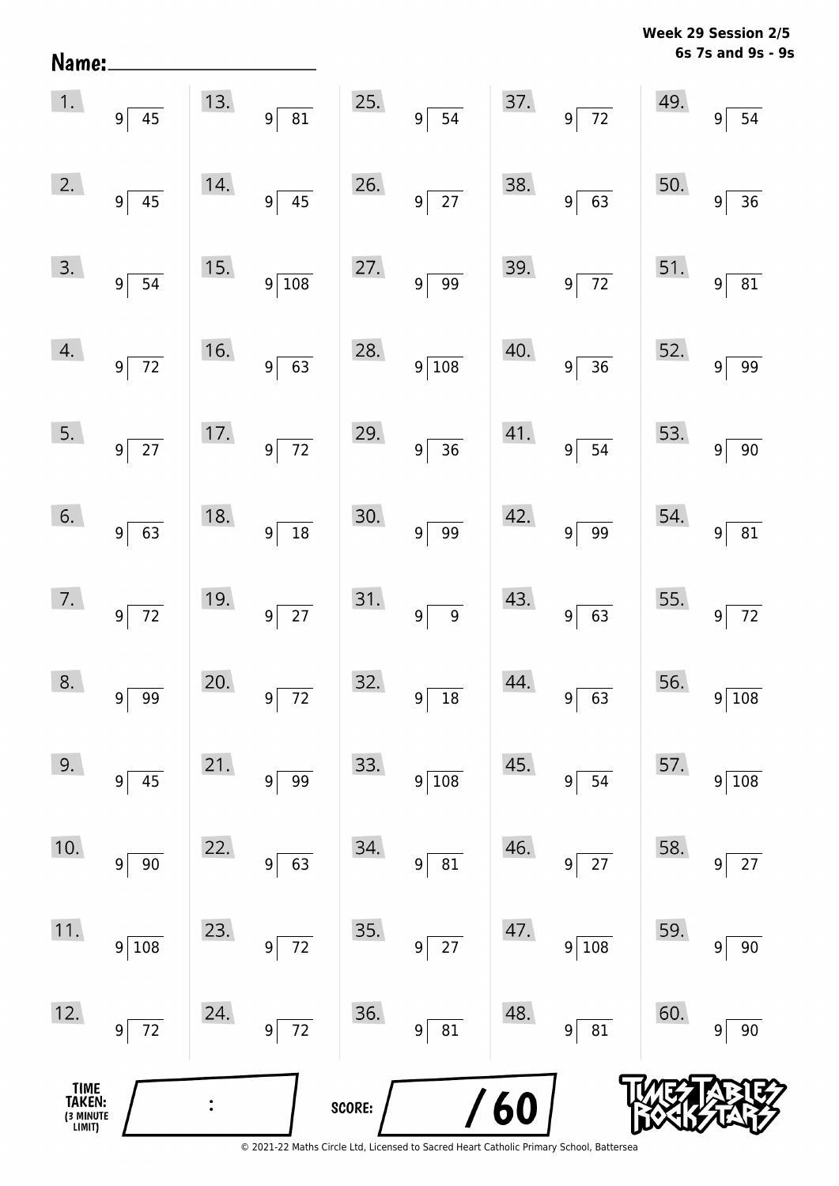Name: ____________________

**Week 29 Session 2/5**
**6s 7s and 9s - 9s**

| | | | | |
|---|---|---|---|---|
| 1. $9\overline{)45}$ | 13. $9\overline{)81}$ | 25. $9\overline{)54}$ | 37. $9\overline{)72}$ | 49. $9\overline{)54}$ |
| 2. $9\overline{)45}$ | 14. $9\overline{)45}$ | 26. $9\overline{)27}$ | 38. $9\overline{)63}$ | 50. $9\overline{)36}$ |
| 3. $9\overline{)54}$ | 15. $9\overline{)108}$ | 27. $9\overline{)99}$ | 39. $9\overline{)72}$ | 51. $9\overline{)81}$ |
| 4. $9\overline{)72}$ | 16. $9\overline{)63}$ | 28. $9\overline{)108}$ | 40. $9\overline{)36}$ | 52. $9\overline{)99}$ |
| 5. $9\overline{)27}$ | 17. $9\overline{)72}$ | 29. $9\overline{)36}$ | 41. $9\overline{)54}$ | 53. $9\overline{)90}$ |
| 6. $9\overline{)63}$ | 18. $9\overline{)18}$ | 30. $9\overline{)99}$ | 42. $9\overline{)99}$ | 54. $9\overline{)81}$ |
| 7. $9\overline{)72}$ | 19. $9\overline{)27}$ | 31. $9\overline{)9}$ | 43. $9\overline{)63}$ | 55. $9\overline{)72}$ |
| 8. $9\overline{)99}$ | 20. $9\overline{)72}$ | 32. $9\overline{)18}$ | 44. $9\overline{)63}$ | 56. $9\overline{)108}$ |
| 9. $9\overline{)45}$ | 21. $9\overline{)99}$ | 33. $9\overline{)108}$ | 45. $9\overline{)54}$ | 57. $9\overline{)108}$ |
| 10. $9\overline{)90}$ | 22. $9\overline{)63}$ | 34. $9\overline{)81}$ | 46. $9\overline{)27}$ | 58. $9\overline{)27}$ |
| 11. $9\overline{)108}$ | 23. $9\overline{)72}$ | 35. $9\overline{)27}$ | 47. $9\overline{)108}$ | 59. $9\overline{)90}$ |
| 12. $9\overline{)72}$ | 24. $9\overline{)72}$ | 36. $9\overline{)81}$ | 48. $9\overline{)81}$ | 60. $9\overline{)90}$ |

TIME TAKEN: (3 MINUTE LIMIT) ____ : ____

SCORE: ____ / 60

TIMES TABLES ROCK STARS

© 2021-22 Maths Circle Ltd, Licensed to Sacred Heart Catholic Primary School, Battersea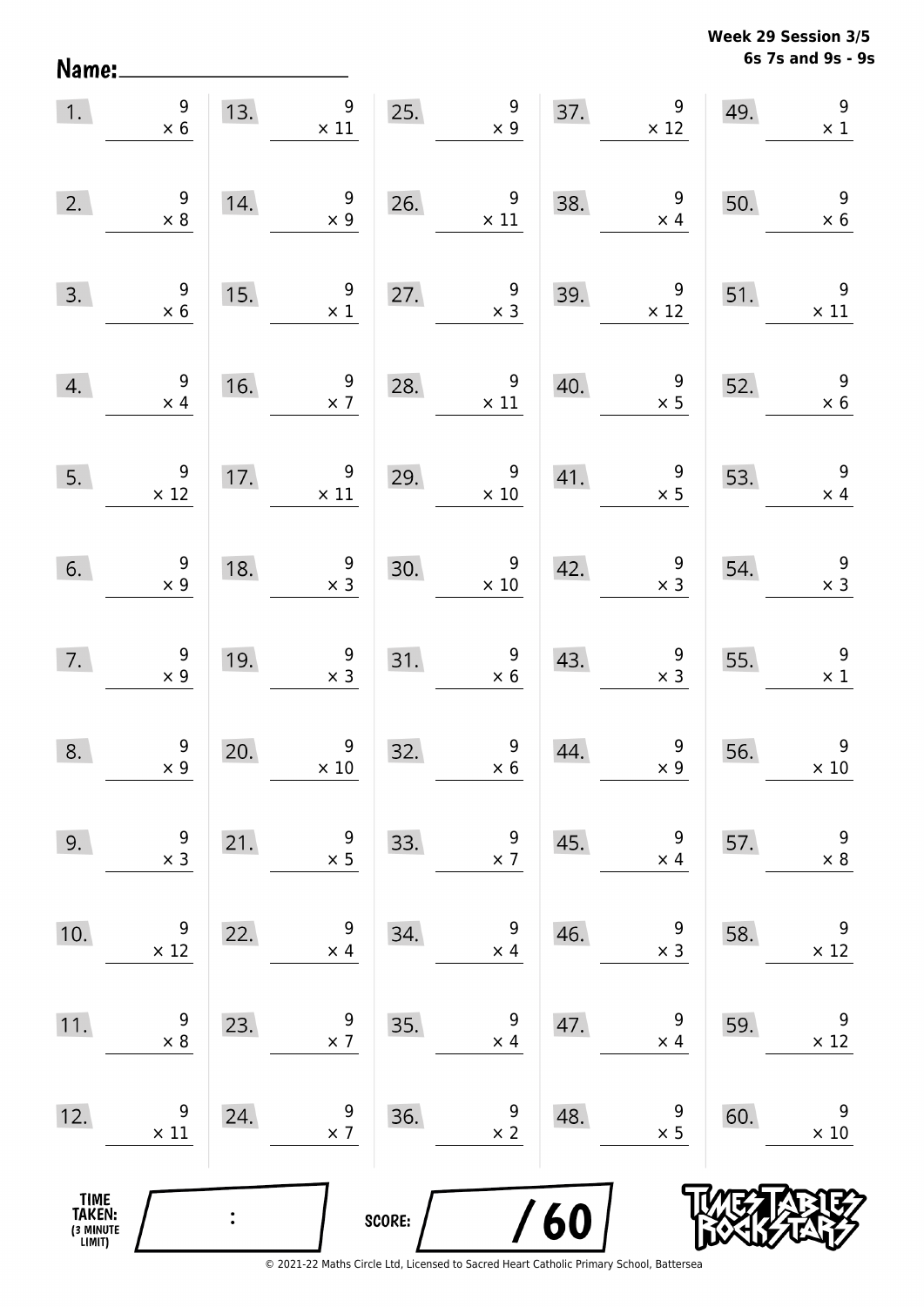**Week 29 Session 3/5**
**6s 7s and 9s - 9s**

Name: ____________________

| | | | | | | | | | |
|---|---|---|---|---|---|---|---|---|---|
| 1. | $9 \times 6$ | 13. | $9 \times 11$ | 25. | $9 \times 9$ | 37. | $9 \times 12$ | 49. | $9 \times 1$ |
| 2. | $9 \times 8$ | 14. | $9 \times 9$ | 26. | $9 \times 11$ | 38. | $9 \times 4$ | 50. | $9 \times 6$ |
| 3. | $9 \times 6$ | 15. | $9 \times 1$ | 27. | $9 \times 3$ | 39. | $9 \times 12$ | 51. | $9 \times 11$ |
| 4. | $9 \times 4$ | 16. | $9 \times 7$ | 28. | $9 \times 11$ | 40. | $9 \times 5$ | 52. | $9 \times 6$ |
| 5. | $9 \times 12$ | 17. | $9 \times 11$ | 29. | $9 \times 10$ | 41. | $9 \times 5$ | 53. | $9 \times 4$ |
| 6. | $9 \times 9$ | 18. | $9 \times 3$ | 30. | $9 \times 10$ | 42. | $9 \times 3$ | 54. | $9 \times 3$ |
| 7. | $9 \times 9$ | 19. | $9 \times 3$ | 31. | $9 \times 6$ | 43. | $9 \times 3$ | 55. | $9 \times 1$ |
| 8. | $9 \times 9$ | 20. | $9 \times 10$ | 32. | $9 \times 6$ | 44. | $9 \times 9$ | 56. | $9 \times 10$ |
| 9. | $9 \times 3$ | 21. | $9 \times 5$ | 33. | $9 \times 7$ | 45. | $9 \times 4$ | 57. | $9 \times 8$ |
| 10. | $9 \times 12$ | 22. | $9 \times 4$ | 34. | $9 \times 4$ | 46. | $9 \times 3$ | 58. | $9 \times 12$ |
| 11. | $9 \times 8$ | 23. | $9 \times 7$ | 35. | $9 \times 4$ | 47. | $9 \times 4$ | 59. | $9 \times 12$ |
| 12. | $9 \times 11$ | 24. | $9 \times 7$ | 36. | $9 \times 2$ | 48. | $9 \times 5$ | 60. | $9 \times 10$ |

TIME TAKEN: (3 MINUTE LIMIT) ___ : ___

SCORE: ___ / 60

© 2021-22 Maths Circle Ltd, Licensed to Sacred Heart Catholic Primary School, Battersea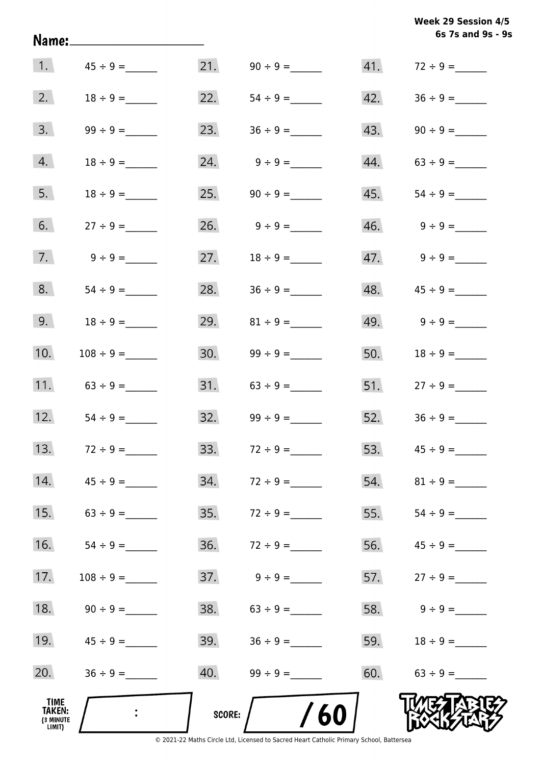**Week 29 Session 4/5**
**6s 7s and 9s - 9s**

Name:____________________

| | | | | | |
|---|---|---|---|---|---|
| 1. | 45 ÷ 9 = ______ | 21. | 90 ÷ 9 = ______ | 41. | 72 ÷ 9 = ______ |
| 2. | 18 ÷ 9 = ______ | 22. | 54 ÷ 9 = ______ | 42. | 36 ÷ 9 = ______ |
| 3. | 99 ÷ 9 = ______ | 23. | 36 ÷ 9 = ______ | 43. | 90 ÷ 9 = ______ |
| 4. | 18 ÷ 9 = ______ | 24. | 9 ÷ 9 = ______ | 44. | 63 ÷ 9 = ______ |
| 5. | 18 ÷ 9 = ______ | 25. | 90 ÷ 9 = ______ | 45. | 54 ÷ 9 = ______ |
| 6. | 27 ÷ 9 = ______ | 26. | 9 ÷ 9 = ______ | 46. | 9 ÷ 9 = ______ |
| 7. | 9 ÷ 9 = ______ | 27. | 18 ÷ 9 = ______ | 47. | 9 ÷ 9 = ______ |
| 8. | 54 ÷ 9 = ______ | 28. | 36 ÷ 9 = ______ | 48. | 45 ÷ 9 = ______ |
| 9. | 18 ÷ 9 = ______ | 29. | 81 ÷ 9 = ______ | 49. | 9 ÷ 9 = ______ |
| 10. | 108 ÷ 9 = ______ | 30. | 99 ÷ 9 = ______ | 50. | 18 ÷ 9 = ______ |
| 11. | 63 ÷ 9 = ______ | 31. | 63 ÷ 9 = ______ | 51. | 27 ÷ 9 = ______ |
| 12. | 54 ÷ 9 = ______ | 32. | 99 ÷ 9 = ______ | 52. | 36 ÷ 9 = ______ |
| 13. | 72 ÷ 9 = ______ | 33. | 72 ÷ 9 = ______ | 53. | 45 ÷ 9 = ______ |
| 14. | 45 ÷ 9 = ______ | 34. | 72 ÷ 9 = ______ | 54. | 81 ÷ 9 = ______ |
| 15. | 63 ÷ 9 = ______ | 35. | 72 ÷ 9 = ______ | 55. | 54 ÷ 9 = ______ |
| 16. | 54 ÷ 9 = ______ | 36. | 72 ÷ 9 = ______ | 56. | 45 ÷ 9 = ______ |
| 17. | 108 ÷ 9 = ______ | 37. | 9 ÷ 9 = ______ | 57. | 27 ÷ 9 = ______ |
| 18. | 90 ÷ 9 = ______ | 38. | 63 ÷ 9 = ______ | 58. | 9 ÷ 9 = ______ |
| 19. | 45 ÷ 9 = ______ | 39. | 36 ÷ 9 = ______ | 59. | 18 ÷ 9 = ______ |
| 20. | 36 ÷ 9 = ______ | 40. | 99 ÷ 9 = ______ | 60. | 63 ÷ 9 = ______ |

TIME TAKEN: (3 MINUTE LIMIT) ____ : ____

SCORE: ____ / 60

TIMES TABLES ROCK STARS

© 2021-22 Maths Circle Ltd, Licensed to Sacred Heart Catholic Primary School, Battersea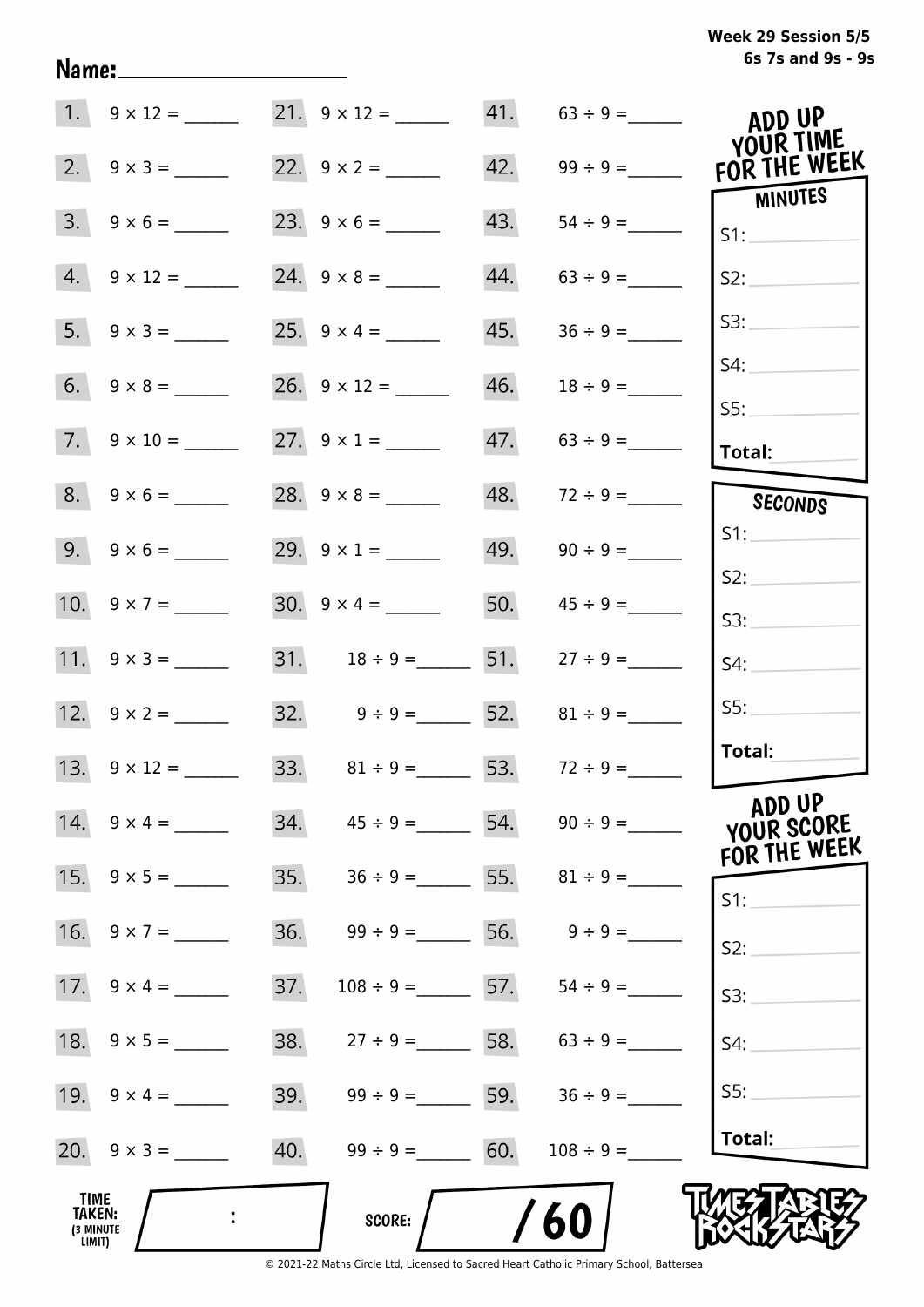Week 29 Session 5/5
6s 7s and 9s - 9s

Name: ____________________

| | | | | | |
|---|---|---|---|---|---|
| 1. | 9 × 12 = ______ | 21. | 9 × 12 = ______ | 41. | 63 ÷ 9 = ______ |
| 2. | 9 × 3 = ______ | 22. | 9 × 2 = ______ | 42. | 99 ÷ 9 = ______ |
| 3. | 9 × 6 = ______ | 23. | 9 × 6 = ______ | 43. | 54 ÷ 9 = ______ |
| 4. | 9 × 12 = ______ | 24. | 9 × 8 = ______ | 44. | 63 ÷ 9 = ______ |
| 5. | 9 × 3 = ______ | 25. | 9 × 4 = ______ | 45. | 36 ÷ 9 = ______ |
| 6. | 9 × 8 = ______ | 26. | 9 × 12 = ______ | 46. | 18 ÷ 9 = ______ |
| 7. | 9 × 10 = ______ | 27. | 9 × 1 = ______ | 47. | 63 ÷ 9 = ______ |
| 8. | 9 × 6 = ______ | 28. | 9 × 8 = ______ | 48. | 72 ÷ 9 = ______ |
| 9. | 9 × 6 = ______ | 29. | 9 × 1 = ______ | 49. | 90 ÷ 9 = ______ |
| 10. | 9 × 7 = ______ | 30. | 9 × 4 = ______ | 50. | 45 ÷ 9 = ______ |
| 11. | 9 × 3 = ______ | 31. | 18 ÷ 9 = ______ | 51. | 27 ÷ 9 = ______ |
| 12. | 9 × 2 = ______ | 32. | 9 ÷ 9 = ______ | 52. | 81 ÷ 9 = ______ |
| 13. | 9 × 12 = ______ | 33. | 81 ÷ 9 = ______ | 53. | 72 ÷ 9 = ______ |
| 14. | 9 × 4 = ______ | 34. | 45 ÷ 9 = ______ | 54. | 90 ÷ 9 = ______ |
| 15. | 9 × 5 = ______ | 35. | 36 ÷ 9 = ______ | 55. | 81 ÷ 9 = ______ |
| 16. | 9 × 7 = ______ | 36. | 99 ÷ 9 = ______ | 56. | 9 ÷ 9 = ______ |
| 17. | 9 × 4 = ______ | 37. | 108 ÷ 9 = ______ | 57. | 54 ÷ 9 = ______ |
| 18. | 9 × 5 = ______ | 38. | 27 ÷ 9 = ______ | 58. | 63 ÷ 9 = ______ |
| 19. | 9 × 4 = ______ | 39. | 99 ÷ 9 = ______ | 59. | 36 ÷ 9 = ______ |
| 20. | 9 × 3 = ______ | 40. | 99 ÷ 9 = ______ | 60. | 108 ÷ 9 = ______ |

**TIME TAKEN:** (3 MINUTE LIMIT) ____ : ____

**SCORE:** ____ / 60

## ADD UP YOUR TIME FOR THE WEEK

**MINUTES**

S1: ______
S2: ______
S3: ______
S4: ______
S5: ______
**Total:** ______

**SECONDS**

S1: ______
S2: ______
S3: ______
S4: ______
S5: ______
**Total:** ______

## ADD UP YOUR SCORE FOR THE WEEK

S1: ______
S2: ______
S3: ______
S4: ______
S5: ______
**Total:** ______

TIMES TABLES ROCK STARS

© 2021-22 Maths Circle Ltd, Licensed to Sacred Heart Catholic Primary School, Battersea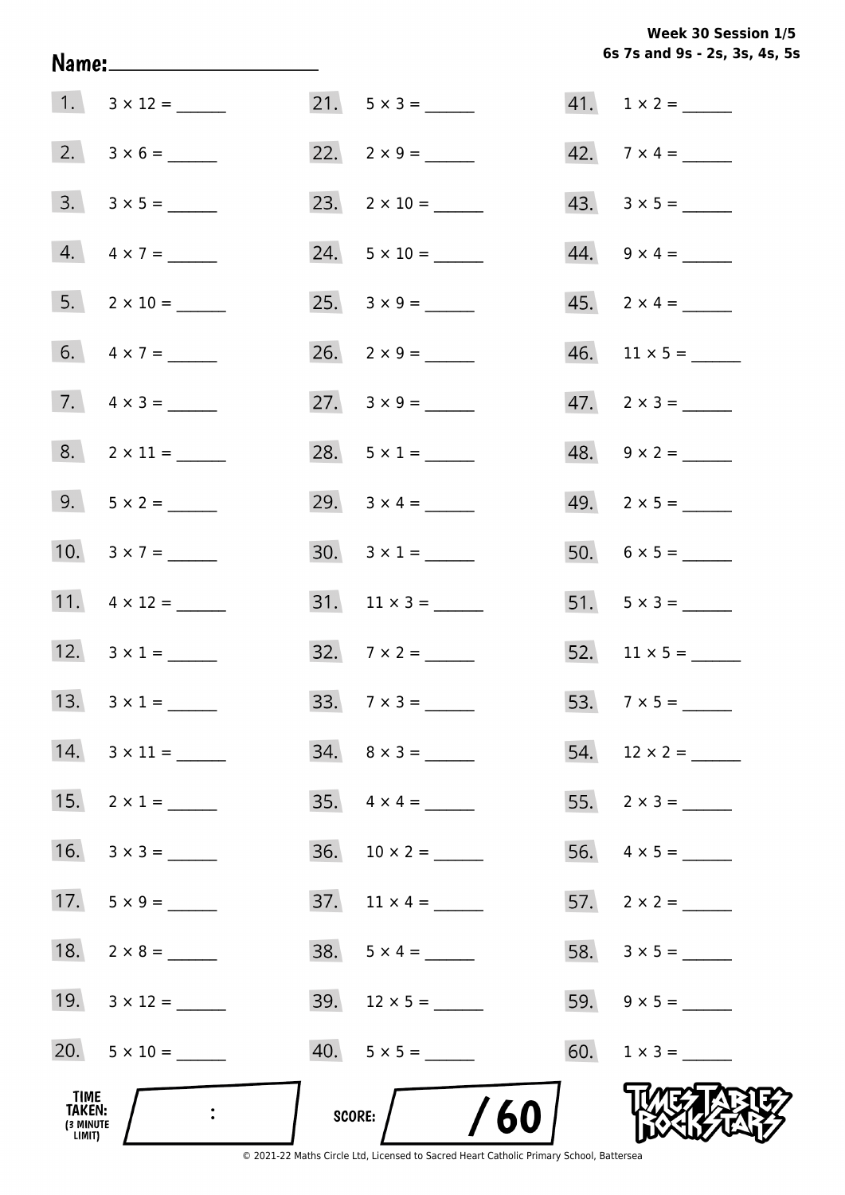Week 30 Session 1/5
6s 7s and 9s - 2s, 3s, 4s, 5s

Name: ____________________

| | | | | | |
|---|---|---|---|---|---|
| 1. | 3 × 12 = ______ | 21. | 5 × 3 = ______ | 41. | 1 × 2 = ______ |
| 2. | 3 × 6 = ______ | 22. | 2 × 9 = ______ | 42. | 7 × 4 = ______ |
| 3. | 3 × 5 = ______ | 23. | 2 × 10 = ______ | 43. | 3 × 5 = ______ |
| 4. | 4 × 7 = ______ | 24. | 5 × 10 = ______ | 44. | 9 × 4 = ______ |
| 5. | 2 × 10 = ______ | 25. | 3 × 9 = ______ | 45. | 2 × 4 = ______ |
| 6. | 4 × 7 = ______ | 26. | 2 × 9 = ______ | 46. | 11 × 5 = ______ |
| 7. | 4 × 3 = ______ | 27. | 3 × 9 = ______ | 47. | 2 × 3 = ______ |
| 8. | 2 × 11 = ______ | 28. | 5 × 1 = ______ | 48. | 9 × 2 = ______ |
| 9. | 5 × 2 = ______ | 29. | 3 × 4 = ______ | 49. | 2 × 5 = ______ |
| 10. | 3 × 7 = ______ | 30. | 3 × 1 = ______ | 50. | 6 × 5 = ______ |
| 11. | 4 × 12 = ______ | 31. | 11 × 3 = ______ | 51. | 5 × 3 = ______ |
| 12. | 3 × 1 = ______ | 32. | 7 × 2 = ______ | 52. | 11 × 5 = ______ |
| 13. | 3 × 1 = ______ | 33. | 7 × 3 = ______ | 53. | 7 × 5 = ______ |
| 14. | 3 × 11 = ______ | 34. | 8 × 3 = ______ | 54. | 12 × 2 = ______ |
| 15. | 2 × 1 = ______ | 35. | 4 × 4 = ______ | 55. | 2 × 3 = ______ |
| 16. | 3 × 3 = ______ | 36. | 10 × 2 = ______ | 56. | 4 × 5 = ______ |
| 17. | 5 × 9 = ______ | 37. | 11 × 4 = ______ | 57. | 2 × 2 = ______ |
| 18. | 2 × 8 = ______ | 38. | 5 × 4 = ______ | 58. | 3 × 5 = ______ |
| 19. | 3 × 12 = ______ | 39. | 12 × 5 = ______ | 59. | 9 × 5 = ______ |
| 20. | 5 × 10 = ______ | 40. | 5 × 5 = ______ | 60. | 1 × 3 = ______ |

TIME TAKEN: (3 MINUTE LIMIT) ____ : ____

SCORE: ____ / 60

Times Tables Rock Stars

© 2021-22 Maths Circle Ltd, Licensed to Sacred Heart Catholic Primary School, Battersea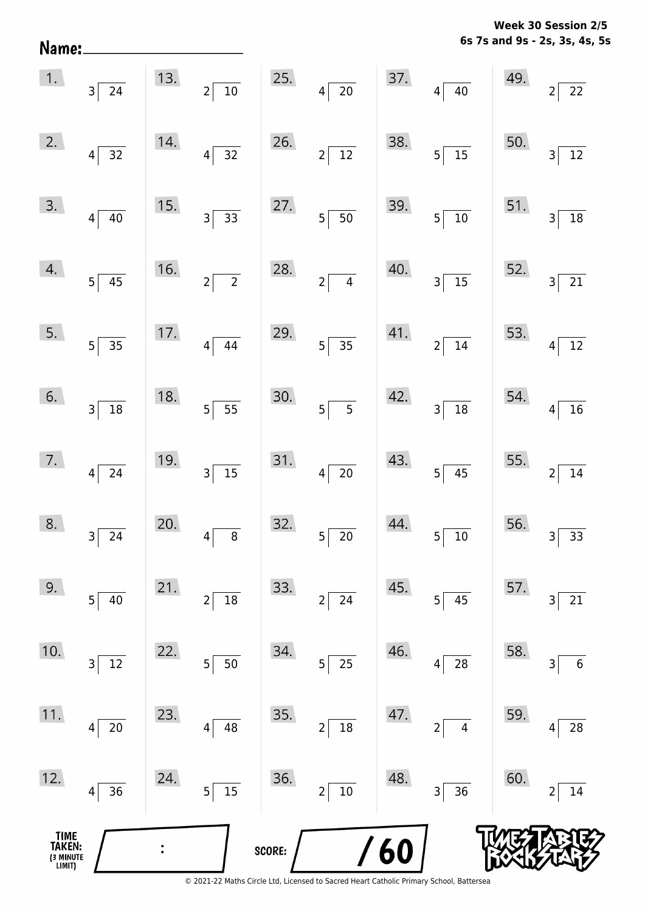**Week 30 Session 2/5**
**6s 7s and 9s - 2s, 3s, 4s, 5s**

**Name:** ____________________

| | | | | | | | | | |
|---|---|---|---|---|---|---|---|---|---|
| 1. | $24 \div 3$ | 13. | $10 \div 2$ | 25. | $20 \div 4$ | 37. | $40 \div 4$ | 49. | $22 \div 2$ |
| 2. | $32 \div 4$ | 14. | $32 \div 4$ | 26. | $12 \div 2$ | 38. | $15 \div 5$ | 50. | $12 \div 3$ |
| 3. | $40 \div 4$ | 15. | $33 \div 3$ | 27. | $50 \div 5$ | 39. | $10 \div 5$ | 51. | $18 \div 3$ |
| 4. | $45 \div 5$ | 16. | $2 \div 2$ | 28. | $4 \div 2$ | 40. | $15 \div 3$ | 52. | $21 \div 3$ |
| 5. | $35 \div 5$ | 17. | $44 \div 4$ | 29. | $35 \div 5$ | 41. | $14 \div 2$ | 53. | $12 \div 4$ |
| 6. | $18 \div 3$ | 18. | $55 \div 5$ | 30. | $5 \div 5$ | 42. | $18 \div 3$ | 54. | $16 \div 4$ |
| 7. | $24 \div 4$ | 19. | $15 \div 3$ | 31. | $20 \div 4$ | 43. | $45 \div 5$ | 55. | $14 \div 2$ |
| 8. | $24 \div 3$ | 20. | $8 \div 4$ | 32. | $20 \div 5$ | 44. | $10 \div 5$ | 56. | $33 \div 3$ |
| 9. | $40 \div 5$ | 21. | $18 \div 2$ | 33. | $24 \div 2$ | 45. | $45 \div 5$ | 57. | $21 \div 3$ |
| 10. | $12 \div 3$ | 22. | $50 \div 5$ | 34. | $25 \div 5$ | 46. | $28 \div 4$ | 58. | $6 \div 3$ |
| 11. | $20 \div 4$ | 23. | $48 \div 4$ | 35. | $18 \div 2$ | 47. | $4 \div 2$ | 59. | $28 \div 4$ |
| 12. | $36 \div 4$ | 24. | $15 \div 5$ | 36. | $10 \div 2$ | 48. | $36 \div 3$ | 60. | $14 \div 2$ |

**TIME TAKEN: (3 MINUTE LIMIT)** ____ : ____

**SCORE:** ____ / 60

© 2021-22 Maths Circle Ltd, Licensed to Sacred Heart Catholic Primary School, Battersea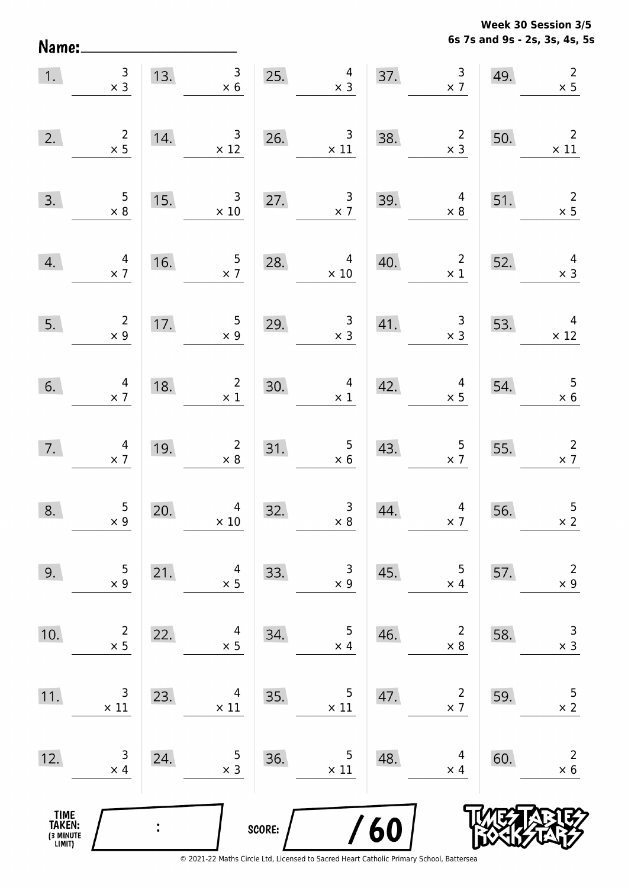Week 30 Session 3/5
6s 7s and 9s - 2s, 3s, 4s, 5s

Name: ____________________

| | | | | | | | | | |
|---|---|---|---|---|---|---|---|---|---|
| 1. | $3 \times 3$ | 13. | $3 \times 6$ | 25. | $4 \times 3$ | 37. | $3 \times 7$ | 49. | $2 \times 5$ |
| 2. | $2 \times 5$ | 14. | $3 \times 12$ | 26. | $3 \times 11$ | 38. | $2 \times 3$ | 50. | $2 \times 11$ |
| 3. | $5 \times 8$ | 15. | $3 \times 10$ | 27. | $3 \times 7$ | 39. | $4 \times 8$ | 51. | $2 \times 5$ |
| 4. | $4 \times 7$ | 16. | $5 \times 7$ | 28. | $4 \times 10$ | 40. | $2 \times 1$ | 52. | $4 \times 3$ |
| 5. | $2 \times 9$ | 17. | $5 \times 9$ | 29. | $3 \times 3$ | 41. | $3 \times 3$ | 53. | $4 \times 12$ |
| 6. | $4 \times 7$ | 18. | $2 \times 1$ | 30. | $4 \times 1$ | 42. | $4 \times 5$ | 54. | $5 \times 6$ |
| 7. | $4 \times 7$ | 19. | $2 \times 8$ | 31. | $5 \times 6$ | 43. | $5 \times 7$ | 55. | $2 \times 7$ |
| 8. | $5 \times 9$ | 20. | $4 \times 10$ | 32. | $3 \times 8$ | 44. | $4 \times 7$ | 56. | $5 \times 2$ |
| 9. | $5 \times 9$ | 21. | $4 \times 5$ | 33. | $3 \times 9$ | 45. | $5 \times 4$ | 57. | $2 \times 9$ |
| 10. | $2 \times 5$ | 22. | $4 \times 5$ | 34. | $5 \times 4$ | 46. | $2 \times 8$ | 58. | $3 \times 3$ |
| 11. | $3 \times 11$ | 23. | $4 \times 11$ | 35. | $5 \times 11$ | 47. | $2 \times 7$ | 59. | $5 \times 2$ |
| 12. | $3 \times 4$ | 24. | $5 \times 3$ | 36. | $5 \times 11$ | 48. | $4 \times 4$ | 60. | $2 \times 6$ |

TIME TAKEN: (3 MINUTE LIMIT) ___ : ___

SCORE: ___ / 60

© 2021-22 Maths Circle Ltd, Licensed to Sacred Heart Catholic Primary School, Battersea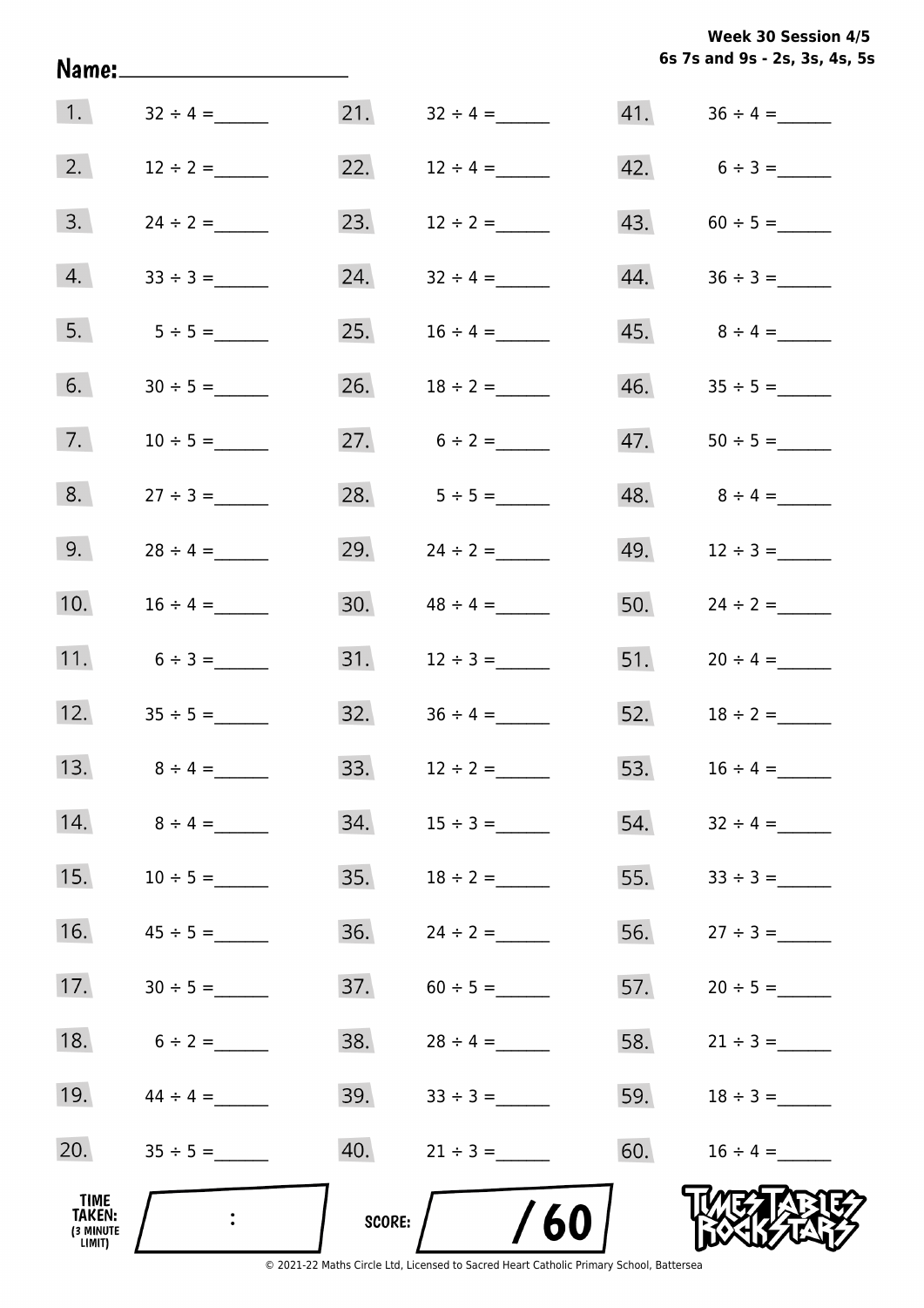Week 30 Session 4/5
6s 7s and 9s - 2s, 3s, 4s, 5s

Name: ____________________

| | | | | | |
|---|---|---|---|---|---|
| 1. | $32 \div 4 =$ ______ | 21. | $32 \div 4 =$ ______ | 41. | $36 \div 4 =$ ______ |
| 2. | $12 \div 2 =$ ______ | 22. | $12 \div 4 =$ ______ | 42. | $6 \div 3 =$ ______ |
| 3. | $24 \div 2 =$ ______ | 23. | $12 \div 2 =$ ______ | 43. | $60 \div 5 =$ ______ |
| 4. | $33 \div 3 =$ ______ | 24. | $32 \div 4 =$ ______ | 44. | $36 \div 3 =$ ______ |
| 5. | $5 \div 5 =$ ______ | 25. | $16 \div 4 =$ ______ | 45. | $8 \div 4 =$ ______ |
| 6. | $30 \div 5 =$ ______ | 26. | $18 \div 2 =$ ______ | 46. | $35 \div 5 =$ ______ |
| 7. | $10 \div 5 =$ ______ | 27. | $6 \div 2 =$ ______ | 47. | $50 \div 5 =$ ______ |
| 8. | $27 \div 3 =$ ______ | 28. | $5 \div 5 =$ ______ | 48. | $8 \div 4 =$ ______ |
| 9. | $28 \div 4 =$ ______ | 29. | $24 \div 2 =$ ______ | 49. | $12 \div 3 =$ ______ |
| 10. | $16 \div 4 =$ ______ | 30. | $48 \div 4 =$ ______ | 50. | $24 \div 2 =$ ______ |
| 11. | $6 \div 3 =$ ______ | 31. | $12 \div 3 =$ ______ | 51. | $20 \div 4 =$ ______ |
| 12. | $35 \div 5 =$ ______ | 32. | $36 \div 4 =$ ______ | 52. | $18 \div 2 =$ ______ |
| 13. | $8 \div 4 =$ ______ | 33. | $12 \div 2 =$ ______ | 53. | $16 \div 4 =$ ______ |
| 14. | $8 \div 4 =$ ______ | 34. | $15 \div 3 =$ ______ | 54. | $32 \div 4 =$ ______ |
| 15. | $10 \div 5 =$ ______ | 35. | $18 \div 2 =$ ______ | 55. | $33 \div 3 =$ ______ |
| 16. | $45 \div 5 =$ ______ | 36. | $24 \div 2 =$ ______ | 56. | $27 \div 3 =$ ______ |
| 17. | $30 \div 5 =$ ______ | 37. | $60 \div 5 =$ ______ | 57. | $20 \div 5 =$ ______ |
| 18. | $6 \div 2 =$ ______ | 38. | $28 \div 4 =$ ______ | 58. | $21 \div 3 =$ ______ |
| 19. | $44 \div 4 =$ ______ | 39. | $33 \div 3 =$ ______ | 59. | $18 \div 3 =$ ______ |
| 20. | $35 \div 5 =$ ______ | 40. | $21 \div 3 =$ ______ | 60. | $16 \div 4 =$ ______ |

TIME TAKEN: (3 MINUTE LIMIT) ____ : ____

SCORE: ____ / 60

© 2021-22 Maths Circle Ltd, Licensed to Sacred Heart Catholic Primary School, Battersea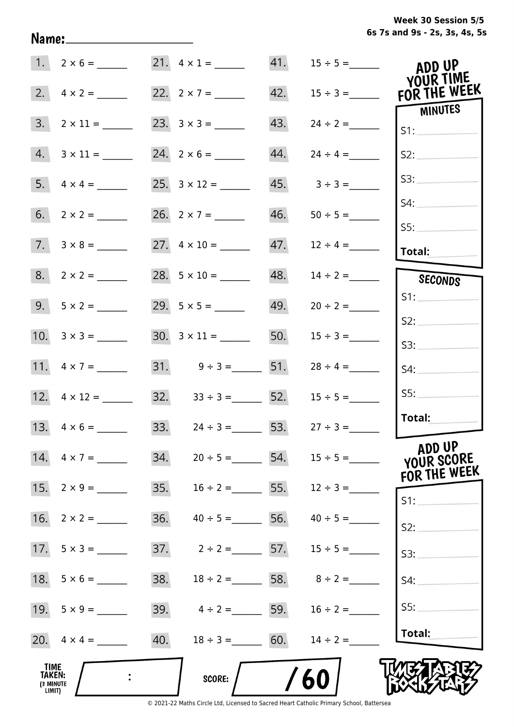Week 30 Session 5/5
6s 7s and 9s - 2s, 3s, 4s, 5s

Name:____________________

| | | | | | |
|---|---|---|---|---|---|
| 1. | 2 × 6 = ______ | 21. | 4 × 1 = ______ | 41. | 15 ÷ 5 = ______ |
| 2. | 4 × 2 = ______ | 22. | 2 × 7 = ______ | 42. | 15 ÷ 3 = ______ |
| 3. | 2 × 11 = ______ | 23. | 3 × 3 = ______ | 43. | 24 ÷ 2 = ______ |
| 4. | 3 × 11 = ______ | 24. | 2 × 6 = ______ | 44. | 24 ÷ 4 = ______ |
| 5. | 4 × 4 = ______ | 25. | 3 × 12 = ______ | 45. | 3 ÷ 3 = ______ |
| 6. | 2 × 2 = ______ | 26. | 2 × 7 = ______ | 46. | 50 ÷ 5 = ______ |
| 7. | 3 × 8 = ______ | 27. | 4 × 10 = ______ | 47. | 12 ÷ 4 = ______ |
| 8. | 2 × 2 = ______ | 28. | 5 × 10 = ______ | 48. | 14 ÷ 2 = ______ |
| 9. | 5 × 2 = ______ | 29. | 5 × 5 = ______ | 49. | 20 ÷ 2 = ______ |
| 10. | 3 × 3 = ______ | 30. | 3 × 11 = ______ | 50. | 15 ÷ 3 = ______ |
| 11. | 4 × 7 = ______ | 31. | 9 ÷ 3 = ______ | 51. | 28 ÷ 4 = ______ |
| 12. | 4 × 12 = ______ | 32. | 33 ÷ 3 = ______ | 52. | 15 ÷ 5 = ______ |
| 13. | 4 × 6 = ______ | 33. | 24 ÷ 3 = ______ | 53. | 27 ÷ 3 = ______ |
| 14. | 4 × 7 = ______ | 34. | 20 ÷ 5 = ______ | 54. | 15 ÷ 5 = ______ |
| 15. | 2 × 9 = ______ | 35. | 16 ÷ 2 = ______ | 55. | 12 ÷ 3 = ______ |
| 16. | 2 × 2 = ______ | 36. | 40 ÷ 5 = ______ | 56. | 40 ÷ 5 = ______ |
| 17. | 5 × 3 = ______ | 37. | 2 ÷ 2 = ______ | 57. | 15 ÷ 5 = ______ |
| 18. | 5 × 6 = ______ | 38. | 18 ÷ 2 = ______ | 58. | 8 ÷ 2 = ______ |
| 19. | 5 × 9 = ______ | 39. | 4 ÷ 2 = ______ | 59. | 16 ÷ 2 = ______ |
| 20. | 4 × 4 = ______ | 40. | 18 ÷ 3 = ______ | 60. | 14 ÷ 2 = ______ |

**ADD UP YOUR TIME FOR THE WEEK**

**MINUTES**

S1: ______
S2: ______
S3: ______
S4: ______
S5: ______
**Total:** ______

**SECONDS**

S1: ______
S2: ______
S3: ______
S4: ______
S5: ______
**Total:** ______

**ADD UP YOUR SCORE FOR THE WEEK**

S1: ______
S2: ______
S3: ______
S4: ______
S5: ______
**Total:** ______

**TIME TAKEN:** (3 MINUTE LIMIT) ____ : ____

**SCORE:** ____ / 60

TIMES TABLES ROCK STARS

© 2021-22 Maths Circle Ltd, Licensed to Sacred Heart Catholic Primary School, Battersea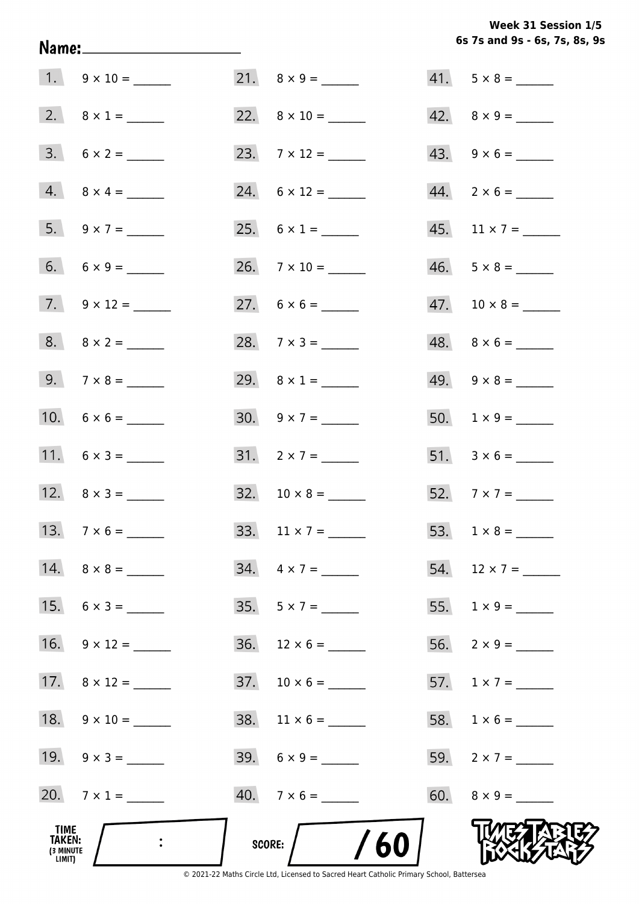Week 31 Session 1/5
6s 7s and 9s - 6s, 7s, 8s, 9s

Name: ____________________

1. 9 × 10 = ______
2. 8 × 1 = ______
3. 6 × 2 = ______
4. 8 × 4 = ______
5. 9 × 7 = ______
6. 6 × 9 = ______
7. 9 × 12 = ______
8. 8 × 2 = ______
9. 7 × 8 = ______
10. 6 × 6 = ______
11. 6 × 3 = ______
12. 8 × 3 = ______
13. 7 × 6 = ______
14. 8 × 8 = ______
15. 6 × 3 = ______
16. 9 × 12 = ______
17. 8 × 12 = ______
18. 9 × 10 = ______
19. 9 × 3 = ______
20. 7 × 1 = ______
21. 8 × 9 = ______
22. 8 × 10 = ______
23. 7 × 12 = ______
24. 6 × 12 = ______
25. 6 × 1 = ______
26. 7 × 10 = ______
27. 6 × 6 = ______
28. 7 × 3 = ______
29. 8 × 1 = ______
30. 9 × 7 = ______
31. 2 × 7 = ______
32. 10 × 8 = ______
33. 11 × 7 = ______
34. 4 × 7 = ______
35. 5 × 7 = ______
36. 12 × 6 = ______
37. 10 × 6 = ______
38. 11 × 6 = ______
39. 6 × 9 = ______
40. 7 × 6 = ______
41. 5 × 8 = ______
42. 8 × 9 = ______
43. 9 × 6 = ______
44. 2 × 6 = ______
45. 11 × 7 = ______
46. 5 × 8 = ______
47. 10 × 8 = ______
48. 8 × 6 = ______
49. 9 × 8 = ______
50. 1 × 9 = ______
51. 3 × 6 = ______
52. 7 × 7 = ______
53. 1 × 8 = ______
54. 12 × 7 = ______
55. 1 × 9 = ______
56. 2 × 9 = ______
57. 1 × 7 = ______
58. 1 × 6 = ______
59. 2 × 7 = ______
60. 8 × 9 = ______

TIME TAKEN: (3 MINUTE LIMIT) :

SCORE: / 60

© 2021-22 Maths Circle Ltd, Licensed to Sacred Heart Catholic Primary School, Battersea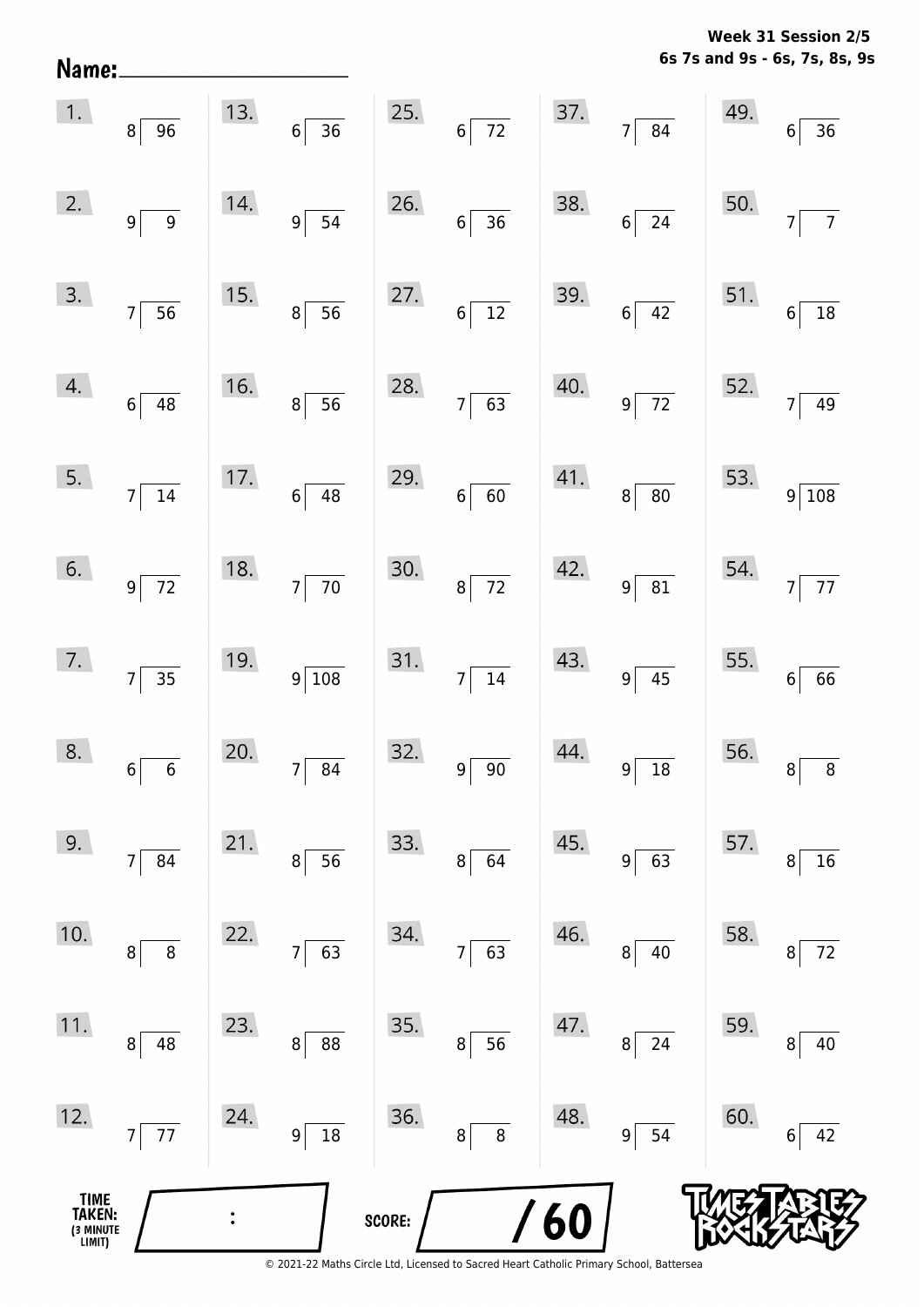**Week 31 Session 2/5**
**6s 7s and 9s - 6s, 7s, 8s, 9s**

Name: ____________________

| | | | | | | | | | |
|---|---|---|---|---|---|---|---|---|---|
| 1. | 96 ÷ 8 | 13. | 36 ÷ 6 | 25. | 72 ÷ 6 | 37. | 84 ÷ 7 | 49. | 36 ÷ 6 |
| 2. | 9 ÷ 9 | 14. | 54 ÷ 9 | 26. | 36 ÷ 6 | 38. | 24 ÷ 6 | 50. | 7 ÷ 7 |
| 3. | 56 ÷ 7 | 15. | 56 ÷ 8 | 27. | 12 ÷ 6 | 39. | 42 ÷ 6 | 51. | 18 ÷ 6 |
| 4. | 48 ÷ 6 | 16. | 56 ÷ 8 | 28. | 63 ÷ 7 | 40. | 72 ÷ 9 | 52. | 49 ÷ 7 |
| 5. | 14 ÷ 7 | 17. | 48 ÷ 6 | 29. | 60 ÷ 6 | 41. | 80 ÷ 8 | 53. | 108 ÷ 9 |
| 6. | 72 ÷ 9 | 18. | 70 ÷ 7 | 30. | 72 ÷ 8 | 42. | 81 ÷ 9 | 54. | 77 ÷ 7 |
| 7. | 35 ÷ 7 | 19. | 108 ÷ 9 | 31. | 14 ÷ 7 | 43. | 45 ÷ 9 | 55. | 66 ÷ 6 |
| 8. | 6 ÷ 6 | 20. | 84 ÷ 7 | 32. | 90 ÷ 9 | 44. | 18 ÷ 9 | 56. | 8 ÷ 8 |
| 9. | 84 ÷ 7 | 21. | 56 ÷ 8 | 33. | 64 ÷ 8 | 45. | 63 ÷ 9 | 57. | 16 ÷ 8 |
| 10. | 8 ÷ 8 | 22. | 63 ÷ 7 | 34. | 63 ÷ 7 | 46. | 40 ÷ 8 | 58. | 72 ÷ 8 |
| 11. | 48 ÷ 8 | 23. | 88 ÷ 8 | 35. | 56 ÷ 8 | 47. | 24 ÷ 8 | 59. | 40 ÷ 8 |
| 12. | 77 ÷ 7 | 24. | 18 ÷ 9 | 36. | 8 ÷ 8 | 48. | 54 ÷ 9 | 60. | 42 ÷ 6 |

TIME TAKEN: (3 MINUTE LIMIT) ____ : ____

SCORE: ____ / 60

© 2021-22 Maths Circle Ltd, Licensed to Sacred Heart Catholic Primary School, Battersea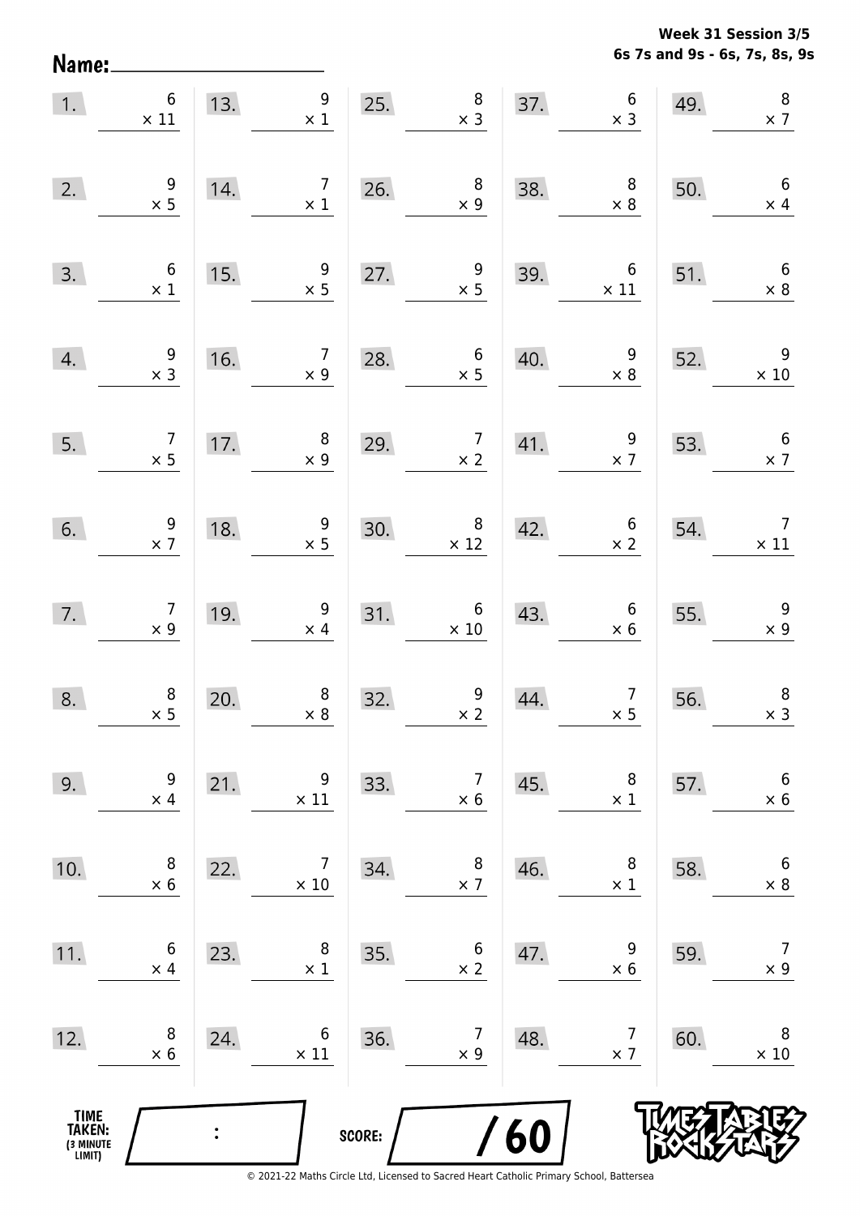**Week 31 Session 3/5**
**6s 7s and 9s - 6s, 7s, 8s, 9s**

Name:____________________

| | | | | | | | | | |
|---|---|---|---|---|---|---|---|---|---|
| 1. | $6 \times 11$ | 13. | $9 \times 1$ | 25. | $8 \times 3$ | 37. | $6 \times 3$ | 49. | $8 \times 7$ |
| 2. | $9 \times 5$ | 14. | $7 \times 1$ | 26. | $8 \times 9$ | 38. | $8 \times 8$ | 50. | $6 \times 4$ |
| 3. | $6 \times 1$ | 15. | $9 \times 5$ | 27. | $9 \times 5$ | 39. | $6 \times 11$ | 51. | $6 \times 8$ |
| 4. | $9 \times 3$ | 16. | $7 \times 9$ | 28. | $6 \times 5$ | 40. | $9 \times 8$ | 52. | $9 \times 10$ |
| 5. | $7 \times 5$ | 17. | $8 \times 9$ | 29. | $7 \times 2$ | 41. | $9 \times 7$ | 53. | $6 \times 7$ |
| 6. | $9 \times 7$ | 18. | $9 \times 5$ | 30. | $8 \times 12$ | 42. | $6 \times 2$ | 54. | $7 \times 11$ |
| 7. | $7 \times 9$ | 19. | $9 \times 4$ | 31. | $6 \times 10$ | 43. | $6 \times 6$ | 55. | $9 \times 9$ |
| 8. | $8 \times 5$ | 20. | $8 \times 8$ | 32. | $9 \times 2$ | 44. | $7 \times 5$ | 56. | $8 \times 3$ |
| 9. | $9 \times 4$ | 21. | $9 \times 11$ | 33. | $7 \times 6$ | 45. | $8 \times 1$ | 57. | $6 \times 6$ |
| 10. | $8 \times 6$ | 22. | $7 \times 10$ | 34. | $8 \times 7$ | 46. | $8 \times 1$ | 58. | $6 \times 8$ |
| 11. | $6 \times 4$ | 23. | $8 \times 1$ | 35. | $6 \times 2$ | 47. | $9 \times 6$ | 59. | $7 \times 9$ |
| 12. | $8 \times 6$ | 24. | $6 \times 11$ | 36. | $7 \times 9$ | 48. | $7 \times 7$ | 60. | $8 \times 10$ |

TIME TAKEN: (3 MINUTE LIMIT) ___ : ___

SCORE: ___ / 60

© 2021-22 Maths Circle Ltd, Licensed to Sacred Heart Catholic Primary School, Battersea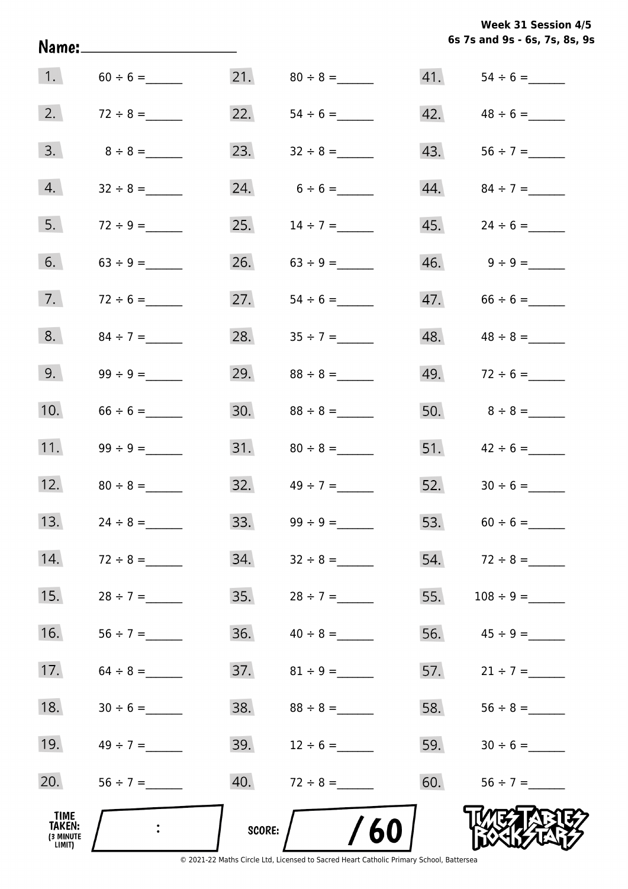Week 31 Session 4/5
6s 7s and 9s - 6s, 7s, 8s, 9s

Name: ____________________

1. $60 \div 6 =$ ______
2. $72 \div 8 =$ ______
3. $8 \div 8 =$ ______
4. $32 \div 8 =$ ______
5. $72 \div 9 =$ ______
6. $63 \div 9 =$ ______
7. $72 \div 6 =$ ______
8. $84 \div 7 =$ ______
9. $99 \div 9 =$ ______
10. $66 \div 6 =$ ______
11. $99 \div 9 =$ ______
12. $80 \div 8 =$ ______
13. $24 \div 8 =$ ______
14. $72 \div 8 =$ ______
15. $28 \div 7 =$ ______
16. $56 \div 7 =$ ______
17. $64 \div 8 =$ ______
18. $30 \div 6 =$ ______
19. $49 \div 7 =$ ______
20. $56 \div 7 =$ ______
21. $80 \div 8 =$ ______
22. $54 \div 6 =$ ______
23. $32 \div 8 =$ ______
24. $6 \div 6 =$ ______
25. $14 \div 7 =$ ______
26. $63 \div 9 =$ ______
27. $54 \div 6 =$ ______
28. $35 \div 7 =$ ______
29. $88 \div 8 =$ ______
30. $88 \div 8 =$ ______
31. $80 \div 8 =$ ______
32. $49 \div 7 =$ ______
33. $99 \div 9 =$ ______
34. $32 \div 8 =$ ______
35. $28 \div 7 =$ ______
36. $40 \div 8 =$ ______
37. $81 \div 9 =$ ______
38. $88 \div 8 =$ ______
39. $12 \div 6 =$ ______
40. $72 \div 8 =$ ______
41. $54 \div 6 =$ ______
42. $48 \div 6 =$ ______
43. $56 \div 7 =$ ______
44. $84 \div 7 =$ ______
45. $24 \div 6 =$ ______
46. $9 \div 9 =$ ______
47. $66 \div 6 =$ ______
48. $48 \div 8 =$ ______
49. $72 \div 6 =$ ______
50. $8 \div 8 =$ ______
51. $42 \div 6 =$ ______
52. $30 \div 6 =$ ______
53. $60 \div 6 =$ ______
54. $72 \div 8 =$ ______
55. $108 \div 9 =$ ______
56. $45 \div 9 =$ ______
57. $21 \div 7 =$ ______
58. $56 \div 8 =$ ______
59. $30 \div 6 =$ ______
60. $56 \div 7 =$ ______

TIME TAKEN: (3 MINUTE LIMIT) ____ : ____

SCORE: ____ / 60

TIMES TABLES ROCK STARS

© 2021-22 Maths Circle Ltd, Licensed to Sacred Heart Catholic Primary School, Battersea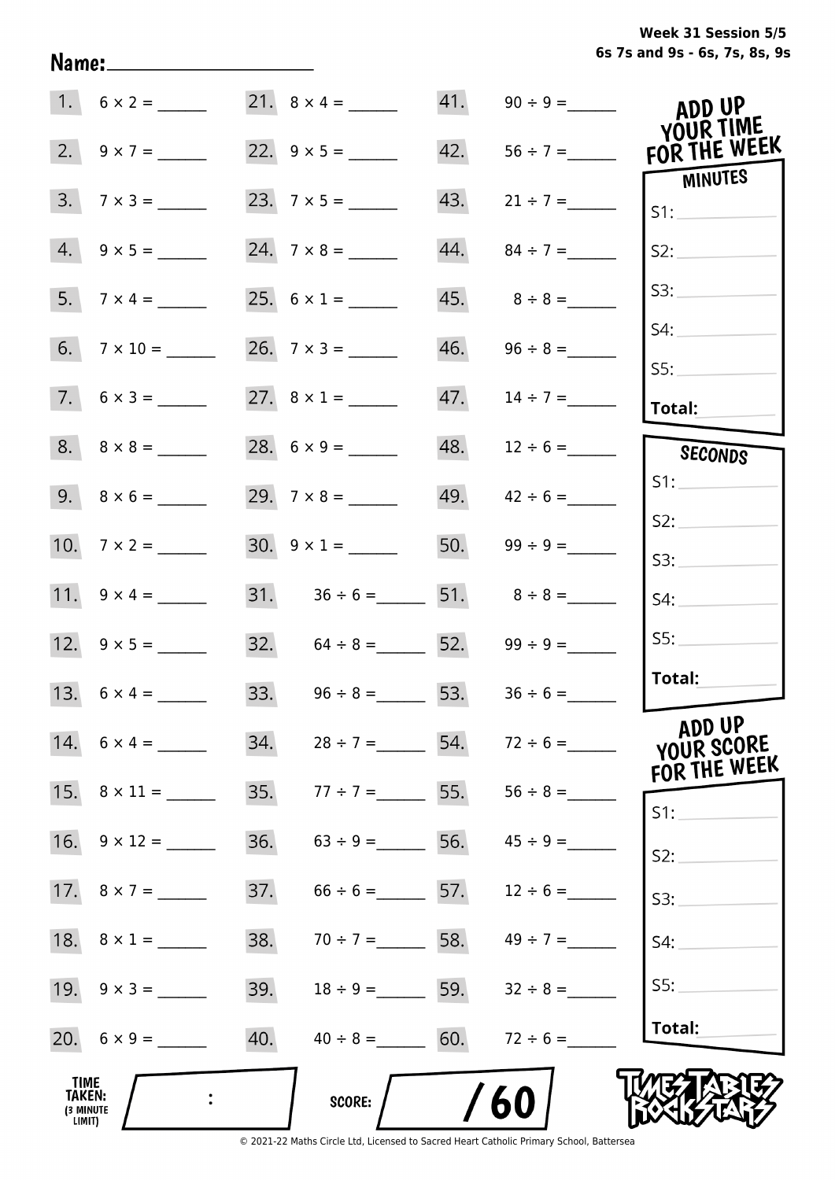Week 31 Session 5/5
6s 7s and 9s - 6s, 7s, 8s, 9s

Name: ____________________

| | | | | | |
|---|---|---|---|---|---|
| 1. | 6 × 2 = ______ | 21. | 8 × 4 = ______ | 41. | 90 ÷ 9 = ______ |
| 2. | 9 × 7 = ______ | 22. | 9 × 5 = ______ | 42. | 56 ÷ 7 = ______ |
| 3. | 7 × 3 = ______ | 23. | 7 × 5 = ______ | 43. | 21 ÷ 7 = ______ |
| 4. | 9 × 5 = ______ | 24. | 7 × 8 = ______ | 44. | 84 ÷ 7 = ______ |
| 5. | 7 × 4 = ______ | 25. | 6 × 1 = ______ | 45. | 8 ÷ 8 = ______ |
| 6. | 7 × 10 = ______ | 26. | 7 × 3 = ______ | 46. | 96 ÷ 8 = ______ |
| 7. | 6 × 3 = ______ | 27. | 8 × 1 = ______ | 47. | 14 ÷ 7 = ______ |
| 8. | 8 × 8 = ______ | 28. | 6 × 9 = ______ | 48. | 12 ÷ 6 = ______ |
| 9. | 8 × 6 = ______ | 29. | 7 × 8 = ______ | 49. | 42 ÷ 6 = ______ |
| 10. | 7 × 2 = ______ | 30. | 9 × 1 = ______ | 50. | 99 ÷ 9 = ______ |
| 11. | 9 × 4 = ______ | 31. | 36 ÷ 6 = ______ | 51. | 8 ÷ 8 = ______ |
| 12. | 9 × 5 = ______ | 32. | 64 ÷ 8 = ______ | 52. | 99 ÷ 9 = ______ |
| 13. | 6 × 4 = ______ | 33. | 96 ÷ 8 = ______ | 53. | 36 ÷ 6 = ______ |
| 14. | 6 × 4 = ______ | 34. | 28 ÷ 7 = ______ | 54. | 72 ÷ 6 = ______ |
| 15. | 8 × 11 = ______ | 35. | 77 ÷ 7 = ______ | 55. | 56 ÷ 8 = ______ |
| 16. | 9 × 12 = ______ | 36. | 63 ÷ 9 = ______ | 56. | 45 ÷ 9 = ______ |
| 17. | 8 × 7 = ______ | 37. | 66 ÷ 6 = ______ | 57. | 12 ÷ 6 = ______ |
| 18. | 8 × 1 = ______ | 38. | 70 ÷ 7 = ______ | 58. | 49 ÷ 7 = ______ |
| 19. | 9 × 3 = ______ | 39. | 18 ÷ 9 = ______ | 59. | 32 ÷ 8 = ______ |
| 20. | 6 × 9 = ______ | 40. | 40 ÷ 8 = ______ | 60. | 72 ÷ 6 = ______ |

**ADD UP YOUR TIME FOR THE WEEK**

**MINUTES**

S1: ______
S2: ______
S3: ______
S4: ______
S5: ______
**Total:** ______

**SECONDS**

S1: ______
S2: ______
S3: ______
S4: ______
S5: ______
**Total:** ______

**ADD UP YOUR SCORE FOR THE WEEK**

S1: ______
S2: ______
S3: ______
S4: ______
S5: ______
**Total:** ______

**TIME TAKEN:** (3 MINUTE LIMIT) ______ : ______

**SCORE:** ______ / 60

TIMES TABLES ROCK STARS

© 2021-22 Maths Circle Ltd, Licensed to Sacred Heart Catholic Primary School, Battersea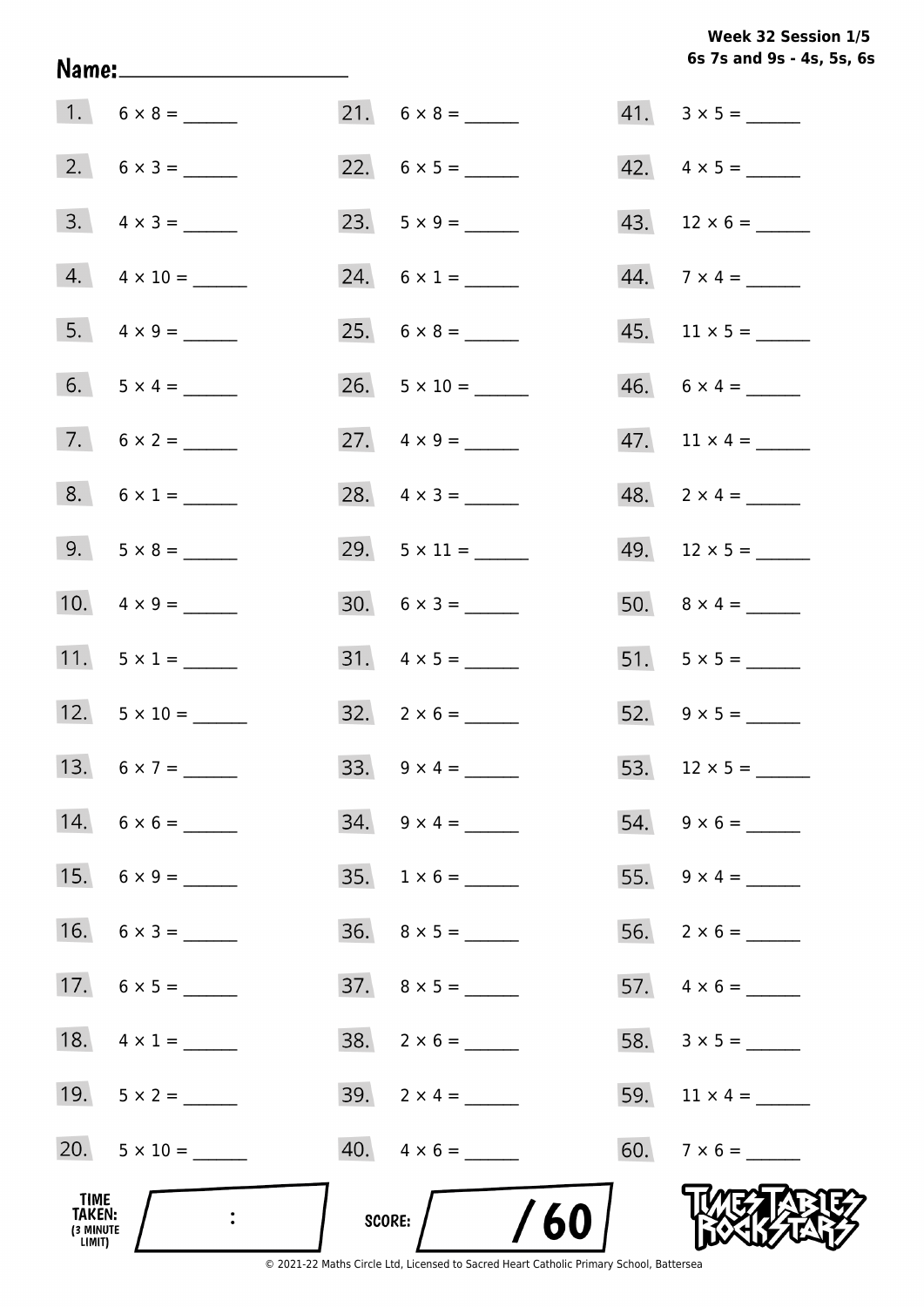**Week 32 Session 1/5**
**6s 7s and 9s - 4s, 5s, 6s**

**Name:** ____________________

1. $6 \times 8 =$ ______
2. $6 \times 3 =$ ______
3. $4 \times 3 =$ ______
4. $4 \times 10 =$ ______
5. $4 \times 9 =$ ______
6. $5 \times 4 =$ ______
7. $6 \times 2 =$ ______
8. $6 \times 1 =$ ______
9. $5 \times 8 =$ ______
10. $4 \times 9 =$ ______
11. $5 \times 1 =$ ______
12. $5 \times 10 =$ ______
13. $6 \times 7 =$ ______
14. $6 \times 6 =$ ______
15. $6 \times 9 =$ ______
16. $6 \times 3 =$ ______
17. $6 \times 5 =$ ______
18. $4 \times 1 =$ ______
19. $5 \times 2 =$ ______
20. $5 \times 10 =$ ______
21. $6 \times 8 =$ ______
22. $6 \times 5 =$ ______
23. $5 \times 9 =$ ______
24. $6 \times 1 =$ ______
25. $6 \times 8 =$ ______
26. $5 \times 10 =$ ______
27. $4 \times 9 =$ ______
28. $4 \times 3 =$ ______
29. $5 \times 11 =$ ______
30. $6 \times 3 =$ ______
31. $4 \times 5 =$ ______
32. $2 \times 6 =$ ______
33. $9 \times 4 =$ ______
34. $9 \times 4 =$ ______
35. $1 \times 6 =$ ______
36. $8 \times 5 =$ ______
37. $8 \times 5 =$ ______
38. $2 \times 6 =$ ______
39. $2 \times 4 =$ ______
40. $4 \times 6 =$ ______
41. $3 \times 5 =$ ______
42. $4 \times 5 =$ ______
43. $12 \times 6 =$ ______
44. $7 \times 4 =$ ______
45. $11 \times 5 =$ ______
46. $6 \times 4 =$ ______
47. $11 \times 4 =$ ______
48. $2 \times 4 =$ ______
49. $12 \times 5 =$ ______
50. $8 \times 4 =$ ______
51. $5 \times 5 =$ ______
52. $9 \times 5 =$ ______
53. $12 \times 5 =$ ______
54. $9 \times 6 =$ ______
55. $9 \times 4 =$ ______
56. $2 \times 6 =$ ______
57. $4 \times 6 =$ ______
58. $3 \times 5 =$ ______
59. $11 \times 4 =$ ______
60. $7 \times 6 =$ ______

**TIME TAKEN:** (3 MINUTE LIMIT) ____ : ____

**SCORE:** ____ / 60

© 2021-22 Maths Circle Ltd, Licensed to Sacred Heart Catholic Primary School, Battersea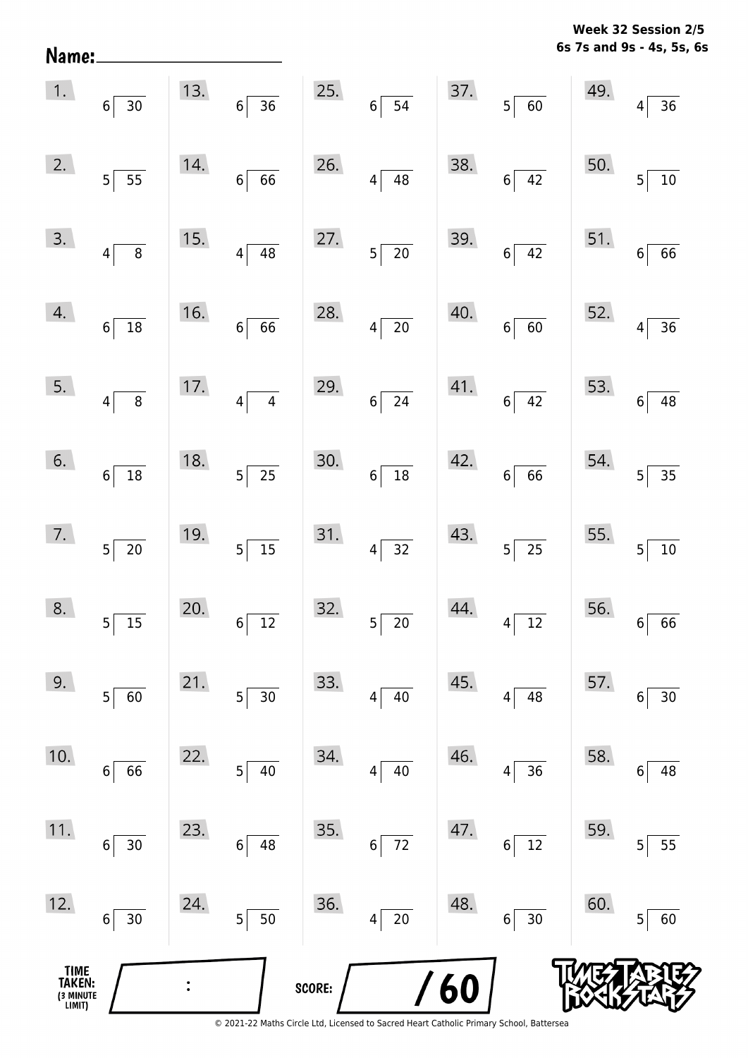**Week 32 Session 2/5**
**6s 7s and 9s - 4s, 5s, 6s**

Name: ____________________

| | | | | |
|---|---|---|---|---|
| 1. $30 \div 6$ | 13. $36 \div 6$ | 25. $54 \div 6$ | 37. $60 \div 5$ | 49. $36 \div 4$ |
| 2. $55 \div 5$ | 14. $66 \div 6$ | 26. $48 \div 4$ | 38. $42 \div 6$ | 50. $10 \div 5$ |
| 3. $8 \div 4$ | 15. $48 \div 4$ | 27. $20 \div 5$ | 39. $42 \div 6$ | 51. $66 \div 6$ |
| 4. $18 \div 6$ | 16. $66 \div 6$ | 28. $20 \div 4$ | 40. $60 \div 6$ | 52. $36 \div 4$ |
| 5. $8 \div 4$ | 17. $4 \div 4$ | 29. $24 \div 6$ | 41. $42 \div 6$ | 53. $48 \div 6$ |
| 6. $18 \div 6$ | 18. $25 \div 5$ | 30. $18 \div 6$ | 42. $66 \div 6$ | 54. $35 \div 5$ |
| 7. $20 \div 5$ | 19. $15 \div 5$ | 31. $32 \div 4$ | 43. $25 \div 5$ | 55. $10 \div 5$ |
| 8. $15 \div 5$ | 20. $12 \div 6$ | 32. $20 \div 5$ | 44. $12 \div 4$ | 56. $66 \div 6$ |
| 9. $60 \div 5$ | 21. $30 \div 5$ | 33. $40 \div 4$ | 45. $48 \div 4$ | 57. $30 \div 6$ |
| 10. $66 \div 6$ | 22. $40 \div 5$ | 34. $40 \div 4$ | 46. $36 \div 4$ | 58. $48 \div 6$ |
| 11. $30 \div 6$ | 23. $48 \div 6$ | 35. $72 \div 6$ | 47. $12 \div 6$ | 59. $55 \div 5$ |
| 12. $30 \div 6$ | 24. $50 \div 5$ | 36. $20 \div 4$ | 48. $30 \div 6$ | 60. $60 \div 5$ |

TIME TAKEN: (3 MINUTE LIMIT) ____ : ____

SCORE: ____ / 60

TIMES TABLES ROCK STARS

© 2021-22 Maths Circle Ltd, Licensed to Sacred Heart Catholic Primary School, Battersea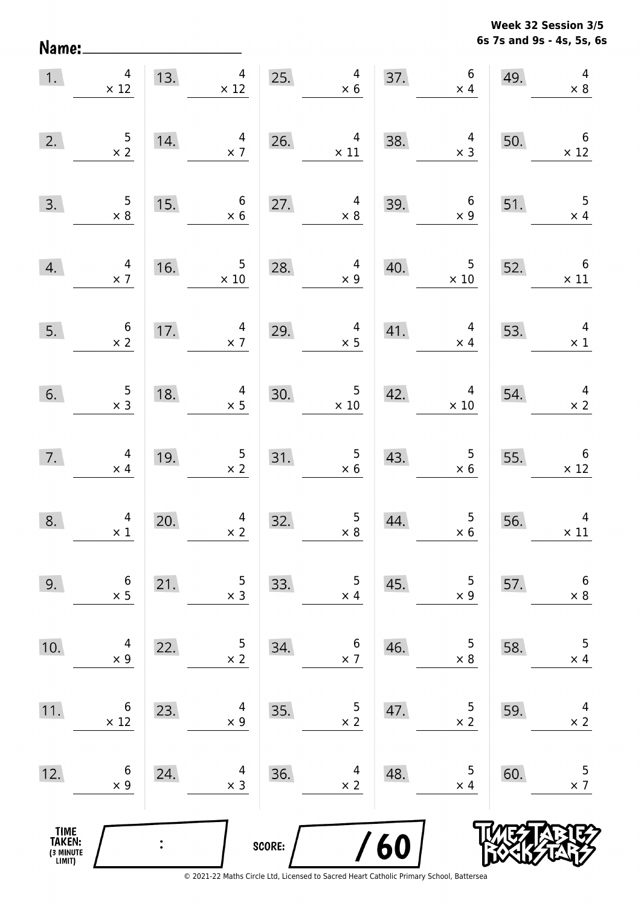**Week 32 Session 3/5**
**6s 7s and 9s - 4s, 5s, 6s**

Name: ____________________

| | | | | | | | | | |
|---|---|---|---|---|---|---|---|---|---|
| 1. | $4 \times 12$ | 13. | $4 \times 12$ | 25. | $4 \times 6$ | 37. | $6 \times 4$ | 49. | $4 \times 8$ |
| 2. | $5 \times 2$ | 14. | $4 \times 7$ | 26. | $4 \times 11$ | 38. | $4 \times 3$ | 50. | $6 \times 12$ |
| 3. | $5 \times 8$ | 15. | $6 \times 6$ | 27. | $4 \times 8$ | 39. | $6 \times 9$ | 51. | $5 \times 4$ |
| 4. | $4 \times 7$ | 16. | $5 \times 10$ | 28. | $4 \times 9$ | 40. | $5 \times 10$ | 52. | $6 \times 11$ |
| 5. | $6 \times 2$ | 17. | $4 \times 7$ | 29. | $4 \times 5$ | 41. | $4 \times 4$ | 53. | $4 \times 1$ |
| 6. | $5 \times 3$ | 18. | $4 \times 5$ | 30. | $5 \times 10$ | 42. | $4 \times 10$ | 54. | $4 \times 2$ |
| 7. | $4 \times 4$ | 19. | $5 \times 2$ | 31. | $5 \times 6$ | 43. | $5 \times 6$ | 55. | $6 \times 12$ |
| 8. | $4 \times 1$ | 20. | $4 \times 2$ | 32. | $5 \times 8$ | 44. | $5 \times 6$ | 56. | $4 \times 11$ |
| 9. | $6 \times 5$ | 21. | $5 \times 3$ | 33. | $5 \times 4$ | 45. | $5 \times 9$ | 57. | $6 \times 8$ |
| 10. | $4 \times 9$ | 22. | $5 \times 2$ | 34. | $6 \times 7$ | 46. | $5 \times 8$ | 58. | $5 \times 4$ |
| 11. | $6 \times 12$ | 23. | $4 \times 9$ | 35. | $5 \times 2$ | 47. | $5 \times 2$ | 59. | $4 \times 2$ |
| 12. | $6 \times 9$ | 24. | $4 \times 3$ | 36. | $4 \times 2$ | 48. | $5 \times 4$ | 60. | $5 \times 7$ |

TIME TAKEN: (3 MINUTE LIMIT) ____ : ____

SCORE: ____ / 60

Times Tables Rock Stars

© 2021-22 Maths Circle Ltd, Licensed to Sacred Heart Catholic Primary School, Battersea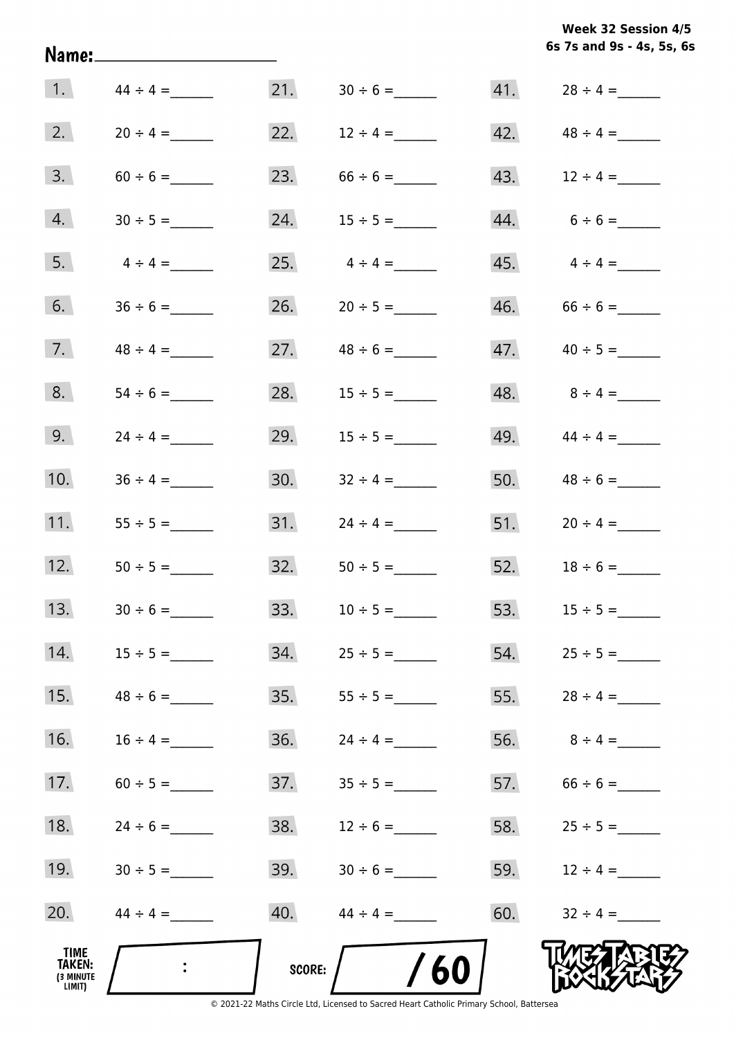Week 32 Session 4/5
6s 7s and 9s - 4s, 5s, 6s

Name:____________________

| | | | | | |
|---|---|---|---|---|---|
| 1. | 44 ÷ 4 = ______ | 21. | 30 ÷ 6 = ______ | 41. | 28 ÷ 4 = ______ |
| 2. | 20 ÷ 4 = ______ | 22. | 12 ÷ 4 = ______ | 42. | 48 ÷ 4 = ______ |
| 3. | 60 ÷ 6 = ______ | 23. | 66 ÷ 6 = ______ | 43. | 12 ÷ 4 = ______ |
| 4. | 30 ÷ 5 = ______ | 24. | 15 ÷ 5 = ______ | 44. | 6 ÷ 6 = ______ |
| 5. | 4 ÷ 4 = ______ | 25. | 4 ÷ 4 = ______ | 45. | 4 ÷ 4 = ______ |
| 6. | 36 ÷ 6 = ______ | 26. | 20 ÷ 5 = ______ | 46. | 66 ÷ 6 = ______ |
| 7. | 48 ÷ 4 = ______ | 27. | 48 ÷ 6 = ______ | 47. | 40 ÷ 5 = ______ |
| 8. | 54 ÷ 6 = ______ | 28. | 15 ÷ 5 = ______ | 48. | 8 ÷ 4 = ______ |
| 9. | 24 ÷ 4 = ______ | 29. | 15 ÷ 5 = ______ | 49. | 44 ÷ 4 = ______ |
| 10. | 36 ÷ 4 = ______ | 30. | 32 ÷ 4 = ______ | 50. | 48 ÷ 6 = ______ |
| 11. | 55 ÷ 5 = ______ | 31. | 24 ÷ 4 = ______ | 51. | 20 ÷ 4 = ______ |
| 12. | 50 ÷ 5 = ______ | 32. | 50 ÷ 5 = ______ | 52. | 18 ÷ 6 = ______ |
| 13. | 30 ÷ 6 = ______ | 33. | 10 ÷ 5 = ______ | 53. | 15 ÷ 5 = ______ |
| 14. | 15 ÷ 5 = ______ | 34. | 25 ÷ 5 = ______ | 54. | 25 ÷ 5 = ______ |
| 15. | 48 ÷ 6 = ______ | 35. | 55 ÷ 5 = ______ | 55. | 28 ÷ 4 = ______ |
| 16. | 16 ÷ 4 = ______ | 36. | 24 ÷ 4 = ______ | 56. | 8 ÷ 4 = ______ |
| 17. | 60 ÷ 5 = ______ | 37. | 35 ÷ 5 = ______ | 57. | 66 ÷ 6 = ______ |
| 18. | 24 ÷ 6 = ______ | 38. | 12 ÷ 6 = ______ | 58. | 25 ÷ 5 = ______ |
| 19. | 30 ÷ 5 = ______ | 39. | 30 ÷ 6 = ______ | 59. | 12 ÷ 4 = ______ |
| 20. | 44 ÷ 4 = ______ | 40. | 44 ÷ 4 = ______ | 60. | 32 ÷ 4 = ______ |

TIME TAKEN: (3 MINUTE LIMIT) :

SCORE: / 60

TIMES TABLES ROCK STARS

© 2021-22 Maths Circle Ltd, Licensed to Sacred Heart Catholic Primary School, Battersea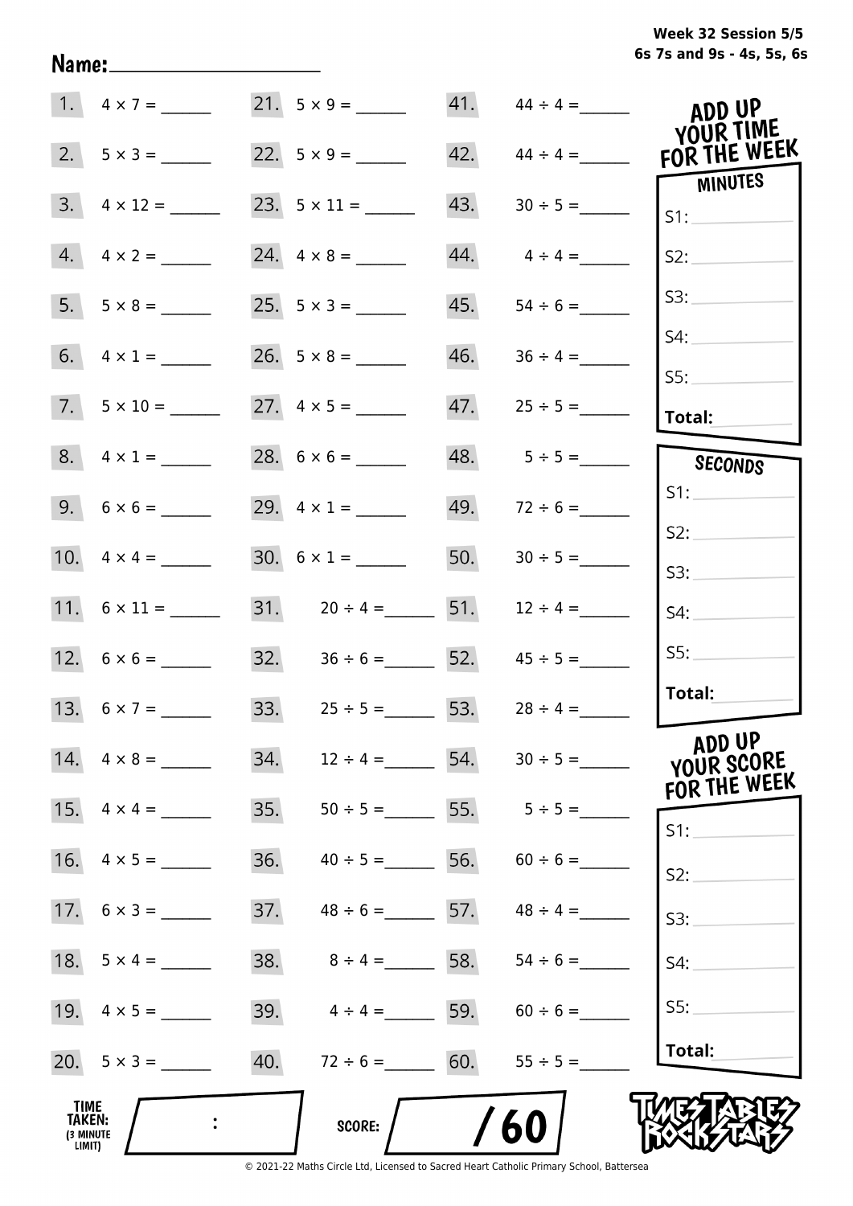Week 32 Session 5/5
6s 7s and 9s - 4s, 5s, 6s

Name: ____________________

| | | | | | |
|---|---|---|---|---|---|
| 1. | 4 × 7 = ______ | 21. | 5 × 9 = ______ | 41. | 44 ÷ 4 = ______ |
| 2. | 5 × 3 = ______ | 22. | 5 × 9 = ______ | 42. | 44 ÷ 4 = ______ |
| 3. | 4 × 12 = ______ | 23. | 5 × 11 = ______ | 43. | 30 ÷ 5 = ______ |
| 4. | 4 × 2 = ______ | 24. | 4 × 8 = ______ | 44. | 4 ÷ 4 = ______ |
| 5. | 5 × 8 = ______ | 25. | 5 × 3 = ______ | 45. | 54 ÷ 6 = ______ |
| 6. | 4 × 1 = ______ | 26. | 5 × 8 = ______ | 46. | 36 ÷ 4 = ______ |
| 7. | 5 × 10 = ______ | 27. | 4 × 5 = ______ | 47. | 25 ÷ 5 = ______ |
| 8. | 4 × 1 = ______ | 28. | 6 × 6 = ______ | 48. | 5 ÷ 5 = ______ |
| 9. | 6 × 6 = ______ | 29. | 4 × 1 = ______ | 49. | 72 ÷ 6 = ______ |
| 10. | 4 × 4 = ______ | 30. | 6 × 1 = ______ | 50. | 30 ÷ 5 = ______ |
| 11. | 6 × 11 = ______ | 31. | 20 ÷ 4 = ______ | 51. | 12 ÷ 4 = ______ |
| 12. | 6 × 6 = ______ | 32. | 36 ÷ 6 = ______ | 52. | 45 ÷ 5 = ______ |
| 13. | 6 × 7 = ______ | 33. | 25 ÷ 5 = ______ | 53. | 28 ÷ 4 = ______ |
| 14. | 4 × 8 = ______ | 34. | 12 ÷ 4 = ______ | 54. | 30 ÷ 5 = ______ |
| 15. | 4 × 4 = ______ | 35. | 50 ÷ 5 = ______ | 55. | 5 ÷ 5 = ______ |
| 16. | 4 × 5 = ______ | 36. | 40 ÷ 5 = ______ | 56. | 60 ÷ 6 = ______ |
| 17. | 6 × 3 = ______ | 37. | 48 ÷ 6 = ______ | 57. | 48 ÷ 4 = ______ |
| 18. | 5 × 4 = ______ | 38. | 8 ÷ 4 = ______ | 58. | 54 ÷ 6 = ______ |
| 19. | 4 × 5 = ______ | 39. | 4 ÷ 4 = ______ | 59. | 60 ÷ 6 = ______ |
| 20. | 5 × 3 = ______ | 40. | 72 ÷ 6 = ______ | 60. | 55 ÷ 5 = ______ |

**ADD UP YOUR TIME FOR THE WEEK**

**MINUTES**

S1: ______
S2: ______
S3: ______
S4: ______
S5: ______
**Total:** ______

**SECONDS**

S1: ______
S2: ______
S3: ______
S4: ______
S5: ______
**Total:** ______

**ADD UP YOUR SCORE FOR THE WEEK**

S1: ______
S2: ______
S3: ______
S4: ______
S5: ______
**Total:** ______

**TIME TAKEN:** (3 MINUTE LIMIT) ___ : ___

**SCORE:** ___ / 60

TIMES TABLES ROCK STARS

© 2021-22 Maths Circle Ltd, Licensed to Sacred Heart Catholic Primary School, Battersea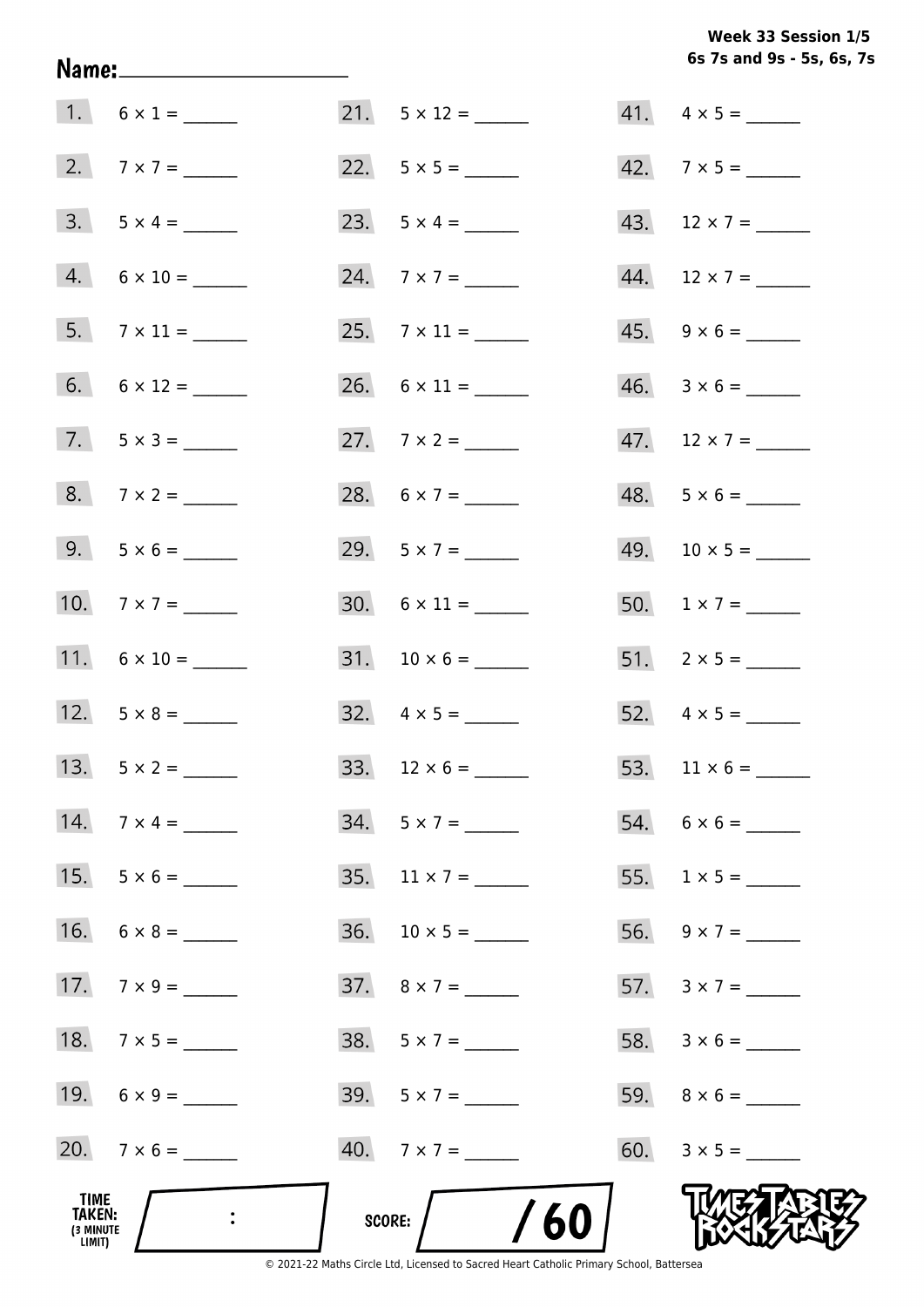Week 33 Session 1/5
6s 7s and 9s - 5s, 6s, 7s

Name:____________________

1. $6 \times 1 =$ ______
2. $7 \times 7 =$ ______
3. $5 \times 4 =$ ______
4. $6 \times 10 =$ ______
5. $7 \times 11 =$ ______
6. $6 \times 12 =$ ______
7. $5 \times 3 =$ ______
8. $7 \times 2 =$ ______
9. $5 \times 6 =$ ______
10. $7 \times 7 =$ ______
11. $6 \times 10 =$ ______
12. $5 \times 8 =$ ______
13. $5 \times 2 =$ ______
14. $7 \times 4 =$ ______
15. $5 \times 6 =$ ______
16. $6 \times 8 =$ ______
17. $7 \times 9 =$ ______
18. $7 \times 5 =$ ______
19. $6 \times 9 =$ ______
20. $7 \times 6 =$ ______
21. $5 \times 12 =$ ______
22. $5 \times 5 =$ ______
23. $5 \times 4 =$ ______
24. $7 \times 7 =$ ______
25. $7 \times 11 =$ ______
26. $6 \times 11 =$ ______
27. $7 \times 2 =$ ______
28. $6 \times 7 =$ ______
29. $5 \times 7 =$ ______
30. $6 \times 11 =$ ______
31. $10 \times 6 =$ ______
32. $4 \times 5 =$ ______
33. $12 \times 6 =$ ______
34. $5 \times 7 =$ ______
35. $11 \times 7 =$ ______
36. $10 \times 5 =$ ______
37. $8 \times 7 =$ ______
38. $5 \times 7 =$ ______
39. $5 \times 7 =$ ______
40. $7 \times 7 =$ ______
41. $4 \times 5 =$ ______
42. $7 \times 5 =$ ______
43. $12 \times 7 =$ ______
44. $12 \times 7 =$ ______
45. $9 \times 6 =$ ______
46. $3 \times 6 =$ ______
47. $12 \times 7 =$ ______
48. $5 \times 6 =$ ______
49. $10 \times 5 =$ ______
50. $1 \times 7 =$ ______
51. $2 \times 5 =$ ______
52. $4 \times 5 =$ ______
53. $11 \times 6 =$ ______
54. $6 \times 6 =$ ______
55. $1 \times 5 =$ ______
56. $9 \times 7 =$ ______
57. $3 \times 7 =$ ______
58. $3 \times 6 =$ ______
59. $8 \times 6 =$ ______
60. $3 \times 5 =$ ______

TIME TAKEN: (3 MINUTE LIMIT) ____ : ____

SCORE: ____ / 60

© 2021-22 Maths Circle Ltd, Licensed to Sacred Heart Catholic Primary School, Battersea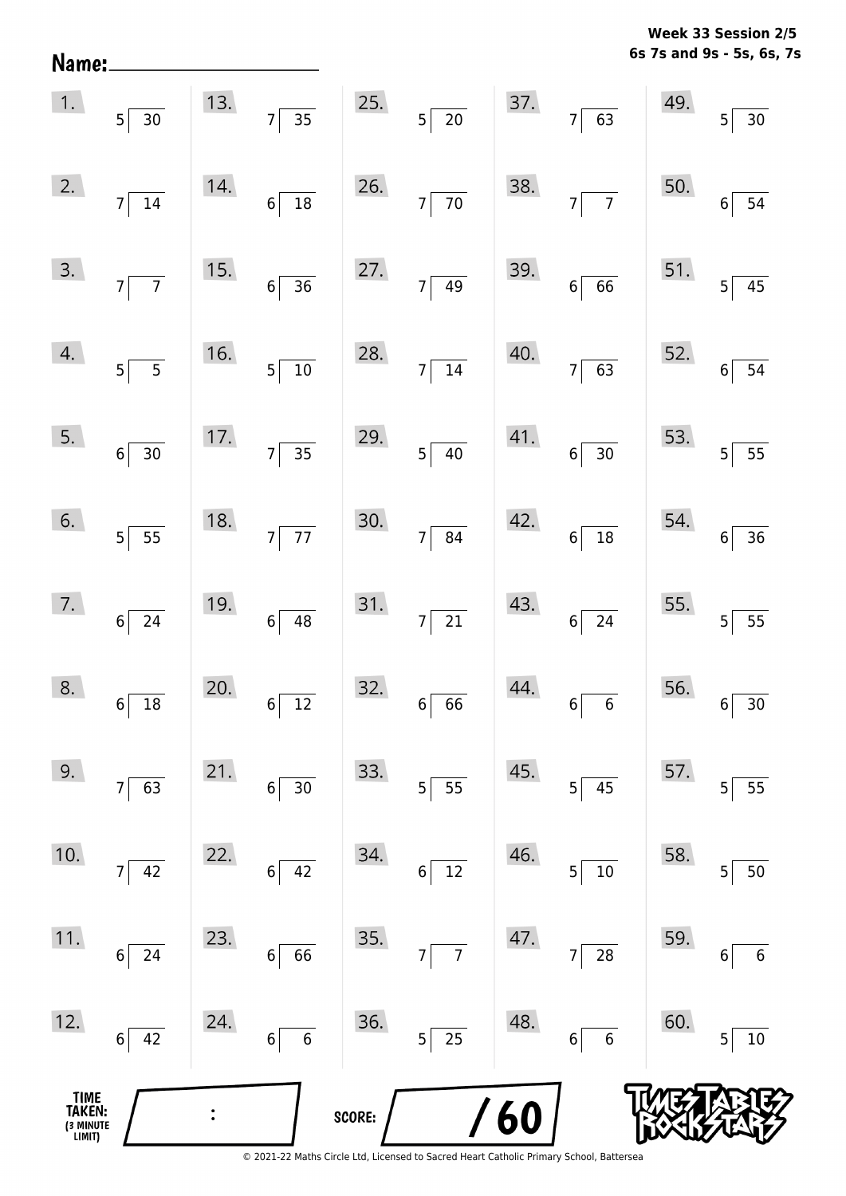**Week 33 Session 2/5**
**6s 7s and 9s - 5s, 6s, 7s**

**Name:** ____________________

| | | | | |
|---|---|---|---|---|
| 1. $30 \div 5$ | 13. $35 \div 7$ | 25. $20 \div 5$ | 37. $63 \div 7$ | 49. $30 \div 5$ |
| 2. $14 \div 7$ | 14. $18 \div 6$ | 26. $70 \div 7$ | 38. $7 \div 7$ | 50. $54 \div 6$ |
| 3. $7 \div 7$ | 15. $36 \div 6$ | 27. $49 \div 7$ | 39. $66 \div 6$ | 51. $45 \div 5$ |
| 4. $5 \div 5$ | 16. $10 \div 5$ | 28. $14 \div 7$ | 40. $63 \div 7$ | 52. $54 \div 6$ |
| 5. $30 \div 6$ | 17. $35 \div 7$ | 29. $40 \div 5$ | 41. $30 \div 6$ | 53. $55 \div 5$ |
| 6. $55 \div 5$ | 18. $77 \div 7$ | 30. $84 \div 7$ | 42. $18 \div 6$ | 54. $36 \div 6$ |
| 7. $24 \div 6$ | 19. $48 \div 6$ | 31. $21 \div 7$ | 43. $24 \div 6$ | 55. $55 \div 5$ |
| 8. $18 \div 6$ | 20. $12 \div 6$ | 32. $66 \div 6$ | 44. $6 \div 6$ | 56. $30 \div 6$ |
| 9. $63 \div 7$ | 21. $30 \div 6$ | 33. $55 \div 5$ | 45. $45 \div 5$ | 57. $55 \div 5$ |
| 10. $42 \div 7$ | 22. $42 \div 6$ | 34. $12 \div 6$ | 46. $10 \div 5$ | 58. $50 \div 5$ |
| 11. $24 \div 6$ | 23. $66 \div 6$ | 35. $7 \div 7$ | 47. $28 \div 7$ | 59. $6 \div 6$ |
| 12. $42 \div 6$ | 24. $6 \div 6$ | 36. $25 \div 5$ | 48. $6 \div 6$ | 60. $10 \div 5$ |

**TIME TAKEN:** (3 MINUTE LIMIT) ____ : ____

**SCORE:** ____ / 60

© 2021-22 Maths Circle Ltd, Licensed to Sacred Heart Catholic Primary School, Battersea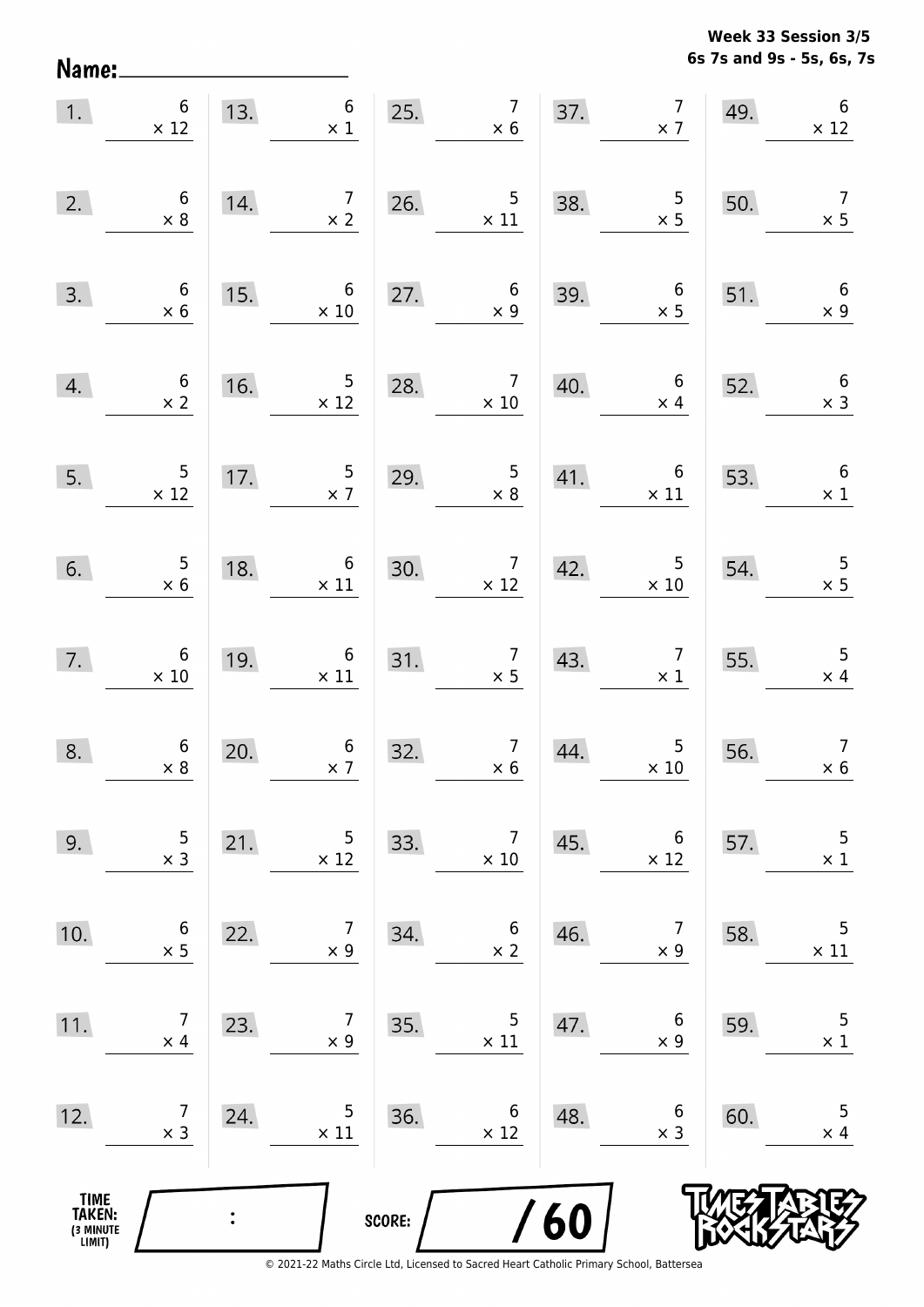**Week 33 Session 3/5**
**6s 7s and 9s - 5s, 6s, 7s**

Name: ____________________

| | | | | | | | | | |
|---|---|---|---|---|---|---|---|---|---|
| 1. | $6 \times 12$ | 13. | $6 \times 1$ | 25. | $7 \times 6$ | 37. | $7 \times 7$ | 49. | $6 \times 12$ |
| 2. | $6 \times 8$ | 14. | $7 \times 2$ | 26. | $5 \times 11$ | 38. | $5 \times 5$ | 50. | $7 \times 5$ |
| 3. | $6 \times 6$ | 15. | $6 \times 10$ | 27. | $6 \times 9$ | 39. | $6 \times 5$ | 51. | $6 \times 9$ |
| 4. | $6 \times 2$ | 16. | $5 \times 12$ | 28. | $7 \times 10$ | 40. | $6 \times 4$ | 52. | $6 \times 3$ |
| 5. | $5 \times 12$ | 17. | $5 \times 7$ | 29. | $5 \times 8$ | 41. | $6 \times 11$ | 53. | $6 \times 1$ |
| 6. | $5 \times 6$ | 18. | $6 \times 11$ | 30. | $7 \times 12$ | 42. | $5 \times 10$ | 54. | $5 \times 5$ |
| 7. | $6 \times 10$ | 19. | $6 \times 11$ | 31. | $7 \times 5$ | 43. | $7 \times 1$ | 55. | $5 \times 4$ |
| 8. | $6 \times 8$ | 20. | $6 \times 7$ | 32. | $7 \times 6$ | 44. | $5 \times 10$ | 56. | $7 \times 6$ |
| 9. | $5 \times 3$ | 21. | $5 \times 12$ | 33. | $7 \times 10$ | 45. | $6 \times 12$ | 57. | $5 \times 1$ |
| 10. | $6 \times 5$ | 22. | $7 \times 9$ | 34. | $6 \times 2$ | 46. | $7 \times 9$ | 58. | $5 \times 11$ |
| 11. | $7 \times 4$ | 23. | $7 \times 9$ | 35. | $5 \times 11$ | 47. | $6 \times 9$ | 59. | $5 \times 1$ |
| 12. | $7 \times 3$ | 24. | $5 \times 11$ | 36. | $6 \times 12$ | 48. | $6 \times 3$ | 60. | $5 \times 4$ |

TIME TAKEN: (3 MINUTE LIMIT) :

SCORE: / 60

© 2021-22 Maths Circle Ltd, Licensed to Sacred Heart Catholic Primary School, Battersea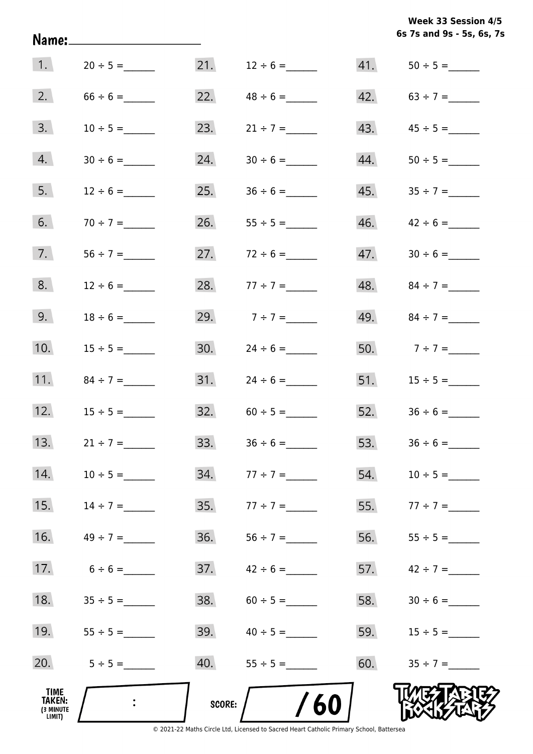Week 33 Session 4/5
6s 7s and 9s - 5s, 6s, 7s

Name:______________________

| | | | | | |
|---|---|---|---|---|---|
| 1. | 20 ÷ 5 = ______ | 21. | 12 ÷ 6 = ______ | 41. | 50 ÷ 5 = ______ |
| 2. | 66 ÷ 6 = ______ | 22. | 48 ÷ 6 = ______ | 42. | 63 ÷ 7 = ______ |
| 3. | 10 ÷ 5 = ______ | 23. | 21 ÷ 7 = ______ | 43. | 45 ÷ 5 = ______ |
| 4. | 30 ÷ 6 = ______ | 24. | 30 ÷ 6 = ______ | 44. | 50 ÷ 5 = ______ |
| 5. | 12 ÷ 6 = ______ | 25. | 36 ÷ 6 = ______ | 45. | 35 ÷ 7 = ______ |
| 6. | 70 ÷ 7 = ______ | 26. | 55 ÷ 5 = ______ | 46. | 42 ÷ 6 = ______ |
| 7. | 56 ÷ 7 = ______ | 27. | 72 ÷ 6 = ______ | 47. | 30 ÷ 6 = ______ |
| 8. | 12 ÷ 6 = ______ | 28. | 77 ÷ 7 = ______ | 48. | 84 ÷ 7 = ______ |
| 9. | 18 ÷ 6 = ______ | 29. | 7 ÷ 7 = ______ | 49. | 84 ÷ 7 = ______ |
| 10. | 15 ÷ 5 = ______ | 30. | 24 ÷ 6 = ______ | 50. | 7 ÷ 7 = ______ |
| 11. | 84 ÷ 7 = ______ | 31. | 24 ÷ 6 = ______ | 51. | 15 ÷ 5 = ______ |
| 12. | 15 ÷ 5 = ______ | 32. | 60 ÷ 5 = ______ | 52. | 36 ÷ 6 = ______ |
| 13. | 21 ÷ 7 = ______ | 33. | 36 ÷ 6 = ______ | 53. | 36 ÷ 6 = ______ |
| 14. | 10 ÷ 5 = ______ | 34. | 77 ÷ 7 = ______ | 54. | 10 ÷ 5 = ______ |
| 15. | 14 ÷ 7 = ______ | 35. | 77 ÷ 7 = ______ | 55. | 77 ÷ 7 = ______ |
| 16. | 49 ÷ 7 = ______ | 36. | 56 ÷ 7 = ______ | 56. | 55 ÷ 5 = ______ |
| 17. | 6 ÷ 6 = ______ | 37. | 42 ÷ 6 = ______ | 57. | 42 ÷ 7 = ______ |
| 18. | 35 ÷ 5 = ______ | 38. | 60 ÷ 5 = ______ | 58. | 30 ÷ 6 = ______ |
| 19. | 55 ÷ 5 = ______ | 39. | 40 ÷ 5 = ______ | 59. | 15 ÷ 5 = ______ |
| 20. | 5 ÷ 5 = ______ | 40. | 55 ÷ 5 = ______ | 60. | 35 ÷ 7 = ______ |

TIME TAKEN: (3 MINUTE LIMIT) :

SCORE: / 60

TIMES TABLES ROCK STARS

© 2021-22 Maths Circle Ltd, Licensed to Sacred Heart Catholic Primary School, Battersea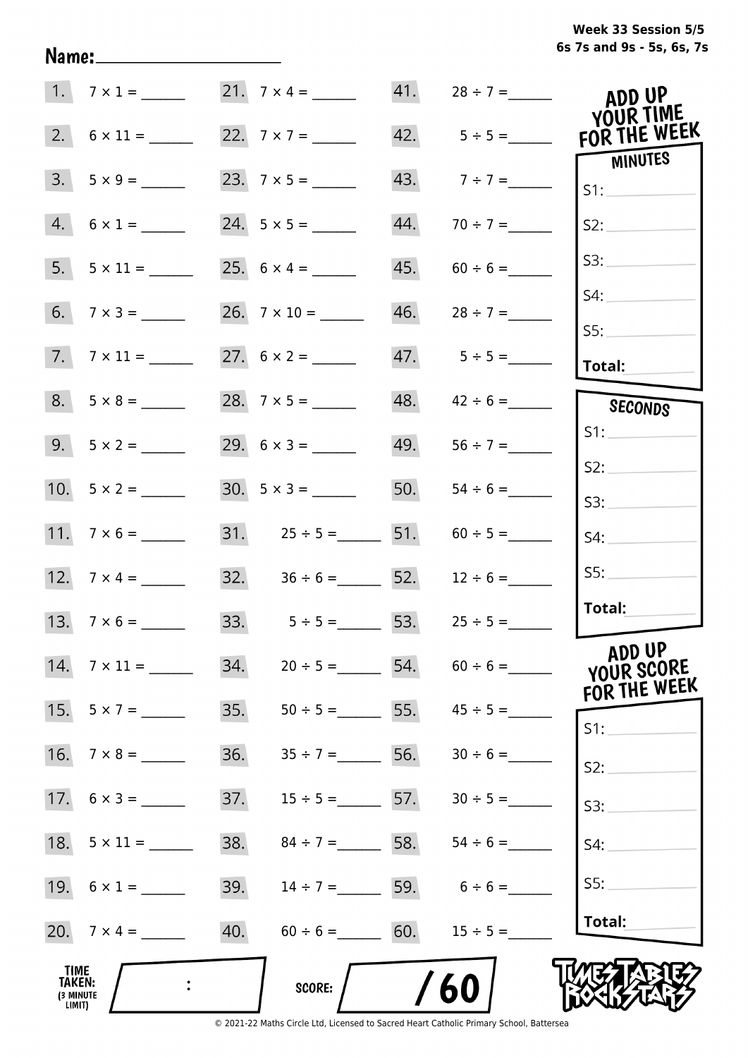Week 33 Session 5/5
6s 7s and 9s - 5s, 6s, 7s

Name: ____________________

| | | | | | |
|---|---|---|---|---|---|
| 1. | 7 × 1 = ______ | 21. | 7 × 4 = ______ | 41. | 28 ÷ 7 = ______ |
| 2. | 6 × 11 = ______ | 22. | 7 × 7 = ______ | 42. | 5 ÷ 5 = ______ |
| 3. | 5 × 9 = ______ | 23. | 7 × 5 = ______ | 43. | 7 ÷ 7 = ______ |
| 4. | 6 × 1 = ______ | 24. | 5 × 5 = ______ | 44. | 70 ÷ 7 = ______ |
| 5. | 5 × 11 = ______ | 25. | 6 × 4 = ______ | 45. | 60 ÷ 6 = ______ |
| 6. | 7 × 3 = ______ | 26. | 7 × 10 = ______ | 46. | 28 ÷ 7 = ______ |
| 7. | 7 × 11 = ______ | 27. | 6 × 2 = ______ | 47. | 5 ÷ 5 = ______ |
| 8. | 5 × 8 = ______ | 28. | 7 × 5 = ______ | 48. | 42 ÷ 6 = ______ |
| 9. | 5 × 2 = ______ | 29. | 6 × 3 = ______ | 49. | 56 ÷ 7 = ______ |
| 10. | 5 × 2 = ______ | 30. | 5 × 3 = ______ | 50. | 54 ÷ 6 = ______ |
| 11. | 7 × 6 = ______ | 31. | 25 ÷ 5 = ______ | 51. | 60 ÷ 5 = ______ |
| 12. | 7 × 4 = ______ | 32. | 36 ÷ 6 = ______ | 52. | 12 ÷ 6 = ______ |
| 13. | 7 × 6 = ______ | 33. | 5 ÷ 5 = ______ | 53. | 25 ÷ 5 = ______ |
| 14. | 7 × 11 = ______ | 34. | 20 ÷ 5 = ______ | 54. | 60 ÷ 6 = ______ |
| 15. | 5 × 7 = ______ | 35. | 50 ÷ 5 = ______ | 55. | 45 ÷ 5 = ______ |
| 16. | 7 × 8 = ______ | 36. | 35 ÷ 7 = ______ | 56. | 30 ÷ 6 = ______ |
| 17. | 6 × 3 = ______ | 37. | 15 ÷ 5 = ______ | 57. | 30 ÷ 5 = ______ |
| 18. | 5 × 11 = ______ | 38. | 84 ÷ 7 = ______ | 58. | 54 ÷ 6 = ______ |
| 19. | 6 × 1 = ______ | 39. | 14 ÷ 7 = ______ | 59. | 6 ÷ 6 = ______ |
| 20. | 7 × 4 = ______ | 40. | 60 ÷ 6 = ______ | 60. | 15 ÷ 5 = ______ |

**ADD UP YOUR TIME FOR THE WEEK**

**MINUTES**

S1: ______
S2: ______
S3: ______
S4: ______
S5: ______
**Total:** ______

**SECONDS**

S1: ______
S2: ______
S3: ______
S4: ______
S5: ______
**Total:** ______

**ADD UP YOUR SCORE FOR THE WEEK**

S1: ______
S2: ______
S3: ______
S4: ______
S5: ______
**Total:** ______

**TIME TAKEN:** (3 MINUTE LIMIT) ____ : ____

**SCORE:** ____ / 60

TIMES TABLES ROCK STARS

© 2021-22 Maths Circle Ltd, Licensed to Sacred Heart Catholic Primary School, Battersea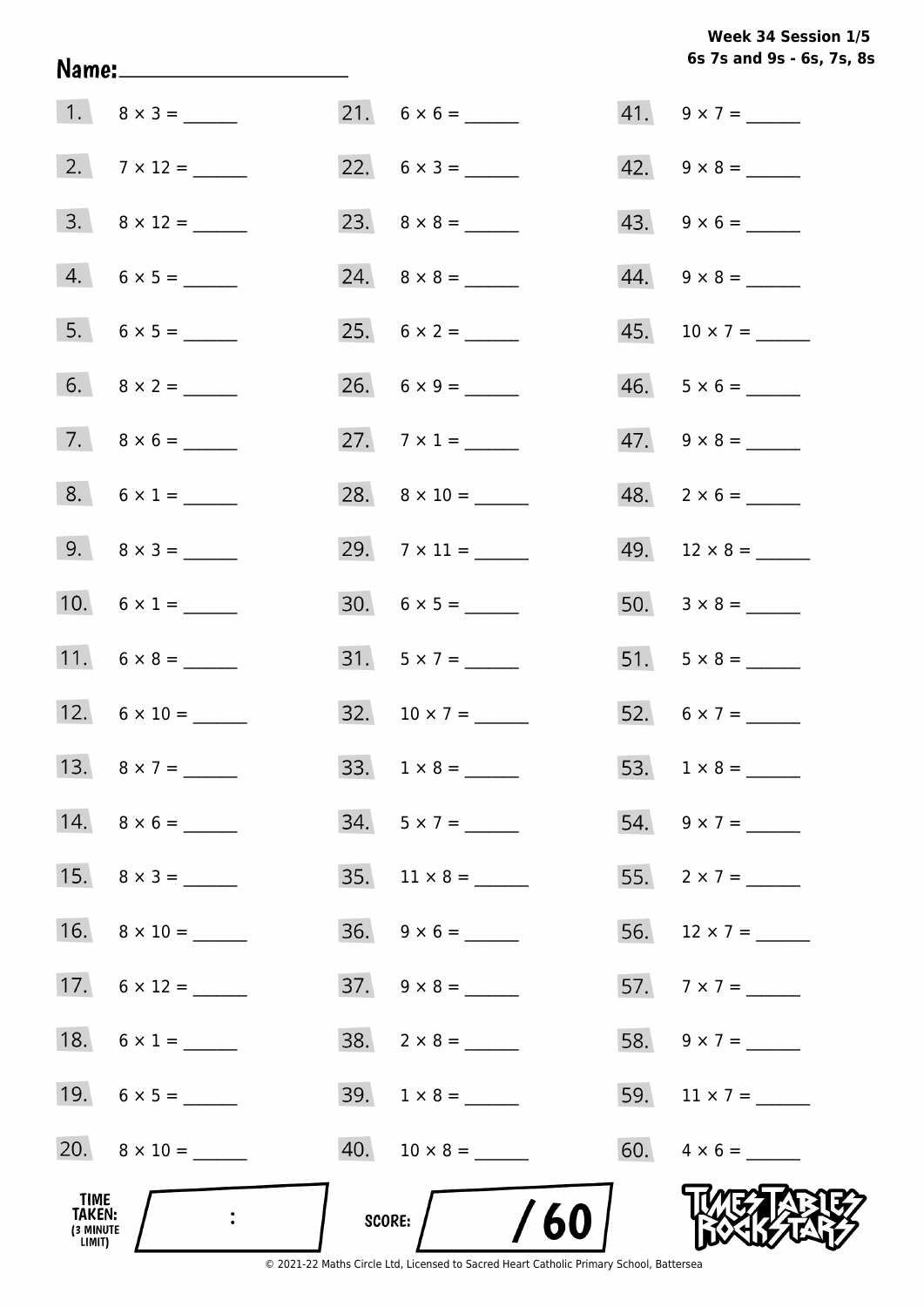**Week 34 Session 1/5**
**6s 7s and 9s - 6s, 7s, 8s**

**Name:** ____________________

| | | | | | |
|---|---|---|---|---|---|
| 1. | 8 × 3 = ______ | 21. | 6 × 6 = ______ | 41. | 9 × 7 = ______ |
| 2. | 7 × 12 = ______ | 22. | 6 × 3 = ______ | 42. | 9 × 8 = ______ |
| 3. | 8 × 12 = ______ | 23. | 8 × 8 = ______ | 43. | 9 × 6 = ______ |
| 4. | 6 × 5 = ______ | 24. | 8 × 8 = ______ | 44. | 9 × 8 = ______ |
| 5. | 6 × 5 = ______ | 25. | 6 × 2 = ______ | 45. | 10 × 7 = ______ |
| 6. | 8 × 2 = ______ | 26. | 6 × 9 = ______ | 46. | 5 × 6 = ______ |
| 7. | 8 × 6 = ______ | 27. | 7 × 1 = ______ | 47. | 9 × 8 = ______ |
| 8. | 6 × 1 = ______ | 28. | 8 × 10 = ______ | 48. | 2 × 6 = ______ |
| 9. | 8 × 3 = ______ | 29. | 7 × 11 = ______ | 49. | 12 × 8 = ______ |
| 10. | 6 × 1 = ______ | 30. | 6 × 5 = ______ | 50. | 3 × 8 = ______ |
| 11. | 6 × 8 = ______ | 31. | 5 × 7 = ______ | 51. | 5 × 8 = ______ |
| 12. | 6 × 10 = ______ | 32. | 10 × 7 = ______ | 52. | 6 × 7 = ______ |
| 13. | 8 × 7 = ______ | 33. | 1 × 8 = ______ | 53. | 1 × 8 = ______ |
| 14. | 8 × 6 = ______ | 34. | 5 × 7 = ______ | 54. | 9 × 7 = ______ |
| 15. | 8 × 3 = ______ | 35. | 11 × 8 = ______ | 55. | 2 × 7 = ______ |
| 16. | 8 × 10 = ______ | 36. | 9 × 6 = ______ | 56. | 12 × 7 = ______ |
| 17. | 6 × 12 = ______ | 37. | 9 × 8 = ______ | 57. | 7 × 7 = ______ |
| 18. | 6 × 1 = ______ | 38. | 2 × 8 = ______ | 58. | 9 × 7 = ______ |
| 19. | 6 × 5 = ______ | 39. | 1 × 8 = ______ | 59. | 11 × 7 = ______ |
| 20. | 8 × 10 = ______ | 40. | 10 × 8 = ______ | 60. | 4 × 6 = ______ |

**TIME TAKEN:** (3 MINUTE LIMIT) ____ : ____

**SCORE:** ____ / 60

TIMES TABLES ROCK STARS

© 2021-22 Maths Circle Ltd, Licensed to Sacred Heart Catholic Primary School, Battersea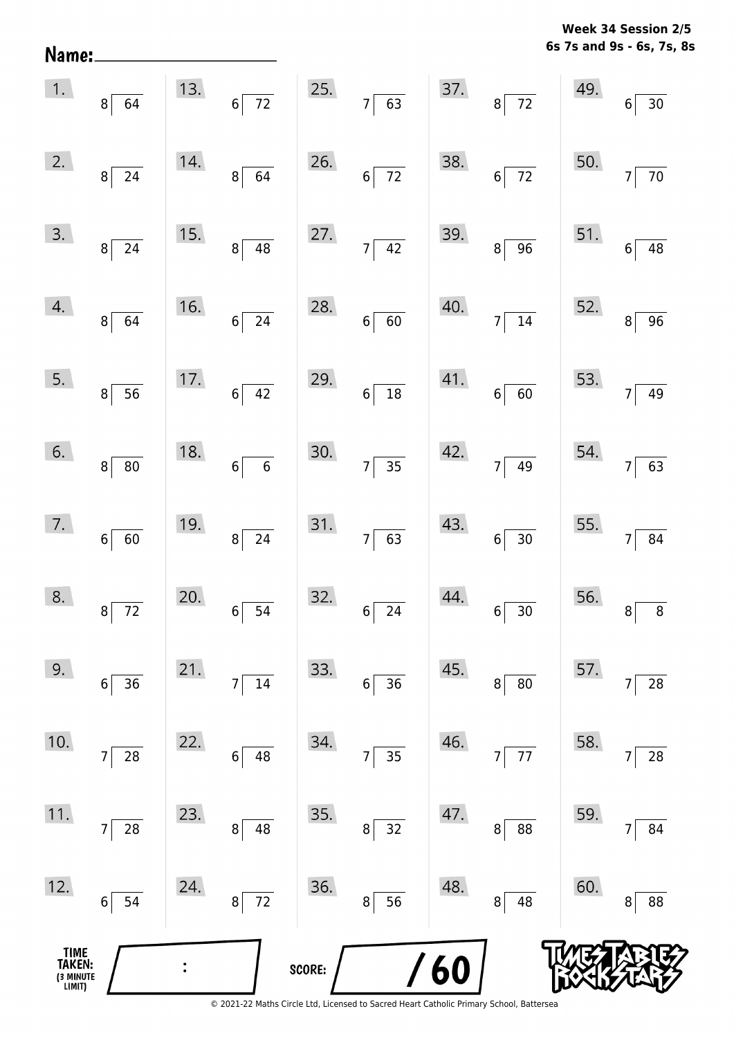Name: ____________________

**Week 34 Session 2/5**
**6s 7s and 9s - 6s, 7s, 8s**

| | | | | | | | | | |
|---|---|---|---|---|---|---|---|---|---|
| 1. | 8 ⟌ 64 | 13. | 6 ⟌ 72 | 25. | 7 ⟌ 63 | 37. | 8 ⟌ 72 | 49. | 6 ⟌ 30 |
| 2. | 8 ⟌ 24 | 14. | 8 ⟌ 64 | 26. | 6 ⟌ 72 | 38. | 6 ⟌ 72 | 50. | 7 ⟌ 70 |
| 3. | 8 ⟌ 24 | 15. | 8 ⟌ 48 | 27. | 7 ⟌ 42 | 39. | 8 ⟌ 96 | 51. | 6 ⟌ 48 |
| 4. | 8 ⟌ 64 | 16. | 6 ⟌ 24 | 28. | 6 ⟌ 60 | 40. | 7 ⟌ 14 | 52. | 8 ⟌ 96 |
| 5. | 8 ⟌ 56 | 17. | 6 ⟌ 42 | 29. | 6 ⟌ 18 | 41. | 6 ⟌ 60 | 53. | 7 ⟌ 49 |
| 6. | 8 ⟌ 80 | 18. | 6 ⟌ 6 | 30. | 7 ⟌ 35 | 42. | 7 ⟌ 49 | 54. | 7 ⟌ 63 |
| 7. | 6 ⟌ 60 | 19. | 8 ⟌ 24 | 31. | 7 ⟌ 63 | 43. | 6 ⟌ 30 | 55. | 7 ⟌ 84 |
| 8. | 8 ⟌ 72 | 20. | 6 ⟌ 54 | 32. | 6 ⟌ 24 | 44. | 6 ⟌ 30 | 56. | 8 ⟌ 8 |
| 9. | 6 ⟌ 36 | 21. | 7 ⟌ 14 | 33. | 6 ⟌ 36 | 45. | 8 ⟌ 80 | 57. | 7 ⟌ 28 |
| 10. | 7 ⟌ 28 | 22. | 6 ⟌ 48 | 34. | 7 ⟌ 35 | 46. | 7 ⟌ 77 | 58. | 7 ⟌ 28 |
| 11. | 7 ⟌ 28 | 23. | 8 ⟌ 48 | 35. | 8 ⟌ 32 | 47. | 8 ⟌ 88 | 59. | 7 ⟌ 84 |
| 12. | 6 ⟌ 54 | 24. | 8 ⟌ 72 | 36. | 8 ⟌ 56 | 48. | 8 ⟌ 48 | 60. | 8 ⟌ 88 |

**TIME TAKEN:** (3 MINUTE LIMIT) ____ : ____

**SCORE:** ____ / 60

Times Tables Rock Stars

© 2021-22 Maths Circle Ltd, Licensed to Sacred Heart Catholic Primary School, Battersea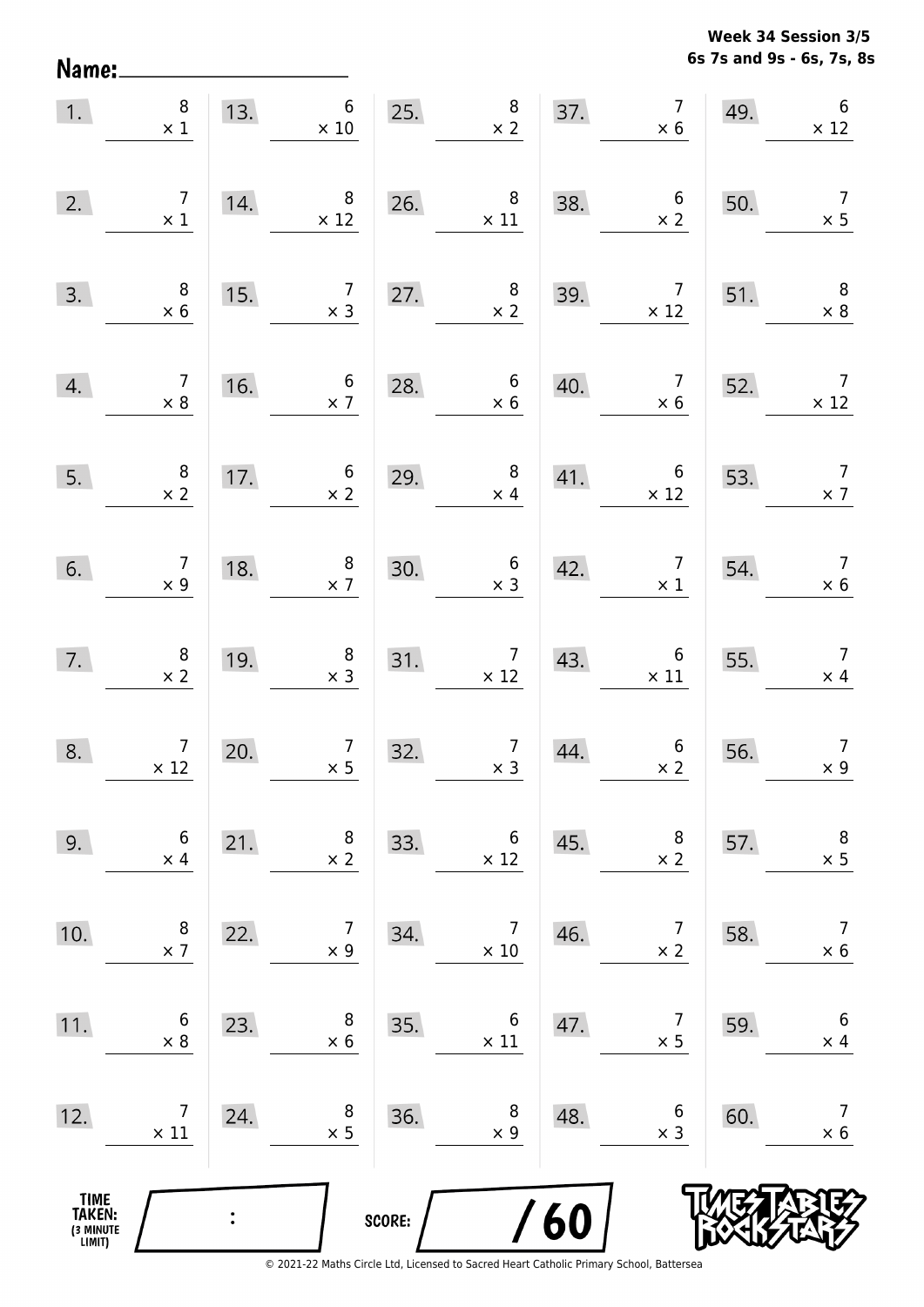**Week 34 Session 3/5**
**6s 7s and 9s - 6s, 7s, 8s**

Name:\_\_\_\_\_\_\_\_\_\_\_\_\_\_\_\_\_\_\_\_

| | | | | | | | | | |
|---|---|---|---|---|---|---|---|---|---|
| 1. | $8 \times 1$ | 13. | $6 \times 10$ | 25. | $8 \times 2$ | 37. | $7 \times 6$ | 49. | $6 \times 12$ |
| 2. | $7 \times 1$ | 14. | $8 \times 12$ | 26. | $8 \times 11$ | 38. | $6 \times 2$ | 50. | $7 \times 5$ |
| 3. | $8 \times 6$ | 15. | $7 \times 3$ | 27. | $8 \times 2$ | 39. | $7 \times 12$ | 51. | $8 \times 8$ |
| 4. | $7 \times 8$ | 16. | $6 \times 7$ | 28. | $6 \times 6$ | 40. | $7 \times 6$ | 52. | $7 \times 12$ |
| 5. | $8 \times 2$ | 17. | $6 \times 2$ | 29. | $8 \times 4$ | 41. | $6 \times 12$ | 53. | $7 \times 7$ |
| 6. | $7 \times 9$ | 18. | $8 \times 7$ | 30. | $6 \times 3$ | 42. | $7 \times 1$ | 54. | $7 \times 6$ |
| 7. | $8 \times 2$ | 19. | $8 \times 3$ | 31. | $7 \times 12$ | 43. | $6 \times 11$ | 55. | $7 \times 4$ |
| 8. | $7 \times 12$ | 20. | $7 \times 5$ | 32. | $7 \times 3$ | 44. | $6 \times 2$ | 56. | $7 \times 9$ |
| 9. | $6 \times 4$ | 21. | $8 \times 2$ | 33. | $6 \times 12$ | 45. | $8 \times 2$ | 57. | $8 \times 5$ |
| 10. | $8 \times 7$ | 22. | $7 \times 9$ | 34. | $7 \times 10$ | 46. | $7 \times 2$ | 58. | $7 \times 6$ |
| 11. | $6 \times 8$ | 23. | $8 \times 6$ | 35. | $6 \times 11$ | 47. | $7 \times 5$ | 59. | $6 \times 4$ |
| 12. | $7 \times 11$ | 24. | $8 \times 5$ | 36. | $8 \times 9$ | 48. | $6 \times 3$ | 60. | $7 \times 6$ |

TIME TAKEN: (3 MINUTE LIMIT) :

SCORE: / 60

© 2021-22 Maths Circle Ltd, Licensed to Sacred Heart Catholic Primary School, Battersea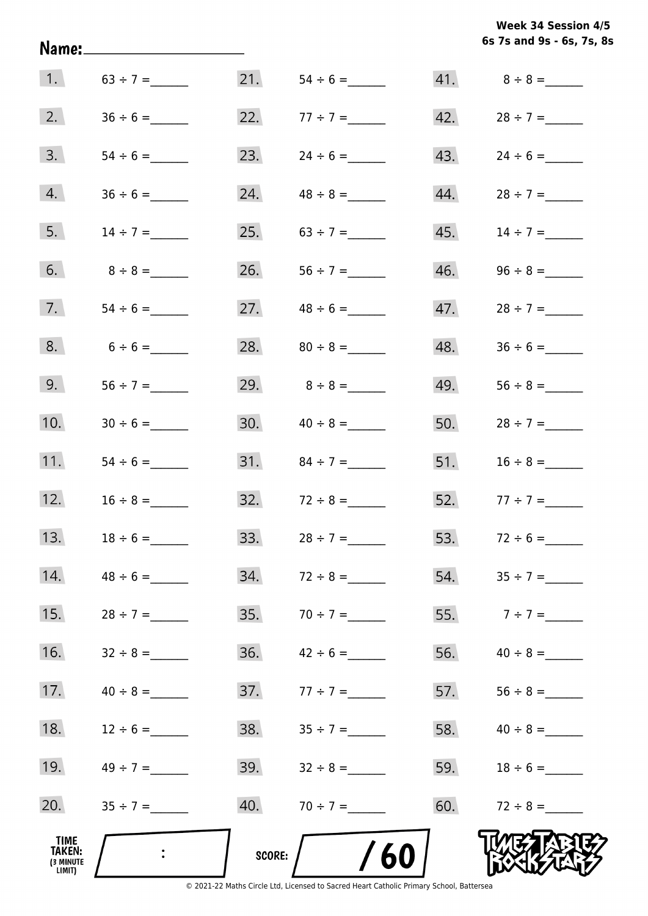**Week 34 Session 4/5**
**6s 7s and 9s - 6s, 7s, 8s**

Name:______________________

| | | | | | |
|---|---|---|---|---|---|
| 1. | 63 ÷ 7 = ______ | 21. | 54 ÷ 6 = ______ | 41. | 8 ÷ 8 = ______ |
| 2. | 36 ÷ 6 = ______ | 22. | 77 ÷ 7 = ______ | 42. | 28 ÷ 7 = ______ |
| 3. | 54 ÷ 6 = ______ | 23. | 24 ÷ 6 = ______ | 43. | 24 ÷ 6 = ______ |
| 4. | 36 ÷ 6 = ______ | 24. | 48 ÷ 8 = ______ | 44. | 28 ÷ 7 = ______ |
| 5. | 14 ÷ 7 = ______ | 25. | 63 ÷ 7 = ______ | 45. | 14 ÷ 7 = ______ |
| 6. | 8 ÷ 8 = ______ | 26. | 56 ÷ 7 = ______ | 46. | 96 ÷ 8 = ______ |
| 7. | 54 ÷ 6 = ______ | 27. | 48 ÷ 6 = ______ | 47. | 28 ÷ 7 = ______ |
| 8. | 6 ÷ 6 = ______ | 28. | 80 ÷ 8 = ______ | 48. | 36 ÷ 6 = ______ |
| 9. | 56 ÷ 7 = ______ | 29. | 8 ÷ 8 = ______ | 49. | 56 ÷ 8 = ______ |
| 10. | 30 ÷ 6 = ______ | 30. | 40 ÷ 8 = ______ | 50. | 28 ÷ 7 = ______ |
| 11. | 54 ÷ 6 = ______ | 31. | 84 ÷ 7 = ______ | 51. | 16 ÷ 8 = ______ |
| 12. | 16 ÷ 8 = ______ | 32. | 72 ÷ 8 = ______ | 52. | 77 ÷ 7 = ______ |
| 13. | 18 ÷ 6 = ______ | 33. | 28 ÷ 7 = ______ | 53. | 72 ÷ 6 = ______ |
| 14. | 48 ÷ 6 = ______ | 34. | 72 ÷ 8 = ______ | 54. | 35 ÷ 7 = ______ |
| 15. | 28 ÷ 7 = ______ | 35. | 70 ÷ 7 = ______ | 55. | 7 ÷ 7 = ______ |
| 16. | 32 ÷ 8 = ______ | 36. | 42 ÷ 6 = ______ | 56. | 40 ÷ 8 = ______ |
| 17. | 40 ÷ 8 = ______ | 37. | 77 ÷ 7 = ______ | 57. | 56 ÷ 8 = ______ |
| 18. | 12 ÷ 6 = ______ | 38. | 35 ÷ 7 = ______ | 58. | 40 ÷ 8 = ______ |
| 19. | 49 ÷ 7 = ______ | 39. | 32 ÷ 8 = ______ | 59. | 18 ÷ 6 = ______ |
| 20. | 35 ÷ 7 = ______ | 40. | 70 ÷ 7 = ______ | 60. | 72 ÷ 8 = ______ |

**TIME TAKEN:** (3 MINUTE LIMIT) ____ : ____

**SCORE:** ____ / 60

TIMES TABLES ROCK STARS

© 2021-22 Maths Circle Ltd, Licensed to Sacred Heart Catholic Primary School, Battersea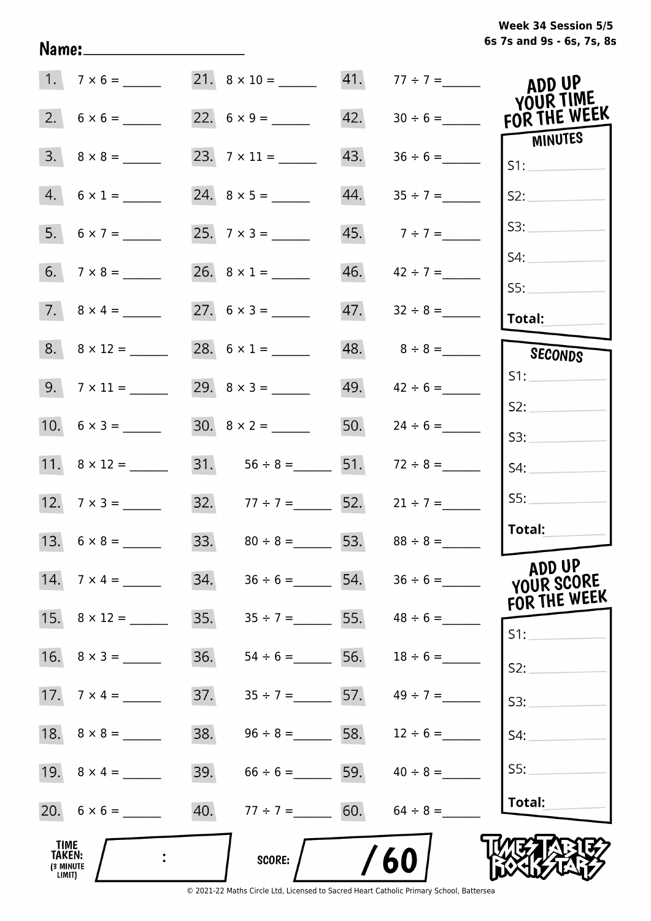Week 34 Session 5/5
6s 7s and 9s - 6s, 7s, 8s

Name: ____________________

| | | | | | |
|---|---|---|---|---|---|
| 1. | 7 × 6 = ______ | 21. | 8 × 10 = ______ | 41. | 77 ÷ 7 = ______ |
| 2. | 6 × 6 = ______ | 22. | 6 × 9 = ______ | 42. | 30 ÷ 6 = ______ |
| 3. | 8 × 8 = ______ | 23. | 7 × 11 = ______ | 43. | 36 ÷ 6 = ______ |
| 4. | 6 × 1 = ______ | 24. | 8 × 5 = ______ | 44. | 35 ÷ 7 = ______ |
| 5. | 6 × 7 = ______ | 25. | 7 × 3 = ______ | 45. | 7 ÷ 7 = ______ |
| 6. | 7 × 8 = ______ | 26. | 8 × 1 = ______ | 46. | 42 ÷ 7 = ______ |
| 7. | 8 × 4 = ______ | 27. | 6 × 3 = ______ | 47. | 32 ÷ 8 = ______ |
| 8. | 8 × 12 = ______ | 28. | 6 × 1 = ______ | 48. | 8 ÷ 8 = ______ |
| 9. | 7 × 11 = ______ | 29. | 8 × 3 = ______ | 49. | 42 ÷ 6 = ______ |
| 10. | 6 × 3 = ______ | 30. | 8 × 2 = ______ | 50. | 24 ÷ 6 = ______ |
| 11. | 8 × 12 = ______ | 31. | 56 ÷ 8 = ______ | 51. | 72 ÷ 8 = ______ |
| 12. | 7 × 3 = ______ | 32. | 77 ÷ 7 = ______ | 52. | 21 ÷ 7 = ______ |
| 13. | 6 × 8 = ______ | 33. | 80 ÷ 8 = ______ | 53. | 88 ÷ 8 = ______ |
| 14. | 7 × 4 = ______ | 34. | 36 ÷ 6 = ______ | 54. | 36 ÷ 6 = ______ |
| 15. | 8 × 12 = ______ | 35. | 35 ÷ 7 = ______ | 55. | 48 ÷ 6 = ______ |
| 16. | 8 × 3 = ______ | 36. | 54 ÷ 6 = ______ | 56. | 18 ÷ 6 = ______ |
| 17. | 7 × 4 = ______ | 37. | 35 ÷ 7 = ______ | 57. | 49 ÷ 7 = ______ |
| 18. | 8 × 8 = ______ | 38. | 96 ÷ 8 = ______ | 58. | 12 ÷ 6 = ______ |
| 19. | 8 × 4 = ______ | 39. | 66 ÷ 6 = ______ | 59. | 40 ÷ 8 = ______ |
| 20. | 6 × 6 = ______ | 40. | 77 ÷ 7 = ______ | 60. | 64 ÷ 8 = ______ |

**ADD UP YOUR TIME FOR THE WEEK**

**MINUTES**
S1: ______
S2: ______
S3: ______
S4: ______
S5: ______
**Total:** ______

**SECONDS**
S1: ______
S2: ______
S3: ______
S4: ______
S5: ______
**Total:** ______

**ADD UP YOUR SCORE FOR THE WEEK**
S1: ______
S2: ______
S3: ______
S4: ______
S5: ______
**Total:** ______

**TIME TAKEN: (3 MINUTE LIMIT)** ____ : ____

**SCORE:** ____ / 60

TIMES TABLES ROCK STARS

© 2021-22 Maths Circle Ltd, Licensed to Sacred Heart Catholic Primary School, Battersea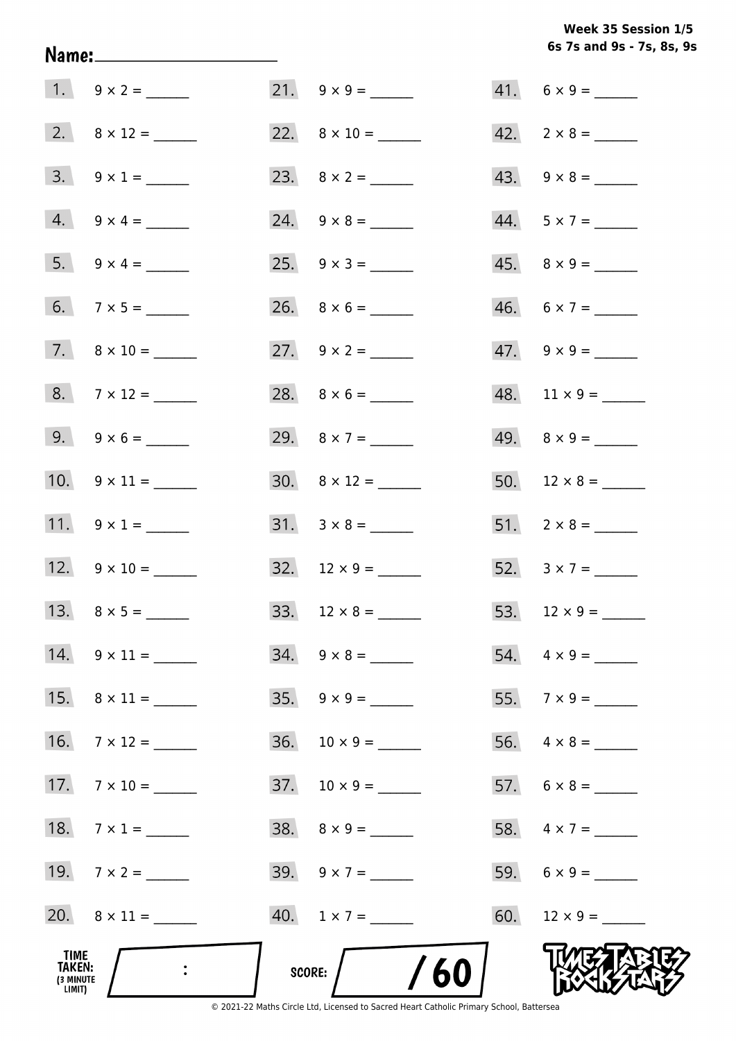Week 35 Session 1/5
6s 7s and 9s - 7s, 8s, 9s

Name: ____________________

1. $9 \times 2 =$ ______
2. $8 \times 12 =$ ______
3. $9 \times 1 =$ ______
4. $9 \times 4 =$ ______
5. $9 \times 4 =$ ______
6. $7 \times 5 =$ ______
7. $8 \times 10 =$ ______
8. $7 \times 12 =$ ______
9. $9 \times 6 =$ ______
10. $9 \times 11 =$ ______
11. $9 \times 1 =$ ______
12. $9 \times 10 =$ ______
13. $8 \times 5 =$ ______
14. $9 \times 11 =$ ______
15. $8 \times 11 =$ ______
16. $7 \times 12 =$ ______
17. $7 \times 10 =$ ______
18. $7 \times 1 =$ ______
19. $7 \times 2 =$ ______
20. $8 \times 11 =$ ______
21. $9 \times 9 =$ ______
22. $8 \times 10 =$ ______
23. $8 \times 2 =$ ______
24. $9 \times 8 =$ ______
25. $9 \times 3 =$ ______
26. $8 \times 6 =$ ______
27. $9 \times 2 =$ ______
28. $8 \times 6 =$ ______
29. $8 \times 7 =$ ______
30. $8 \times 12 =$ ______
31. $3 \times 8 =$ ______
32. $12 \times 9 =$ ______
33. $12 \times 8 =$ ______
34. $9 \times 8 =$ ______
35. $9 \times 9 =$ ______
36. $10 \times 9 =$ ______
37. $10 \times 9 =$ ______
38. $8 \times 9 =$ ______
39. $9 \times 7 =$ ______
40. $1 \times 7 =$ ______
41. $6 \times 9 =$ ______
42. $2 \times 8 =$ ______
43. $9 \times 8 =$ ______
44. $5 \times 7 =$ ______
45. $8 \times 9 =$ ______
46. $6 \times 7 =$ ______
47. $9 \times 9 =$ ______
48. $11 \times 9 =$ ______
49. $8 \times 9 =$ ______
50. $12 \times 8 =$ ______
51. $2 \times 8 =$ ______
52. $3 \times 7 =$ ______
53. $12 \times 9 =$ ______
54. $4 \times 9 =$ ______
55. $7 \times 9 =$ ______
56. $4 \times 8 =$ ______
57. $6 \times 8 =$ ______
58. $4 \times 7 =$ ______
59. $6 \times 9 =$ ______
60. $12 \times 9 =$ ______

TIME TAKEN: (3 MINUTE LIMIT) ___ : ___

SCORE: ___ / 60

TIMES TABLES ROCK STARS

© 2021-22 Maths Circle Ltd, Licensed to Sacred Heart Catholic Primary School, Battersea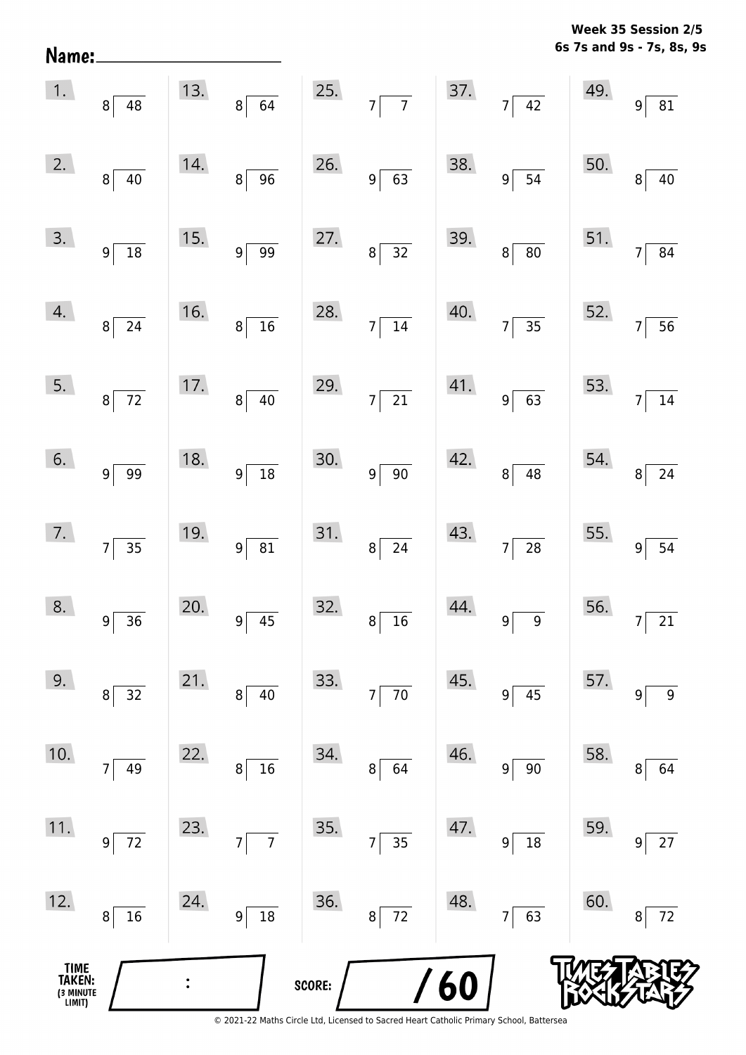**Week 35 Session 2/5**
**6s 7s and 9s - 7s, 8s, 9s**

Name: ____________________

| | | | | |
|---|---|---|---|---|
| 1. $48 \div 8$ | 13. $64 \div 8$ | 25. $7 \div 7$ | 37. $42 \div 7$ | 49. $81 \div 9$ |
| 2. $40 \div 8$ | 14. $96 \div 8$ | 26. $63 \div 9$ | 38. $54 \div 9$ | 50. $40 \div 8$ |
| 3. $18 \div 9$ | 15. $99 \div 9$ | 27. $32 \div 8$ | 39. $80 \div 8$ | 51. $84 \div 7$ |
| 4. $24 \div 8$ | 16. $16 \div 8$ | 28. $14 \div 7$ | 40. $35 \div 7$ | 52. $56 \div 7$ |
| 5. $72 \div 8$ | 17. $40 \div 8$ | 29. $21 \div 7$ | 41. $63 \div 9$ | 53. $14 \div 7$ |
| 6. $99 \div 9$ | 18. $18 \div 9$ | 30. $90 \div 9$ | 42. $48 \div 8$ | 54. $24 \div 8$ |
| 7. $35 \div 7$ | 19. $81 \div 9$ | 31. $24 \div 8$ | 43. $28 \div 7$ | 55. $54 \div 9$ |
| 8. $36 \div 9$ | 20. $45 \div 9$ | 32. $16 \div 8$ | 44. $9 \div 9$ | 56. $21 \div 7$ |
| 9. $32 \div 8$ | 21. $40 \div 8$ | 33. $70 \div 7$ | 45. $45 \div 9$ | 57. $9 \div 9$ |
| 10. $49 \div 7$ | 22. $16 \div 8$ | 34. $64 \div 8$ | 46. $90 \div 9$ | 58. $64 \div 8$ |
| 11. $72 \div 9$ | 23. $7 \div 7$ | 35. $35 \div 7$ | 47. $18 \div 9$ | 59. $27 \div 9$ |
| 12. $16 \div 8$ | 24. $18 \div 9$ | 36. $72 \div 8$ | 48. $63 \div 7$ | 60. $72 \div 8$ |

TIME TAKEN: (3 MINUTE LIMIT) ____ : ____

SCORE: ____ / 60

© 2021-22 Maths Circle Ltd, Licensed to Sacred Heart Catholic Primary School, Battersea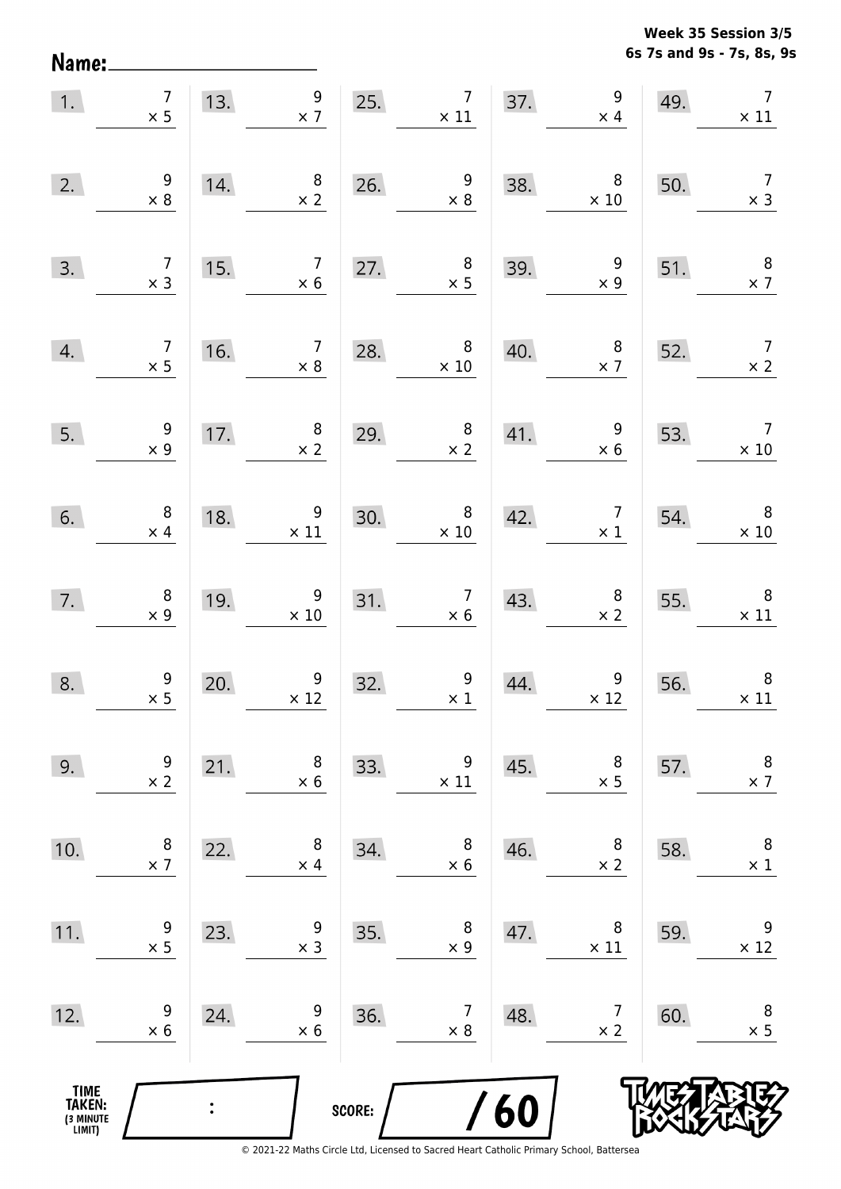**Week 35 Session 3/5**
**6s 7s and 9s - 7s, 8s, 9s**

Name:

| | | | | | | | | | |
|---|---|---|---|---|---|---|---|---|---|
| 1. | $7 \times 5$ | 13. | $9 \times 7$ | 25. | $7 \times 11$ | 37. | $9 \times 4$ | 49. | $7 \times 11$ |
| 2. | $9 \times 8$ | 14. | $8 \times 2$ | 26. | $9 \times 8$ | 38. | $8 \times 10$ | 50. | $7 \times 3$ |
| 3. | $7 \times 3$ | 15. | $7 \times 6$ | 27. | $8 \times 5$ | 39. | $9 \times 9$ | 51. | $8 \times 7$ |
| 4. | $7 \times 5$ | 16. | $7 \times 8$ | 28. | $8 \times 10$ | 40. | $8 \times 7$ | 52. | $7 \times 2$ |
| 5. | $9 \times 9$ | 17. | $8 \times 2$ | 29. | $8 \times 2$ | 41. | $9 \times 6$ | 53. | $7 \times 10$ |
| 6. | $8 \times 4$ | 18. | $9 \times 11$ | 30. | $8 \times 10$ | 42. | $7 \times 1$ | 54. | $8 \times 10$ |
| 7. | $8 \times 9$ | 19. | $9 \times 10$ | 31. | $7 \times 6$ | 43. | $8 \times 2$ | 55. | $8 \times 11$ |
| 8. | $9 \times 5$ | 20. | $9 \times 12$ | 32. | $9 \times 1$ | 44. | $9 \times 12$ | 56. | $8 \times 11$ |
| 9. | $9 \times 2$ | 21. | $8 \times 6$ | 33. | $9 \times 11$ | 45. | $8 \times 5$ | 57. | $8 \times 7$ |
| 10. | $8 \times 7$ | 22. | $8 \times 4$ | 34. | $8 \times 6$ | 46. | $8 \times 2$ | 58. | $8 \times 1$ |
| 11. | $9 \times 5$ | 23. | $9 \times 3$ | 35. | $8 \times 9$ | 47. | $8 \times 11$ | 59. | $9 \times 12$ |
| 12. | $9 \times 6$ | 24. | $9 \times 6$ | 36. | $7 \times 8$ | 48. | $7 \times 2$ | 60. | $8 \times 5$ |

TIME TAKEN: (3 MINUTE LIMIT) :

SCORE: / 60

© 2021-22 Maths Circle Ltd, Licensed to Sacred Heart Catholic Primary School, Battersea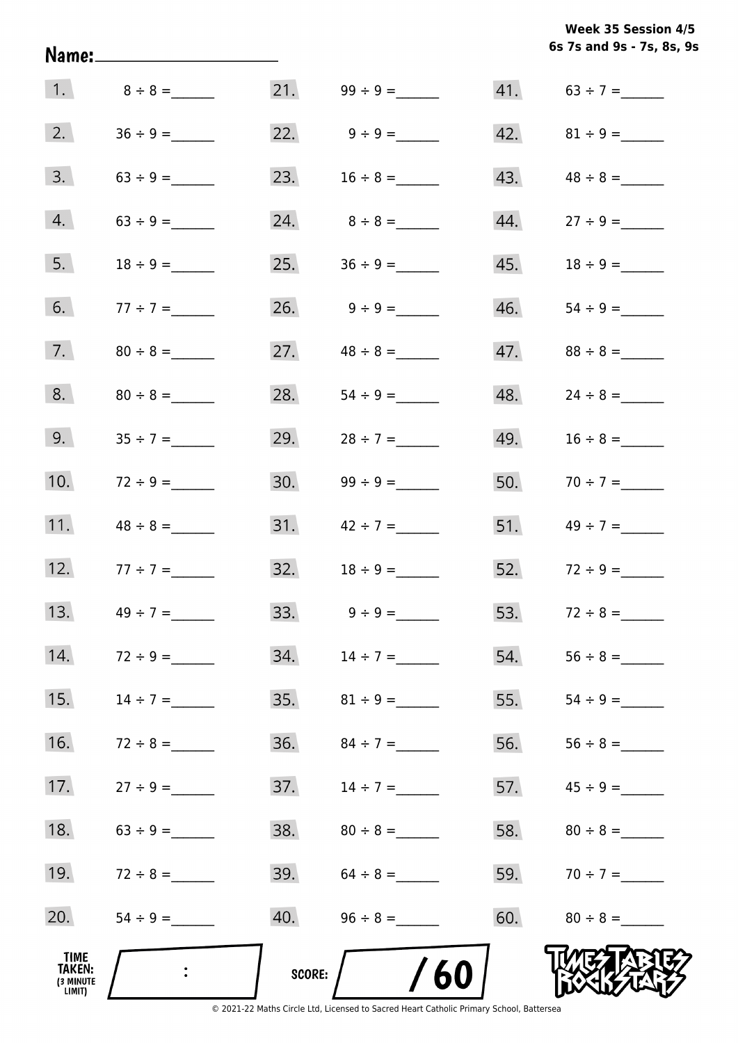**Week 35 Session 4/5**
**6s 7s and 9s - 7s, 8s, 9s**

Name: ____________________

| | | | | | |
|---|---|---|---|---|---|
| 1. | 8 ÷ 8 = ______ | 21. | 99 ÷ 9 = ______ | 41. | 63 ÷ 7 = ______ |
| 2. | 36 ÷ 9 = ______ | 22. | 9 ÷ 9 = ______ | 42. | 81 ÷ 9 = ______ |
| 3. | 63 ÷ 9 = ______ | 23. | 16 ÷ 8 = ______ | 43. | 48 ÷ 8 = ______ |
| 4. | 63 ÷ 9 = ______ | 24. | 8 ÷ 8 = ______ | 44. | 27 ÷ 9 = ______ |
| 5. | 18 ÷ 9 = ______ | 25. | 36 ÷ 9 = ______ | 45. | 18 ÷ 9 = ______ |
| 6. | 77 ÷ 7 = ______ | 26. | 9 ÷ 9 = ______ | 46. | 54 ÷ 9 = ______ |
| 7. | 80 ÷ 8 = ______ | 27. | 48 ÷ 8 = ______ | 47. | 88 ÷ 8 = ______ |
| 8. | 80 ÷ 8 = ______ | 28. | 54 ÷ 9 = ______ | 48. | 24 ÷ 8 = ______ |
| 9. | 35 ÷ 7 = ______ | 29. | 28 ÷ 7 = ______ | 49. | 16 ÷ 8 = ______ |
| 10. | 72 ÷ 9 = ______ | 30. | 99 ÷ 9 = ______ | 50. | 70 ÷ 7 = ______ |
| 11. | 48 ÷ 8 = ______ | 31. | 42 ÷ 7 = ______ | 51. | 49 ÷ 7 = ______ |
| 12. | 77 ÷ 7 = ______ | 32. | 18 ÷ 9 = ______ | 52. | 72 ÷ 9 = ______ |
| 13. | 49 ÷ 7 = ______ | 33. | 9 ÷ 9 = ______ | 53. | 72 ÷ 8 = ______ |
| 14. | 72 ÷ 9 = ______ | 34. | 14 ÷ 7 = ______ | 54. | 56 ÷ 8 = ______ |
| 15. | 14 ÷ 7 = ______ | 35. | 81 ÷ 9 = ______ | 55. | 54 ÷ 9 = ______ |
| 16. | 72 ÷ 8 = ______ | 36. | 84 ÷ 7 = ______ | 56. | 56 ÷ 8 = ______ |
| 17. | 27 ÷ 9 = ______ | 37. | 14 ÷ 7 = ______ | 57. | 45 ÷ 9 = ______ |
| 18. | 63 ÷ 9 = ______ | 38. | 80 ÷ 8 = ______ | 58. | 80 ÷ 8 = ______ |
| 19. | 72 ÷ 8 = ______ | 39. | 64 ÷ 8 = ______ | 59. | 70 ÷ 7 = ______ |
| 20. | 54 ÷ 9 = ______ | 40. | 96 ÷ 8 = ______ | 60. | 80 ÷ 8 = ______ |

**TIME TAKEN:** (3 MINUTE LIMIT) ____ : ____

**SCORE:** ____ / 60

TIMES TABLES ROCK STARS

© 2021-22 Maths Circle Ltd, Licensed to Sacred Heart Catholic Primary School, Battersea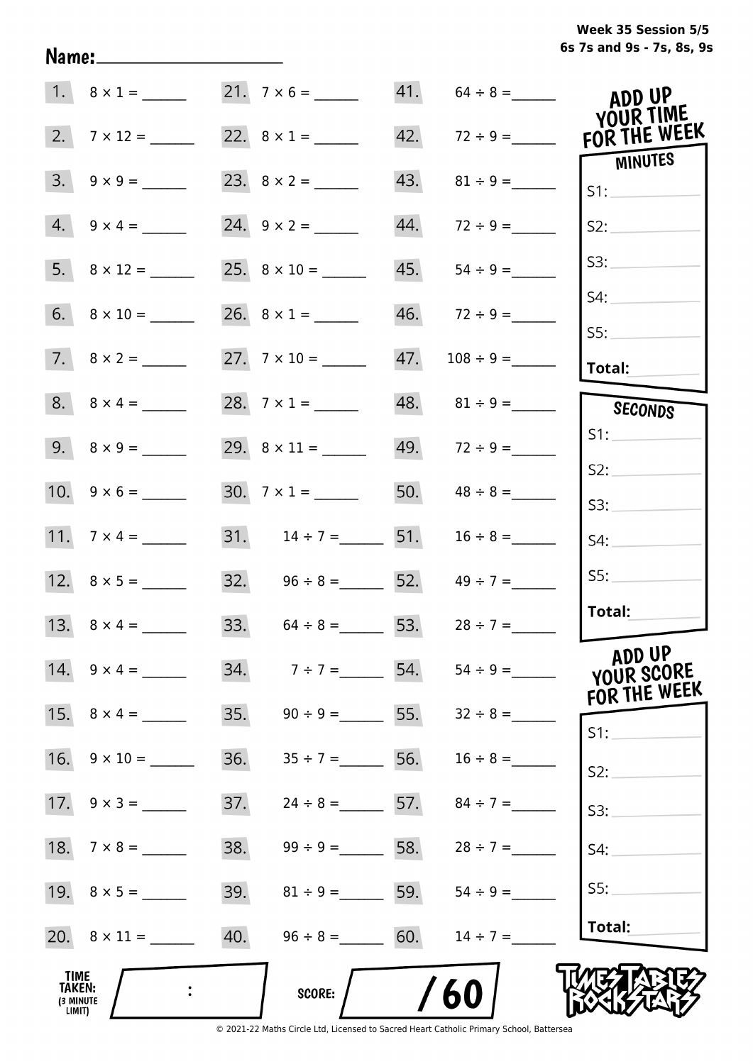Week 35 Session 5/5
6s 7s and 9s - 7s, 8s, 9s

Name: ____________________

| | | | | | |
|---|---|---|---|---|---|
| 1. | 8 × 1 = ______ | 21. | 7 × 6 = ______ | 41. | 64 ÷ 8 = ______ |
| 2. | 7 × 12 = ______ | 22. | 8 × 1 = ______ | 42. | 72 ÷ 9 = ______ |
| 3. | 9 × 9 = ______ | 23. | 8 × 2 = ______ | 43. | 81 ÷ 9 = ______ |
| 4. | 9 × 4 = ______ | 24. | 9 × 2 = ______ | 44. | 72 ÷ 9 = ______ |
| 5. | 8 × 12 = ______ | 25. | 8 × 10 = ______ | 45. | 54 ÷ 9 = ______ |
| 6. | 8 × 10 = ______ | 26. | 8 × 1 = ______ | 46. | 72 ÷ 9 = ______ |
| 7. | 8 × 2 = ______ | 27. | 7 × 10 = ______ | 47. | 108 ÷ 9 = ______ |
| 8. | 8 × 4 = ______ | 28. | 7 × 1 = ______ | 48. | 81 ÷ 9 = ______ |
| 9. | 8 × 9 = ______ | 29. | 8 × 11 = ______ | 49. | 72 ÷ 9 = ______ |
| 10. | 9 × 6 = ______ | 30. | 7 × 1 = ______ | 50. | 48 ÷ 8 = ______ |
| 11. | 7 × 4 = ______ | 31. | 14 ÷ 7 = ______ | 51. | 16 ÷ 8 = ______ |
| 12. | 8 × 5 = ______ | 32. | 96 ÷ 8 = ______ | 52. | 49 ÷ 7 = ______ |
| 13. | 8 × 4 = ______ | 33. | 64 ÷ 8 = ______ | 53. | 28 ÷ 7 = ______ |
| 14. | 9 × 4 = ______ | 34. | 7 ÷ 7 = ______ | 54. | 54 ÷ 9 = ______ |
| 15. | 8 × 4 = ______ | 35. | 90 ÷ 9 = ______ | 55. | 32 ÷ 8 = ______ |
| 16. | 9 × 10 = ______ | 36. | 35 ÷ 7 = ______ | 56. | 16 ÷ 8 = ______ |
| 17. | 9 × 3 = ______ | 37. | 24 ÷ 8 = ______ | 57. | 84 ÷ 7 = ______ |
| 18. | 7 × 8 = ______ | 38. | 99 ÷ 9 = ______ | 58. | 28 ÷ 7 = ______ |
| 19. | 8 × 5 = ______ | 39. | 81 ÷ 9 = ______ | 59. | 54 ÷ 9 = ______ |
| 20. | 8 × 11 = ______ | 40. | 96 ÷ 8 = ______ | 60. | 14 ÷ 7 = ______ |

**ADD UP YOUR TIME FOR THE WEEK**

**MINUTES**

S1: ______
S2: ______
S3: ______
S4: ______
S5: ______
**Total:** ______

**SECONDS**

S1: ______
S2: ______
S3: ______
S4: ______
S5: ______
**Total:** ______

**ADD UP YOUR SCORE FOR THE WEEK**

S1: ______
S2: ______
S3: ______
S4: ______
S5: ______
**Total:** ______

**TIME TAKEN:** (3 MINUTE LIMIT) ____ : ____

**SCORE:** ____ / 60

TIMES TABLES ROCK STARS

© 2021-22 Maths Circle Ltd, Licensed to Sacred Heart Catholic Primary School, Battersea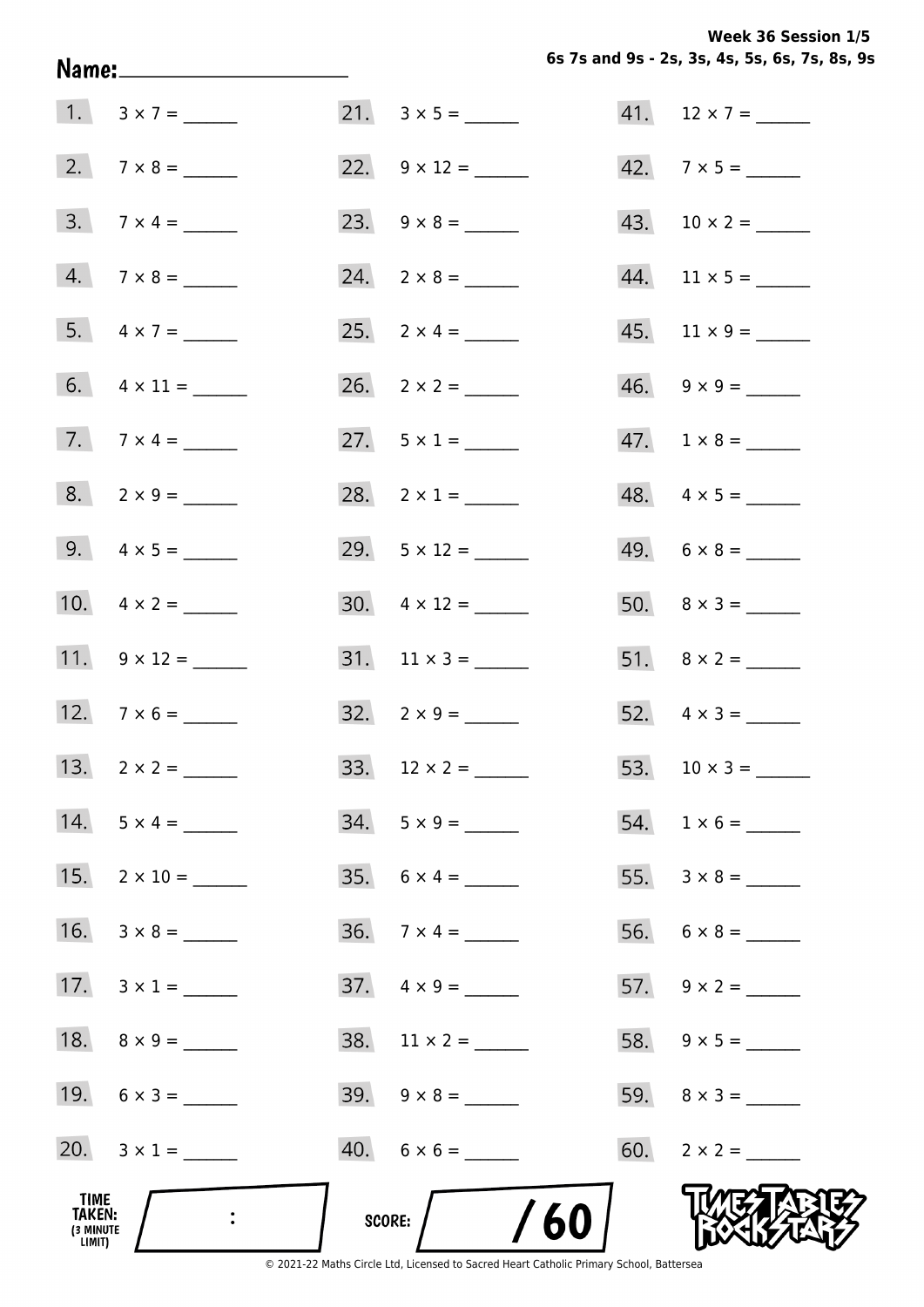**Week 36 Session 1/5**
**6s 7s and 9s - 2s, 3s, 4s, 5s, 6s, 7s, 8s, 9s**

**Name:** ____________________

1. $3 \times 7 =$ ______
2. $7 \times 8 =$ ______
3. $7 \times 4 =$ ______
4. $7 \times 8 =$ ______
5. $4 \times 7 =$ ______
6. $4 \times 11 =$ ______
7. $7 \times 4 =$ ______
8. $2 \times 9 =$ ______
9. $4 \times 5 =$ ______
10. $4 \times 2 =$ ______
11. $9 \times 12 =$ ______
12. $7 \times 6 =$ ______
13. $2 \times 2 =$ ______
14. $5 \times 4 =$ ______
15. $2 \times 10 =$ ______
16. $3 \times 8 =$ ______
17. $3 \times 1 =$ ______
18. $8 \times 9 =$ ______
19. $6 \times 3 =$ ______
20. $3 \times 1 =$ ______
21. $3 \times 5 =$ ______
22. $9 \times 12 =$ ______
23. $9 \times 8 =$ ______
24. $2 \times 8 =$ ______
25. $2 \times 4 =$ ______
26. $2 \times 2 =$ ______
27. $5 \times 1 =$ ______
28. $2 \times 1 =$ ______
29. $5 \times 12 =$ ______
30. $4 \times 12 =$ ______
31. $11 \times 3 =$ ______
32. $2 \times 9 =$ ______
33. $12 \times 2 =$ ______
34. $5 \times 9 =$ ______
35. $6 \times 4 =$ ______
36. $7 \times 4 =$ ______
37. $4 \times 9 =$ ______
38. $11 \times 2 =$ ______
39. $9 \times 8 =$ ______
40. $6 \times 6 =$ ______
41. $12 \times 7 =$ ______
42. $7 \times 5 =$ ______
43. $10 \times 2 =$ ______
44. $11 \times 5 =$ ______
45. $11 \times 9 =$ ______
46. $9 \times 9 =$ ______
47. $1 \times 8 =$ ______
48. $4 \times 5 =$ ______
49. $6 \times 8 =$ ______
50. $8 \times 3 =$ ______
51. $8 \times 2 =$ ______
52. $4 \times 3 =$ ______
53. $10 \times 3 =$ ______
54. $1 \times 6 =$ ______
55. $3 \times 8 =$ ______
56. $6 \times 8 =$ ______
57. $9 \times 2 =$ ______
58. $9 \times 5 =$ ______
59. $8 \times 3 =$ ______
60. $2 \times 2 =$ ______

**TIME TAKEN:** (3 MINUTE LIMIT) ___ : ___

**SCORE:** ___ / 60

TIMES TABLES ROCK STARS

© 2021-22 Maths Circle Ltd, Licensed to Sacred Heart Catholic Primary School, Battersea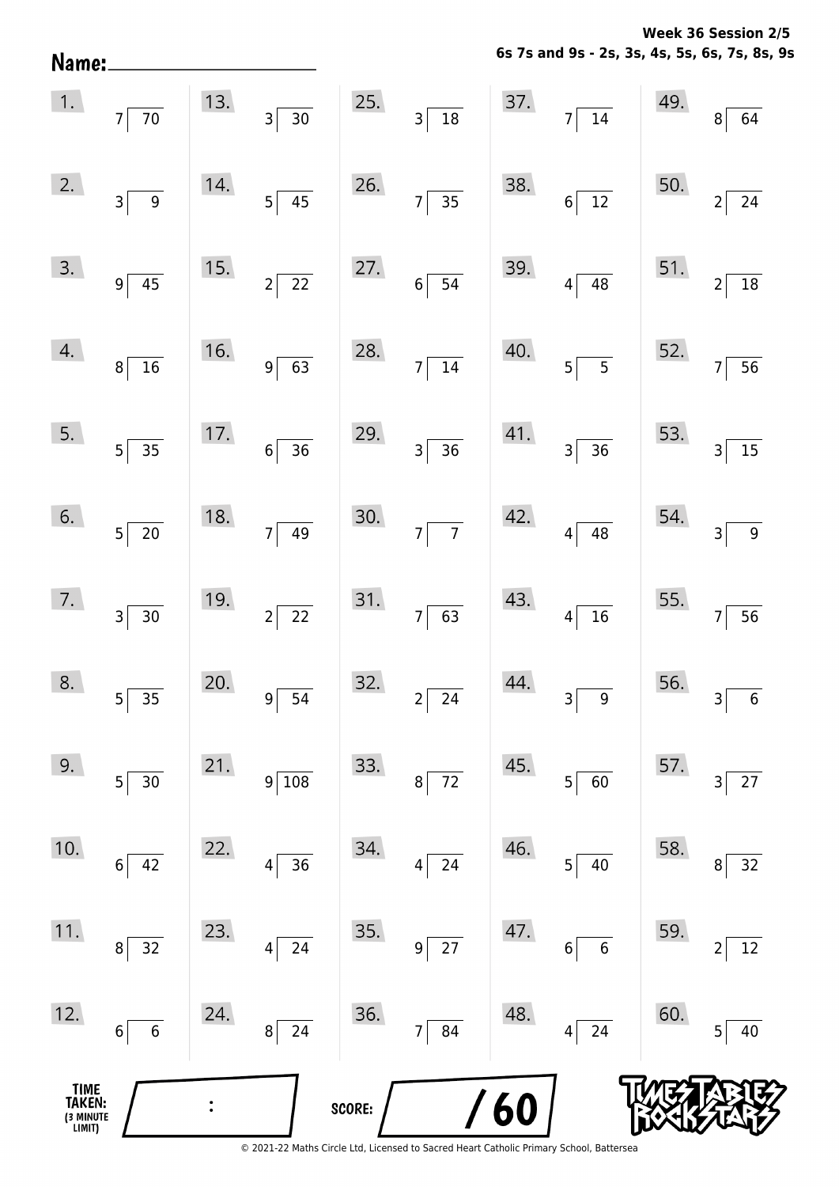**Week 36 Session 2/5**
**6s 7s and 9s - 2s, 3s, 4s, 5s, 6s, 7s, 8s, 9s**

**Name:** ____________________

| | | | | | | | | | |
|---|---|---|---|---|---|---|---|---|---|
| 1. | 7 ⟌ 70 | 13. | 3 ⟌ 30 | 25. | 3 ⟌ 18 | 37. | 7 ⟌ 14 | 49. | 8 ⟌ 64 |
| 2. | 3 ⟌ 9 | 14. | 5 ⟌ 45 | 26. | 7 ⟌ 35 | 38. | 6 ⟌ 12 | 50. | 2 ⟌ 24 |
| 3. | 9 ⟌ 45 | 15. | 2 ⟌ 22 | 27. | 6 ⟌ 54 | 39. | 4 ⟌ 48 | 51. | 2 ⟌ 18 |
| 4. | 8 ⟌ 16 | 16. | 9 ⟌ 63 | 28. | 7 ⟌ 14 | 40. | 5 ⟌ 5 | 52. | 7 ⟌ 56 |
| 5. | 5 ⟌ 35 | 17. | 6 ⟌ 36 | 29. | 3 ⟌ 36 | 41. | 3 ⟌ 36 | 53. | 3 ⟌ 15 |
| 6. | 5 ⟌ 20 | 18. | 7 ⟌ 49 | 30. | 7 ⟌ 7 | 42. | 4 ⟌ 48 | 54. | 3 ⟌ 9 |
| 7. | 3 ⟌ 30 | 19. | 2 ⟌ 22 | 31. | 7 ⟌ 63 | 43. | 4 ⟌ 16 | 55. | 7 ⟌ 56 |
| 8. | 5 ⟌ 35 | 20. | 9 ⟌ 54 | 32. | 2 ⟌ 24 | 44. | 3 ⟌ 9 | 56. | 3 ⟌ 6 |
| 9. | 5 ⟌ 30 | 21. | 9 ⟌ 108 | 33. | 8 ⟌ 72 | 45. | 5 ⟌ 60 | 57. | 3 ⟌ 27 |
| 10. | 6 ⟌ 42 | 22. | 4 ⟌ 36 | 34. | 4 ⟌ 24 | 46. | 5 ⟌ 40 | 58. | 8 ⟌ 32 |
| 11. | 8 ⟌ 32 | 23. | 4 ⟌ 24 | 35. | 9 ⟌ 27 | 47. | 6 ⟌ 6 | 59. | 2 ⟌ 12 |
| 12. | 6 ⟌ 6 | 24. | 8 ⟌ 24 | 36. | 7 ⟌ 84 | 48. | 4 ⟌ 24 | 60. | 5 ⟌ 40 |

**TIME TAKEN:** (3 MINUTE LIMIT) ___ : ___

**SCORE:** ___ / 60

Times Tables Rock Stars

© 2021-22 Maths Circle Ltd, Licensed to Sacred Heart Catholic Primary School, Battersea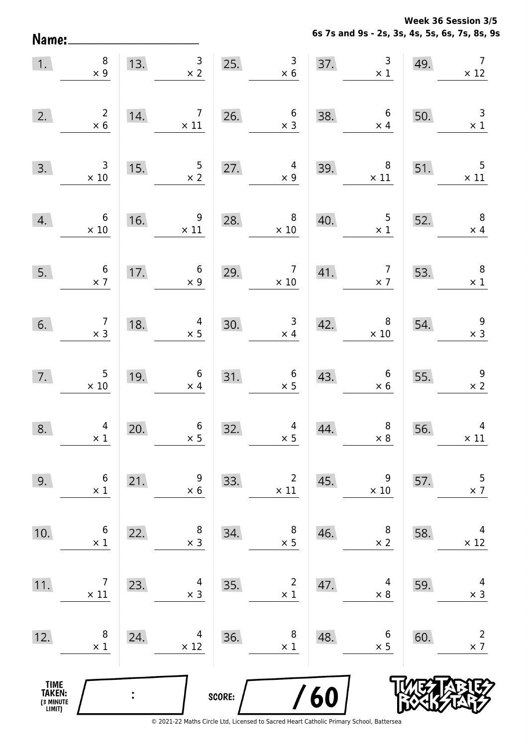**Week 36 Session 3/5**
**6s 7s and 9s - 2s, 3s, 4s, 5s, 6s, 7s, 8s, 9s**

Name: ____________________

| | | | | | | | | | |
|---|---|---|---|---|---|---|---|---|---|
| 1. | $8 \times 9$ | 13. | $3 \times 2$ | 25. | $3 \times 6$ | 37. | $3 \times 1$ | 49. | $7 \times 12$ |
| 2. | $2 \times 6$ | 14. | $7 \times 11$ | 26. | $6 \times 3$ | 38. | $6 \times 4$ | 50. | $3 \times 1$ |
| 3. | $3 \times 10$ | 15. | $5 \times 2$ | 27. | $4 \times 9$ | 39. | $8 \times 11$ | 51. | $5 \times 11$ |
| 4. | $6 \times 10$ | 16. | $9 \times 11$ | 28. | $8 \times 10$ | 40. | $5 \times 1$ | 52. | $8 \times 4$ |
| 5. | $6 \times 7$ | 17. | $6 \times 9$ | 29. | $7 \times 10$ | 41. | $7 \times 7$ | 53. | $8 \times 1$ |
| 6. | $7 \times 3$ | 18. | $4 \times 5$ | 30. | $3 \times 4$ | 42. | $8 \times 10$ | 54. | $9 \times 3$ |
| 7. | $5 \times 10$ | 19. | $6 \times 4$ | 31. | $6 \times 5$ | 43. | $6 \times 6$ | 55. | $9 \times 2$ |
| 8. | $4 \times 1$ | 20. | $6 \times 5$ | 32. | $4 \times 5$ | 44. | $8 \times 8$ | 56. | $4 \times 11$ |
| 9. | $6 \times 1$ | 21. | $9 \times 6$ | 33. | $2 \times 11$ | 45. | $9 \times 10$ | 57. | $5 \times 7$ |
| 10. | $6 \times 1$ | 22. | $8 \times 3$ | 34. | $8 \times 5$ | 46. | $8 \times 2$ | 58. | $4 \times 12$ |
| 11. | $7 \times 11$ | 23. | $4 \times 3$ | 35. | $2 \times 1$ | 47. | $4 \times 8$ | 59. | $4 \times 3$ |
| 12. | $8 \times 1$ | 24. | $4 \times 12$ | 36. | $8 \times 1$ | 48. | $6 \times 5$ | 60. | $2 \times 7$ |

TIME TAKEN: (3 MINUTE LIMIT) ____ : ____

SCORE: ____ / 60

TIMES TABLES ROCK STARS

© 2021-22 Maths Circle Ltd, Licensed to Sacred Heart Catholic Primary School, Battersea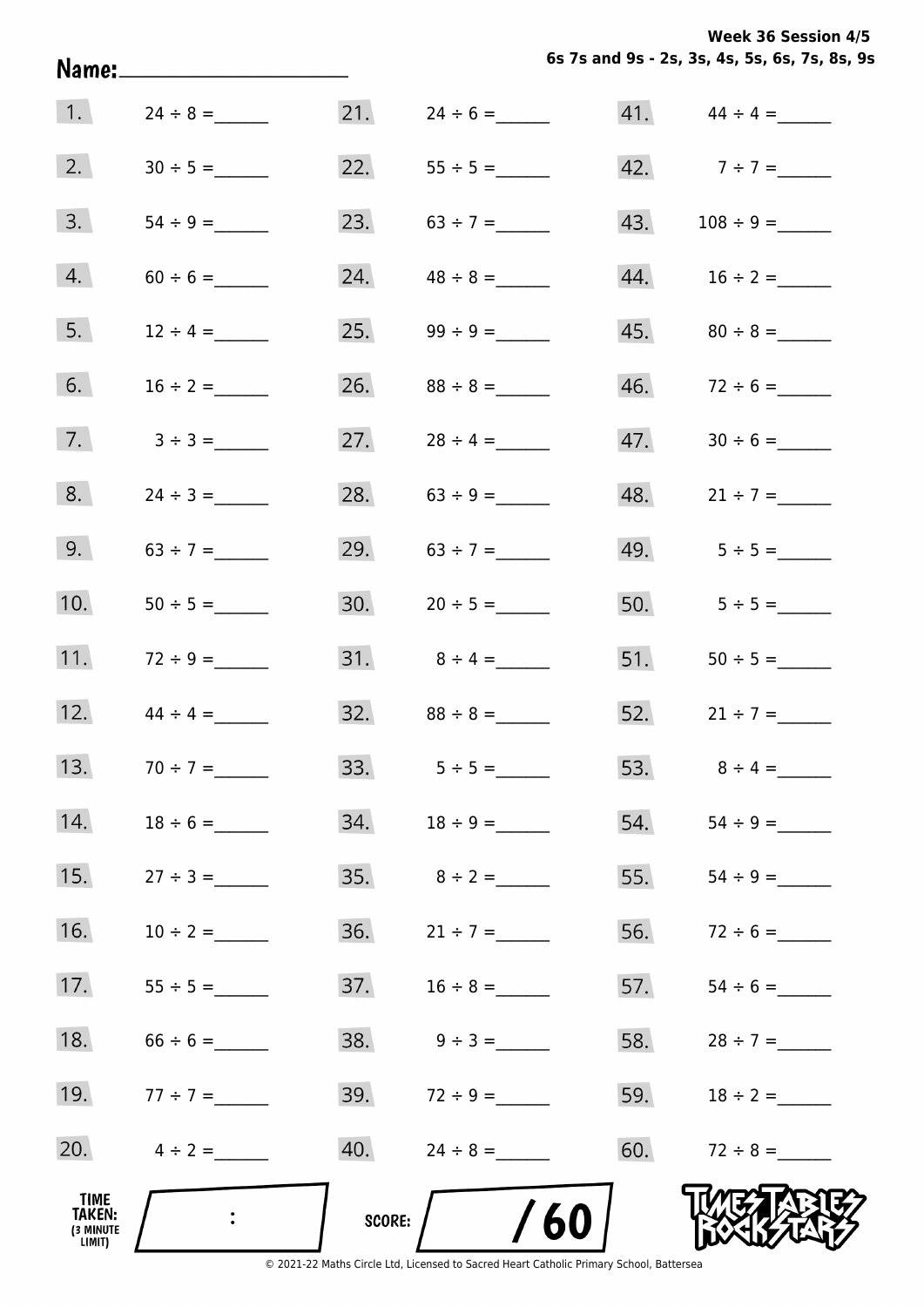Week 36 Session 4/5
6s 7s and 9s - 2s, 3s, 4s, 5s, 6s, 7s, 8s, 9s

Name:____________________

| | | | | | |
|---|---|---|---|---|---|
| 1. | 24 ÷ 8 = ______ | 21. | 24 ÷ 6 = ______ | 41. | 44 ÷ 4 = ______ |
| 2. | 30 ÷ 5 = ______ | 22. | 55 ÷ 5 = ______ | 42. | 7 ÷ 7 = ______ |
| 3. | 54 ÷ 9 = ______ | 23. | 63 ÷ 7 = ______ | 43. | 108 ÷ 9 = ______ |
| 4. | 60 ÷ 6 = ______ | 24. | 48 ÷ 8 = ______ | 44. | 16 ÷ 2 = ______ |
| 5. | 12 ÷ 4 = ______ | 25. | 99 ÷ 9 = ______ | 45. | 80 ÷ 8 = ______ |
| 6. | 16 ÷ 2 = ______ | 26. | 88 ÷ 8 = ______ | 46. | 72 ÷ 6 = ______ |
| 7. | 3 ÷ 3 = ______ | 27. | 28 ÷ 4 = ______ | 47. | 30 ÷ 6 = ______ |
| 8. | 24 ÷ 3 = ______ | 28. | 63 ÷ 9 = ______ | 48. | 21 ÷ 7 = ______ |
| 9. | 63 ÷ 7 = ______ | 29. | 63 ÷ 7 = ______ | 49. | 5 ÷ 5 = ______ |
| 10. | 50 ÷ 5 = ______ | 30. | 20 ÷ 5 = ______ | 50. | 5 ÷ 5 = ______ |
| 11. | 72 ÷ 9 = ______ | 31. | 8 ÷ 4 = ______ | 51. | 50 ÷ 5 = ______ |
| 12. | 44 ÷ 4 = ______ | 32. | 88 ÷ 8 = ______ | 52. | 21 ÷ 7 = ______ |
| 13. | 70 ÷ 7 = ______ | 33. | 5 ÷ 5 = ______ | 53. | 8 ÷ 4 = ______ |
| 14. | 18 ÷ 6 = ______ | 34. | 18 ÷ 9 = ______ | 54. | 54 ÷ 9 = ______ |
| 15. | 27 ÷ 3 = ______ | 35. | 8 ÷ 2 = ______ | 55. | 54 ÷ 9 = ______ |
| 16. | 10 ÷ 2 = ______ | 36. | 21 ÷ 7 = ______ | 56. | 72 ÷ 6 = ______ |
| 17. | 55 ÷ 5 = ______ | 37. | 16 ÷ 8 = ______ | 57. | 54 ÷ 6 = ______ |
| 18. | 66 ÷ 6 = ______ | 38. | 9 ÷ 3 = ______ | 58. | 28 ÷ 7 = ______ |
| 19. | 77 ÷ 7 = ______ | 39. | 72 ÷ 9 = ______ | 59. | 18 ÷ 2 = ______ |
| 20. | 4 ÷ 2 = ______ | 40. | 24 ÷ 8 = ______ | 60. | 72 ÷ 8 = ______ |

TIME TAKEN: (3 MINUTE LIMIT) :

SCORE: / 60

© 2021-22 Maths Circle Ltd, Licensed to Sacred Heart Catholic Primary School, Battersea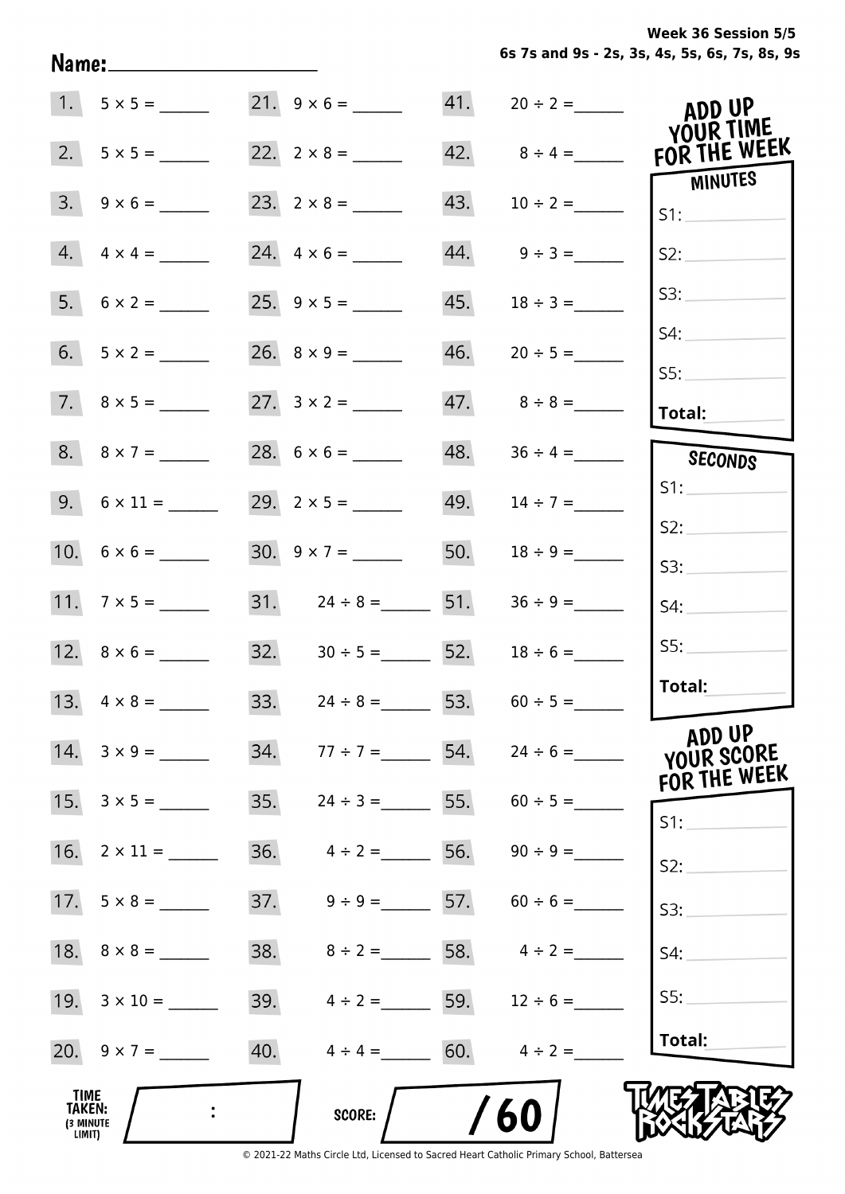Name: ____________________

**Week 36 Session 5/5**
**6s 7s and 9s - 2s, 3s, 4s, 5s, 6s, 7s, 8s, 9s**

| | | | | | |
|---|---|---|---|---|---|
| 1. | 5 × 5 = ______ | 21. | 9 × 6 = ______ | 41. | 20 ÷ 2 = ______ |
| 2. | 5 × 5 = ______ | 22. | 2 × 8 = ______ | 42. | 8 ÷ 4 = ______ |
| 3. | 9 × 6 = ______ | 23. | 2 × 8 = ______ | 43. | 10 ÷ 2 = ______ |
| 4. | 4 × 4 = ______ | 24. | 4 × 6 = ______ | 44. | 9 ÷ 3 = ______ |
| 5. | 6 × 2 = ______ | 25. | 9 × 5 = ______ | 45. | 18 ÷ 3 = ______ |
| 6. | 5 × 2 = ______ | 26. | 8 × 9 = ______ | 46. | 20 ÷ 5 = ______ |
| 7. | 8 × 5 = ______ | 27. | 3 × 2 = ______ | 47. | 8 ÷ 8 = ______ |
| 8. | 8 × 7 = ______ | 28. | 6 × 6 = ______ | 48. | 36 ÷ 4 = ______ |
| 9. | 6 × 11 = ______ | 29. | 2 × 5 = ______ | 49. | 14 ÷ 7 = ______ |
| 10. | 6 × 6 = ______ | 30. | 9 × 7 = ______ | 50. | 18 ÷ 9 = ______ |
| 11. | 7 × 5 = ______ | 31. | 24 ÷ 8 = ______ | 51. | 36 ÷ 9 = ______ |
| 12. | 8 × 6 = ______ | 32. | 30 ÷ 5 = ______ | 52. | 18 ÷ 6 = ______ |
| 13. | 4 × 8 = ______ | 33. | 24 ÷ 8 = ______ | 53. | 60 ÷ 5 = ______ |
| 14. | 3 × 9 = ______ | 34. | 77 ÷ 7 = ______ | 54. | 24 ÷ 6 = ______ |
| 15. | 3 × 5 = ______ | 35. | 24 ÷ 3 = ______ | 55. | 60 ÷ 5 = ______ |
| 16. | 2 × 11 = ______ | 36. | 4 ÷ 2 = ______ | 56. | 90 ÷ 9 = ______ |
| 17. | 5 × 8 = ______ | 37. | 9 ÷ 9 = ______ | 57. | 60 ÷ 6 = ______ |
| 18. | 8 × 8 = ______ | 38. | 8 ÷ 2 = ______ | 58. | 4 ÷ 2 = ______ |
| 19. | 3 × 10 = ______ | 39. | 4 ÷ 2 = ______ | 59. | 12 ÷ 6 = ______ |
| 20. | 9 × 7 = ______ | 40. | 4 ÷ 4 = ______ | 60. | 4 ÷ 2 = ______ |

**ADD UP YOUR TIME FOR THE WEEK**

**MINUTES**
S1: ______
S2: ______
S3: ______
S4: ______
S5: ______
**Total:** ______

**SECONDS**
S1: ______
S2: ______
S3: ______
S4: ______
S5: ______
**Total:** ______

**ADD UP YOUR SCORE FOR THE WEEK**
S1: ______
S2: ______
S3: ______
S4: ______
S5: ______
**Total:** ______

**TIME TAKEN: (3 MINUTE LIMIT)** ____ : ____

**SCORE:** ____ / 60

TIMES TABLES ROCK STARS

© 2021-22 Maths Circle Ltd, Licensed to Sacred Heart Catholic Primary School, Battersea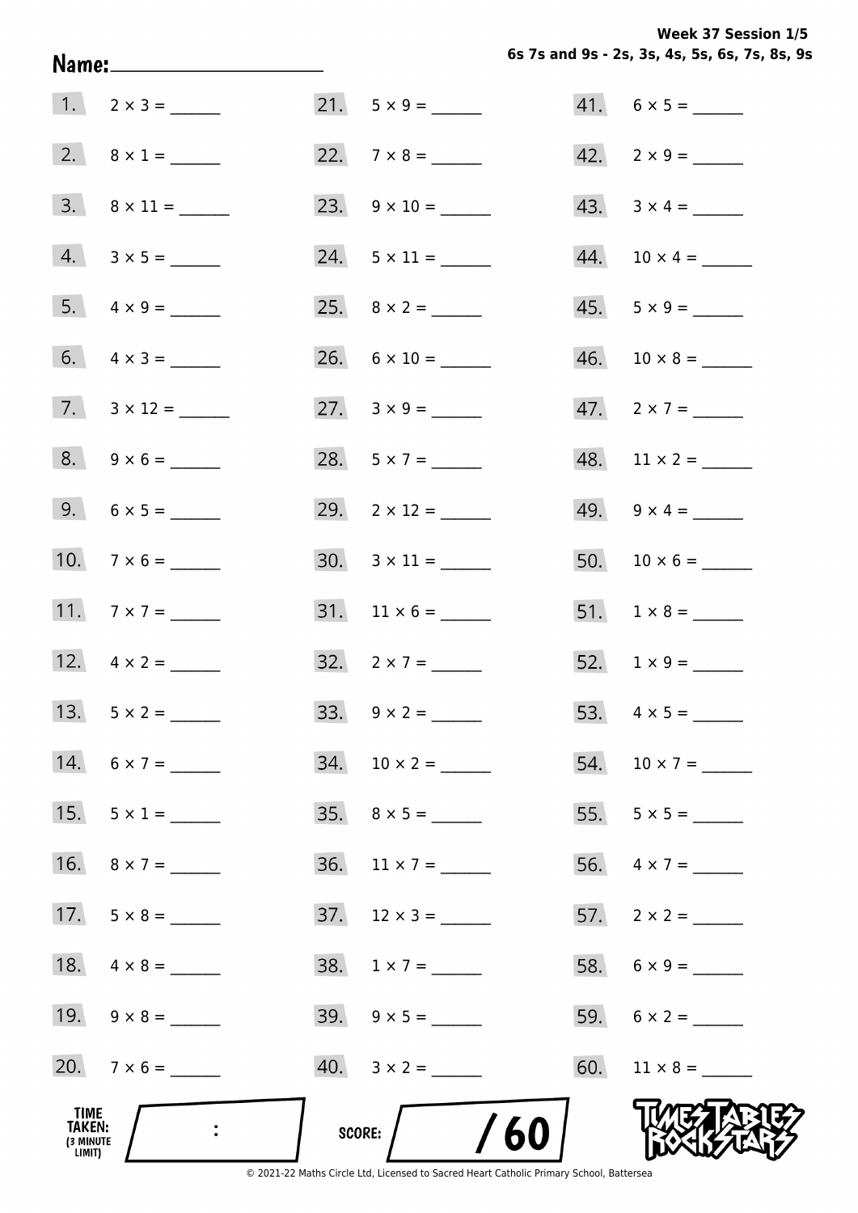**Week 37 Session 1/5**
**6s 7s and 9s - 2s, 3s, 4s, 5s, 6s, 7s, 8s, 9s**

**Name:** ____________________

| | | | | | |
|---|---|---|---|---|---|
| 1. | $2 \times 3 =$ ______ | 21. | $5 \times 9 =$ ______ | 41. | $6 \times 5 =$ ______ |
| 2. | $8 \times 1 =$ ______ | 22. | $7 \times 8 =$ ______ | 42. | $2 \times 9 =$ ______ |
| 3. | $8 \times 11 =$ ______ | 23. | $9 \times 10 =$ ______ | 43. | $3 \times 4 =$ ______ |
| 4. | $3 \times 5 =$ ______ | 24. | $5 \times 11 =$ ______ | 44. | $10 \times 4 =$ ______ |
| 5. | $4 \times 9 =$ ______ | 25. | $8 \times 2 =$ ______ | 45. | $5 \times 9 =$ ______ |
| 6. | $4 \times 3 =$ ______ | 26. | $6 \times 10 =$ ______ | 46. | $10 \times 8 =$ ______ |
| 7. | $3 \times 12 =$ ______ | 27. | $3 \times 9 =$ ______ | 47. | $2 \times 7 =$ ______ |
| 8. | $9 \times 6 =$ ______ | 28. | $5 \times 7 =$ ______ | 48. | $11 \times 2 =$ ______ |
| 9. | $6 \times 5 =$ ______ | 29. | $2 \times 12 =$ ______ | 49. | $9 \times 4 =$ ______ |
| 10. | $7 \times 6 =$ ______ | 30. | $3 \times 11 =$ ______ | 50. | $10 \times 6 =$ ______ |
| 11. | $7 \times 7 =$ ______ | 31. | $11 \times 6 =$ ______ | 51. | $1 \times 8 =$ ______ |
| 12. | $4 \times 2 =$ ______ | 32. | $2 \times 7 =$ ______ | 52. | $1 \times 9 =$ ______ |
| 13. | $5 \times 2 =$ ______ | 33. | $9 \times 2 =$ ______ | 53. | $4 \times 5 =$ ______ |
| 14. | $6 \times 7 =$ ______ | 34. | $10 \times 2 =$ ______ | 54. | $10 \times 7 =$ ______ |
| 15. | $5 \times 1 =$ ______ | 35. | $8 \times 5 =$ ______ | 55. | $5 \times 5 =$ ______ |
| 16. | $8 \times 7 =$ ______ | 36. | $11 \times 7 =$ ______ | 56. | $4 \times 7 =$ ______ |
| 17. | $5 \times 8 =$ ______ | 37. | $12 \times 3 =$ ______ | 57. | $2 \times 2 =$ ______ |
| 18. | $4 \times 8 =$ ______ | 38. | $1 \times 7 =$ ______ | 58. | $6 \times 9 =$ ______ |
| 19. | $9 \times 8 =$ ______ | 39. | $9 \times 5 =$ ______ | 59. | $6 \times 2 =$ ______ |
| 20. | $7 \times 6 =$ ______ | 40. | $3 \times 2 =$ ______ | 60. | $11 \times 8 =$ ______ |

**TIME TAKEN:** (3 MINUTE LIMIT) ____ : ____

**SCORE:** ____ / 60

TIMES TABLES ROCK STARS

© 2021-22 Maths Circle Ltd, Licensed to Sacred Heart Catholic Primary School, Battersea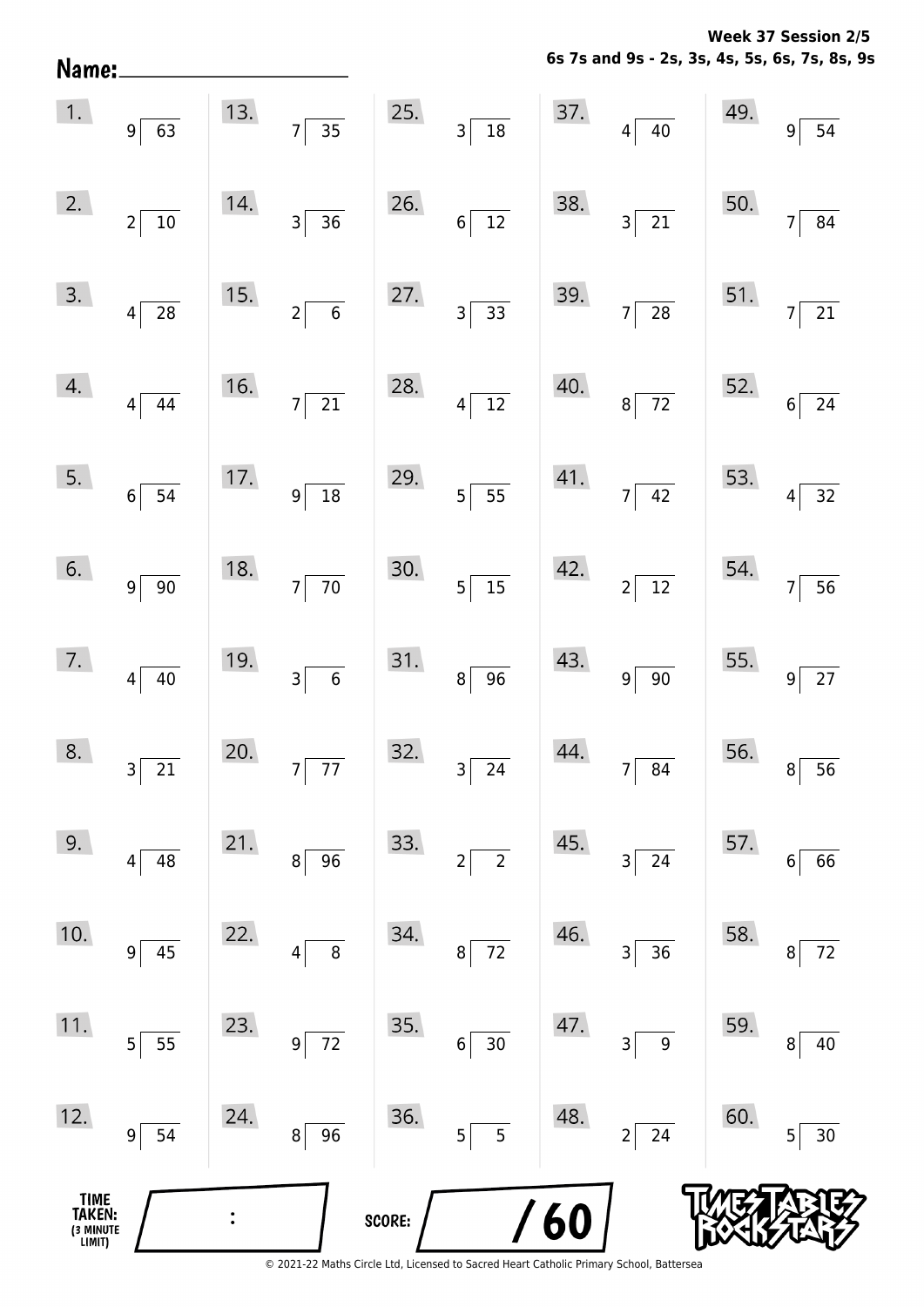**Week 37 Session 2/5**
**6s 7s and 9s - 2s, 3s, 4s, 5s, 6s, 7s, 8s, 9s**

**Name:** ____________________

| | | | | |
|---|---|---|---|---|
| 1. $63 \div 9$ | 13. $35 \div 7$ | 25. $18 \div 3$ | 37. $40 \div 4$ | 49. $54 \div 9$ |
| 2. $10 \div 2$ | 14. $36 \div 3$ | 26. $12 \div 6$ | 38. $21 \div 3$ | 50. $84 \div 7$ |
| 3. $28 \div 4$ | 15. $6 \div 2$ | 27. $33 \div 3$ | 39. $28 \div 7$ | 51. $21 \div 7$ |
| 4. $44 \div 4$ | 16. $21 \div 7$ | 28. $12 \div 4$ | 40. $72 \div 8$ | 52. $24 \div 6$ |
| 5. $54 \div 6$ | 17. $18 \div 9$ | 29. $55 \div 5$ | 41. $42 \div 7$ | 53. $32 \div 4$ |
| 6. $90 \div 9$ | 18. $70 \div 7$ | 30. $15 \div 5$ | 42. $12 \div 2$ | 54. $56 \div 7$ |
| 7. $40 \div 4$ | 19. $6 \div 3$ | 31. $96 \div 8$ | 43. $90 \div 9$ | 55. $27 \div 9$ |
| 8. $21 \div 3$ | 20. $77 \div 7$ | 32. $24 \div 3$ | 44. $84 \div 7$ | 56. $56 \div 8$ |
| 9. $48 \div 4$ | 21. $96 \div 8$ | 33. $2 \div 2$ | 45. $24 \div 3$ | 57. $66 \div 6$ |
| 10. $45 \div 9$ | 22. $8 \div 4$ | 34. $72 \div 8$ | 46. $36 \div 3$ | 58. $72 \div 8$ |
| 11. $55 \div 5$ | 23. $72 \div 9$ | 35. $30 \div 6$ | 47. $9 \div 3$ | 59. $40 \div 8$ |
| 12. $54 \div 9$ | 24. $96 \div 8$ | 36. $5 \div 5$ | 48. $24 \div 2$ | 60. $30 \div 5$ |

**TIME TAKEN:** (3 MINUTE LIMIT) ____ : ____

**SCORE:** ____ / 60

© 2021-22 Maths Circle Ltd, Licensed to Sacred Heart Catholic Primary School, Battersea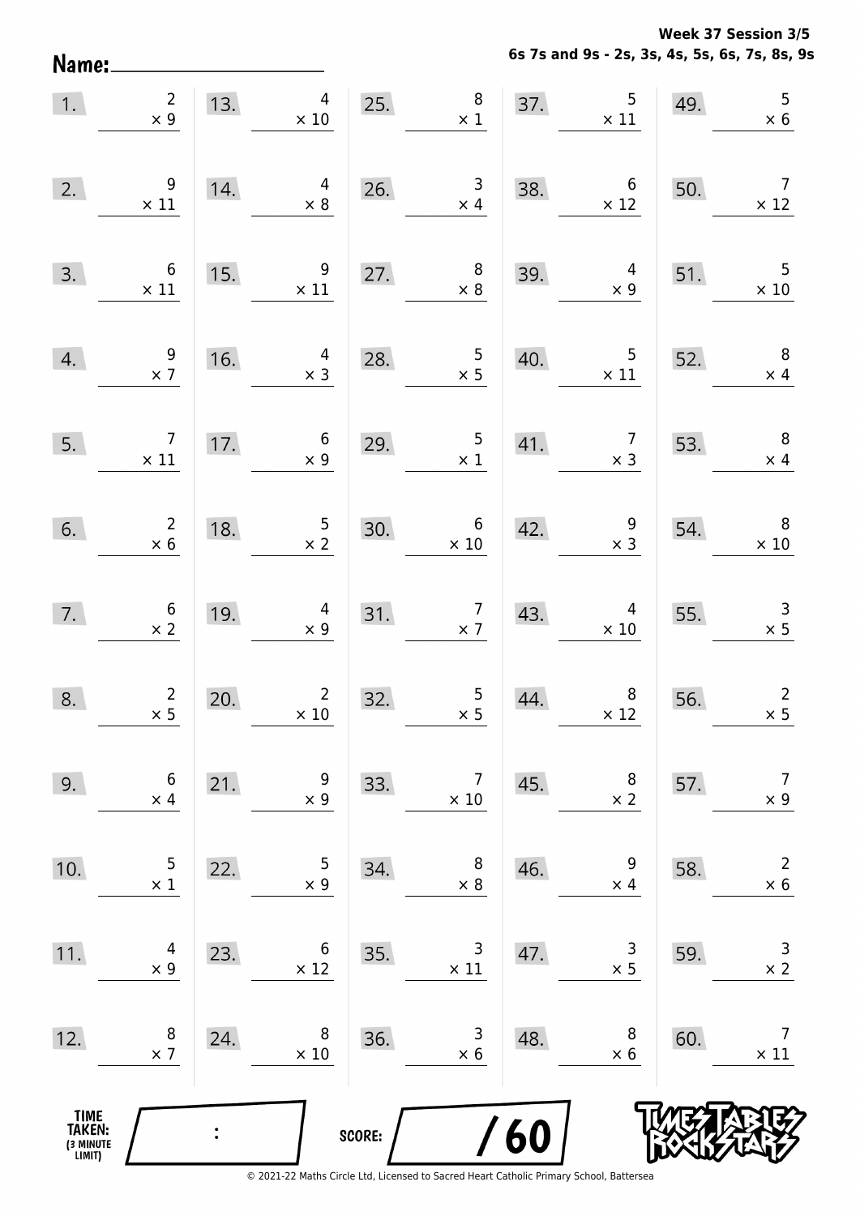Week 37 Session 3/5
6s 7s and 9s - 2s, 3s, 4s, 5s, 6s, 7s, 8s, 9s

Name: ____________________

1. $2 \times 9$
2. $9 \times 11$
3. $6 \times 11$
4. $9 \times 7$
5. $7 \times 11$
6. $2 \times 6$
7. $6 \times 2$
8. $2 \times 5$
9. $6 \times 4$
10. $5 \times 1$
11. $4 \times 9$
12. $8 \times 7$
13. $4 \times 10$
14. $4 \times 8$
15. $9 \times 11$
16. $4 \times 3$
17. $6 \times 9$
18. $5 \times 2$
19. $4 \times 9$
20. $2 \times 10$
21. $9 \times 9$
22. $5 \times 9$
23. $6 \times 12$
24. $8 \times 10$
25. $8 \times 1$
26. $3 \times 4$
27. $8 \times 8$
28. $5 \times 5$
29. $5 \times 1$
30. $6 \times 10$
31. $7 \times 7$
32. $5 \times 5$
33. $7 \times 10$
34. $8 \times 8$
35. $3 \times 11$
36. $3 \times 6$
37. $5 \times 11$
38. $6 \times 12$
39. $4 \times 9$
40. $5 \times 11$
41. $7 \times 3$
42. $9 \times 3$
43. $4 \times 10$
44. $8 \times 12$
45. $8 \times 2$
46. $9 \times 4$
47. $3 \times 5$
48. $8 \times 6$
49. $5 \times 6$
50. $7 \times 12$
51. $5 \times 10$
52. $8 \times 4$
53. $8 \times 4$
54. $8 \times 10$
55. $3 \times 5$
56. $2 \times 5$
57. $7 \times 9$
58. $2 \times 6$
59. $3 \times 2$
60. $7 \times 11$

TIME TAKEN: (3 MINUTE LIMIT) ____ : ____

SCORE: ____ / 60

© 2021-22 Maths Circle Ltd, Licensed to Sacred Heart Catholic Primary School, Battersea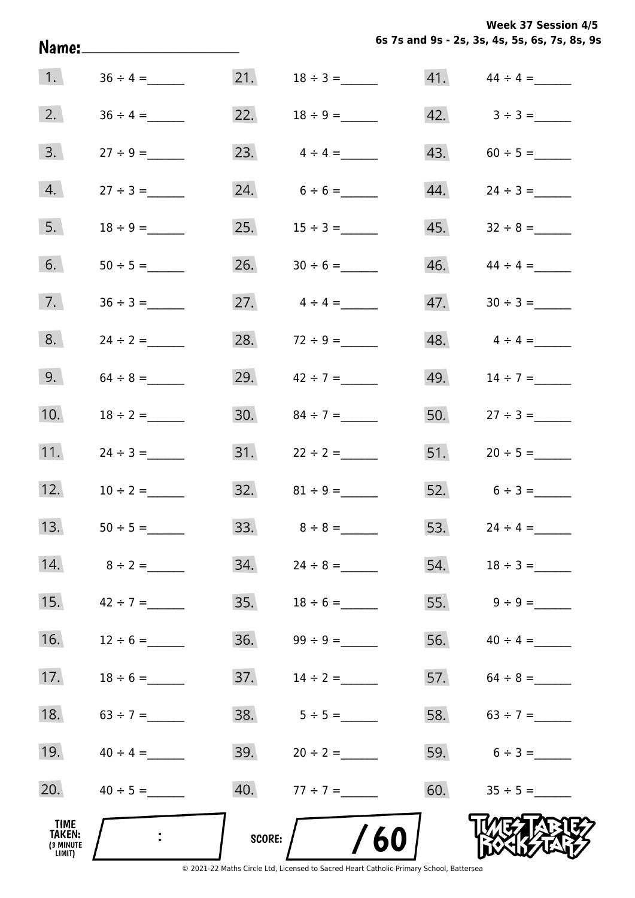**Week 37 Session 4/5**
**6s 7s and 9s - 2s, 3s, 4s, 5s, 6s, 7s, 8s, 9s**

**Name:** ____________________

| | | | | | |
|---|---|---|---|---|---|
| 1. | 36 ÷ 4 = ______ | 21. | 18 ÷ 3 = ______ | 41. | 44 ÷ 4 = ______ |
| 2. | 36 ÷ 4 = ______ | 22. | 18 ÷ 9 = ______ | 42. | 3 ÷ 3 = ______ |
| 3. | 27 ÷ 9 = ______ | 23. | 4 ÷ 4 = ______ | 43. | 60 ÷ 5 = ______ |
| 4. | 27 ÷ 3 = ______ | 24. | 6 ÷ 6 = ______ | 44. | 24 ÷ 3 = ______ |
| 5. | 18 ÷ 9 = ______ | 25. | 15 ÷ 3 = ______ | 45. | 32 ÷ 8 = ______ |
| 6. | 50 ÷ 5 = ______ | 26. | 30 ÷ 6 = ______ | 46. | 44 ÷ 4 = ______ |
| 7. | 36 ÷ 3 = ______ | 27. | 4 ÷ 4 = ______ | 47. | 30 ÷ 3 = ______ |
| 8. | 24 ÷ 2 = ______ | 28. | 72 ÷ 9 = ______ | 48. | 4 ÷ 4 = ______ |
| 9. | 64 ÷ 8 = ______ | 29. | 42 ÷ 7 = ______ | 49. | 14 ÷ 7 = ______ |
| 10. | 18 ÷ 2 = ______ | 30. | 84 ÷ 7 = ______ | 50. | 27 ÷ 3 = ______ |
| 11. | 24 ÷ 3 = ______ | 31. | 22 ÷ 2 = ______ | 51. | 20 ÷ 5 = ______ |
| 12. | 10 ÷ 2 = ______ | 32. | 81 ÷ 9 = ______ | 52. | 6 ÷ 3 = ______ |
| 13. | 50 ÷ 5 = ______ | 33. | 8 ÷ 8 = ______ | 53. | 24 ÷ 4 = ______ |
| 14. | 8 ÷ 2 = ______ | 34. | 24 ÷ 8 = ______ | 54. | 18 ÷ 3 = ______ |
| 15. | 42 ÷ 7 = ______ | 35. | 18 ÷ 6 = ______ | 55. | 9 ÷ 9 = ______ |
| 16. | 12 ÷ 6 = ______ | 36. | 99 ÷ 9 = ______ | 56. | 40 ÷ 4 = ______ |
| 17. | 18 ÷ 6 = ______ | 37. | 14 ÷ 2 = ______ | 57. | 64 ÷ 8 = ______ |
| 18. | 63 ÷ 7 = ______ | 38. | 5 ÷ 5 = ______ | 58. | 63 ÷ 7 = ______ |
| 19. | 40 ÷ 4 = ______ | 39. | 20 ÷ 2 = ______ | 59. | 6 ÷ 3 = ______ |
| 20. | 40 ÷ 5 = ______ | 40. | 77 ÷ 7 = ______ | 60. | 35 ÷ 5 = ______ |

**TIME TAKEN: (3 MINUTE LIMIT)** ___ : ___   **SCORE:** ___ / 60

TIMES TABLES ROCK STARS

© 2021-22 Maths Circle Ltd, Licensed to Sacred Heart Catholic Primary School, Battersea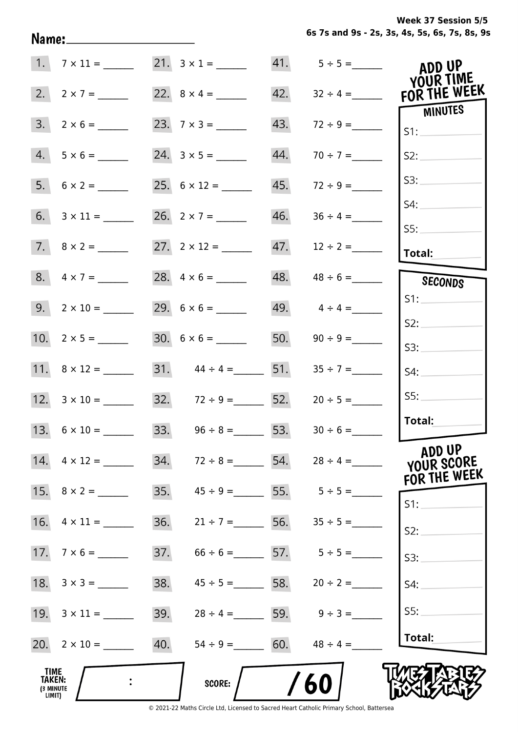Week 37 Session 5/5
6s 7s and 9s - 2s, 3s, 4s, 5s, 6s, 7s, 8s, 9s

Name:____________________

| | | | | | |
|---|---|---|---|---|---|
| 1. | $7 \times 11 =$ ______ | 21. | $3 \times 1 =$ ______ | 41. | $5 \div 5 =$ ______ |
| 2. | $2 \times 7 =$ ______ | 22. | $8 \times 4 =$ ______ | 42. | $32 \div 4 =$ ______ |
| 3. | $2 \times 6 =$ ______ | 23. | $7 \times 3 =$ ______ | 43. | $72 \div 9 =$ ______ |
| 4. | $5 \times 6 =$ ______ | 24. | $3 \times 5 =$ ______ | 44. | $70 \div 7 =$ ______ |
| 5. | $6 \times 2 =$ ______ | 25. | $6 \times 12 =$ ______ | 45. | $72 \div 9 =$ ______ |
| 6. | $3 \times 11 =$ ______ | 26. | $2 \times 7 =$ ______ | 46. | $36 \div 4 =$ ______ |
| 7. | $8 \times 2 =$ ______ | 27. | $2 \times 12 =$ ______ | 47. | $12 \div 2 =$ ______ |
| 8. | $4 \times 7 =$ ______ | 28. | $4 \times 6 =$ ______ | 48. | $48 \div 6 =$ ______ |
| 9. | $2 \times 10 =$ ______ | 29. | $6 \times 6 =$ ______ | 49. | $4 \div 4 =$ ______ |
| 10. | $2 \times 5 =$ ______ | 30. | $6 \times 6 =$ ______ | 50. | $90 \div 9 =$ ______ |
| 11. | $8 \times 12 =$ ______ | 31. | $44 \div 4 =$ ______ | 51. | $35 \div 7 =$ ______ |
| 12. | $3 \times 10 =$ ______ | 32. | $72 \div 9 =$ ______ | 52. | $20 \div 5 =$ ______ |
| 13. | $6 \times 10 =$ ______ | 33. | $96 \div 8 =$ ______ | 53. | $30 \div 6 =$ ______ |
| 14. | $4 \times 12 =$ ______ | 34. | $72 \div 8 =$ ______ | 54. | $28 \div 4 =$ ______ |
| 15. | $8 \times 2 =$ ______ | 35. | $45 \div 9 =$ ______ | 55. | $5 \div 5 =$ ______ |
| 16. | $4 \times 11 =$ ______ | 36. | $21 \div 7 =$ ______ | 56. | $35 \div 5 =$ ______ |
| 17. | $7 \times 6 =$ ______ | 37. | $66 \div 6 =$ ______ | 57. | $5 \div 5 =$ ______ |
| 18. | $3 \times 3 =$ ______ | 38. | $45 \div 5 =$ ______ | 58. | $20 \div 2 =$ ______ |
| 19. | $3 \times 11 =$ ______ | 39. | $28 \div 4 =$ ______ | 59. | $9 \div 3 =$ ______ |
| 20. | $2 \times 10 =$ ______ | 40. | $54 \div 9 =$ ______ | 60. | $48 \div 4 =$ ______ |

**ADD UP YOUR TIME FOR THE WEEK**

**MINUTES**

S1: ______
S2: ______
S3: ______
S4: ______
S5: ______
**Total:** ______

**SECONDS**

S1: ______
S2: ______
S3: ______
S4: ______
S5: ______
**Total:** ______

**ADD UP YOUR SCORE FOR THE WEEK**

S1: ______
S2: ______
S3: ______
S4: ______
S5: ______
**Total:** ______

**TIME TAKEN:** (3 MINUTE LIMIT) ____ : ____

**SCORE:** ____ / 60

TIMES TABLES ROCK STARS

© 2021-22 Maths Circle Ltd, Licensed to Sacred Heart Catholic Primary School, Battersea